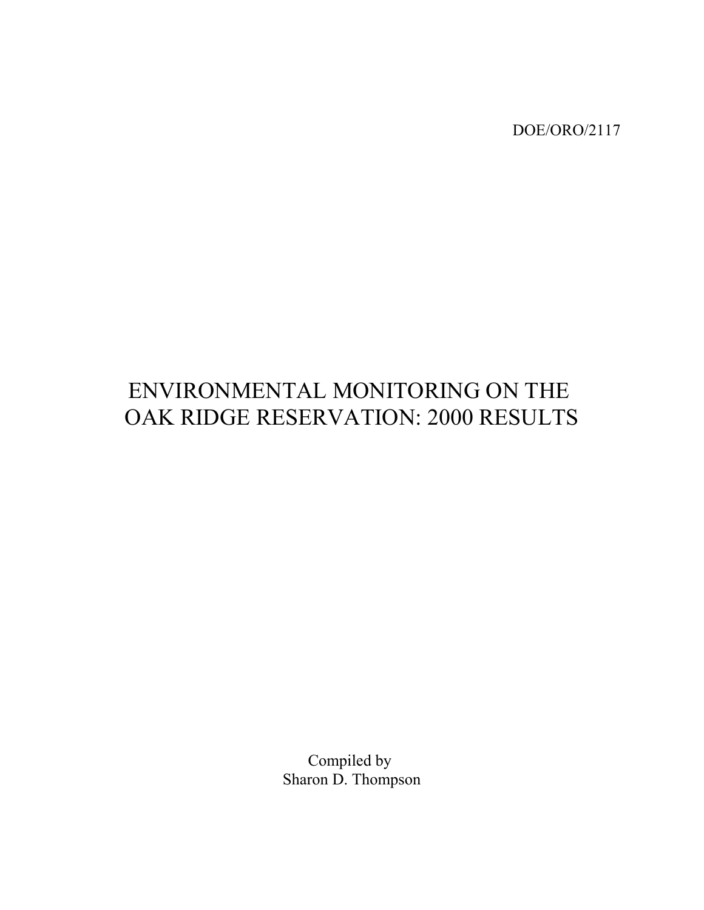DOE/ORO/2117

# ENVIRONMENTAL MONITORING ON THE OAK RIDGE RESERVATION: 2000 RESULTS

Compiled by
Sharon D. Thompson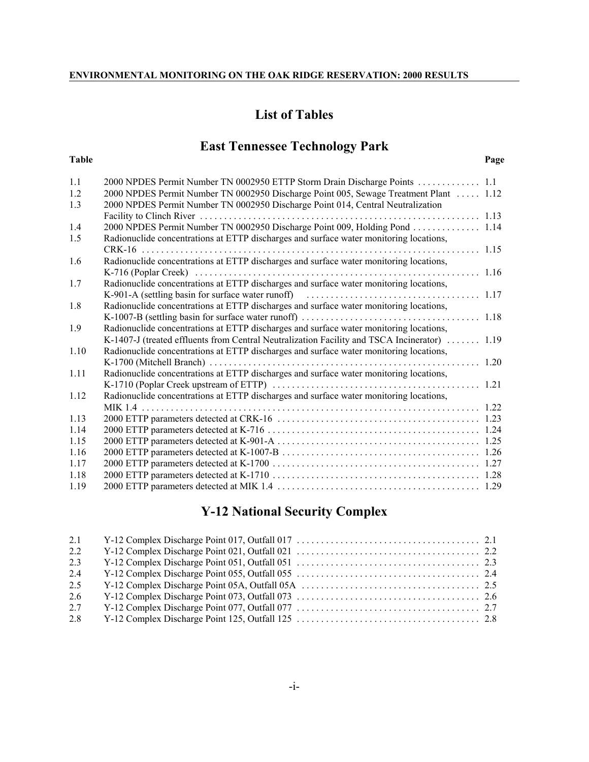# List of Tables

## East Tennessee Technology Park

| Table | | Page |
|---|---|---|
| 1.1 | 2000 NPDES Permit Number TN 0002950 ETTP Storm Drain Discharge Points | 1.1 |
| 1.2 | 2000 NPDES Permit Number TN 0002950 Discharge Point 005, Sewage Treatment Plant | 1.12 |
| 1.3 | 2000 NPDES Permit Number TN 0002950 Discharge Point 014, Central Neutralization Facility to Clinch River | 1.13 |
| 1.4 | 2000 NPDES Permit Number TN 0002950 Discharge Point 009, Holding Pond | 1.14 |
| 1.5 | Radionuclide concentrations at ETTP discharges and surface water monitoring locations, CRK-16 | 1.15 |
| 1.6 | Radionuclide concentrations at ETTP discharges and surface water monitoring locations, K-716 (Poplar Creek) | 1.16 |
| 1.7 | Radionuclide concentrations at ETTP discharges and surface water monitoring locations, K-901-A (settling basin for surface water runoff) | 1.17 |
| 1.8 | Radionuclide concentrations at ETTP discharges and surface water monitoring locations, K-1007-B (settling basin for surface water runoff) | 1.18 |
| 1.9 | Radionuclide concentrations at ETTP discharges and surface water monitoring locations, K-1407-J (treated effluents from Central Neutralization Facility and TSCA Incinerator) | 1.19 |
| 1.10 | Radionuclide concentrations at ETTP discharges and surface water monitoring locations, K-1700 (Mitchell Branch) | 1.20 |
| 1.11 | Radionuclide concentrations at ETTP discharges and surface water monitoring locations, K-1710 (Poplar Creek upstream of ETTP) | 1.21 |
| 1.12 | Radionuclide concentrations at ETTP discharges and surface water monitoring locations, MIK 1.4 | 1.22 |
| 1.13 | 2000 ETTP parameters detected at CRK-16 | 1.23 |
| 1.14 | 2000 ETTP parameters detected at K-716 | 1.24 |
| 1.15 | 2000 ETTP parameters detected at K-901-A | 1.25 |
| 1.16 | 2000 ETTP parameters detected at K-1007-B | 1.26 |
| 1.17 | 2000 ETTP parameters detected at K-1700 | 1.27 |
| 1.18 | 2000 ETTP parameters detected at K-1710 | 1.28 |
| 1.19 | 2000 ETTP parameters detected at MIK 1.4 | 1.29 |

## Y-12 National Security Complex

| Table | | Page |
|---|---|---|
| 2.1 | Y-12 Complex Discharge Point 017, Outfall 017 | 2.1 |
| 2.2 | Y-12 Complex Discharge Point 021, Outfall 021 | 2.2 |
| 2.3 | Y-12 Complex Discharge Point 051, Outfall 051 | 2.3 |
| 2.4 | Y-12 Complex Discharge Point 055, Outfall 055 | 2.4 |
| 2.5 | Y-12 Complex Discharge Point 05A, Outfall 05A | 2.5 |
| 2.6 | Y-12 Complex Discharge Point 073, Outfall 073 | 2.6 |
| 2.7 | Y-12 Complex Discharge Point 077, Outfall 077 | 2.7 |
| 2.8 | Y-12 Complex Discharge Point 125, Outfall 125 | 2.8 |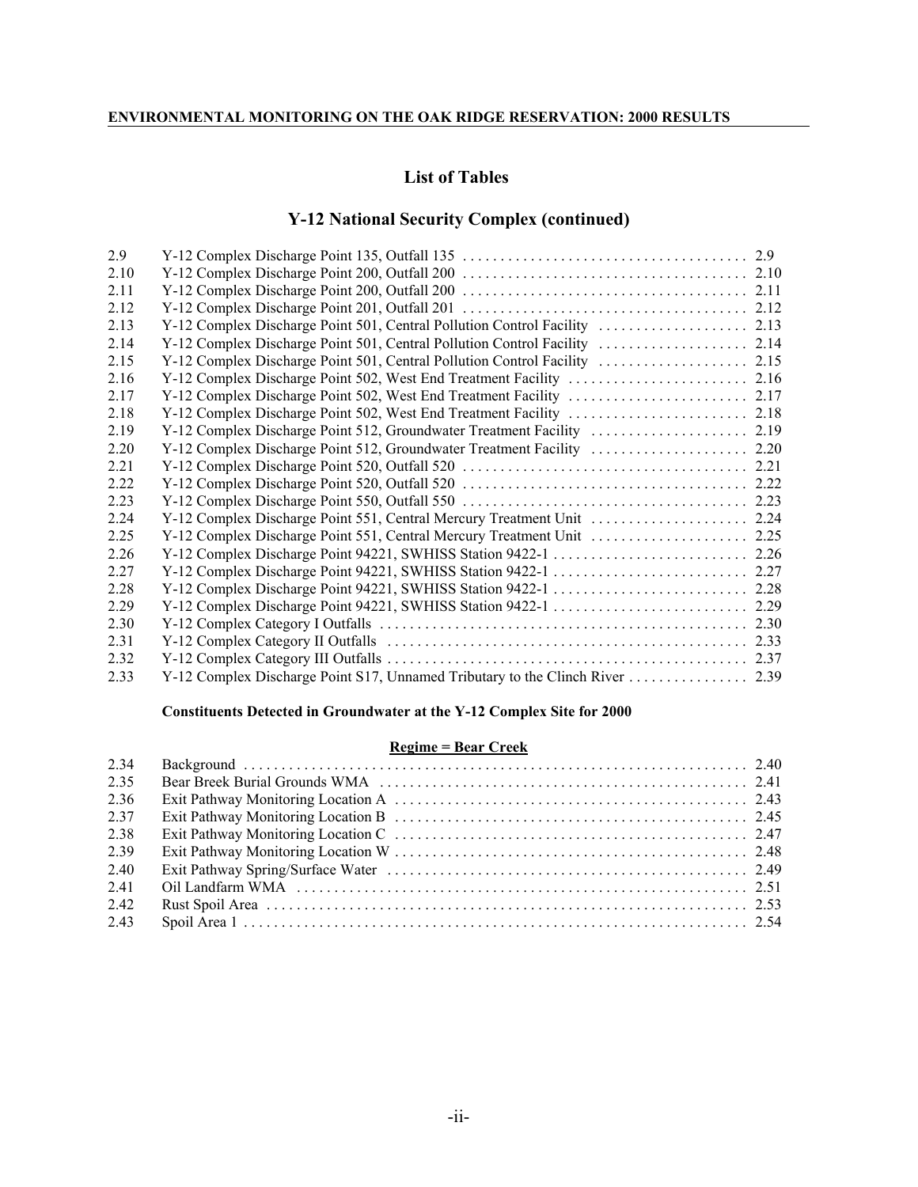## List of Tables

## Y-12 National Security Complex (continued)

| | | |
|---|---|---|
| 2.9 | Y-12 Complex Discharge Point 135, Outfall 135 | 2.9 |
| 2.10 | Y-12 Complex Discharge Point 200, Outfall 200 | 2.10 |
| 2.11 | Y-12 Complex Discharge Point 200, Outfall 200 | 2.11 |
| 2.12 | Y-12 Complex Discharge Point 201, Outfall 201 | 2.12 |
| 2.13 | Y-12 Complex Discharge Point 501, Central Pollution Control Facility | 2.13 |
| 2.14 | Y-12 Complex Discharge Point 501, Central Pollution Control Facility | 2.14 |
| 2.15 | Y-12 Complex Discharge Point 501, Central Pollution Control Facility | 2.15 |
| 2.16 | Y-12 Complex Discharge Point 502, West End Treatment Facility | 2.16 |
| 2.17 | Y-12 Complex Discharge Point 502, West End Treatment Facility | 2.17 |
| 2.18 | Y-12 Complex Discharge Point 502, West End Treatment Facility | 2.18 |
| 2.19 | Y-12 Complex Discharge Point 512, Groundwater Treatment Facility | 2.19 |
| 2.20 | Y-12 Complex Discharge Point 512, Groundwater Treatment Facility | 2.20 |
| 2.21 | Y-12 Complex Discharge Point 520, Outfall 520 | 2.21 |
| 2.22 | Y-12 Complex Discharge Point 520, Outfall 520 | 2.22 |
| 2.23 | Y-12 Complex Discharge Point 550, Outfall 550 | 2.23 |
| 2.24 | Y-12 Complex Discharge Point 551, Central Mercury Treatment Unit | 2.24 |
| 2.25 | Y-12 Complex Discharge Point 551, Central Mercury Treatment Unit | 2.25 |
| 2.26 | Y-12 Complex Discharge Point 94221, SWHISS Station 9422-1 | 2.26 |
| 2.27 | Y-12 Complex Discharge Point 94221, SWHISS Station 9422-1 | 2.27 |
| 2.28 | Y-12 Complex Discharge Point 94221, SWHISS Station 9422-1 | 2.28 |
| 2.29 | Y-12 Complex Discharge Point 94221, SWHISS Station 9422-1 | 2.29 |
| 2.30 | Y-12 Complex Category I Outfalls | 2.30 |
| 2.31 | Y-12 Complex Category II Outfalls | 2.33 |
| 2.32 | Y-12 Complex Category III Outfalls | 2.37 |
| 2.33 | Y-12 Complex Discharge Point S17, Unnamed Tributary to the Clinch River | 2.39 |

**Constituents Detected in Groundwater at the Y-12 Complex Site for 2000**

**Regime = Bear Creek**

| | | |
|---|---|---|
| 2.34 | Background | 2.40 |
| 2.35 | Bear Breek Burial Grounds WMA | 2.41 |
| 2.36 | Exit Pathway Monitoring Location A | 2.43 |
| 2.37 | Exit Pathway Monitoring Location B | 2.45 |
| 2.38 | Exit Pathway Monitoring Location C | 2.47 |
| 2.39 | Exit Pathway Monitoring Location W | 2.48 |
| 2.40 | Exit Pathway Spring/Surface Water | 2.49 |
| 2.41 | Oil Landfarm WMA | 2.51 |
| 2.42 | Rust Spoil Area | 2.53 |
| 2.43 | Spoil Area 1 | 2.54 |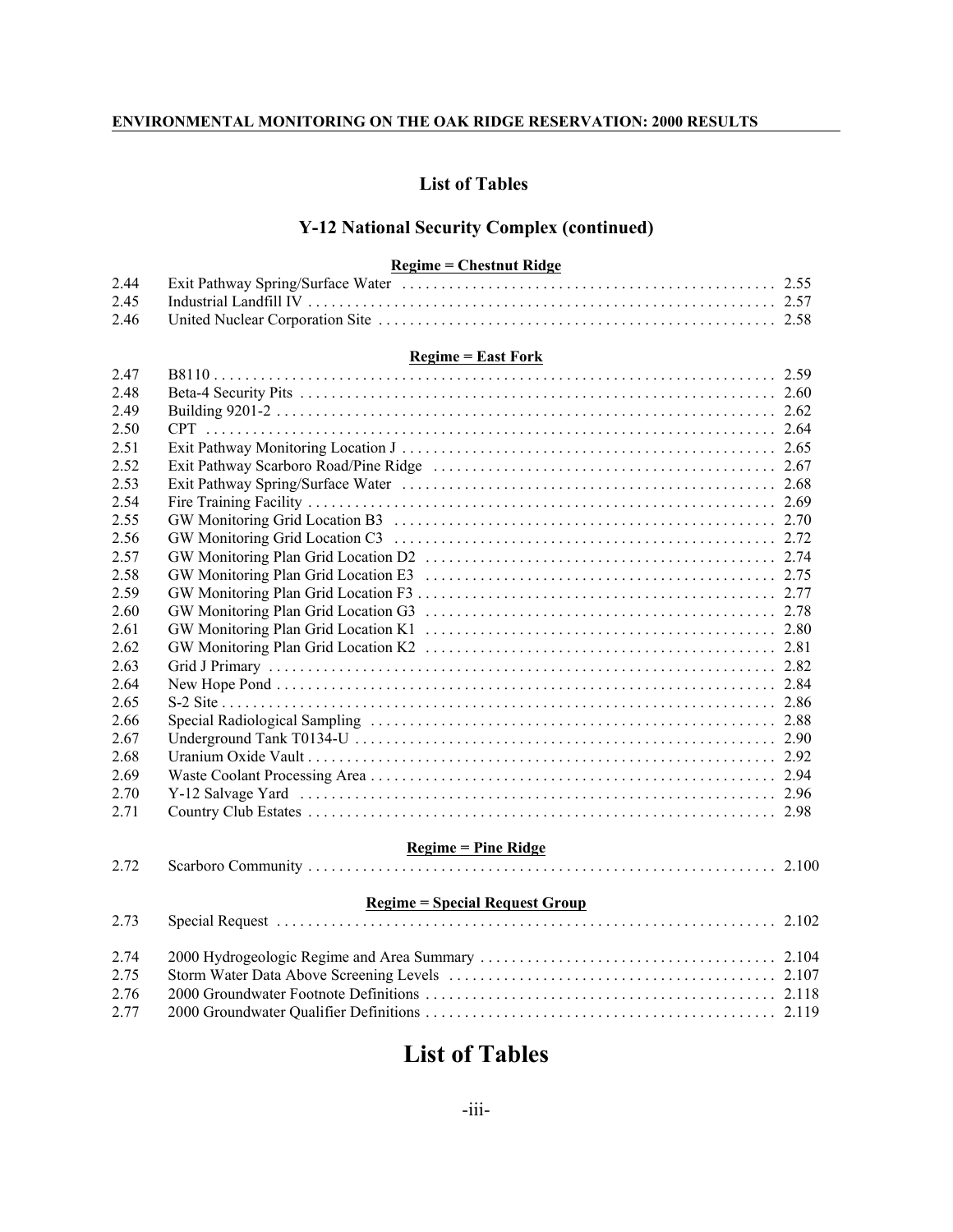## List of Tables

### Y-12 National Security Complex (continued)

**Regime = Chestnut Ridge**

| | | |
|---|---|---|
| 2.44 | Exit Pathway Spring/Surface Water | 2.55 |
| 2.45 | Industrial Landfill IV | 2.57 |
| 2.46 | United Nuclear Corporation Site | 2.58 |

**Regime = East Fork**

| | | |
|---|---|---|
| 2.47 | B8110 | 2.59 |
| 2.48 | Beta-4 Security Pits | 2.60 |
| 2.49 | Building 9201-2 | 2.62 |
| 2.50 | CPT | 2.64 |
| 2.51 | Exit Pathway Monitoring Location J | 2.65 |
| 2.52 | Exit Pathway Scarboro Road/Pine Ridge | 2.67 |
| 2.53 | Exit Pathway Spring/Surface Water | 2.68 |
| 2.54 | Fire Training Facility | 2.69 |
| 2.55 | GW Monitoring Grid Location B3 | 2.70 |
| 2.56 | GW Monitoring Grid Location C3 | 2.72 |
| 2.57 | GW Monitoring Plan Grid Location D2 | 2.74 |
| 2.58 | GW Monitoring Plan Grid Location E3 | 2.75 |
| 2.59 | GW Monitoring Plan Grid Location F3 | 2.77 |
| 2.60 | GW Monitoring Plan Grid Location G3 | 2.78 |
| 2.61 | GW Monitoring Plan Grid Location K1 | 2.80 |
| 2.62 | GW Monitoring Plan Grid Location K2 | 2.81 |
| 2.63 | Grid J Primary | 2.82 |
| 2.64 | New Hope Pond | 2.84 |
| 2.65 | S-2 Site | 2.86 |
| 2.66 | Special Radiological Sampling | 2.88 |
| 2.67 | Underground Tank T0134-U | 2.90 |
| 2.68 | Uranium Oxide Vault | 2.92 |
| 2.69 | Waste Coolant Processing Area | 2.94 |
| 2.70 | Y-12 Salvage Yard | 2.96 |
| 2.71 | Country Club Estates | 2.98 |

**Regime = Pine Ridge**

| | | |
|---|---|---|
| 2.72 | Scarboro Community | 2.100 |

**Regime = Special Request Group**

| | | |
|---|---|---|
| 2.73 | Special Request | 2.102 |
| 2.74 | 2000 Hydrogeologic Regime and Area Summary | 2.104 |
| 2.75 | Storm Water Data Above Screening Levels | 2.107 |
| 2.76 | 2000 Groundwater Footnote Definitions | 2.118 |
| 2.77 | 2000 Groundwater Qualifier Definitions | 2.119 |

# List of Tables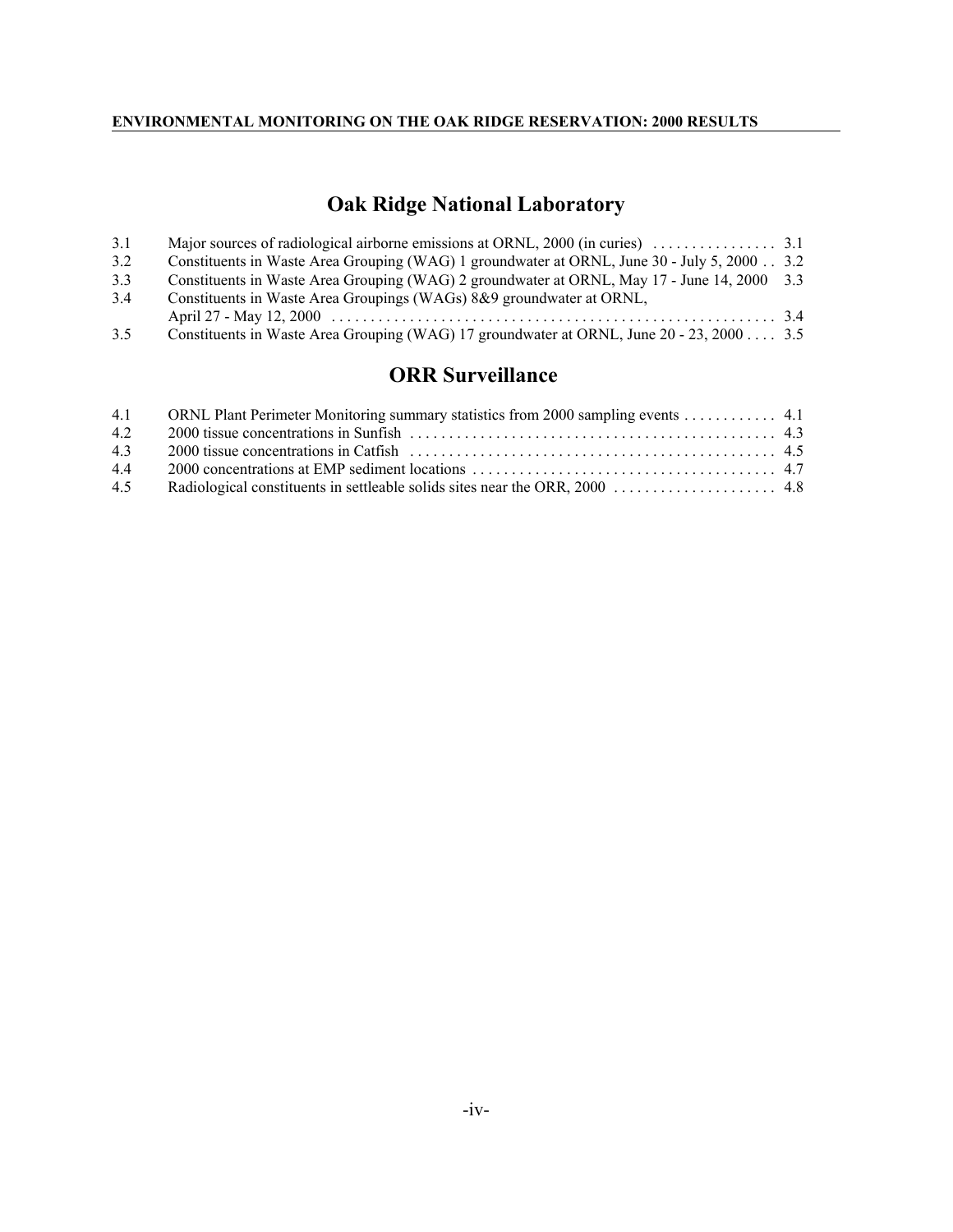## Oak Ridge National Laboratory

| | | |
|---|---|---|
| 3.1 | Major sources of radiological airborne emissions at ORNL, 2000 (in curies) | 3.1 |
| 3.2 | Constituents in Waste Area Grouping (WAG) 1 groundwater at ORNL, June 30 - July 5, 2000 | 3.2 |
| 3.3 | Constituents in Waste Area Grouping (WAG) 2 groundwater at ORNL, May 17 - June 14, 2000 | 3.3 |
| 3.4 | Constituents in Waste Area Groupings (WAGs) 8&9 groundwater at ORNL, April 27 - May 12, 2000 | 3.4 |
| 3.5 | Constituents in Waste Area Grouping (WAG) 17 groundwater at ORNL, June 20 - 23, 2000 | 3.5 |

## ORR Surveillance

| | | |
|---|---|---|
| 4.1 | ORNL Plant Perimeter Monitoring summary statistics from 2000 sampling events | 4.1 |
| 4.2 | 2000 tissue concentrations in Sunfish | 4.3 |
| 4.3 | 2000 tissue concentrations in Catfish | 4.5 |
| 4.4 | 2000 concentrations at EMP sediment locations | 4.7 |
| 4.5 | Radiological constituents in settleable solids sites near the ORR, 2000 | 4.8 |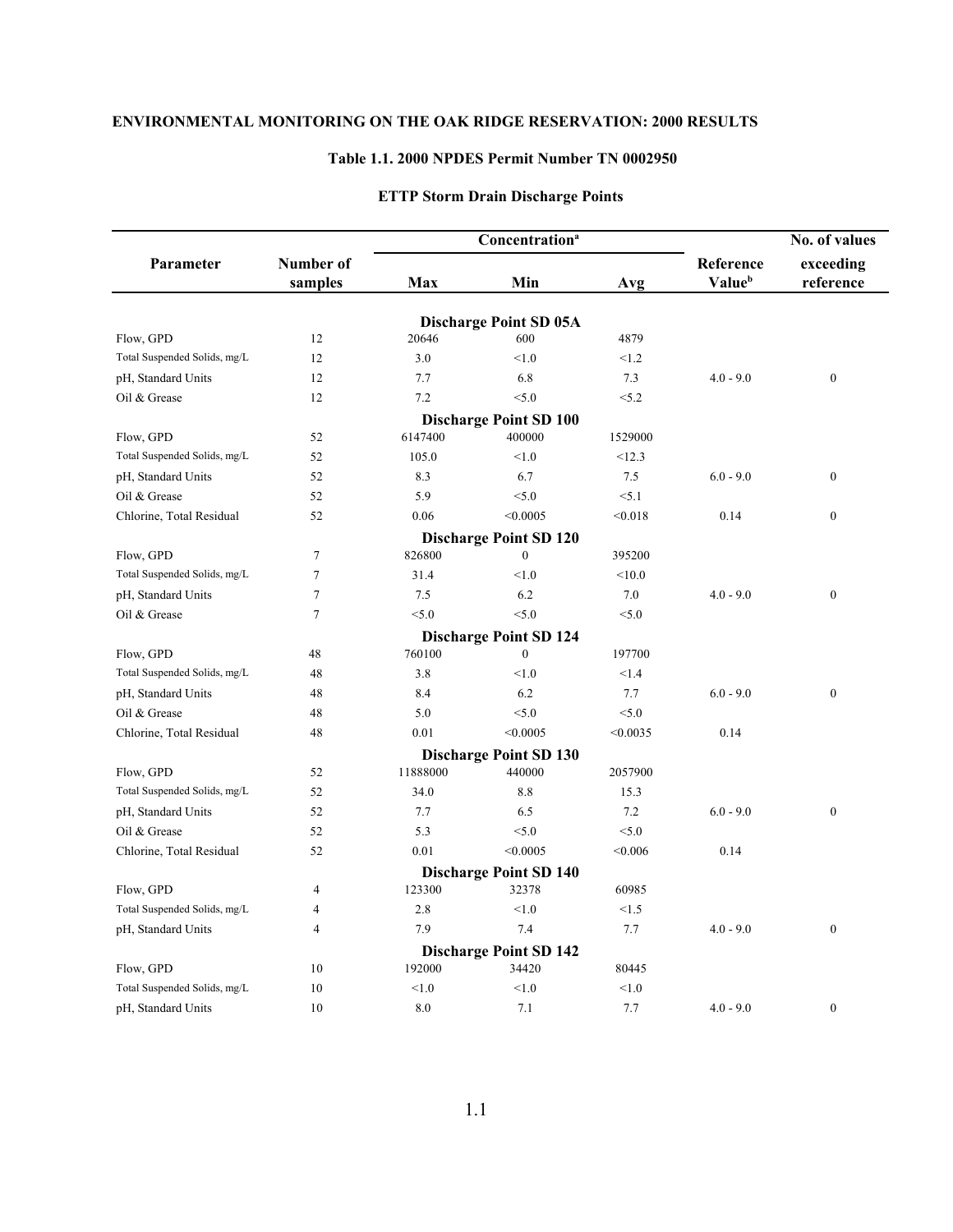## ENVIRONMENTAL MONITORING ON THE OAK RIDGE RESERVATION: 2000 RESULTS

### Table 1.1. 2000 NPDES Permit Number TN 0002950

### ETTP Storm Drain Discharge Points

| Parameter | Number of samples | Concentration[a] | | | Reference Value[b] | No. of values exceeding reference |
|---|---|---|---|---|---|---|
| | | Max | Min | Avg | | |
| **Discharge Point SD 05A** | | | | | | |
| Flow, GPD | 12 | 20646 | 600 | 4879 | | |
| Total Suspended Solids, mg/L | 12 | 3.0 | <1.0 | <1.2 | | |
| pH, Standard Units | 12 | 7.7 | 6.8 | 7.3 | 4.0 - 9.0 | 0 |
| Oil & Grease | 12 | 7.2 | <5.0 | <5.2 | | |
| **Discharge Point SD 100** | | | | | | |
| Flow, GPD | 52 | 6147400 | 400000 | 1529000 | | |
| Total Suspended Solids, mg/L | 52 | 105.0 | <1.0 | <12.3 | | |
| pH, Standard Units | 52 | 8.3 | 6.7 | 7.5 | 6.0 - 9.0 | 0 |
| Oil & Grease | 52 | 5.9 | <5.0 | <5.1 | | |
| Chlorine, Total Residual | 52 | 0.06 | <0.0005 | <0.018 | 0.14 | 0 |
| **Discharge Point SD 120** | | | | | | |
| Flow, GPD | 7 | 826800 | 0 | 395200 | | |
| Total Suspended Solids, mg/L | 7 | 31.4 | <1.0 | <10.0 | | |
| pH, Standard Units | 7 | 7.5 | 6.2 | 7.0 | 4.0 - 9.0 | 0 |
| Oil & Grease | 7 | <5.0 | <5.0 | <5.0 | | |
| **Discharge Point SD 124** | | | | | | |
| Flow, GPD | 48 | 760100 | 0 | 197700 | | |
| Total Suspended Solids, mg/L | 48 | 3.8 | <1.0 | <1.4 | | |
| pH, Standard Units | 48 | 8.4 | 6.2 | 7.7 | 6.0 - 9.0 | 0 |
| Oil & Grease | 48 | 5.0 | <5.0 | <5.0 | | |
| Chlorine, Total Residual | 48 | 0.01 | <0.0005 | <0.0035 | 0.14 | |
| **Discharge Point SD 130** | | | | | | |
| Flow, GPD | 52 | 11888000 | 440000 | 2057900 | | |
| Total Suspended Solids, mg/L | 52 | 34.0 | 8.8 | 15.3 | | |
| pH, Standard Units | 52 | 7.7 | 6.5 | 7.2 | 6.0 - 9.0 | 0 |
| Oil & Grease | 52 | 5.3 | <5.0 | <5.0 | | |
| Chlorine, Total Residual | 52 | 0.01 | <0.0005 | <0.006 | 0.14 | |
| **Discharge Point SD 140** | | | | | | |
| Flow, GPD | 4 | 123300 | 32378 | 60985 | | |
| Total Suspended Solids, mg/L | 4 | 2.8 | <1.0 | <1.5 | | |
| pH, Standard Units | 4 | 7.9 | 7.4 | 7.7 | 4.0 - 9.0 | 0 |
| **Discharge Point SD 142** | | | | | | |
| Flow, GPD | 10 | 192000 | 34420 | 80445 | | |
| Total Suspended Solids, mg/L | 10 | <1.0 | <1.0 | <1.0 | | |
| pH, Standard Units | 10 | 8.0 | 7.1 | 7.7 | 4.0 - 9.0 | 0 |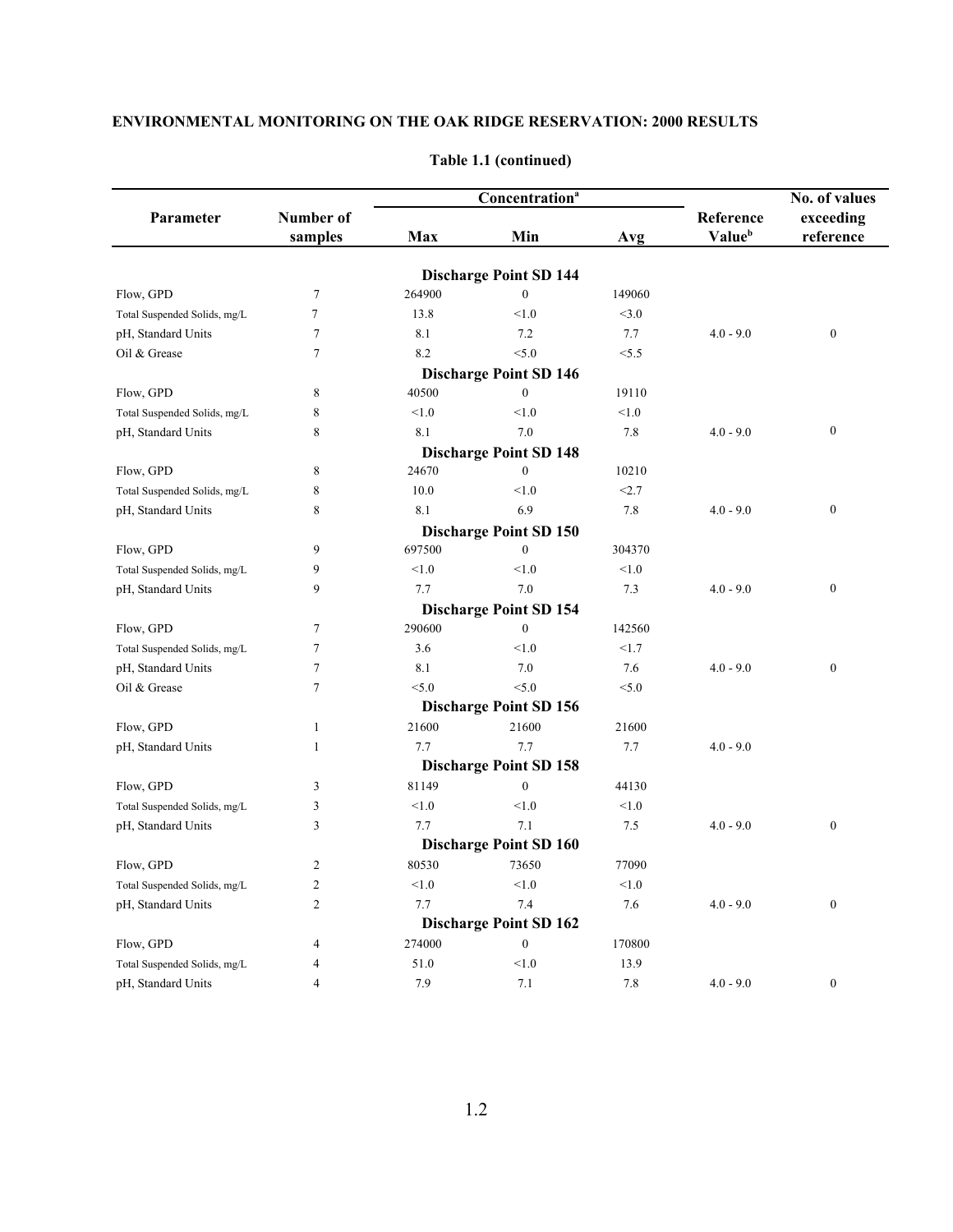## ENVIRONMENTAL MONITORING ON THE OAK RIDGE RESERVATION: 2000 RESULTS

**Table 1.1 (continued)**

| Parameter | Number of samples | Concentration[a] Max | Min | Avg | Reference Value[b] | No. of values exceeding reference |
|---|---|---|---|---|---|---|
| | | | **Discharge Point SD 144** | | | |
| Flow, GPD | 7 | 264900 | 0 | 149060 | | |
| Total Suspended Solids, mg/L | 7 | 13.8 | <1.0 | <3.0 | | |
| pH, Standard Units | 7 | 8.1 | 7.2 | 7.7 | 4.0 - 9.0 | 0 |
| Oil & Grease | 7 | 8.2 | <5.0 | <5.5 | | |
| | | | **Discharge Point SD 146** | | | |
| Flow, GPD | 8 | 40500 | 0 | 19110 | | |
| Total Suspended Solids, mg/L | 8 | <1.0 | <1.0 | <1.0 | | |
| pH, Standard Units | 8 | 8.1 | 7.0 | 7.8 | 4.0 - 9.0 | 0 |
| | | | **Discharge Point SD 148** | | | |
| Flow, GPD | 8 | 24670 | 0 | 10210 | | |
| Total Suspended Solids, mg/L | 8 | 10.0 | <1.0 | <2.7 | | |
| pH, Standard Units | 8 | 8.1 | 6.9 | 7.8 | 4.0 - 9.0 | 0 |
| | | | **Discharge Point SD 150** | | | |
| Flow, GPD | 9 | 697500 | 0 | 304370 | | |
| Total Suspended Solids, mg/L | 9 | <1.0 | <1.0 | <1.0 | | |
| pH, Standard Units | 9 | 7.7 | 7.0 | 7.3 | 4.0 - 9.0 | 0 |
| | | | **Discharge Point SD 154** | | | |
| Flow, GPD | 7 | 290600 | 0 | 142560 | | |
| Total Suspended Solids, mg/L | 7 | 3.6 | <1.0 | <1.7 | | |
| pH, Standard Units | 7 | 8.1 | 7.0 | 7.6 | 4.0 - 9.0 | 0 |
| Oil & Grease | 7 | <5.0 | <5.0 | <5.0 | | |
| | | | **Discharge Point SD 156** | | | |
| Flow, GPD | 1 | 21600 | 21600 | 21600 | | |
| pH, Standard Units | 1 | 7.7 | 7.7 | 7.7 | 4.0 - 9.0 | |
| | | | **Discharge Point SD 158** | | | |
| Flow, GPD | 3 | 81149 | 0 | 44130 | | |
| Total Suspended Solids, mg/L | 3 | <1.0 | <1.0 | <1.0 | | |
| pH, Standard Units | 3 | 7.7 | 7.1 | 7.5 | 4.0 - 9.0 | 0 |
| | | | **Discharge Point SD 160** | | | |
| Flow, GPD | 2 | 80530 | 73650 | 77090 | | |
| Total Suspended Solids, mg/L | 2 | <1.0 | <1.0 | <1.0 | | |
| pH, Standard Units | 2 | 7.7 | 7.4 | 7.6 | 4.0 - 9.0 | 0 |
| | | | **Discharge Point SD 162** | | | |
| Flow, GPD | 4 | 274000 | 0 | 170800 | | |
| Total Suspended Solids, mg/L | 4 | 51.0 | <1.0 | 13.9 | | |
| pH, Standard Units | 4 | 7.9 | 7.1 | 7.8 | 4.0 - 9.0 | 0 |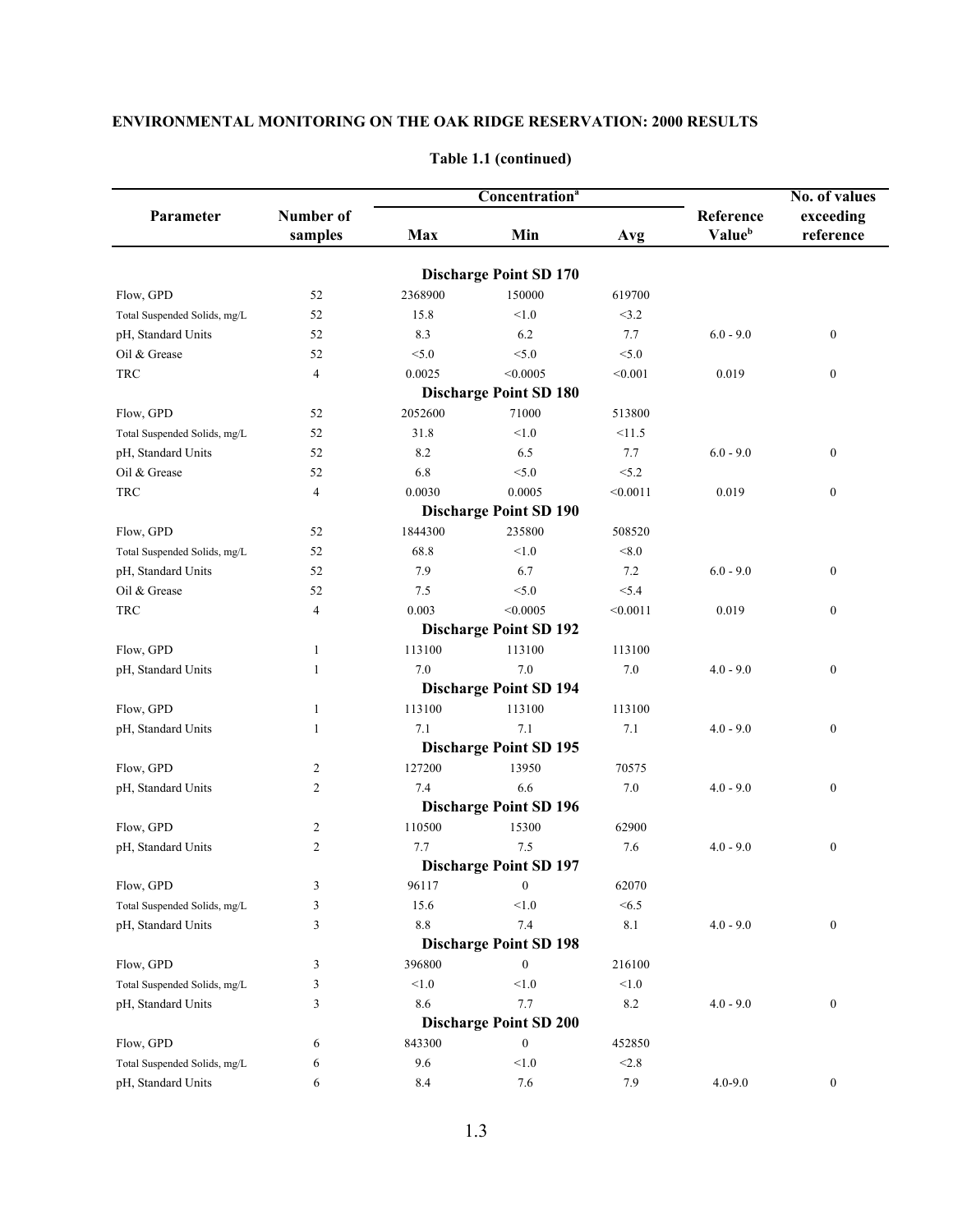**Table 1.1 (continued)**

| Parameter | Number of samples | Concentration[a] Max | Min | Avg | Reference Value[b] | No. of values exceeding reference |
|---|---|---|---|---|---|---|
| **Discharge Point SD 170** | | | | | | |
| Flow, GPD | 52 | 2368900 | 150000 | 619700 | | |
| Total Suspended Solids, mg/L | 52 | 15.8 | <1.0 | <3.2 | | |
| pH, Standard Units | 52 | 8.3 | 6.2 | 7.7 | 6.0 - 9.0 | 0 |
| Oil & Grease | 52 | <5.0 | <5.0 | <5.0 | | |
| TRC | 4 | 0.0025 | <0.0005 | <0.001 | 0.019 | 0 |
| **Discharge Point SD 180** | | | | | | |
| Flow, GPD | 52 | 2052600 | 71000 | 513800 | | |
| Total Suspended Solids, mg/L | 52 | 31.8 | <1.0 | <11.5 | | |
| pH, Standard Units | 52 | 8.2 | 6.5 | 7.7 | 6.0 - 9.0 | 0 |
| Oil & Grease | 52 | 6.8 | <5.0 | <5.2 | | |
| TRC | 4 | 0.0030 | 0.0005 | <0.0011 | 0.019 | 0 |
| **Discharge Point SD 190** | | | | | | |
| Flow, GPD | 52 | 1844300 | 235800 | 508520 | | |
| Total Suspended Solids, mg/L | 52 | 68.8 | <1.0 | <8.0 | | |
| pH, Standard Units | 52 | 7.9 | 6.7 | 7.2 | 6.0 - 9.0 | 0 |
| Oil & Grease | 52 | 7.5 | <5.0 | <5.4 | | |
| TRC | 4 | 0.003 | <0.0005 | <0.0011 | 0.019 | 0 |
| **Discharge Point SD 192** | | | | | | |
| Flow, GPD | 1 | 113100 | 113100 | 113100 | | |
| pH, Standard Units | 1 | 7.0 | 7.0 | 7.0 | 4.0 - 9.0 | 0 |
| **Discharge Point SD 194** | | | | | | |
| Flow, GPD | 1 | 113100 | 113100 | 113100 | | |
| pH, Standard Units | 1 | 7.1 | 7.1 | 7.1 | 4.0 - 9.0 | 0 |
| **Discharge Point SD 195** | | | | | | |
| Flow, GPD | 2 | 127200 | 13950 | 70575 | | |
| pH, Standard Units | 2 | 7.4 | 6.6 | 7.0 | 4.0 - 9.0 | 0 |
| **Discharge Point SD 196** | | | | | | |
| Flow, GPD | 2 | 110500 | 15300 | 62900 | | |
| pH, Standard Units | 2 | 7.7 | 7.5 | 7.6 | 4.0 - 9.0 | 0 |
| **Discharge Point SD 197** | | | | | | |
| Flow, GPD | 3 | 96117 | 0 | 62070 | | |
| Total Suspended Solids, mg/L | 3 | 15.6 | <1.0 | <6.5 | | |
| pH, Standard Units | 3 | 8.8 | 7.4 | 8.1 | 4.0 - 9.0 | 0 |
| **Discharge Point SD 198** | | | | | | |
| Flow, GPD | 3 | 396800 | 0 | 216100 | | |
| Total Suspended Solids, mg/L | 3 | <1.0 | <1.0 | <1.0 | | |
| pH, Standard Units | 3 | 8.6 | 7.7 | 8.2 | 4.0 - 9.0 | 0 |
| **Discharge Point SD 200** | | | | | | |
| Flow, GPD | 6 | 843300 | 0 | 452850 | | |
| Total Suspended Solids, mg/L | 6 | 9.6 | <1.0 | <2.8 | | |
| pH, Standard Units | 6 | 8.4 | 7.6 | 7.9 | 4.0-9.0 | 0 |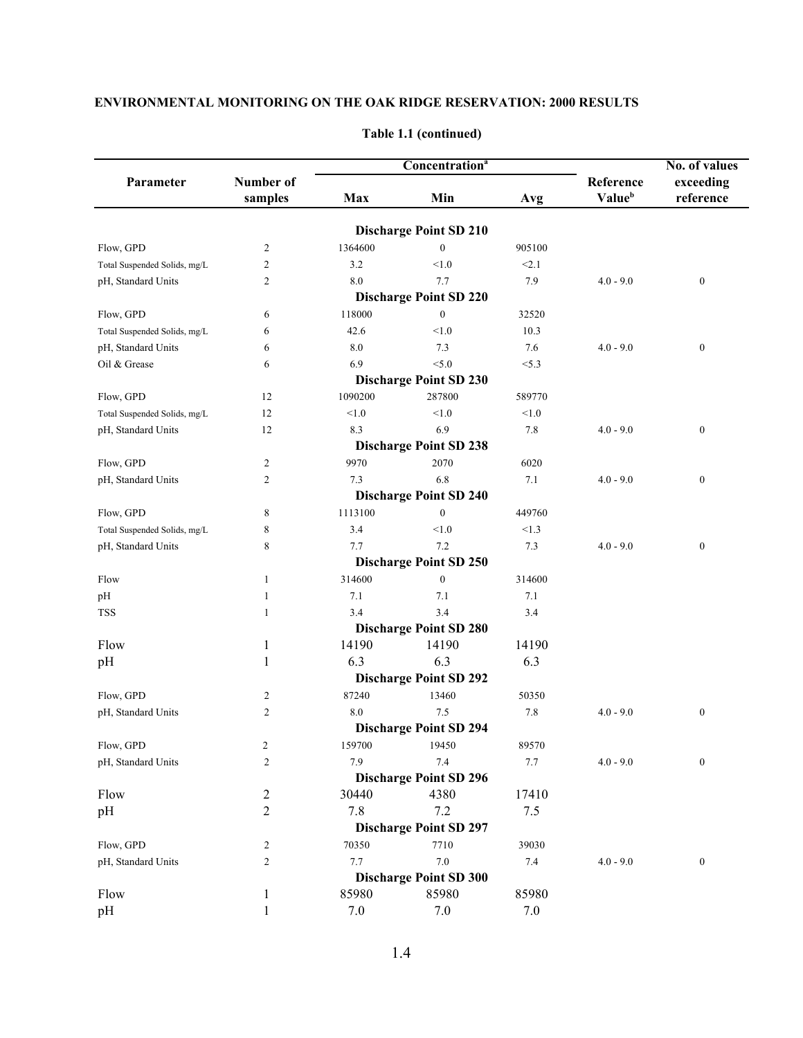## ENVIRONMENTAL MONITORING ON THE OAK RIDGE RESERVATION: 2000 RESULTS

**Table 1.1 (continued)**

| Parameter | Number of samples | Concentration[a] Max | Min | Avg | Reference Value[b] | No. of values exceeding reference |
|---|---|---|---|---|---|---|
| | | | **Discharge Point SD 210** | | | |
| Flow, GPD | 2 | 1364600 | 0 | 905100 | | |
| Total Suspended Solids, mg/L | 2 | 3.2 | <1.0 | <2.1 | | |
| pH, Standard Units | 2 | 8.0 | 7.7 | 7.9 | 4.0 - 9.0 | 0 |
| | | | **Discharge Point SD 220** | | | |
| Flow, GPD | 6 | 118000 | 0 | 32520 | | |
| Total Suspended Solids, mg/L | 6 | 42.6 | <1.0 | 10.3 | | |
| pH, Standard Units | 6 | 8.0 | 7.3 | 7.6 | 4.0 - 9.0 | 0 |
| Oil & Grease | 6 | 6.9 | <5.0 | <5.3 | | |
| | | | **Discharge Point SD 230** | | | |
| Flow, GPD | 12 | 1090200 | 287800 | 589770 | | |
| Total Suspended Solids, mg/L | 12 | <1.0 | <1.0 | <1.0 | | |
| pH, Standard Units | 12 | 8.3 | 6.9 | 7.8 | 4.0 - 9.0 | 0 |
| | | | **Discharge Point SD 238** | | | |
| Flow, GPD | 2 | 9970 | 2070 | 6020 | | |
| pH, Standard Units | 2 | 7.3 | 6.8 | 7.1 | 4.0 - 9.0 | 0 |
| | | | **Discharge Point SD 240** | | | |
| Flow, GPD | 8 | 1113100 | 0 | 449760 | | |
| Total Suspended Solids, mg/L | 8 | 3.4 | <1.0 | <1.3 | | |
| pH, Standard Units | 8 | 7.7 | 7.2 | 7.3 | 4.0 - 9.0 | 0 |
| | | | **Discharge Point SD 250** | | | |
| Flow | 1 | 314600 | 0 | 314600 | | |
| pH | 1 | 7.1 | 7.1 | 7.1 | | |
| TSS | 1 | 3.4 | 3.4 | 3.4 | | |
| | | | **Discharge Point SD 280** | | | |
| Flow | 1 | 14190 | 14190 | 14190 | | |
| pH | 1 | 6.3 | 6.3 | 6.3 | | |
| | | | **Discharge Point SD 292** | | | |
| Flow, GPD | 2 | 87240 | 13460 | 50350 | | |
| pH, Standard Units | 2 | 8.0 | 7.5 | 7.8 | 4.0 - 9.0 | 0 |
| | | | **Discharge Point SD 294** | | | |
| Flow, GPD | 2 | 159700 | 19450 | 89570 | | |
| pH, Standard Units | 2 | 7.9 | 7.4 | 7.7 | 4.0 - 9.0 | 0 |
| | | | **Discharge Point SD 296** | | | |
| Flow | 2 | 30440 | 4380 | 17410 | | |
| pH | 2 | 7.8 | 7.2 | 7.5 | | |
| | | | **Discharge Point SD 297** | | | |
| Flow, GPD | 2 | 70350 | 7710 | 39030 | | |
| pH, Standard Units | 2 | 7.7 | 7.0 | 7.4 | 4.0 - 9.0 | 0 |
| | | | **Discharge Point SD 300** | | | |
| Flow | 1 | 85980 | 85980 | 85980 | | |
| pH | 1 | 7.0 | 7.0 | 7.0 | | |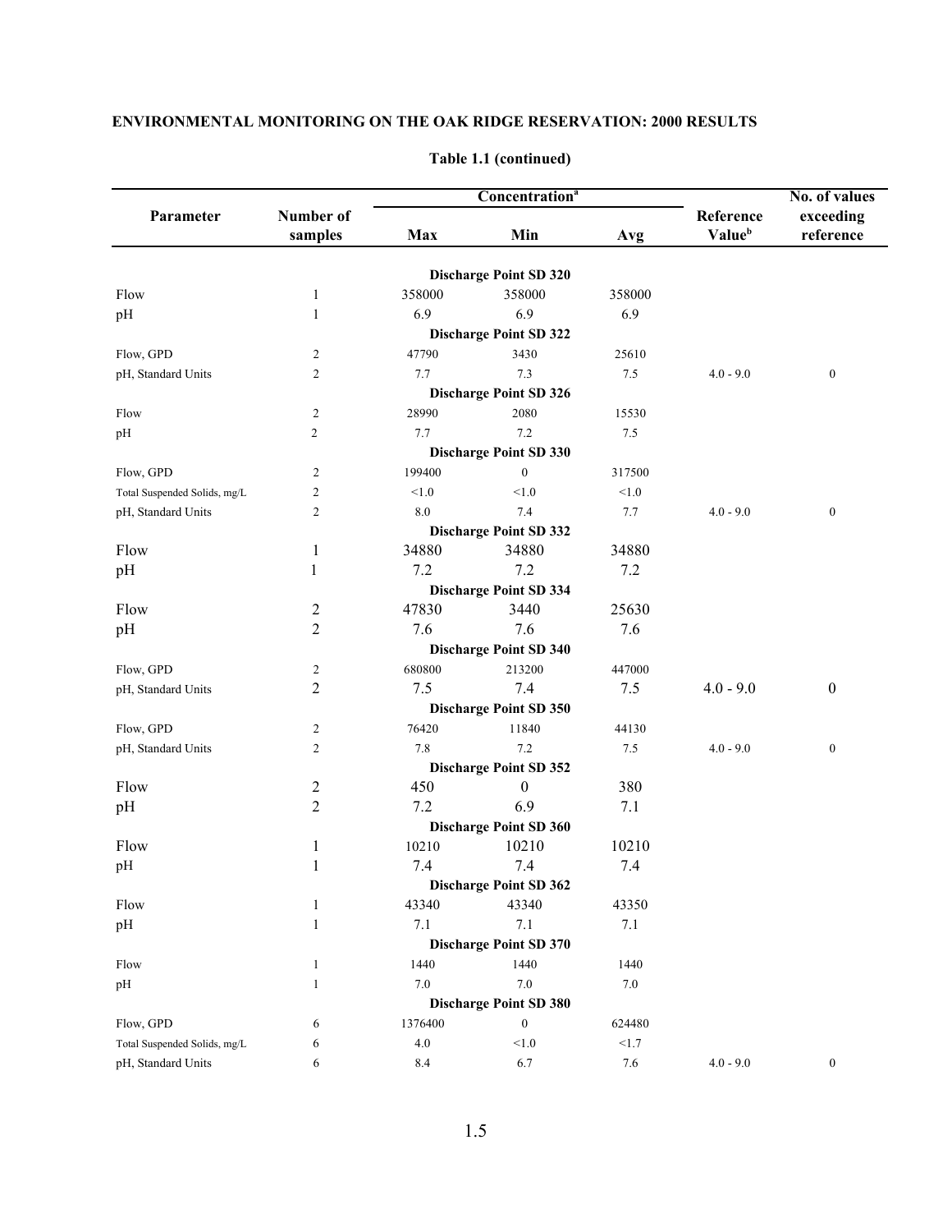ENVIRONMENTAL MONITORING ON THE OAK RIDGE RESERVATION: 2000 RESULTS

**Table 1.1 (continued)**

| Parameter | Number of samples | Concentration[a] | | | Reference Value[b] | No. of values exceeding reference |
|---|---|---|---|---|---|---|
| | | Max | Min | Avg | | |
| **Discharge Point SD 320** | | | | | | |
| Flow | 1 | 358000 | 358000 | 358000 | | |
| pH | 1 | 6.9 | 6.9 | 6.9 | | |
| **Discharge Point SD 322** | | | | | | |
| Flow, GPD | 2 | 47790 | 3430 | 25610 | | |
| pH, Standard Units | 2 | 7.7 | 7.3 | 7.5 | 4.0 - 9.0 | 0 |
| **Discharge Point SD 326** | | | | | | |
| Flow | 2 | 28990 | 2080 | 15530 | | |
| pH | 2 | 7.7 | 7.2 | 7.5 | | |
| **Discharge Point SD 330** | | | | | | |
| Flow, GPD | 2 | 199400 | 0 | 317500 | | |
| Total Suspended Solids, mg/L | 2 | <1.0 | <1.0 | <1.0 | | |
| pH, Standard Units | 2 | 8.0 | 7.4 | 7.7 | 4.0 - 9.0 | 0 |
| **Discharge Point SD 332** | | | | | | |
| Flow | 1 | 34880 | 34880 | 34880 | | |
| pH | 1 | 7.2 | 7.2 | 7.2 | | |
| **Discharge Point SD 334** | | | | | | |
| Flow | 2 | 47830 | 3440 | 25630 | | |
| pH | 2 | 7.6 | 7.6 | 7.6 | | |
| **Discharge Point SD 340** | | | | | | |
| Flow, GPD | 2 | 680800 | 213200 | 447000 | | |
| pH, Standard Units | 2 | 7.5 | 7.4 | 7.5 | 4.0 - 9.0 | 0 |
| **Discharge Point SD 350** | | | | | | |
| Flow, GPD | 2 | 76420 | 11840 | 44130 | | |
| pH, Standard Units | 2 | 7.8 | 7.2 | 7.5 | 4.0 - 9.0 | 0 |
| **Discharge Point SD 352** | | | | | | |
| Flow | 2 | 450 | 0 | 380 | | |
| pH | 2 | 7.2 | 6.9 | 7.1 | | |
| **Discharge Point SD 360** | | | | | | |
| Flow | 1 | 10210 | 10210 | 10210 | | |
| pH | 1 | 7.4 | 7.4 | 7.4 | | |
| **Discharge Point SD 362** | | | | | | |
| Flow | 1 | 43340 | 43340 | 43350 | | |
| pH | 1 | 7.1 | 7.1 | 7.1 | | |
| **Discharge Point SD 370** | | | | | | |
| Flow | 1 | 1440 | 1440 | 1440 | | |
| pH | 1 | 7.0 | 7.0 | 7.0 | | |
| **Discharge Point SD 380** | | | | | | |
| Flow, GPD | 6 | 1376400 | 0 | 624480 | | |
| Total Suspended Solids, mg/L | 6 | 4.0 | <1.0 | <1.7 | | |
| pH, Standard Units | 6 | 8.4 | 6.7 | 7.6 | 4.0 - 9.0 | 0 |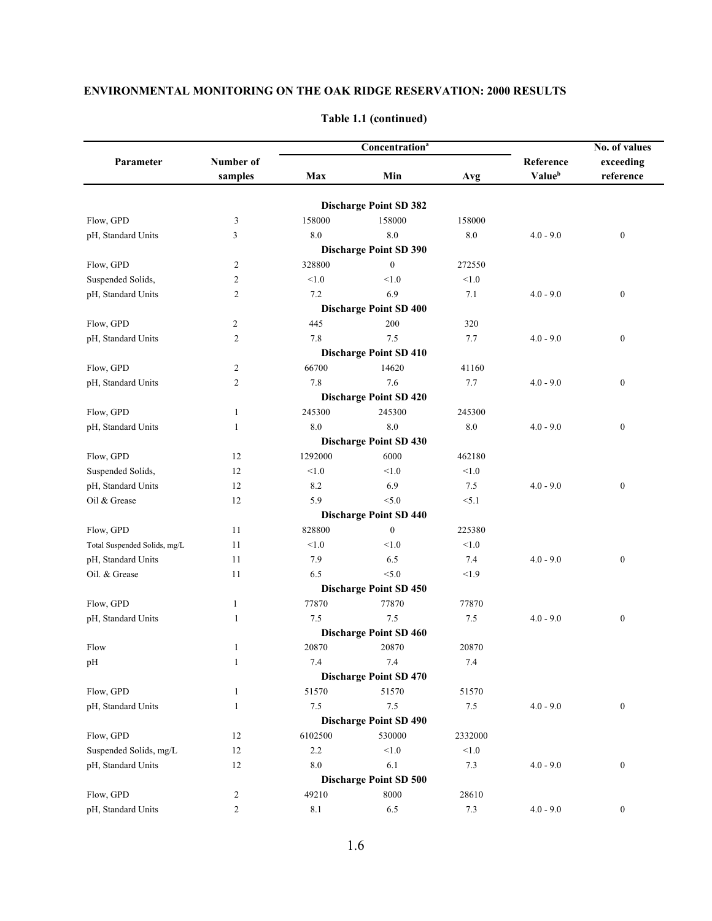## ENVIRONMENTAL MONITORING ON THE OAK RIDGE RESERVATION: 2000 RESULTS

**Table 1.1 (continued)**

| Parameter | Number of samples | Concentration[a] | | | Reference Value[b] | No. of values exceeding reference |
|---|---|---|---|---|---|---|
| | | Max | Min | Avg | | |
| | | | **Discharge Point SD 382** | | | |
| Flow, GPD | 3 | 158000 | 158000 | 158000 | | |
| pH, Standard Units | 3 | 8.0 | 8.0 | 8.0 | 4.0 - 9.0 | 0 |
| | | | **Discharge Point SD 390** | | | |
| Flow, GPD | 2 | 328800 | 0 | 272550 | | |
| Suspended Solids, | 2 | <1.0 | <1.0 | <1.0 | | |
| pH, Standard Units | 2 | 7.2 | 6.9 | 7.1 | 4.0 - 9.0 | 0 |
| | | | **Discharge Point SD 400** | | | |
| Flow, GPD | 2 | 445 | 200 | 320 | | |
| pH, Standard Units | 2 | 7.8 | 7.5 | 7.7 | 4.0 - 9.0 | 0 |
| | | | **Discharge Point SD 410** | | | |
| Flow, GPD | 2 | 66700 | 14620 | 41160 | | |
| pH, Standard Units | 2 | 7.8 | 7.6 | 7.7 | 4.0 - 9.0 | 0 |
| | | | **Discharge Point SD 420** | | | |
| Flow, GPD | 1 | 245300 | 245300 | 245300 | | |
| pH, Standard Units | 1 | 8.0 | 8.0 | 8.0 | 4.0 - 9.0 | 0 |
| | | | **Discharge Point SD 430** | | | |
| Flow, GPD | 12 | 1292000 | 6000 | 462180 | | |
| Suspended Solids, | 12 | <1.0 | <1.0 | <1.0 | | |
| pH, Standard Units | 12 | 8.2 | 6.9 | 7.5 | 4.0 - 9.0 | 0 |
| Oil & Grease | 12 | 5.9 | <5.0 | <5.1 | | |
| | | | **Discharge Point SD 440** | | | |
| Flow, GPD | 11 | 828800 | 0 | 225380 | | |
| Total Suspended Solids, mg/L | 11 | <1.0 | <1.0 | <1.0 | | |
| pH, Standard Units | 11 | 7.9 | 6.5 | 7.4 | 4.0 - 9.0 | 0 |
| Oil. & Grease | 11 | 6.5 | <5.0 | <1.9 | | |
| | | | **Discharge Point SD 450** | | | |
| Flow, GPD | 1 | 77870 | 77870 | 77870 | | |
| pH, Standard Units | 1 | 7.5 | 7.5 | 7.5 | 4.0 - 9.0 | 0 |
| | | | **Discharge Point SD 460** | | | |
| Flow | 1 | 20870 | 20870 | 20870 | | |
| pH | 1 | 7.4 | 7.4 | 7.4 | | |
| | | | **Discharge Point SD 470** | | | |
| Flow, GPD | 1 | 51570 | 51570 | 51570 | | |
| pH, Standard Units | 1 | 7.5 | 7.5 | 7.5 | 4.0 - 9.0 | 0 |
| | | | **Discharge Point SD 490** | | | |
| Flow, GPD | 12 | 6102500 | 530000 | 2332000 | | |
| Suspended Solids, mg/L | 12 | 2.2 | <1.0 | <1.0 | | |
| pH, Standard Units | 12 | 8.0 | 6.1 | 7.3 | 4.0 - 9.0 | 0 |
| | | | **Discharge Point SD 500** | | | |
| Flow, GPD | 2 | 49210 | 8000 | 28610 | | |
| pH, Standard Units | 2 | 8.1 | 6.5 | 7.3 | 4.0 - 9.0 | 0 |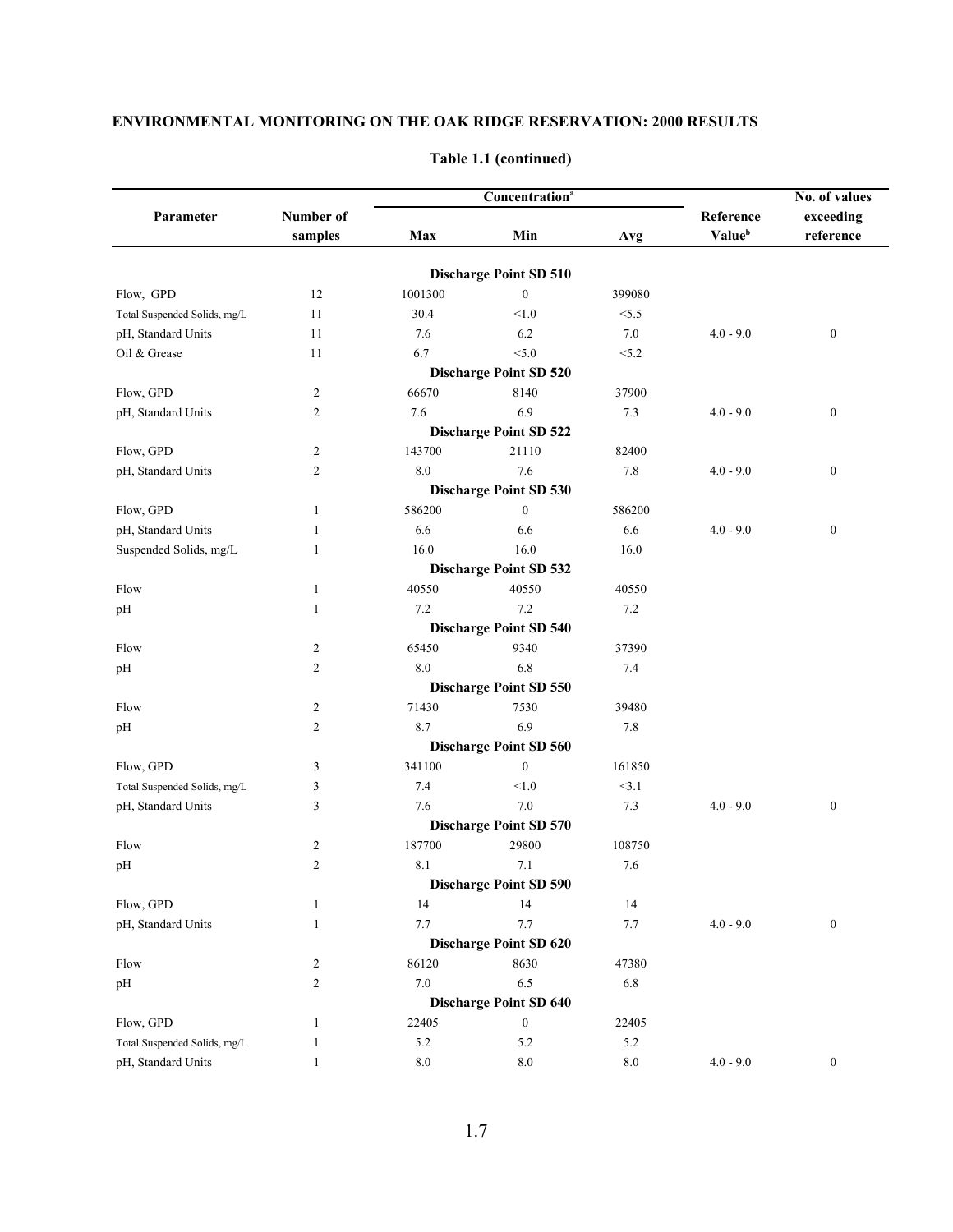## ENVIRONMENTAL MONITORING ON THE OAK RIDGE RESERVATION: 2000 RESULTS

**Table 1.1 (continued)**

| Parameter | Number of samples | Concentration[a] | | | Reference Value[b] | No. of values exceeding reference |
|---|---|---|---|---|---|---|
| | | Max | Min | Avg | | |
| **Discharge Point SD 510** | | | | | | |
| Flow, GPD | 12 | 1001300 | 0 | 399080 | | |
| Total Suspended Solids, mg/L | 11 | 30.4 | <1.0 | <5.5 | | |
| pH, Standard Units | 11 | 7.6 | 6.2 | 7.0 | 4.0 - 9.0 | 0 |
| Oil & Grease | 11 | 6.7 | <5.0 | <5.2 | | |
| **Discharge Point SD 520** | | | | | | |
| Flow, GPD | 2 | 66670 | 8140 | 37900 | | |
| pH, Standard Units | 2 | 7.6 | 6.9 | 7.3 | 4.0 - 9.0 | 0 |
| **Discharge Point SD 522** | | | | | | |
| Flow, GPD | 2 | 143700 | 21110 | 82400 | | |
| pH, Standard Units | 2 | 8.0 | 7.6 | 7.8 | 4.0 - 9.0 | 0 |
| **Discharge Point SD 530** | | | | | | |
| Flow, GPD | 1 | 586200 | 0 | 586200 | | |
| pH, Standard Units | 1 | 6.6 | 6.6 | 6.6 | 4.0 - 9.0 | 0 |
| Suspended Solids, mg/L | 1 | 16.0 | 16.0 | 16.0 | | |
| **Discharge Point SD 532** | | | | | | |
| Flow | 1 | 40550 | 40550 | 40550 | | |
| pH | 1 | 7.2 | 7.2 | 7.2 | | |
| **Discharge Point SD 540** | | | | | | |
| Flow | 2 | 65450 | 9340 | 37390 | | |
| pH | 2 | 8.0 | 6.8 | 7.4 | | |
| **Discharge Point SD 550** | | | | | | |
| Flow | 2 | 71430 | 7530 | 39480 | | |
| pH | 2 | 8.7 | 6.9 | 7.8 | | |
| **Discharge Point SD 560** | | | | | | |
| Flow, GPD | 3 | 341100 | 0 | 161850 | | |
| Total Suspended Solids, mg/L | 3 | 7.4 | <1.0 | <3.1 | | |
| pH, Standard Units | 3 | 7.6 | 7.0 | 7.3 | 4.0 - 9.0 | 0 |
| **Discharge Point SD 570** | | | | | | |
| Flow | 2 | 187700 | 29800 | 108750 | | |
| pH | 2 | 8.1 | 7.1 | 7.6 | | |
| **Discharge Point SD 590** | | | | | | |
| Flow, GPD | 1 | 14 | 14 | 14 | | |
| pH, Standard Units | 1 | 7.7 | 7.7 | 7.7 | 4.0 - 9.0 | 0 |
| **Discharge Point SD 620** | | | | | | |
| Flow | 2 | 86120 | 8630 | 47380 | | |
| pH | 2 | 7.0 | 6.5 | 6.8 | | |
| **Discharge Point SD 640** | | | | | | |
| Flow, GPD | 1 | 22405 | 0 | 22405 | | |
| Total Suspended Solids, mg/L | 1 | 5.2 | 5.2 | 5.2 | | |
| pH, Standard Units | 1 | 8.0 | 8.0 | 8.0 | 4.0 - 9.0 | 0 |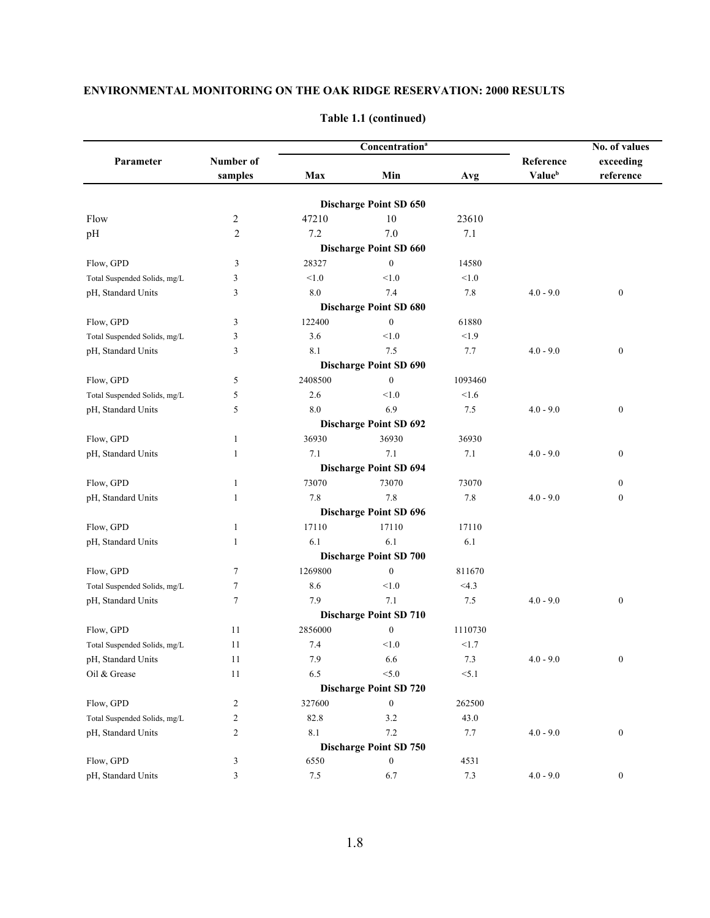ENVIRONMENTAL MONITORING ON THE OAK RIDGE RESERVATION: 2000 RESULTS

**Table 1.1 (continued)**

| Parameter | Number of samples | Concentration[a] | | | Reference Value[b] | No. of values exceeding reference |
|---|---|---|---|---|---|---|
| | | Max | Min | Avg | | |
| **Discharge Point SD 650** | | | | | | |
| Flow | 2 | 47210 | 10 | 23610 | | |
| pH | 2 | 7.2 | 7.0 | 7.1 | | |
| **Discharge Point SD 660** | | | | | | |
| Flow, GPD | 3 | 28327 | 0 | 14580 | | |
| Total Suspended Solids, mg/L | 3 | <1.0 | <1.0 | <1.0 | | |
| pH, Standard Units | 3 | 8.0 | 7.4 | 7.8 | 4.0 - 9.0 | 0 |
| **Discharge Point SD 680** | | | | | | |
| Flow, GPD | 3 | 122400 | 0 | 61880 | | |
| Total Suspended Solids, mg/L | 3 | 3.6 | <1.0 | <1.9 | | |
| pH, Standard Units | 3 | 8.1 | 7.5 | 7.7 | 4.0 - 9.0 | 0 |
| **Discharge Point SD 690** | | | | | | |
| Flow, GPD | 5 | 2408500 | 0 | 1093460 | | |
| Total Suspended Solids, mg/L | 5 | 2.6 | <1.0 | <1.6 | | |
| pH, Standard Units | 5 | 8.0 | 6.9 | 7.5 | 4.0 - 9.0 | 0 |
| **Discharge Point SD 692** | | | | | | |
| Flow, GPD | 1 | 36930 | 36930 | 36930 | | |
| pH, Standard Units | 1 | 7.1 | 7.1 | 7.1 | 4.0 - 9.0 | 0 |
| **Discharge Point SD 694** | | | | | | |
| Flow, GPD | 1 | 73070 | 73070 | 73070 | | 0 |
| pH, Standard Units | 1 | 7.8 | 7.8 | 7.8 | 4.0 - 9.0 | 0 |
| **Discharge Point SD 696** | | | | | | |
| Flow, GPD | 1 | 17110 | 17110 | 17110 | | |
| pH, Standard Units | 1 | 6.1 | 6.1 | 6.1 | | |
| **Discharge Point SD 700** | | | | | | |
| Flow, GPD | 7 | 1269800 | 0 | 811670 | | |
| Total Suspended Solids, mg/L | 7 | 8.6 | <1.0 | <4.3 | | |
| pH, Standard Units | 7 | 7.9 | 7.1 | 7.5 | 4.0 - 9.0 | 0 |
| **Discharge Point SD 710** | | | | | | |
| Flow, GPD | 11 | 2856000 | 0 | 1110730 | | |
| Total Suspended Solids, mg/L | 11 | 7.4 | <1.0 | <1.7 | | |
| pH, Standard Units | 11 | 7.9 | 6.6 | 7.3 | 4.0 - 9.0 | 0 |
| Oil & Grease | 11 | 6.5 | <5.0 | <5.1 | | |
| **Discharge Point SD 720** | | | | | | |
| Flow, GPD | 2 | 327600 | 0 | 262500 | | |
| Total Suspended Solids, mg/L | 2 | 82.8 | 3.2 | 43.0 | | |
| pH, Standard Units | 2 | 8.1 | 7.2 | 7.7 | 4.0 - 9.0 | 0 |
| **Discharge Point SD 750** | | | | | | |
| Flow, GPD | 3 | 6550 | 0 | 4531 | | |
| pH, Standard Units | 3 | 7.5 | 6.7 | 7.3 | 4.0 - 9.0 | 0 |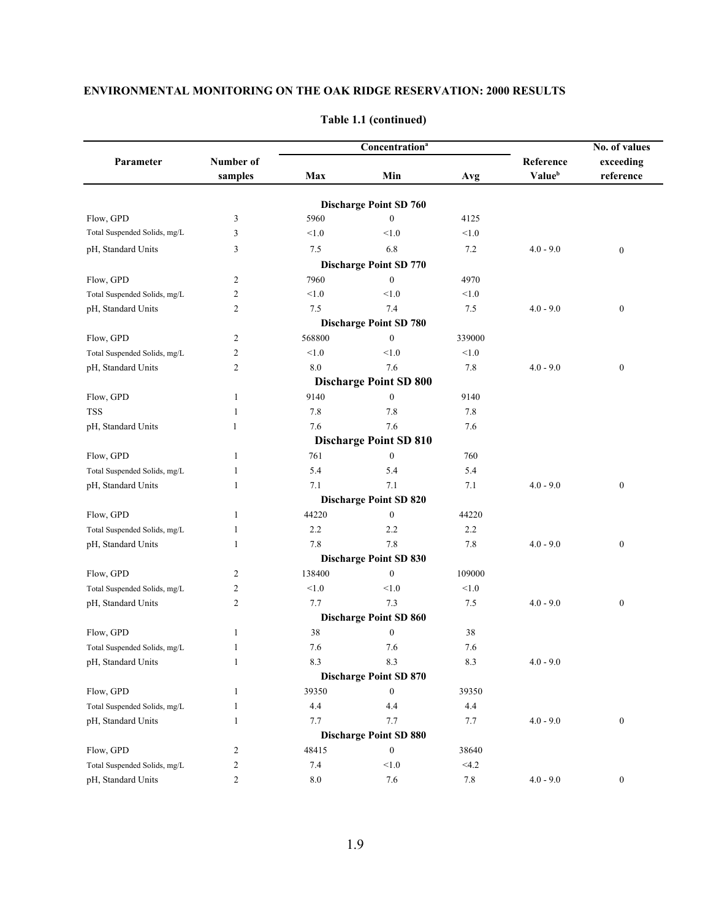ENVIRONMENTAL MONITORING ON THE OAK RIDGE RESERVATION: 2000 RESULTS

**Table 1.1 (continued)**

| Parameter | Number of samples | Concentration[a] | | | Reference Value[b] | No. of values exceeding reference |
|---|---|---|---|---|---|---|
| | | Max | Min | Avg | | |
| | | | **Discharge Point SD 760** | | | |
| Flow, GPD | 3 | 5960 | 0 | 4125 | | |
| Total Suspended Solids, mg/L | 3 | <1.0 | <1.0 | <1.0 | | |
| pH, Standard Units | 3 | 7.5 | 6.8 | 7.2 | 4.0 - 9.0 | 0 |
| | | | **Discharge Point SD 770** | | | |
| Flow, GPD | 2 | 7960 | 0 | 4970 | | |
| Total Suspended Solids, mg/L | 2 | <1.0 | <1.0 | <1.0 | | |
| pH, Standard Units | 2 | 7.5 | 7.4 | 7.5 | 4.0 - 9.0 | 0 |
| | | | **Discharge Point SD 780** | | | |
| Flow, GPD | 2 | 568800 | 0 | 339000 | | |
| Total Suspended Solids, mg/L | 2 | <1.0 | <1.0 | <1.0 | | |
| pH, Standard Units | 2 | 8.0 | 7.6 | 7.8 | 4.0 - 9.0 | 0 |
| | | | **Discharge Point SD 800** | | | |
| Flow, GPD | 1 | 9140 | 0 | 9140 | | |
| TSS | 1 | 7.8 | 7.8 | 7.8 | | |
| pH, Standard Units | 1 | 7.6 | 7.6 | 7.6 | | |
| | | | **Discharge Point SD 810** | | | |
| Flow, GPD | 1 | 761 | 0 | 760 | | |
| Total Suspended Solids, mg/L | 1 | 5.4 | 5.4 | 5.4 | | |
| pH, Standard Units | 1 | 7.1 | 7.1 | 7.1 | 4.0 - 9.0 | 0 |
| | | | **Discharge Point SD 820** | | | |
| Flow, GPD | 1 | 44220 | 0 | 44220 | | |
| Total Suspended Solids, mg/L | 1 | 2.2 | 2.2 | 2.2 | | |
| pH, Standard Units | 1 | 7.8 | 7.8 | 7.8 | 4.0 - 9.0 | 0 |
| | | | **Discharge Point SD 830** | | | |
| Flow, GPD | 2 | 138400 | 0 | 109000 | | |
| Total Suspended Solids, mg/L | 2 | <1.0 | <1.0 | <1.0 | | |
| pH, Standard Units | 2 | 7.7 | 7.3 | 7.5 | 4.0 - 9.0 | 0 |
| | | | **Discharge Point SD 860** | | | |
| Flow, GPD | 1 | 38 | 0 | 38 | | |
| Total Suspended Solids, mg/L | 1 | 7.6 | 7.6 | 7.6 | | |
| pH, Standard Units | 1 | 8.3 | 8.3 | 8.3 | 4.0 - 9.0 | |
| | | | **Discharge Point SD 870** | | | |
| Flow, GPD | 1 | 39350 | 0 | 39350 | | |
| Total Suspended Solids, mg/L | 1 | 4.4 | 4.4 | 4.4 | | |
| pH, Standard Units | 1 | 7.7 | 7.7 | 7.7 | 4.0 - 9.0 | 0 |
| | | | **Discharge Point SD 880** | | | |
| Flow, GPD | 2 | 48415 | 0 | 38640 | | |
| Total Suspended Solids, mg/L | 2 | 7.4 | <1.0 | <4.2 | | |
| pH, Standard Units | 2 | 8.0 | 7.6 | 7.8 | 4.0 - 9.0 | 0 |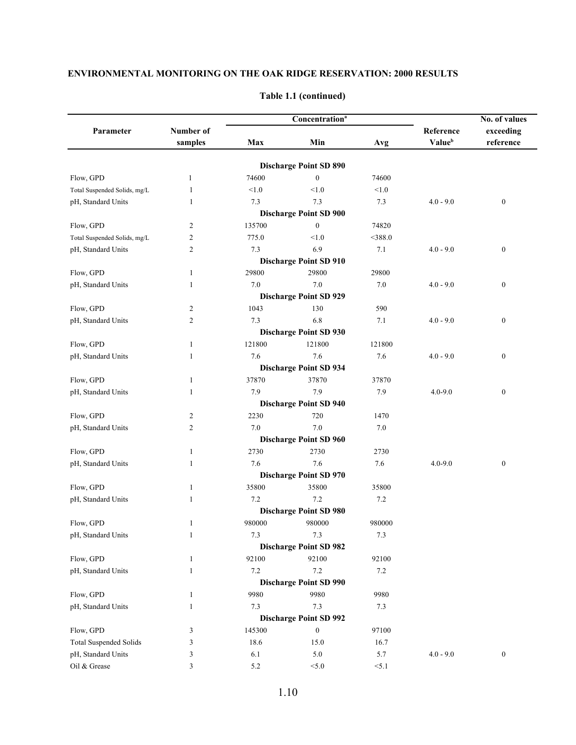ENVIRONMENTAL MONITORING ON THE OAK RIDGE RESERVATION: 2000 RESULTS

**Table 1.1 (continued)**

| Parameter | Number of samples | Concentration[a] | | | Reference Value[b] | No. of values exceeding reference |
|---|---|---|---|---|---|---|
| | | Max | Min | Avg | | |
| **Discharge Point SD 890** | | | | | | |
| Flow, GPD | 1 | 74600 | 0 | 74600 | | |
| Total Suspended Solids, mg/L | 1 | <1.0 | <1.0 | <1.0 | | |
| pH, Standard Units | 1 | 7.3 | 7.3 | 7.3 | 4.0 - 9.0 | 0 |
| **Discharge Point SD 900** | | | | | | |
| Flow, GPD | 2 | 135700 | 0 | 74820 | | |
| Total Suspended Solids, mg/L | 2 | 775.0 | <1.0 | <388.0 | | |
| pH, Standard Units | 2 | 7.3 | 6.9 | 7.1 | 4.0 - 9.0 | 0 |
| **Discharge Point SD 910** | | | | | | |
| Flow, GPD | 1 | 29800 | 29800 | 29800 | | |
| pH, Standard Units | 1 | 7.0 | 7.0 | 7.0 | 4.0 - 9.0 | 0 |
| **Discharge Point SD 929** | | | | | | |
| Flow, GPD | 2 | 1043 | 130 | 590 | | |
| pH, Standard Units | 2 | 7.3 | 6.8 | 7.1 | 4.0 - 9.0 | 0 |
| **Discharge Point SD 930** | | | | | | |
| Flow, GPD | 1 | 121800 | 121800 | 121800 | | |
| pH, Standard Units | 1 | 7.6 | 7.6 | 7.6 | 4.0 - 9.0 | 0 |
| **Discharge Point SD 934** | | | | | | |
| Flow, GPD | 1 | 37870 | 37870 | 37870 | | |
| pH, Standard Units | 1 | 7.9 | 7.9 | 7.9 | 4.0-9.0 | 0 |
| **Discharge Point SD 940** | | | | | | |
| Flow, GPD | 2 | 2230 | 720 | 1470 | | |
| pH, Standard Units | 2 | 7.0 | 7.0 | 7.0 | | |
| **Discharge Point SD 960** | | | | | | |
| Flow, GPD | 1 | 2730 | 2730 | 2730 | | |
| pH, Standard Units | 1 | 7.6 | 7.6 | 7.6 | 4.0-9.0 | 0 |
| **Discharge Point SD 970** | | | | | | |
| Flow, GPD | 1 | 35800 | 35800 | 35800 | | |
| pH, Standard Units | 1 | 7.2 | 7.2 | 7.2 | | |
| **Discharge Point SD 980** | | | | | | |
| Flow, GPD | 1 | 980000 | 980000 | 980000 | | |
| pH, Standard Units | 1 | 7.3 | 7.3 | 7.3 | | |
| **Discharge Point SD 982** | | | | | | |
| Flow, GPD | 1 | 92100 | 92100 | 92100 | | |
| pH, Standard Units | 1 | 7.2 | 7.2 | 7.2 | | |
| **Discharge Point SD 990** | | | | | | |
| Flow, GPD | 1 | 9980 | 9980 | 9980 | | |
| pH, Standard Units | 1 | 7.3 | 7.3 | 7.3 | | |
| **Discharge Point SD 992** | | | | | | |
| Flow, GPD | 3 | 145300 | 0 | 97100 | | |
| Total Suspended Solids | 3 | 18.6 | 15.0 | 16.7 | | |
| pH, Standard Units | 3 | 6.1 | 5.0 | 5.7 | 4.0 - 9.0 | 0 |
| Oil & Grease | 3 | 5.2 | <5.0 | <5.1 | | |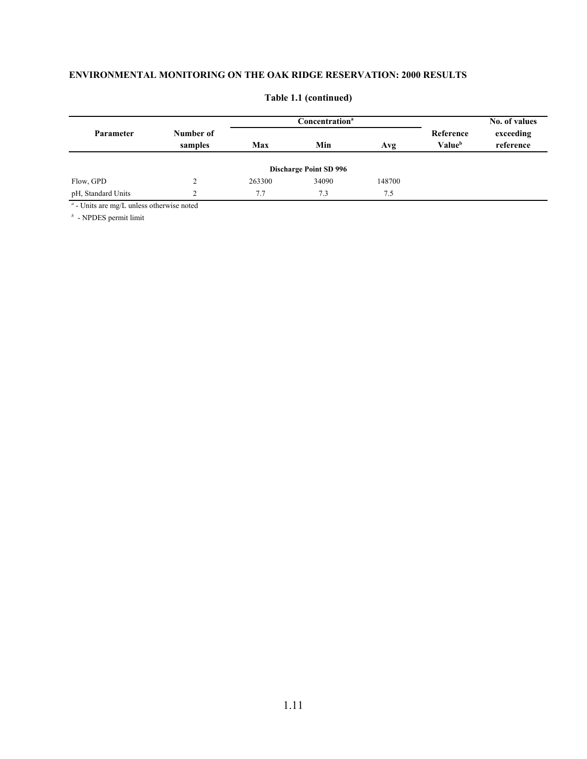## ENVIRONMENTAL MONITORING ON THE OAK RIDGE RESERVATION: 2000 RESULTS

### Table 1.1 (continued)

| Parameter | Number of samples | Concentration[a] | | | Reference Value[b] | No. of values exceeding reference |
|---|---|---|---|---|---|---|
| | | Max | Min | Avg | | |
| | | | **Discharge Point SD 996** | | | |
| Flow, GPD | 2 | 263300 | 34090 | 148700 | | |
| pH, Standard Units | 2 | 7.7 | 7.3 | 7.5 | | |

[a] - Units are mg/L unless otherwise noted

[b] - NPDES permit limit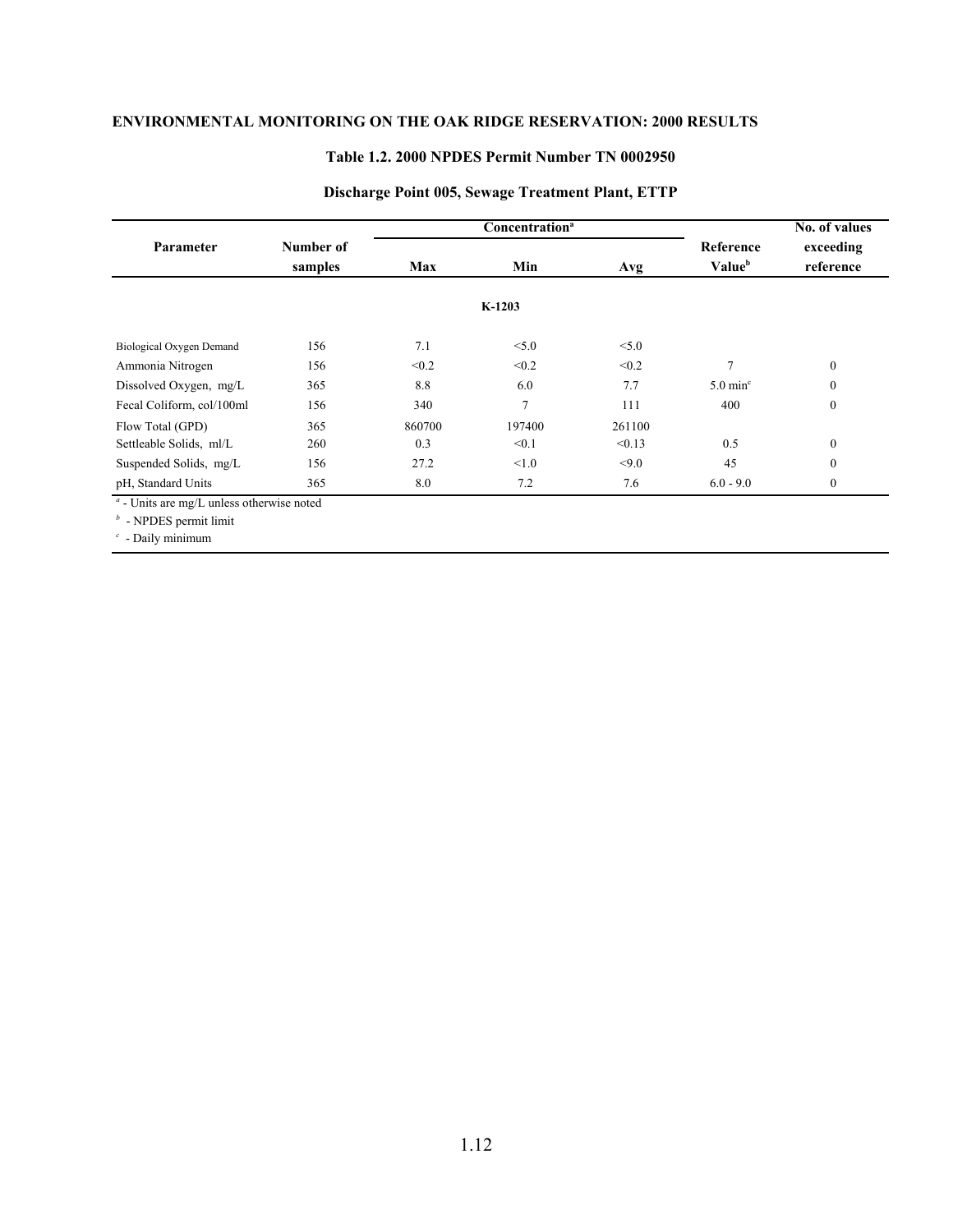## ENVIRONMENTAL MONITORING ON THE OAK RIDGE RESERVATION: 2000 RESULTS

### Table 1.2. 2000 NPDES Permit Number TN 0002950

### Discharge Point 005, Sewage Treatment Plant, ETTP

| Parameter | Number of samples | Concentration[a] | | | Reference Value[b] | No. of values exceeding reference |
|---|---|---|---|---|---|---|
| | | Max | Min | Avg | | |
| | | | K-1203 | | | |
| Biological Oxygen Demand | 156 | 7.1 | <5.0 | <5.0 | | |
| Ammonia Nitrogen | 156 | <0.2 | <0.2 | <0.2 | 7 | 0 |
| Dissolved Oxygen, mg/L | 365 | 8.8 | 6.0 | 7.7 | 5.0 min[c] | 0 |
| Fecal Coliform, col/100ml | 156 | 340 | 7 | 111 | 400 | 0 |
| Flow Total (GPD) | 365 | 860700 | 197400 | 261100 | | |
| Settleable Solids, ml/L | 260 | 0.3 | <0.1 | <0.13 | 0.5 | 0 |
| Suspended Solids, mg/L | 156 | 27.2 | <1.0 | <9.0 | 45 | 0 |
| pH, Standard Units | 365 | 8.0 | 7.2 | 7.6 | 6.0 - 9.0 | 0 |

[a] - Units are mg/L unless otherwise noted

[b] - NPDES permit limit

[c] - Daily minimum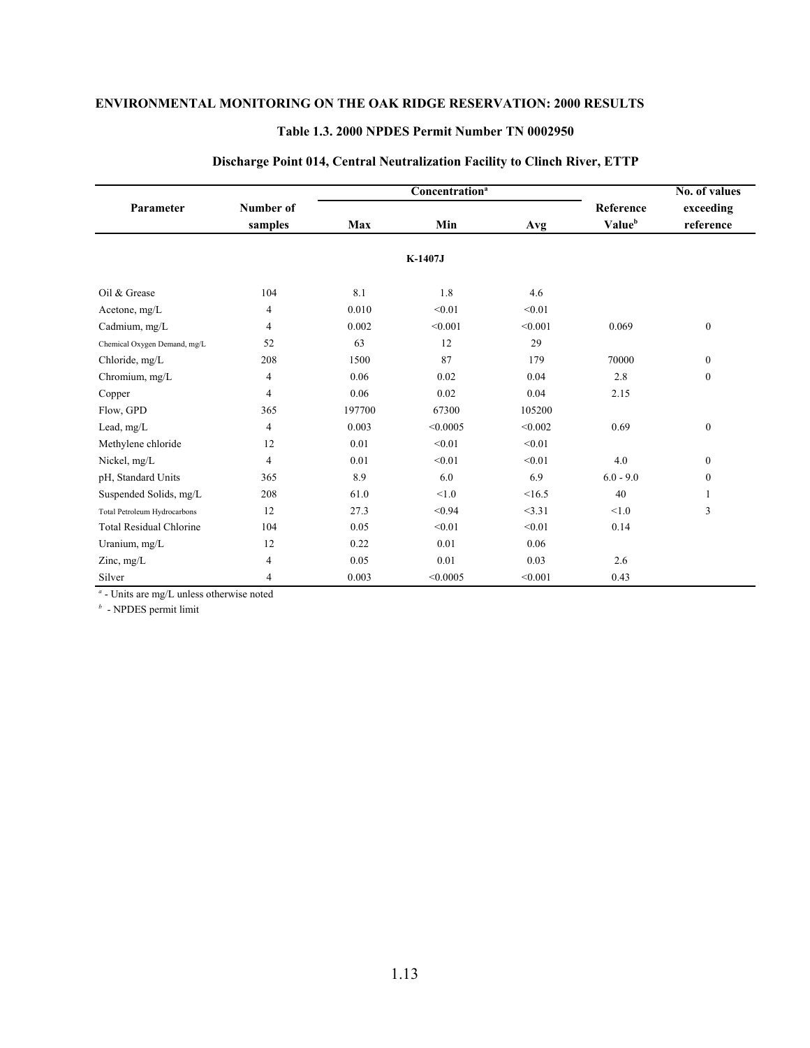**ENVIRONMENTAL MONITORING ON THE OAK RIDGE RESERVATION: 2000 RESULTS**

### Table 1.3. 2000 NPDES Permit Number TN 0002950

### Discharge Point 014, Central Neutralization Facility to Clinch River, ETTP

| Parameter | Number of samples | Concentration[a] | | | Reference Value[b] | No. of values exceeding reference |
|---|---|---|---|---|---|---|
| | | Max | Min | Avg | | |
| | | | **K-1407J** | | | |
| Oil & Grease | 104 | 8.1 | 1.8 | 4.6 | | |
| Acetone, mg/L | 4 | 0.010 | <0.01 | <0.01 | | |
| Cadmium, mg/L | 4 | 0.002 | <0.001 | <0.001 | 0.069 | 0 |
| Chemical Oxygen Demand, mg/L | 52 | 63 | 12 | 29 | | |
| Chloride, mg/L | 208 | 1500 | 87 | 179 | 70000 | 0 |
| Chromium, mg/L | 4 | 0.06 | 0.02 | 0.04 | 2.8 | 0 |
| Copper | 4 | 0.06 | 0.02 | 0.04 | 2.15 | |
| Flow, GPD | 365 | 197700 | 67300 | 105200 | | |
| Lead, mg/L | 4 | 0.003 | <0.0005 | <0.002 | 0.69 | 0 |
| Methylene chloride | 12 | 0.01 | <0.01 | <0.01 | | |
| Nickel, mg/L | 4 | 0.01 | <0.01 | <0.01 | 4.0 | 0 |
| pH, Standard Units | 365 | 8.9 | 6.0 | 6.9 | 6.0 - 9.0 | 0 |
| Suspended Solids, mg/L | 208 | 61.0 | <1.0 | <16.5 | 40 | 1 |
| Total Petroleum Hydrocarbons | 12 | 27.3 | <0.94 | <3.31 | <1.0 | 3 |
| Total Residual Chlorine | 104 | 0.05 | <0.01 | <0.01 | 0.14 | |
| Uranium, mg/L | 12 | 0.22 | 0.01 | 0.06 | | |
| Zinc, mg/L | 4 | 0.05 | 0.01 | 0.03 | 2.6 | |
| Silver | 4 | 0.003 | <0.0005 | <0.001 | 0.43 | |

[a] - Units are mg/L unless otherwise noted

[b] - NPDES permit limit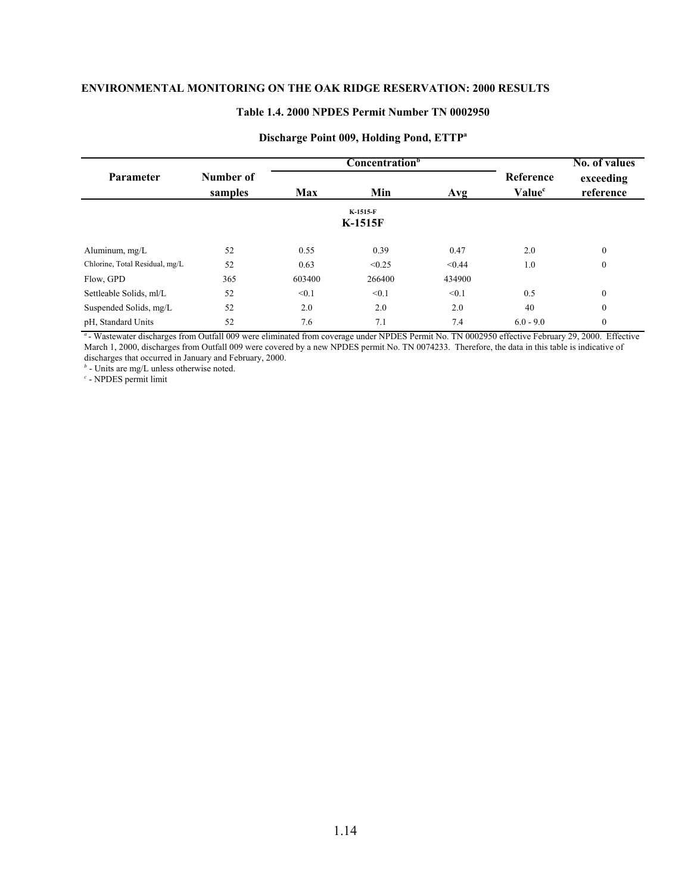**ENVIRONMENTAL MONITORING ON THE OAK RIDGE RESERVATION: 2000 RESULTS**

### Table 1.4. 2000 NPDES Permit Number TN 0002950

### Discharge Point 009, Holding Pond, ETTP[a]

| Parameter | Number of samples | Concentration[b] Max | Min | Avg | Reference Value[c] | No. of values exceeding reference |
|---|---|---|---|---|---|---|
| | | | K-1515-F K-1515F | | | |
| Aluminum, mg/L | 52 | 0.55 | 0.39 | 0.47 | 2.0 | 0 |
| Chlorine, Total Residual, mg/L | 52 | 0.63 | <0.25 | <0.44 | 1.0 | 0 |
| Flow, GPD | 365 | 603400 | 266400 | 434900 | | |
| Settleable Solids, ml/L | 52 | <0.1 | <0.1 | <0.1 | 0.5 | 0 |
| Suspended Solids, mg/L | 52 | 2.0 | 2.0 | 2.0 | 40 | 0 |
| pH, Standard Units | 52 | 7.6 | 7.1 | 7.4 | 6.0 - 9.0 | 0 |

[a] - Wastewater discharges from Outfall 009 were eliminated from coverage under NPDES Permit No. TN 0002950 effective February 29, 2000. Effective March 1, 2000, discharges from Outfall 009 were covered by a new NPDES permit No. TN 0074233. Therefore, the data in this table is indicative of discharges that occurred in January and February, 2000.

[b] - Units are mg/L unless otherwise noted.

[c] - NPDES permit limit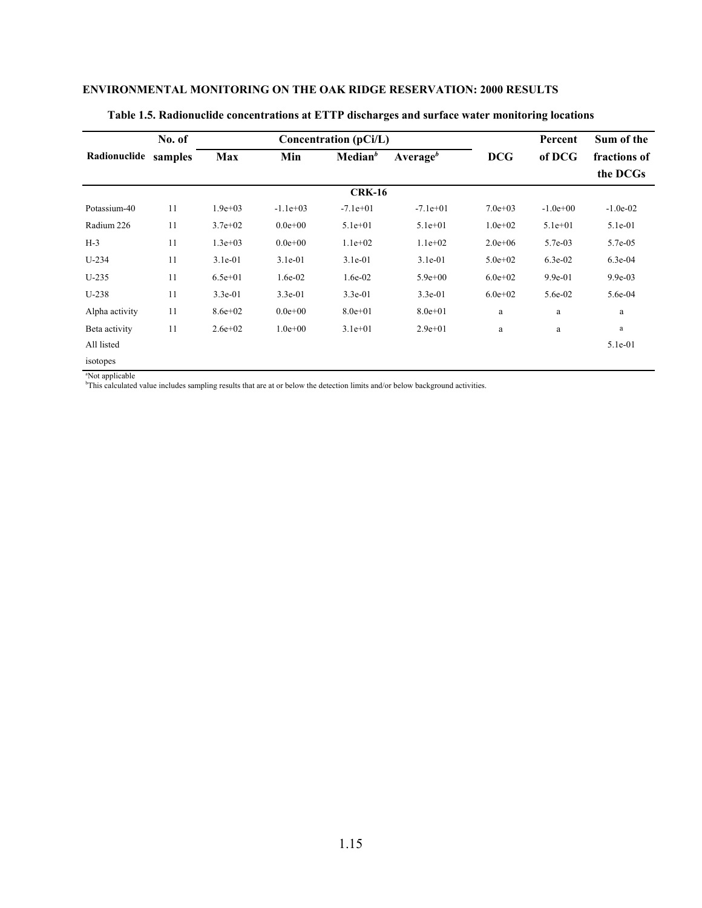**ENVIRONMENTAL MONITORING ON THE OAK RIDGE RESERVATION: 2000 RESULTS**

**Table 1.5. Radionuclide concentrations at ETTP discharges and surface water monitoring locations**

| Radionuclide | No. of samples | Concentration (pCi/L) | | | | DCG | Percent of DCG | Sum of the fractions of the DCGs |
|---|---|---|---|---|---|---|---|---|
| | | Max | Min | Median[b] | Average[b] | | | |
| **CRK-16** | | | | | | | | |
| Potassium-40 | 11 | 1.9e+03 | -1.1e+03 | -7.1e+01 | -7.1e+01 | 7.0e+03 | -1.0e+00 | -1.0e-02 |
| Radium 226 | 11 | 3.7e+02 | 0.0e+00 | 5.1e+01 | 5.1e+01 | 1.0e+02 | 5.1e+01 | 5.1e-01 |
| H-3 | 11 | 1.3e+03 | 0.0e+00 | 1.1e+02 | 1.1e+02 | 2.0e+06 | 5.7e-03 | 5.7e-05 |
| U-234 | 11 | 3.1e-01 | 3.1e-01 | 3.1e-01 | 3.1e-01 | 5.0e+02 | 6.3e-02 | 6.3e-04 |
| U-235 | 11 | 6.5e+01 | 1.6e-02 | 1.6e-02 | 5.9e+00 | 6.0e+02 | 9.9e-01 | 9.9e-03 |
| U-238 | 11 | 3.3e-01 | 3.3e-01 | 3.3e-01 | 3.3e-01 | 6.0e+02 | 5.6e-02 | 5.6e-04 |
| Alpha activity | 11 | 8.6e+02 | 0.0e+00 | 8.0e+01 | 8.0e+01 | a | a | a |
| Beta activity | 11 | 2.6e+02 | 1.0e+00 | 3.1e+01 | 2.9e+01 | a | a | a |
| All listed isotopes | | | | | | | | 5.1e-01 |

[a]Not applicable
[b]This calculated value includes sampling results that are at or below the detection limits and/or below background activities.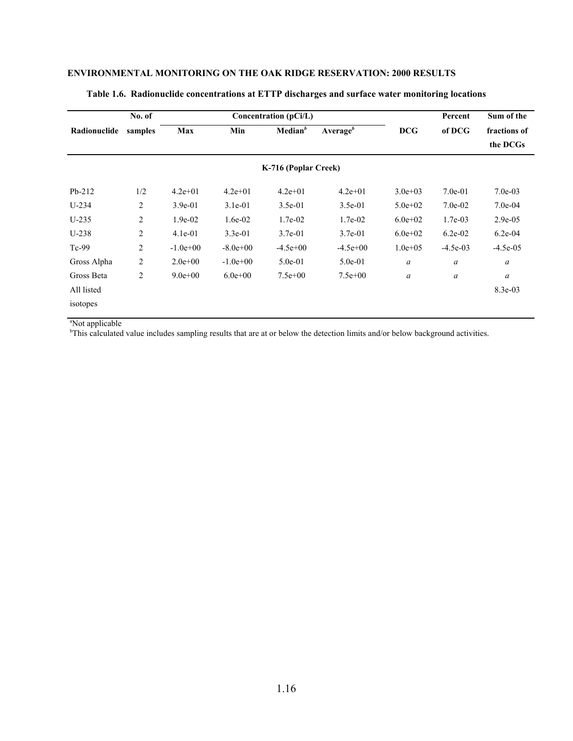## ENVIRONMENTAL MONITORING ON THE OAK RIDGE RESERVATION: 2000 RESULTS

**Table 1.6. Radionuclide concentrations at ETTP discharges and surface water monitoring locations**

| Radionuclide | No. of samples | Concentration (pCi/L) Max | Min | Median[b] | Average[b] | DCG | Percent of DCG | Sum of the fractions of the DCGs |
|---|---|---|---|---|---|---|---|---|
| | | | | **K-716 (Poplar Creek)** | | | | |
| Pb-212 | 1/2 | 4.2e+01 | 4.2e+01 | 4.2e+01 | 4.2e+01 | 3.0e+03 | 7.0e-01 | 7.0e-03 |
| U-234 | 2 | 3.9e-01 | 3.1e-01 | 3.5e-01 | 3.5e-01 | 5.0e+02 | 7.0e-02 | 7.0e-04 |
| U-235 | 2 | 1.9e-02 | 1.6e-02 | 1.7e-02 | 1.7e-02 | 6.0e+02 | 1.7e-03 | 2.9e-05 |
| U-238 | 2 | 4.1e-01 | 3.3e-01 | 3.7e-01 | 3.7e-01 | 6.0e+02 | 6.2e-02 | 6.2e-04 |
| Tc-99 | 2 | -1.0e+00 | -8.0e+00 | -4.5e+00 | -4.5e+00 | 1.0e+05 | -4.5e-03 | -4.5e-05 |
| Gross Alpha | 2 | 2.0e+00 | -1.0e+00 | 5.0e-01 | 5.0e-01 | *a* | *a* | *a* |
| Gross Beta | 2 | 9.0e+00 | 6.0e+00 | 7.5e+00 | 7.5e+00 | *a* | *a* | *a* |
| All listed isotopes | | | | | | | | 8.3e-03 |

[a]Not applicable

[b]This calculated value includes sampling results that are at or below the detection limits and/or below background activities.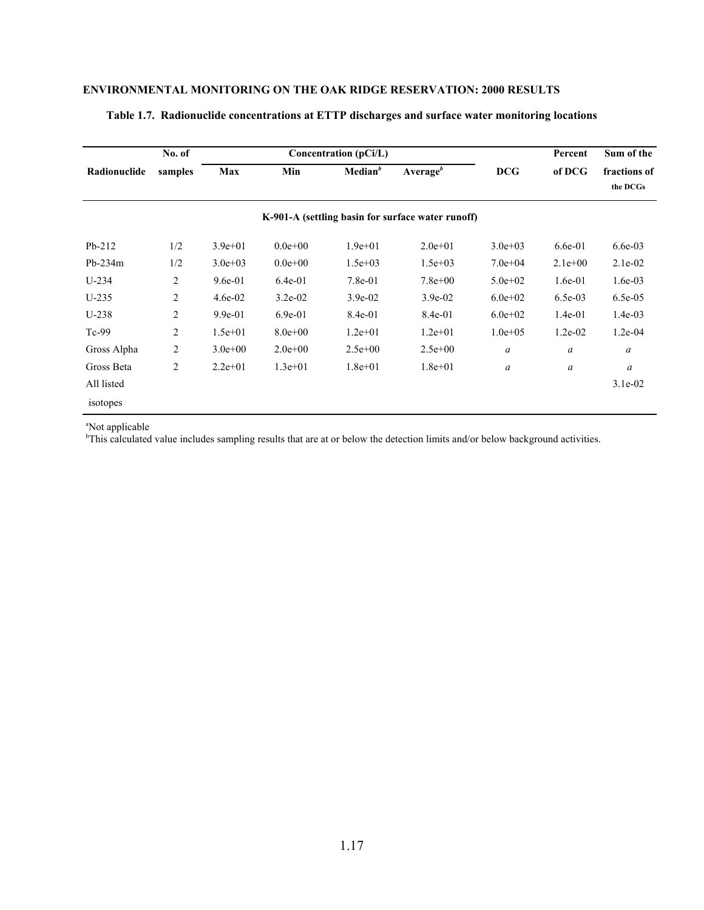ENVIRONMENTAL MONITORING ON THE OAK RIDGE RESERVATION: 2000 RESULTS

**Table 1.7. Radionuclide concentrations at ETTP discharges and surface water monitoring locations**

| Radionuclide | No. of samples | Concentration (pCi/L) | | | | DCG | Percent of DCG | Sum of the fractions of the DCGs |
|---|---|---|---|---|---|---|---|---|
| | | Max | Min | Median[b] | Average[b] | | | |
| **K-901-A (settling basin for surface water runoff)** | | | | | | | | |
| Pb-212 | 1/2 | 3.9e+01 | 0.0e+00 | 1.9e+01 | 2.0e+01 | 3.0e+03 | 6.6e-01 | 6.6e-03 |
| Pb-234m | 1/2 | 3.0e+03 | 0.0e+00 | 1.5e+03 | 1.5e+03 | 7.0e+04 | 2.1e+00 | 2.1e-02 |
| U-234 | 2 | 9.6e-01 | 6.4e-01 | 7.8e-01 | 7.8e+00 | 5.0e+02 | 1.6e-01 | 1.6e-03 |
| U-235 | 2 | 4.6e-02 | 3.2e-02 | 3.9e-02 | 3.9e-02 | 6.0e+02 | 6.5e-03 | 6.5e-05 |
| U-238 | 2 | 9.9e-01 | 6.9e-01 | 8.4e-01 | 8.4e-01 | 6.0e+02 | 1.4e-01 | 1.4e-03 |
| Tc-99 | 2 | 1.5e+01 | 8.0e+00 | 1.2e+01 | 1.2e+01 | 1.0e+05 | 1.2e-02 | 1.2e-04 |
| Gross Alpha | 2 | 3.0e+00 | 2.0e+00 | 2.5e+00 | 2.5e+00 | *a* | *a* | *a* |
| Gross Beta | 2 | 2.2e+01 | 1.3e+01 | 1.8e+01 | 1.8e+01 | *a* | *a* | *a* |
| All listed isotopes | | | | | | | | 3.1e-02 |

[a]Not applicable
[b]This calculated value includes sampling results that are at or below the detection limits and/or below background activities.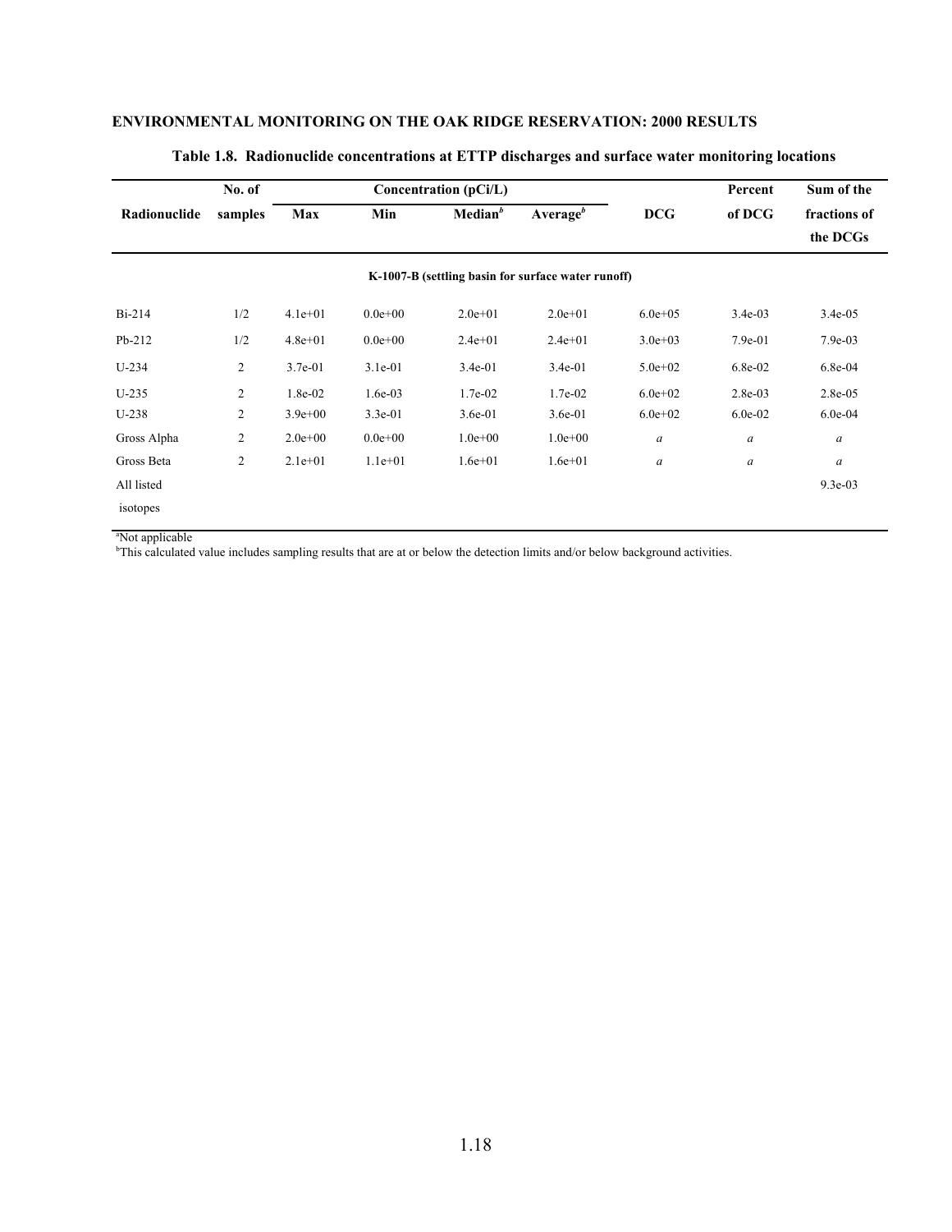**Table 1.8. Radionuclide concentrations at ETTP discharges and surface water monitoring locations**

| Radionuclide | No. of samples | Concentration (pCi/L) | | | | DCG | Percent of DCG | Sum of the fractions of the DCGs |
|---|---|---|---|---|---|---|---|---|
| | | Max | Min | Median[b] | Average[b] | | | |
| **K-1007-B (settling basin for surface water runoff)** | | | | | | | | |
| Bi-214 | 1/2 | 4.1e+01 | 0.0e+00 | 2.0e+01 | 2.0e+01 | 6.0e+05 | 3.4e-03 | 3.4e-05 |
| Pb-212 | 1/2 | 4.8e+01 | 0.0e+00 | 2.4e+01 | 2.4e+01 | 3.0e+03 | 7.9e-01 | 7.9e-03 |
| U-234 | 2 | 3.7e-01 | 3.1e-01 | 3.4e-01 | 3.4e-01 | 5.0e+02 | 6.8e-02 | 6.8e-04 |
| U-235 | 2 | 1.8e-02 | 1.6e-03 | 1.7e-02 | 1.7e-02 | 6.0e+02 | 2.8e-03 | 2.8e-05 |
| U-238 | 2 | 3.9e+00 | 3.3e-01 | 3.6e-01 | 3.6e-01 | 6.0e+02 | 6.0e-02 | 6.0e-04 |
| Gross Alpha | 2 | 2.0e+00 | 0.0e+00 | 1.0e+00 | 1.0e+00 | *a* | *a* | *a* |
| Gross Beta | 2 | 2.1e+01 | 1.1e+01 | 1.6e+01 | 1.6e+01 | *a* | *a* | *a* |
| All listed isotopes | | | | | | | | 9.3e-03 |

[a]Not applicable
[b]This calculated value includes sampling results that are at or below the detection limits and/or below background activities.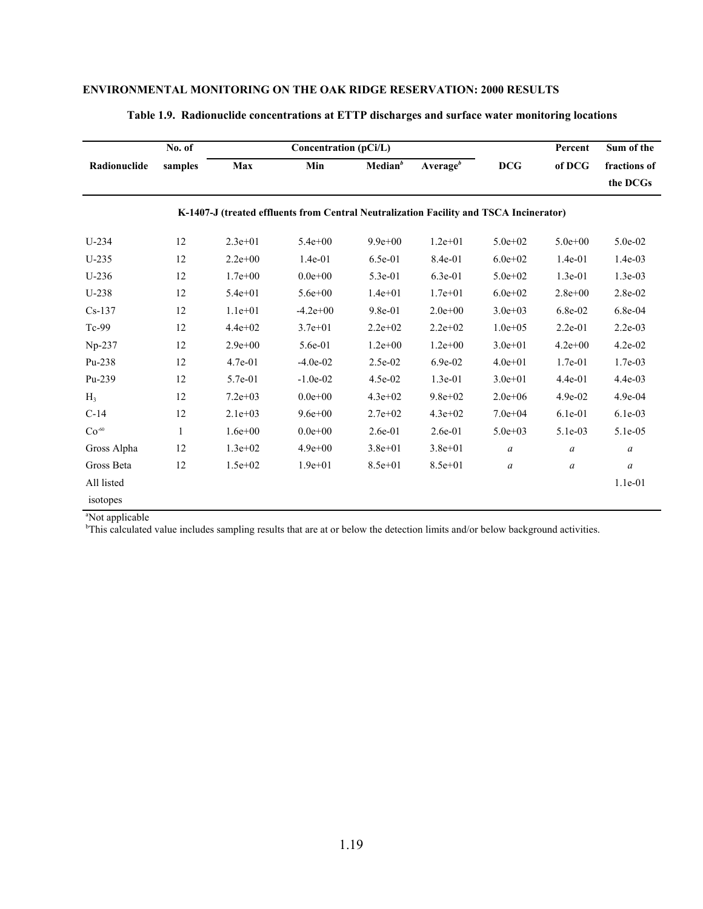**Table 1.9. Radionuclide concentrations at ETTP discharges and surface water monitoring locations**

| Radionuclide | No. of samples | Concentration (pCi/L) Max | Min | Median[b] | Average[b] | DCG | Percent of DCG | Sum of the fractions of the DCGs |
|---|---|---|---|---|---|---|---|---|
| **K-1407-J (treated effluents from Central Neutralization Facility and TSCA Incinerator)** | | | | | | | | |
| U-234 | 12 | 2.3e+01 | 5.4e+00 | 9.9e+00 | 1.2e+01 | 5.0e+02 | 5.0e+00 | 5.0e-02 |
| U-235 | 12 | 2.2e+00 | 1.4e-01 | 6.5e-01 | 8.4e-01 | 6.0e+02 | 1.4e-01 | 1.4e-03 |
| U-236 | 12 | 1.7e+00 | 0.0e+00 | 5.3e-01 | 6.3e-01 | 5.0e+02 | 1.3e-01 | 1.3e-03 |
| U-238 | 12 | 5.4e+01 | 5.6e+00 | 1.4e+01 | 1.7e+01 | 6.0e+02 | 2.8e+00 | 2.8e-02 |
| Cs-137 | 12 | 1.1e+01 | -4.2e+00 | 9.8e-01 | 2.0e+00 | 3.0e+03 | 6.8e-02 | 6.8e-04 |
| Tc-99 | 12 | 4.4e+02 | 3.7e+01 | 2.2e+02 | 2.2e+02 | 1.0e+05 | 2.2e-01 | 2.2e-03 |
| Np-237 | 12 | 2.9e+00 | 5.6e-01 | 1.2e+00 | 1.2e+00 | 3.0e+01 | 4.2e+00 | 4.2e-02 |
| Pu-238 | 12 | 4.7e-01 | -4.0e-02 | 2.5e-02 | 6.9e-02 | 4.0e+01 | 1.7e-01 | 1.7e-03 |
| Pu-239 | 12 | 5.7e-01 | -1.0e-02 | 4.5e-02 | 1.3e-01 | 3.0e+01 | 4.4e-01 | 4.4e-03 |
| $H_3$ | 12 | 7.2e+03 | 0.0e+00 | 4.3e+02 | 9.8e+02 | 2.0e+06 | 4.9e-02 | 4.9e-04 |
| C-14 | 12 | 2.1e+03 | 9.6e+00 | 2.7e+02 | 4.3e+02 | 7.0e+04 | 6.1e-01 | 6.1e-03 |
| $Co^{-60}$ | 1 | 1.6e+00 | 0.0e+00 | 2.6e-01 | 2.6e-01 | 5.0e+03 | 5.1e-03 | 5.1e-05 |
| Gross Alpha | 12 | 1.3e+02 | 4.9e+00 | 3.8e+01 | 3.8e+01 | *a* | *a* | *a* |
| Gross Beta | 12 | 1.5e+02 | 1.9e+01 | 8.5e+01 | 8.5e+01 | *a* | *a* | *a* |
| All listed isotopes | | | | | | | | 1.1e-01 |

[a]Not applicable
[b]This calculated value includes sampling results that are at or below the detection limits and/or below background activities.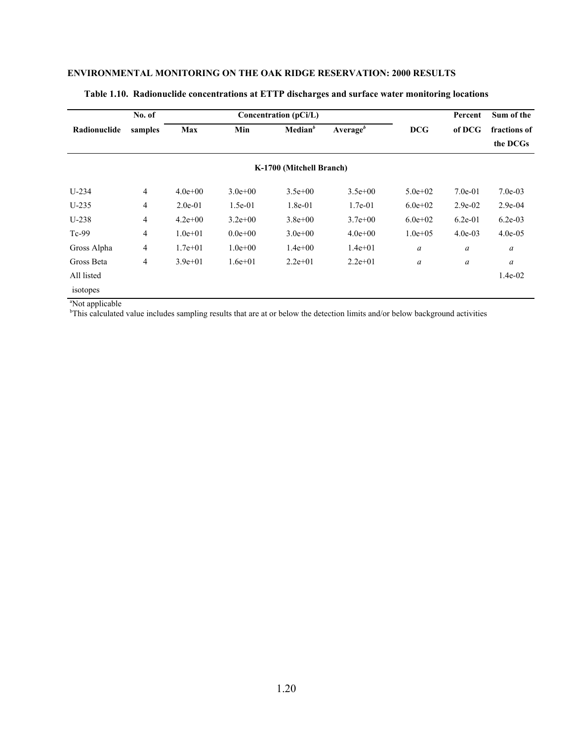**Table 1.10. Radionuclide concentrations at ETTP discharges and surface water monitoring locations**

| Radionuclide | No. of samples | Concentration (pCi/L) Max | Min | Median[b] | Average[b] | DCG | Percent of DCG | Sum of the fractions of the DCGs |
|---|---|---|---|---|---|---|---|---|
| **K-1700 (Mitchell Branch)** | | | | | | | | |
| U-234 | 4 | 4.0e+00 | 3.0e+00 | 3.5e+00 | 3.5e+00 | 5.0e+02 | 7.0e-01 | 7.0e-03 |
| U-235 | 4 | 2.0e-01 | 1.5e-01 | 1.8e-01 | 1.7e-01 | 6.0e+02 | 2.9e-02 | 2.9e-04 |
| U-238 | 4 | 4.2e+00 | 3.2e+00 | 3.8e+00 | 3.7e+00 | 6.0e+02 | 6.2e-01 | 6.2e-03 |
| Tc-99 | 4 | 1.0e+01 | 0.0e+00 | 3.0e+00 | 4.0e+00 | 1.0e+05 | 4.0e-03 | 4.0e-05 |
| Gross Alpha | 4 | 1.7e+01 | 1.0e+00 | 1.4e+00 | 1.4e+01 | *a* | *a* | *a* |
| Gross Beta | 4 | 3.9e+01 | 1.6e+01 | 2.2e+01 | 2.2e+01 | *a* | *a* | *a* |
| All listed isotopes | | | | | | | | 1.4e-02 |

[a]Not applicable
[b]This calculated value includes sampling results that are at or below the detection limits and/or below background activities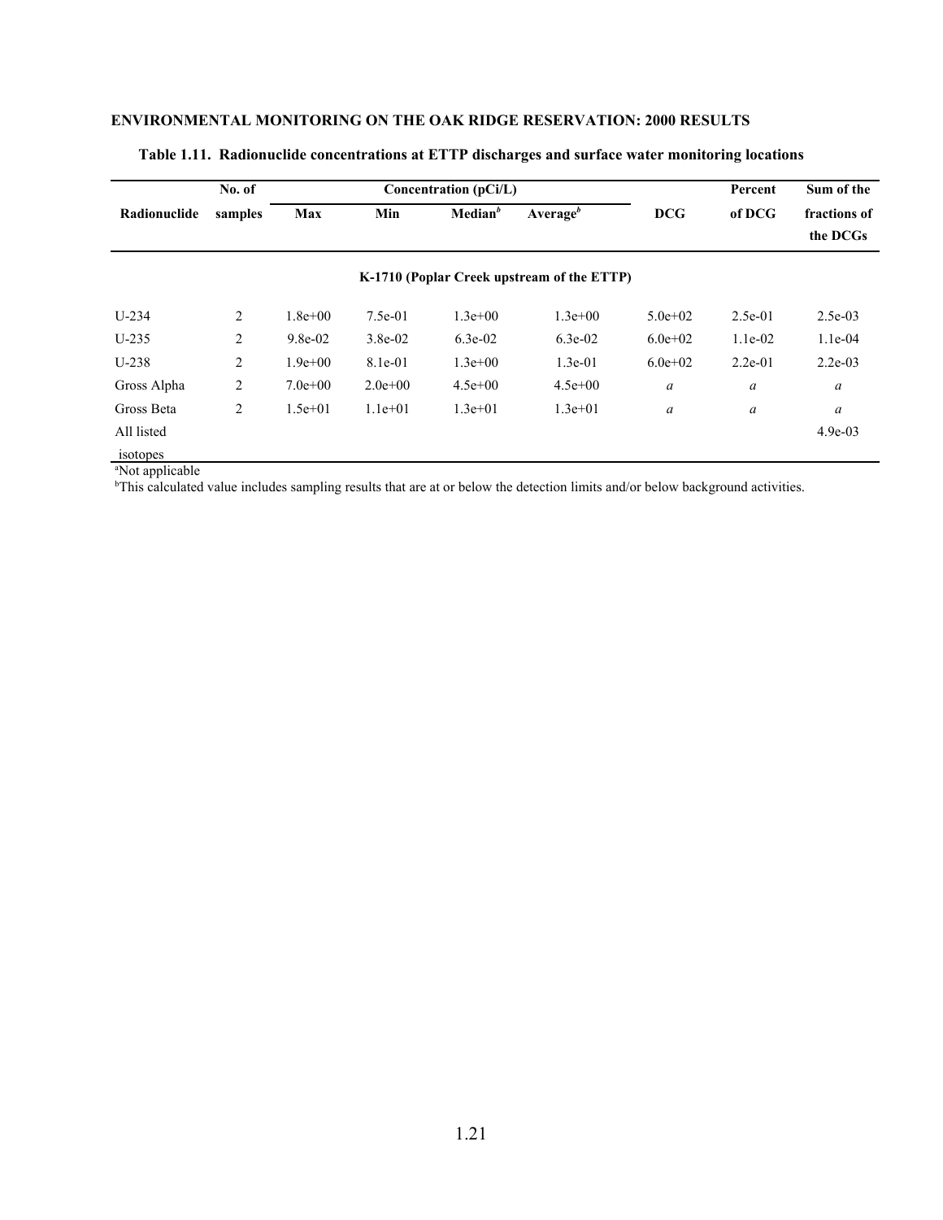**ENVIRONMENTAL MONITORING ON THE OAK RIDGE RESERVATION: 2000 RESULTS**

**Table 1.11. Radionuclide concentrations at ETTP discharges and surface water monitoring locations**

| Radionuclide | No. of samples | Concentration (pCi/L) | | | | DCG | Percent of DCG | Sum of the fractions of the DCGs |
|---|---|---|---|---|---|---|---|---|
| | | Max | Min | Median[b] | Average[b] | | | |
| | | | | **K-1710 (Poplar Creek upstream of the ETTP)** | | | | |
| U-234 | 2 | 1.8e+00 | 7.5e-01 | 1.3e+00 | 1.3e+00 | 5.0e+02 | 2.5e-01 | 2.5e-03 |
| U-235 | 2 | 9.8e-02 | 3.8e-02 | 6.3e-02 | 6.3e-02 | 6.0e+02 | 1.1e-02 | 1.1e-04 |
| U-238 | 2 | 1.9e+00 | 8.1e-01 | 1.3e+00 | 1.3e-01 | 6.0e+02 | 2.2e-01 | 2.2e-03 |
| Gross Alpha | 2 | 7.0e+00 | 2.0e+00 | 4.5e+00 | 4.5e+00 | *a* | *a* | *a* |
| Gross Beta | 2 | 1.5e+01 | 1.1e+01 | 1.3e+01 | 1.3e+01 | *a* | *a* | *a* |
| All listed isotopes | | | | | | | | 4.9e-03 |

[a]Not applicable

[b]This calculated value includes sampling results that are at or below the detection limits and/or below background activities.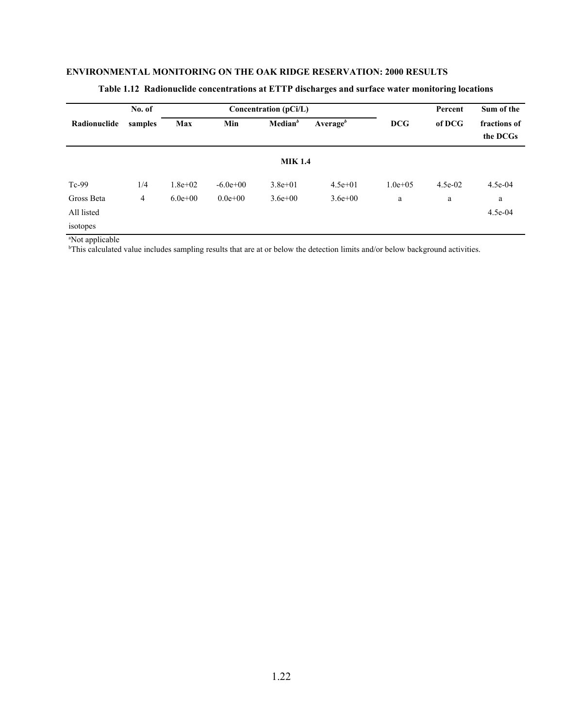**ENVIRONMENTAL MONITORING ON THE OAK RIDGE RESERVATION: 2000 RESULTS**

**Table 1.12 Radionuclide concentrations at ETTP discharges and surface water monitoring locations**

| Radionuclide | No. of samples | Concentration (pCi/L) | | | | DCG | Percent of DCG | Sum of the fractions of the DCGs |
|---|---|---|---|---|---|---|---|---|
| | | Max | Min | Median[b] | Average[b] | | | |
| | | | | **MIK 1.4** | | | | |
| Tc-99 | 1/4 | 1.8e+02 | -6.0e+00 | 3.8e+01 | 4.5e+01 | 1.0e+05 | 4.5e-02 | 4.5e-04 |
| Gross Beta | 4 | 6.0e+00 | 0.0e+00 | 3.6e+00 | 3.6e+00 | a | a | a |
| All listed isotopes | | | | | | | | 4.5e-04 |

[a]Not applicable
[b]This calculated value includes sampling results that are at or below the detection limits and/or below background activities.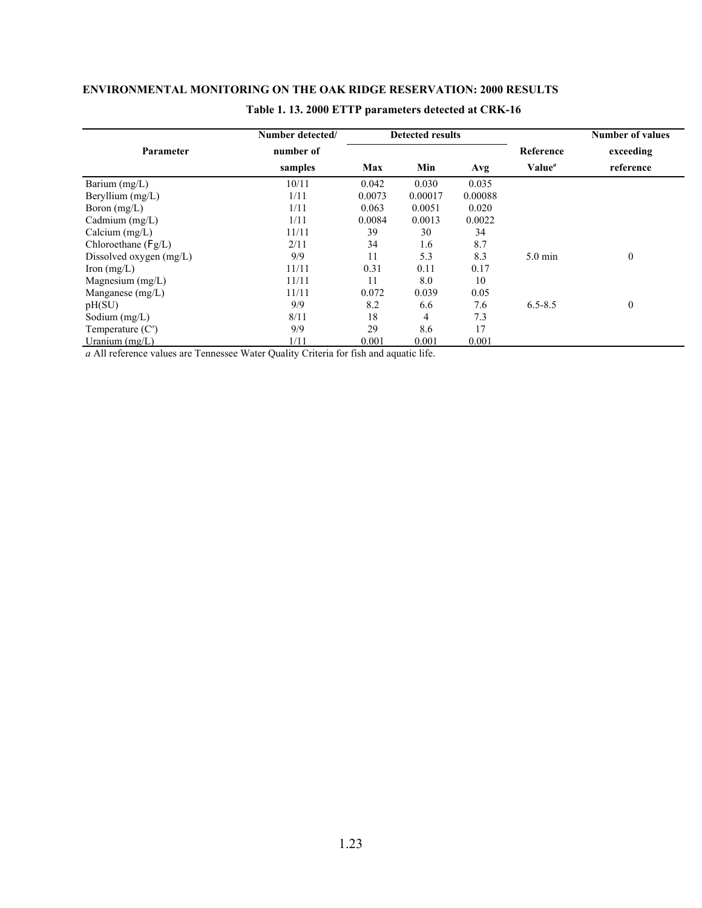**Table 1. 13. 2000 ETTP parameters detected at CRK-16**

| Parameter | Number detected/ number of samples | Detected results | | | Reference Value[a] | Number of values exceeding reference |
|---|---|---|---|---|---|---|
| | | Max | Min | Avg | | |
| Barium (mg/L) | 10/11 | 0.042 | 0.030 | 0.035 | | |
| Beryllium (mg/L) | 1/11 | 0.0073 | 0.00017 | 0.00088 | | |
| Boron (mg/L) | 1/11 | 0.063 | 0.0051 | 0.020 | | |
| Cadmium (mg/L) | 1/11 | 0.0084 | 0.0013 | 0.0022 | | |
| Calcium (mg/L) | 11/11 | 39 | 30 | 34 | | |
| Chloroethane (Fg/L) | 2/11 | 34 | 1.6 | 8.7 | | |
| Dissolved oxygen (mg/L) | 9/9 | 11 | 5.3 | 8.3 | 5.0 min | 0 |
| Iron (mg/L) | 11/11 | 0.31 | 0.11 | 0.17 | | |
| Magnesium (mg/L) | 11/11 | 11 | 8.0 | 10 | | |
| Manganese (mg/L) | 11/11 | 0.072 | 0.039 | 0.05 | | |
| pH(SU) | 9/9 | 8.2 | 6.6 | 7.6 | 6.5-8.5 | 0 |
| Sodium (mg/L) | 8/11 | 18 | 4 | 7.3 | | |
| Temperature (C°) | 9/9 | 29 | 8.6 | 17 | | |
| Uranium (mg/L) | 1/11 | 0.001 | 0.001 | 0.001 | | |

*a* All reference values are Tennessee Water Quality Criteria for fish and aquatic life.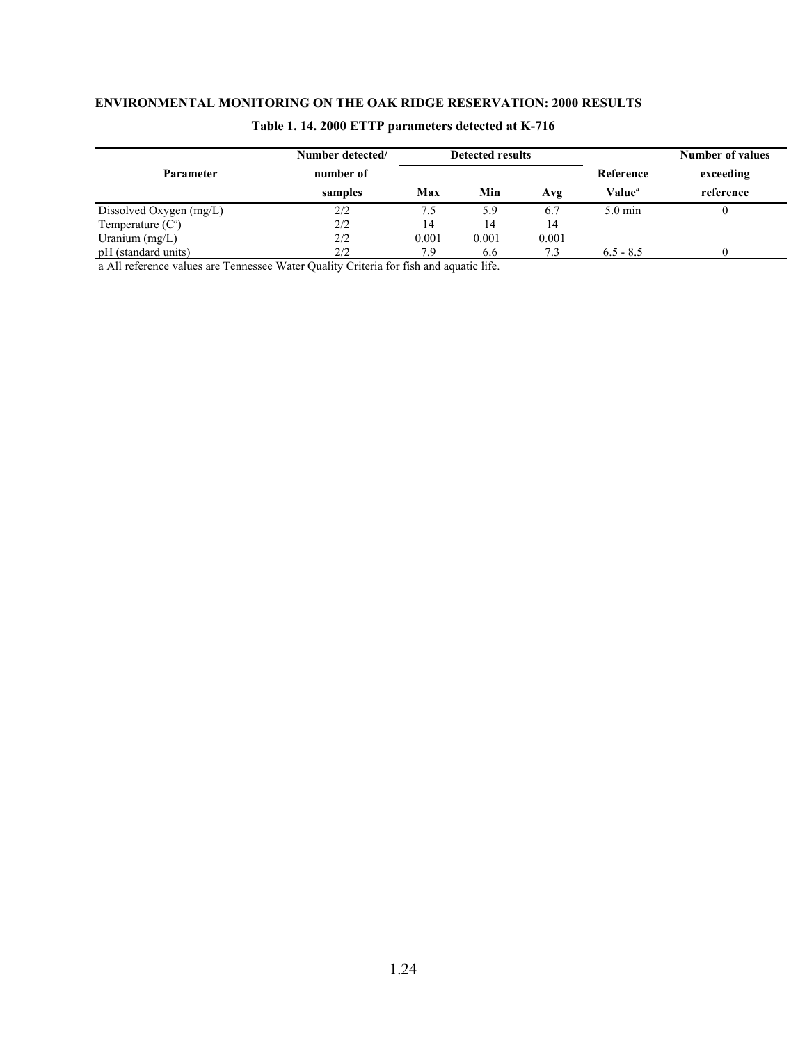**ENVIRONMENTAL MONITORING ON THE OAK RIDGE RESERVATION: 2000 RESULTS**

**Table 1. 14. 2000 ETTP parameters detected at K-716**

| Parameter | Number detected/ number of samples | Detected results | | | Reference Value[a] | Number of values exceeding reference |
|---|---|---|---|---|---|---|
| | | Max | Min | Avg | | |
| Dissolved Oxygen (mg/L) | 2/2 | 7.5 | 5.9 | 6.7 | 5.0 min | 0 |
| Temperature (C°) | 2/2 | 14 | 14 | 14 | | |
| Uranium (mg/L) | 2/2 | 0.001 | 0.001 | 0.001 | | |
| pH (standard units) | 2/2 | 7.9 | 6.6 | 7.3 | 6.5 - 8.5 | 0 |

a All reference values are Tennessee Water Quality Criteria for fish and aquatic life.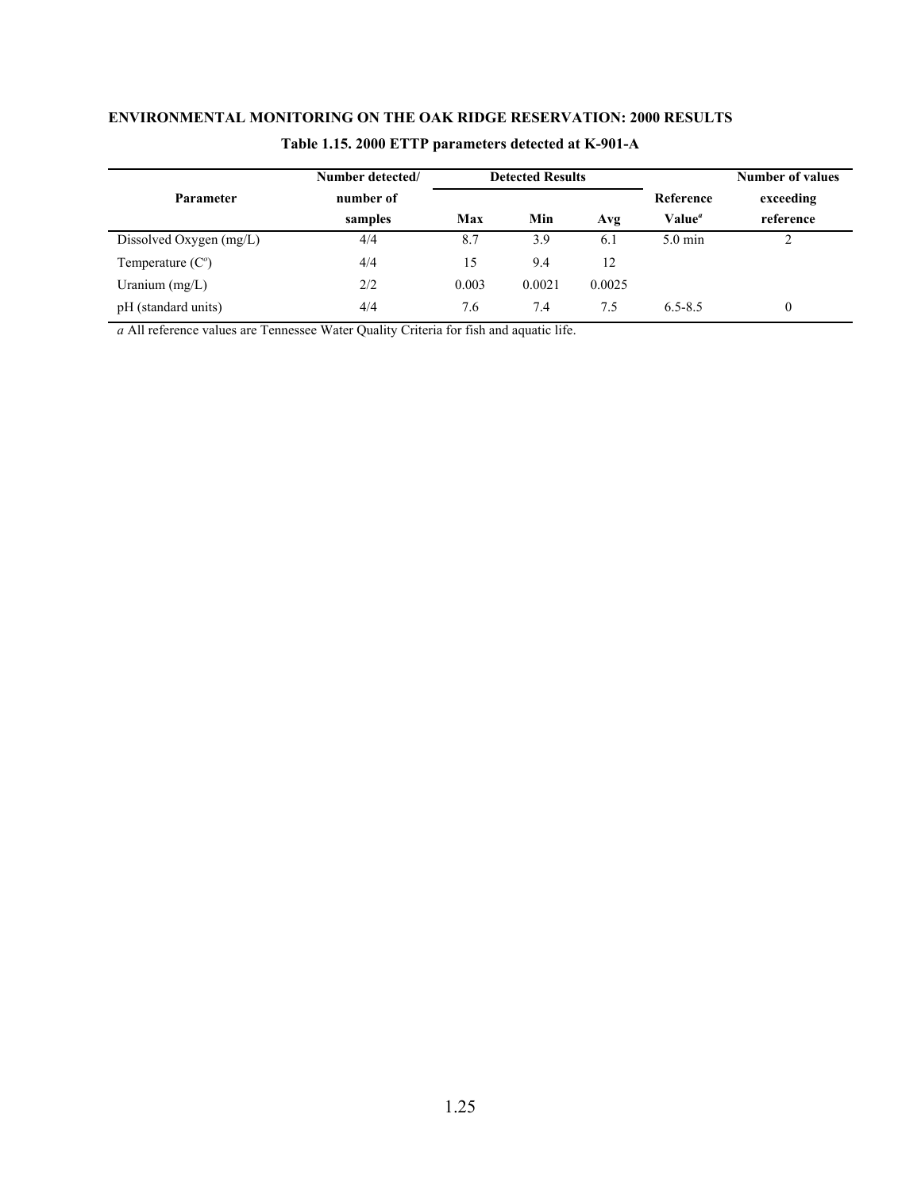**ENVIRONMENTAL MONITORING ON THE OAK RIDGE RESERVATION: 2000 RESULTS**

**Table 1.15. 2000 ETTP parameters detected at K-901-A**

| Parameter | Number detected/ number of samples | Detected Results | | | Reference Value[a] | Number of values exceeding reference |
|---|---|---|---|---|---|---|
| | | Max | Min | Avg | | |
| Dissolved Oxygen (mg/L) | 4/4 | 8.7 | 3.9 | 6.1 | 5.0 min | 2 |
| Temperature (C°) | 4/4 | 15 | 9.4 | 12 | | |
| Uranium (mg/L) | 2/2 | 0.003 | 0.0021 | 0.0025 | | |
| pH (standard units) | 4/4 | 7.6 | 7.4 | 7.5 | 6.5-8.5 | 0 |

*a* All reference values are Tennessee Water Quality Criteria for fish and aquatic life.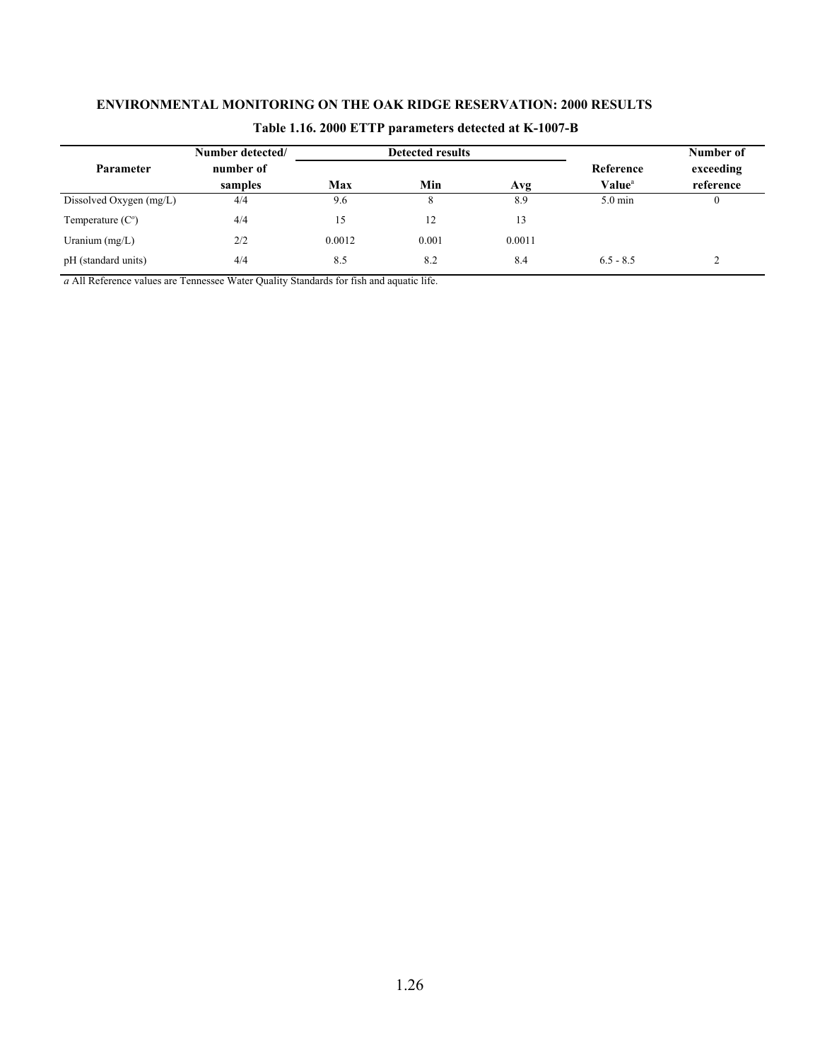### Table 1.16. 2000 ETTP parameters detected at K-1007-B

| Parameter | Number detected/ number of samples | Detected results | | | Reference Value[a] | Number of exceeding reference |
|---|---|---|---|---|---|---|
| | | Max | Min | Avg | | |
| Dissolved Oxygen (mg/L) | 4/4 | 9.6 | 8 | 8.9 | 5.0 min | 0 |
| Temperature (C°) | 4/4 | 15 | 12 | 13 | | |
| Uranium (mg/L) | 2/2 | 0.0012 | 0.001 | 0.0011 | | |
| pH (standard units) | 4/4 | 8.5 | 8.2 | 8.4 | 6.5 - 8.5 | 2 |

*a* All Reference values are Tennessee Water Quality Standards for fish and aquatic life.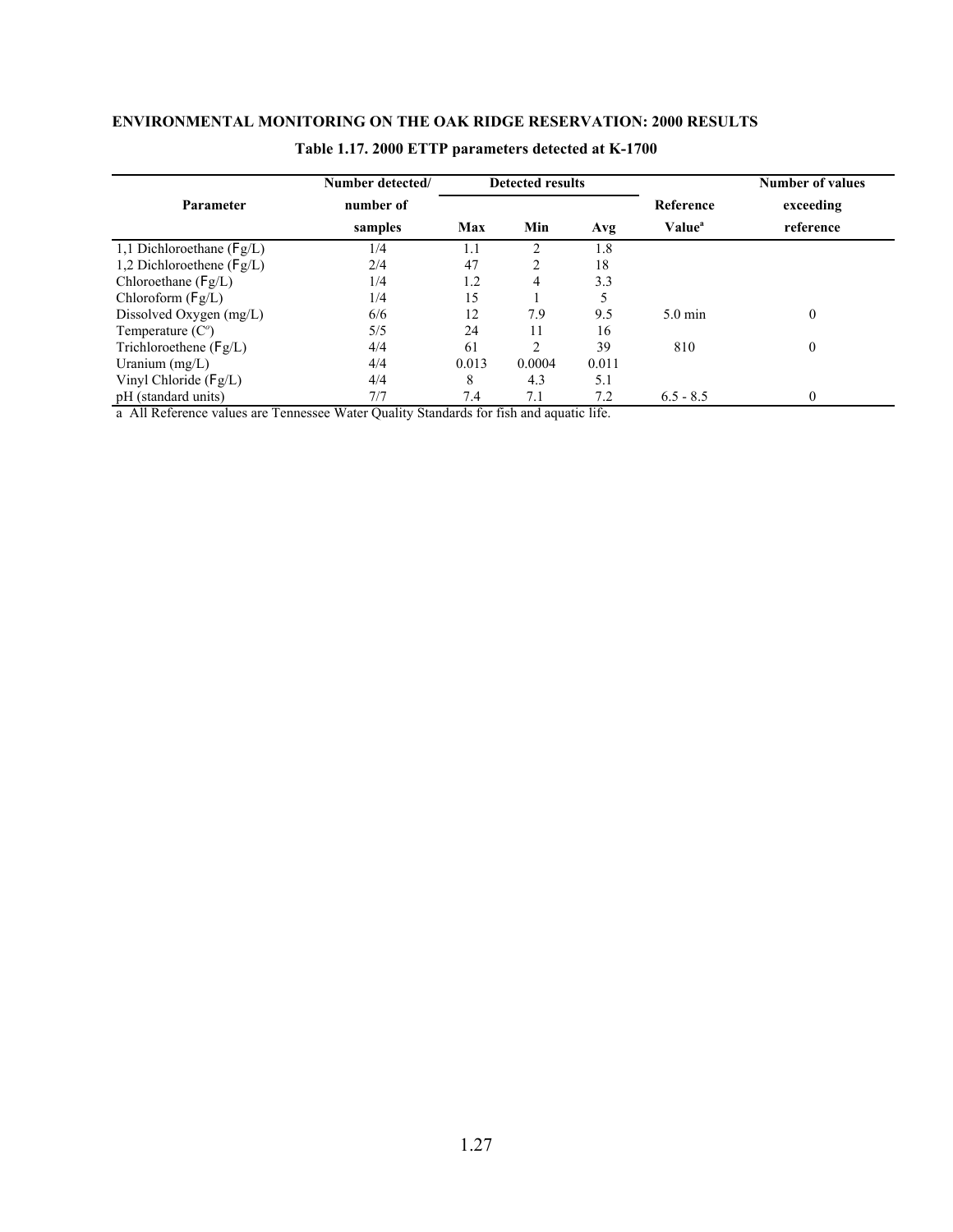**ENVIRONMENTAL MONITORING ON THE OAK RIDGE RESERVATION: 2000 RESULTS**

**Table 1.17. 2000 ETTP parameters detected at K-1700**

| Parameter | Number detected/ number of samples | Detected results Max | Min | Avg | Reference Value[a] | Number of values exceeding reference |
|---|---|---|---|---|---|---|
| 1,1 Dichloroethane (Fg/L) | 1/4 | 1.1 | 2 | 1.8 | | |
| 1,2 Dichloroethene (Fg/L) | 2/4 | 47 | 2 | 18 | | |
| Chloroethane (Fg/L) | 1/4 | 1.2 | 4 | 3.3 | | |
| Chloroform (Fg/L) | 1/4 | 15 | 1 | 5 | | |
| Dissolved Oxygen (mg/L) | 6/6 | 12 | 7.9 | 9.5 | 5.0 min | 0 |
| Temperature (C°) | 5/5 | 24 | 11 | 16 | | |
| Trichloroethene (Fg/L) | 4/4 | 61 | 2 | 39 | 810 | 0 |
| Uranium (mg/L) | 4/4 | 0.013 | 0.0004 | 0.011 | | |
| Vinyl Chloride (Fg/L) | 4/4 | 8 | 4.3 | 5.1 | | |
| pH (standard units) | 7/7 | 7.4 | 7.1 | 7.2 | 6.5 - 8.5 | 0 |

a All Reference values are Tennessee Water Quality Standards for fish and aquatic life.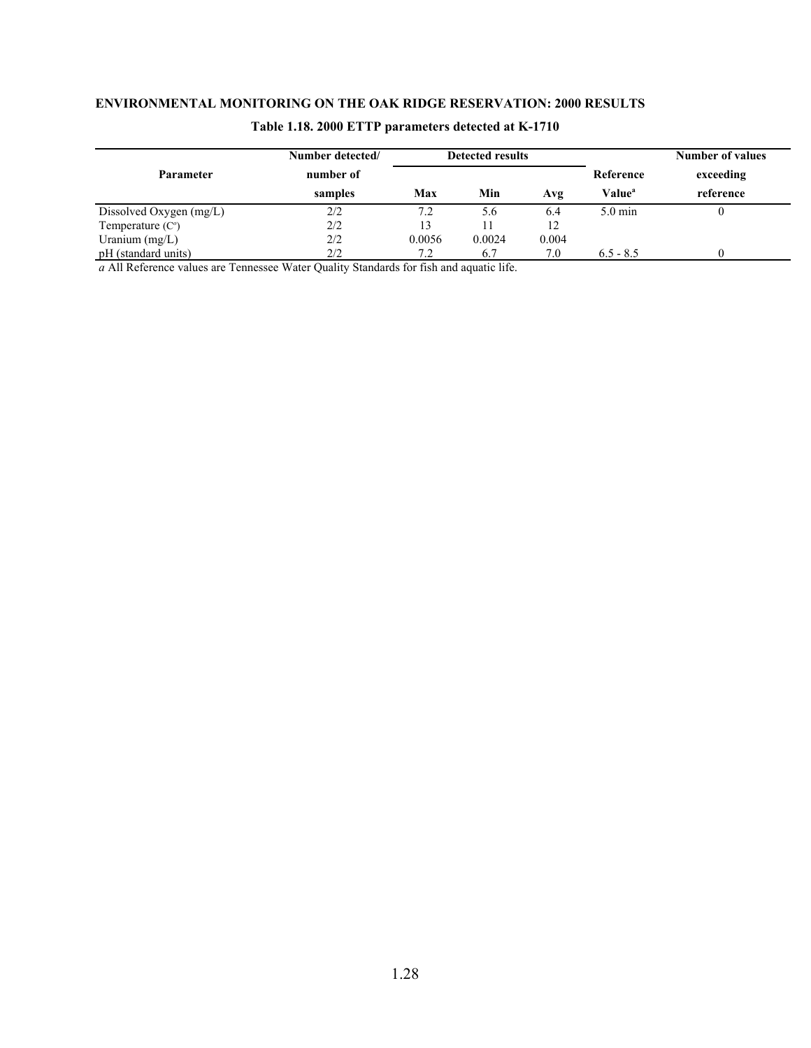**Table 1.18. 2000 ETTP parameters detected at K-1710**

| Parameter | Number detected/ number of samples | Detected results | | | Reference Value[a] | Number of values exceeding reference |
|---|---|---|---|---|---|---|
| | | Max | Min | Avg | | |
| Dissolved Oxygen (mg/L) | 2/2 | 7.2 | 5.6 | 6.4 | 5.0 min | 0 |
| Temperature (C°) | 2/2 | 13 | 11 | 12 | | |
| Uranium (mg/L) | 2/2 | 0.0056 | 0.0024 | 0.004 | | |
| pH (standard units) | 2/2 | 7.2 | 6.7 | 7.0 | 6.5 - 8.5 | 0 |

*a* All Reference values are Tennessee Water Quality Standards for fish and aquatic life.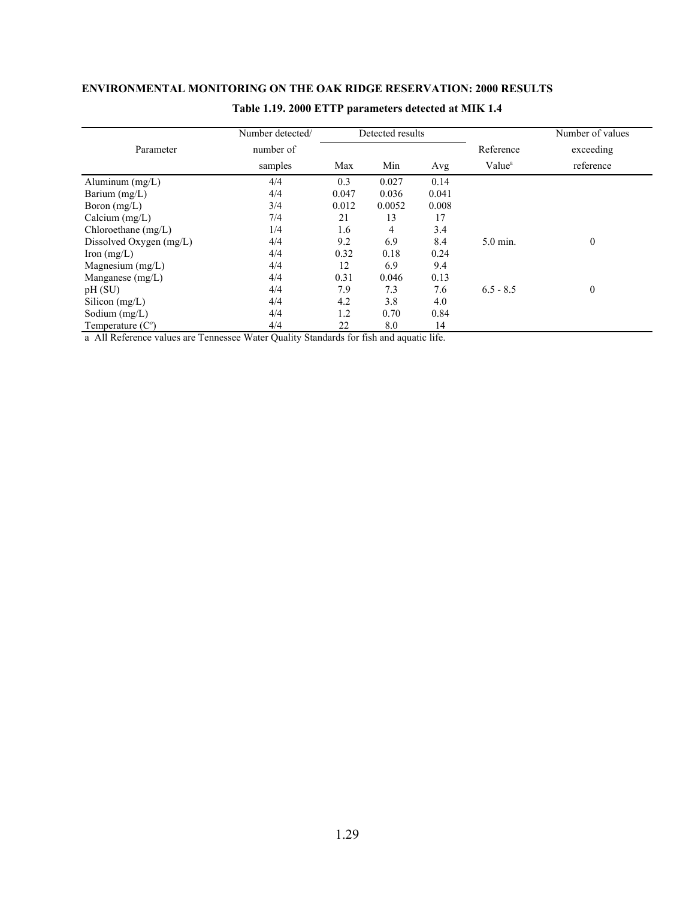## ENVIRONMENTAL MONITORING ON THE OAK RIDGE RESERVATION: 2000 RESULTS

### Table 1.19. 2000 ETTP parameters detected at MIK 1.4

| Parameter | Number detected/ number of samples | Detected results | | | Reference Value[a] | Number of values exceeding reference |
|---|---|---|---|---|---|---|
| | | Max | Min | Avg | | |
| Aluminum (mg/L) | 4/4 | 0.3 | 0.027 | 0.14 | | |
| Barium (mg/L) | 4/4 | 0.047 | 0.036 | 0.041 | | |
| Boron (mg/L) | 3/4 | 0.012 | 0.0052 | 0.008 | | |
| Calcium (mg/L) | 7/4 | 21 | 13 | 17 | | |
| Chloroethane (mg/L) | 1/4 | 1.6 | 4 | 3.4 | | |
| Dissolved Oxygen (mg/L) | 4/4 | 9.2 | 6.9 | 8.4 | 5.0 min. | 0 |
| Iron (mg/L) | 4/4 | 0.32 | 0.18 | 0.24 | | |
| Magnesium (mg/L) | 4/4 | 12 | 6.9 | 9.4 | | |
| Manganese (mg/L) | 4/4 | 0.31 | 0.046 | 0.13 | | |
| pH (SU) | 4/4 | 7.9 | 7.3 | 7.6 | 6.5 - 8.5 | 0 |
| Silicon (mg/L) | 4/4 | 4.2 | 3.8 | 4.0 | | |
| Sodium (mg/L) | 4/4 | 1.2 | 0.70 | 0.84 | | |
| Temperature (C°) | 4/4 | 22 | 8.0 | 14 | | |

a All Reference values are Tennessee Water Quality Standards for fish and aquatic life.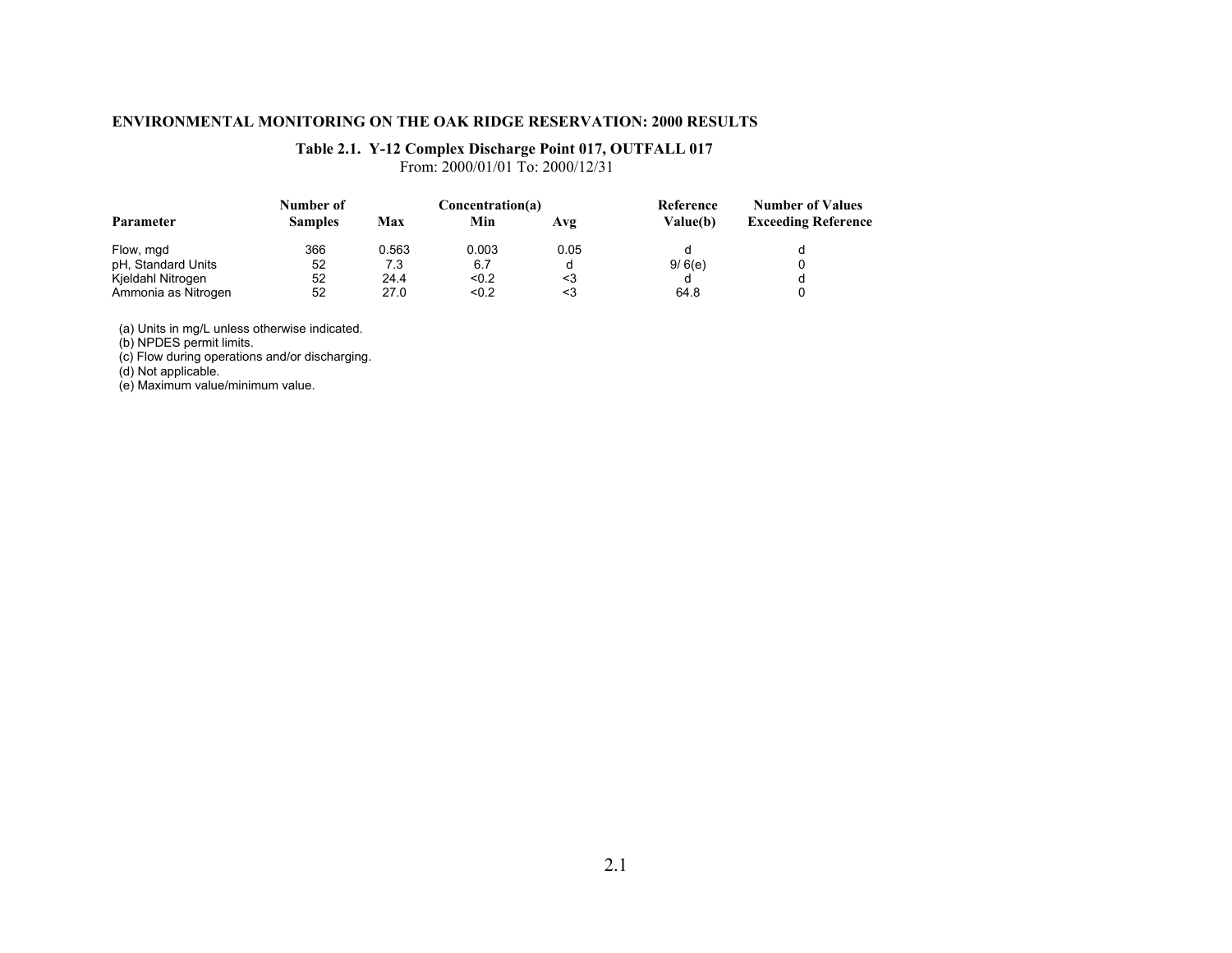## ENVIRONMENTAL MONITORING ON THE OAK RIDGE RESERVATION: 2000 RESULTS

### Table 2.1. Y-12 Complex Discharge Point 017, OUTFALL 017

From: 2000/01/01 To: 2000/12/31

| Parameter | Number of Samples | Concentration(a) Max | Min | Avg | Reference Value(b) | Number of Values Exceeding Reference |
|---|---|---|---|---|---|---|
| Flow, mgd | 366 | 0.563 | 0.003 | 0.05 | d | d |
| pH, Standard Units | 52 | 7.3 | 6.7 | d | 9/ 6(e) | 0 |
| Kjeldahl Nitrogen | 52 | 24.4 | <0.2 | <3 | d | d |
| Ammonia as Nitrogen | 52 | 27.0 | <0.2 | <3 | 64.8 | 0 |

(a) Units in mg/L unless otherwise indicated.
(b) NPDES permit limits.
(c) Flow during operations and/or discharging.
(d) Not applicable.
(e) Maximum value/minimum value.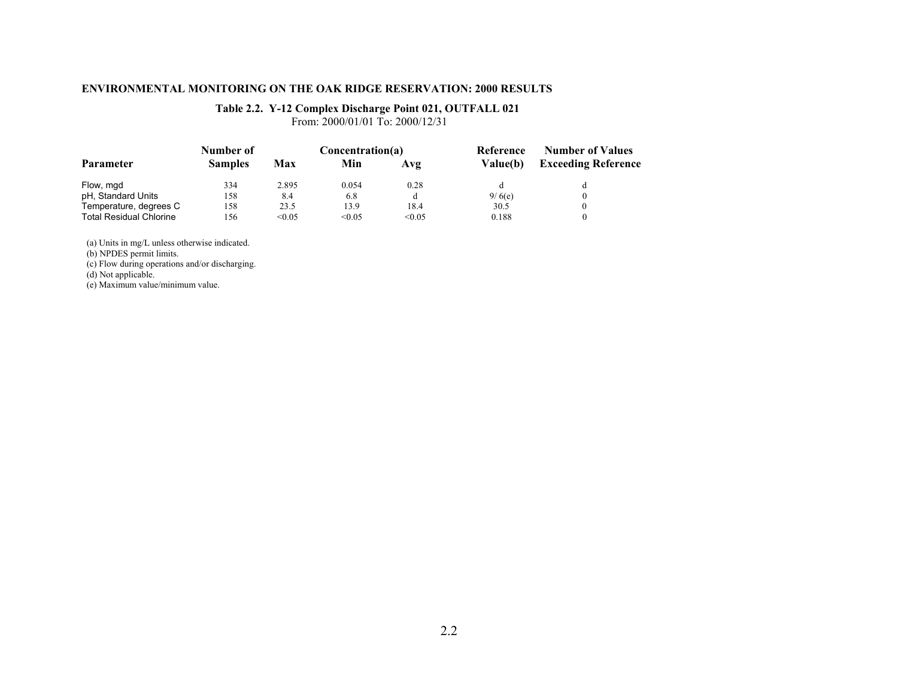**ENVIRONMENTAL MONITORING ON THE OAK RIDGE RESERVATION: 2000 RESULTS**

**Table 2.2. Y-12 Complex Discharge Point 021, OUTFALL 021**

From: 2000/01/01 To: 2000/12/31

| Parameter | Number of Samples | Concentration(a) Max | Min | Avg | Reference Value(b) | Number of Values Exceeding Reference |
|---|---|---|---|---|---|---|
| Flow, mgd | 334 | 2.895 | 0.054 | 0.28 | d | d |
| pH, Standard Units | 158 | 8.4 | 6.8 | d | 9/ 6(e) | 0 |
| Temperature, degrees C | 158 | 23.5 | 13.9 | 18.4 | 30.5 | 0 |
| Total Residual Chlorine | 156 | <0.05 | <0.05 | <0.05 | 0.188 | 0 |

(a) Units in mg/L unless otherwise indicated.
(b) NPDES permit limits.
(c) Flow during operations and/or discharging.
(d) Not applicable.
(e) Maximum value/minimum value.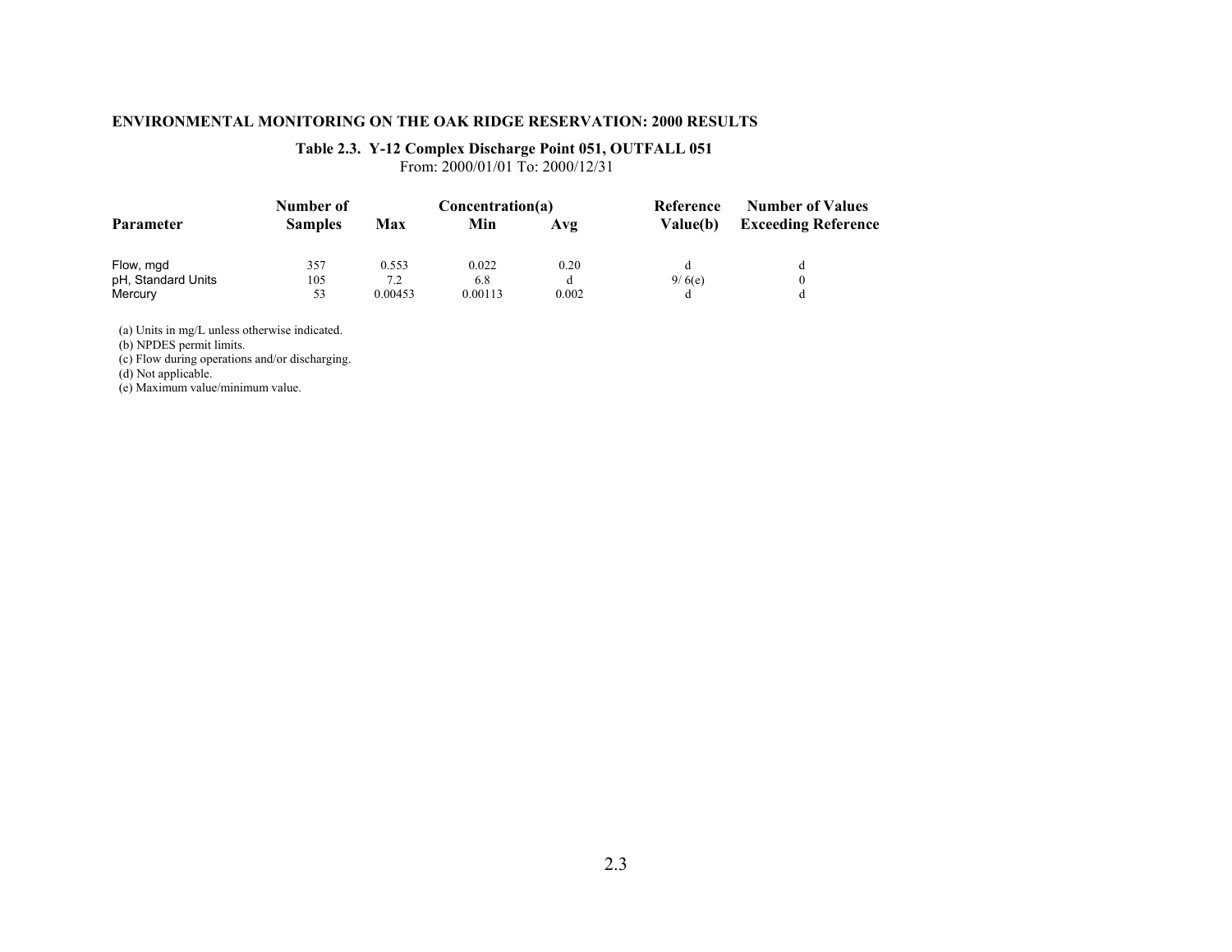**ENVIRONMENTAL MONITORING ON THE OAK RIDGE RESERVATION: 2000 RESULTS**

**Table 2.3. Y-12 Complex Discharge Point 051, OUTFALL 051**
From: 2000/01/01 To: 2000/12/31

| Parameter | Number of Samples | Concentration(a) Max | Min | Avg | Reference Value(b) | Number of Values Exceeding Reference |
|---|---|---|---|---|---|---|
| Flow, mgd | 357 | 0.553 | 0.022 | 0.20 | d | d |
| pH, Standard Units | 105 | 7.2 | 6.8 | d | 9/ 6(e) | 0 |
| Mercury | 53 | 0.00453 | 0.00113 | 0.002 | d | d |

(a) Units in mg/L unless otherwise indicated.
(b) NPDES permit limits.
(c) Flow during operations and/or discharging.
(d) Not applicable.
(e) Maximum value/minimum value.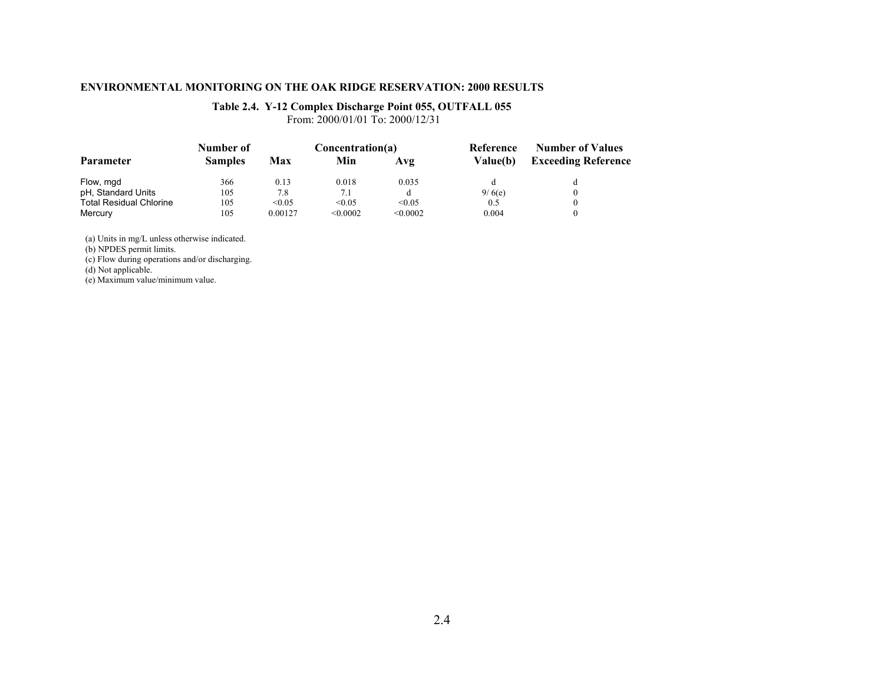**ENVIRONMENTAL MONITORING ON THE OAK RIDGE RESERVATION: 2000 RESULTS**

**Table 2.4. Y-12 Complex Discharge Point 055, OUTFALL 055**

From: 2000/01/01 To: 2000/12/31

| Parameter | Number of Samples | Concentration(a) Max | Min | Avg | Reference Value(b) | Number of Values Exceeding Reference |
|---|---|---|---|---|---|---|
| Flow, mgd | 366 | 0.13 | 0.018 | 0.035 | d | d |
| pH, Standard Units | 105 | 7.8 | 7.1 | d | 9/ 6(e) | 0 |
| Total Residual Chlorine | 105 | <0.05 | <0.05 | <0.05 | 0.5 | 0 |
| Mercury | 105 | 0.00127 | <0.0002 | <0.0002 | 0.004 | 0 |

(a) Units in mg/L unless otherwise indicated.
(b) NPDES permit limits.
(c) Flow during operations and/or discharging.
(d) Not applicable.
(e) Maximum value/minimum value.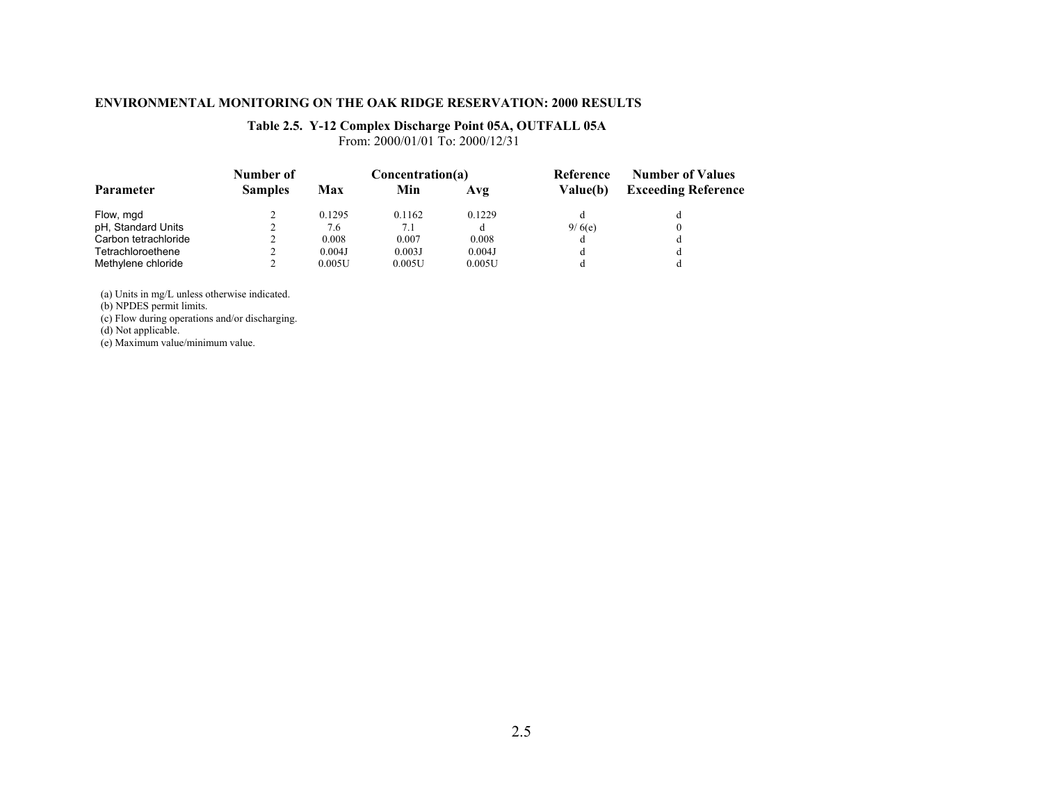## ENVIRONMENTAL MONITORING ON THE OAK RIDGE RESERVATION: 2000 RESULTS

### Table 2.5. Y-12 Complex Discharge Point 05A, OUTFALL 05A

From: 2000/01/01 To: 2000/12/31

| Parameter | Number of Samples | Concentration(a) | | | Reference Value(b) | Number of Values Exceeding Reference |
|---|---|---|---|---|---|---|
| | | Max | Min | Avg | | |
| Flow, mgd | 2 | 0.1295 | 0.1162 | 0.1229 | d | d |
| pH, Standard Units | 2 | 7.6 | 7.1 | d | 9/ 6(e) | 0 |
| Carbon tetrachloride | 2 | 0.008 | 0.007 | 0.008 | d | d |
| Tetrachloroethene | 2 | 0.004J | 0.003J | 0.004J | d | d |
| Methylene chloride | 2 | 0.005U | 0.005U | 0.005U | d | d |

(a) Units in mg/L unless otherwise indicated.
(b) NPDES permit limits.
(c) Flow during operations and/or discharging.
(d) Not applicable.
(e) Maximum value/minimum value.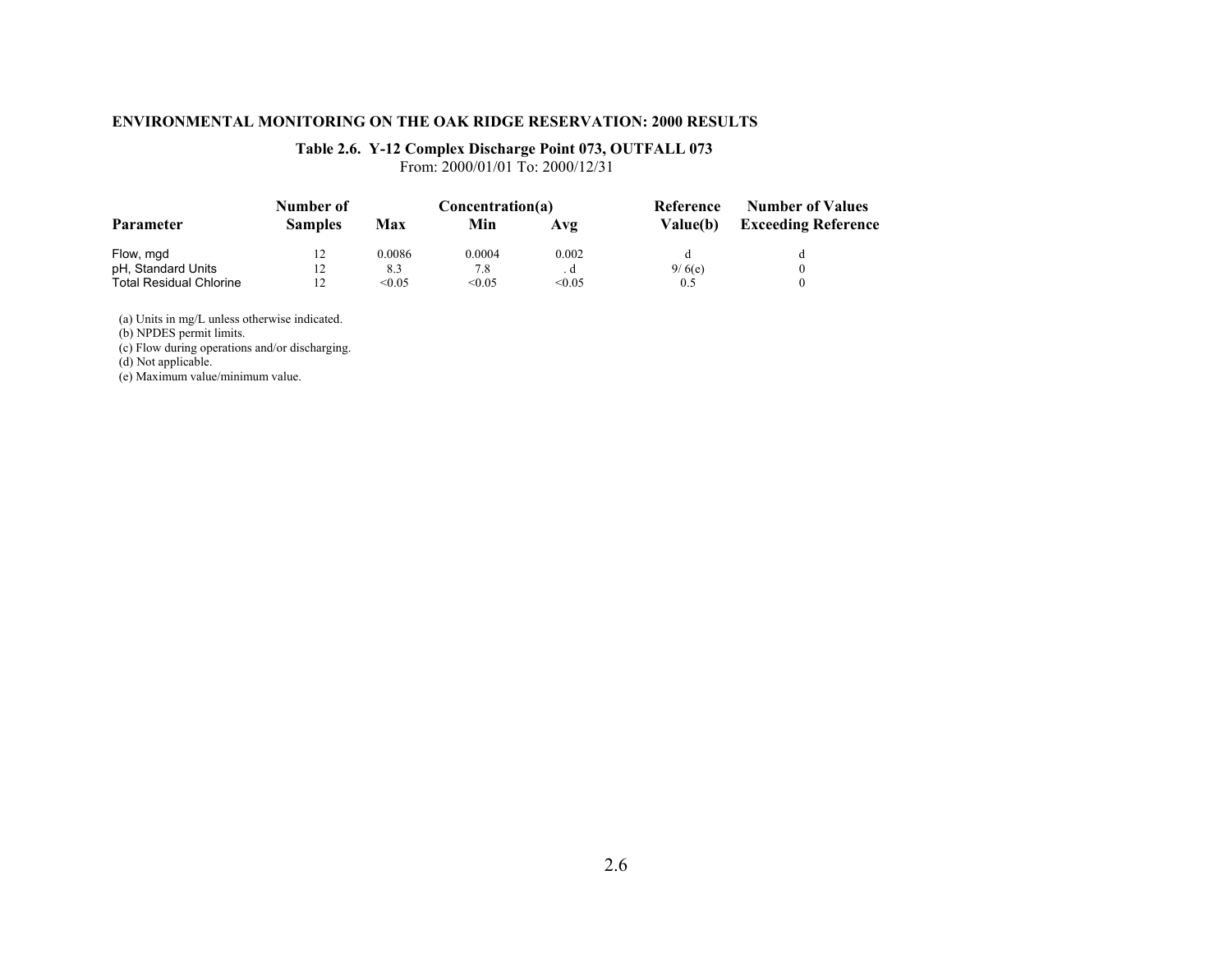**ENVIRONMENTAL MONITORING ON THE OAK RIDGE RESERVATION: 2000 RESULTS**

**Table 2.6. Y-12 Complex Discharge Point 073, OUTFALL 073**
From: 2000/01/01 To: 2000/12/31

| Parameter | Number of Samples | Concentration(a) | | | Reference Value(b) | Number of Values Exceeding Reference |
|---|---|---|---|---|---|---|
| | | Max | Min | Avg | | |
| Flow, mgd | 12 | 0.0086 | 0.0004 | 0.002 | d | d |
| pH, Standard Units | 12 | 8.3 | 7.8 | . d | 9/ 6(e) | 0 |
| Total Residual Chlorine | 12 | <0.05 | <0.05 | <0.05 | 0.5 | 0 |

(a) Units in mg/L unless otherwise indicated.
(b) NPDES permit limits.
(c) Flow during operations and/or discharging.
(d) Not applicable.
(e) Maximum value/minimum value.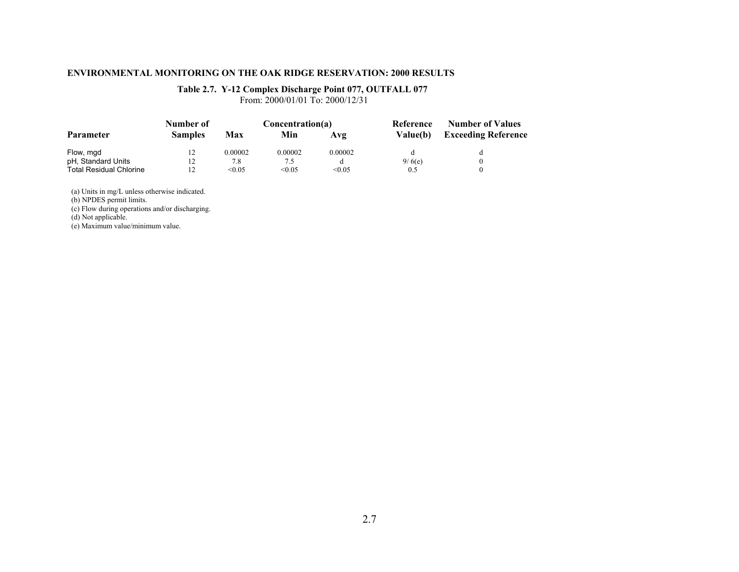## ENVIRONMENTAL MONITORING ON THE OAK RIDGE RESERVATION: 2000 RESULTS

### Table 2.7. Y-12 Complex Discharge Point 077, OUTFALL 077

From: 2000/01/01 To: 2000/12/31

| Parameter | Number of Samples | Concentration(a) Max | Min | Avg | Reference Value(b) | Number of Values Exceeding Reference |
|---|---|---|---|---|---|---|
| Flow, mgd | 12 | 0.00002 | 0.00002 | 0.00002 | d | d |
| pH, Standard Units | 12 | 7.8 | 7.5 | d | 9/ 6(e) | 0 |
| Total Residual Chlorine | 12 | <0.05 | <0.05 | <0.05 | 0.5 | 0 |

(a) Units in mg/L unless otherwise indicated.
(b) NPDES permit limits.
(c) Flow during operations and/or discharging.
(d) Not applicable.
(e) Maximum value/minimum value.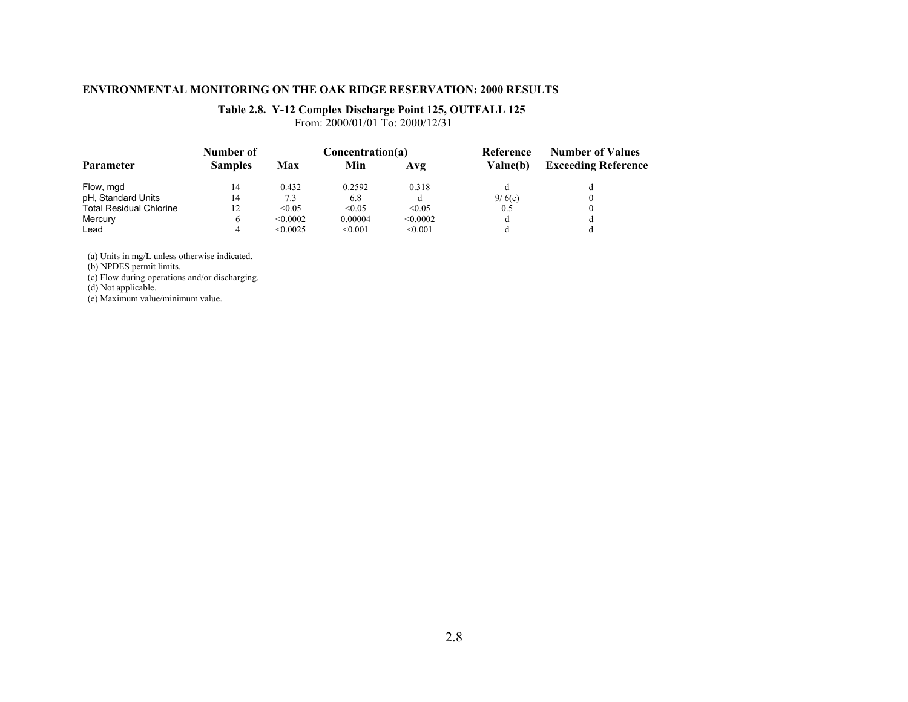**ENVIRONMENTAL MONITORING ON THE OAK RIDGE RESERVATION: 2000 RESULTS**

**Table 2.8. Y-12 Complex Discharge Point 125, OUTFALL 125**

From: 2000/01/01 To: 2000/12/31

| Parameter | Number of Samples | Concentration(a) Max | Min | Avg | Reference Value(b) | Number of Values Exceeding Reference |
|---|---|---|---|---|---|---|
| Flow, mgd | 14 | 0.432 | 0.2592 | 0.318 | d | d |
| pH, Standard Units | 14 | 7.3 | 6.8 | d | 9/ 6(e) | 0 |
| Total Residual Chlorine | 12 | <0.05 | <0.05 | <0.05 | 0.5 | 0 |
| Mercury | 6 | <0.0002 | 0.00004 | <0.0002 | d | d |
| Lead | 4 | <0.0025 | <0.001 | <0.001 | d | d |

(a) Units in mg/L unless otherwise indicated.
(b) NPDES permit limits.
(c) Flow during operations and/or discharging.
(d) Not applicable.
(e) Maximum value/minimum value.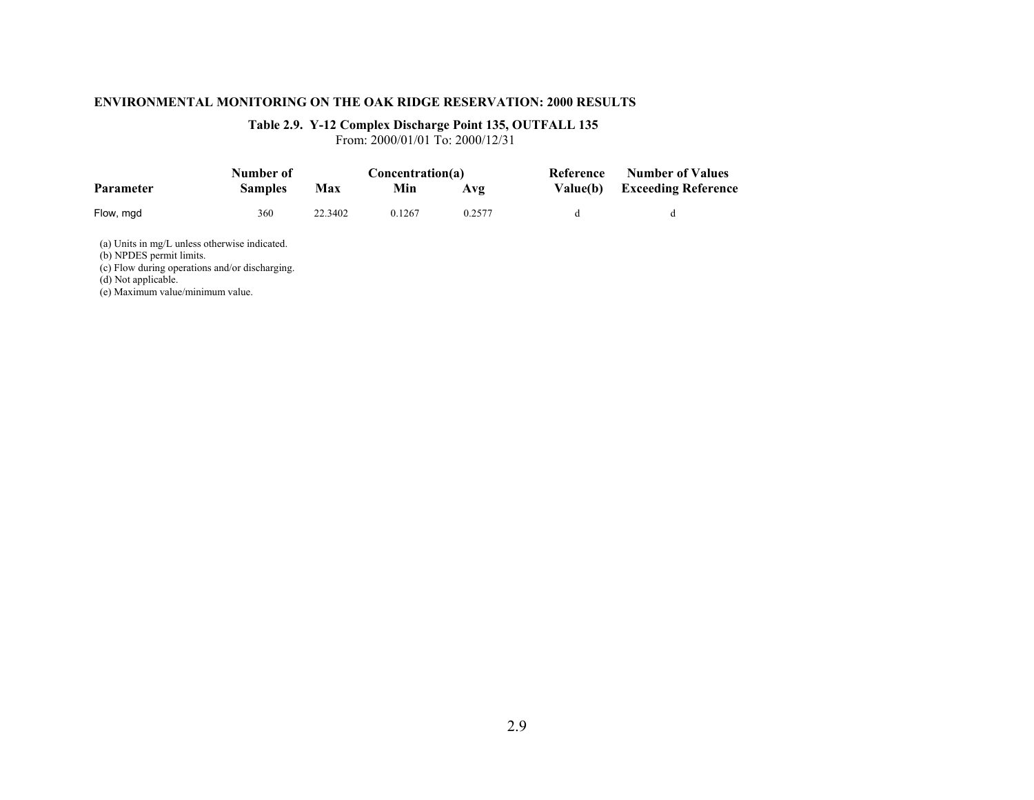**ENVIRONMENTAL MONITORING ON THE OAK RIDGE RESERVATION: 2000 RESULTS**

**Table 2.9. Y-12 Complex Discharge Point 135, OUTFALL 135**
From: 2000/01/01 To: 2000/12/31

| Parameter | Number of Samples | Concentration(a) Max | Min | Avg | Reference Value(b) | Number of Values Exceeding Reference |
|---|---|---|---|---|---|---|
| Flow, mgd | 360 | 22.3402 | 0.1267 | 0.2577 | d | d |

(a) Units in mg/L unless otherwise indicated.
(b) NPDES permit limits.
(c) Flow during operations and/or discharging.
(d) Not applicable.
(e) Maximum value/minimum value.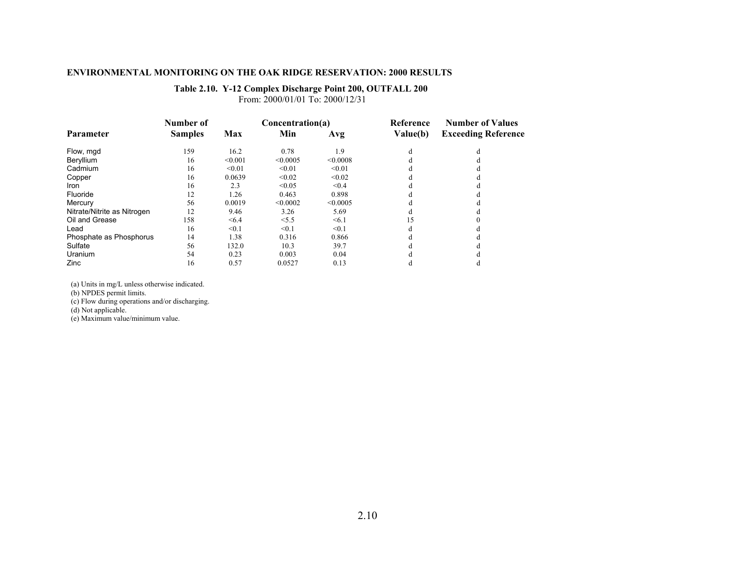**ENVIRONMENTAL MONITORING ON THE OAK RIDGE RESERVATION: 2000 RESULTS**

**Table 2.10. Y-12 Complex Discharge Point 200, OUTFALL 200**
From: 2000/01/01 To: 2000/12/31

| Parameter | Number of Samples | Concentration(a) Max | Min | Avg | Reference Value(b) | Number of Values Exceeding Reference |
|---|---|---|---|---|---|---|
| Flow, mgd | 159 | 16.2 | 0.78 | 1.9 | d | d |
| Beryllium | 16 | <0.001 | <0.0005 | <0.0008 | d | d |
| Cadmium | 16 | <0.01 | <0.01 | <0.01 | d | d |
| Copper | 16 | 0.0639 | <0.02 | <0.02 | d | d |
| Iron | 16 | 2.3 | <0.05 | <0.4 | d | d |
| Fluoride | 12 | 1.26 | 0.463 | 0.898 | d | d |
| Mercury | 56 | 0.0019 | <0.0002 | <0.0005 | d | d |
| Nitrate/Nitrite as Nitrogen | 12 | 9.46 | 3.26 | 5.69 | d | d |
| Oil and Grease | 158 | <6.4 | <5.5 | <6.1 | 15 | 0 |
| Lead | 16 | <0.1 | <0.1 | <0.1 | d | d |
| Phosphate as Phosphorus | 14 | 1.38 | 0.316 | 0.866 | d | d |
| Sulfate | 56 | 132.0 | 10.3 | 39.7 | d | d |
| Uranium | 54 | 0.23 | 0.003 | 0.04 | d | d |
| Zinc | 16 | 0.57 | 0.0527 | 0.13 | d | d |

(a) Units in mg/L unless otherwise indicated.
(b) NPDES permit limits.
(c) Flow during operations and/or discharging.
(d) Not applicable.
(e) Maximum value/minimum value.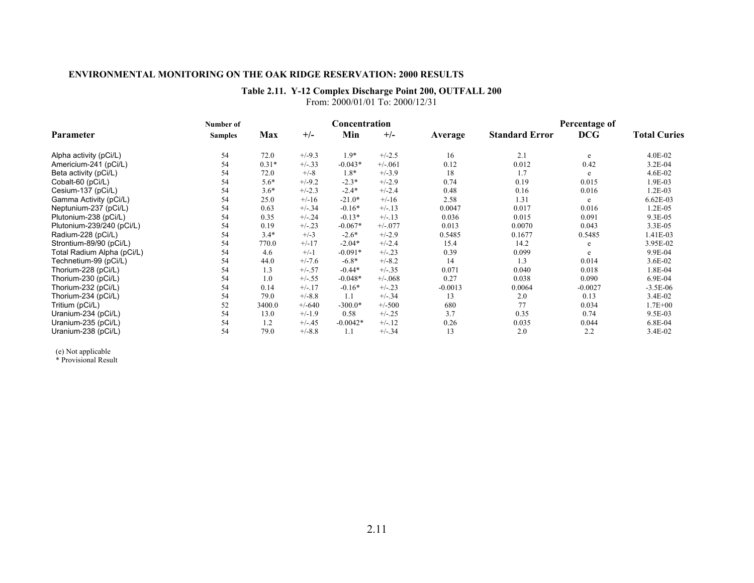**ENVIRONMENTAL MONITORING ON THE OAK RIDGE RESERVATION: 2000 RESULTS**

**Table 2.11. Y-12 Complex Discharge Point 200, OUTFALL 200**

From: 2000/01/01 To: 2000/12/31

| Parameter | Number of Samples | Concentration Max | +/- | Min | +/- | Average | Standard Error | Percentage of DCG | Total Curies |
|---|---|---|---|---|---|---|---|---|---|
| Alpha activity (pCi/L) | 54 | 72.0 | +/-9.3 | 1.9* | +/-2.5 | 16 | 2.1 | e | 4.0E-02 |
| Americium-241 (pCi/L) | 54 | 0.31* | +/-.33 | -0.043* | +/-.061 | 0.12 | 0.012 | 0.42 | 3.2E-04 |
| Beta activity (pCi/L) | 54 | 72.0 | +/-8 | 1.8* | +/-3.9 | 18 | 1.7 | e | 4.6E-02 |
| Cobalt-60 (pCi/L) | 54 | 5.6* | +/-9.2 | -2.3* | +/-2.9 | 0.74 | 0.19 | 0.015 | 1.9E-03 |
| Cesium-137 (pCi/L) | 54 | 3.6* | +/-2.3 | -2.4* | +/-2.4 | 0.48 | 0.16 | 0.016 | 1.2E-03 |
| Gamma Activity (pCi/L) | 54 | 25.0 | +/-16 | -21.0* | +/-16 | 2.58 | 1.31 | e | 6.62E-03 |
| Neptunium-237 (pCi/L) | 54 | 0.63 | +/-.34 | -0.16* | +/-.13 | 0.0047 | 0.017 | 0.016 | 1.2E-05 |
| Plutonium-238 (pCi/L) | 54 | 0.35 | +/-.24 | -0.13* | +/-.13 | 0.036 | 0.015 | 0.091 | 9.3E-05 |
| Plutonium-239/240 (pCi/L) | 54 | 0.19 | +/-.23 | -0.067* | +/-.077 | 0.013 | 0.0070 | 0.043 | 3.3E-05 |
| Radium-228 (pCi/L) | 54 | 3.4* | +/-3 | -2.6* | +/-2.9 | 0.5485 | 0.1677 | 0.5485 | 1.41E-03 |
| Strontium-89/90 (pCi/L) | 54 | 770.0 | +/-17 | -2.04* | +/-2.4 | 15.4 | 14.2 | e | 3.95E-02 |
| Total Radium Alpha (pCi/L) | 54 | 4.6 | +/-1 | -0.091* | +/-.23 | 0.39 | 0.099 | e | 9.9E-04 |
| Technetium-99 (pCi/L) | 54 | 44.0 | +/-7.6 | -6.8* | +/-8.2 | 14 | 1.3 | 0.014 | 3.6E-02 |
| Thorium-228 (pCi/L) | 54 | 1.3 | +/-.57 | -0.44* | +/-.35 | 0.071 | 0.040 | 0.018 | 1.8E-04 |
| Thorium-230 (pCi/L) | 54 | 1.0 | +/-.55 | -0.048* | +/-.068 | 0.27 | 0.038 | 0.090 | 6.9E-04 |
| Thorium-232 (pCi/L) | 54 | 0.14 | +/-.17 | -0.16* | +/-.23 | -0.0013 | 0.0064 | -0.0027 | -3.5E-06 |
| Thorium-234 (pCi/L) | 54 | 79.0 | +/-8.8 | 1.1 | +/-.34 | 13 | 2.0 | 0.13 | 3.4E-02 |
| Tritium (pCi/L) | 52 | 3400.0 | +/-640 | -300.0* | +/-500 | 680 | 77 | 0.034 | 1.7E+00 |
| Uranium-234 (pCi/L) | 54 | 13.0 | +/-1.9 | 0.58 | +/-.25 | 3.7 | 0.35 | 0.74 | 9.5E-03 |
| Uranium-235 (pCi/L) | 54 | 1.2 | +/-.45 | -0.0042* | +/-.12 | 0.26 | 0.035 | 0.044 | 6.8E-04 |
| Uranium-238 (pCi/L) | 54 | 79.0 | +/-8.8 | 1.1 | +/-.34 | 13 | 2.0 | 2.2 | 3.4E-02 |

(e) Not applicable
\* Provisional Result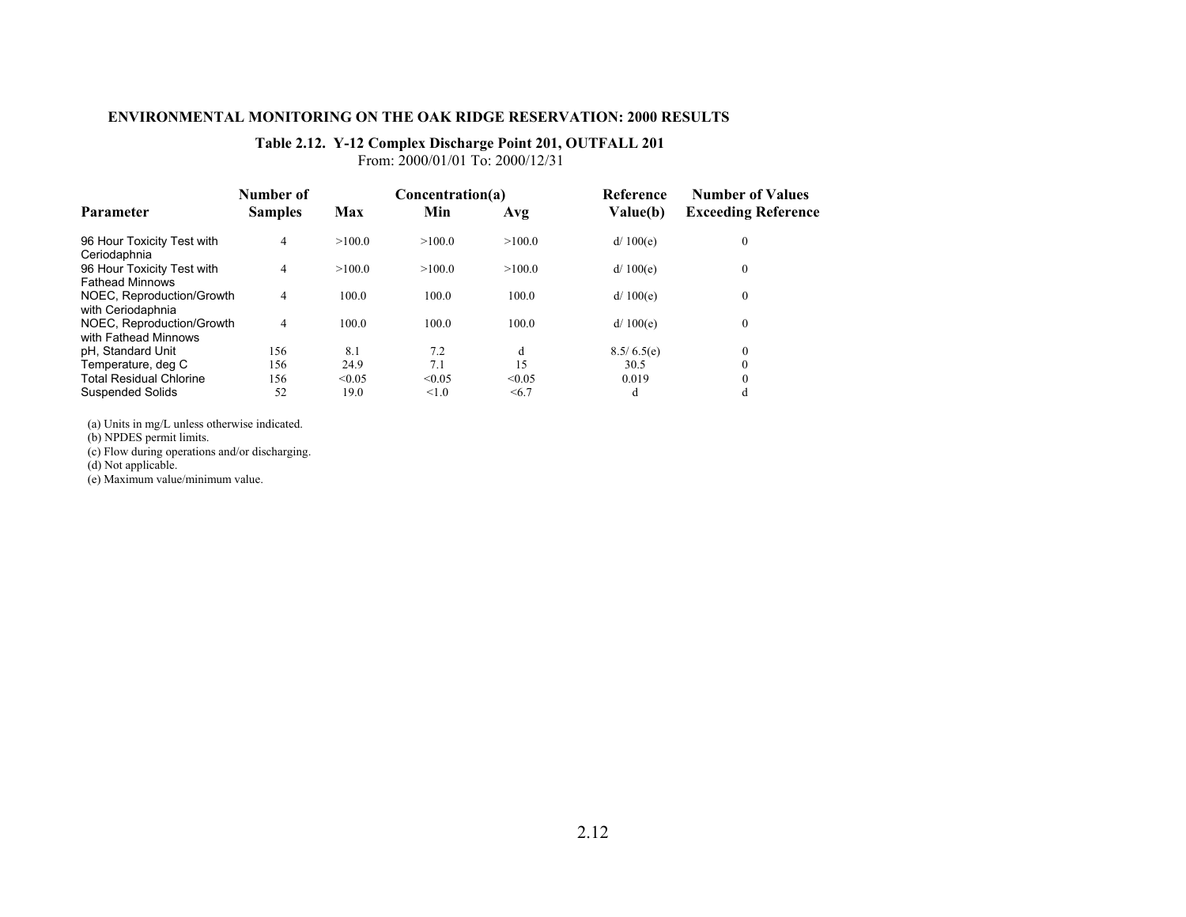**ENVIRONMENTAL MONITORING ON THE OAK RIDGE RESERVATION: 2000 RESULTS**

**Table 2.12. Y-12 Complex Discharge Point 201, OUTFALL 201**
From: 2000/01/01 To: 2000/12/31

| Parameter | Number of Samples | Concentration(a) Max | Min | Avg | Reference Value(b) | Number of Values Exceeding Reference |
|---|---|---|---|---|---|---|
| 96 Hour Toxicity Test with Ceriodaphnia | 4 | >100.0 | >100.0 | >100.0 | d/ 100(e) | 0 |
| 96 Hour Toxicity Test with Fathead Minnows | 4 | >100.0 | >100.0 | >100.0 | d/ 100(e) | 0 |
| NOEC, Reproduction/Growth with Ceriodaphnia | 4 | 100.0 | 100.0 | 100.0 | d/ 100(e) | 0 |
| NOEC, Reproduction/Growth with Fathead Minnows | 4 | 100.0 | 100.0 | 100.0 | d/ 100(e) | 0 |
| pH, Standard Unit | 156 | 8.1 | 7.2 | d | 8.5/ 6.5(e) | 0 |
| Temperature, deg C | 156 | 24.9 | 7.1 | 15 | 30.5 | 0 |
| Total Residual Chlorine | 156 | <0.05 | <0.05 | <0.05 | 0.019 | 0 |
| Suspended Solids | 52 | 19.0 | <1.0 | <6.7 | d | d |

(a) Units in mg/L unless otherwise indicated.
(b) NPDES permit limits.
(c) Flow during operations and/or discharging.
(d) Not applicable.
(e) Maximum value/minimum value.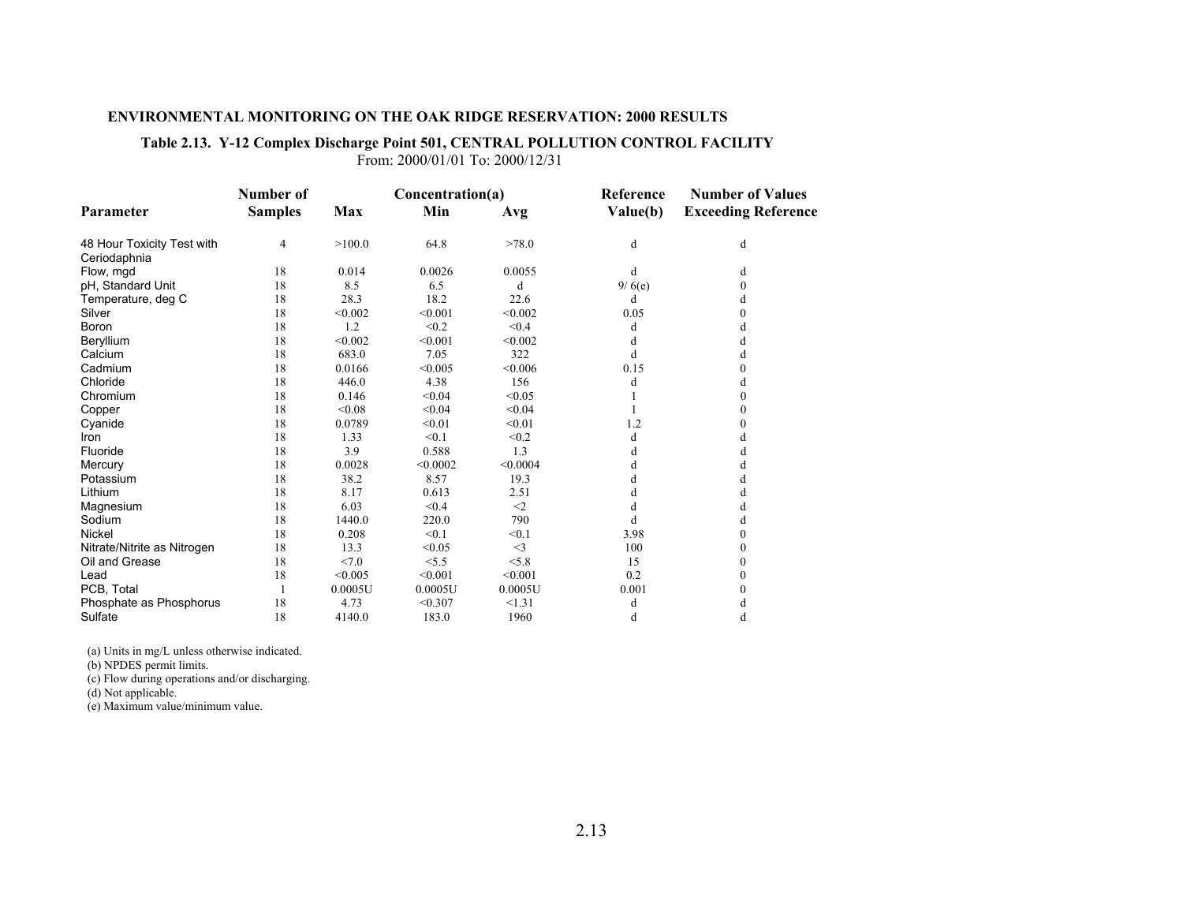**ENVIRONMENTAL MONITORING ON THE OAK RIDGE RESERVATION: 2000 RESULTS**

**Table 2.13. Y-12 Complex Discharge Point 501, CENTRAL POLLUTION CONTROL FACILITY**
From: 2000/01/01 To: 2000/12/31

| Parameter | Number of Samples | Concentration(a) Max | Min | Avg | Reference Value(b) | Number of Values Exceeding Reference |
|---|---|---|---|---|---|---|
| 48 Hour Toxicity Test with Ceriodaphnia | 4 | >100.0 | 64.8 | >78.0 | d | d |
| Flow, mgd | 18 | 0.014 | 0.0026 | 0.0055 | d | d |
| pH, Standard Unit | 18 | 8.5 | 6.5 | d | 9/ 6(e) | 0 |
| Temperature, deg C | 18 | 28.3 | 18.2 | 22.6 | d | d |
| Silver | 18 | <0.002 | <0.001 | <0.002 | 0.05 | 0 |
| Boron | 18 | 1.2 | <0.2 | <0.4 | d | d |
| Beryllium | 18 | <0.002 | <0.001 | <0.002 | d | d |
| Calcium | 18 | 683.0 | 7.05 | 322 | d | d |
| Cadmium | 18 | 0.0166 | <0.005 | <0.006 | 0.15 | 0 |
| Chloride | 18 | 446.0 | 4.38 | 156 | d | d |
| Chromium | 18 | 0.146 | <0.04 | <0.05 | 1 | 0 |
| Copper | 18 | <0.08 | <0.04 | <0.04 | 1 | 0 |
| Cyanide | 18 | 0.0789 | <0.01 | <0.01 | 1.2 | 0 |
| Iron | 18 | 1.33 | <0.1 | <0.2 | d | d |
| Fluoride | 18 | 3.9 | 0.588 | 1.3 | d | d |
| Mercury | 18 | 0.0028 | <0.0002 | <0.0004 | d | d |
| Potassium | 18 | 38.2 | 8.57 | 19.3 | d | d |
| Lithium | 18 | 8.17 | 0.613 | 2.51 | d | d |
| Magnesium | 18 | 6.03 | <0.4 | <2 | d | d |
| Sodium | 18 | 1440.0 | 220.0 | 790 | d | d |
| Nickel | 18 | 0.208 | <0.1 | <0.1 | 3.98 | 0 |
| Nitrate/Nitrite as Nitrogen | 18 | 13.3 | <0.05 | <3 | 100 | 0 |
| Oil and Grease | 18 | <7.0 | <5.5 | <5.8 | 15 | 0 |
| Lead | 18 | <0.005 | <0.001 | <0.001 | 0.2 | 0 |
| PCB, Total | 1 | 0.0005U | 0.0005U | 0.0005U | 0.001 | 0 |
| Phosphate as Phosphorus | 18 | 4.73 | <0.307 | <1.31 | d | d |
| Sulfate | 18 | 4140.0 | 183.0 | 1960 | d | d |

(a) Units in mg/L unless otherwise indicated.
(b) NPDES permit limits.
(c) Flow during operations and/or discharging.
(d) Not applicable.
(e) Maximum value/minimum value.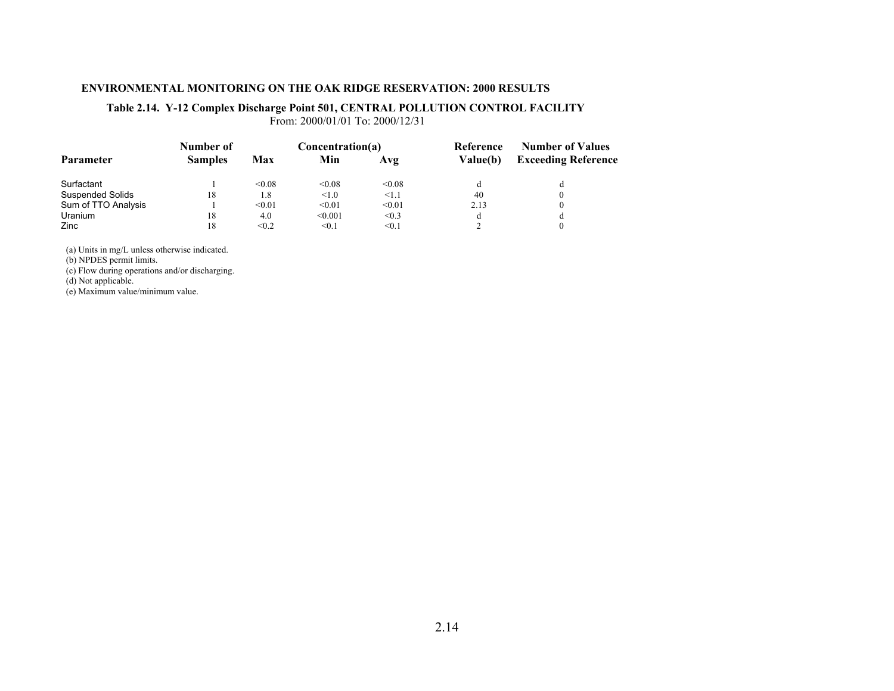**ENVIRONMENTAL MONITORING ON THE OAK RIDGE RESERVATION: 2000 RESULTS**

**Table 2.14. Y-12 Complex Discharge Point 501, CENTRAL POLLUTION CONTROL FACILITY**
From: 2000/01/01 To: 2000/12/31

| Parameter | Number of Samples | Concentration(a) Max | Min | Avg | Reference Value(b) | Number of Values Exceeding Reference |
|---|---|---|---|---|---|---|
| Surfactant | 1 | <0.08 | <0.08 | <0.08 | d | d |
| Suspended Solids | 18 | 1.8 | <1.0 | <1.1 | 40 | 0 |
| Sum of TTO Analysis | 1 | <0.01 | <0.01 | <0.01 | 2.13 | 0 |
| Uranium | 18 | 4.0 | <0.001 | <0.3 | d | d |
| Zinc | 18 | <0.2 | <0.1 | <0.1 | 2 | 0 |

(a) Units in mg/L unless otherwise indicated.
(b) NPDES permit limits.
(c) Flow during operations and/or discharging.
(d) Not applicable.
(e) Maximum value/minimum value.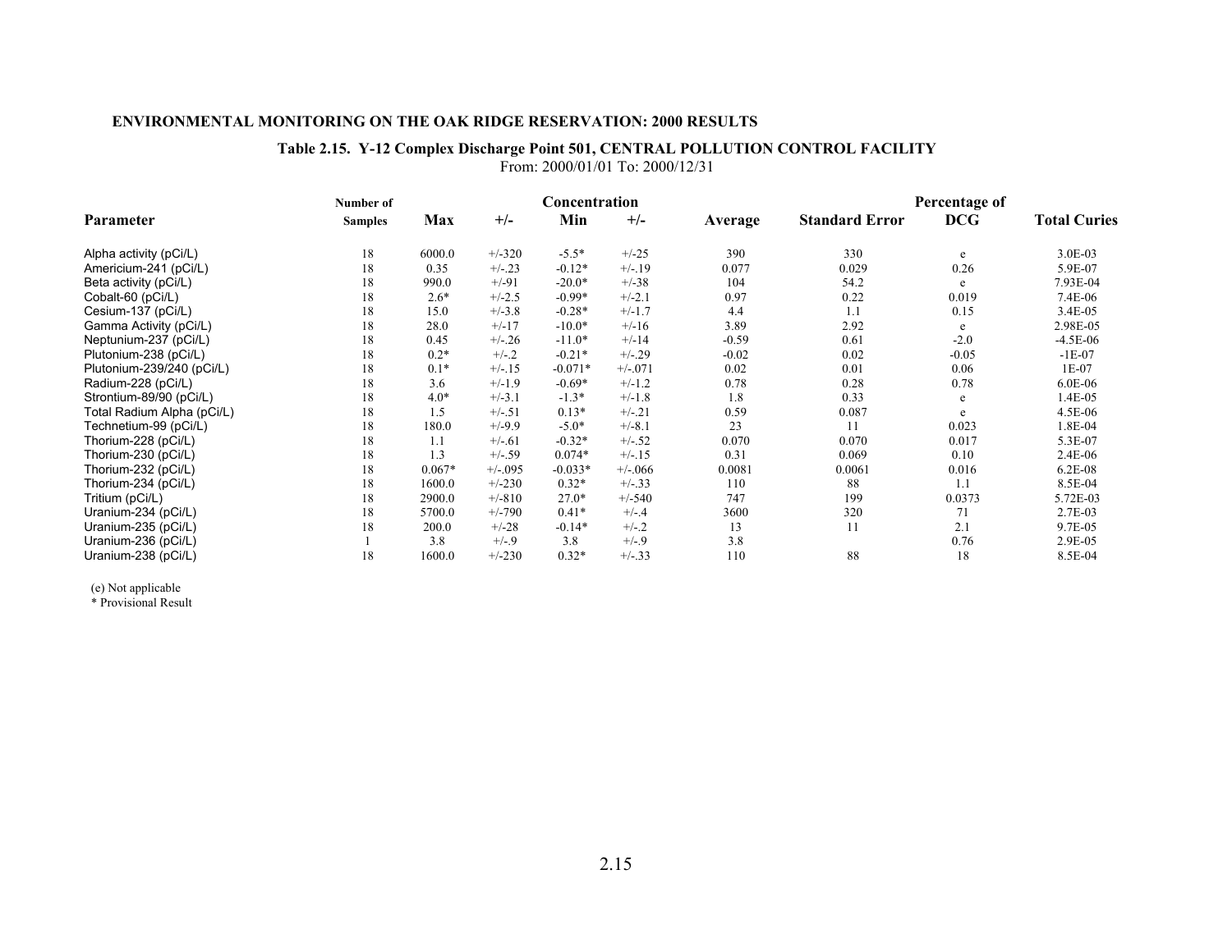**ENVIRONMENTAL MONITORING ON THE OAK RIDGE RESERVATION: 2000 RESULTS**

**Table 2.15. Y-12 Complex Discharge Point 501, CENTRAL POLLUTION CONTROL FACILITY**
From: 2000/01/01 To: 2000/12/31

| Parameter | Number of Samples | Concentration Max | +/- | Min | +/- | Average | Standard Error | Percentage of DCG | Total Curies |
|---|---|---|---|---|---|---|---|---|---|
| Alpha activity (pCi/L) | 18 | 6000.0 | +/-320 | -5.5* | +/-25 | 390 | 330 | e | 3.0E-03 |
| Americium-241 (pCi/L) | 18 | 0.35 | +/-.23 | -0.12* | +/-.19 | 0.077 | 0.029 | 0.26 | 5.9E-07 |
| Beta activity (pCi/L) | 18 | 990.0 | +/-91 | -20.0* | +/-38 | 104 | 54.2 | e | 7.93E-04 |
| Cobalt-60 (pCi/L) | 18 | 2.6* | +/-2.5 | -0.99* | +/-2.1 | 0.97 | 0.22 | 0.019 | 7.4E-06 |
| Cesium-137 (pCi/L) | 18 | 15.0 | +/-3.8 | -0.28* | +/-1.7 | 4.4 | 1.1 | 0.15 | 3.4E-05 |
| Gamma Activity (pCi/L) | 18 | 28.0 | +/-17 | -10.0* | +/-16 | 3.89 | 2.92 | e | 2.98E-05 |
| Neptunium-237 (pCi/L) | 18 | 0.45 | +/-.26 | -11.0* | +/-14 | -0.59 | 0.61 | -2.0 | -4.5E-06 |
| Plutonium-238 (pCi/L) | 18 | 0.2* | +/-.2 | -0.21* | +/-.29 | -0.02 | 0.02 | -0.05 | -1E-07 |
| Plutonium-239/240 (pCi/L) | 18 | 0.1* | +/-.15 | -0.071* | +/-.071 | 0.02 | 0.01 | 0.06 | 1E-07 |
| Radium-228 (pCi/L) | 18 | 3.6 | +/-1.9 | -0.69* | +/-1.2 | 0.78 | 0.28 | 0.78 | 6.0E-06 |
| Strontium-89/90 (pCi/L) | 18 | 4.0* | +/-3.1 | -1.3* | +/-1.8 | 1.8 | 0.33 | e | 1.4E-05 |
| Total Radium Alpha (pCi/L) | 18 | 1.5 | +/-.51 | 0.13* | +/-.21 | 0.59 | 0.087 | e | 4.5E-06 |
| Technetium-99 (pCi/L) | 18 | 180.0 | +/-9.9 | -5.0* | +/-8.1 | 23 | 11 | 0.023 | 1.8E-04 |
| Thorium-228 (pCi/L) | 18 | 1.1 | +/-.61 | -0.32* | +/-.52 | 0.070 | 0.070 | 0.017 | 5.3E-07 |
| Thorium-230 (pCi/L) | 18 | 1.3 | +/-.59 | 0.074* | +/-.15 | 0.31 | 0.069 | 0.10 | 2.4E-06 |
| Thorium-232 (pCi/L) | 18 | 0.067* | +/-.095 | -0.033* | +/-.066 | 0.0081 | 0.0061 | 0.016 | 6.2E-08 |
| Thorium-234 (pCi/L) | 18 | 1600.0 | +/-230 | 0.32* | +/-.33 | 110 | 88 | 1.1 | 8.5E-04 |
| Tritium (pCi/L) | 18 | 2900.0 | +/-810 | 27.0* | +/-540 | 747 | 199 | 0.0373 | 5.72E-03 |
| Uranium-234 (pCi/L) | 18 | 5700.0 | +/-790 | 0.41* | +/-.4 | 3600 | 320 | 71 | 2.7E-03 |
| Uranium-235 (pCi/L) | 18 | 200.0 | +/-28 | -0.14* | +/-.2 | 13 | 11 | 2.1 | 9.7E-05 |
| Uranium-236 (pCi/L) | 1 | 3.8 | +/-.9 | 3.8 | +/-.9 | 3.8 | | 0.76 | 2.9E-05 |
| Uranium-238 (pCi/L) | 18 | 1600.0 | +/-230 | 0.32* | +/-.33 | 110 | 88 | 18 | 8.5E-04 |

(e) Not applicable
\* Provisional Result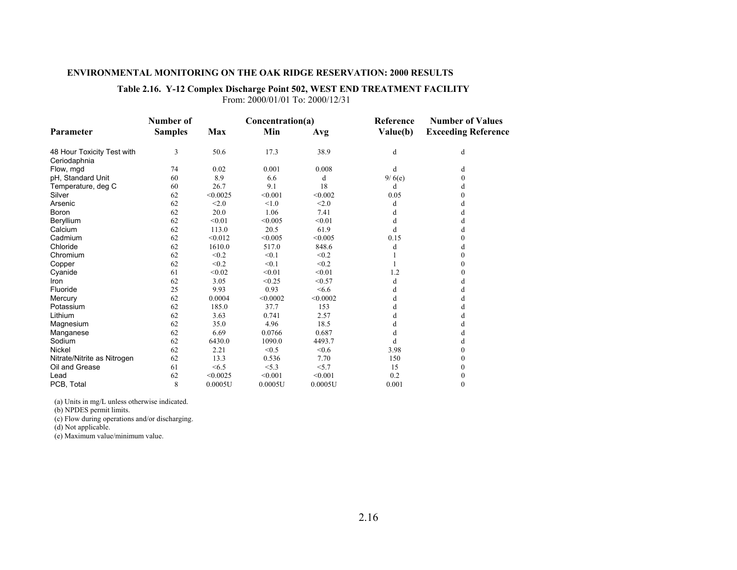**ENVIRONMENTAL MONITORING ON THE OAK RIDGE RESERVATION: 2000 RESULTS**

**Table 2.16. Y-12 Complex Discharge Point 502, WEST END TREATMENT FACILITY**

From: 2000/01/01 To: 2000/12/31

| Parameter | Number of Samples | Concentration(a) | | | Reference Value(b) | Number of Values Exceeding Reference |
|---|---|---|---|---|---|---|
| | | Max | Min | Avg | | |
| 48 Hour Toxicity Test with Ceriodaphnia | 3 | 50.6 | 17.3 | 38.9 | d | d |
| Flow, mgd | 74 | 0.02 | 0.001 | 0.008 | d | d |
| pH, Standard Unit | 60 | 8.9 | 6.6 | d | 9/ 6(e) | 0 |
| Temperature, deg C | 60 | 26.7 | 9.1 | 18 | d | d |
| Silver | 62 | <0.0025 | <0.001 | <0.002 | 0.05 | 0 |
| Arsenic | 62 | <2.0 | <1.0 | <2.0 | d | d |
| Boron | 62 | 20.0 | 1.06 | 7.41 | d | d |
| Beryllium | 62 | <0.01 | <0.005 | <0.01 | d | d |
| Calcium | 62 | 113.0 | 20.5 | 61.9 | d | d |
| Cadmium | 62 | <0.012 | <0.005 | <0.005 | 0.15 | 0 |
| Chloride | 62 | 1610.0 | 517.0 | 848.6 | d | d |
| Chromium | 62 | <0.2 | <0.1 | <0.2 | 1 | 0 |
| Copper | 62 | <0.2 | <0.1 | <0.2 | 1 | 0 |
| Cyanide | 61 | <0.02 | <0.01 | <0.01 | 1.2 | 0 |
| Iron | 62 | 3.05 | <0.25 | <0.57 | d | d |
| Fluoride | 25 | 9.93 | 0.93 | <6.6 | d | d |
| Mercury | 62 | 0.0004 | <0.0002 | <0.0002 | d | d |
| Potassium | 62 | 185.0 | 37.7 | 153 | d | d |
| Lithium | 62 | 3.63 | 0.741 | 2.57 | d | d |
| Magnesium | 62 | 35.0 | 4.96 | 18.5 | d | d |
| Manganese | 62 | 6.69 | 0.0766 | 0.687 | d | d |
| Sodium | 62 | 6430.0 | 1090.0 | 4493.7 | d | d |
| Nickel | 62 | 2.21 | <0.5 | <0.6 | 3.98 | 0 |
| Nitrate/Nitrite as Nitrogen | 62 | 13.3 | 0.536 | 7.70 | 150 | 0 |
| Oil and Grease | 61 | <6.5 | <5.3 | <5.7 | 15 | 0 |
| Lead | 62 | <0.0025 | <0.001 | <0.001 | 0.2 | 0 |
| PCB, Total | 8 | 0.0005U | 0.0005U | 0.0005U | 0.001 | 0 |

(a) Units in mg/L unless otherwise indicated.

(b) NPDES permit limits.

(c) Flow during operations and/or discharging.

(d) Not applicable.

(e) Maximum value/minimum value.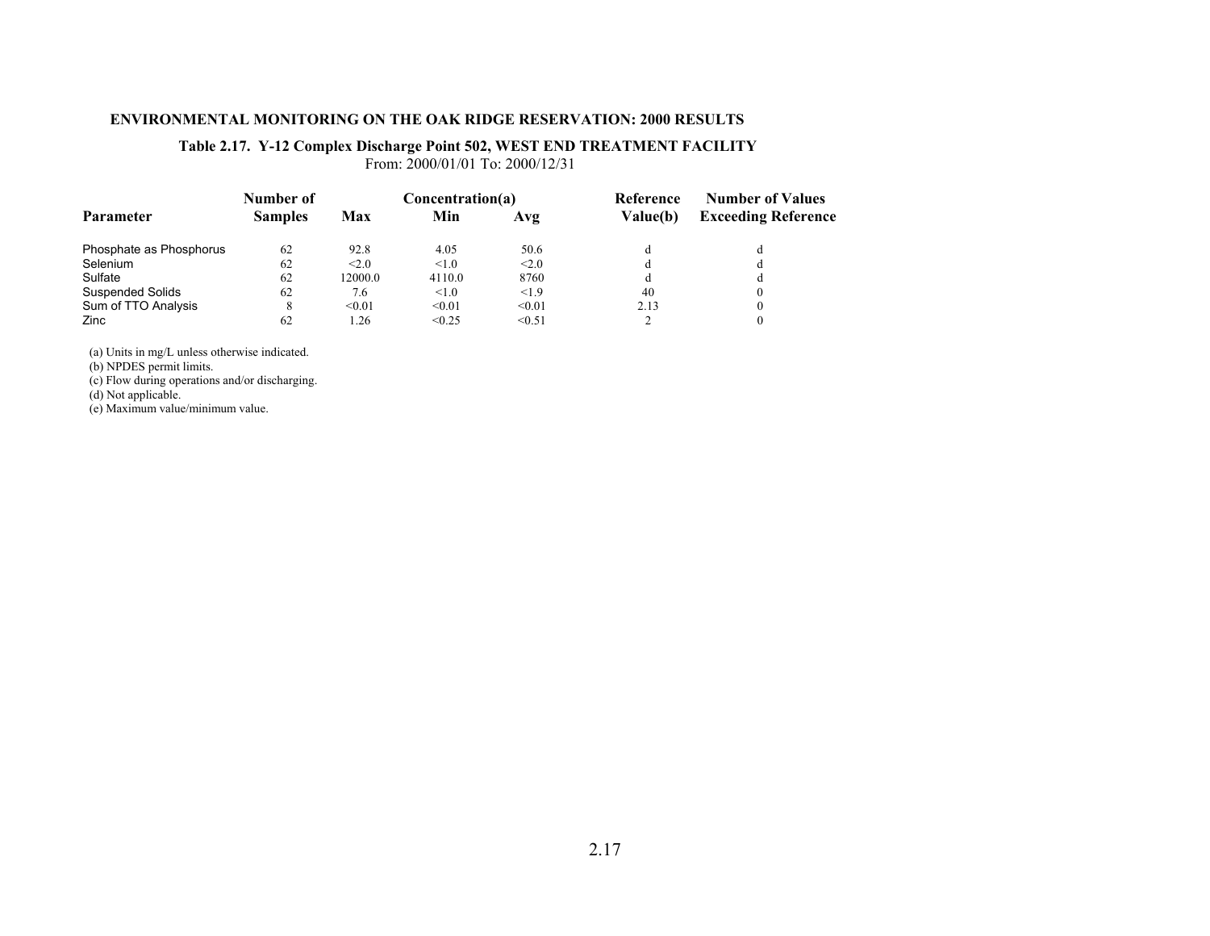**ENVIRONMENTAL MONITORING ON THE OAK RIDGE RESERVATION: 2000 RESULTS**

**Table 2.17. Y-12 Complex Discharge Point 502, WEST END TREATMENT FACILITY**
From: 2000/01/01 To: 2000/12/31

| Parameter | Number of Samples | Concentration(a) | | | Reference Value(b) | Number of Values Exceeding Reference |
|---|---|---|---|---|---|---|
| | | Max | Min | Avg | | |
| Phosphate as Phosphorus | 62 | 92.8 | 4.05 | 50.6 | d | d |
| Selenium | 62 | <2.0 | <1.0 | <2.0 | d | d |
| Sulfate | 62 | 12000.0 | 4110.0 | 8760 | d | d |
| Suspended Solids | 62 | 7.6 | <1.0 | <1.9 | 40 | 0 |
| Sum of TTO Analysis | 8 | <0.01 | <0.01 | <0.01 | 2.13 | 0 |
| Zinc | 62 | 1.26 | <0.25 | <0.51 | 2 | 0 |

(a) Units in mg/L unless otherwise indicated.
(b) NPDES permit limits.
(c) Flow during operations and/or discharging.
(d) Not applicable.
(e) Maximum value/minimum value.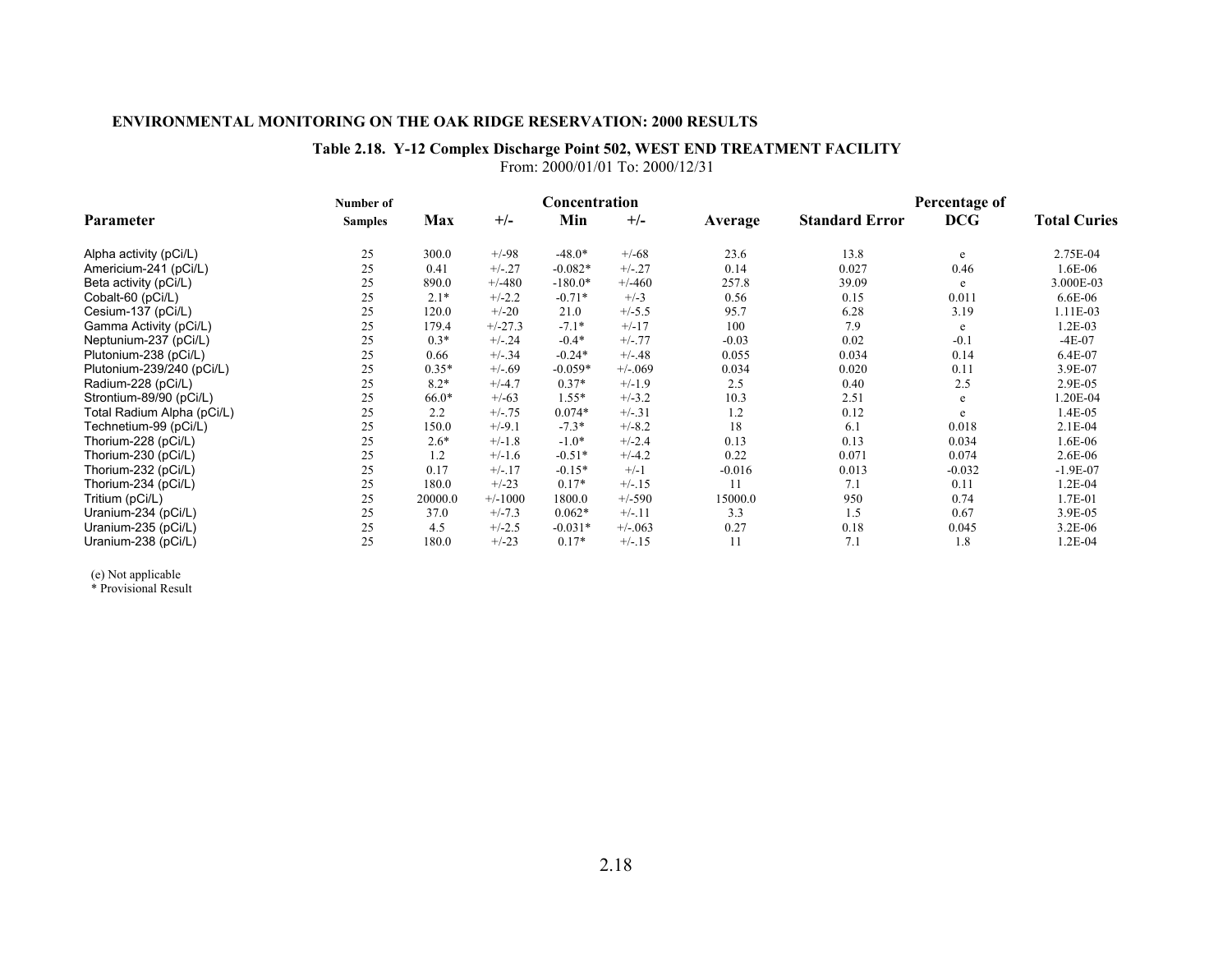**ENVIRONMENTAL MONITORING ON THE OAK RIDGE RESERVATION: 2000 RESULTS**

**Table 2.18. Y-12 Complex Discharge Point 502, WEST END TREATMENT FACILITY**

From: 2000/01/01 To: 2000/12/31

| Parameter | Number of Samples | Concentration Max | +/- | Min | +/- | Average | Standard Error | Percentage of DCG | Total Curies |
|---|---|---|---|---|---|---|---|---|---|
| Alpha activity (pCi/L) | 25 | 300.0 | +/-98 | -48.0* | +/-68 | 23.6 | 13.8 | e | 2.75E-04 |
| Americium-241 (pCi/L) | 25 | 0.41 | +/-.27 | -0.082* | +/-.27 | 0.14 | 0.027 | 0.46 | 1.6E-06 |
| Beta activity (pCi/L) | 25 | 890.0 | +/-480 | -180.0* | +/-460 | 257.8 | 39.09 | e | 3.000E-03 |
| Cobalt-60 (pCi/L) | 25 | 2.1* | +/-2.2 | -0.71* | +/-3 | 0.56 | 0.15 | 0.011 | 6.6E-06 |
| Cesium-137 (pCi/L) | 25 | 120.0 | +/-20 | 21.0 | +/-5.5 | 95.7 | 6.28 | 3.19 | 1.11E-03 |
| Gamma Activity (pCi/L) | 25 | 179.4 | +/-27.3 | -7.1* | +/-17 | 100 | 7.9 | e | 1.2E-03 |
| Neptunium-237 (pCi/L) | 25 | 0.3* | +/-.24 | -0.4* | +/-.77 | -0.03 | 0.02 | -0.1 | -4E-07 |
| Plutonium-238 (pCi/L) | 25 | 0.66 | +/-.34 | -0.24* | +/-.48 | 0.055 | 0.034 | 0.14 | 6.4E-07 |
| Plutonium-239/240 (pCi/L) | 25 | 0.35* | +/-.69 | -0.059* | +/-.069 | 0.034 | 0.020 | 0.11 | 3.9E-07 |
| Radium-228 (pCi/L) | 25 | 8.2* | +/-4.7 | 0.37* | +/-1.9 | 2.5 | 0.40 | 2.5 | 2.9E-05 |
| Strontium-89/90 (pCi/L) | 25 | 66.0* | +/-63 | 1.55* | +/-3.2 | 10.3 | 2.51 | e | 1.20E-04 |
| Total Radium Alpha (pCi/L) | 25 | 2.2 | +/-.75 | 0.074* | +/-.31 | 1.2 | 0.12 | e | 1.4E-05 |
| Technetium-99 (pCi/L) | 25 | 150.0 | +/-9.1 | -7.3* | +/-8.2 | 18 | 6.1 | 0.018 | 2.1E-04 |
| Thorium-228 (pCi/L) | 25 | 2.6* | +/-1.8 | -1.0* | +/-2.4 | 0.13 | 0.13 | 0.034 | 1.6E-06 |
| Thorium-230 (pCi/L) | 25 | 1.2 | +/-1.6 | -0.51* | +/-4.2 | 0.22 | 0.071 | 0.074 | 2.6E-06 |
| Thorium-232 (pCi/L) | 25 | 0.17 | +/-.17 | -0.15* | +/-1 | -0.016 | 0.013 | -0.032 | -1.9E-07 |
| Thorium-234 (pCi/L) | 25 | 180.0 | +/-23 | 0.17* | +/-.15 | 11 | 7.1 | 0.11 | 1.2E-04 |
| Tritium (pCi/L) | 25 | 20000.0 | +/-1000 | 1800.0 | +/-590 | 15000.0 | 950 | 0.74 | 1.7E-01 |
| Uranium-234 (pCi/L) | 25 | 37.0 | +/-7.3 | 0.062* | +/-.11 | 3.3 | 1.5 | 0.67 | 3.9E-05 |
| Uranium-235 (pCi/L) | 25 | 4.5 | +/-2.5 | -0.031* | +/-.063 | 0.27 | 0.18 | 0.045 | 3.2E-06 |
| Uranium-238 (pCi/L) | 25 | 180.0 | +/-23 | 0.17* | +/-.15 | 11 | 7.1 | 1.8 | 1.2E-04 |

(e) Not applicable

\* Provisional Result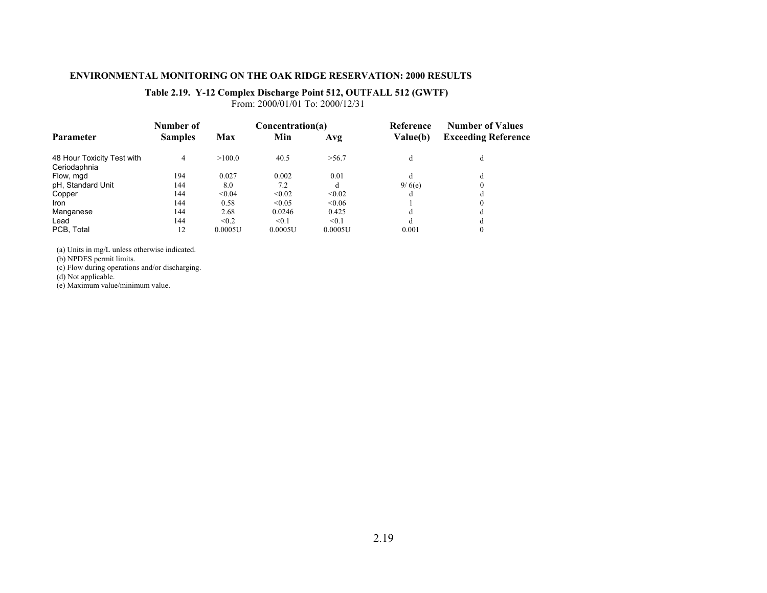### Table 2.19. Y-12 Complex Discharge Point 512, OUTFALL 512 (GWTF)

From: 2000/01/01 To: 2000/12/31

| Parameter | Number of Samples | Concentration(a) Max | Min | Avg | Reference Value(b) | Number of Values Exceeding Reference |
|---|---|---|---|---|---|---|
| 48 Hour Toxicity Test with Ceriodaphnia | 4 | >100.0 | 40.5 | >56.7 | d | d |
| Flow, mgd | 194 | 0.027 | 0.002 | 0.01 | d | d |
| pH, Standard Unit | 144 | 8.0 | 7.2 | d | 9/ 6(e) | 0 |
| Copper | 144 | <0.04 | <0.02 | <0.02 | d | d |
| Iron | 144 | 0.58 | <0.05 | <0.06 | 1 | 0 |
| Manganese | 144 | 2.68 | 0.0246 | 0.425 | d | d |
| Lead | 144 | <0.2 | <0.1 | <0.1 | d | d |
| PCB, Total | 12 | 0.0005U | 0.0005U | 0.0005U | 0.001 | 0 |

(a) Units in mg/L unless otherwise indicated.
(b) NPDES permit limits.
(c) Flow during operations and/or discharging.
(d) Not applicable.
(e) Maximum value/minimum value.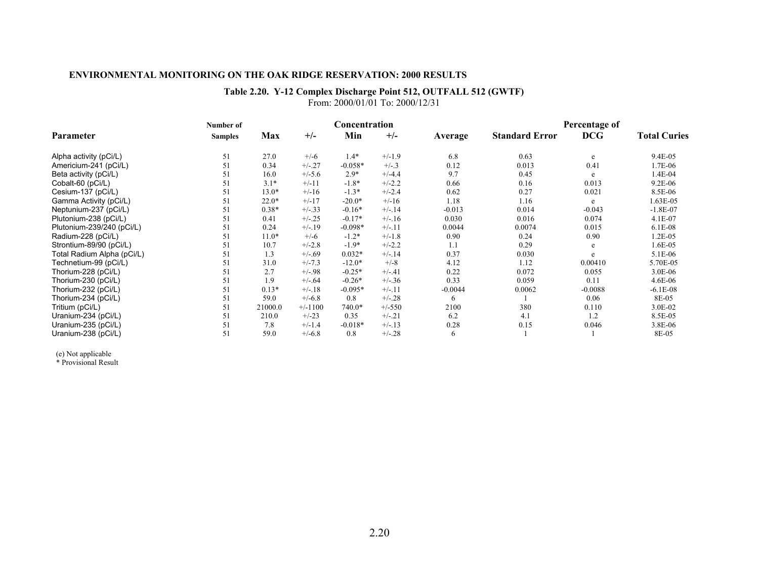**ENVIRONMENTAL MONITORING ON THE OAK RIDGE RESERVATION: 2000 RESULTS**

**Table 2.20. Y-12 Complex Discharge Point 512, OUTFALL 512 (GWTF)**

From: 2000/01/01 To: 2000/12/31

| Parameter | Number of Samples | Concentration Max | +/- | Min | +/- | Average | Standard Error | Percentage of DCG | Total Curies |
|---|---|---|---|---|---|---|---|---|---|
| Alpha activity (pCi/L) | 51 | 27.0 | +/-6 | 1.4* | +/-1.9 | 6.8 | 0.63 | e | 9.4E-05 |
| Americium-241 (pCi/L) | 51 | 0.34 | +/-.27 | -0.058* | +/-.3 | 0.12 | 0.013 | 0.41 | 1.7E-06 |
| Beta activity (pCi/L) | 51 | 16.0 | +/-5.6 | 2.9* | +/-4.4 | 9.7 | 0.45 | e | 1.4E-04 |
| Cobalt-60 (pCi/L) | 51 | 3.1* | +/-11 | -1.8* | +/-2.2 | 0.66 | 0.16 | 0.013 | 9.2E-06 |
| Cesium-137 (pCi/L) | 51 | 13.0* | +/-16 | -1.3* | +/-2.4 | 0.62 | 0.27 | 0.021 | 8.5E-06 |
| Gamma Activity (pCi/L) | 51 | 22.0* | +/-17 | -20.0* | +/-16 | 1.18 | 1.16 | e | 1.63E-05 |
| Neptunium-237 (pCi/L) | 51 | 0.38* | +/-.33 | -0.16* | +/-.14 | -0.013 | 0.014 | -0.043 | -1.8E-07 |
| Plutonium-238 (pCi/L) | 51 | 0.41 | +/-.25 | -0.17* | +/-.16 | 0.030 | 0.016 | 0.074 | 4.1E-07 |
| Plutonium-239/240 (pCi/L) | 51 | 0.24 | +/-.19 | -0.098* | +/-.11 | 0.0044 | 0.0074 | 0.015 | 6.1E-08 |
| Radium-228 (pCi/L) | 51 | 11.0* | +/-6 | -1.2* | +/-1.8 | 0.90 | 0.24 | 0.90 | 1.2E-05 |
| Strontium-89/90 (pCi/L) | 51 | 10.7 | +/-2.8 | -1.9* | +/-2.2 | 1.1 | 0.29 | e | 1.6E-05 |
| Total Radium Alpha (pCi/L) | 51 | 1.3 | +/-.69 | 0.032* | +/-.14 | 0.37 | 0.030 | e | 5.1E-06 |
| Technetium-99 (pCi/L) | 51 | 31.0 | +/-7.3 | -12.0* | +/-8 | 4.12 | 1.12 | 0.00410 | 5.70E-05 |
| Thorium-228 (pCi/L) | 51 | 2.7 | +/-.98 | -0.25* | +/-.41 | 0.22 | 0.072 | 0.055 | 3.0E-06 |
| Thorium-230 (pCi/L) | 51 | 1.9 | +/-.64 | -0.26* | +/-.36 | 0.33 | 0.059 | 0.11 | 4.6E-06 |
| Thorium-232 (pCi/L) | 51 | 0.13* | +/-.18 | -0.095* | +/-.11 | -0.0044 | 0.0062 | -0.0088 | -6.1E-08 |
| Thorium-234 (pCi/L) | 51 | 59.0 | +/-6.8 | 0.8 | +/-.28 | 6 | 1 | 0.06 | 8E-05 |
| Tritium (pCi/L) | 51 | 21000.0 | +/-1100 | 740.0* | +/-550 | 2100 | 380 | 0.110 | 3.0E-02 |
| Uranium-234 (pCi/L) | 51 | 210.0 | +/-23 | 0.35 | +/-.21 | 6.2 | 4.1 | 1.2 | 8.5E-05 |
| Uranium-235 (pCi/L) | 51 | 7.8 | +/-1.4 | -0.018* | +/-.13 | 0.28 | 0.15 | 0.046 | 3.8E-06 |
| Uranium-238 (pCi/L) | 51 | 59.0 | +/-6.8 | 0.8 | +/-.28 | 6 | 1 | 1 | 8E-05 |

(e) Not applicable

\* Provisional Result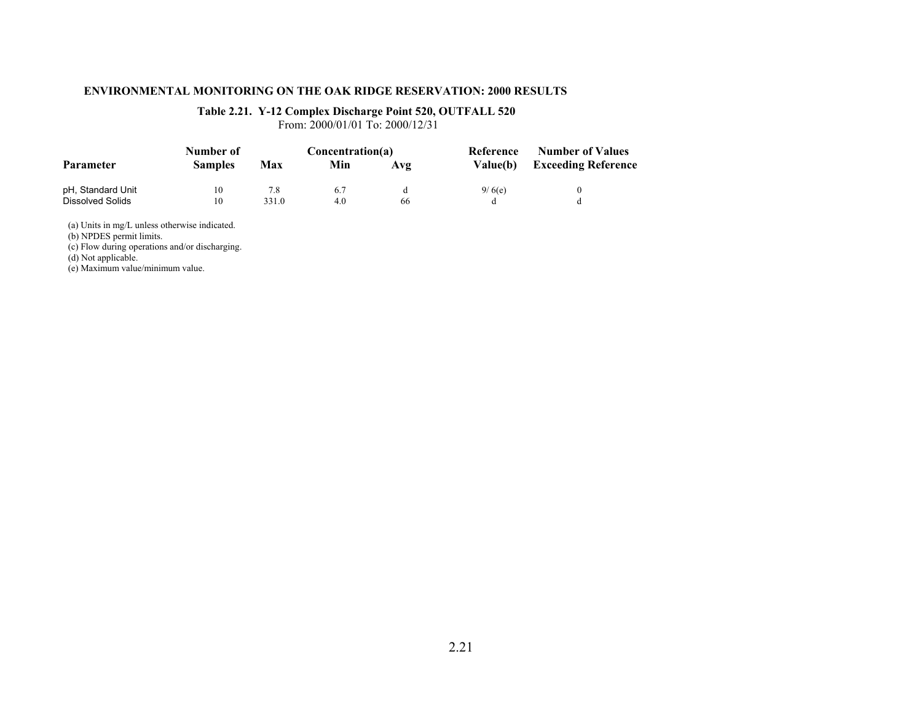**ENVIRONMENTAL MONITORING ON THE OAK RIDGE RESERVATION: 2000 RESULTS**

**Table 2.21. Y-12 Complex Discharge Point 520, OUTFALL 520**
From: 2000/01/01 To: 2000/12/31

| Parameter | Number of Samples | Concentration(a) | | | Reference Value(b) | Number of Values Exceeding Reference |
|---|---|---|---|---|---|---|
| | | Max | Min | Avg | | |
| pH, Standard Unit | 10 | 7.8 | 6.7 | d | 9/ 6(e) | 0 |
| Dissolved Solids | 10 | 331.0 | 4.0 | 66 | d | d |

(a) Units in mg/L unless otherwise indicated.
(b) NPDES permit limits.
(c) Flow during operations and/or discharging.
(d) Not applicable.
(e) Maximum value/minimum value.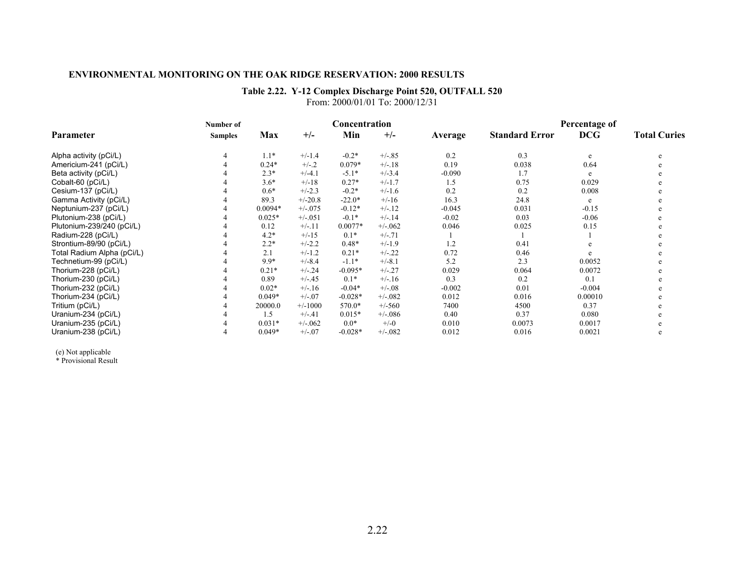**ENVIRONMENTAL MONITORING ON THE OAK RIDGE RESERVATION: 2000 RESULTS**

**Table 2.22. Y-12 Complex Discharge Point 520, OUTFALL 520**

From: 2000/01/01 To: 2000/12/31

| Parameter | Number of Samples | Concentration Max | +/- | Min | +/- | Average | Standard Error | Percentage of DCG | Total Curies |
|---|---|---|---|---|---|---|---|---|---|
| Alpha activity (pCi/L) | 4 | 1.1* | +/-1.4 | -0.2* | +/-.85 | 0.2 | 0.3 | e | e |
| Americium-241 (pCi/L) | 4 | 0.24* | +/-.2 | 0.079* | +/-.18 | 0.19 | 0.038 | 0.64 | e |
| Beta activity (pCi/L) | 4 | 2.3* | +/-4.1 | -5.1* | +/-3.4 | -0.090 | 1.7 | e | e |
| Cobalt-60 (pCi/L) | 4 | 3.6* | +/-18 | 0.27* | +/-1.7 | 1.5 | 0.75 | 0.029 | e |
| Cesium-137 (pCi/L) | 4 | 0.6* | +/-2.3 | -0.2* | +/-1.6 | 0.2 | 0.2 | 0.008 | e |
| Gamma Activity (pCi/L) | 4 | 89.3 | +/-20.8 | -22.0* | +/-16 | 16.3 | 24.8 | e | e |
| Neptunium-237 (pCi/L) | 4 | 0.0094* | +/-.075 | -0.12* | +/-.12 | -0.045 | 0.031 | -0.15 | e |
| Plutonium-238 (pCi/L) | 4 | 0.025* | +/-.051 | -0.1* | +/-.14 | -0.02 | 0.03 | -0.06 | e |
| Plutonium-239/240 (pCi/L) | 4 | 0.12 | +/-.11 | 0.0077* | +/-.062 | 0.046 | 0.025 | 0.15 | e |
| Radium-228 (pCi/L) | 4 | 4.2* | +/-15 | 0.1* | +/-.71 | 1 | 1 | 1 | e |
| Strontium-89/90 (pCi/L) | 4 | 2.2* | +/-2.2 | 0.48* | +/-1.9 | 1.2 | 0.41 | e | e |
| Total Radium Alpha (pCi/L) | 4 | 2.1 | +/-1.2 | 0.21* | +/-.22 | 0.72 | 0.46 | e | e |
| Technetium-99 (pCi/L) | 4 | 9.9* | +/-8.4 | -1.1* | +/-8.1 | 5.2 | 2.3 | 0.0052 | e |
| Thorium-228 (pCi/L) | 4 | 0.21* | +/-.24 | -0.095* | +/-.27 | 0.029 | 0.064 | 0.0072 | e |
| Thorium-230 (pCi/L) | 4 | 0.89 | +/-.45 | 0.1* | +/-.16 | 0.3 | 0.2 | 0.1 | e |
| Thorium-232 (pCi/L) | 4 | 0.02* | +/-.16 | -0.04* | +/-.08 | -0.002 | 0.01 | -0.004 | e |
| Thorium-234 (pCi/L) | 4 | 0.049* | +/-.07 | -0.028* | +/-.082 | 0.012 | 0.016 | 0.00010 | e |
| Tritium (pCi/L) | 4 | 20000.0 | +/-1000 | 570.0* | +/-560 | 7400 | 4500 | 0.37 | e |
| Uranium-234 (pCi/L) | 4 | 1.5 | +/-.41 | 0.015* | +/-.086 | 0.40 | 0.37 | 0.080 | e |
| Uranium-235 (pCi/L) | 4 | 0.031* | +/-.062 | 0.0* | +/-0 | 0.010 | 0.0073 | 0.0017 | e |
| Uranium-238 (pCi/L) | 4 | 0.049* | +/-.07 | -0.028* | +/-.082 | 0.012 | 0.016 | 0.0021 | e |

(e) Not applicable
\* Provisional Result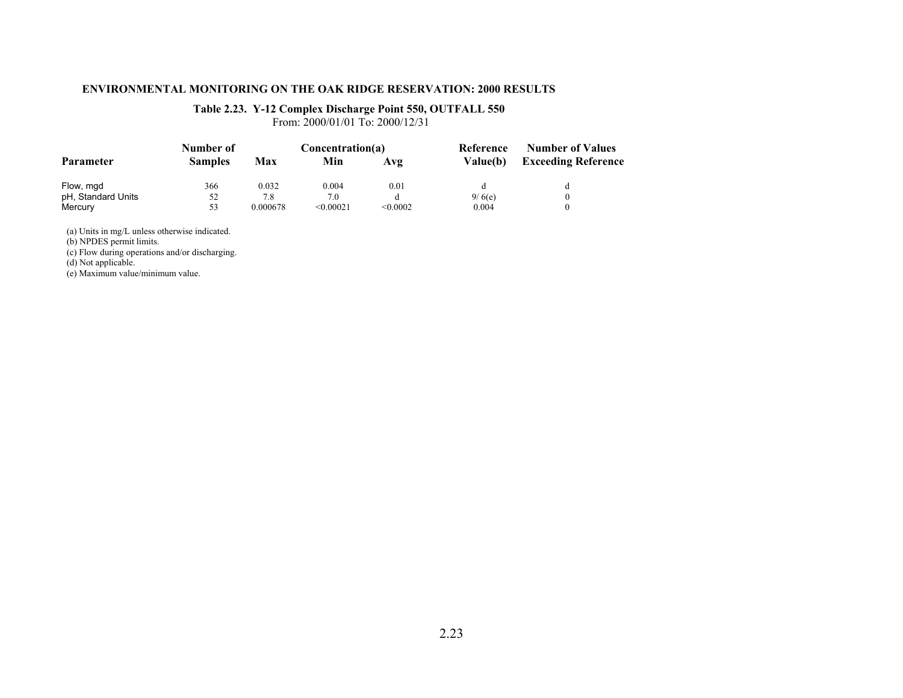**Table 2.23. Y-12 Complex Discharge Point 550, OUTFALL 550**

From: 2000/01/01 To: 2000/12/31

| Parameter | Number of Samples | Concentration(a) | | | Reference Value(b) | Number of Values Exceeding Reference |
|---|---|---|---|---|---|---|
| | | Max | Min | Avg | | |
| Flow, mgd | 366 | 0.032 | 0.004 | 0.01 | d | d |
| pH, Standard Units | 52 | 7.8 | 7.0 | d | 9/ 6(e) | 0 |
| Mercury | 53 | 0.000678 | <0.00021 | <0.0002 | 0.004 | 0 |

(a) Units in mg/L unless otherwise indicated.
(b) NPDES permit limits.
(c) Flow during operations and/or discharging.
(d) Not applicable.
(e) Maximum value/minimum value.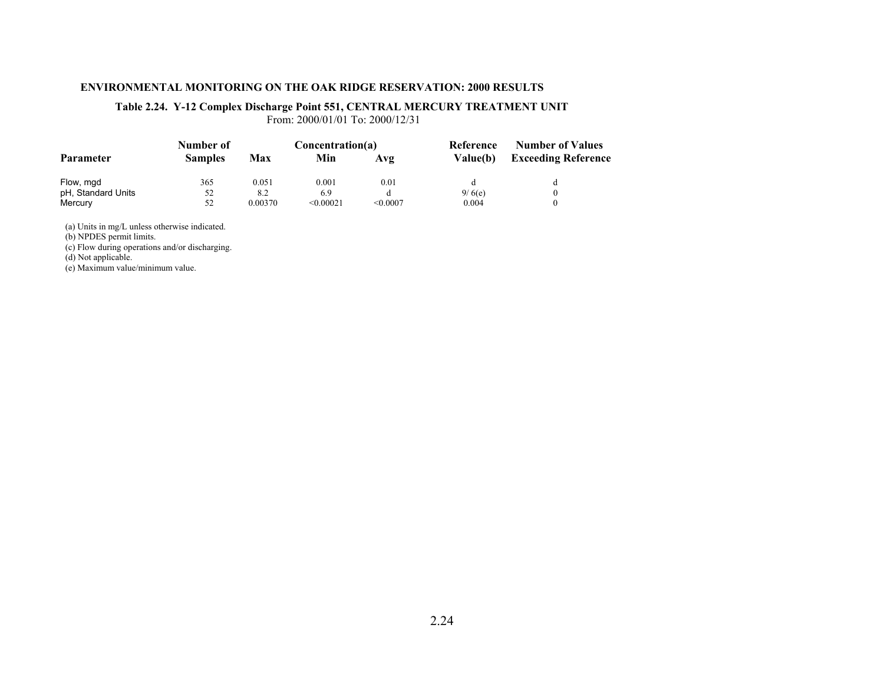**ENVIRONMENTAL MONITORING ON THE OAK RIDGE RESERVATION: 2000 RESULTS**

**Table 2.24. Y-12 Complex Discharge Point 551, CENTRAL MERCURY TREATMENT UNIT**
From: 2000/01/01 To: 2000/12/31

| Parameter | Number of Samples | Concentration(a) Max | Min | Avg | Reference Value(b) | Number of Values Exceeding Reference |
|---|---|---|---|---|---|---|
| Flow, mgd | 365 | 0.051 | 0.001 | 0.01 | d | d |
| pH, Standard Units | 52 | 8.2 | 6.9 | d | 9/ 6(e) | 0 |
| Mercury | 52 | 0.00370 | <0.00021 | <0.0007 | 0.004 | 0 |

(a) Units in mg/L unless otherwise indicated.
(b) NPDES permit limits.
(c) Flow during operations and/or discharging.
(d) Not applicable.
(e) Maximum value/minimum value.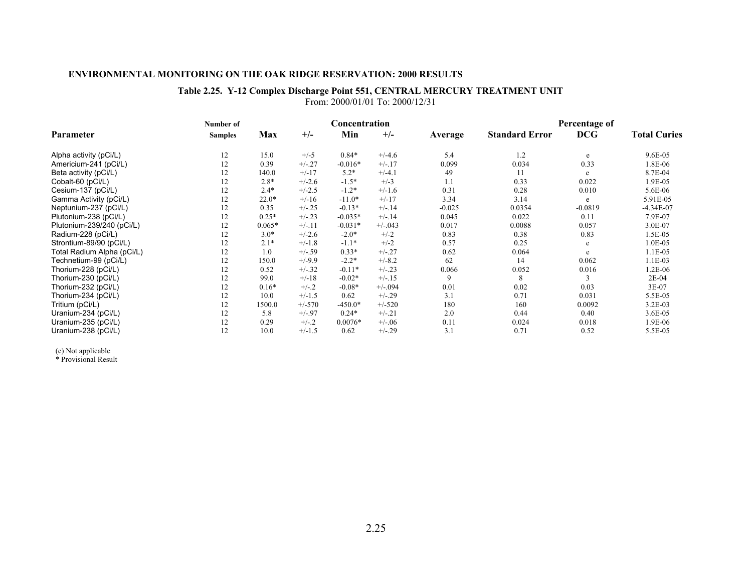**ENVIRONMENTAL MONITORING ON THE OAK RIDGE RESERVATION: 2000 RESULTS**

**Table 2.25. Y-12 Complex Discharge Point 551, CENTRAL MERCURY TREATMENT UNIT**

From: 2000/01/01 To: 2000/12/31

| Parameter | Number of Samples | Concentration Max | +/- | Min | +/- | Average | Standard Error | Percentage of DCG | Total Curies |
|---|---|---|---|---|---|---|---|---|---|
| Alpha activity (pCi/L) | 12 | 15.0 | +/-5 | 0.84* | +/-4.6 | 5.4 | 1.2 | e | 9.6E-05 |
| Americium-241 (pCi/L) | 12 | 0.39 | +/-.27 | -0.016* | +/-.17 | 0.099 | 0.034 | 0.33 | 1.8E-06 |
| Beta activity (pCi/L) | 12 | 140.0 | +/-17 | 5.2* | +/-4.1 | 49 | 11 | e | 8.7E-04 |
| Cobalt-60 (pCi/L) | 12 | 2.8* | +/-2.6 | -1.5* | +/-3 | 1.1 | 0.33 | 0.022 | 1.9E-05 |
| Cesium-137 (pCi/L) | 12 | 2.4* | +/-2.5 | -1.2* | +/-1.6 | 0.31 | 0.28 | 0.010 | 5.6E-06 |
| Gamma Activity (pCi/L) | 12 | 22.0* | +/-16 | -11.0* | +/-17 | 3.34 | 3.14 | e | 5.91E-05 |
| Neptunium-237 (pCi/L) | 12 | 0.35 | +/-.25 | -0.13* | +/-.14 | -0.025 | 0.0354 | -0.0819 | -4.34E-07 |
| Plutonium-238 (pCi/L) | 12 | 0.25* | +/-.23 | -0.035* | +/-.14 | 0.045 | 0.022 | 0.11 | 7.9E-07 |
| Plutonium-239/240 (pCi/L) | 12 | 0.065* | +/-.11 | -0.031* | +/-.043 | 0.017 | 0.0088 | 0.057 | 3.0E-07 |
| Radium-228 (pCi/L) | 12 | 3.0* | +/-2.6 | -2.0* | +/-2 | 0.83 | 0.38 | 0.83 | 1.5E-05 |
| Strontium-89/90 (pCi/L) | 12 | 2.1* | +/-1.8 | -1.1* | +/-2 | 0.57 | 0.25 | e | 1.0E-05 |
| Total Radium Alpha (pCi/L) | 12 | 1.0 | +/-.59 | 0.33* | +/-.27 | 0.62 | 0.064 | e | 1.1E-05 |
| Technetium-99 (pCi/L) | 12 | 150.0 | +/-9.9 | -2.2* | +/-8.2 | 62 | 14 | 0.062 | 1.1E-03 |
| Thorium-228 (pCi/L) | 12 | 0.52 | +/-.32 | -0.11* | +/-.23 | 0.066 | 0.052 | 0.016 | 1.2E-06 |
| Thorium-230 (pCi/L) | 12 | 99.0 | +/-18 | -0.02* | +/-.15 | 9 | 8 | 3 | 2E-04 |
| Thorium-232 (pCi/L) | 12 | 0.16* | +/-.2 | -0.08* | +/-.094 | 0.01 | 0.02 | 0.03 | 3E-07 |
| Thorium-234 (pCi/L) | 12 | 10.0 | +/-1.5 | 0.62 | +/-.29 | 3.1 | 0.71 | 0.031 | 5.5E-05 |
| Tritium (pCi/L) | 12 | 1500.0 | +/-570 | -450.0* | +/-520 | 180 | 160 | 0.0092 | 3.2E-03 |
| Uranium-234 (pCi/L) | 12 | 5.8 | +/-.97 | 0.24* | +/-.21 | 2.0 | 0.44 | 0.40 | 3.6E-05 |
| Uranium-235 (pCi/L) | 12 | 0.29 | +/-.2 | 0.0076* | +/-.06 | 0.11 | 0.024 | 0.018 | 1.9E-06 |
| Uranium-238 (pCi/L) | 12 | 10.0 | +/-1.5 | 0.62 | +/-.29 | 3.1 | 0.71 | 0.52 | 5.5E-05 |

(e) Not applicable
\* Provisional Result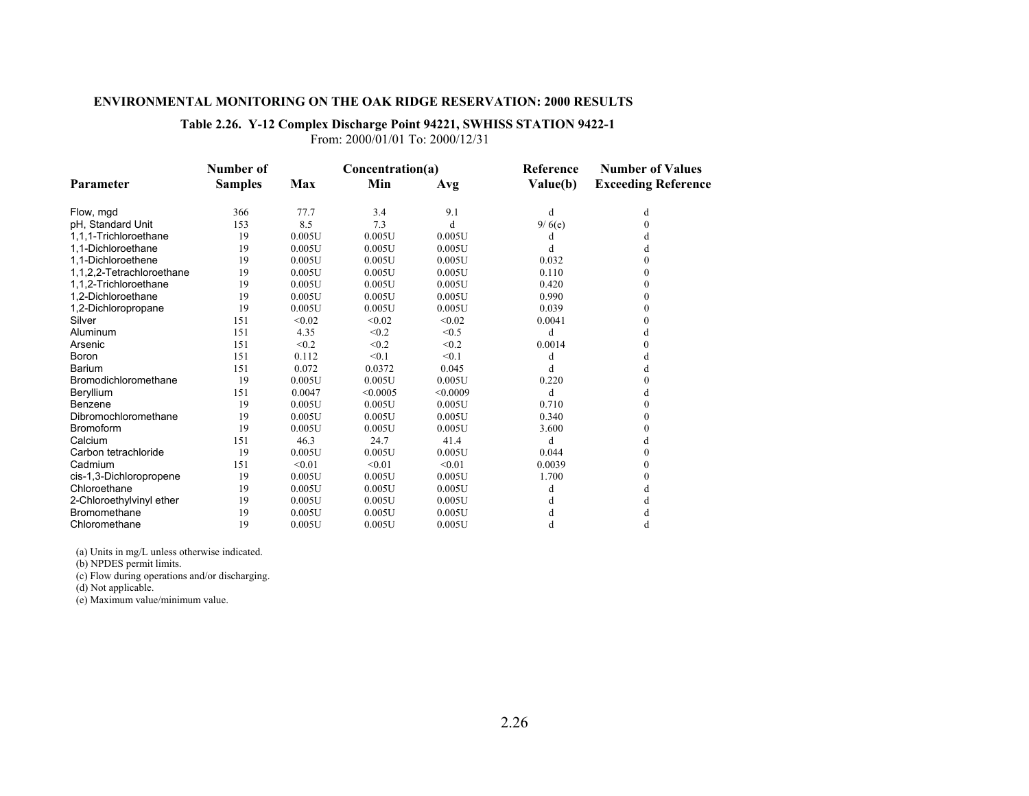**ENVIRONMENTAL MONITORING ON THE OAK RIDGE RESERVATION: 2000 RESULTS**

**Table 2.26. Y-12 Complex Discharge Point 94221, SWHISS STATION 9422-1**
From: 2000/01/01 To: 2000/12/31

| Parameter | Number of Samples | Concentration(a) Max | Min | Avg | Reference Value(b) | Number of Values Exceeding Reference |
|---|---|---|---|---|---|---|
| Flow, mgd | 366 | 77.7 | 3.4 | 9.1 | d | d |
| pH, Standard Unit | 153 | 8.5 | 7.3 | d | 9/ 6(e) | 0 |
| 1,1,1-Trichloroethane | 19 | 0.005U | 0.005U | 0.005U | d | d |
| 1,1-Dichloroethane | 19 | 0.005U | 0.005U | 0.005U | d | d |
| 1,1-Dichloroethene | 19 | 0.005U | 0.005U | 0.005U | 0.032 | 0 |
| 1,1,2,2-Tetrachloroethane | 19 | 0.005U | 0.005U | 0.005U | 0.110 | 0 |
| 1,1,2-Trichloroethane | 19 | 0.005U | 0.005U | 0.005U | 0.420 | 0 |
| 1,2-Dichloroethane | 19 | 0.005U | 0.005U | 0.005U | 0.990 | 0 |
| 1,2-Dichloropropane | 19 | 0.005U | 0.005U | 0.005U | 0.039 | 0 |
| Silver | 151 | <0.02 | <0.02 | <0.02 | 0.0041 | 0 |
| Aluminum | 151 | 4.35 | <0.2 | <0.5 | d | d |
| Arsenic | 151 | <0.2 | <0.2 | <0.2 | 0.0014 | 0 |
| Boron | 151 | 0.112 | <0.1 | <0.1 | d | d |
| Barium | 151 | 0.072 | 0.0372 | 0.045 | d | d |
| Bromodichloromethane | 19 | 0.005U | 0.005U | 0.005U | 0.220 | 0 |
| Beryllium | 151 | 0.0047 | <0.0005 | <0.0009 | d | d |
| Benzene | 19 | 0.005U | 0.005U | 0.005U | 0.710 | 0 |
| Dibromochloromethane | 19 | 0.005U | 0.005U | 0.005U | 0.340 | 0 |
| Bromoform | 19 | 0.005U | 0.005U | 0.005U | 3.600 | 0 |
| Calcium | 151 | 46.3 | 24.7 | 41.4 | d | d |
| Carbon tetrachloride | 19 | 0.005U | 0.005U | 0.005U | 0.044 | 0 |
| Cadmium | 151 | <0.01 | <0.01 | <0.01 | 0.0039 | 0 |
| cis-1,3-Dichloropropene | 19 | 0.005U | 0.005U | 0.005U | 1.700 | 0 |
| Chloroethane | 19 | 0.005U | 0.005U | 0.005U | d | d |
| 2-Chloroethylvinyl ether | 19 | 0.005U | 0.005U | 0.005U | d | d |
| Bromomethane | 19 | 0.005U | 0.005U | 0.005U | d | d |
| Chloromethane | 19 | 0.005U | 0.005U | 0.005U | d | d |

(a) Units in mg/L unless otherwise indicated.
(b) NPDES permit limits.
(c) Flow during operations and/or discharging.
(d) Not applicable.
(e) Maximum value/minimum value.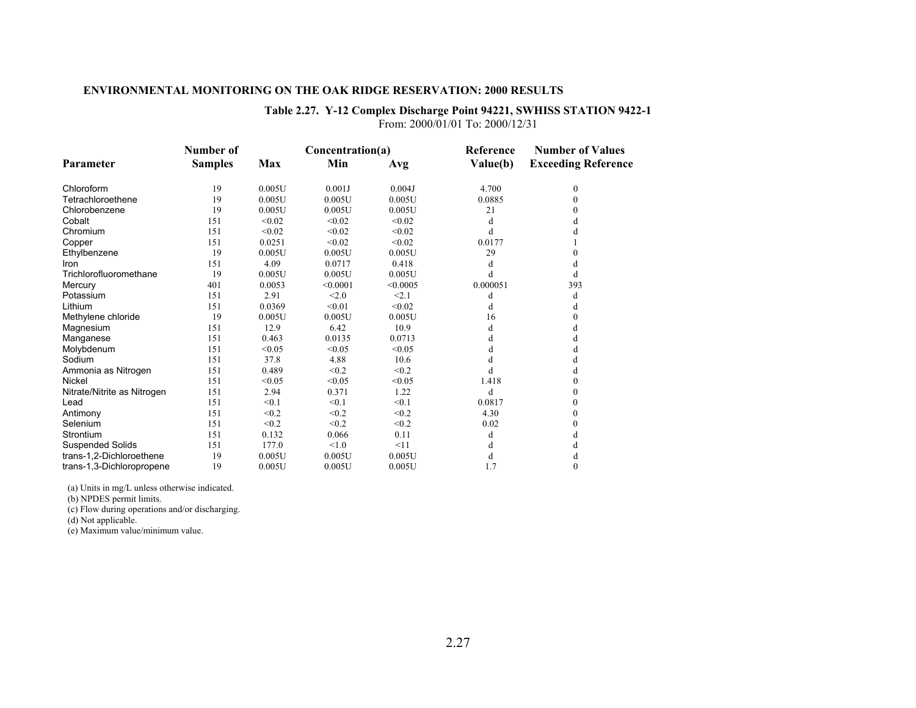**ENVIRONMENTAL MONITORING ON THE OAK RIDGE RESERVATION: 2000 RESULTS**

**Table 2.27. Y-12 Complex Discharge Point 94221, SWHISS STATION 9422-1**
From: 2000/01/01 To: 2000/12/31

| Parameter | Number of Samples | Concentration(a) Max | Min | Avg | Reference Value(b) | Number of Values Exceeding Reference |
|---|---|---|---|---|---|---|
| Chloroform | 19 | 0.005U | 0.001J | 0.004J | 4.700 | 0 |
| Tetrachloroethene | 19 | 0.005U | 0.005U | 0.005U | 0.0885 | 0 |
| Chlorobenzene | 19 | 0.005U | 0.005U | 0.005U | 21 | 0 |
| Cobalt | 151 | <0.02 | <0.02 | <0.02 | d | d |
| Chromium | 151 | <0.02 | <0.02 | <0.02 | d | d |
| Copper | 151 | 0.0251 | <0.02 | <0.02 | 0.0177 | 1 |
| Ethylbenzene | 19 | 0.005U | 0.005U | 0.005U | 29 | 0 |
| Iron | 151 | 4.09 | 0.0717 | 0.418 | d | d |
| Trichlorofluoromethane | 19 | 0.005U | 0.005U | 0.005U | d | d |
| Mercury | 401 | 0.0053 | <0.0001 | <0.0005 | 0.000051 | 393 |
| Potassium | 151 | 2.91 | <2.0 | <2.1 | d | d |
| Lithium | 151 | 0.0369 | <0.01 | <0.02 | d | d |
| Methylene chloride | 19 | 0.005U | 0.005U | 0.005U | 16 | 0 |
| Magnesium | 151 | 12.9 | 6.42 | 10.9 | d | d |
| Manganese | 151 | 0.463 | 0.0135 | 0.0713 | d | d |
| Molybdenum | 151 | <0.05 | <0.05 | <0.05 | d | d |
| Sodium | 151 | 37.8 | 4.88 | 10.6 | d | d |
| Ammonia as Nitrogen | 151 | 0.489 | <0.2 | <0.2 | d | d |
| Nickel | 151 | <0.05 | <0.05 | <0.05 | 1.418 | 0 |
| Nitrate/Nitrite as Nitrogen | 151 | 2.94 | 0.371 | 1.22 | d | 0 |
| Lead | 151 | <0.1 | <0.1 | <0.1 | 0.0817 | 0 |
| Antimony | 151 | <0.2 | <0.2 | <0.2 | 4.30 | 0 |
| Selenium | 151 | <0.2 | <0.2 | <0.2 | 0.02 | 0 |
| Strontium | 151 | 0.132 | 0.066 | 0.11 | d | d |
| Suspended Solids | 151 | 177.0 | <1.0 | <11 | d | d |
| trans-1,2-Dichloroethene | 19 | 0.005U | 0.005U | 0.005U | d | d |
| trans-1,3-Dichloropropene | 19 | 0.005U | 0.005U | 0.005U | 1.7 | 0 |

(a) Units in mg/L unless otherwise indicated.
(b) NPDES permit limits.
(c) Flow during operations and/or discharging.
(d) Not applicable.
(e) Maximum value/minimum value.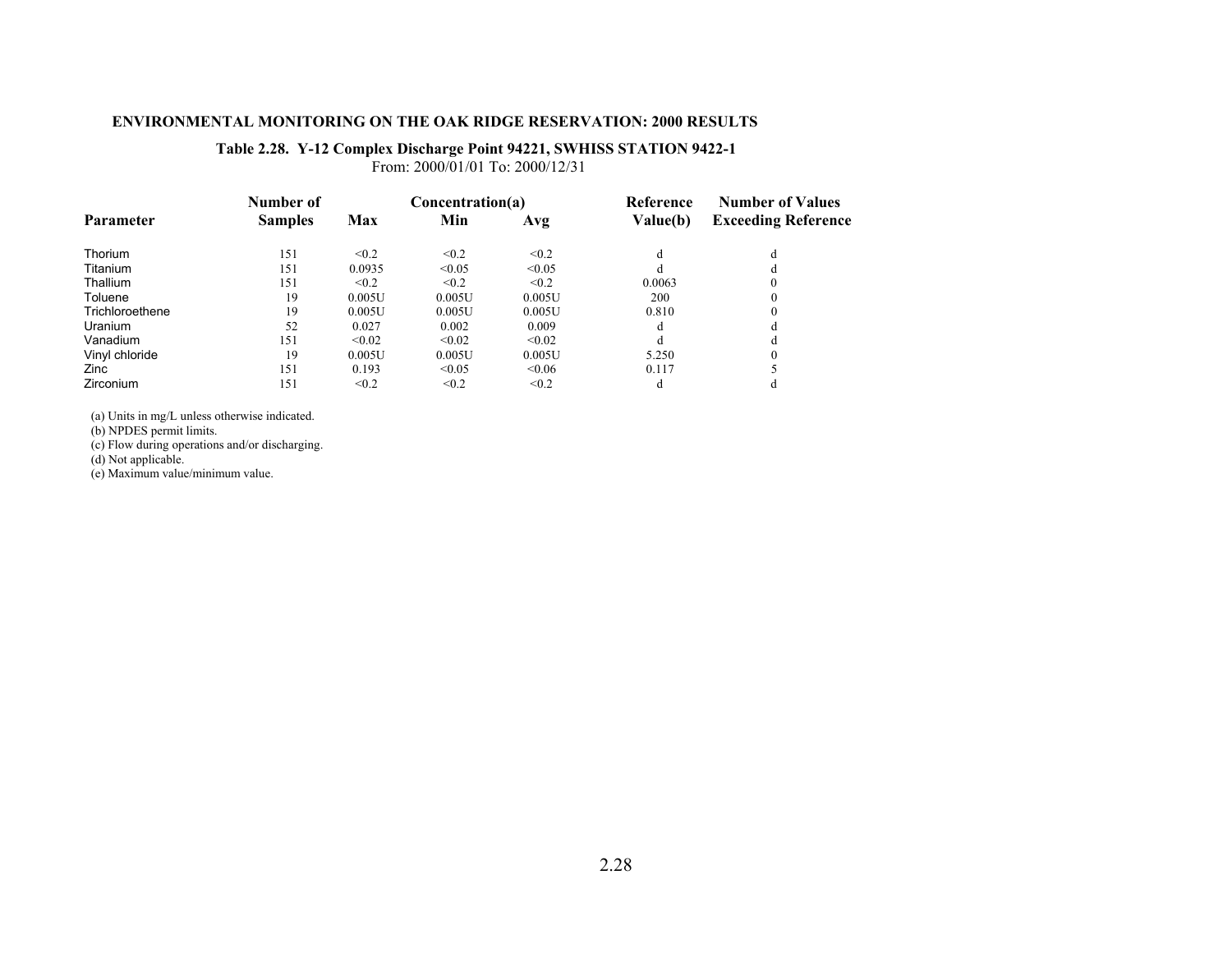**ENVIRONMENTAL MONITORING ON THE OAK RIDGE RESERVATION: 2000 RESULTS**

**Table 2.28. Y-12 Complex Discharge Point 94221, SWHISS STATION 9422-1**
From: 2000/01/01 To: 2000/12/31

| Parameter | Number of Samples | Concentration(a) Max | Min | Avg | Reference Value(b) | Number of Values Exceeding Reference |
|---|---|---|---|---|---|---|
| Thorium | 151 | <0.2 | <0.2 | <0.2 | d | d |
| Titanium | 151 | 0.0935 | <0.05 | <0.05 | d | d |
| Thallium | 151 | <0.2 | <0.2 | <0.2 | 0.0063 | 0 |
| Toluene | 19 | 0.005U | 0.005U | 0.005U | 200 | 0 |
| Trichloroethene | 19 | 0.005U | 0.005U | 0.005U | 0.810 | 0 |
| Uranium | 52 | 0.027 | 0.002 | 0.009 | d | d |
| Vanadium | 151 | <0.02 | <0.02 | <0.02 | d | d |
| Vinyl chloride | 19 | 0.005U | 0.005U | 0.005U | 5.250 | 0 |
| Zinc | 151 | 0.193 | <0.05 | <0.06 | 0.117 | 5 |
| Zirconium | 151 | <0.2 | <0.2 | <0.2 | d | d |

(a) Units in mg/L unless otherwise indicated.
(b) NPDES permit limits.
(c) Flow during operations and/or discharging.
(d) Not applicable.
(e) Maximum value/minimum value.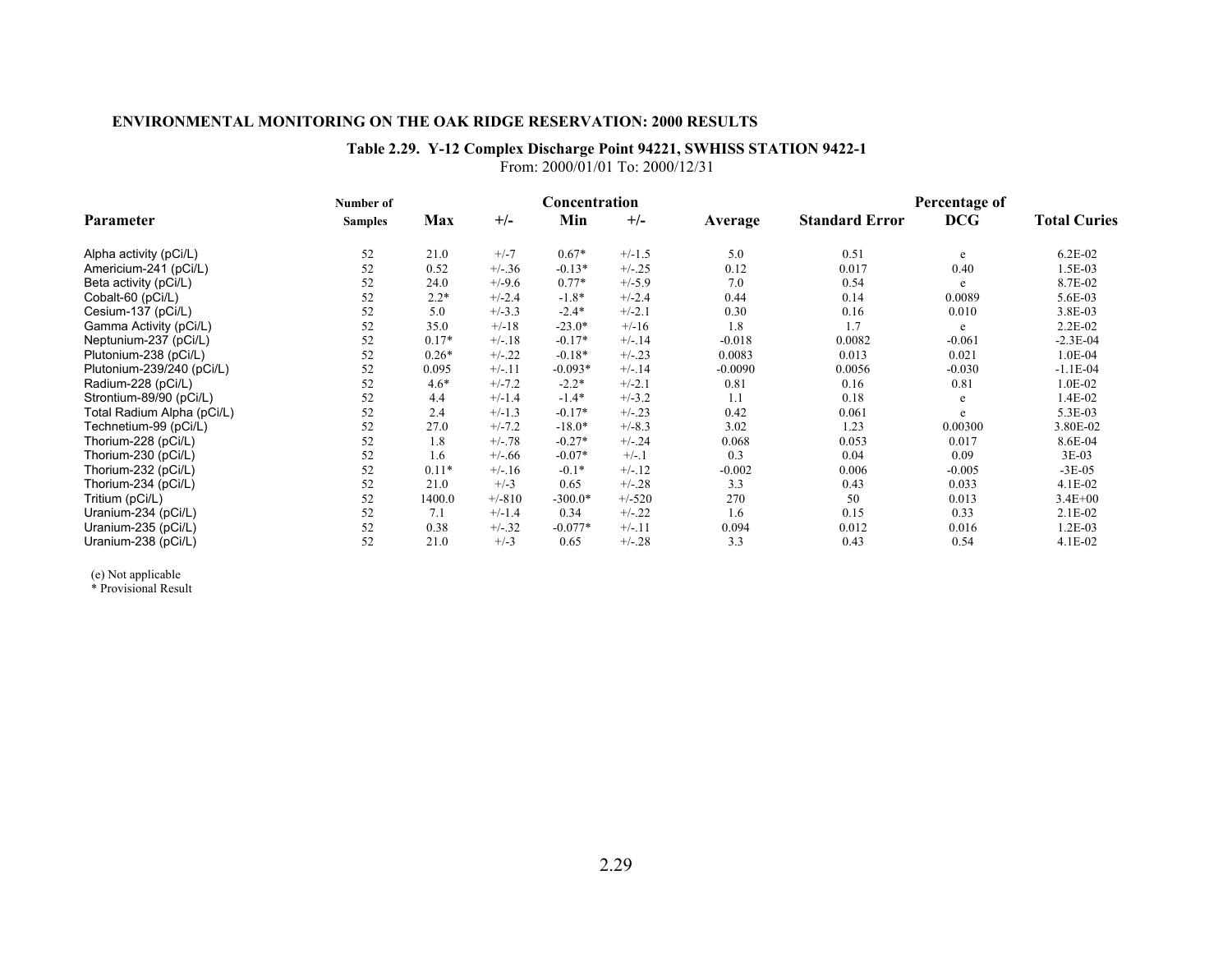**ENVIRONMENTAL MONITORING ON THE OAK RIDGE RESERVATION: 2000 RESULTS**

## Table 2.29. Y-12 Complex Discharge Point 94221, SWHISS STATION 9422-1

From: 2000/01/01 To: 2000/12/31

| Parameter | Number of Samples | Concentration Max | +/- | Min | +/- | Average | Standard Error | Percentage of DCG | Total Curies |
|---|---|---|---|---|---|---|---|---|---|
| Alpha activity (pCi/L) | 52 | 21.0 | +/-7 | 0.67* | +/-1.5 | 5.0 | 0.51 | e | 6.2E-02 |
| Americium-241 (pCi/L) | 52 | 0.52 | +/-.36 | -0.13* | +/-.25 | 0.12 | 0.017 | 0.40 | 1.5E-03 |
| Beta activity (pCi/L) | 52 | 24.0 | +/-9.6 | 0.77* | +/-5.9 | 7.0 | 0.54 | e | 8.7E-02 |
| Cobalt-60 (pCi/L) | 52 | 2.2* | +/-2.4 | -1.8* | +/-2.4 | 0.44 | 0.14 | 0.0089 | 5.6E-03 |
| Cesium-137 (pCi/L) | 52 | 5.0 | +/-3.3 | -2.4* | +/-2.1 | 0.30 | 0.16 | 0.010 | 3.8E-03 |
| Gamma Activity (pCi/L) | 52 | 35.0 | +/-18 | -23.0* | +/-16 | 1.8 | 1.7 | e | 2.2E-02 |
| Neptunium-237 (pCi/L) | 52 | 0.17* | +/-.18 | -0.17* | +/-.14 | -0.018 | 0.0082 | -0.061 | -2.3E-04 |
| Plutonium-238 (pCi/L) | 52 | 0.26* | +/-.22 | -0.18* | +/-.23 | 0.0083 | 0.013 | 0.021 | 1.0E-04 |
| Plutonium-239/240 (pCi/L) | 52 | 0.095 | +/-.11 | -0.093* | +/-.14 | -0.0090 | 0.0056 | -0.030 | -1.1E-04 |
| Radium-228 (pCi/L) | 52 | 4.6* | +/-7.2 | -2.2* | +/-2.1 | 0.81 | 0.16 | 0.81 | 1.0E-02 |
| Strontium-89/90 (pCi/L) | 52 | 4.4 | +/-1.4 | -1.4* | +/-3.2 | 1.1 | 0.18 | e | 1.4E-02 |
| Total Radium Alpha (pCi/L) | 52 | 2.4 | +/-1.3 | -0.17* | +/-.23 | 0.42 | 0.061 | e | 5.3E-03 |
| Technetium-99 (pCi/L) | 52 | 27.0 | +/-7.2 | -18.0* | +/-8.3 | 3.02 | 1.23 | 0.00300 | 3.80E-02 |
| Thorium-228 (pCi/L) | 52 | 1.8 | +/-.78 | -0.27* | +/-.24 | 0.068 | 0.053 | 0.017 | 8.6E-04 |
| Thorium-230 (pCi/L) | 52 | 1.6 | +/-.66 | -0.07* | +/-.1 | 0.3 | 0.04 | 0.09 | 3E-03 |
| Thorium-232 (pCi/L) | 52 | 0.11* | +/-.16 | -0.1* | +/-.12 | -0.002 | 0.006 | -0.005 | -3E-05 |
| Thorium-234 (pCi/L) | 52 | 21.0 | +/-3 | 0.65 | +/-.28 | 3.3 | 0.43 | 0.033 | 4.1E-02 |
| Tritium (pCi/L) | 52 | 1400.0 | +/-810 | -300.0* | +/-520 | 270 | 50 | 0.013 | 3.4E+00 |
| Uranium-234 (pCi/L) | 52 | 7.1 | +/-1.4 | 0.34 | +/-.22 | 1.6 | 0.15 | 0.33 | 2.1E-02 |
| Uranium-235 (pCi/L) | 52 | 0.38 | +/-.32 | -0.077* | +/-.11 | 0.094 | 0.012 | 0.016 | 1.2E-03 |
| Uranium-238 (pCi/L) | 52 | 21.0 | +/-3 | 0.65 | +/-.28 | 3.3 | 0.43 | 0.54 | 4.1E-02 |

(e) Not applicable
* Provisional Result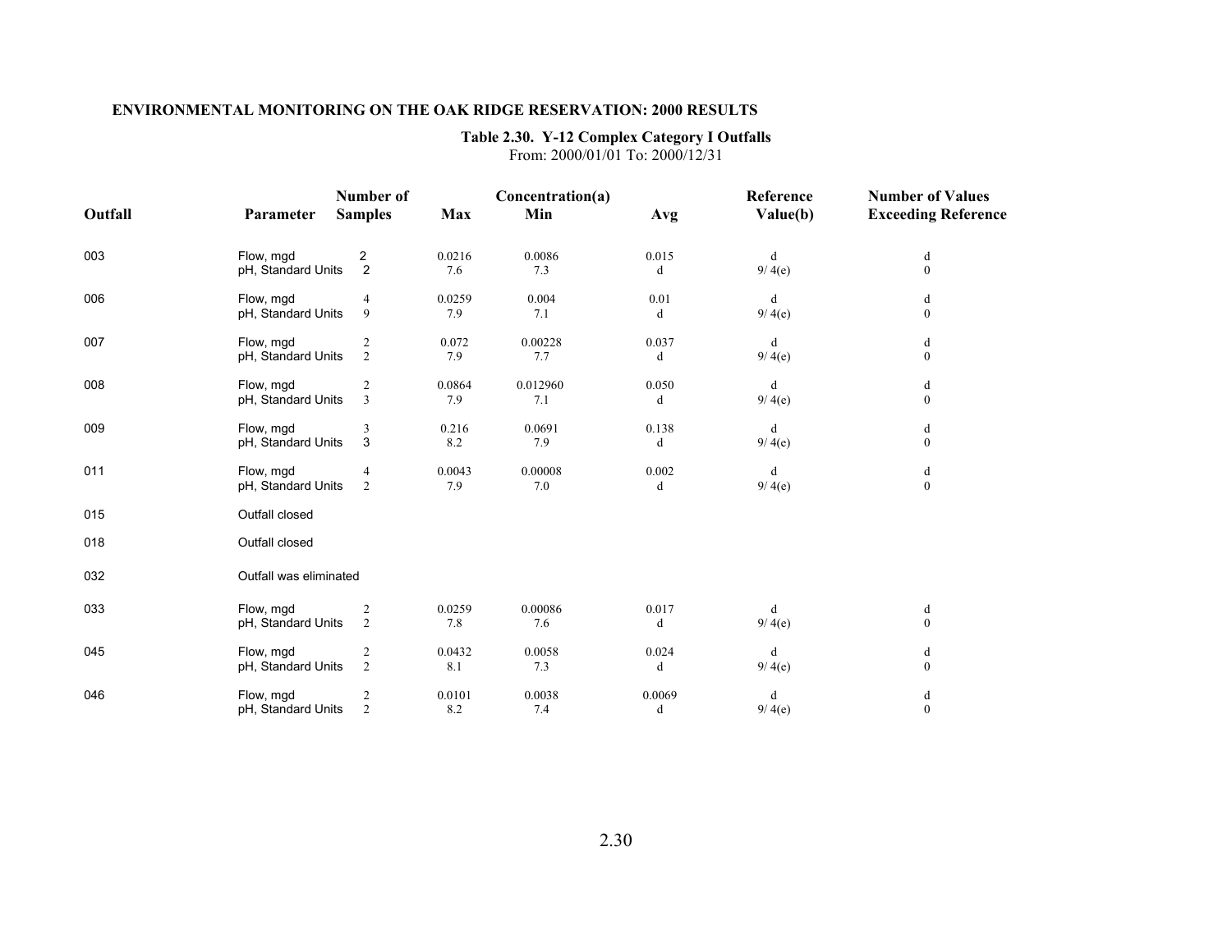## ENVIRONMENTAL MONITORING ON THE OAK RIDGE RESERVATION: 2000 RESULTS

### Table 2.30. Y-12 Complex Category I Outfalls

From: 2000/01/01 To: 2000/12/31

| Outfall | Parameter | Number of Samples | Concentration(a) Max | Min | Avg | Reference Value(b) | Number of Values Exceeding Reference |
|---|---|---|---|---|---|---|---|
| 003 | Flow, mgd | 2 | 0.0216 | 0.0086 | 0.015 | d | d |
| | pH, Standard Units | 2 | 7.6 | 7.3 | d | 9/ 4(e) | 0 |
| 006 | Flow, mgd | 4 | 0.0259 | 0.004 | 0.01 | d | d |
| | pH, Standard Units | 9 | 7.9 | 7.1 | d | 9/ 4(e) | 0 |
| 007 | Flow, mgd | 2 | 0.072 | 0.00228 | 0.037 | d | d |
| | pH, Standard Units | 2 | 7.9 | 7.7 | d | 9/ 4(e) | 0 |
| 008 | Flow, mgd | 2 | 0.0864 | 0.012960 | 0.050 | d | d |
| | pH, Standard Units | 3 | 7.9 | 7.1 | d | 9/ 4(e) | 0 |
| 009 | Flow, mgd | 3 | 0.216 | 0.0691 | 0.138 | d | d |
| | pH, Standard Units | 3 | 8.2 | 7.9 | d | 9/ 4(e) | 0 |
| 011 | Flow, mgd | 4 | 0.0043 | 0.00008 | 0.002 | d | d |
| | pH, Standard Units | 2 | 7.9 | 7.0 | d | 9/ 4(e) | 0 |
| 015 | Outfall closed | | | | | | |
| 018 | Outfall closed | | | | | | |
| 032 | Outfall was eliminated | | | | | | |
| 033 | Flow, mgd | 2 | 0.0259 | 0.00086 | 0.017 | d | d |
| | pH, Standard Units | 2 | 7.8 | 7.6 | d | 9/ 4(e) | 0 |
| 045 | Flow, mgd | 2 | 0.0432 | 0.0058 | 0.024 | d | d |
| | pH, Standard Units | 2 | 8.1 | 7.3 | d | 9/ 4(e) | 0 |
| 046 | Flow, mgd | 2 | 0.0101 | 0.0038 | 0.0069 | d | d |
| | pH, Standard Units | 2 | 8.2 | 7.4 | d | 9/ 4(e) | 0 |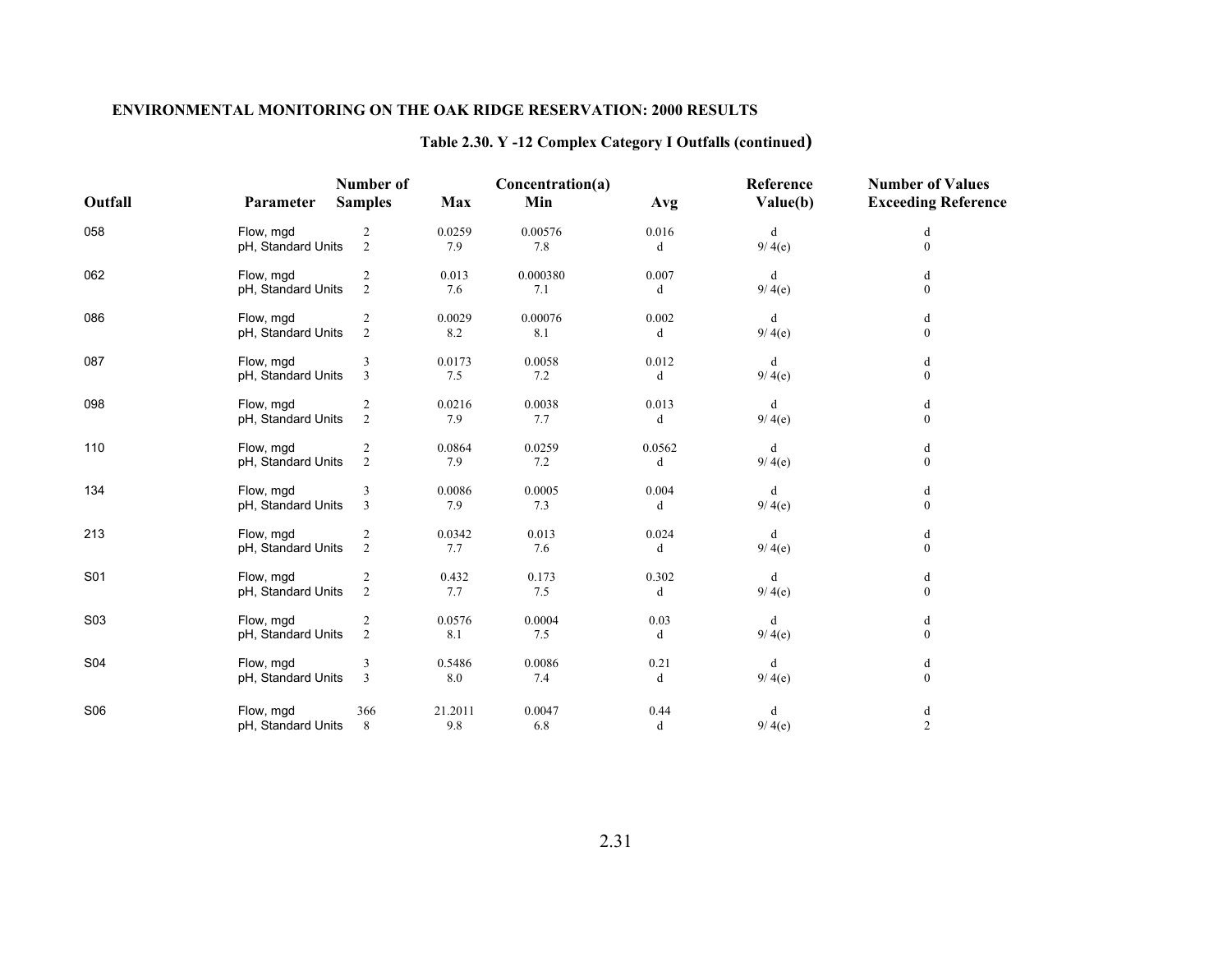**ENVIRONMENTAL MONITORING ON THE OAK RIDGE RESERVATION: 2000 RESULTS**

### Table 2.30. Y -12 Complex Category I Outfalls (continued)

| Outfall | Parameter | Number of Samples | Concentration(a) Max | Min | Avg | Reference Value(b) | Number of Values Exceeding Reference |
|---|---|---|---|---|---|---|---|
| 058 | Flow, mgd | 2 | 0.0259 | 0.00576 | 0.016 | d | d |
| | pH, Standard Units | 2 | 7.9 | 7.8 | d | 9/ 4(e) | 0 |
| 062 | Flow, mgd | 2 | 0.013 | 0.000380 | 0.007 | d | d |
| | pH, Standard Units | 2 | 7.6 | 7.1 | d | 9/ 4(e) | 0 |
| 086 | Flow, mgd | 2 | 0.0029 | 0.00076 | 0.002 | d | d |
| | pH, Standard Units | 2 | 8.2 | 8.1 | d | 9/ 4(e) | 0 |
| 087 | Flow, mgd | 3 | 0.0173 | 0.0058 | 0.012 | d | d |
| | pH, Standard Units | 3 | 7.5 | 7.2 | d | 9/ 4(e) | 0 |
| 098 | Flow, mgd | 2 | 0.0216 | 0.0038 | 0.013 | d | d |
| | pH, Standard Units | 2 | 7.9 | 7.7 | d | 9/ 4(e) | 0 |
| 110 | Flow, mgd | 2 | 0.0864 | 0.0259 | 0.0562 | d | d |
| | pH, Standard Units | 2 | 7.9 | 7.2 | d | 9/ 4(e) | 0 |
| 134 | Flow, mgd | 3 | 0.0086 | 0.0005 | 0.004 | d | d |
| | pH, Standard Units | 3 | 7.9 | 7.3 | d | 9/ 4(e) | 0 |
| 213 | Flow, mgd | 2 | 0.0342 | 0.013 | 0.024 | d | d |
| | pH, Standard Units | 2 | 7.7 | 7.6 | d | 9/ 4(e) | 0 |
| S01 | Flow, mgd | 2 | 0.432 | 0.173 | 0.302 | d | d |
| | pH, Standard Units | 2 | 7.7 | 7.5 | d | 9/ 4(e) | 0 |
| S03 | Flow, mgd | 2 | 0.0576 | 0.0004 | 0.03 | d | d |
| | pH, Standard Units | 2 | 8.1 | 7.5 | d | 9/ 4(e) | 0 |
| S04 | Flow, mgd | 3 | 0.5486 | 0.0086 | 0.21 | d | d |
| | pH, Standard Units | 3 | 8.0 | 7.4 | d | 9/ 4(e) | 0 |
| S06 | Flow, mgd | 366 | 21.2011 | 0.0047 | 0.44 | d | d |
| | pH, Standard Units | 8 | 9.8 | 6.8 | d | 9/ 4(e) | 2 |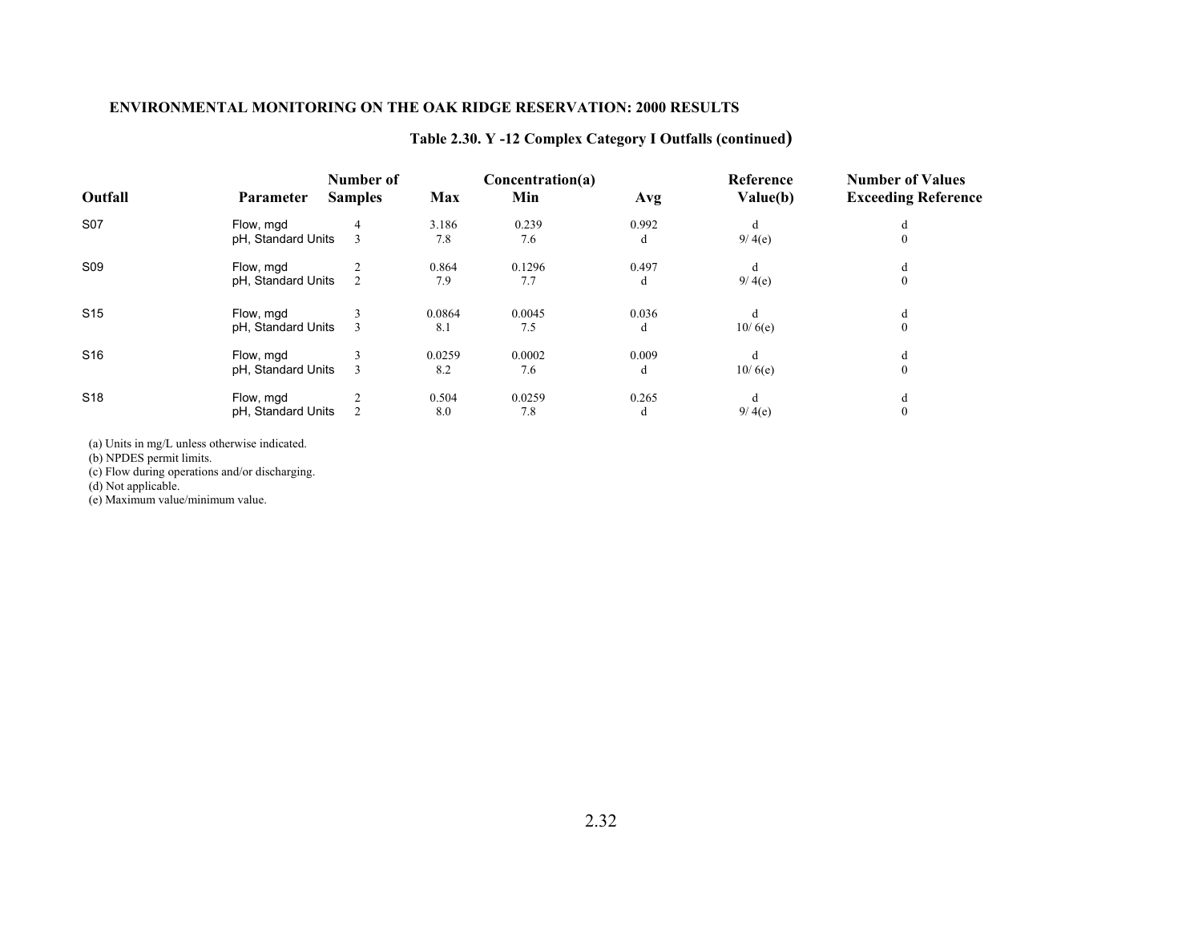## Table 2.30. Y -12 Complex Category I Outfalls (continued)

| Outfall | Parameter | Number of Samples | Concentration(a) Max | Min | Avg | Reference Value(b) | Number of Values Exceeding Reference |
|---|---|---|---|---|---|---|---|
| S07 | Flow, mgd | 4 | 3.186 | 0.239 | 0.992 | d | d |
| | pH, Standard Units | 3 | 7.8 | 7.6 | d | 9/ 4(e) | 0 |
| S09 | Flow, mgd | 2 | 0.864 | 0.1296 | 0.497 | d | d |
| | pH, Standard Units | 2 | 7.9 | 7.7 | d | 9/ 4(e) | 0 |
| S15 | Flow, mgd | 3 | 0.0864 | 0.0045 | 0.036 | d | d |
| | pH, Standard Units | 3 | 8.1 | 7.5 | d | 10/ 6(e) | 0 |
| S16 | Flow, mgd | 3 | 0.0259 | 0.0002 | 0.009 | d | d |
| | pH, Standard Units | 3 | 8.2 | 7.6 | d | 10/ 6(e) | 0 |
| S18 | Flow, mgd | 2 | 0.504 | 0.0259 | 0.265 | d | d |
| | pH, Standard Units | 2 | 8.0 | 7.8 | d | 9/ 4(e) | 0 |

(a) Units in mg/L unless otherwise indicated.
(b) NPDES permit limits.
(c) Flow during operations and/or discharging.
(d) Not applicable.
(e) Maximum value/minimum value.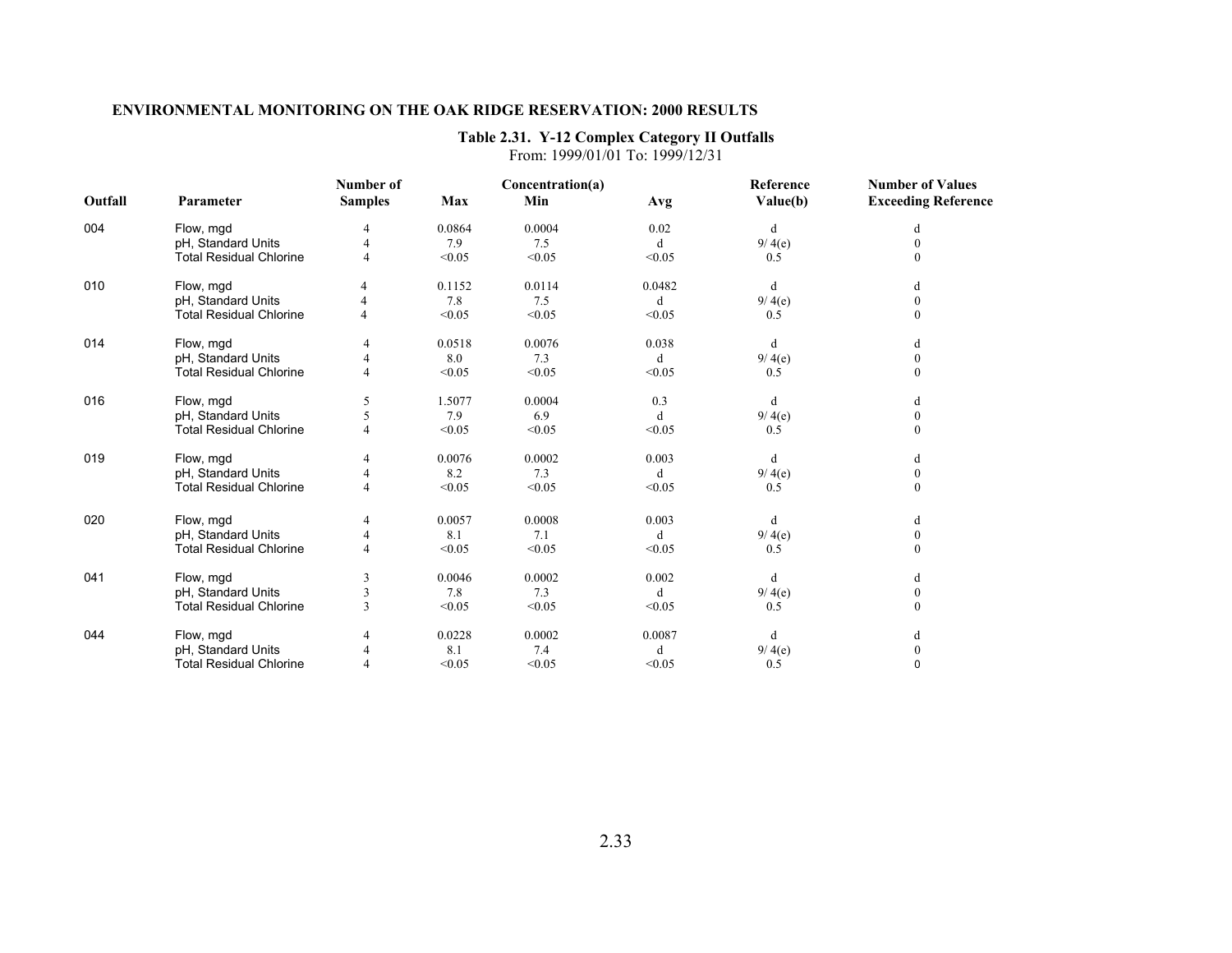### Table 2.31. Y-12 Complex Category II Outfalls

From: 1999/01/01 To: 1999/12/31

| Outfall | Parameter | Number of Samples | Concentration(a) Max | Min | Avg | Reference Value(b) | Number of Values Exceeding Reference |
|---|---|---|---|---|---|---|---|
| 004 | Flow, mgd | 4 | 0.0864 | 0.0004 | 0.02 | d | d |
| | pH, Standard Units | 4 | 7.9 | 7.5 | d | 9/ 4(e) | 0 |
| | Total Residual Chlorine | 4 | <0.05 | <0.05 | <0.05 | 0.5 | 0 |
| 010 | Flow, mgd | 4 | 0.1152 | 0.0114 | 0.0482 | d | d |
| | pH, Standard Units | 4 | 7.8 | 7.5 | d | 9/ 4(e) | 0 |
| | Total Residual Chlorine | 4 | <0.05 | <0.05 | <0.05 | 0.5 | 0 |
| 014 | Flow, mgd | 4 | 0.0518 | 0.0076 | 0.038 | d | d |
| | pH, Standard Units | 4 | 8.0 | 7.3 | d | 9/ 4(e) | 0 |
| | Total Residual Chlorine | 4 | <0.05 | <0.05 | <0.05 | 0.5 | 0 |
| 016 | Flow, mgd | 5 | 1.5077 | 0.0004 | 0.3 | d | d |
| | pH, Standard Units | 5 | 7.9 | 6.9 | d | 9/ 4(e) | 0 |
| | Total Residual Chlorine | 4 | <0.05 | <0.05 | <0.05 | 0.5 | 0 |
| 019 | Flow, mgd | 4 | 0.0076 | 0.0002 | 0.003 | d | d |
| | pH, Standard Units | 4 | 8.2 | 7.3 | d | 9/ 4(e) | 0 |
| | Total Residual Chlorine | 4 | <0.05 | <0.05 | <0.05 | 0.5 | 0 |
| 020 | Flow, mgd | 4 | 0.0057 | 0.0008 | 0.003 | d | d |
| | pH, Standard Units | 4 | 8.1 | 7.1 | d | 9/ 4(e) | 0 |
| | Total Residual Chlorine | 4 | <0.05 | <0.05 | <0.05 | 0.5 | 0 |
| 041 | Flow, mgd | 3 | 0.0046 | 0.0002 | 0.002 | d | d |
| | pH, Standard Units | 3 | 7.8 | 7.3 | d | 9/ 4(e) | 0 |
| | Total Residual Chlorine | 3 | <0.05 | <0.05 | <0.05 | 0.5 | 0 |
| 044 | Flow, mgd | 4 | 0.0228 | 0.0002 | 0.0087 | d | d |
| | pH, Standard Units | 4 | 8.1 | 7.4 | d | 9/ 4(e) | 0 |
| | Total Residual Chlorine | 4 | <0.05 | <0.05 | <0.05 | 0.5 | 0 |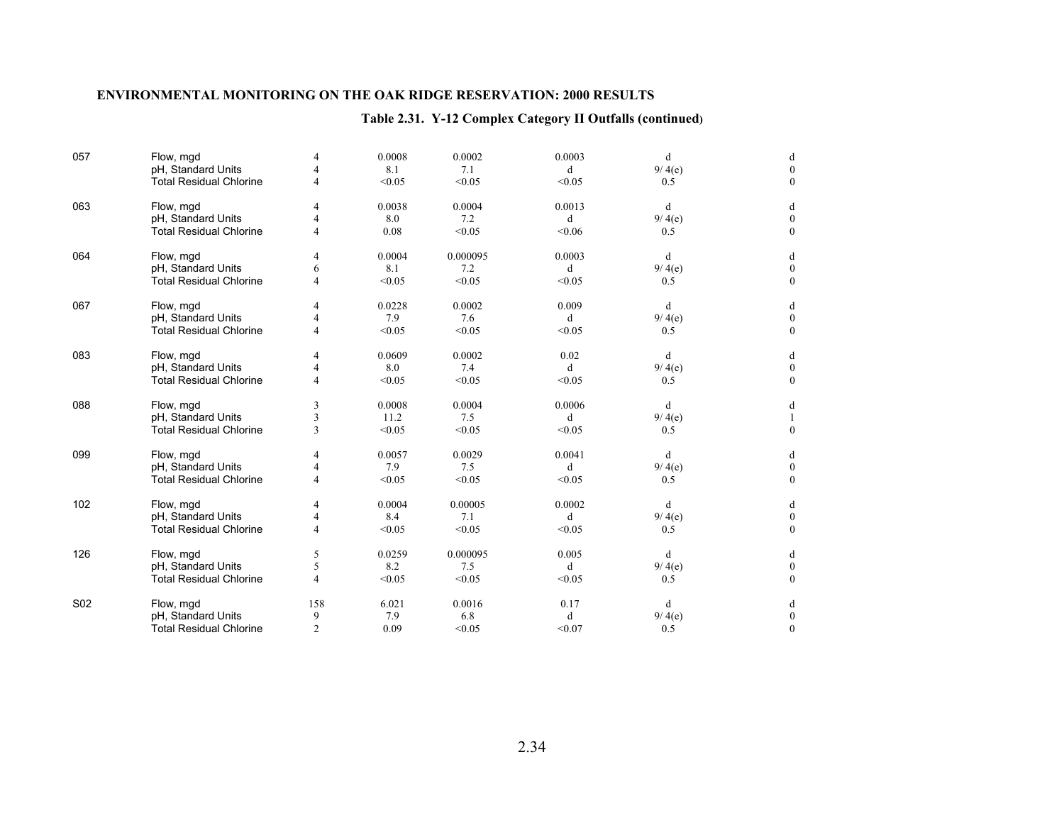## ENVIRONMENTAL MONITORING ON THE OAK RIDGE RESERVATION: 2000 RESULTS

### Table 2.31. Y-12 Complex Category II Outfalls (continued)

| | | | | | | | |
|---|---|---|---|---|---|---|---|
| 057 | Flow, mgd | 4 | 0.0008 | 0.0002 | 0.0003 | d | d |
| | pH, Standard Units | 4 | 8.1 | 7.1 | d | 9/ 4(e) | 0 |
| | Total Residual Chlorine | 4 | <0.05 | <0.05 | <0.05 | 0.5 | 0 |
| 063 | Flow, mgd | 4 | 0.0038 | 0.0004 | 0.0013 | d | d |
| | pH, Standard Units | 4 | 8.0 | 7.2 | d | 9/ 4(e) | 0 |
| | Total Residual Chlorine | 4 | 0.08 | <0.05 | <0.06 | 0.5 | 0 |
| 064 | Flow, mgd | 4 | 0.0004 | 0.000095 | 0.0003 | d | d |
| | pH, Standard Units | 6 | 8.1 | 7.2 | d | 9/ 4(e) | 0 |
| | Total Residual Chlorine | 4 | <0.05 | <0.05 | <0.05 | 0.5 | 0 |
| 067 | Flow, mgd | 4 | 0.0228 | 0.0002 | 0.009 | d | d |
| | pH, Standard Units | 4 | 7.9 | 7.6 | d | 9/ 4(e) | 0 |
| | Total Residual Chlorine | 4 | <0.05 | <0.05 | <0.05 | 0.5 | 0 |
| 083 | Flow, mgd | 4 | 0.0609 | 0.0002 | 0.02 | d | d |
| | pH, Standard Units | 4 | 8.0 | 7.4 | d | 9/ 4(e) | 0 |
| | Total Residual Chlorine | 4 | <0.05 | <0.05 | <0.05 | 0.5 | 0 |
| 088 | Flow, mgd | 3 | 0.0008 | 0.0004 | 0.0006 | d | d |
| | pH, Standard Units | 3 | 11.2 | 7.5 | d | 9/ 4(e) | 1 |
| | Total Residual Chlorine | 3 | <0.05 | <0.05 | <0.05 | 0.5 | 0 |
| 099 | Flow, mgd | 4 | 0.0057 | 0.0029 | 0.0041 | d | d |
| | pH, Standard Units | 4 | 7.9 | 7.5 | d | 9/ 4(e) | 0 |
| | Total Residual Chlorine | 4 | <0.05 | <0.05 | <0.05 | 0.5 | 0 |
| 102 | Flow, mgd | 4 | 0.0004 | 0.00005 | 0.0002 | d | d |
| | pH, Standard Units | 4 | 8.4 | 7.1 | d | 9/ 4(e) | 0 |
| | Total Residual Chlorine | 4 | <0.05 | <0.05 | <0.05 | 0.5 | 0 |
| 126 | Flow, mgd | 5 | 0.0259 | 0.000095 | 0.005 | d | d |
| | pH, Standard Units | 5 | 8.2 | 7.5 | d | 9/ 4(e) | 0 |
| | Total Residual Chlorine | 4 | <0.05 | <0.05 | <0.05 | 0.5 | 0 |
| S02 | Flow, mgd | 158 | 6.021 | 0.0016 | 0.17 | d | d |
| | pH, Standard Units | 9 | 7.9 | 6.8 | d | 9/ 4(e) | 0 |
| | Total Residual Chlorine | 2 | 0.09 | <0.05 | <0.07 | 0.5 | 0 |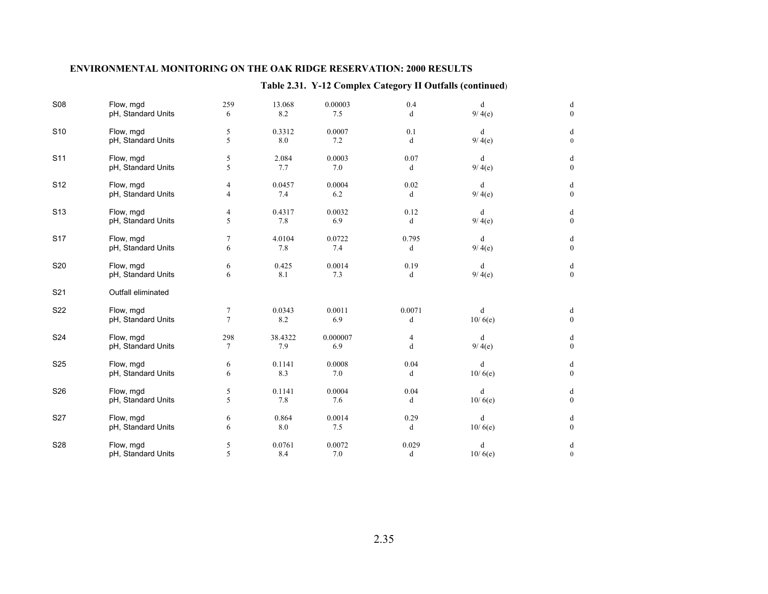### Table 2.31. Y-12 Complex Category II Outfalls (continued)

| | | | | | | | |
|---|---|---|---|---|---|---|---|
| S08 | Flow, mgd | 259 | 13.068 | 0.00003 | 0.4 | d | d |
| | pH, Standard Units | 6 | 8.2 | 7.5 | d | 9/ 4(e) | 0 |
| S10 | Flow, mgd | 5 | 0.3312 | 0.0007 | 0.1 | d | d |
| | pH, Standard Units | 5 | 8.0 | 7.2 | d | 9/ 4(e) | 0 |
| S11 | Flow, mgd | 5 | 2.084 | 0.0003 | 0.07 | d | d |
| | pH, Standard Units | 5 | 7.7 | 7.0 | d | 9/ 4(e) | 0 |
| S12 | Flow, mgd | 4 | 0.0457 | 0.0004 | 0.02 | d | d |
| | pH, Standard Units | 4 | 7.4 | 6.2 | d | 9/ 4(e) | 0 |
| S13 | Flow, mgd | 4 | 0.4317 | 0.0032 | 0.12 | d | d |
| | pH, Standard Units | 5 | 7.8 | 6.9 | d | 9/ 4(e) | 0 |
| S17 | Flow, mgd | 7 | 4.0104 | 0.0722 | 0.795 | d | d |
| | pH, Standard Units | 6 | 7.8 | 7.4 | d | 9/ 4(e) | 0 |
| S20 | Flow, mgd | 6 | 0.425 | 0.0014 | 0.19 | d | d |
| | pH, Standard Units | 6 | 8.1 | 7.3 | d | 9/ 4(e) | 0 |
| S21 | Outfall eliminated | | | | | | |
| S22 | Flow, mgd | 7 | 0.0343 | 0.0011 | 0.0071 | d | d |
| | pH, Standard Units | 7 | 8.2 | 6.9 | d | 10/ 6(e) | 0 |
| S24 | Flow, mgd | 298 | 38.4322 | 0.000007 | 4 | d | d |
| | pH, Standard Units | 7 | 7.9 | 6.9 | d | 9/ 4(e) | 0 |
| S25 | Flow, mgd | 6 | 0.1141 | 0.0008 | 0.04 | d | d |
| | pH, Standard Units | 6 | 8.3 | 7.0 | d | 10/ 6(e) | 0 |
| S26 | Flow, mgd | 5 | 0.1141 | 0.0004 | 0.04 | d | d |
| | pH, Standard Units | 5 | 7.8 | 7.6 | d | 10/ 6(e) | 0 |
| S27 | Flow, mgd | 6 | 0.864 | 0.0014 | 0.29 | d | d |
| | pH, Standard Units | 6 | 8.0 | 7.5 | d | 10/ 6(e) | 0 |
| S28 | Flow, mgd | 5 | 0.0761 | 0.0072 | 0.029 | d | d |
| | pH, Standard Units | 5 | 8.4 | 7.0 | d | 10/ 6(e) | 0 |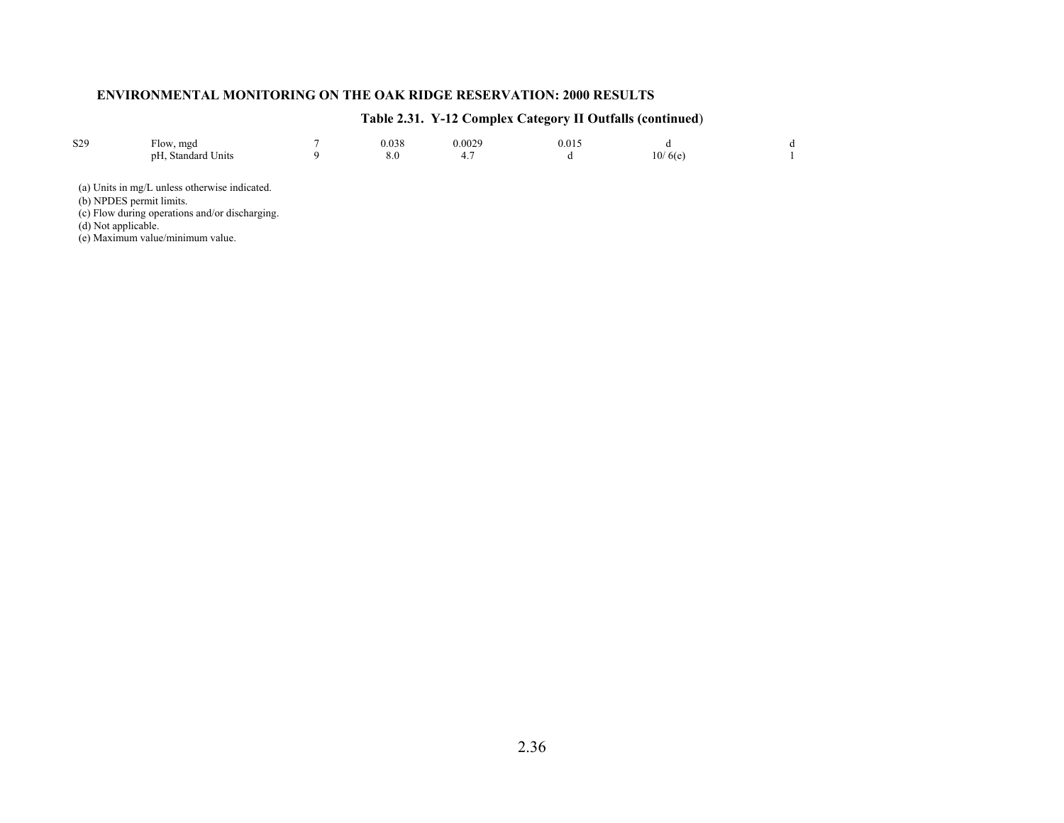## Table 2.31. Y-12 Complex Category II Outfalls (continued)

| | | | | | | | |
|---|---|---|---|---|---|---|---|
| S29 | Flow, mgd | 7 | 0.038 | 0.0029 | 0.015 | d | d |
| | pH, Standard Units | 9 | 8.0 | 4.7 | d | 10/ 6(e) | 1 |

(a) Units in mg/L unless otherwise indicated.
(b) NPDES permit limits.
(c) Flow during operations and/or discharging.
(d) Not applicable.
(e) Maximum value/minimum value.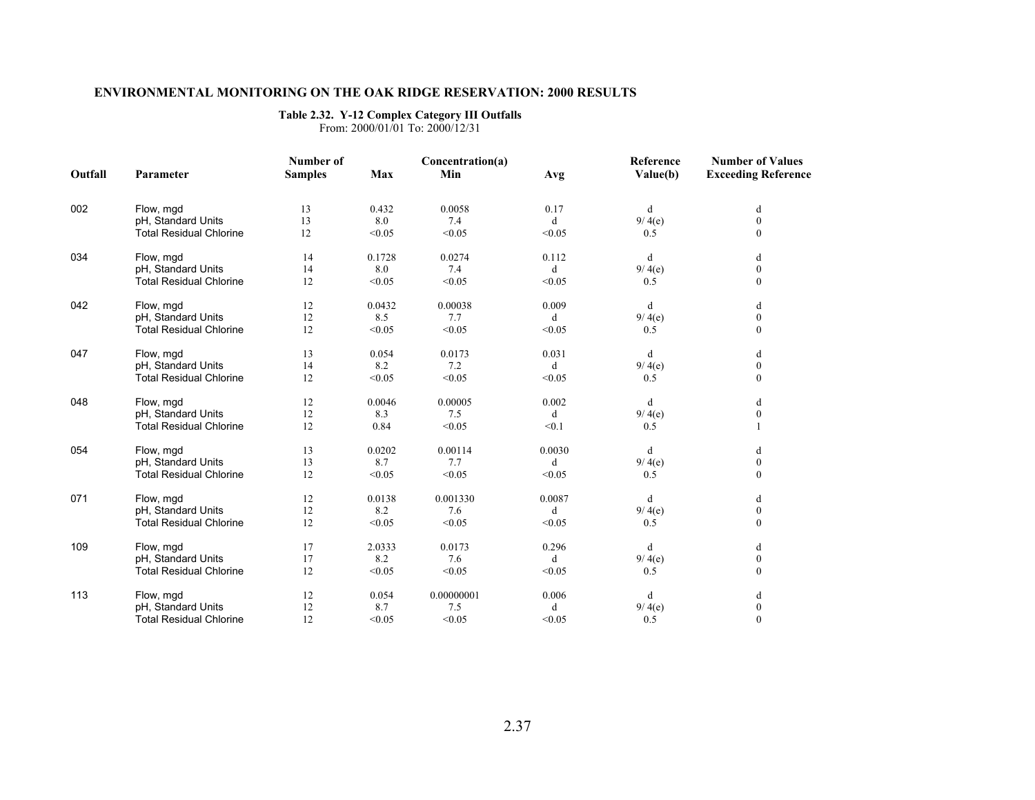**ENVIRONMENTAL MONITORING ON THE OAK RIDGE RESERVATION: 2000 RESULTS**

**Table 2.32. Y-12 Complex Category III Outfalls**
From: 2000/01/01 To: 2000/12/31

| Outfall | Parameter | Number of Samples | Concentration(a) Max | Min | Avg | Reference Value(b) | Number of Values Exceeding Reference |
|---|---|---|---|---|---|---|---|
| 002 | Flow, mgd | 13 | 0.432 | 0.0058 | 0.17 | d | d |
| | pH, Standard Units | 13 | 8.0 | 7.4 | d | 9/ 4(e) | 0 |
| | Total Residual Chlorine | 12 | <0.05 | <0.05 | <0.05 | 0.5 | 0 |
| 034 | Flow, mgd | 14 | 0.1728 | 0.0274 | 0.112 | d | d |
| | pH, Standard Units | 14 | 8.0 | 7.4 | d | 9/ 4(e) | 0 |
| | Total Residual Chlorine | 12 | <0.05 | <0.05 | <0.05 | 0.5 | 0 |
| 042 | Flow, mgd | 12 | 0.0432 | 0.00038 | 0.009 | d | d |
| | pH, Standard Units | 12 | 8.5 | 7.7 | d | 9/ 4(e) | 0 |
| | Total Residual Chlorine | 12 | <0.05 | <0.05 | <0.05 | 0.5 | 0 |
| 047 | Flow, mgd | 13 | 0.054 | 0.0173 | 0.031 | d | d |
| | pH, Standard Units | 14 | 8.2 | 7.2 | d | 9/ 4(e) | 0 |
| | Total Residual Chlorine | 12 | <0.05 | <0.05 | <0.05 | 0.5 | 0 |
| 048 | Flow, mgd | 12 | 0.0046 | 0.00005 | 0.002 | d | d |
| | pH, Standard Units | 12 | 8.3 | 7.5 | d | 9/ 4(e) | 0 |
| | Total Residual Chlorine | 12 | 0.84 | <0.05 | <0.1 | 0.5 | 1 |
| 054 | Flow, mgd | 13 | 0.0202 | 0.00114 | 0.0030 | d | d |
| | pH, Standard Units | 13 | 8.7 | 7.7 | d | 9/ 4(e) | 0 |
| | Total Residual Chlorine | 12 | <0.05 | <0.05 | <0.05 | 0.5 | 0 |
| 071 | Flow, mgd | 12 | 0.0138 | 0.001330 | 0.0087 | d | d |
| | pH, Standard Units | 12 | 8.2 | 7.6 | d | 9/ 4(e) | 0 |
| | Total Residual Chlorine | 12 | <0.05 | <0.05 | <0.05 | 0.5 | 0 |
| 109 | Flow, mgd | 17 | 2.0333 | 0.0173 | 0.296 | d | d |
| | pH, Standard Units | 17 | 8.2 | 7.6 | d | 9/ 4(e) | 0 |
| | Total Residual Chlorine | 12 | <0.05 | <0.05 | <0.05 | 0.5 | 0 |
| 113 | Flow, mgd | 12 | 0.054 | 0.00000001 | 0.006 | d | d |
| | pH, Standard Units | 12 | 8.7 | 7.5 | d | 9/ 4(e) | 0 |
| | Total Residual Chlorine | 12 | <0.05 | <0.05 | <0.05 | 0.5 | 0 |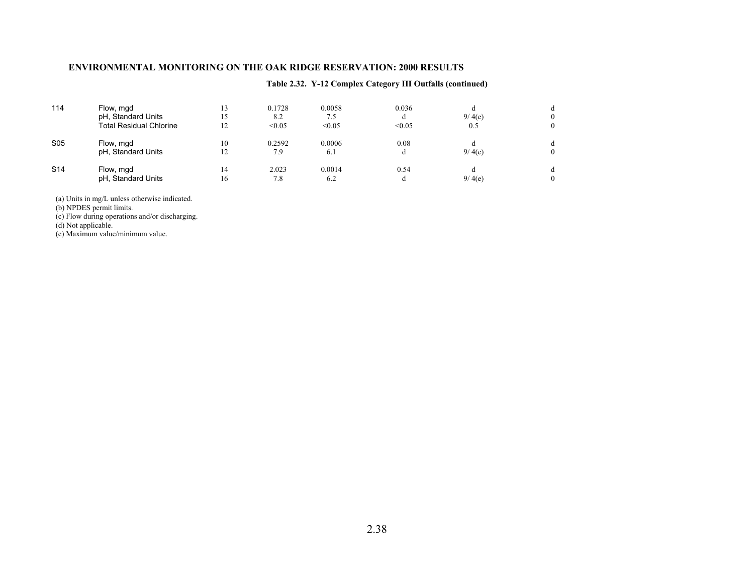## Table 2.32. Y-12 Complex Category III Outfalls (continued)

| | | | | | | | |
|---|---|---|---|---|---|---|---|
| 114 | Flow, mgd | 13 | 0.1728 | 0.0058 | 0.036 | d | d |
| | pH, Standard Units | 15 | 8.2 | 7.5 | d | 9/ 4(e) | 0 |
| | Total Residual Chlorine | 12 | <0.05 | <0.05 | <0.05 | 0.5 | 0 |
| S05 | Flow, mgd | 10 | 0.2592 | 0.0006 | 0.08 | d | d |
| | pH, Standard Units | 12 | 7.9 | 6.1 | d | 9/ 4(e) | 0 |
| S14 | Flow, mgd | 14 | 2.023 | 0.0014 | 0.54 | d | d |
| | pH, Standard Units | 16 | 7.8 | 6.2 | d | 9/ 4(e) | 0 |

(a) Units in mg/L unless otherwise indicated.  
(b) NPDES permit limits.  
(c) Flow during operations and/or discharging.  
(d) Not applicable.  
(e) Maximum value/minimum value.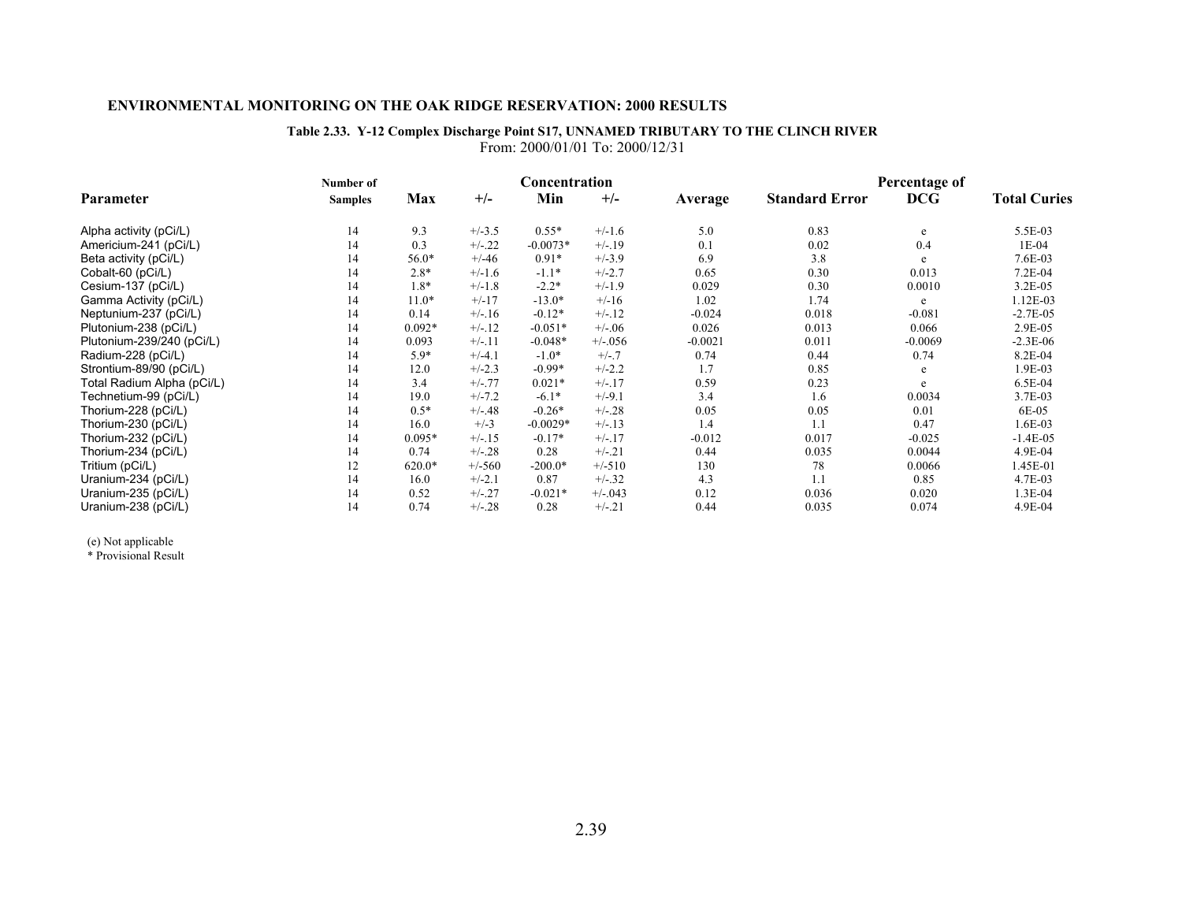**ENVIRONMENTAL MONITORING ON THE OAK RIDGE RESERVATION: 2000 RESULTS**

**Table 2.33. Y-12 Complex Discharge Point S17, UNNAMED TRIBUTARY TO THE CLINCH RIVER**
From: 2000/01/01 To: 2000/12/31

| Parameter | Number of Samples | Concentration Max | +/- | Min | +/- | Average | Standard Error | Percentage of DCG | Total Curies |
|---|---|---|---|---|---|---|---|---|---|
| Alpha activity (pCi/L) | 14 | 9.3 | +/-3.5 | 0.55* | +/-1.6 | 5.0 | 0.83 | e | 5.5E-03 |
| Americium-241 (pCi/L) | 14 | 0.3 | +/-.22 | -0.0073* | +/-.19 | 0.1 | 0.02 | 0.4 | 1E-04 |
| Beta activity (pCi/L) | 14 | 56.0* | +/-46 | 0.91* | +/-3.9 | 6.9 | 3.8 | e | 7.6E-03 |
| Cobalt-60 (pCi/L) | 14 | 2.8* | +/-1.6 | -1.1* | +/-2.7 | 0.65 | 0.30 | 0.013 | 7.2E-04 |
| Cesium-137 (pCi/L) | 14 | 1.8* | +/-1.8 | -2.2* | +/-1.9 | 0.029 | 0.30 | 0.0010 | 3.2E-05 |
| Gamma Activity (pCi/L) | 14 | 11.0* | +/-17 | -13.0* | +/-16 | 1.02 | 1.74 | e | 1.12E-03 |
| Neptunium-237 (pCi/L) | 14 | 0.14 | +/-.16 | -0.12* | +/-.12 | -0.024 | 0.018 | -0.081 | -2.7E-05 |
| Plutonium-238 (pCi/L) | 14 | 0.092* | +/-.12 | -0.051* | +/-.06 | 0.026 | 0.013 | 0.066 | 2.9E-05 |
| Plutonium-239/240 (pCi/L) | 14 | 0.093 | +/-.11 | -0.048* | +/-.056 | -0.0021 | 0.011 | -0.0069 | -2.3E-06 |
| Radium-228 (pCi/L) | 14 | 5.9* | +/-4.1 | -1.0* | +/-.7 | 0.74 | 0.44 | 0.74 | 8.2E-04 |
| Strontium-89/90 (pCi/L) | 14 | 12.0 | +/-2.3 | -0.99* | +/-2.2 | 1.7 | 0.85 | e | 1.9E-03 |
| Total Radium Alpha (pCi/L) | 14 | 3.4 | +/-.77 | 0.021* | +/-.17 | 0.59 | 0.23 | e | 6.5E-04 |
| Technetium-99 (pCi/L) | 14 | 19.0 | +/-7.2 | -6.1* | +/-9.1 | 3.4 | 1.6 | 0.0034 | 3.7E-03 |
| Thorium-228 (pCi/L) | 14 | 0.5* | +/-.48 | -0.26* | +/-.28 | 0.05 | 0.05 | 0.01 | 6E-05 |
| Thorium-230 (pCi/L) | 14 | 16.0 | +/-3 | -0.0029* | +/-.13 | 1.4 | 1.1 | 0.47 | 1.6E-03 |
| Thorium-232 (pCi/L) | 14 | 0.095* | +/-.15 | -0.17* | +/-.17 | -0.012 | 0.017 | -0.025 | -1.4E-05 |
| Thorium-234 (pCi/L) | 14 | 0.74 | +/-.28 | 0.28 | +/-.21 | 0.44 | 0.035 | 0.0044 | 4.9E-04 |
| Tritium (pCi/L) | 12 | 620.0* | +/-560 | -200.0* | +/-510 | 130 | 78 | 0.0066 | 1.45E-01 |
| Uranium-234 (pCi/L) | 14 | 16.0 | +/-2.1 | 0.87 | +/-.32 | 4.3 | 1.1 | 0.85 | 4.7E-03 |
| Uranium-235 (pCi/L) | 14 | 0.52 | +/-.27 | -0.021* | +/-.043 | 0.12 | 0.036 | 0.020 | 1.3E-04 |
| Uranium-238 (pCi/L) | 14 | 0.74 | +/-.28 | 0.28 | +/-.21 | 0.44 | 0.035 | 0.074 | 4.9E-04 |

(e) Not applicable
* Provisional Result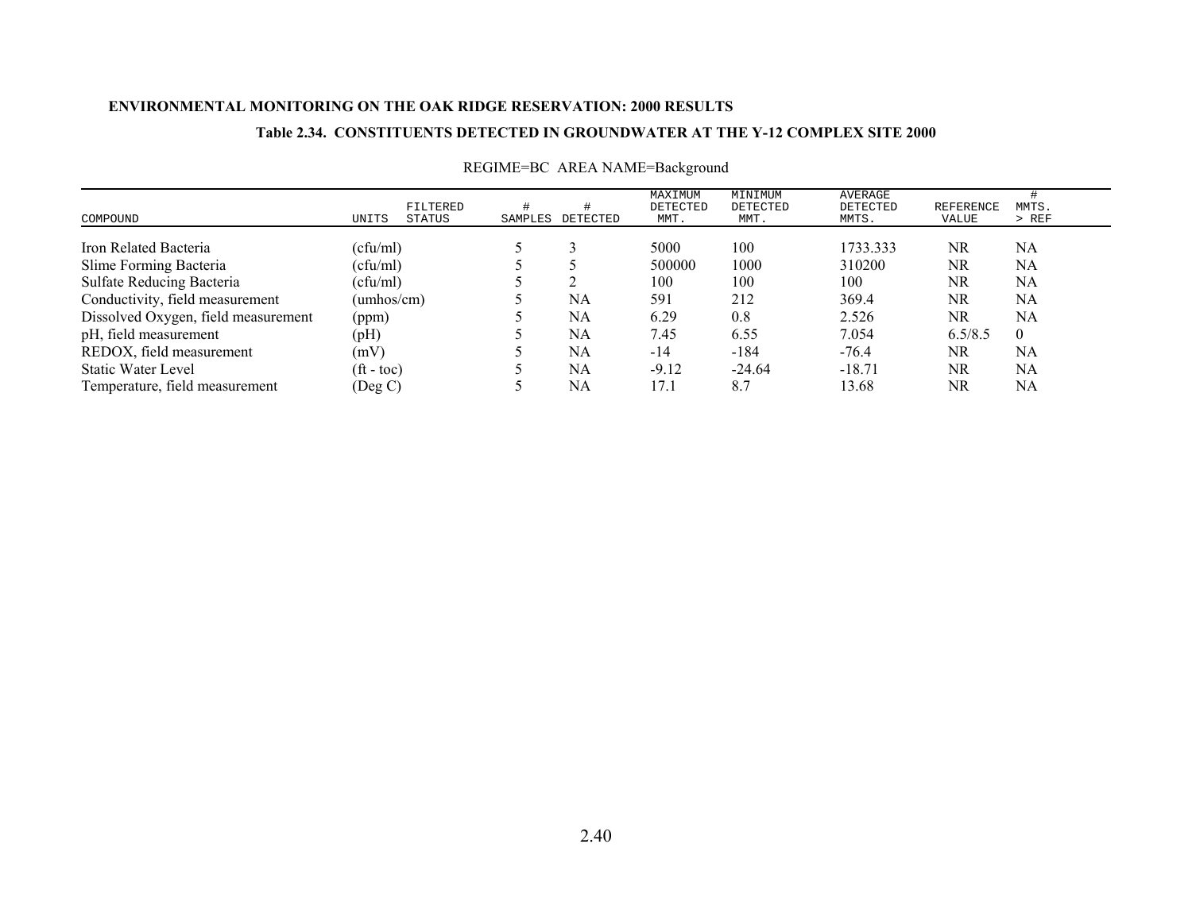ENVIRONMENTAL MONITORING ON THE OAK RIDGE RESERVATION: 2000 RESULTS

## Table 2.34. CONSTITUENTS DETECTED IN GROUNDWATER AT THE Y-12 COMPLEX SITE 2000

REGIME=BC AREA NAME=Background

| COMPOUND | UNITS | FILTERED STATUS | # SAMPLES | # DETECTED | MAXIMUM DETECTED MMT. | MINIMUM DETECTED MMT. | AVERAGE DETECTED MMTS. | REFERENCE VALUE | # MMTS. > REF |
|---|---|---|---|---|---|---|---|---|---|
| Iron Related Bacteria | (cfu/ml) | | 5 | 3 | 5000 | 100 | 1733.333 | NR | NA |
| Slime Forming Bacteria | (cfu/ml) | | 5 | 5 | 500000 | 1000 | 310200 | NR | NA |
| Sulfate Reducing Bacteria | (cfu/ml) | | 5 | 2 | 100 | 100 | 100 | NR | NA |
| Conductivity, field measurement | (umhos/cm) | | 5 | NA | 591 | 212 | 369.4 | NR | NA |
| Dissolved Oxygen, field measurement | (ppm) | | 5 | NA | 6.29 | 0.8 | 2.526 | NR | NA |
| pH, field measurement | (pH) | | 5 | NA | 7.45 | 6.55 | 7.054 | 6.5/8.5 | 0 |
| REDOX, field measurement | (mV) | | 5 | NA | -14 | -184 | -76.4 | NR | NA |
| Static Water Level | (ft - toc) | | 5 | NA | -9.12 | -24.64 | -18.71 | NR | NA |
| Temperature, field measurement | (Deg C) | | 5 | NA | 17.1 | 8.7 | 13.68 | NR | NA |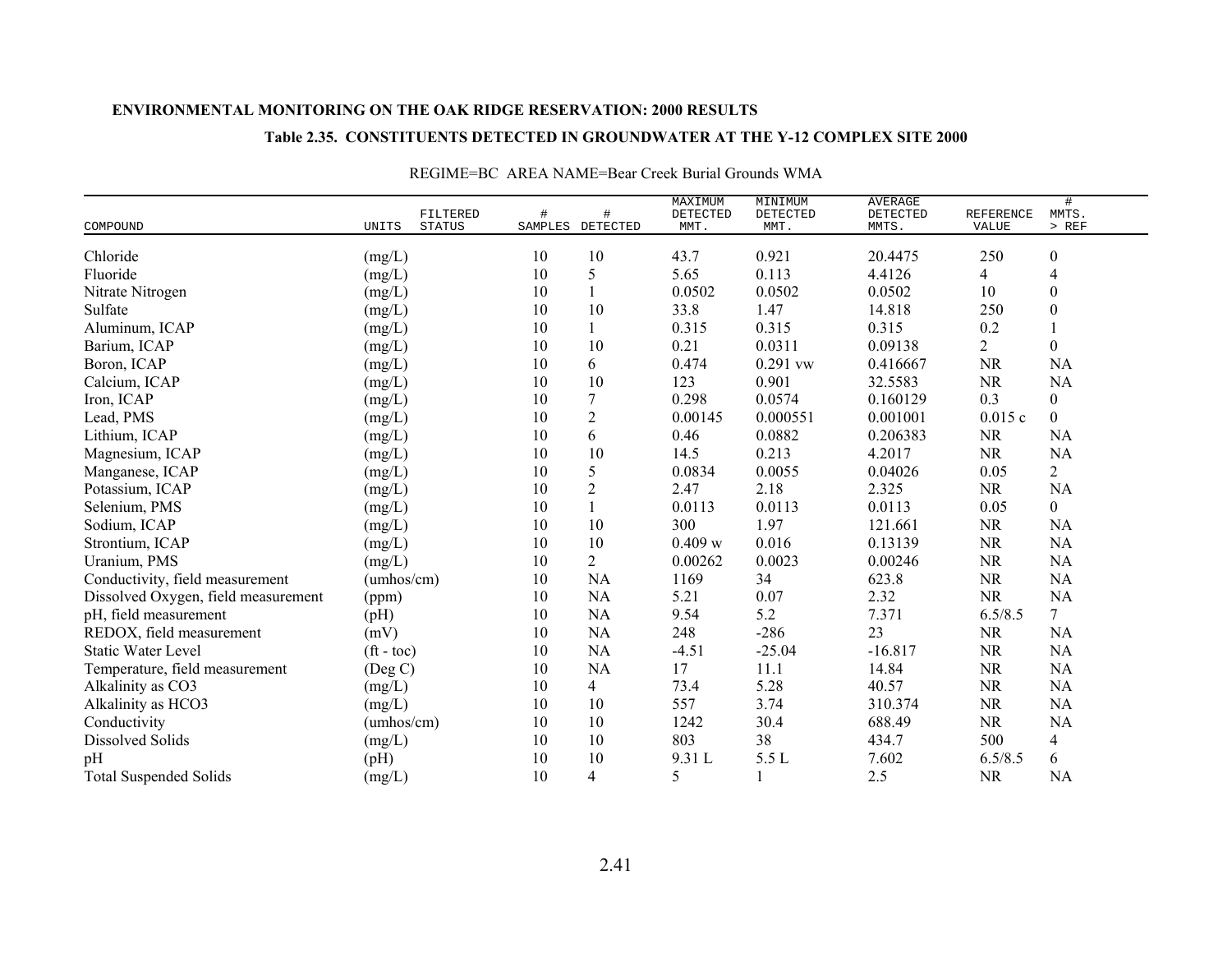**ENVIRONMENTAL MONITORING ON THE OAK RIDGE RESERVATION: 2000 RESULTS**

**Table 2.35. CONSTITUENTS DETECTED IN GROUNDWATER AT THE Y-12 COMPLEX SITE 2000**

REGIME=BC AREA NAME=Bear Creek Burial Grounds WMA

| COMPOUND | UNITS | FILTERED STATUS | # SAMPLES | # DETECTED | MAXIMUM DETECTED MMT. | MINIMUM DETECTED MMT. | AVERAGE DETECTED MMTS. | REFERENCE VALUE | # MMTS. > REF |
|---|---|---|---|---|---|---|---|---|---|
| Chloride | (mg/L) | | 10 | 10 | 43.7 | 0.921 | 20.4475 | 250 | 0 |
| Fluoride | (mg/L) | | 10 | 5 | 5.65 | 0.113 | 4.4126 | 4 | 4 |
| Nitrate Nitrogen | (mg/L) | | 10 | 1 | 0.0502 | 0.0502 | 0.0502 | 10 | 0 |
| Sulfate | (mg/L) | | 10 | 10 | 33.8 | 1.47 | 14.818 | 250 | 0 |
| Aluminum, ICAP | (mg/L) | | 10 | 1 | 0.315 | 0.315 | 0.315 | 0.2 | 1 |
| Barium, ICAP | (mg/L) | | 10 | 10 | 0.21 | 0.0311 | 0.09138 | 2 | 0 |
| Boron, ICAP | (mg/L) | | 10 | 6 | 0.474 | 0.291 vw | 0.416667 | NR | NA |
| Calcium, ICAP | (mg/L) | | 10 | 10 | 123 | 0.901 | 32.5583 | NR | NA |
| Iron, ICAP | (mg/L) | | 10 | 7 | 0.298 | 0.0574 | 0.160129 | 0.3 | 0 |
| Lead, PMS | (mg/L) | | 10 | 2 | 0.00145 | 0.000551 | 0.001001 | 0.015 c | 0 |
| Lithium, ICAP | (mg/L) | | 10 | 6 | 0.46 | 0.0882 | 0.206383 | NR | NA |
| Magnesium, ICAP | (mg/L) | | 10 | 10 | 14.5 | 0.213 | 4.2017 | NR | NA |
| Manganese, ICAP | (mg/L) | | 10 | 5 | 0.0834 | 0.0055 | 0.04026 | 0.05 | 2 |
| Potassium, ICAP | (mg/L) | | 10 | 2 | 2.47 | 2.18 | 2.325 | NR | NA |
| Selenium, PMS | (mg/L) | | 10 | 1 | 0.0113 | 0.0113 | 0.0113 | 0.05 | 0 |
| Sodium, ICAP | (mg/L) | | 10 | 10 | 300 | 1.97 | 121.661 | NR | NA |
| Strontium, ICAP | (mg/L) | | 10 | 10 | 0.409 w | 0.016 | 0.13139 | NR | NA |
| Uranium, PMS | (mg/L) | | 10 | 2 | 0.00262 | 0.0023 | 0.00246 | NR | NA |
| Conductivity, field measurement | (umhos/cm) | | 10 | NA | 1169 | 34 | 623.8 | NR | NA |
| Dissolved Oxygen, field measurement | (ppm) | | 10 | NA | 5.21 | 0.07 | 2.32 | NR | NA |
| pH, field measurement | (pH) | | 10 | NA | 9.54 | 5.2 | 7.371 | 6.5/8.5 | 7 |
| REDOX, field measurement | (mV) | | 10 | NA | 248 | -286 | 23 | NR | NA |
| Static Water Level | (ft - toc) | | 10 | NA | -4.51 | -25.04 | -16.817 | NR | NA |
| Temperature, field measurement | (Deg C) | | 10 | NA | 17 | 11.1 | 14.84 | NR | NA |
| Alkalinity as CO3 | (mg/L) | | 10 | 4 | 73.4 | 5.28 | 40.57 | NR | NA |
| Alkalinity as HCO3 | (mg/L) | | 10 | 10 | 557 | 3.74 | 310.374 | NR | NA |
| Conductivity | (umhos/cm) | | 10 | 10 | 1242 | 30.4 | 688.49 | NR | NA |
| Dissolved Solids | (mg/L) | | 10 | 10 | 803 | 38 | 434.7 | 500 | 4 |
| pH | (pH) | | 10 | 10 | 9.31 L | 5.5 L | 7.602 | 6.5/8.5 | 6 |
| Total Suspended Solids | (mg/L) | | 10 | 4 | 5 | 1 | 2.5 | NR | NA |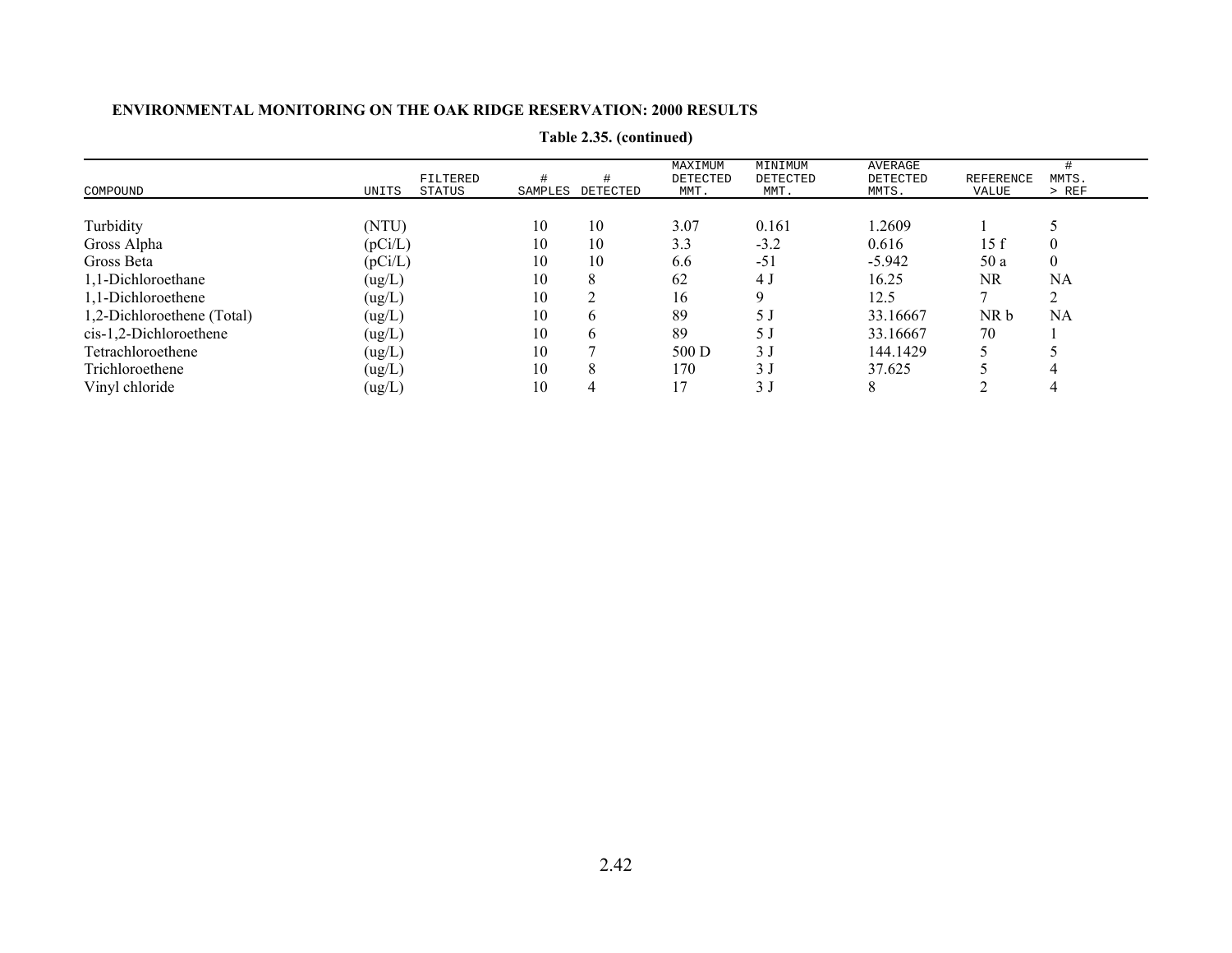**ENVIRONMENTAL MONITORING ON THE OAK RIDGE RESERVATION: 2000 RESULTS**

**Table 2.35. (continued)**

| COMPOUND | UNITS | FILTERED STATUS | # SAMPLES | # DETECTED | MAXIMUM DETECTED MMT. | MINIMUM DETECTED MMT. | AVERAGE DETECTED MMTS. | REFERENCE VALUE | # MMTS. > REF |
|---|---|---|---|---|---|---|---|---|---|
| Turbidity | (NTU) | | 10 | 10 | 3.07 | 0.161 | 1.2609 | 1 | 5 |
| Gross Alpha | (pCi/L) | | 10 | 10 | 3.3 | -3.2 | 0.616 | 15 f | 0 |
| Gross Beta | (pCi/L) | | 10 | 10 | 6.6 | -51 | -5.942 | 50 a | 0 |
| 1,1-Dichloroethane | (ug/L) | | 10 | 8 | 62 | 4 J | 16.25 | NR | NA |
| 1,1-Dichloroethene | (ug/L) | | 10 | 2 | 16 | 9 | 12.5 | 7 | 2 |
| 1,2-Dichloroethene (Total) | (ug/L) | | 10 | 6 | 89 | 5 J | 33.16667 | NR b | NA |
| cis-1,2-Dichloroethene | (ug/L) | | 10 | 6 | 89 | 5 J | 33.16667 | 70 | 1 |
| Tetrachloroethene | (ug/L) | | 10 | 7 | 500 D | 3 J | 144.1429 | 5 | 5 |
| Trichloroethene | (ug/L) | | 10 | 8 | 170 | 3 J | 37.625 | 5 | 4 |
| Vinyl chloride | (ug/L) | | 10 | 4 | 17 | 3 J | 8 | 2 | 4 |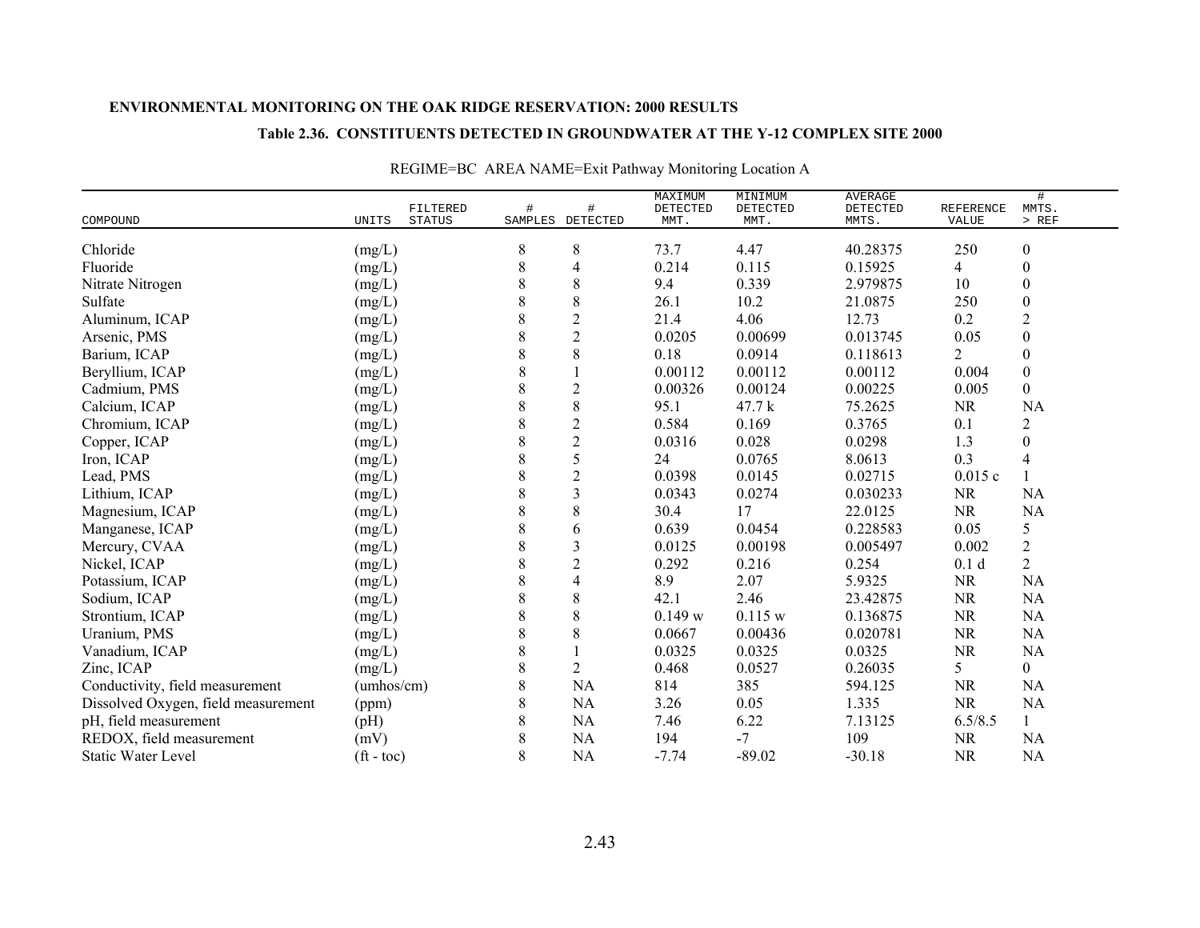ENVIRONMENTAL MONITORING ON THE OAK RIDGE RESERVATION: 2000 RESULTS

## Table 2.36. CONSTITUENTS DETECTED IN GROUNDWATER AT THE Y-12 COMPLEX SITE 2000

REGIME=BC AREA NAME=Exit Pathway Monitoring Location A

| COMPOUND | UNITS | FILTERED STATUS | # SAMPLES | # DETECTED | MAXIMUM DETECTED MMT. | MINIMUM DETECTED MMT. | AVERAGE DETECTED MMTS. | REFERENCE VALUE | # MMTS. > REF |
|---|---|---|---|---|---|---|---|---|---|
| Chloride | (mg/L) | | 8 | 8 | 73.7 | 4.47 | 40.28375 | 250 | 0 |
| Fluoride | (mg/L) | | 8 | 4 | 0.214 | 0.115 | 0.15925 | 4 | 0 |
| Nitrate Nitrogen | (mg/L) | | 8 | 8 | 9.4 | 0.339 | 2.979875 | 10 | 0 |
| Sulfate | (mg/L) | | 8 | 8 | 26.1 | 10.2 | 21.0875 | 250 | 0 |
| Aluminum, ICAP | (mg/L) | | 8 | 2 | 21.4 | 4.06 | 12.73 | 0.2 | 2 |
| Arsenic, PMS | (mg/L) | | 8 | 2 | 0.0205 | 0.00699 | 0.013745 | 0.05 | 0 |
| Barium, ICAP | (mg/L) | | 8 | 8 | 0.18 | 0.0914 | 0.118613 | 2 | 0 |
| Beryllium, ICAP | (mg/L) | | 8 | 1 | 0.00112 | 0.00112 | 0.00112 | 0.004 | 0 |
| Cadmium, PMS | (mg/L) | | 8 | 2 | 0.00326 | 0.00124 | 0.00225 | 0.005 | 0 |
| Calcium, ICAP | (mg/L) | | 8 | 8 | 95.1 | 47.7 k | 75.2625 | NR | NA |
| Chromium, ICAP | (mg/L) | | 8 | 2 | 0.584 | 0.169 | 0.3765 | 0.1 | 2 |
| Copper, ICAP | (mg/L) | | 8 | 2 | 0.0316 | 0.028 | 0.0298 | 1.3 | 0 |
| Iron, ICAP | (mg/L) | | 8 | 5 | 24 | 0.0765 | 8.0613 | 0.3 | 4 |
| Lead, PMS | (mg/L) | | 8 | 2 | 0.0398 | 0.0145 | 0.02715 | 0.015 c | 1 |
| Lithium, ICAP | (mg/L) | | 8 | 3 | 0.0343 | 0.0274 | 0.030233 | NR | NA |
| Magnesium, ICAP | (mg/L) | | 8 | 8 | 30.4 | 17 | 22.0125 | NR | NA |
| Manganese, ICAP | (mg/L) | | 8 | 6 | 0.639 | 0.0454 | 0.228583 | 0.05 | 5 |
| Mercury, CVAA | (mg/L) | | 8 | 3 | 0.0125 | 0.00198 | 0.005497 | 0.002 | 2 |
| Nickel, ICAP | (mg/L) | | 8 | 2 | 0.292 | 0.216 | 0.254 | 0.1 d | 2 |
| Potassium, ICAP | (mg/L) | | 8 | 4 | 8.9 | 2.07 | 5.9325 | NR | NA |
| Sodium, ICAP | (mg/L) | | 8 | 8 | 42.1 | 2.46 | 23.42875 | NR | NA |
| Strontium, ICAP | (mg/L) | | 8 | 8 | 0.149 w | 0.115 w | 0.136875 | NR | NA |
| Uranium, PMS | (mg/L) | | 8 | 8 | 0.0667 | 0.00436 | 0.020781 | NR | NA |
| Vanadium, ICAP | (mg/L) | | 8 | 1 | 0.0325 | 0.0325 | 0.0325 | NR | NA |
| Zinc, ICAP | (mg/L) | | 8 | 2 | 0.468 | 0.0527 | 0.26035 | 5 | 0 |
| Conductivity, field measurement | (umhos/cm) | | 8 | NA | 814 | 385 | 594.125 | NR | NA |
| Dissolved Oxygen, field measurement | (ppm) | | 8 | NA | 3.26 | 0.05 | 1.335 | NR | NA |
| pH, field measurement | (pH) | | 8 | NA | 7.46 | 6.22 | 7.13125 | 6.5/8.5 | 1 |
| REDOX, field measurement | (mV) | | 8 | NA | 194 | -7 | 109 | NR | NA |
| Static Water Level | (ft - toc) | | 8 | NA | -7.74 | -89.02 | -30.18 | NR | NA |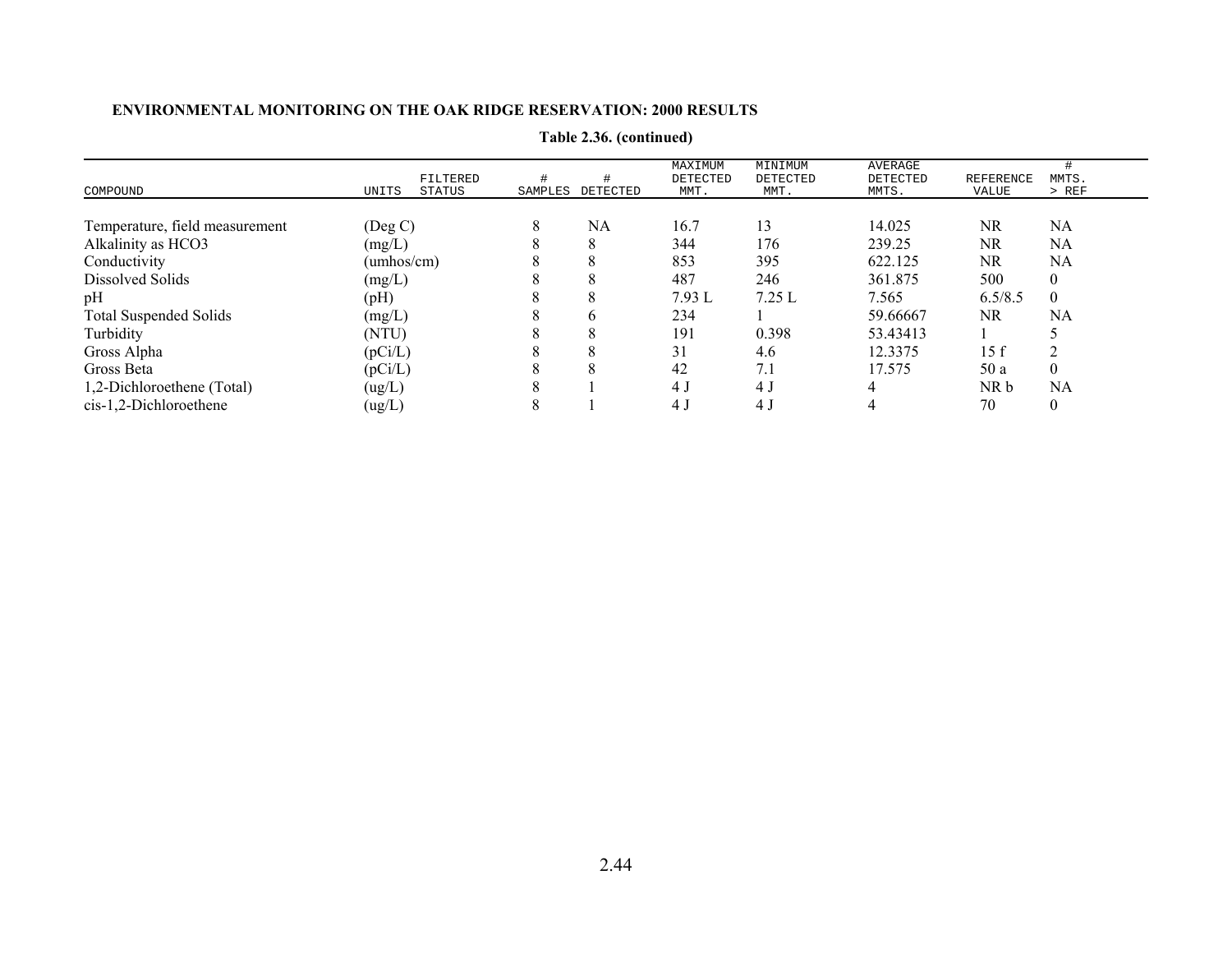**ENVIRONMENTAL MONITORING ON THE OAK RIDGE RESERVATION: 2000 RESULTS**

**Table 2.36. (continued)**

| COMPOUND | UNITS | FILTERED STATUS | # SAMPLES | # DETECTED | MAXIMUM DETECTED MMT. | MINIMUM DETECTED MMT. | AVERAGE DETECTED MMTS. | REFERENCE VALUE | # MMTS. > REF |
|---|---|---|---|---|---|---|---|---|---|
| Temperature, field measurement | (Deg C) | | 8 | NA | 16.7 | 13 | 14.025 | NR | NA |
| Alkalinity as HCO3 | (mg/L) | | 8 | 8 | 344 | 176 | 239.25 | NR | NA |
| Conductivity | (umhos/cm) | | 8 | 8 | 853 | 395 | 622.125 | NR | NA |
| Dissolved Solids | (mg/L) | | 8 | 8 | 487 | 246 | 361.875 | 500 | 0 |
| pH | (pH) | | 8 | 8 | 7.93 L | 7.25 L | 7.565 | 6.5/8.5 | 0 |
| Total Suspended Solids | (mg/L) | | 8 | 6 | 234 | 1 | 59.66667 | NR | NA |
| Turbidity | (NTU) | | 8 | 8 | 191 | 0.398 | 53.43413 | 1 | 5 |
| Gross Alpha | (pCi/L) | | 8 | 8 | 31 | 4.6 | 12.3375 | 15 f | 2 |
| Gross Beta | (pCi/L) | | 8 | 8 | 42 | 7.1 | 17.575 | 50 a | 0 |
| 1,2-Dichloroethene (Total) | (ug/L) | | 8 | 1 | 4 J | 4 J | 4 | NR b | NA |
| cis-1,2-Dichloroethene | (ug/L) | | 8 | 1 | 4 J | 4 J | 4 | 70 | 0 |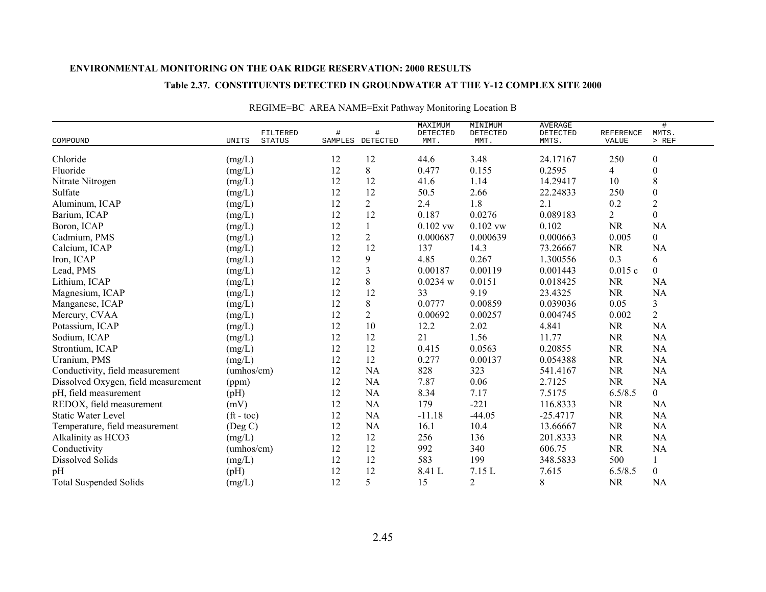**ENVIRONMENTAL MONITORING ON THE OAK RIDGE RESERVATION: 2000 RESULTS**

**Table 2.37. CONSTITUENTS DETECTED IN GROUNDWATER AT THE Y-12 COMPLEX SITE 2000**

REGIME=BC AREA NAME=Exit Pathway Monitoring Location B

| COMPOUND | UNITS | FILTERED STATUS | # SAMPLES | # DETECTED | MAXIMUM DETECTED MMT. | MINIMUM DETECTED MMT. | AVERAGE DETECTED MMTS. | REFERENCE VALUE | # MMTS. > REF |
|---|---|---|---|---|---|---|---|---|---|
| Chloride | (mg/L) | | 12 | 12 | 44.6 | 3.48 | 24.17167 | 250 | 0 |
| Fluoride | (mg/L) | | 12 | 8 | 0.477 | 0.155 | 0.2595 | 4 | 0 |
| Nitrate Nitrogen | (mg/L) | | 12 | 12 | 41.6 | 1.14 | 14.29417 | 10 | 8 |
| Sulfate | (mg/L) | | 12 | 12 | 50.5 | 2.66 | 22.24833 | 250 | 0 |
| Aluminum, ICAP | (mg/L) | | 12 | 2 | 2.4 | 1.8 | 2.1 | 0.2 | 2 |
| Barium, ICAP | (mg/L) | | 12 | 12 | 0.187 | 0.0276 | 0.089183 | 2 | 0 |
| Boron, ICAP | (mg/L) | | 12 | 1 | 0.102 vw | 0.102 vw | 0.102 | NR | NA |
| Cadmium, PMS | (mg/L) | | 12 | 2 | 0.000687 | 0.000639 | 0.000663 | 0.005 | 0 |
| Calcium, ICAP | (mg/L) | | 12 | 12 | 137 | 14.3 | 73.26667 | NR | NA |
| Iron, ICAP | (mg/L) | | 12 | 9 | 4.85 | 0.267 | 1.300556 | 0.3 | 6 |
| Lead, PMS | (mg/L) | | 12 | 3 | 0.00187 | 0.00119 | 0.001443 | 0.015 c | 0 |
| Lithium, ICAP | (mg/L) | | 12 | 8 | 0.0234 w | 0.0151 | 0.018425 | NR | NA |
| Magnesium, ICAP | (mg/L) | | 12 | 12 | 33 | 9.19 | 23.4325 | NR | NA |
| Manganese, ICAP | (mg/L) | | 12 | 8 | 0.0777 | 0.00859 | 0.039036 | 0.05 | 3 |
| Mercury, CVAA | (mg/L) | | 12 | 2 | 0.00692 | 0.00257 | 0.004745 | 0.002 | 2 |
| Potassium, ICAP | (mg/L) | | 12 | 10 | 12.2 | 2.02 | 4.841 | NR | NA |
| Sodium, ICAP | (mg/L) | | 12 | 12 | 21 | 1.56 | 11.77 | NR | NA |
| Strontium, ICAP | (mg/L) | | 12 | 12 | 0.415 | 0.0563 | 0.20855 | NR | NA |
| Uranium, PMS | (mg/L) | | 12 | 12 | 0.277 | 0.00137 | 0.054388 | NR | NA |
| Conductivity, field measurement | (umhos/cm) | | 12 | NA | 828 | 323 | 541.4167 | NR | NA |
| Dissolved Oxygen, field measurement | (ppm) | | 12 | NA | 7.87 | 0.06 | 2.7125 | NR | NA |
| pH, field measurement | (pH) | | 12 | NA | 8.34 | 7.17 | 7.5175 | 6.5/8.5 | 0 |
| REDOX, field measurement | (mV) | | 12 | NA | 179 | -221 | 116.8333 | NR | NA |
| Static Water Level | (ft - toc) | | 12 | NA | -11.18 | -44.05 | -25.4717 | NR | NA |
| Temperature, field measurement | (Deg C) | | 12 | NA | 16.1 | 10.4 | 13.66667 | NR | NA |
| Alkalinity as HCO3 | (mg/L) | | 12 | 12 | 256 | 136 | 201.8333 | NR | NA |
| Conductivity | (umhos/cm) | | 12 | 12 | 992 | 340 | 606.75 | NR | NA |
| Dissolved Solids | (mg/L) | | 12 | 12 | 583 | 199 | 348.5833 | 500 | 1 |
| pH | (pH) | | 12 | 12 | 8.41 L | 7.15 L | 7.615 | 6.5/8.5 | 0 |
| Total Suspended Solids | (mg/L) | | 12 | 5 | 15 | 2 | 8 | NR | NA |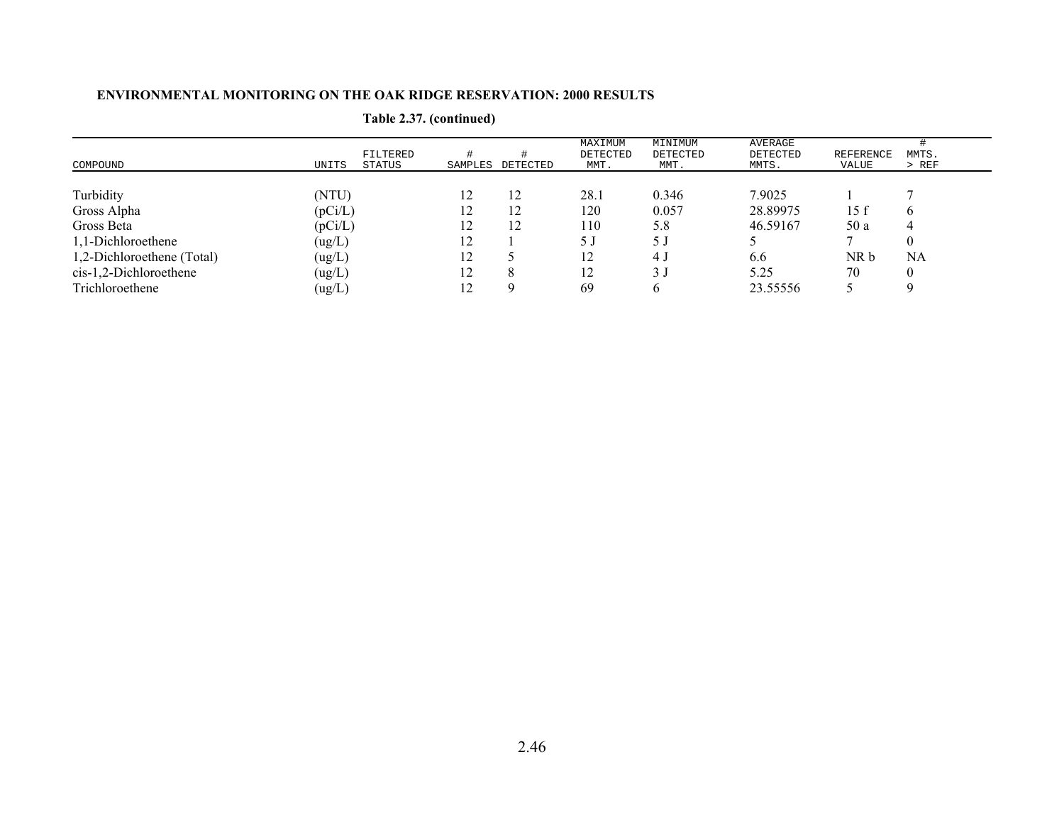**ENVIRONMENTAL MONITORING ON THE OAK RIDGE RESERVATION: 2000 RESULTS**

**Table 2.37. (continued)**

| COMPOUND | UNITS | FILTERED STATUS | # SAMPLES | # DETECTED | MAXIMUM DETECTED MMT. | MINIMUM DETECTED MMT. | AVERAGE DETECTED MMTS. | REFERENCE VALUE | # MMTS. > REF |
|---|---|---|---|---|---|---|---|---|---|
| Turbidity | (NTU) | | 12 | 12 | 28.1 | 0.346 | 7.9025 | 1 | 7 |
| Gross Alpha | (pCi/L) | | 12 | 12 | 120 | 0.057 | 28.89975 | 15 f | 6 |
| Gross Beta | (pCi/L) | | 12 | 12 | 110 | 5.8 | 46.59167 | 50 a | 4 |
| 1,1-Dichloroethene | (ug/L) | | 12 | 1 | 5 J | 5 J | 5 | 7 | 0 |
| 1,2-Dichloroethene (Total) | (ug/L) | | 12 | 5 | 12 | 4 J | 6.6 | NR b | NA |
| cis-1,2-Dichloroethene | (ug/L) | | 12 | 8 | 12 | 3 J | 5.25 | 70 | 0 |
| Trichloroethene | (ug/L) | | 12 | 9 | 69 | 6 | 23.55556 | 5 | 9 |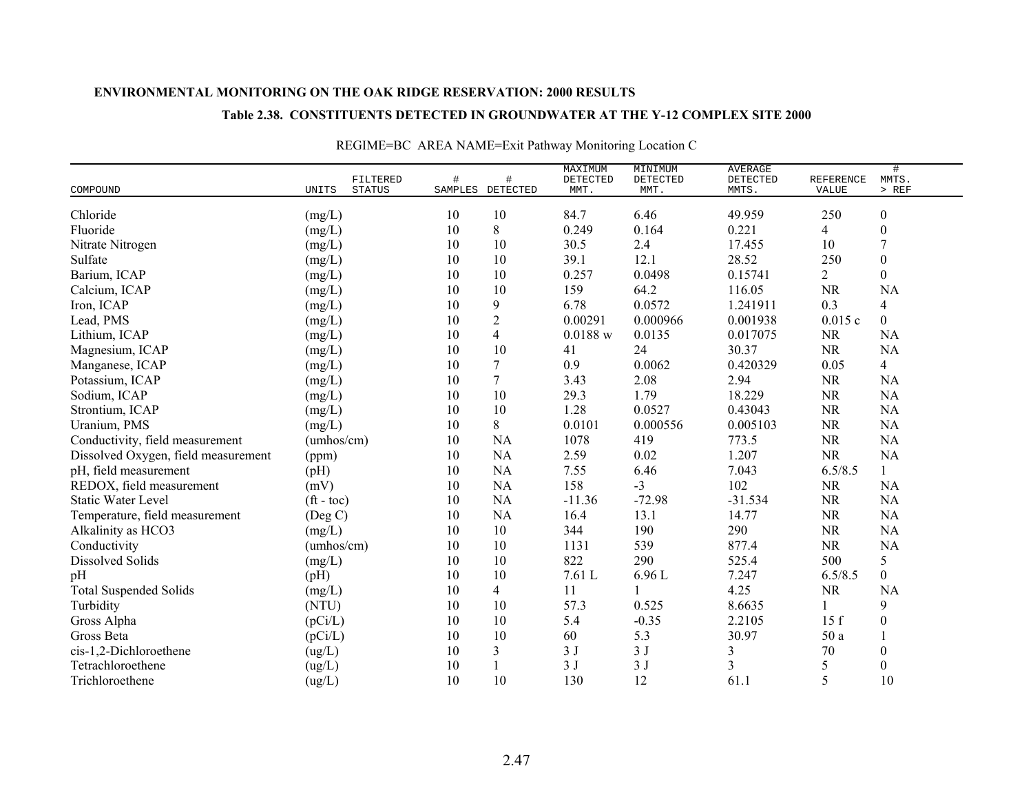**ENVIRONMENTAL MONITORING ON THE OAK RIDGE RESERVATION: 2000 RESULTS**

**Table 2.38. CONSTITUENTS DETECTED IN GROUNDWATER AT THE Y-12 COMPLEX SITE 2000**

REGIME=BC AREA NAME=Exit Pathway Monitoring Location C

| COMPOUND | UNITS | FILTERED STATUS | # SAMPLES | # DETECTED | MAXIMUM DETECTED MMT. | MINIMUM DETECTED MMT. | AVERAGE DETECTED MMTS. | REFERENCE VALUE | # MMTS. > REF |
|---|---|---|---|---|---|---|---|---|---|
| Chloride | (mg/L) | | 10 | 10 | 84.7 | 6.46 | 49.959 | 250 | 0 |
| Fluoride | (mg/L) | | 10 | 8 | 0.249 | 0.164 | 0.221 | 4 | 0 |
| Nitrate Nitrogen | (mg/L) | | 10 | 10 | 30.5 | 2.4 | 17.455 | 10 | 7 |
| Sulfate | (mg/L) | | 10 | 10 | 39.1 | 12.1 | 28.52 | 250 | 0 |
| Barium, ICAP | (mg/L) | | 10 | 10 | 0.257 | 0.0498 | 0.15741 | 2 | 0 |
| Calcium, ICAP | (mg/L) | | 10 | 10 | 159 | 64.2 | 116.05 | NR | NA |
| Iron, ICAP | (mg/L) | | 10 | 9 | 6.78 | 0.0572 | 1.241911 | 0.3 | 4 |
| Lead, PMS | (mg/L) | | 10 | 2 | 0.00291 | 0.000966 | 0.001938 | 0.015 c | 0 |
| Lithium, ICAP | (mg/L) | | 10 | 4 | 0.0188 w | 0.0135 | 0.017075 | NR | NA |
| Magnesium, ICAP | (mg/L) | | 10 | 10 | 41 | 24 | 30.37 | NR | NA |
| Manganese, ICAP | (mg/L) | | 10 | 7 | 0.9 | 0.0062 | 0.420329 | 0.05 | 4 |
| Potassium, ICAP | (mg/L) | | 10 | 7 | 3.43 | 2.08 | 2.94 | NR | NA |
| Sodium, ICAP | (mg/L) | | 10 | 10 | 29.3 | 1.79 | 18.229 | NR | NA |
| Strontium, ICAP | (mg/L) | | 10 | 10 | 1.28 | 0.0527 | 0.43043 | NR | NA |
| Uranium, PMS | (mg/L) | | 10 | 8 | 0.0101 | 0.000556 | 0.005103 | NR | NA |
| Conductivity, field measurement | (umhos/cm) | | 10 | NA | 1078 | 419 | 773.5 | NR | NA |
| Dissolved Oxygen, field measurement | (ppm) | | 10 | NA | 2.59 | 0.02 | 1.207 | NR | NA |
| pH, field measurement | (pH) | | 10 | NA | 7.55 | 6.46 | 7.043 | 6.5/8.5 | 1 |
| REDOX, field measurement | (mV) | | 10 | NA | 158 | -3 | 102 | NR | NA |
| Static Water Level | (ft - toc) | | 10 | NA | -11.36 | -72.98 | -31.534 | NR | NA |
| Temperature, field measurement | (Deg C) | | 10 | NA | 16.4 | 13.1 | 14.77 | NR | NA |
| Alkalinity as HCO3 | (mg/L) | | 10 | 10 | 344 | 190 | 290 | NR | NA |
| Conductivity | (umhos/cm) | | 10 | 10 | 1131 | 539 | 877.4 | NR | NA |
| Dissolved Solids | (mg/L) | | 10 | 10 | 822 | 290 | 525.4 | 500 | 5 |
| pH | (pH) | | 10 | 10 | 7.61 L | 6.96 L | 7.247 | 6.5/8.5 | 0 |
| Total Suspended Solids | (mg/L) | | 10 | 4 | 11 | 1 | 4.25 | NR | NA |
| Turbidity | (NTU) | | 10 | 10 | 57.3 | 0.525 | 8.6635 | 1 | 9 |
| Gross Alpha | (pCi/L) | | 10 | 10 | 5.4 | -0.35 | 2.2105 | 15 f | 0 |
| Gross Beta | (pCi/L) | | 10 | 10 | 60 | 5.3 | 30.97 | 50 a | 1 |
| cis-1,2-Dichloroethene | (ug/L) | | 10 | 3 | 3 J | 3 J | 3 | 70 | 0 |
| Tetrachloroethene | (ug/L) | | 10 | 1 | 3 J | 3 J | 3 | 5 | 0 |
| Trichloroethene | (ug/L) | | 10 | 10 | 130 | 12 | 61.1 | 5 | 10 |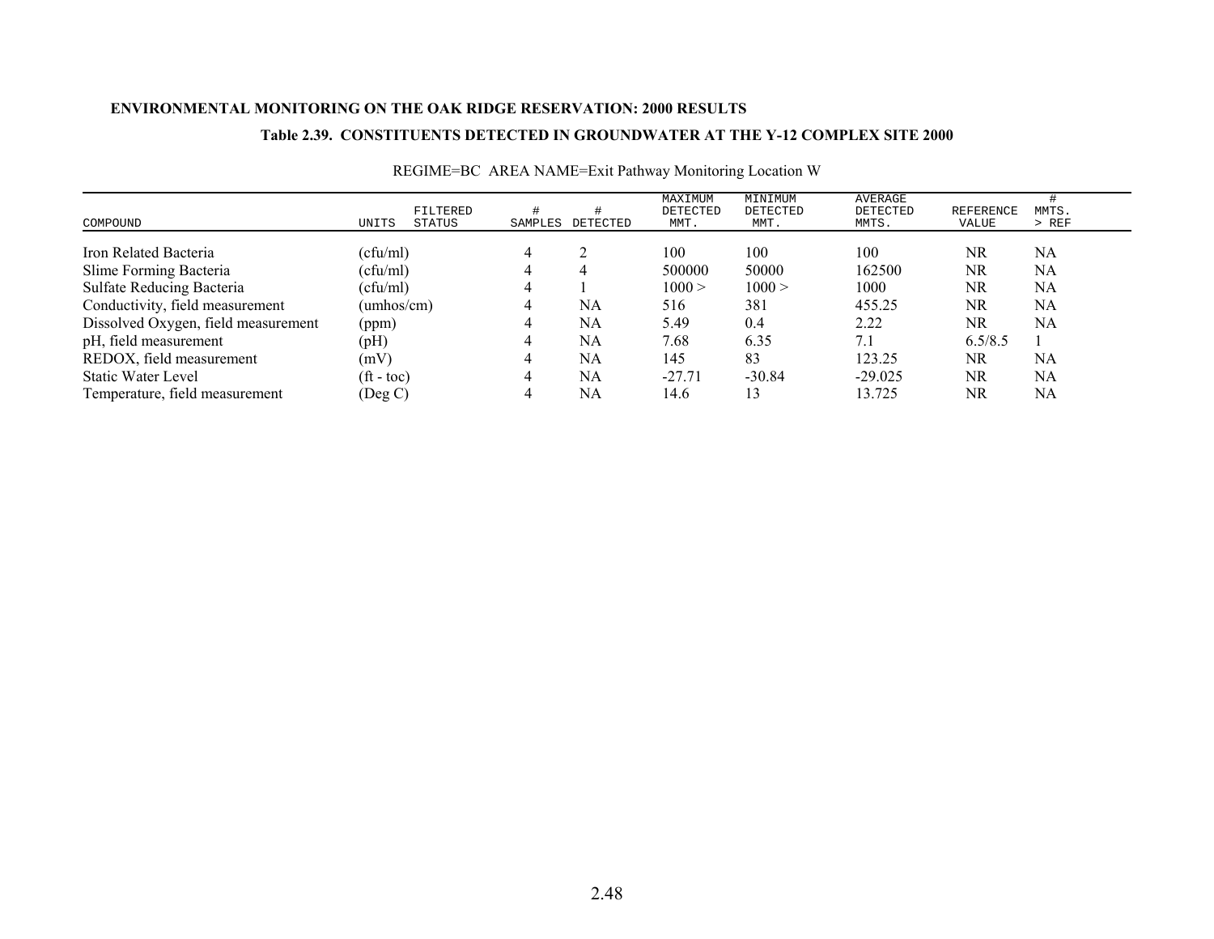**ENVIRONMENTAL MONITORING ON THE OAK RIDGE RESERVATION: 2000 RESULTS**

**Table 2.39. CONSTITUENTS DETECTED IN GROUNDWATER AT THE Y-12 COMPLEX SITE 2000**

REGIME=BC AREA NAME=Exit Pathway Monitoring Location W

| COMPOUND | UNITS | FILTERED STATUS | # SAMPLES | # DETECTED | MAXIMUM DETECTED MMT. | MINIMUM DETECTED MMT. | AVERAGE DETECTED MMTS. | REFERENCE VALUE | # MMTS. > REF |
|---|---|---|---|---|---|---|---|---|---|
| Iron Related Bacteria | (cfu/ml) | | 4 | 2 | 100 | 100 | 100 | NR | NA |
| Slime Forming Bacteria | (cfu/ml) | | 4 | 4 | 500000 | 50000 | 162500 | NR | NA |
| Sulfate Reducing Bacteria | (cfu/ml) | | 4 | 1 | 1000 > | 1000 > | 1000 | NR | NA |
| Conductivity, field measurement | (umhos/cm) | | 4 | NA | 516 | 381 | 455.25 | NR | NA |
| Dissolved Oxygen, field measurement | (ppm) | | 4 | NA | 5.49 | 0.4 | 2.22 | NR | NA |
| pH, field measurement | (pH) | | 4 | NA | 7.68 | 6.35 | 7.1 | 6.5/8.5 | 1 |
| REDOX, field measurement | (mV) | | 4 | NA | 145 | 83 | 123.25 | NR | NA |
| Static Water Level | (ft - toc) | | 4 | NA | -27.71 | -30.84 | -29.025 | NR | NA |
| Temperature, field measurement | (Deg C) | | 4 | NA | 14.6 | 13 | 13.725 | NR | NA |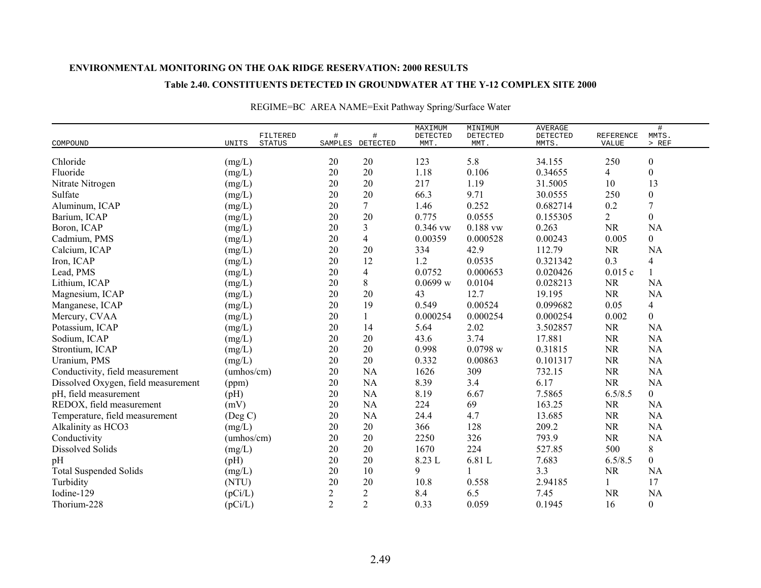**ENVIRONMENTAL MONITORING ON THE OAK RIDGE RESERVATION: 2000 RESULTS**

**Table 2.40. CONSTITUENTS DETECTED IN GROUNDWATER AT THE Y-12 COMPLEX SITE 2000**

REGIME=BC AREA NAME=Exit Pathway Spring/Surface Water

| COMPOUND | UNITS | FILTERED STATUS | # SAMPLES | # DETECTED | MAXIMUM DETECTED MMT. | MINIMUM DETECTED MMT. | AVERAGE DETECTED MMTS. | REFERENCE VALUE | # MMTS. > REF |
|---|---|---|---|---|---|---|---|---|---|
| Chloride | (mg/L) | | 20 | 20 | 123 | 5.8 | 34.155 | 250 | 0 |
| Fluoride | (mg/L) | | 20 | 20 | 1.18 | 0.106 | 0.34655 | 4 | 0 |
| Nitrate Nitrogen | (mg/L) | | 20 | 20 | 217 | 1.19 | 31.5005 | 10 | 13 |
| Sulfate | (mg/L) | | 20 | 20 | 66.3 | 9.71 | 30.0555 | 250 | 0 |
| Aluminum, ICAP | (mg/L) | | 20 | 7 | 1.46 | 0.252 | 0.682714 | 0.2 | 7 |
| Barium, ICAP | (mg/L) | | 20 | 20 | 0.775 | 0.0555 | 0.155305 | 2 | 0 |
| Boron, ICAP | (mg/L) | | 20 | 3 | 0.346 vw | 0.188 vw | 0.263 | NR | NA |
| Cadmium, PMS | (mg/L) | | 20 | 4 | 0.00359 | 0.000528 | 0.00243 | 0.005 | 0 |
| Calcium, ICAP | (mg/L) | | 20 | 20 | 334 | 42.9 | 112.79 | NR | NA |
| Iron, ICAP | (mg/L) | | 20 | 12 | 1.2 | 0.0535 | 0.321342 | 0.3 | 4 |
| Lead, PMS | (mg/L) | | 20 | 4 | 0.0752 | 0.000653 | 0.020426 | 0.015 c | 1 |
| Lithium, ICAP | (mg/L) | | 20 | 8 | 0.0699 w | 0.0104 | 0.028213 | NR | NA |
| Magnesium, ICAP | (mg/L) | | 20 | 20 | 43 | 12.7 | 19.195 | NR | NA |
| Manganese, ICAP | (mg/L) | | 20 | 19 | 0.549 | 0.00524 | 0.099682 | 0.05 | 4 |
| Mercury, CVAA | (mg/L) | | 20 | 1 | 0.000254 | 0.000254 | 0.000254 | 0.002 | 0 |
| Potassium, ICAP | (mg/L) | | 20 | 14 | 5.64 | 2.02 | 3.502857 | NR | NA |
| Sodium, ICAP | (mg/L) | | 20 | 20 | 43.6 | 3.74 | 17.881 | NR | NA |
| Strontium, ICAP | (mg/L) | | 20 | 20 | 0.998 | 0.0798 w | 0.31815 | NR | NA |
| Uranium, PMS | (mg/L) | | 20 | 20 | 0.332 | 0.00863 | 0.101317 | NR | NA |
| Conductivity, field measurement | (umhos/cm) | | 20 | NA | 1626 | 309 | 732.15 | NR | NA |
| Dissolved Oxygen, field measurement | (ppm) | | 20 | NA | 8.39 | 3.4 | 6.17 | NR | NA |
| pH, field measurement | (pH) | | 20 | NA | 8.19 | 6.67 | 7.5865 | 6.5/8.5 | 0 |
| REDOX, field measurement | (mV) | | 20 | NA | 224 | 69 | 163.25 | NR | NA |
| Temperature, field measurement | (Deg C) | | 20 | NA | 24.4 | 4.7 | 13.685 | NR | NA |
| Alkalinity as HCO3 | (mg/L) | | 20 | 20 | 366 | 128 | 209.2 | NR | NA |
| Conductivity | (umhos/cm) | | 20 | 20 | 2250 | 326 | 793.9 | NR | NA |
| Dissolved Solids | (mg/L) | | 20 | 20 | 1670 | 224 | 527.85 | 500 | 8 |
| pH | (pH) | | 20 | 20 | 8.23 L | 6.81 L | 7.683 | 6.5/8.5 | 0 |
| Total Suspended Solids | (mg/L) | | 20 | 10 | 9 | 1 | 3.3 | NR | NA |
| Turbidity | (NTU) | | 20 | 20 | 10.8 | 0.558 | 2.94185 | 1 | 17 |
| Iodine-129 | (pCi/L) | | 2 | 2 | 8.4 | 6.5 | 7.45 | NR | NA |
| Thorium-228 | (pCi/L) | | 2 | 2 | 0.33 | 0.059 | 0.1945 | 16 | 0 |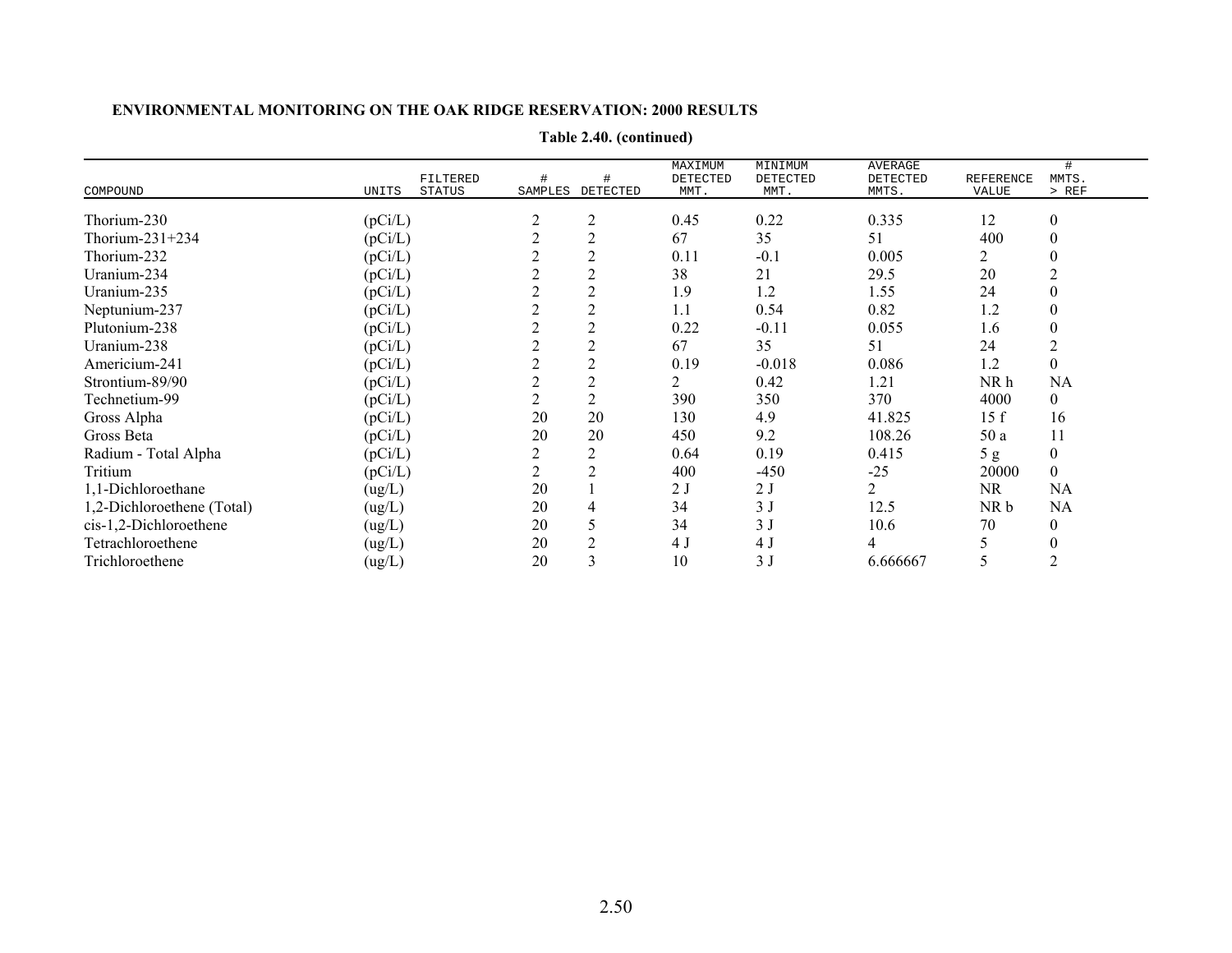**ENVIRONMENTAL MONITORING ON THE OAK RIDGE RESERVATION: 2000 RESULTS**

**Table 2.40. (continued)**

| COMPOUND | UNITS | FILTERED STATUS | # SAMPLES | # DETECTED | MAXIMUM DETECTED MMT. | MINIMUM DETECTED MMT. | AVERAGE DETECTED MMTS. | REFERENCE VALUE | # MMTS. > REF |
|---|---|---|---|---|---|---|---|---|---|
| Thorium-230 | (pCi/L) | | 2 | 2 | 0.45 | 0.22 | 0.335 | 12 | 0 |
| Thorium-231+234 | (pCi/L) | | 2 | 2 | 67 | 35 | 51 | 400 | 0 |
| Thorium-232 | (pCi/L) | | 2 | 2 | 0.11 | -0.1 | 0.005 | 2 | 0 |
| Uranium-234 | (pCi/L) | | 2 | 2 | 38 | 21 | 29.5 | 20 | 2 |
| Uranium-235 | (pCi/L) | | 2 | 2 | 1.9 | 1.2 | 1.55 | 24 | 0 |
| Neptunium-237 | (pCi/L) | | 2 | 2 | 1.1 | 0.54 | 0.82 | 1.2 | 0 |
| Plutonium-238 | (pCi/L) | | 2 | 2 | 0.22 | -0.11 | 0.055 | 1.6 | 0 |
| Uranium-238 | (pCi/L) | | 2 | 2 | 67 | 35 | 51 | 24 | 2 |
| Americium-241 | (pCi/L) | | 2 | 2 | 0.19 | -0.018 | 0.086 | 1.2 | 0 |
| Strontium-89/90 | (pCi/L) | | 2 | 2 | 2 | 0.42 | 1.21 | NR h | NA |
| Technetium-99 | (pCi/L) | | 2 | 2 | 390 | 350 | 370 | 4000 | 0 |
| Gross Alpha | (pCi/L) | | 20 | 20 | 130 | 4.9 | 41.825 | 15 f | 16 |
| Gross Beta | (pCi/L) | | 20 | 20 | 450 | 9.2 | 108.26 | 50 a | 11 |
| Radium - Total Alpha | (pCi/L) | | 2 | 2 | 0.64 | 0.19 | 0.415 | 5 g | 0 |
| Tritium | (pCi/L) | | 2 | 2 | 400 | -450 | -25 | 20000 | 0 |
| 1,1-Dichloroethane | (ug/L) | | 20 | 1 | 2 J | 2 J | 2 | NR | NA |
| 1,2-Dichloroethene (Total) | (ug/L) | | 20 | 4 | 34 | 3 J | 12.5 | NR b | NA |
| cis-1,2-Dichloroethene | (ug/L) | | 20 | 5 | 34 | 3 J | 10.6 | 70 | 0 |
| Tetrachloroethene | (ug/L) | | 20 | 2 | 4 J | 4 J | 4 | 5 | 0 |
| Trichloroethene | (ug/L) | | 20 | 3 | 10 | 3 J | 6.666667 | 5 | 2 |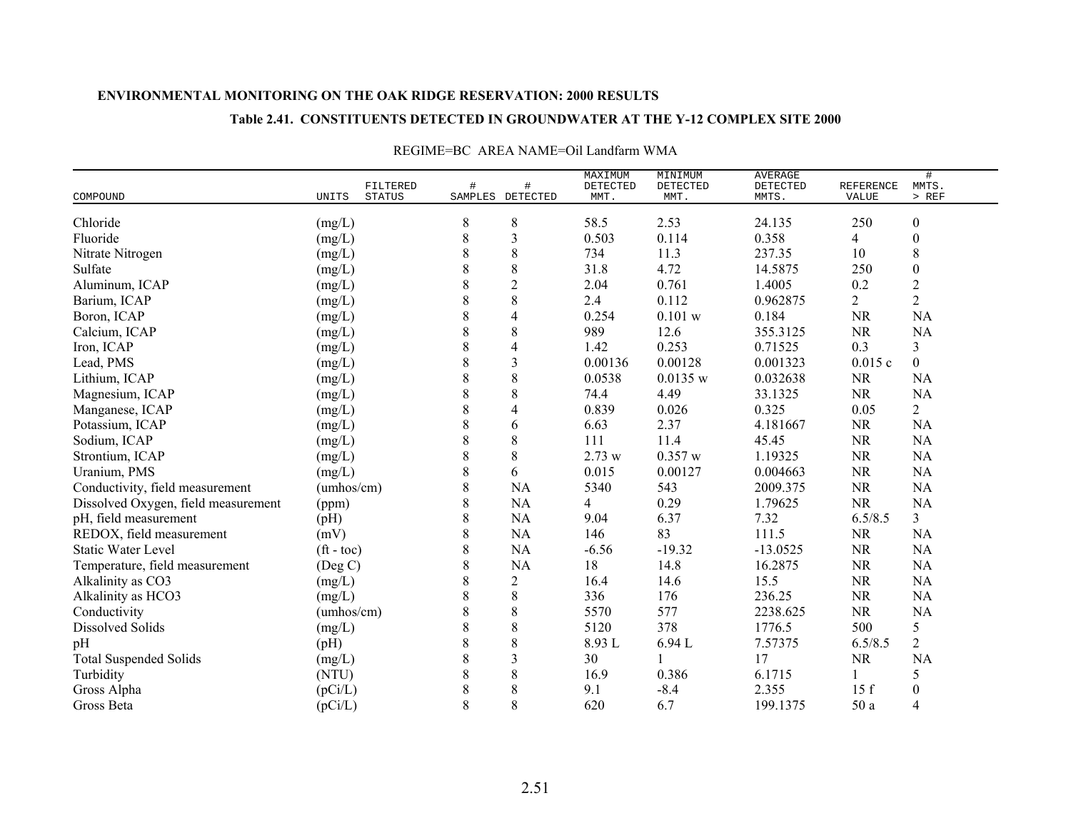**ENVIRONMENTAL MONITORING ON THE OAK RIDGE RESERVATION: 2000 RESULTS**

**Table 2.41. CONSTITUENTS DETECTED IN GROUNDWATER AT THE Y-12 COMPLEX SITE 2000**

REGIME=BC AREA NAME=Oil Landfarm WMA

| COMPOUND | UNITS | FILTERED STATUS | # SAMPLES | # DETECTED | MAXIMUM DETECTED MMT. | MINIMUM DETECTED MMT. | AVERAGE DETECTED MMTS. | REFERENCE VALUE | # MMTS. > REF |
|---|---|---|---|---|---|---|---|---|---|
| Chloride | (mg/L) | | 8 | 8 | 58.5 | 2.53 | 24.135 | 250 | 0 |
| Fluoride | (mg/L) | | 8 | 3 | 0.503 | 0.114 | 0.358 | 4 | 0 |
| Nitrate Nitrogen | (mg/L) | | 8 | 8 | 734 | 11.3 | 237.35 | 10 | 8 |
| Sulfate | (mg/L) | | 8 | 8 | 31.8 | 4.72 | 14.5875 | 250 | 0 |
| Aluminum, ICAP | (mg/L) | | 8 | 2 | 2.04 | 0.761 | 1.4005 | 0.2 | 2 |
| Barium, ICAP | (mg/L) | | 8 | 8 | 2.4 | 0.112 | 0.962875 | 2 | 2 |
| Boron, ICAP | (mg/L) | | 8 | 4 | 0.254 | 0.101 w | 0.184 | NR | NA |
| Calcium, ICAP | (mg/L) | | 8 | 8 | 989 | 12.6 | 355.3125 | NR | NA |
| Iron, ICAP | (mg/L) | | 8 | 4 | 1.42 | 0.253 | 0.71525 | 0.3 | 3 |
| Lead, PMS | (mg/L) | | 8 | 3 | 0.00136 | 0.00128 | 0.001323 | 0.015 c | 0 |
| Lithium, ICAP | (mg/L) | | 8 | 8 | 0.0538 | 0.0135 w | 0.032638 | NR | NA |
| Magnesium, ICAP | (mg/L) | | 8 | 8 | 74.4 | 4.49 | 33.1325 | NR | NA |
| Manganese, ICAP | (mg/L) | | 8 | 4 | 0.839 | 0.026 | 0.325 | 0.05 | 2 |
| Potassium, ICAP | (mg/L) | | 8 | 6 | 6.63 | 2.37 | 4.181667 | NR | NA |
| Sodium, ICAP | (mg/L) | | 8 | 8 | 111 | 11.4 | 45.45 | NR | NA |
| Strontium, ICAP | (mg/L) | | 8 | 8 | 2.73 w | 0.357 w | 1.19325 | NR | NA |
| Uranium, PMS | (mg/L) | | 8 | 6 | 0.015 | 0.00127 | 0.004663 | NR | NA |
| Conductivity, field measurement | (umhos/cm) | | 8 | NA | 5340 | 543 | 2009.375 | NR | NA |
| Dissolved Oxygen, field measurement | (ppm) | | 8 | NA | 4 | 0.29 | 1.79625 | NR | NA |
| pH, field measurement | (pH) | | 8 | NA | 9.04 | 6.37 | 7.32 | 6.5/8.5 | 3 |
| REDOX, field measurement | (mV) | | 8 | NA | 146 | 83 | 111.5 | NR | NA |
| Static Water Level | (ft - toc) | | 8 | NA | -6.56 | -19.32 | -13.0525 | NR | NA |
| Temperature, field measurement | (Deg C) | | 8 | NA | 18 | 14.8 | 16.2875 | NR | NA |
| Alkalinity as CO3 | (mg/L) | | 8 | 2 | 16.4 | 14.6 | 15.5 | NR | NA |
| Alkalinity as HCO3 | (mg/L) | | 8 | 8 | 336 | 176 | 236.25 | NR | NA |
| Conductivity | (umhos/cm) | | 8 | 8 | 5570 | 577 | 2238.625 | NR | NA |
| Dissolved Solids | (mg/L) | | 8 | 8 | 5120 | 378 | 1776.5 | 500 | 5 |
| pH | (pH) | | 8 | 8 | 8.93 L | 6.94 L | 7.57375 | 6.5/8.5 | 2 |
| Total Suspended Solids | (mg/L) | | 8 | 3 | 30 | 1 | 17 | NR | NA |
| Turbidity | (NTU) | | 8 | 8 | 16.9 | 0.386 | 6.1715 | 1 | 5 |
| Gross Alpha | (pCi/L) | | 8 | 8 | 9.1 | -8.4 | 2.355 | 15 f | 0 |
| Gross Beta | (pCi/L) | | 8 | 8 | 620 | 6.7 | 199.1375 | 50 a | 4 |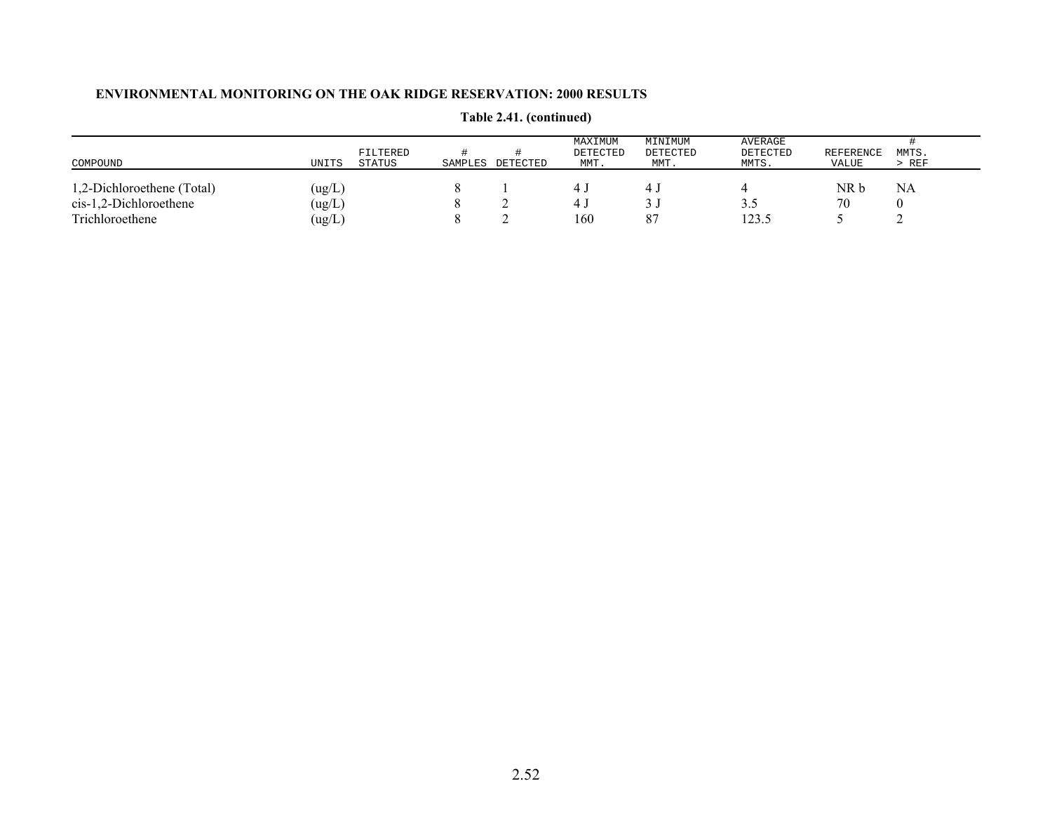**Table 2.41. (continued)**

| COMPOUND | UNITS | FILTERED STATUS | # SAMPLES | # DETECTED | MAXIMUM DETECTED MMT. | MINIMUM DETECTED MMT. | AVERAGE DETECTED MMTS. | REFERENCE VALUE | # MMTS. > REF |
|---|---|---|---|---|---|---|---|---|---|
| 1,2-Dichloroethene (Total) | (ug/L) | | 8 | 1 | 4 J | 4 J | 4 | NR b | NA |
| cis-1,2-Dichloroethene | (ug/L) | | 8 | 2 | 4 J | 3 J | 3.5 | 70 | 0 |
| Trichloroethene | (ug/L) | | 8 | 2 | 160 | 87 | 123.5 | 5 | 2 |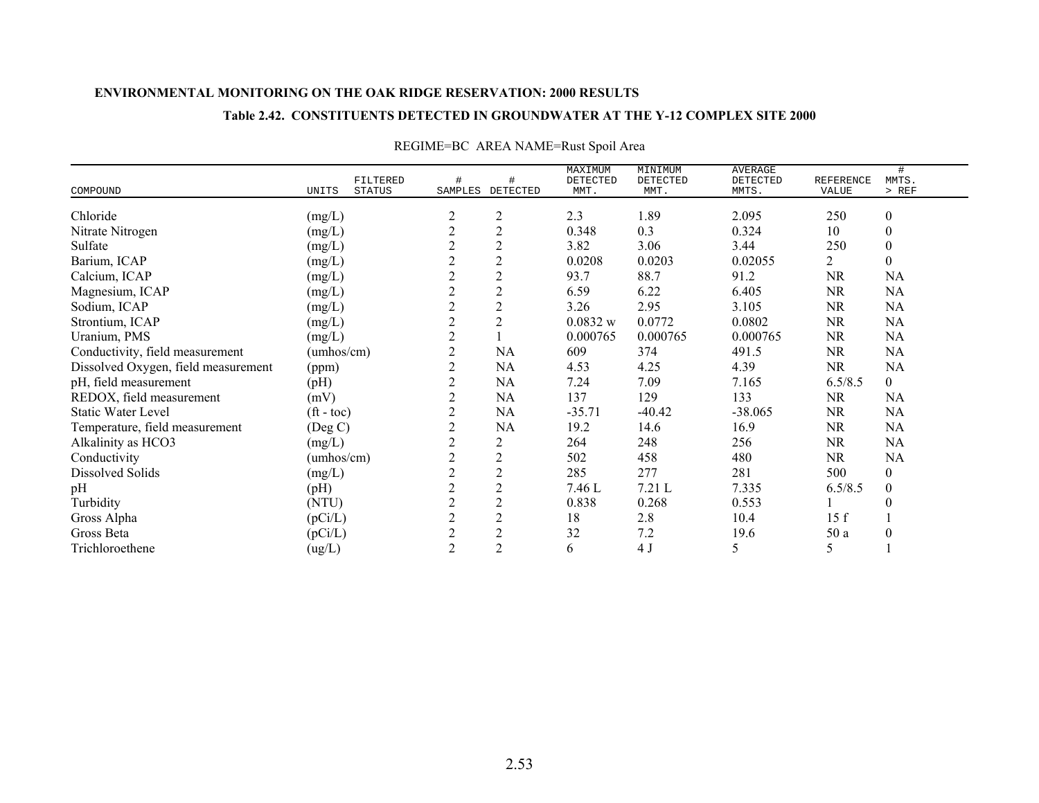**ENVIRONMENTAL MONITORING ON THE OAK RIDGE RESERVATION: 2000 RESULTS**

**Table 2.42. CONSTITUENTS DETECTED IN GROUNDWATER AT THE Y-12 COMPLEX SITE 2000**

REGIME=BC AREA NAME=Rust Spoil Area

| COMPOUND | UNITS | FILTERED STATUS | # SAMPLES | # DETECTED | MAXIMUM DETECTED MMT. | MINIMUM DETECTED MMT. | AVERAGE DETECTED MMTS. | REFERENCE VALUE | # MMTS. > REF |
|---|---|---|---|---|---|---|---|---|---|
| Chloride | (mg/L) | | 2 | 2 | 2.3 | 1.89 | 2.095 | 250 | 0 |
| Nitrate Nitrogen | (mg/L) | | 2 | 2 | 0.348 | 0.3 | 0.324 | 10 | 0 |
| Sulfate | (mg/L) | | 2 | 2 | 3.82 | 3.06 | 3.44 | 250 | 0 |
| Barium, ICAP | (mg/L) | | 2 | 2 | 0.0208 | 0.0203 | 0.02055 | 2 | 0 |
| Calcium, ICAP | (mg/L) | | 2 | 2 | 93.7 | 88.7 | 91.2 | NR | NA |
| Magnesium, ICAP | (mg/L) | | 2 | 2 | 6.59 | 6.22 | 6.405 | NR | NA |
| Sodium, ICAP | (mg/L) | | 2 | 2 | 3.26 | 2.95 | 3.105 | NR | NA |
| Strontium, ICAP | (mg/L) | | 2 | 2 | 0.0832 w | 0.0772 | 0.0802 | NR | NA |
| Uranium, PMS | (mg/L) | | 2 | 1 | 0.000765 | 0.000765 | 0.000765 | NR | NA |
| Conductivity, field measurement | (umhos/cm) | | 2 | NA | 609 | 374 | 491.5 | NR | NA |
| Dissolved Oxygen, field measurement | (ppm) | | 2 | NA | 4.53 | 4.25 | 4.39 | NR | NA |
| pH, field measurement | (pH) | | 2 | NA | 7.24 | 7.09 | 7.165 | 6.5/8.5 | 0 |
| REDOX, field measurement | (mV) | | 2 | NA | 137 | 129 | 133 | NR | NA |
| Static Water Level | (ft - toc) | | 2 | NA | -35.71 | -40.42 | -38.065 | NR | NA |
| Temperature, field measurement | (Deg C) | | 2 | NA | 19.2 | 14.6 | 16.9 | NR | NA |
| Alkalinity as HCO3 | (mg/L) | | 2 | 2 | 264 | 248 | 256 | NR | NA |
| Conductivity | (umhos/cm) | | 2 | 2 | 502 | 458 | 480 | NR | NA |
| Dissolved Solids | (mg/L) | | 2 | 2 | 285 | 277 | 281 | 500 | 0 |
| pH | (pH) | | 2 | 2 | 7.46 L | 7.21 L | 7.335 | 6.5/8.5 | 0 |
| Turbidity | (NTU) | | 2 | 2 | 0.838 | 0.268 | 0.553 | 1 | 0 |
| Gross Alpha | (pCi/L) | | 2 | 2 | 18 | 2.8 | 10.4 | 15 f | 1 |
| Gross Beta | (pCi/L) | | 2 | 2 | 32 | 7.2 | 19.6 | 50 a | 0 |
| Trichloroethene | (ug/L) | | 2 | 2 | 6 | 4 J | 5 | 5 | 1 |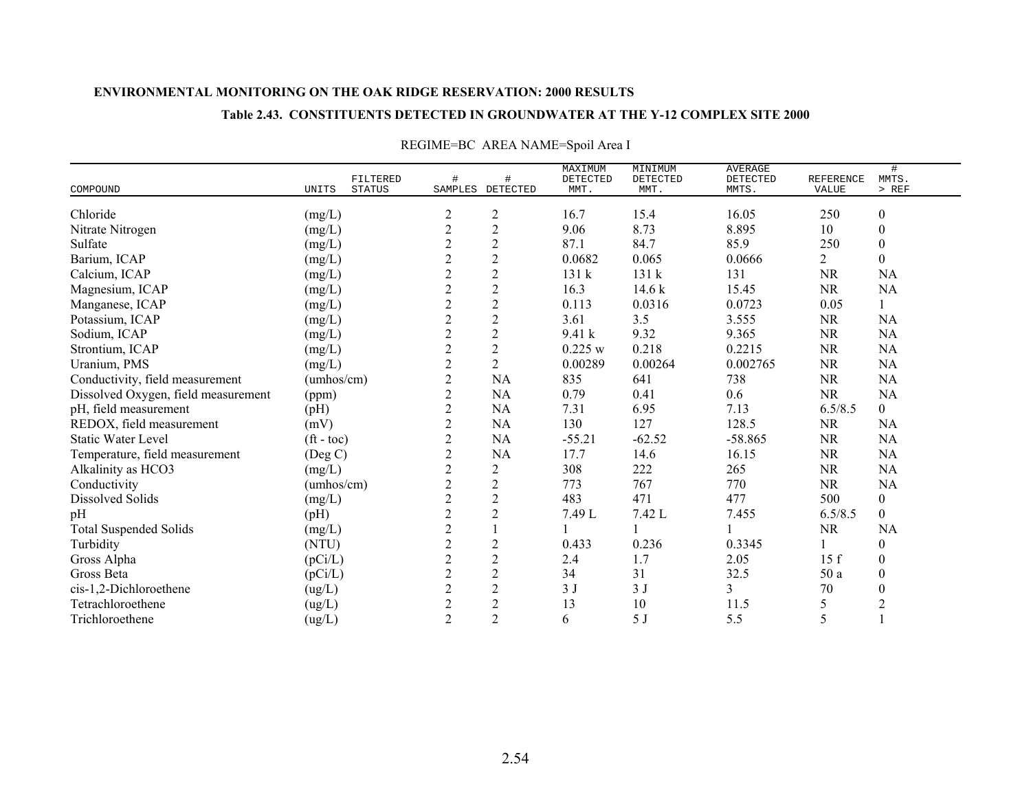**ENVIRONMENTAL MONITORING ON THE OAK RIDGE RESERVATION: 2000 RESULTS**

**Table 2.43. CONSTITUENTS DETECTED IN GROUNDWATER AT THE Y-12 COMPLEX SITE 2000**

REGIME=BC AREA NAME=Spoil Area I

| COMPOUND | UNITS | FILTERED STATUS | # SAMPLES | # DETECTED | MAXIMUM DETECTED MMT. | MINIMUM DETECTED MMT. | AVERAGE DETECTED MMTS. | REFERENCE VALUE | # MMTS. > REF |
|---|---|---|---|---|---|---|---|---|---|
| Chloride | (mg/L) | | 2 | 2 | 16.7 | 15.4 | 16.05 | 250 | 0 |
| Nitrate Nitrogen | (mg/L) | | 2 | 2 | 9.06 | 8.73 | 8.895 | 10 | 0 |
| Sulfate | (mg/L) | | 2 | 2 | 87.1 | 84.7 | 85.9 | 250 | 0 |
| Barium, ICAP | (mg/L) | | 2 | 2 | 0.0682 | 0.065 | 0.0666 | 2 | 0 |
| Calcium, ICAP | (mg/L) | | 2 | 2 | 131 k | 131 k | 131 | NR | NA |
| Magnesium, ICAP | (mg/L) | | 2 | 2 | 16.3 | 14.6 k | 15.45 | NR | NA |
| Manganese, ICAP | (mg/L) | | 2 | 2 | 0.113 | 0.0316 | 0.0723 | 0.05 | 1 |
| Potassium, ICAP | (mg/L) | | 2 | 2 | 3.61 | 3.5 | 3.555 | NR | NA |
| Sodium, ICAP | (mg/L) | | 2 | 2 | 9.41 k | 9.32 | 9.365 | NR | NA |
| Strontium, ICAP | (mg/L) | | 2 | 2 | 0.225 w | 0.218 | 0.2215 | NR | NA |
| Uranium, PMS | (mg/L) | | 2 | 2 | 0.00289 | 0.00264 | 0.002765 | NR | NA |
| Conductivity, field measurement | (umhos/cm) | | 2 | NA | 835 | 641 | 738 | NR | NA |
| Dissolved Oxygen, field measurement | (ppm) | | 2 | NA | 0.79 | 0.41 | 0.6 | NR | NA |
| pH, field measurement | (pH) | | 2 | NA | 7.31 | 6.95 | 7.13 | 6.5/8.5 | 0 |
| REDOX, field measurement | (mV) | | 2 | NA | 130 | 127 | 128.5 | NR | NA |
| Static Water Level | (ft - toc) | | 2 | NA | -55.21 | -62.52 | -58.865 | NR | NA |
| Temperature, field measurement | (Deg C) | | 2 | NA | 17.7 | 14.6 | 16.15 | NR | NA |
| Alkalinity as HCO3 | (mg/L) | | 2 | 2 | 308 | 222 | 265 | NR | NA |
| Conductivity | (umhos/cm) | | 2 | 2 | 773 | 767 | 770 | NR | NA |
| Dissolved Solids | (mg/L) | | 2 | 2 | 483 | 471 | 477 | 500 | 0 |
| pH | (pH) | | 2 | 2 | 7.49 L | 7.42 L | 7.455 | 6.5/8.5 | 0 |
| Total Suspended Solids | (mg/L) | | 2 | 1 | 1 | 1 | 1 | NR | NA |
| Turbidity | (NTU) | | 2 | 2 | 0.433 | 0.236 | 0.3345 | 1 | 0 |
| Gross Alpha | (pCi/L) | | 2 | 2 | 2.4 | 1.7 | 2.05 | 15 f | 0 |
| Gross Beta | (pCi/L) | | 2 | 2 | 34 | 31 | 32.5 | 50 a | 0 |
| cis-1,2-Dichloroethene | (ug/L) | | 2 | 2 | 3 J | 3 J | 3 | 70 | 0 |
| Tetrachloroethene | (ug/L) | | 2 | 2 | 13 | 10 | 11.5 | 5 | 2 |
| Trichloroethene | (ug/L) | | 2 | 2 | 6 | 5 J | 5.5 | 5 | 1 |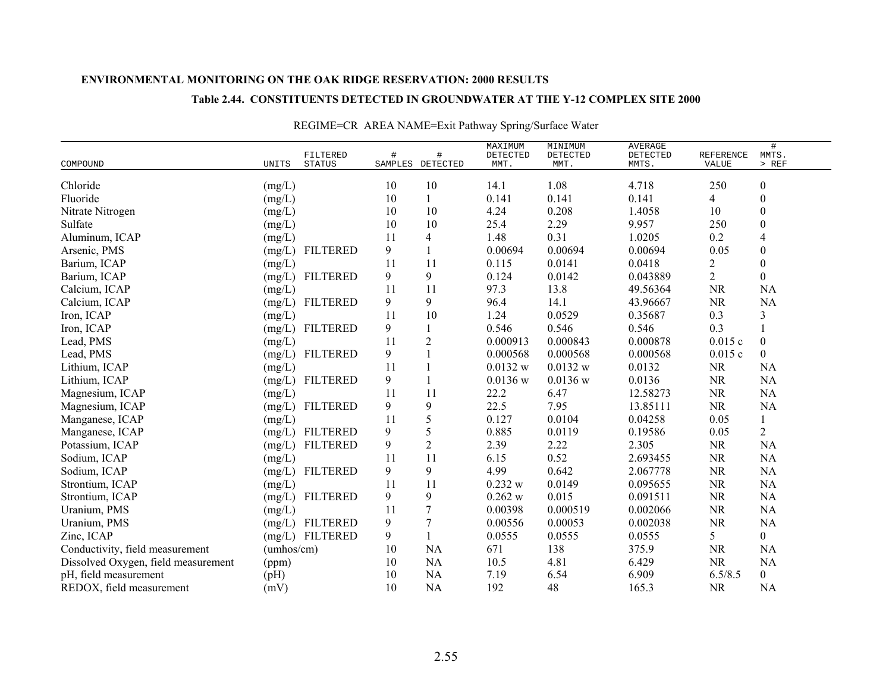**ENVIRONMENTAL MONITORING ON THE OAK RIDGE RESERVATION: 2000 RESULTS**

**Table 2.44. CONSTITUENTS DETECTED IN GROUNDWATER AT THE Y-12 COMPLEX SITE 2000**

REGIME=CR AREA NAME=Exit Pathway Spring/Surface Water

| COMPOUND | UNITS | FILTERED STATUS | # SAMPLES | # DETECTED | MAXIMUM DETECTED MMT. | MINIMUM DETECTED MMT. | AVERAGE DETECTED MMTS. | REFERENCE VALUE | # MMTS. > REF |
|---|---|---|---|---|---|---|---|---|---|
| Chloride | (mg/L) | | 10 | 10 | 14.1 | 1.08 | 4.718 | 250 | 0 |
| Fluoride | (mg/L) | | 10 | 1 | 0.141 | 0.141 | 0.141 | 4 | 0 |
| Nitrate Nitrogen | (mg/L) | | 10 | 10 | 4.24 | 0.208 | 1.4058 | 10 | 0 |
| Sulfate | (mg/L) | | 10 | 10 | 25.4 | 2.29 | 9.957 | 250 | 0 |
| Aluminum, ICAP | (mg/L) | | 11 | 4 | 1.48 | 0.31 | 1.0205 | 0.2 | 4 |
| Arsenic, PMS | (mg/L) | FILTERED | 9 | 1 | 0.00694 | 0.00694 | 0.00694 | 0.05 | 0 |
| Barium, ICAP | (mg/L) | | 11 | 11 | 0.115 | 0.0141 | 0.0418 | 2 | 0 |
| Barium, ICAP | (mg/L) | FILTERED | 9 | 9 | 0.124 | 0.0142 | 0.043889 | 2 | 0 |
| Calcium, ICAP | (mg/L) | | 11 | 11 | 97.3 | 13.8 | 49.56364 | NR | NA |
| Calcium, ICAP | (mg/L) | FILTERED | 9 | 9 | 96.4 | 14.1 | 43.96667 | NR | NA |
| Iron, ICAP | (mg/L) | | 11 | 10 | 1.24 | 0.0529 | 0.35687 | 0.3 | 3 |
| Iron, ICAP | (mg/L) | FILTERED | 9 | 1 | 0.546 | 0.546 | 0.546 | 0.3 | 1 |
| Lead, PMS | (mg/L) | | 11 | 2 | 0.000913 | 0.000843 | 0.000878 | 0.015 c | 0 |
| Lead, PMS | (mg/L) | FILTERED | 9 | 1 | 0.000568 | 0.000568 | 0.000568 | 0.015 c | 0 |
| Lithium, ICAP | (mg/L) | | 11 | 1 | 0.0132 w | 0.0132 w | 0.0132 | NR | NA |
| Lithium, ICAP | (mg/L) | FILTERED | 9 | 1 | 0.0136 w | 0.0136 w | 0.0136 | NR | NA |
| Magnesium, ICAP | (mg/L) | | 11 | 11 | 22.2 | 6.47 | 12.58273 | NR | NA |
| Magnesium, ICAP | (mg/L) | FILTERED | 9 | 9 | 22.5 | 7.95 | 13.85111 | NR | NA |
| Manganese, ICAP | (mg/L) | | 11 | 5 | 0.127 | 0.0104 | 0.04258 | 0.05 | 1 |
| Manganese, ICAP | (mg/L) | FILTERED | 9 | 5 | 0.885 | 0.0119 | 0.19586 | 0.05 | 2 |
| Potassium, ICAP | (mg/L) | FILTERED | 9 | 2 | 2.39 | 2.22 | 2.305 | NR | NA |
| Sodium, ICAP | (mg/L) | | 11 | 11 | 6.15 | 0.52 | 2.693455 | NR | NA |
| Sodium, ICAP | (mg/L) | FILTERED | 9 | 9 | 4.99 | 0.642 | 2.067778 | NR | NA |
| Strontium, ICAP | (mg/L) | | 11 | 11 | 0.232 w | 0.0149 | 0.095655 | NR | NA |
| Strontium, ICAP | (mg/L) | FILTERED | 9 | 9 | 0.262 w | 0.015 | 0.091511 | NR | NA |
| Uranium, PMS | (mg/L) | | 11 | 7 | 0.00398 | 0.000519 | 0.002066 | NR | NA |
| Uranium, PMS | (mg/L) | FILTERED | 9 | 7 | 0.00556 | 0.00053 | 0.002038 | NR | NA |
| Zinc, ICAP | (mg/L) | FILTERED | 9 | 1 | 0.0555 | 0.0555 | 0.0555 | 5 | 0 |
| Conductivity, field measurement | (umhos/cm) | | 10 | NA | 671 | 138 | 375.9 | NR | NA |
| Dissolved Oxygen, field measurement | (ppm) | | 10 | NA | 10.5 | 4.81 | 6.429 | NR | NA |
| pH, field measurement | (pH) | | 10 | NA | 7.19 | 6.54 | 6.909 | 6.5/8.5 | 0 |
| REDOX, field measurement | (mV) | | 10 | NA | 192 | 48 | 165.3 | NR | NA |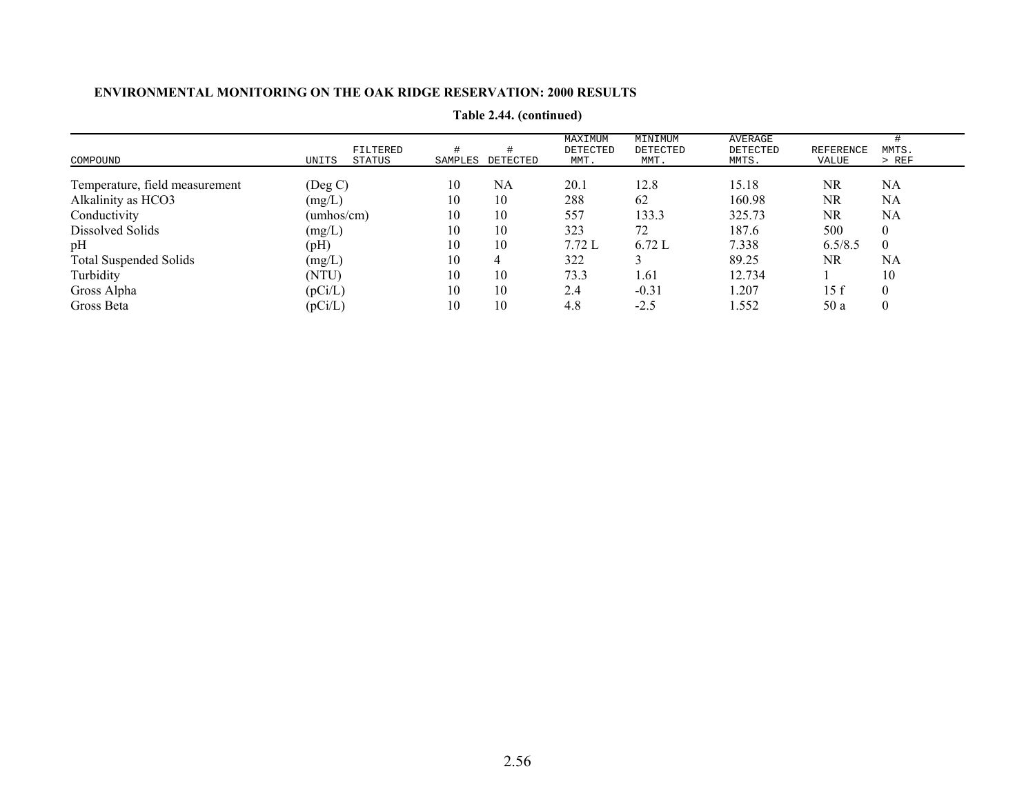**ENVIRONMENTAL MONITORING ON THE OAK RIDGE RESERVATION: 2000 RESULTS**

**Table 2.44. (continued)**

| COMPOUND | UNITS | FILTERED STATUS | # SAMPLES | # DETECTED | MAXIMUM DETECTED MMT. | MINIMUM DETECTED MMT. | AVERAGE DETECTED MMTS. | REFERENCE VALUE | # MMTS. > REF |
|---|---|---|---|---|---|---|---|---|---|
| Temperature, field measurement | (Deg C) | | 10 | NA | 20.1 | 12.8 | 15.18 | NR | NA |
| Alkalinity as HCO3 | (mg/L) | | 10 | 10 | 288 | 62 | 160.98 | NR | NA |
| Conductivity | (umhos/cm) | | 10 | 10 | 557 | 133.3 | 325.73 | NR | NA |
| Dissolved Solids | (mg/L) | | 10 | 10 | 323 | 72 | 187.6 | 500 | 0 |
| pH | (pH) | | 10 | 10 | 7.72 L | 6.72 L | 7.338 | 6.5/8.5 | 0 |
| Total Suspended Solids | (mg/L) | | 10 | 4 | 322 | 3 | 89.25 | NR | NA |
| Turbidity | (NTU) | | 10 | 10 | 73.3 | 1.61 | 12.734 | 1 | 10 |
| Gross Alpha | (pCi/L) | | 10 | 10 | 2.4 | -0.31 | 1.207 | 15 f | 0 |
| Gross Beta | (pCi/L) | | 10 | 10 | 4.8 | -2.5 | 1.552 | 50 a | 0 |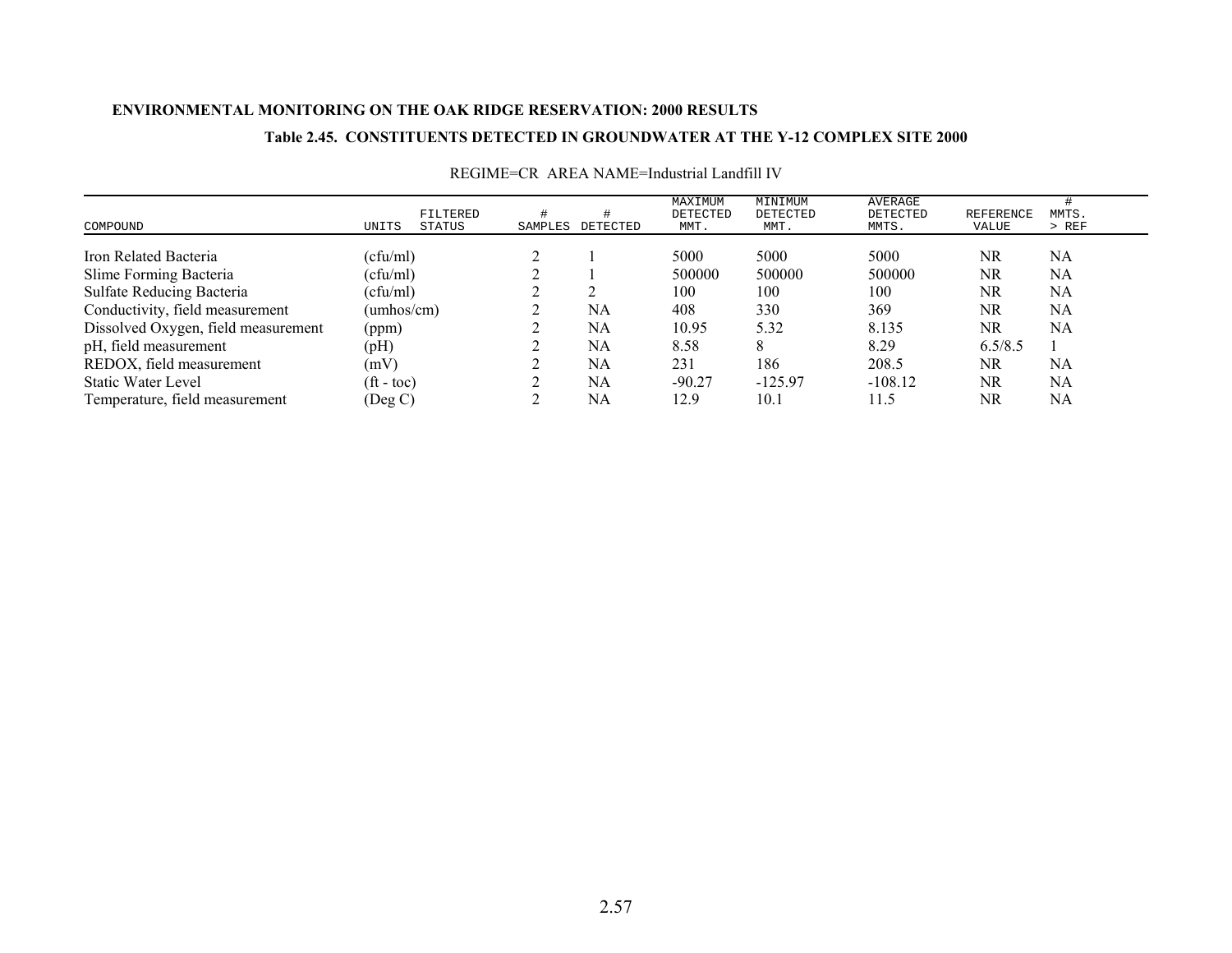**ENVIRONMENTAL MONITORING ON THE OAK RIDGE RESERVATION: 2000 RESULTS**

**Table 2.45. CONSTITUENTS DETECTED IN GROUNDWATER AT THE Y-12 COMPLEX SITE 2000**

REGIME=CR AREA NAME=Industrial Landfill IV

| COMPOUND | UNITS | FILTERED STATUS | # SAMPLES | # DETECTED | MAXIMUM DETECTED MMT. | MINIMUM DETECTED MMT. | AVERAGE DETECTED MMTS. | REFERENCE VALUE | # MMTS. > REF |
|---|---|---|---|---|---|---|---|---|---|
| Iron Related Bacteria | (cfu/ml) | | 2 | 1 | 5000 | 5000 | 5000 | NR | NA |
| Slime Forming Bacteria | (cfu/ml) | | 2 | 1 | 500000 | 500000 | 500000 | NR | NA |
| Sulfate Reducing Bacteria | (cfu/ml) | | 2 | 2 | 100 | 100 | 100 | NR | NA |
| Conductivity, field measurement | (umhos/cm) | | 2 | NA | 408 | 330 | 369 | NR | NA |
| Dissolved Oxygen, field measurement | (ppm) | | 2 | NA | 10.95 | 5.32 | 8.135 | NR | NA |
| pH, field measurement | (pH) | | 2 | NA | 8.58 | 8 | 8.29 | 6.5/8.5 | 1 |
| REDOX, field measurement | (mV) | | 2 | NA | 231 | 186 | 208.5 | NR | NA |
| Static Water Level | (ft - toc) | | 2 | NA | -90.27 | -125.97 | -108.12 | NR | NA |
| Temperature, field measurement | (Deg C) | | 2 | NA | 12.9 | 10.1 | 11.5 | NR | NA |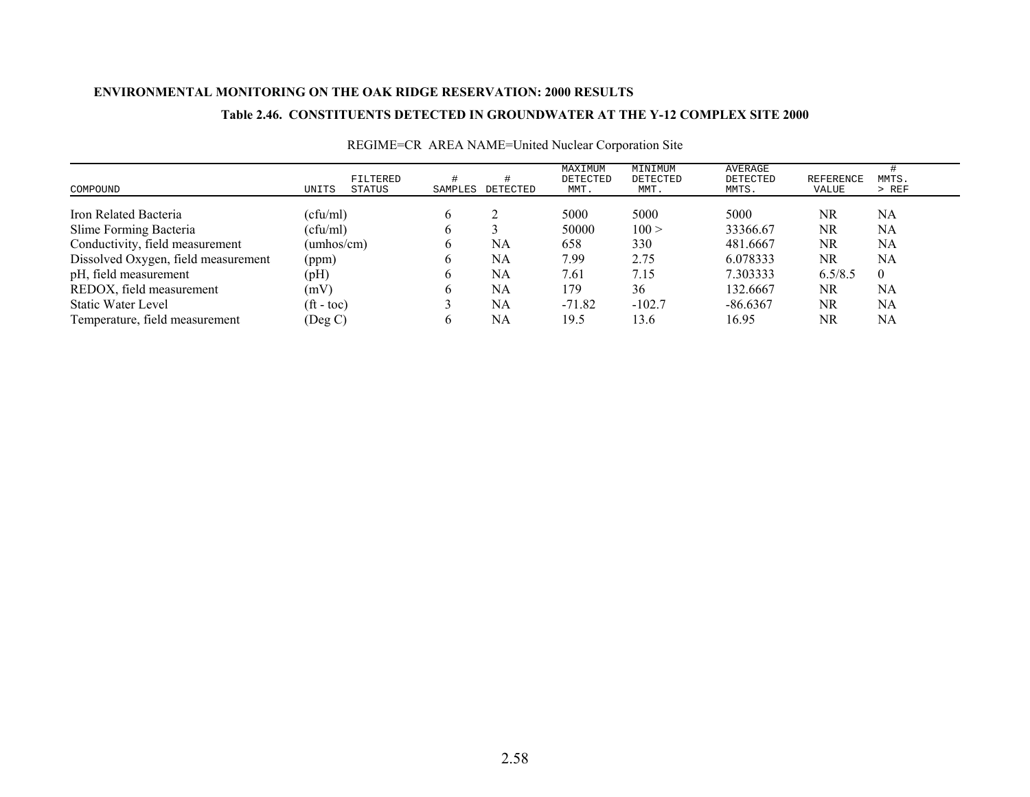**ENVIRONMENTAL MONITORING ON THE OAK RIDGE RESERVATION: 2000 RESULTS**

**Table 2.46. CONSTITUENTS DETECTED IN GROUNDWATER AT THE Y-12 COMPLEX SITE 2000**

REGIME=CR AREA NAME=United Nuclear Corporation Site

| COMPOUND | UNITS | FILTERED STATUS | # SAMPLES | # DETECTED | MAXIMUM DETECTED MMT. | MINIMUM DETECTED MMT. | AVERAGE DETECTED MMTS. | REFERENCE VALUE | # MMTS. > REF |
|---|---|---|---|---|---|---|---|---|---|
| Iron Related Bacteria | (cfu/ml) | | 6 | 2 | 5000 | 5000 | 5000 | NR | NA |
| Slime Forming Bacteria | (cfu/ml) | | 6 | 3 | 50000 | 100 > | 33366.67 | NR | NA |
| Conductivity, field measurement | (umhos/cm) | | 6 | NA | 658 | 330 | 481.6667 | NR | NA |
| Dissolved Oxygen, field measurement | (ppm) | | 6 | NA | 7.99 | 2.75 | 6.078333 | NR | NA |
| pH, field measurement | (pH) | | 6 | NA | 7.61 | 7.15 | 7.303333 | 6.5/8.5 | 0 |
| REDOX, field measurement | (mV) | | 6 | NA | 179 | 36 | 132.6667 | NR | NA |
| Static Water Level | (ft - toc) | | 3 | NA | -71.82 | -102.7 | -86.6367 | NR | NA |
| Temperature, field measurement | (Deg C) | | 6 | NA | 19.5 | 13.6 | 16.95 | NR | NA |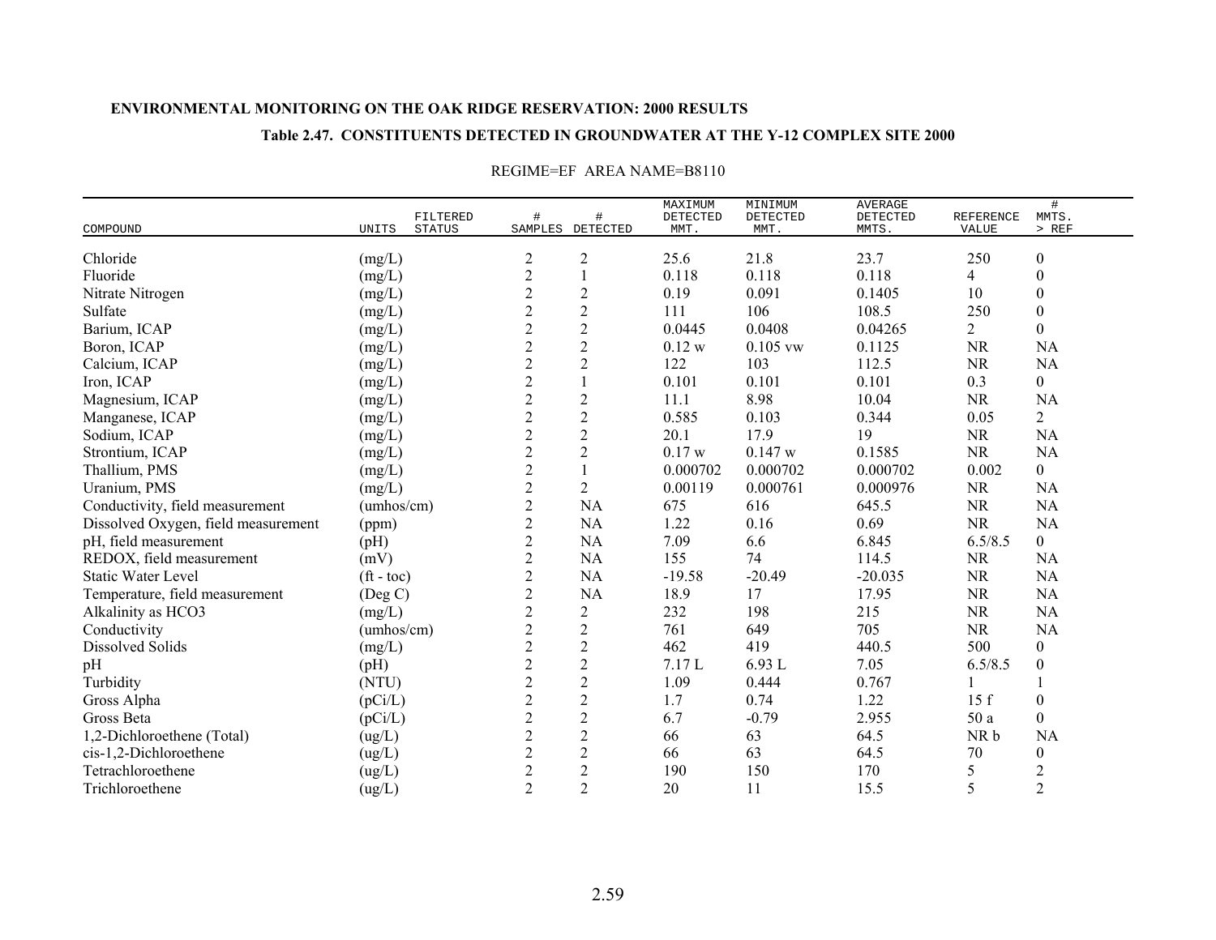**ENVIRONMENTAL MONITORING ON THE OAK RIDGE RESERVATION: 2000 RESULTS**

**Table 2.47. CONSTITUENTS DETECTED IN GROUNDWATER AT THE Y-12 COMPLEX SITE 2000**

REGIME=EF AREA NAME=B8110

| COMPOUND | UNITS | FILTERED STATUS | # SAMPLES | # DETECTED | MAXIMUM DETECTED MMT. | MINIMUM DETECTED MMT. | AVERAGE DETECTED MMTS. | REFERENCE VALUE | # MMTS. > REF |
|---|---|---|---|---|---|---|---|---|---|
| Chloride | (mg/L) | | 2 | 2 | 25.6 | 21.8 | 23.7 | 250 | 0 |
| Fluoride | (mg/L) | | 2 | 1 | 0.118 | 0.118 | 0.118 | 4 | 0 |
| Nitrate Nitrogen | (mg/L) | | 2 | 2 | 0.19 | 0.091 | 0.1405 | 10 | 0 |
| Sulfate | (mg/L) | | 2 | 2 | 111 | 106 | 108.5 | 250 | 0 |
| Barium, ICAP | (mg/L) | | 2 | 2 | 0.0445 | 0.0408 | 0.04265 | 2 | 0 |
| Boron, ICAP | (mg/L) | | 2 | 2 | 0.12 w | 0.105 vw | 0.1125 | NR | NA |
| Calcium, ICAP | (mg/L) | | 2 | 2 | 122 | 103 | 112.5 | NR | NA |
| Iron, ICAP | (mg/L) | | 2 | 1 | 0.101 | 0.101 | 0.101 | 0.3 | 0 |
| Magnesium, ICAP | (mg/L) | | 2 | 2 | 11.1 | 8.98 | 10.04 | NR | NA |
| Manganese, ICAP | (mg/L) | | 2 | 2 | 0.585 | 0.103 | 0.344 | 0.05 | 2 |
| Sodium, ICAP | (mg/L) | | 2 | 2 | 20.1 | 17.9 | 19 | NR | NA |
| Strontium, ICAP | (mg/L) | | 2 | 2 | 0.17 w | 0.147 w | 0.1585 | NR | NA |
| Thallium, PMS | (mg/L) | | 2 | 1 | 0.000702 | 0.000702 | 0.000702 | 0.002 | 0 |
| Uranium, PMS | (mg/L) | | 2 | 2 | 0.00119 | 0.000761 | 0.000976 | NR | NA |
| Conductivity, field measurement | (umhos/cm) | | 2 | NA | 675 | 616 | 645.5 | NR | NA |
| Dissolved Oxygen, field measurement | (ppm) | | 2 | NA | 1.22 | 0.16 | 0.69 | NR | NA |
| pH, field measurement | (pH) | | 2 | NA | 7.09 | 6.6 | 6.845 | 6.5/8.5 | 0 |
| REDOX, field measurement | (mV) | | 2 | NA | 155 | 74 | 114.5 | NR | NA |
| Static Water Level | (ft - toc) | | 2 | NA | -19.58 | -20.49 | -20.035 | NR | NA |
| Temperature, field measurement | (Deg C) | | 2 | NA | 18.9 | 17 | 17.95 | NR | NA |
| Alkalinity as HCO3 | (mg/L) | | 2 | 2 | 232 | 198 | 215 | NR | NA |
| Conductivity | (umhos/cm) | | 2 | 2 | 761 | 649 | 705 | NR | NA |
| Dissolved Solids | (mg/L) | | 2 | 2 | 462 | 419 | 440.5 | 500 | 0 |
| pH | (pH) | | 2 | 2 | 7.17 L | 6.93 L | 7.05 | 6.5/8.5 | 0 |
| Turbidity | (NTU) | | 2 | 2 | 1.09 | 0.444 | 0.767 | 1 | 1 |
| Gross Alpha | (pCi/L) | | 2 | 2 | 1.7 | 0.74 | 1.22 | 15 f | 0 |
| Gross Beta | (pCi/L) | | 2 | 2 | 6.7 | -0.79 | 2.955 | 50 a | 0 |
| 1,2-Dichloroethene (Total) | (ug/L) | | 2 | 2 | 66 | 63 | 64.5 | NR b | NA |
| cis-1,2-Dichloroethene | (ug/L) | | 2 | 2 | 66 | 63 | 64.5 | 70 | 0 |
| Tetrachloroethene | (ug/L) | | 2 | 2 | 190 | 150 | 170 | 5 | 2 |
| Trichloroethene | (ug/L) | | 2 | 2 | 20 | 11 | 15.5 | 5 | 2 |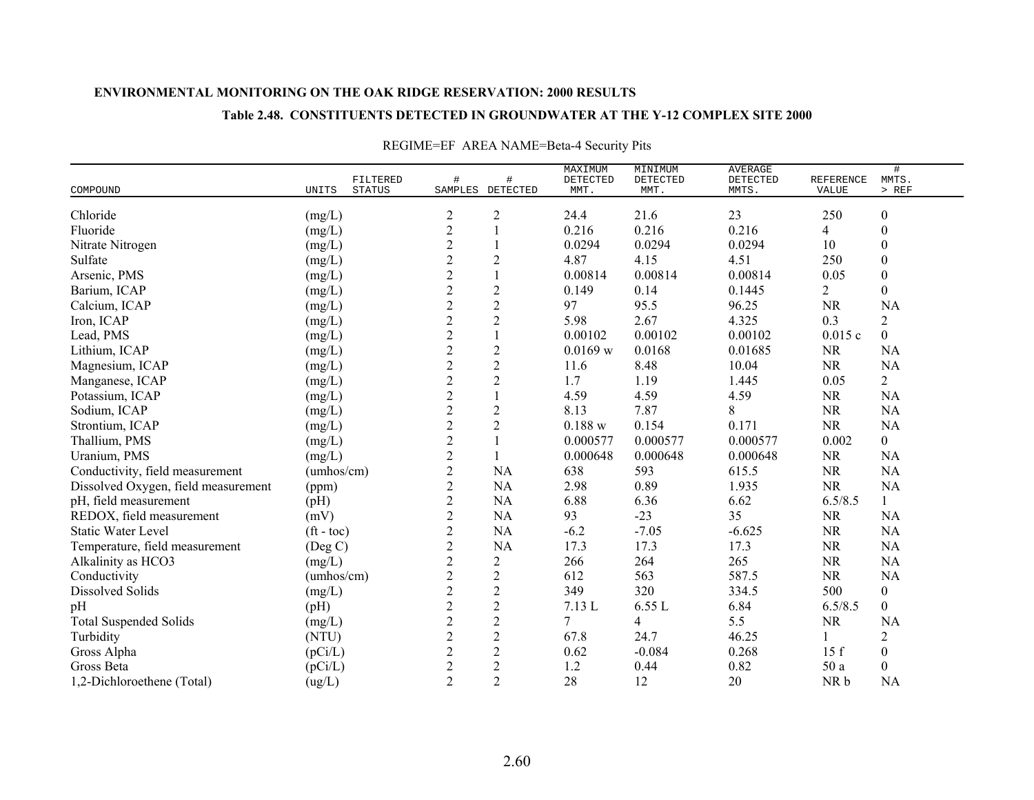ENVIRONMENTAL MONITORING ON THE OAK RIDGE RESERVATION: 2000 RESULTS

**Table 2.48. CONSTITUENTS DETECTED IN GROUNDWATER AT THE Y-12 COMPLEX SITE 2000**

REGIME=EF AREA NAME=Beta-4 Security Pits

| COMPOUND | UNITS | FILTERED STATUS | # SAMPLES | # DETECTED | MAXIMUM DETECTED MMT. | MINIMUM DETECTED MMT. | AVERAGE DETECTED MMTS. | REFERENCE VALUE | # MMTS. > REF |
|---|---|---|---|---|---|---|---|---|---|
| Chloride | (mg/L) | | 2 | 2 | 24.4 | 21.6 | 23 | 250 | 0 |
| Fluoride | (mg/L) | | 2 | 1 | 0.216 | 0.216 | 0.216 | 4 | 0 |
| Nitrate Nitrogen | (mg/L) | | 2 | 1 | 0.0294 | 0.0294 | 0.0294 | 10 | 0 |
| Sulfate | (mg/L) | | 2 | 2 | 4.87 | 4.15 | 4.51 | 250 | 0 |
| Arsenic, PMS | (mg/L) | | 2 | 1 | 0.00814 | 0.00814 | 0.00814 | 0.05 | 0 |
| Barium, ICAP | (mg/L) | | 2 | 2 | 0.149 | 0.14 | 0.1445 | 2 | 0 |
| Calcium, ICAP | (mg/L) | | 2 | 2 | 97 | 95.5 | 96.25 | NR | NA |
| Iron, ICAP | (mg/L) | | 2 | 2 | 5.98 | 2.67 | 4.325 | 0.3 | 2 |
| Lead, PMS | (mg/L) | | 2 | 1 | 0.00102 | 0.00102 | 0.00102 | 0.015 c | 0 |
| Lithium, ICAP | (mg/L) | | 2 | 2 | 0.0169 w | 0.0168 | 0.01685 | NR | NA |
| Magnesium, ICAP | (mg/L) | | 2 | 2 | 11.6 | 8.48 | 10.04 | NR | NA |
| Manganese, ICAP | (mg/L) | | 2 | 2 | 1.7 | 1.19 | 1.445 | 0.05 | 2 |
| Potassium, ICAP | (mg/L) | | 2 | 1 | 4.59 | 4.59 | 4.59 | NR | NA |
| Sodium, ICAP | (mg/L) | | 2 | 2 | 8.13 | 7.87 | 8 | NR | NA |
| Strontium, ICAP | (mg/L) | | 2 | 2 | 0.188 w | 0.154 | 0.171 | NR | NA |
| Thallium, PMS | (mg/L) | | 2 | 1 | 0.000577 | 0.000577 | 0.000577 | 0.002 | 0 |
| Uranium, PMS | (mg/L) | | 2 | 1 | 0.000648 | 0.000648 | 0.000648 | NR | NA |
| Conductivity, field measurement | (umhos/cm) | | 2 | NA | 638 | 593 | 615.5 | NR | NA |
| Dissolved Oxygen, field measurement | (ppm) | | 2 | NA | 2.98 | 0.89 | 1.935 | NR | NA |
| pH, field measurement | (pH) | | 2 | NA | 6.88 | 6.36 | 6.62 | 6.5/8.5 | 1 |
| REDOX, field measurement | (mV) | | 2 | NA | 93 | -23 | 35 | NR | NA |
| Static Water Level | (ft - toc) | | 2 | NA | -6.2 | -7.05 | -6.625 | NR | NA |
| Temperature, field measurement | (Deg C) | | 2 | NA | 17.3 | 17.3 | 17.3 | NR | NA |
| Alkalinity as HCO3 | (mg/L) | | 2 | 2 | 266 | 264 | 265 | NR | NA |
| Conductivity | (umhos/cm) | | 2 | 2 | 612 | 563 | 587.5 | NR | NA |
| Dissolved Solids | (mg/L) | | 2 | 2 | 349 | 320 | 334.5 | 500 | 0 |
| pH | (pH) | | 2 | 2 | 7.13 L | 6.55 L | 6.84 | 6.5/8.5 | 0 |
| Total Suspended Solids | (mg/L) | | 2 | 2 | 7 | 4 | 5.5 | NR | NA |
| Turbidity | (NTU) | | 2 | 2 | 67.8 | 24.7 | 46.25 | 1 | 2 |
| Gross Alpha | (pCi/L) | | 2 | 2 | 0.62 | -0.084 | 0.268 | 15 f | 0 |
| Gross Beta | (pCi/L) | | 2 | 2 | 1.2 | 0.44 | 0.82 | 50 a | 0 |
| 1,2-Dichloroethene (Total) | (ug/L) | | 2 | 2 | 28 | 12 | 20 | NR b | NA |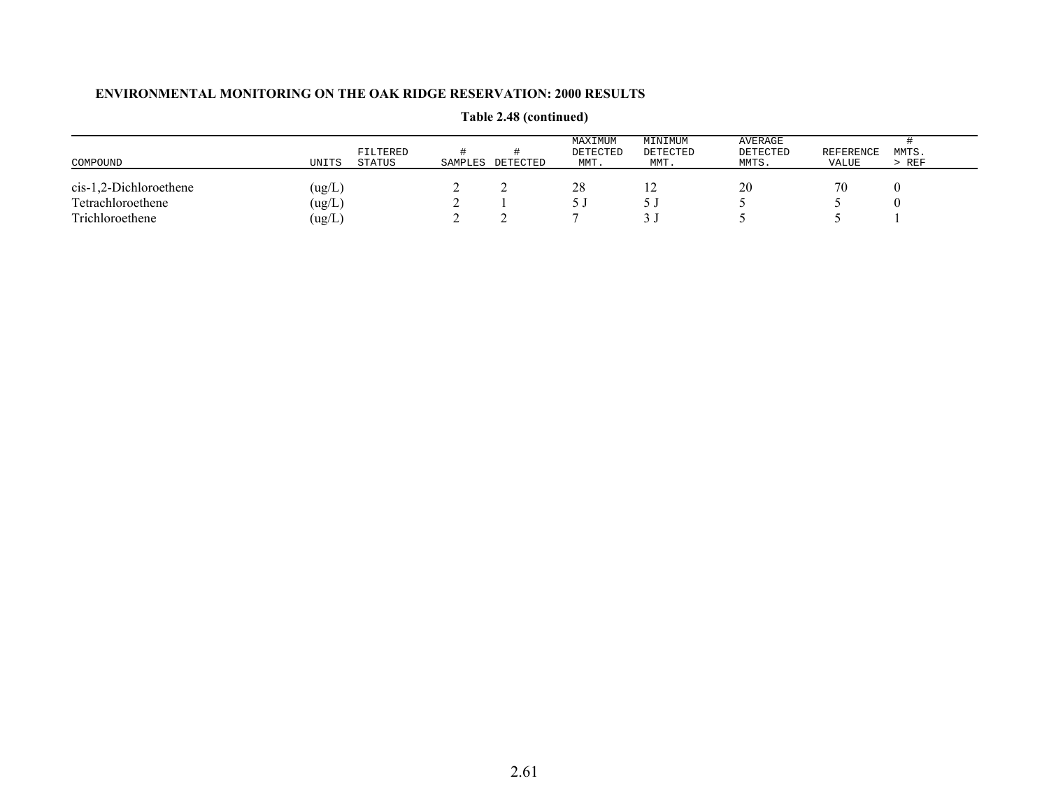**ENVIRONMENTAL MONITORING ON THE OAK RIDGE RESERVATION: 2000 RESULTS**

**Table 2.48 (continued)**

| COMPOUND | UNITS | FILTERED STATUS | # SAMPLES | # DETECTED | MAXIMUM DETECTED MMT. | MINIMUM DETECTED MMT. | AVERAGE DETECTED MMTS. | REFERENCE VALUE | # MMTS. > REF |
|---|---|---|---|---|---|---|---|---|---|
| cis-1,2-Dichloroethene | (ug/L) | | 2 | 2 | 28 | 12 | 20 | 70 | 0 |
| Tetrachloroethene | (ug/L) | | 2 | 1 | 5 J | 5 J | 5 | 5 | 0 |
| Trichloroethene | (ug/L) | | 2 | 2 | 7 | 3 J | 5 | 5 | 1 |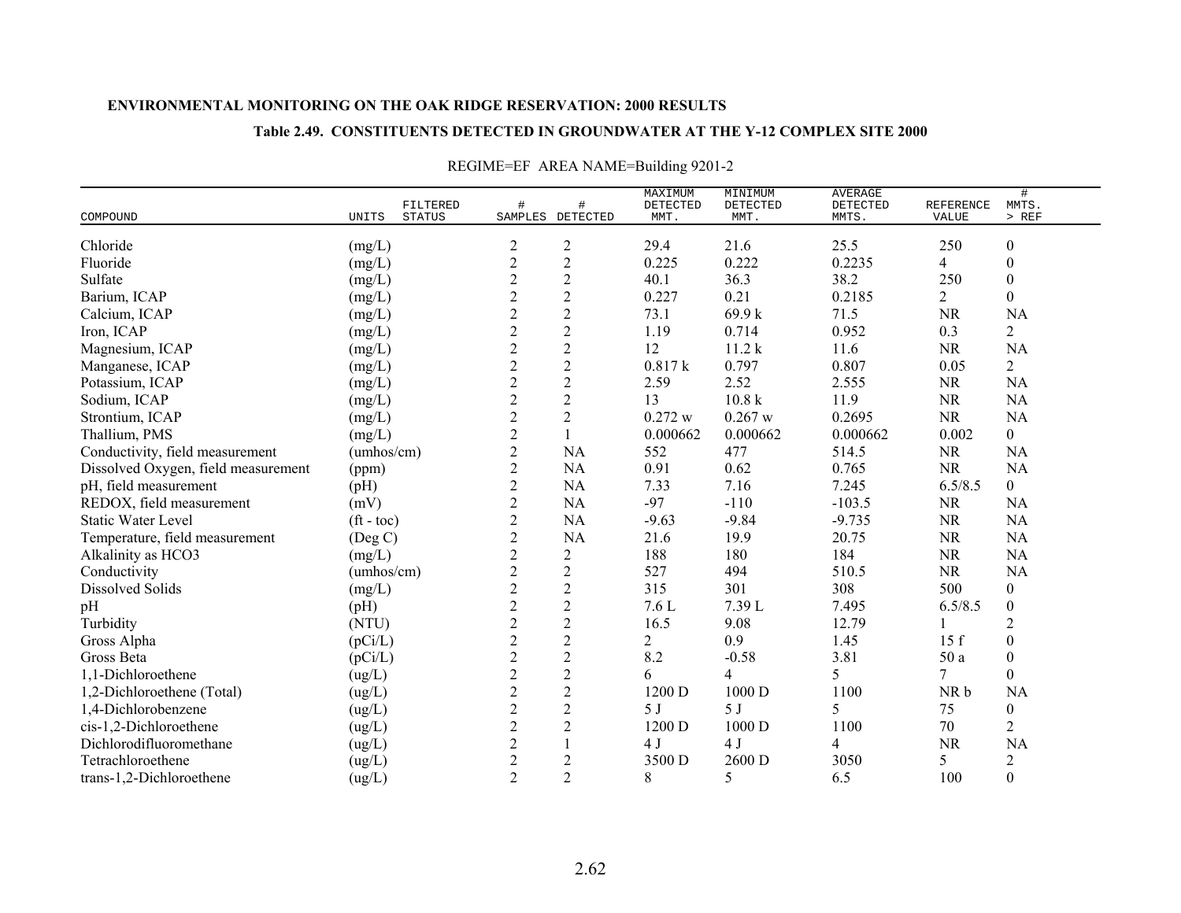**ENVIRONMENTAL MONITORING ON THE OAK RIDGE RESERVATION: 2000 RESULTS**

**Table 2.49. CONSTITUENTS DETECTED IN GROUNDWATER AT THE Y-12 COMPLEX SITE 2000**

REGIME=EF AREA NAME=Building 9201-2

| COMPOUND | UNITS | FILTERED STATUS | # SAMPLES | # DETECTED | MAXIMUM DETECTED MMT. | MINIMUM DETECTED MMT. | AVERAGE DETECTED MMTS. | REFERENCE VALUE | # MMTS. > REF |
|---|---|---|---|---|---|---|---|---|---|
| Chloride | (mg/L) | | 2 | 2 | 29.4 | 21.6 | 25.5 | 250 | 0 |
| Fluoride | (mg/L) | | 2 | 2 | 0.225 | 0.222 | 0.2235 | 4 | 0 |
| Sulfate | (mg/L) | | 2 | 2 | 40.1 | 36.3 | 38.2 | 250 | 0 |
| Barium, ICAP | (mg/L) | | 2 | 2 | 0.227 | 0.21 | 0.2185 | 2 | 0 |
| Calcium, ICAP | (mg/L) | | 2 | 2 | 73.1 | 69.9 k | 71.5 | NR | NA |
| Iron, ICAP | (mg/L) | | 2 | 2 | 1.19 | 0.714 | 0.952 | 0.3 | 2 |
| Magnesium, ICAP | (mg/L) | | 2 | 2 | 12 | 11.2 k | 11.6 | NR | NA |
| Manganese, ICAP | (mg/L) | | 2 | 2 | 0.817 k | 0.797 | 0.807 | 0.05 | 2 |
| Potassium, ICAP | (mg/L) | | 2 | 2 | 2.59 | 2.52 | 2.555 | NR | NA |
| Sodium, ICAP | (mg/L) | | 2 | 2 | 13 | 10.8 k | 11.9 | NR | NA |
| Strontium, ICAP | (mg/L) | | 2 | 2 | 0.272 w | 0.267 w | 0.2695 | NR | NA |
| Thallium, PMS | (mg/L) | | 2 | 1 | 0.000662 | 0.000662 | 0.000662 | 0.002 | 0 |
| Conductivity, field measurement | (umhos/cm) | | 2 | NA | 552 | 477 | 514.5 | NR | NA |
| Dissolved Oxygen, field measurement | (ppm) | | 2 | NA | 0.91 | 0.62 | 0.765 | NR | NA |
| pH, field measurement | (pH) | | 2 | NA | 7.33 | 7.16 | 7.245 | 6.5/8.5 | 0 |
| REDOX, field measurement | (mV) | | 2 | NA | -97 | -110 | -103.5 | NR | NA |
| Static Water Level | (ft - toc) | | 2 | NA | -9.63 | -9.84 | -9.735 | NR | NA |
| Temperature, field measurement | (Deg C) | | 2 | NA | 21.6 | 19.9 | 20.75 | NR | NA |
| Alkalinity as HCO3 | (mg/L) | | 2 | 2 | 188 | 180 | 184 | NR | NA |
| Conductivity | (umhos/cm) | | 2 | 2 | 527 | 494 | 510.5 | NR | NA |
| Dissolved Solids | (mg/L) | | 2 | 2 | 315 | 301 | 308 | 500 | 0 |
| pH | (pH) | | 2 | 2 | 7.6 L | 7.39 L | 7.495 | 6.5/8.5 | 0 |
| Turbidity | (NTU) | | 2 | 2 | 16.5 | 9.08 | 12.79 | 1 | 2 |
| Gross Alpha | (pCi/L) | | 2 | 2 | 2 | 0.9 | 1.45 | 15 f | 0 |
| Gross Beta | (pCi/L) | | 2 | 2 | 8.2 | -0.58 | 3.81 | 50 a | 0 |
| 1,1-Dichloroethene | (ug/L) | | 2 | 2 | 6 | 4 | 5 | 7 | 0 |
| 1,2-Dichloroethene (Total) | (ug/L) | | 2 | 2 | 1200 D | 1000 D | 1100 | NR b | NA |
| 1,4-Dichlorobenzene | (ug/L) | | 2 | 2 | 5 J | 5 J | 5 | 75 | 0 |
| cis-1,2-Dichloroethene | (ug/L) | | 2 | 2 | 1200 D | 1000 D | 1100 | 70 | 2 |
| Dichlorodifluoromethane | (ug/L) | | 2 | 1 | 4 J | 4 J | 4 | NR | NA |
| Tetrachloroethene | (ug/L) | | 2 | 2 | 3500 D | 2600 D | 3050 | 5 | 2 |
| trans-1,2-Dichloroethene | (ug/L) | | 2 | 2 | 8 | 5 | 6.5 | 100 | 0 |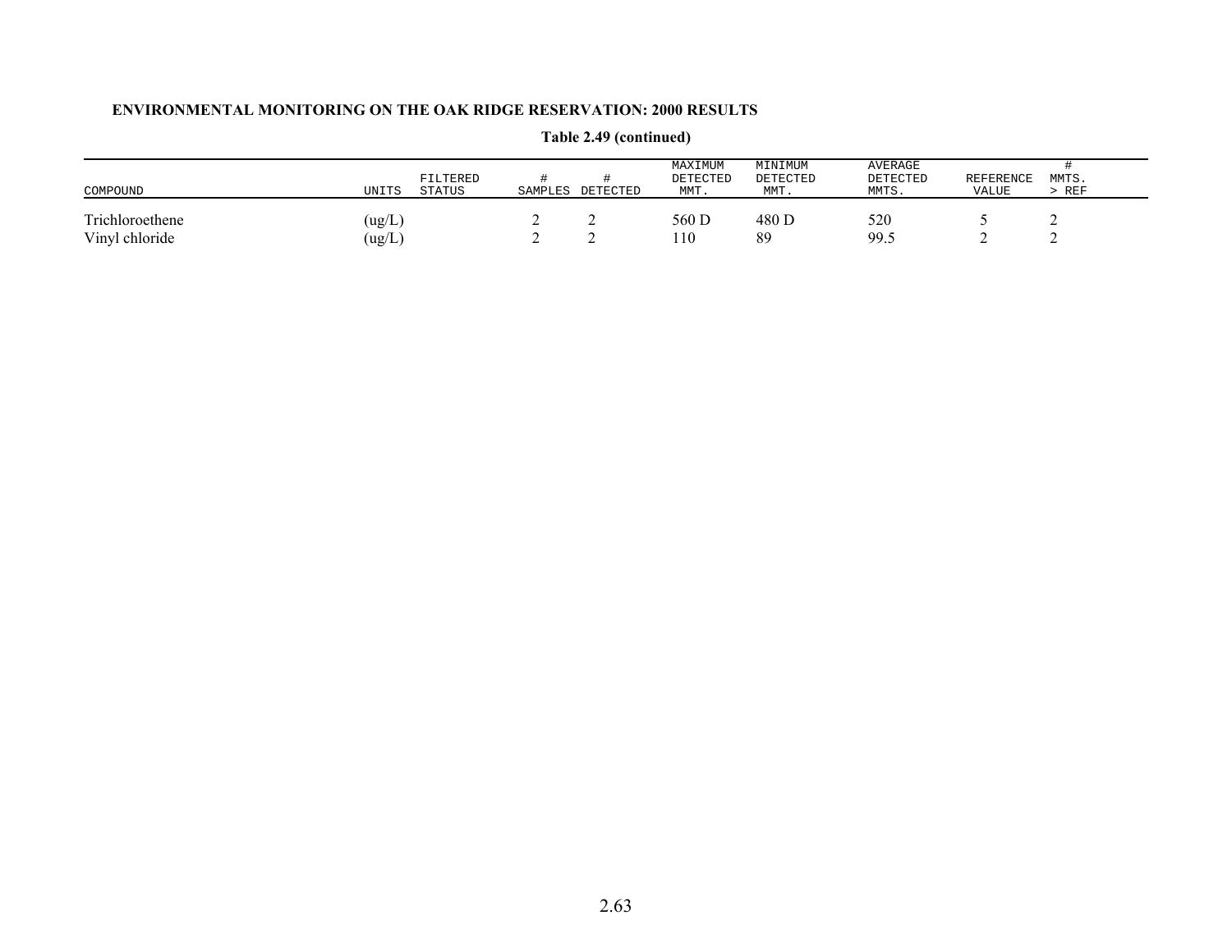**Table 2.49 (continued)**

| COMPOUND | UNITS | FILTERED STATUS | # SAMPLES | # DETECTED | MAXIMUM DETECTED MMT. | MINIMUM DETECTED MMT. | AVERAGE DETECTED MMTS. | REFERENCE VALUE | # MMTS. > REF |
|---|---|---|---|---|---|---|---|---|---|
| Trichloroethene | (ug/L) | | 2 | 2 | 560 D | 480 D | 520 | 5 | 2 |
| Vinyl chloride | (ug/L) | | 2 | 2 | 110 | 89 | 99.5 | 2 | 2 |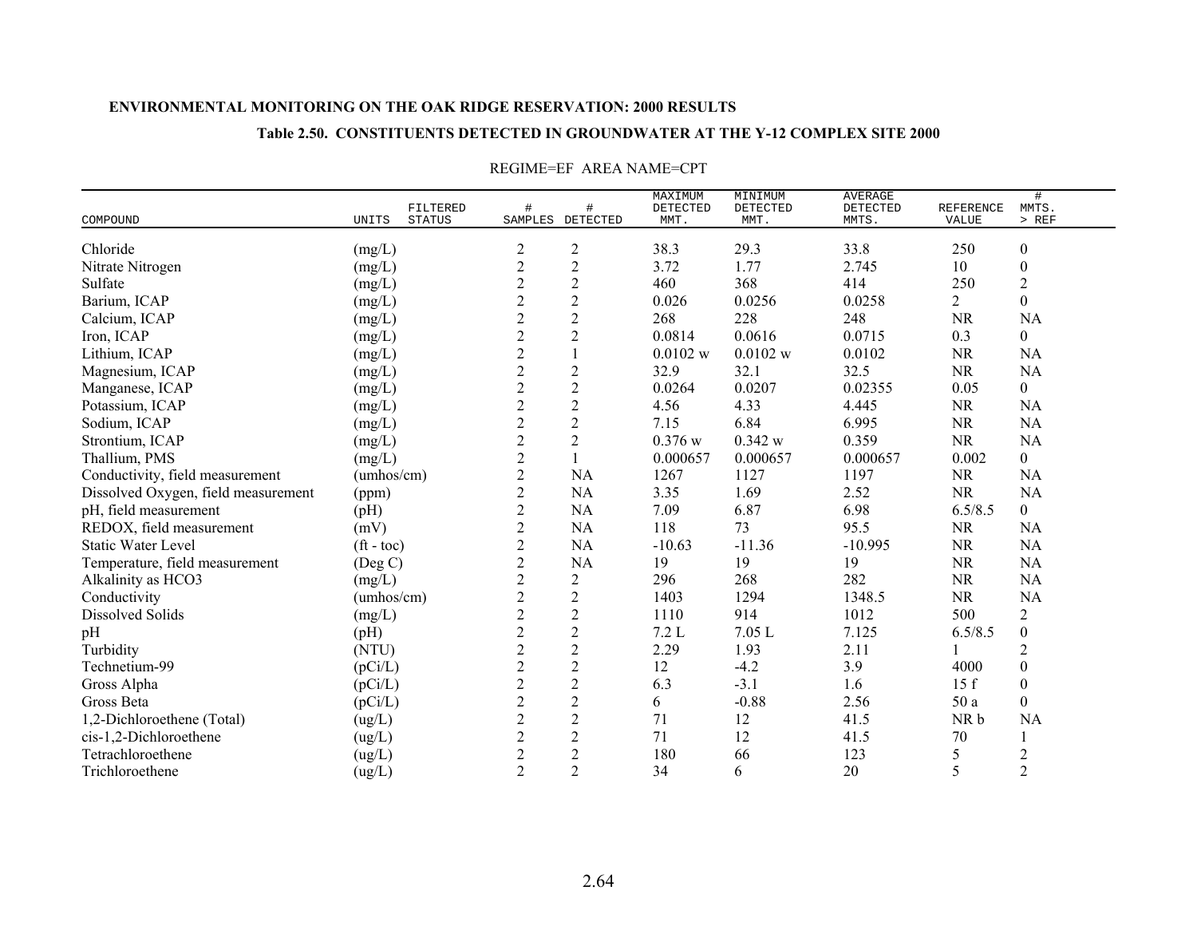**ENVIRONMENTAL MONITORING ON THE OAK RIDGE RESERVATION: 2000 RESULTS**

**Table 2.50. CONSTITUENTS DETECTED IN GROUNDWATER AT THE Y-12 COMPLEX SITE 2000**

REGIME=EF AREA NAME=CPT

| COMPOUND | UNITS | FILTERED STATUS | # SAMPLES | # DETECTED | MAXIMUM DETECTED MMT. | MINIMUM DETECTED MMT. | AVERAGE DETECTED MMTS. | REFERENCE VALUE | # MMTS. > REF |
|---|---|---|---|---|---|---|---|---|---|
| Chloride | (mg/L) | | 2 | 2 | 38.3 | 29.3 | 33.8 | 250 | 0 |
| Nitrate Nitrogen | (mg/L) | | 2 | 2 | 3.72 | 1.77 | 2.745 | 10 | 0 |
| Sulfate | (mg/L) | | 2 | 2 | 460 | 368 | 414 | 250 | 2 |
| Barium, ICAP | (mg/L) | | 2 | 2 | 0.026 | 0.0256 | 0.0258 | 2 | 0 |
| Calcium, ICAP | (mg/L) | | 2 | 2 | 268 | 228 | 248 | NR | NA |
| Iron, ICAP | (mg/L) | | 2 | 2 | 0.0814 | 0.0616 | 0.0715 | 0.3 | 0 |
| Lithium, ICAP | (mg/L) | | 2 | 1 | 0.0102 w | 0.0102 w | 0.0102 | NR | NA |
| Magnesium, ICAP | (mg/L) | | 2 | 2 | 32.9 | 32.1 | 32.5 | NR | NA |
| Manganese, ICAP | (mg/L) | | 2 | 2 | 0.0264 | 0.0207 | 0.02355 | 0.05 | 0 |
| Potassium, ICAP | (mg/L) | | 2 | 2 | 4.56 | 4.33 | 4.445 | NR | NA |
| Sodium, ICAP | (mg/L) | | 2 | 2 | 7.15 | 6.84 | 6.995 | NR | NA |
| Strontium, ICAP | (mg/L) | | 2 | 2 | 0.376 w | 0.342 w | 0.359 | NR | NA |
| Thallium, PMS | (mg/L) | | 2 | 1 | 0.000657 | 0.000657 | 0.000657 | 0.002 | 0 |
| Conductivity, field measurement | (umhos/cm) | | 2 | NA | 1267 | 1127 | 1197 | NR | NA |
| Dissolved Oxygen, field measurement | (ppm) | | 2 | NA | 3.35 | 1.69 | 2.52 | NR | NA |
| pH, field measurement | (pH) | | 2 | NA | 7.09 | 6.87 | 6.98 | 6.5/8.5 | 0 |
| REDOX, field measurement | (mV) | | 2 | NA | 118 | 73 | 95.5 | NR | NA |
| Static Water Level | (ft - toc) | | 2 | NA | -10.63 | -11.36 | -10.995 | NR | NA |
| Temperature, field measurement | (Deg C) | | 2 | NA | 19 | 19 | 19 | NR | NA |
| Alkalinity as HCO3 | (mg/L) | | 2 | 2 | 296 | 268 | 282 | NR | NA |
| Conductivity | (umhos/cm) | | 2 | 2 | 1403 | 1294 | 1348.5 | NR | NA |
| Dissolved Solids | (mg/L) | | 2 | 2 | 1110 | 914 | 1012 | 500 | 2 |
| pH | (pH) | | 2 | 2 | 7.2 L | 7.05 L | 7.125 | 6.5/8.5 | 0 |
| Turbidity | (NTU) | | 2 | 2 | 2.29 | 1.93 | 2.11 | 1 | 2 |
| Technetium-99 | (pCi/L) | | 2 | 2 | 12 | -4.2 | 3.9 | 4000 | 0 |
| Gross Alpha | (pCi/L) | | 2 | 2 | 6.3 | -3.1 | 1.6 | 15 f | 0 |
| Gross Beta | (pCi/L) | | 2 | 2 | 6 | -0.88 | 2.56 | 50 a | 0 |
| 1,2-Dichloroethene (Total) | (ug/L) | | 2 | 2 | 71 | 12 | 41.5 | NR b | NA |
| cis-1,2-Dichloroethene | (ug/L) | | 2 | 2 | 71 | 12 | 41.5 | 70 | 1 |
| Tetrachloroethene | (ug/L) | | 2 | 2 | 180 | 66 | 123 | 5 | 2 |
| Trichloroethene | (ug/L) | | 2 | 2 | 34 | 6 | 20 | 5 | 2 |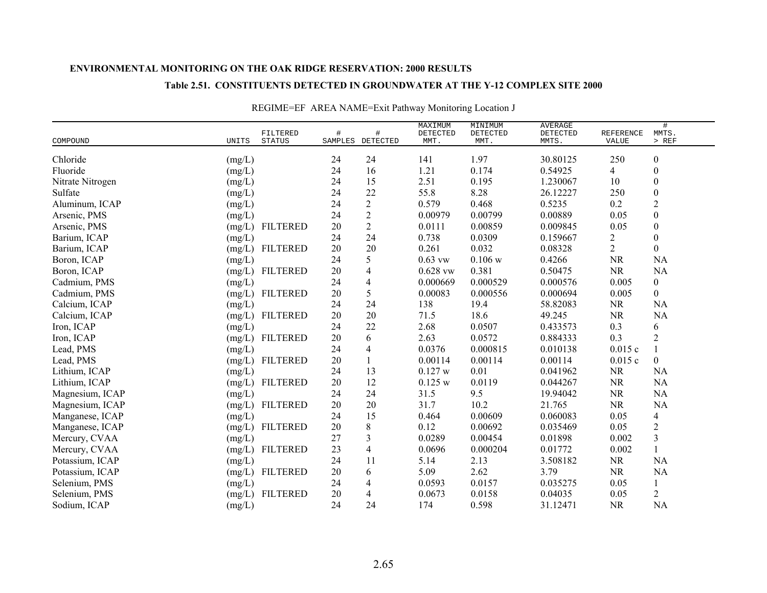**ENVIRONMENTAL MONITORING ON THE OAK RIDGE RESERVATION: 2000 RESULTS**

**Table 2.51. CONSTITUENTS DETECTED IN GROUNDWATER AT THE Y-12 COMPLEX SITE 2000**

REGIME=EF AREA NAME=Exit Pathway Monitoring Location J

| COMPOUND | UNITS | FILTERED STATUS | # SAMPLES | # DETECTED | MAXIMUM DETECTED MMT. | MINIMUM DETECTED MMT. | AVERAGE DETECTED MMTS. | REFERENCE VALUE | # MMTS. > REF |
|---|---|---|---|---|---|---|---|---|---|
| Chloride | (mg/L) | | 24 | 24 | 141 | 1.97 | 30.80125 | 250 | 0 |
| Fluoride | (mg/L) | | 24 | 16 | 1.21 | 0.174 | 0.54925 | 4 | 0 |
| Nitrate Nitrogen | (mg/L) | | 24 | 15 | 2.51 | 0.195 | 1.230067 | 10 | 0 |
| Sulfate | (mg/L) | | 24 | 22 | 55.8 | 8.28 | 26.12227 | 250 | 0 |
| Aluminum, ICAP | (mg/L) | | 24 | 2 | 0.579 | 0.468 | 0.5235 | 0.2 | 2 |
| Arsenic, PMS | (mg/L) | | 24 | 2 | 0.00979 | 0.00799 | 0.00889 | 0.05 | 0 |
| Arsenic, PMS | (mg/L) | FILTERED | 20 | 2 | 0.0111 | 0.00859 | 0.009845 | 0.05 | 0 |
| Barium, ICAP | (mg/L) | | 24 | 24 | 0.738 | 0.0309 | 0.159667 | 2 | 0 |
| Barium, ICAP | (mg/L) | FILTERED | 20 | 20 | 0.261 | 0.032 | 0.08328 | 2 | 0 |
| Boron, ICAP | (mg/L) | | 24 | 5 | 0.63 vw | 0.106 w | 0.4266 | NR | NA |
| Boron, ICAP | (mg/L) | FILTERED | 20 | 4 | 0.628 vw | 0.381 | 0.50475 | NR | NA |
| Cadmium, PMS | (mg/L) | | 24 | 4 | 0.000669 | 0.000529 | 0.000576 | 0.005 | 0 |
| Cadmium, PMS | (mg/L) | FILTERED | 20 | 5 | 0.00083 | 0.000556 | 0.000694 | 0.005 | 0 |
| Calcium, ICAP | (mg/L) | | 24 | 24 | 138 | 19.4 | 58.82083 | NR | NA |
| Calcium, ICAP | (mg/L) | FILTERED | 20 | 20 | 71.5 | 18.6 | 49.245 | NR | NA |
| Iron, ICAP | (mg/L) | | 24 | 22 | 2.68 | 0.0507 | 0.433573 | 0.3 | 6 |
| Iron, ICAP | (mg/L) | FILTERED | 20 | 6 | 2.63 | 0.0572 | 0.884333 | 0.3 | 2 |
| Lead, PMS | (mg/L) | | 24 | 4 | 0.0376 | 0.000815 | 0.010138 | 0.015 c | 1 |
| Lead, PMS | (mg/L) | FILTERED | 20 | 1 | 0.00114 | 0.00114 | 0.00114 | 0.015 c | 0 |
| Lithium, ICAP | (mg/L) | | 24 | 13 | 0.127 w | 0.01 | 0.041962 | NR | NA |
| Lithium, ICAP | (mg/L) | FILTERED | 20 | 12 | 0.125 w | 0.0119 | 0.044267 | NR | NA |
| Magnesium, ICAP | (mg/L) | | 24 | 24 | 31.5 | 9.5 | 19.94042 | NR | NA |
| Magnesium, ICAP | (mg/L) | FILTERED | 20 | 20 | 31.7 | 10.2 | 21.765 | NR | NA |
| Manganese, ICAP | (mg/L) | | 24 | 15 | 0.464 | 0.00609 | 0.060083 | 0.05 | 4 |
| Manganese, ICAP | (mg/L) | FILTERED | 20 | 8 | 0.12 | 0.00692 | 0.035469 | 0.05 | 2 |
| Mercury, CVAA | (mg/L) | | 27 | 3 | 0.0289 | 0.00454 | 0.01898 | 0.002 | 3 |
| Mercury, CVAA | (mg/L) | FILTERED | 23 | 4 | 0.0696 | 0.000204 | 0.01772 | 0.002 | 1 |
| Potassium, ICAP | (mg/L) | | 24 | 11 | 5.14 | 2.13 | 3.508182 | NR | NA |
| Potassium, ICAP | (mg/L) | FILTERED | 20 | 6 | 5.09 | 2.62 | 3.79 | NR | NA |
| Selenium, PMS | (mg/L) | | 24 | 4 | 0.0593 | 0.0157 | 0.035275 | 0.05 | 1 |
| Selenium, PMS | (mg/L) | FILTERED | 20 | 4 | 0.0673 | 0.0158 | 0.04035 | 0.05 | 2 |
| Sodium, ICAP | (mg/L) | | 24 | 24 | 174 | 0.598 | 31.12471 | NR | NA |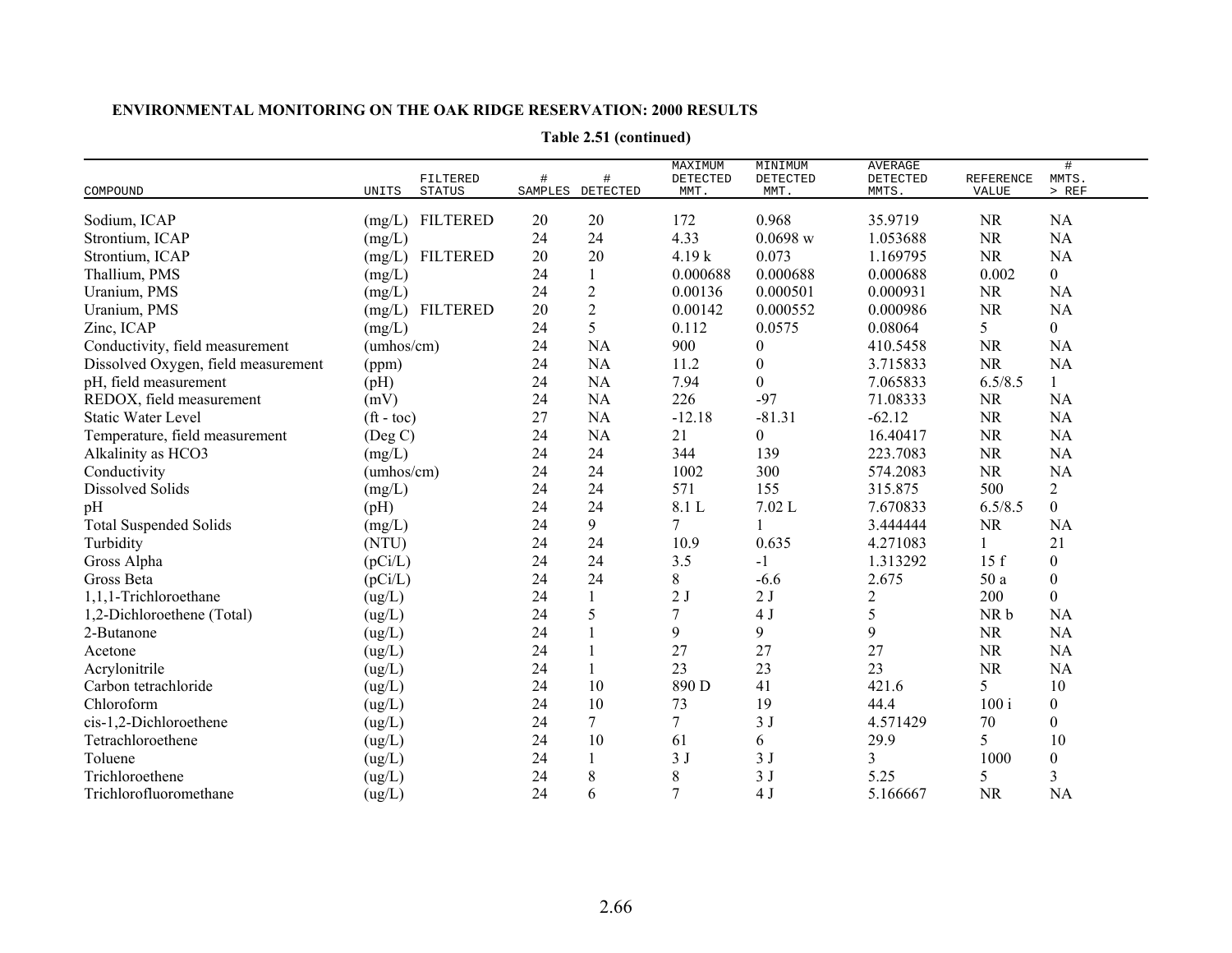**ENVIRONMENTAL MONITORING ON THE OAK RIDGE RESERVATION: 2000 RESULTS**

**Table 2.51 (continued)**

| COMPOUND | UNITS | FILTERED STATUS | # SAMPLES | # DETECTED | MAXIMUM DETECTED MMT. | MINIMUM DETECTED MMT. | AVERAGE DETECTED MMTS. | REFERENCE VALUE | # MMTS. > REF |
|---|---|---|---|---|---|---|---|---|---|
| Sodium, ICAP | (mg/L) | FILTERED | 20 | 20 | 172 | 0.968 | 35.9719 | NR | NA |
| Strontium, ICAP | (mg/L) | | 24 | 24 | 4.33 | 0.0698 w | 1.053688 | NR | NA |
| Strontium, ICAP | (mg/L) | FILTERED | 20 | 20 | 4.19 k | 0.073 | 1.169795 | NR | NA |
| Thallium, PMS | (mg/L) | | 24 | 1 | 0.000688 | 0.000688 | 0.000688 | 0.002 | 0 |
| Uranium, PMS | (mg/L) | | 24 | 2 | 0.00136 | 0.000501 | 0.000931 | NR | NA |
| Uranium, PMS | (mg/L) | FILTERED | 20 | 2 | 0.00142 | 0.000552 | 0.000986 | NR | NA |
| Zinc, ICAP | (mg/L) | | 24 | 5 | 0.112 | 0.0575 | 0.08064 | 5 | 0 |
| Conductivity, field measurement | (umhos/cm) | | 24 | NA | 900 | 0 | 410.5458 | NR | NA |
| Dissolved Oxygen, field measurement | (ppm) | | 24 | NA | 11.2 | 0 | 3.715833 | NR | NA |
| pH, field measurement | (pH) | | 24 | NA | 7.94 | 0 | 7.065833 | 6.5/8.5 | 1 |
| REDOX, field measurement | (mV) | | 24 | NA | 226 | -97 | 71.08333 | NR | NA |
| Static Water Level | (ft - toc) | | 27 | NA | -12.18 | -81.31 | -62.12 | NR | NA |
| Temperature, field measurement | (Deg C) | | 24 | NA | 21 | 0 | 16.40417 | NR | NA |
| Alkalinity as HCO3 | (mg/L) | | 24 | 24 | 344 | 139 | 223.7083 | NR | NA |
| Conductivity | (umhos/cm) | | 24 | 24 | 1002 | 300 | 574.2083 | NR | NA |
| Dissolved Solids | (mg/L) | | 24 | 24 | 571 | 155 | 315.875 | 500 | 2 |
| pH | (pH) | | 24 | 24 | 8.1 L | 7.02 L | 7.670833 | 6.5/8.5 | 0 |
| Total Suspended Solids | (mg/L) | | 24 | 9 | 7 | 1 | 3.444444 | NR | NA |
| Turbidity | (NTU) | | 24 | 24 | 10.9 | 0.635 | 4.271083 | 1 | 21 |
| Gross Alpha | (pCi/L) | | 24 | 24 | 3.5 | -1 | 1.313292 | 15 f | 0 |
| Gross Beta | (pCi/L) | | 24 | 24 | 8 | -6.6 | 2.675 | 50 a | 0 |
| 1,1,1-Trichloroethane | (ug/L) | | 24 | 1 | 2 J | 2 J | 2 | 200 | 0 |
| 1,2-Dichloroethene (Total) | (ug/L) | | 24 | 5 | 7 | 4 J | 5 | NR b | NA |
| 2-Butanone | (ug/L) | | 24 | 1 | 9 | 9 | 9 | NR | NA |
| Acetone | (ug/L) | | 24 | 1 | 27 | 27 | 27 | NR | NA |
| Acrylonitrile | (ug/L) | | 24 | 1 | 23 | 23 | 23 | NR | NA |
| Carbon tetrachloride | (ug/L) | | 24 | 10 | 890 D | 41 | 421.6 | 5 | 10 |
| Chloroform | (ug/L) | | 24 | 10 | 73 | 19 | 44.4 | 100 i | 0 |
| cis-1,2-Dichloroethene | (ug/L) | | 24 | 7 | 7 | 3 J | 4.571429 | 70 | 0 |
| Tetrachloroethene | (ug/L) | | 24 | 10 | 61 | 6 | 29.9 | 5 | 10 |
| Toluene | (ug/L) | | 24 | 1 | 3 J | 3 J | 3 | 1000 | 0 |
| Trichloroethene | (ug/L) | | 24 | 8 | 8 | 3 J | 5.25 | 5 | 3 |
| Trichlorofluoromethane | (ug/L) | | 24 | 6 | 7 | 4 J | 5.166667 | NR | NA |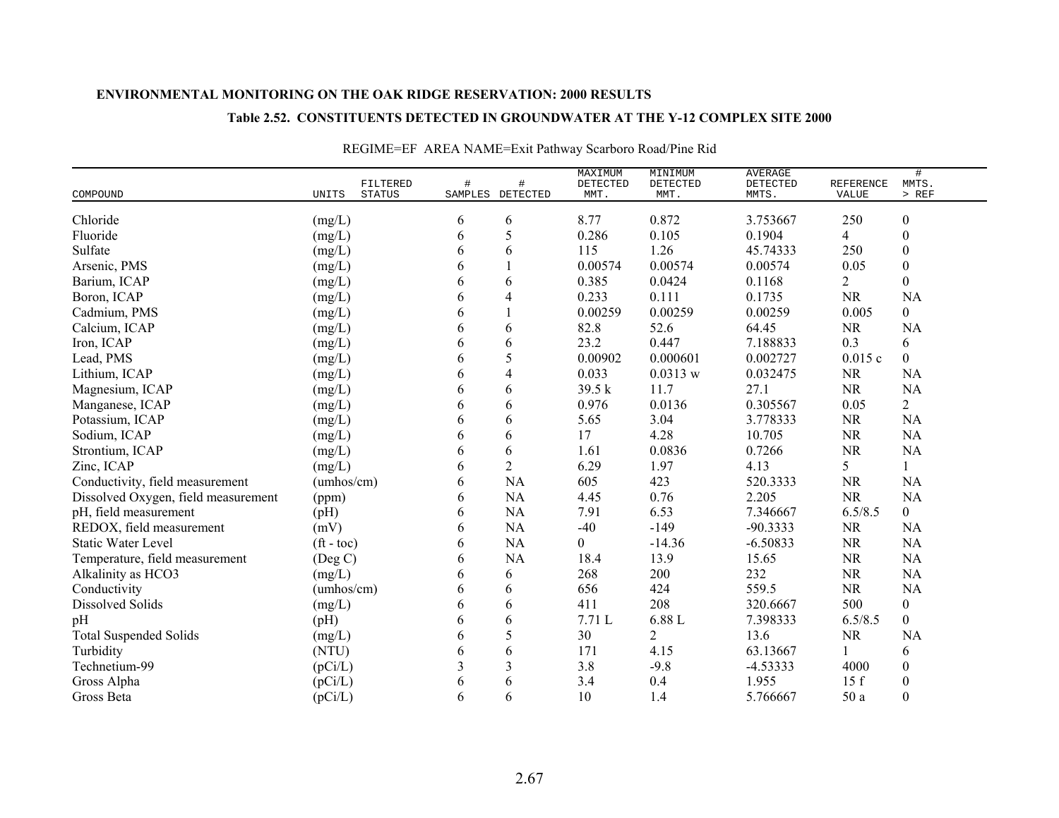**ENVIRONMENTAL MONITORING ON THE OAK RIDGE RESERVATION: 2000 RESULTS**

**Table 2.52. CONSTITUENTS DETECTED IN GROUNDWATER AT THE Y-12 COMPLEX SITE 2000**

REGIME=EF AREA NAME=Exit Pathway Scarboro Road/Pine Rid

| COMPOUND | UNITS | FILTERED STATUS | # SAMPLES | # DETECTED | MAXIMUM DETECTED MMT. | MINIMUM DETECTED MMT. | AVERAGE DETECTED MMTS. | REFERENCE VALUE | # MMTS. > REF |
|---|---|---|---|---|---|---|---|---|---|
| Chloride | (mg/L) | | 6 | 6 | 8.77 | 0.872 | 3.753667 | 250 | 0 |
| Fluoride | (mg/L) | | 6 | 5 | 0.286 | 0.105 | 0.1904 | 4 | 0 |
| Sulfate | (mg/L) | | 6 | 6 | 115 | 1.26 | 45.74333 | 250 | 0 |
| Arsenic, PMS | (mg/L) | | 6 | 1 | 0.00574 | 0.00574 | 0.00574 | 0.05 | 0 |
| Barium, ICAP | (mg/L) | | 6 | 6 | 0.385 | 0.0424 | 0.1168 | 2 | 0 |
| Boron, ICAP | (mg/L) | | 6 | 4 | 0.233 | 0.111 | 0.1735 | NR | NA |
| Cadmium, PMS | (mg/L) | | 6 | 1 | 0.00259 | 0.00259 | 0.00259 | 0.005 | 0 |
| Calcium, ICAP | (mg/L) | | 6 | 6 | 82.8 | 52.6 | 64.45 | NR | NA |
| Iron, ICAP | (mg/L) | | 6 | 6 | 23.2 | 0.447 | 7.188833 | 0.3 | 6 |
| Lead, PMS | (mg/L) | | 6 | 5 | 0.00902 | 0.000601 | 0.002727 | 0.015 c | 0 |
| Lithium, ICAP | (mg/L) | | 6 | 4 | 0.033 | 0.0313 w | 0.032475 | NR | NA |
| Magnesium, ICAP | (mg/L) | | 6 | 6 | 39.5 k | 11.7 | 27.1 | NR | NA |
| Manganese, ICAP | (mg/L) | | 6 | 6 | 0.976 | 0.0136 | 0.305567 | 0.05 | 2 |
| Potassium, ICAP | (mg/L) | | 6 | 6 | 5.65 | 3.04 | 3.778333 | NR | NA |
| Sodium, ICAP | (mg/L) | | 6 | 6 | 17 | 4.28 | 10.705 | NR | NA |
| Strontium, ICAP | (mg/L) | | 6 | 6 | 1.61 | 0.0836 | 0.7266 | NR | NA |
| Zinc, ICAP | (mg/L) | | 6 | 2 | 6.29 | 1.97 | 4.13 | 5 | 1 |
| Conductivity, field measurement | (umhos/cm) | | 6 | NA | 605 | 423 | 520.3333 | NR | NA |
| Dissolved Oxygen, field measurement | (ppm) | | 6 | NA | 4.45 | 0.76 | 2.205 | NR | NA |
| pH, field measurement | (pH) | | 6 | NA | 7.91 | 6.53 | 7.346667 | 6.5/8.5 | 0 |
| REDOX, field measurement | (mV) | | 6 | NA | -40 | -149 | -90.3333 | NR | NA |
| Static Water Level | (ft - toc) | | 6 | NA | 0 | -14.36 | -6.50833 | NR | NA |
| Temperature, field measurement | (Deg C) | | 6 | NA | 18.4 | 13.9 | 15.65 | NR | NA |
| Alkalinity as HCO3 | (mg/L) | | 6 | 6 | 268 | 200 | 232 | NR | NA |
| Conductivity | (umhos/cm) | | 6 | 6 | 656 | 424 | 559.5 | NR | NA |
| Dissolved Solids | (mg/L) | | 6 | 6 | 411 | 208 | 320.6667 | 500 | 0 |
| pH | (pH) | | 6 | 6 | 7.71 L | 6.88 L | 7.398333 | 6.5/8.5 | 0 |
| Total Suspended Solids | (mg/L) | | 6 | 5 | 30 | 2 | 13.6 | NR | NA |
| Turbidity | (NTU) | | 6 | 6 | 171 | 4.15 | 63.13667 | 1 | 6 |
| Technetium-99 | (pCi/L) | | 3 | 3 | 3.8 | -9.8 | -4.53333 | 4000 | 0 |
| Gross Alpha | (pCi/L) | | 6 | 6 | 3.4 | 0.4 | 1.955 | 15 f | 0 |
| Gross Beta | (pCi/L) | | 6 | 6 | 10 | 1.4 | 5.766667 | 50 a | 0 |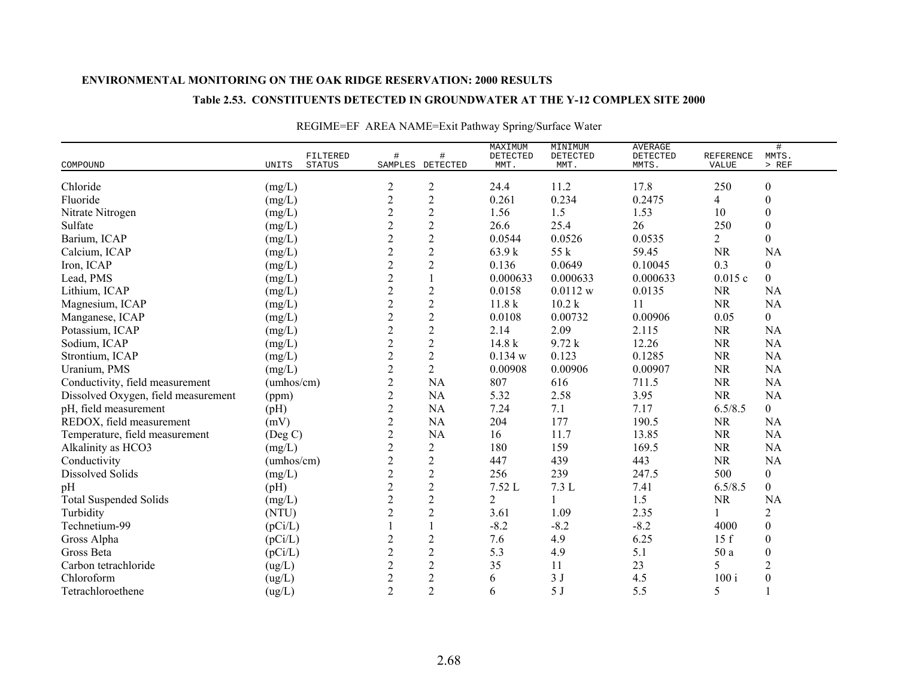**ENVIRONMENTAL MONITORING ON THE OAK RIDGE RESERVATION: 2000 RESULTS**

**Table 2.53. CONSTITUENTS DETECTED IN GROUNDWATER AT THE Y-12 COMPLEX SITE 2000**

REGIME=EF AREA NAME=Exit Pathway Spring/Surface Water

| COMPOUND | UNITS | FILTERED STATUS | # SAMPLES | # DETECTED | MAXIMUM DETECTED MMT. | MINIMUM DETECTED MMT. | AVERAGE DETECTED MMTS. | REFERENCE VALUE | # MMTS. > REF |
|---|---|---|---|---|---|---|---|---|---|
| Chloride | (mg/L) | | 2 | 2 | 24.4 | 11.2 | 17.8 | 250 | 0 |
| Fluoride | (mg/L) | | 2 | 2 | 0.261 | 0.234 | 0.2475 | 4 | 0 |
| Nitrate Nitrogen | (mg/L) | | 2 | 2 | 1.56 | 1.5 | 1.53 | 10 | 0 |
| Sulfate | (mg/L) | | 2 | 2 | 26.6 | 25.4 | 26 | 250 | 0 |
| Barium, ICAP | (mg/L) | | 2 | 2 | 0.0544 | 0.0526 | 0.0535 | 2 | 0 |
| Calcium, ICAP | (mg/L) | | 2 | 2 | 63.9 k | 55 k | 59.45 | NR | NA |
| Iron, ICAP | (mg/L) | | 2 | 2 | 0.136 | 0.0649 | 0.10045 | 0.3 | 0 |
| Lead, PMS | (mg/L) | | 2 | 1 | 0.000633 | 0.000633 | 0.000633 | 0.015 c | 0 |
| Lithium, ICAP | (mg/L) | | 2 | 2 | 0.0158 | 0.0112 w | 0.0135 | NR | NA |
| Magnesium, ICAP | (mg/L) | | 2 | 2 | 11.8 k | 10.2 k | 11 | NR | NA |
| Manganese, ICAP | (mg/L) | | 2 | 2 | 0.0108 | 0.00732 | 0.00906 | 0.05 | 0 |
| Potassium, ICAP | (mg/L) | | 2 | 2 | 2.14 | 2.09 | 2.115 | NR | NA |
| Sodium, ICAP | (mg/L) | | 2 | 2 | 14.8 k | 9.72 k | 12.26 | NR | NA |
| Strontium, ICAP | (mg/L) | | 2 | 2 | 0.134 w | 0.123 | 0.1285 | NR | NA |
| Uranium, PMS | (mg/L) | | 2 | 2 | 0.00908 | 0.00906 | 0.00907 | NR | NA |
| Conductivity, field measurement | (umhos/cm) | | 2 | NA | 807 | 616 | 711.5 | NR | NA |
| Dissolved Oxygen, field measurement | (ppm) | | 2 | NA | 5.32 | 2.58 | 3.95 | NR | NA |
| pH, field measurement | (pH) | | 2 | NA | 7.24 | 7.1 | 7.17 | 6.5/8.5 | 0 |
| REDOX, field measurement | (mV) | | 2 | NA | 204 | 177 | 190.5 | NR | NA |
| Temperature, field measurement | (Deg C) | | 2 | NA | 16 | 11.7 | 13.85 | NR | NA |
| Alkalinity as HCO3 | (mg/L) | | 2 | 2 | 180 | 159 | 169.5 | NR | NA |
| Conductivity | (umhos/cm) | | 2 | 2 | 447 | 439 | 443 | NR | NA |
| Dissolved Solids | (mg/L) | | 2 | 2 | 256 | 239 | 247.5 | 500 | 0 |
| pH | (pH) | | 2 | 2 | 7.52 L | 7.3 L | 7.41 | 6.5/8.5 | 0 |
| Total Suspended Solids | (mg/L) | | 2 | 2 | 2 | 1 | 1.5 | NR | NA |
| Turbidity | (NTU) | | 2 | 2 | 3.61 | 1.09 | 2.35 | 1 | 2 |
| Technetium-99 | (pCi/L) | | 1 | 1 | -8.2 | -8.2 | -8.2 | 4000 | 0 |
| Gross Alpha | (pCi/L) | | 2 | 2 | 7.6 | 4.9 | 6.25 | 15 f | 0 |
| Gross Beta | (pCi/L) | | 2 | 2 | 5.3 | 4.9 | 5.1 | 50 a | 0 |
| Carbon tetrachloride | (ug/L) | | 2 | 2 | 35 | 11 | 23 | 5 | 2 |
| Chloroform | (ug/L) | | 2 | 2 | 6 | 3 J | 4.5 | 100 i | 0 |
| Tetrachloroethene | (ug/L) | | 2 | 2 | 6 | 5 J | 5.5 | 5 | 1 |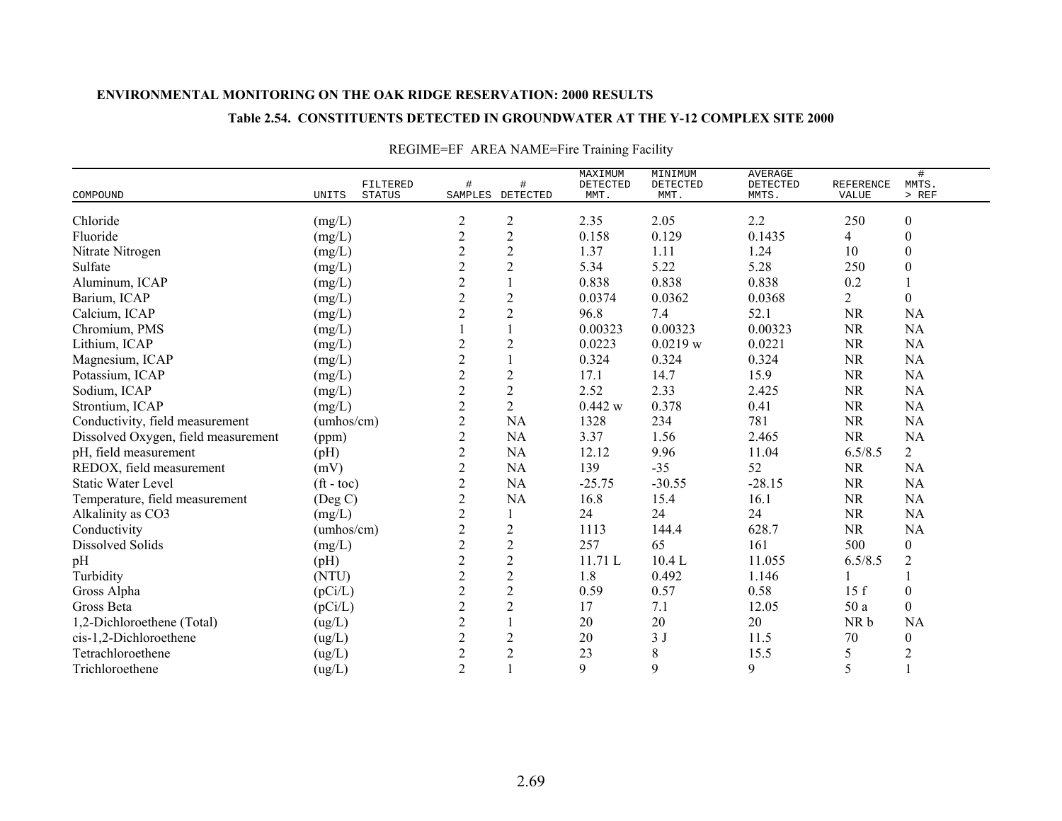**ENVIRONMENTAL MONITORING ON THE OAK RIDGE RESERVATION: 2000 RESULTS**

**Table 2.54. CONSTITUENTS DETECTED IN GROUNDWATER AT THE Y-12 COMPLEX SITE 2000**

REGIME=EF AREA NAME=Fire Training Facility

| COMPOUND | UNITS | FILTERED STATUS | # SAMPLES | # DETECTED | MAXIMUM DETECTED MMT. | MINIMUM DETECTED MMT. | AVERAGE DETECTED MMTS. | REFERENCE VALUE | # MMTS. > REF |
|---|---|---|---|---|---|---|---|---|---|
| Chloride | (mg/L) | | 2 | 2 | 2.35 | 2.05 | 2.2 | 250 | 0 |
| Fluoride | (mg/L) | | 2 | 2 | 0.158 | 0.129 | 0.1435 | 4 | 0 |
| Nitrate Nitrogen | (mg/L) | | 2 | 2 | 1.37 | 1.11 | 1.24 | 10 | 0 |
| Sulfate | (mg/L) | | 2 | 2 | 5.34 | 5.22 | 5.28 | 250 | 0 |
| Aluminum, ICAP | (mg/L) | | 2 | 1 | 0.838 | 0.838 | 0.838 | 0.2 | 1 |
| Barium, ICAP | (mg/L) | | 2 | 2 | 0.0374 | 0.0362 | 0.0368 | 2 | 0 |
| Calcium, ICAP | (mg/L) | | 2 | 2 | 96.8 | 7.4 | 52.1 | NR | NA |
| Chromium, PMS | (mg/L) | | 1 | 1 | 0.00323 | 0.00323 | 0.00323 | NR | NA |
| Lithium, ICAP | (mg/L) | | 2 | 2 | 0.0223 | 0.0219 w | 0.0221 | NR | NA |
| Magnesium, ICAP | (mg/L) | | 2 | 1 | 0.324 | 0.324 | 0.324 | NR | NA |
| Potassium, ICAP | (mg/L) | | 2 | 2 | 17.1 | 14.7 | 15.9 | NR | NA |
| Sodium, ICAP | (mg/L) | | 2 | 2 | 2.52 | 2.33 | 2.425 | NR | NA |
| Strontium, ICAP | (mg/L) | | 2 | 2 | 0.442 w | 0.378 | 0.41 | NR | NA |
| Conductivity, field measurement | (umhos/cm) | | 2 | NA | 1328 | 234 | 781 | NR | NA |
| Dissolved Oxygen, field measurement | (ppm) | | 2 | NA | 3.37 | 1.56 | 2.465 | NR | NA |
| pH, field measurement | (pH) | | 2 | NA | 12.12 | 9.96 | 11.04 | 6.5/8.5 | 2 |
| REDOX, field measurement | (mV) | | 2 | NA | 139 | -35 | 52 | NR | NA |
| Static Water Level | (ft - toc) | | 2 | NA | -25.75 | -30.55 | -28.15 | NR | NA |
| Temperature, field measurement | (Deg C) | | 2 | NA | 16.8 | 15.4 | 16.1 | NR | NA |
| Alkalinity as CO3 | (mg/L) | | 2 | 1 | 24 | 24 | 24 | NR | NA |
| Conductivity | (umhos/cm) | | 2 | 2 | 1113 | 144.4 | 628.7 | NR | NA |
| Dissolved Solids | (mg/L) | | 2 | 2 | 257 | 65 | 161 | 500 | 0 |
| pH | (pH) | | 2 | 2 | 11.71 L | 10.4 L | 11.055 | 6.5/8.5 | 2 |
| Turbidity | (NTU) | | 2 | 2 | 1.8 | 0.492 | 1.146 | 1 | 1 |
| Gross Alpha | (pCi/L) | | 2 | 2 | 0.59 | 0.57 | 0.58 | 15 f | 0 |
| Gross Beta | (pCi/L) | | 2 | 2 | 17 | 7.1 | 12.05 | 50 a | 0 |
| 1,2-Dichloroethene (Total) | (ug/L) | | 2 | 1 | 20 | 20 | 20 | NR b | NA |
| cis-1,2-Dichloroethene | (ug/L) | | 2 | 2 | 20 | 3 J | 11.5 | 70 | 0 |
| Tetrachloroethene | (ug/L) | | 2 | 2 | 23 | 8 | 15.5 | 5 | 2 |
| Trichloroethene | (ug/L) | | 2 | 1 | 9 | 9 | 9 | 5 | 1 |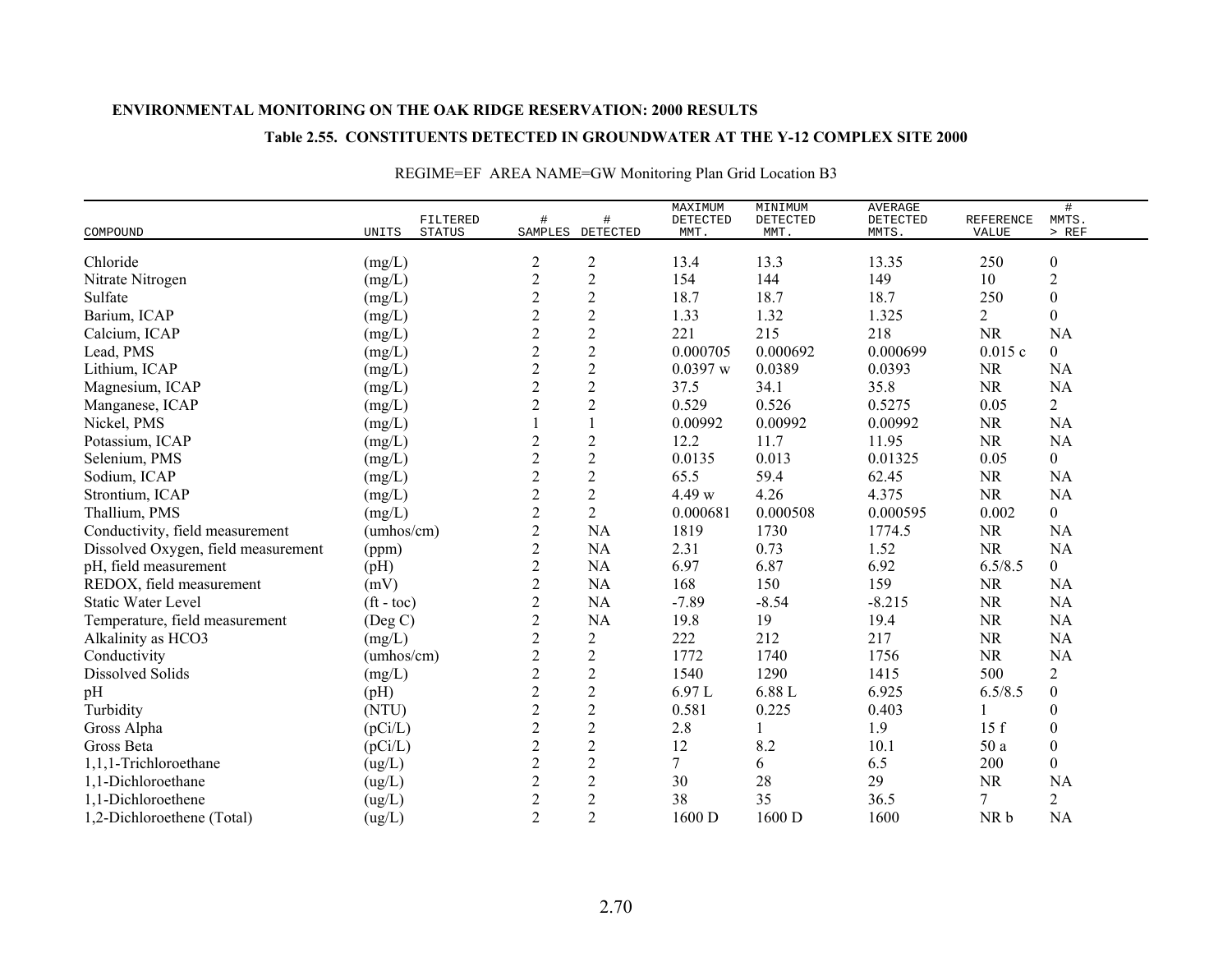**ENVIRONMENTAL MONITORING ON THE OAK RIDGE RESERVATION: 2000 RESULTS**

**Table 2.55. CONSTITUENTS DETECTED IN GROUNDWATER AT THE Y-12 COMPLEX SITE 2000**

REGIME=EF AREA NAME=GW Monitoring Plan Grid Location B3

| COMPOUND | UNITS | FILTERED STATUS | # SAMPLES | # DETECTED | MAXIMUM DETECTED MMT. | MINIMUM DETECTED MMT. | AVERAGE DETECTED MMTS. | REFERENCE VALUE | # MMTS. > REF |
|---|---|---|---|---|---|---|---|---|---|
| Chloride | (mg/L) | | 2 | 2 | 13.4 | 13.3 | 13.35 | 250 | 0 |
| Nitrate Nitrogen | (mg/L) | | 2 | 2 | 154 | 144 | 149 | 10 | 2 |
| Sulfate | (mg/L) | | 2 | 2 | 18.7 | 18.7 | 18.7 | 250 | 0 |
| Barium, ICAP | (mg/L) | | 2 | 2 | 1.33 | 1.32 | 1.325 | 2 | 0 |
| Calcium, ICAP | (mg/L) | | 2 | 2 | 221 | 215 | 218 | NR | NA |
| Lead, PMS | (mg/L) | | 2 | 2 | 0.000705 | 0.000692 | 0.000699 | 0.015 c | 0 |
| Lithium, ICAP | (mg/L) | | 2 | 2 | 0.0397 w | 0.0389 | 0.0393 | NR | NA |
| Magnesium, ICAP | (mg/L) | | 2 | 2 | 37.5 | 34.1 | 35.8 | NR | NA |
| Manganese, ICAP | (mg/L) | | 2 | 2 | 0.529 | 0.526 | 0.5275 | 0.05 | 2 |
| Nickel, PMS | (mg/L) | | 1 | 1 | 0.00992 | 0.00992 | 0.00992 | NR | NA |
| Potassium, ICAP | (mg/L) | | 2 | 2 | 12.2 | 11.7 | 11.95 | NR | NA |
| Selenium, PMS | (mg/L) | | 2 | 2 | 0.0135 | 0.013 | 0.01325 | 0.05 | 0 |
| Sodium, ICAP | (mg/L) | | 2 | 2 | 65.5 | 59.4 | 62.45 | NR | NA |
| Strontium, ICAP | (mg/L) | | 2 | 2 | 4.49 w | 4.26 | 4.375 | NR | NA |
| Thallium, PMS | (mg/L) | | 2 | 2 | 0.000681 | 0.000508 | 0.000595 | 0.002 | 0 |
| Conductivity, field measurement | (umhos/cm) | | 2 | NA | 1819 | 1730 | 1774.5 | NR | NA |
| Dissolved Oxygen, field measurement | (ppm) | | 2 | NA | 2.31 | 0.73 | 1.52 | NR | NA |
| pH, field measurement | (pH) | | 2 | NA | 6.97 | 6.87 | 6.92 | 6.5/8.5 | 0 |
| REDOX, field measurement | (mV) | | 2 | NA | 168 | 150 | 159 | NR | NA |
| Static Water Level | (ft - toc) | | 2 | NA | -7.89 | -8.54 | -8.215 | NR | NA |
| Temperature, field measurement | (Deg C) | | 2 | NA | 19.8 | 19 | 19.4 | NR | NA |
| Alkalinity as HCO3 | (mg/L) | | 2 | 2 | 222 | 212 | 217 | NR | NA |
| Conductivity | (umhos/cm) | | 2 | 2 | 1772 | 1740 | 1756 | NR | NA |
| Dissolved Solids | (mg/L) | | 2 | 2 | 1540 | 1290 | 1415 | 500 | 2 |
| pH | (pH) | | 2 | 2 | 6.97 L | 6.88 L | 6.925 | 6.5/8.5 | 0 |
| Turbidity | (NTU) | | 2 | 2 | 0.581 | 0.225 | 0.403 | 1 | 0 |
| Gross Alpha | (pCi/L) | | 2 | 2 | 2.8 | 1 | 1.9 | 15 f | 0 |
| Gross Beta | (pCi/L) | | 2 | 2 | 12 | 8.2 | 10.1 | 50 a | 0 |
| 1,1,1-Trichloroethane | (ug/L) | | 2 | 2 | 7 | 6 | 6.5 | 200 | 0 |
| 1,1-Dichloroethane | (ug/L) | | 2 | 2 | 30 | 28 | 29 | NR | NA |
| 1,1-Dichloroethene | (ug/L) | | 2 | 2 | 38 | 35 | 36.5 | 7 | 2 |
| 1,2-Dichloroethene (Total) | (ug/L) | | 2 | 2 | 1600 D | 1600 D | 1600 | NR b | NA |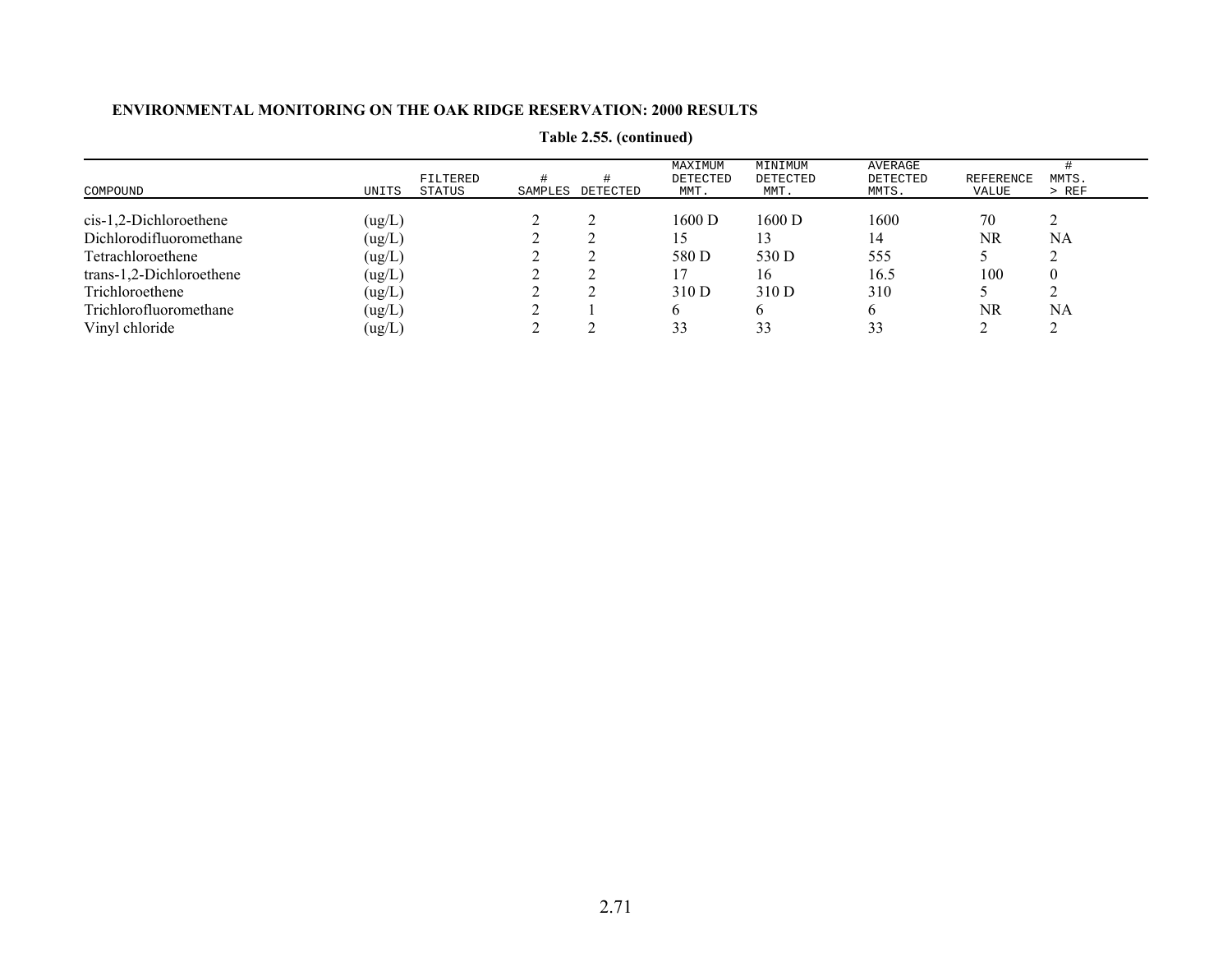**Table 2.55. (continued)**

| COMPOUND | UNITS | FILTERED STATUS | # SAMPLES | # DETECTED | MAXIMUM DETECTED MMT. | MINIMUM DETECTED MMT. | AVERAGE DETECTED MMTS. | REFERENCE VALUE | # MMTS. > REF |
|---|---|---|---|---|---|---|---|---|---|
| cis-1,2-Dichloroethene | (ug/L) | | 2 | 2 | 1600 D | 1600 D | 1600 | 70 | 2 |
| Dichlorodifluoromethane | (ug/L) | | 2 | 2 | 15 | 13 | 14 | NR | NA |
| Tetrachloroethene | (ug/L) | | 2 | 2 | 580 D | 530 D | 555 | 5 | 2 |
| trans-1,2-Dichloroethene | (ug/L) | | 2 | 2 | 17 | 16 | 16.5 | 100 | 0 |
| Trichloroethene | (ug/L) | | 2 | 2 | 310 D | 310 D | 310 | 5 | 2 |
| Trichlorofluoromethane | (ug/L) | | 2 | 1 | 6 | 6 | 6 | NR | NA |
| Vinyl chloride | (ug/L) | | 2 | 2 | 33 | 33 | 33 | 2 | 2 |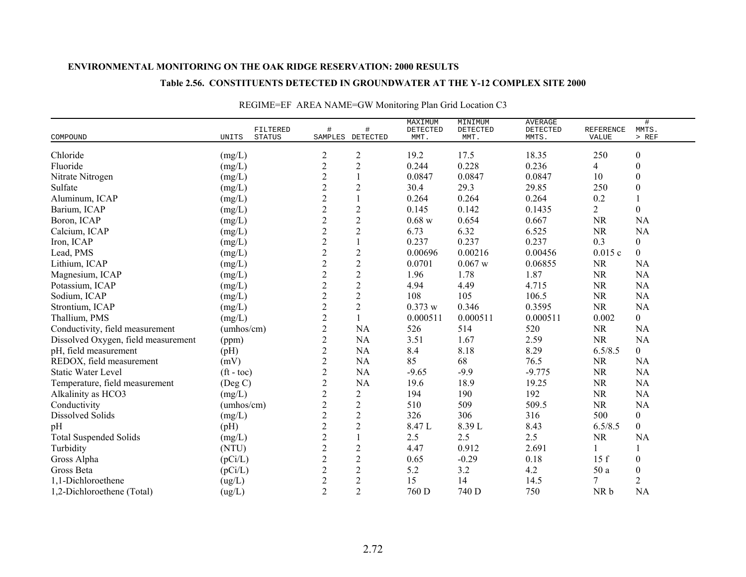**ENVIRONMENTAL MONITORING ON THE OAK RIDGE RESERVATION: 2000 RESULTS**

**Table 2.56. CONSTITUENTS DETECTED IN GROUNDWATER AT THE Y-12 COMPLEX SITE 2000**

REGIME=EF AREA NAME=GW Monitoring Plan Grid Location C3

| COMPOUND | UNITS | FILTERED STATUS | # SAMPLES | # DETECTED | MAXIMUM DETECTED MMT. | MINIMUM DETECTED MMT. | AVERAGE DETECTED MMTS. | REFERENCE VALUE | # MMTS. > REF |
|---|---|---|---|---|---|---|---|---|---|
| Chloride | (mg/L) | | 2 | 2 | 19.2 | 17.5 | 18.35 | 250 | 0 |
| Fluoride | (mg/L) | | 2 | 2 | 0.244 | 0.228 | 0.236 | 4 | 0 |
| Nitrate Nitrogen | (mg/L) | | 2 | 1 | 0.0847 | 0.0847 | 0.0847 | 10 | 0 |
| Sulfate | (mg/L) | | 2 | 2 | 30.4 | 29.3 | 29.85 | 250 | 0 |
| Aluminum, ICAP | (mg/L) | | 2 | 1 | 0.264 | 0.264 | 0.264 | 0.2 | 1 |
| Barium, ICAP | (mg/L) | | 2 | 2 | 0.145 | 0.142 | 0.1435 | 2 | 0 |
| Boron, ICAP | (mg/L) | | 2 | 2 | 0.68 w | 0.654 | 0.667 | NR | NA |
| Calcium, ICAP | (mg/L) | | 2 | 2 | 6.73 | 6.32 | 6.525 | NR | NA |
| Iron, ICAP | (mg/L) | | 2 | 1 | 0.237 | 0.237 | 0.237 | 0.3 | 0 |
| Lead, PMS | (mg/L) | | 2 | 2 | 0.00696 | 0.00216 | 0.00456 | 0.015 c | 0 |
| Lithium, ICAP | (mg/L) | | 2 | 2 | 0.0701 | 0.067 w | 0.06855 | NR | NA |
| Magnesium, ICAP | (mg/L) | | 2 | 2 | 1.96 | 1.78 | 1.87 | NR | NA |
| Potassium, ICAP | (mg/L) | | 2 | 2 | 4.94 | 4.49 | 4.715 | NR | NA |
| Sodium, ICAP | (mg/L) | | 2 | 2 | 108 | 105 | 106.5 | NR | NA |
| Strontium, ICAP | (mg/L) | | 2 | 2 | 0.373 w | 0.346 | 0.3595 | NR | NA |
| Thallium, PMS | (mg/L) | | 2 | 1 | 0.000511 | 0.000511 | 0.000511 | 0.002 | 0 |
| Conductivity, field measurement | (umhos/cm) | | 2 | NA | 526 | 514 | 520 | NR | NA |
| Dissolved Oxygen, field measurement | (ppm) | | 2 | NA | 3.51 | 1.67 | 2.59 | NR | NA |
| pH, field measurement | (pH) | | 2 | NA | 8.4 | 8.18 | 8.29 | 6.5/8.5 | 0 |
| REDOX, field measurement | (mV) | | 2 | NA | 85 | 68 | 76.5 | NR | NA |
| Static Water Level | (ft - toc) | | 2 | NA | -9.65 | -9.9 | -9.775 | NR | NA |
| Temperature, field measurement | (Deg C) | | 2 | NA | 19.6 | 18.9 | 19.25 | NR | NA |
| Alkalinity as HCO3 | (mg/L) | | 2 | 2 | 194 | 190 | 192 | NR | NA |
| Conductivity | (umhos/cm) | | 2 | 2 | 510 | 509 | 509.5 | NR | NA |
| Dissolved Solids | (mg/L) | | 2 | 2 | 326 | 306 | 316 | 500 | 0 |
| pH | (pH) | | 2 | 2 | 8.47 L | 8.39 L | 8.43 | 6.5/8.5 | 0 |
| Total Suspended Solids | (mg/L) | | 2 | 1 | 2.5 | 2.5 | 2.5 | NR | NA |
| Turbidity | (NTU) | | 2 | 2 | 4.47 | 0.912 | 2.691 | 1 | 1 |
| Gross Alpha | (pCi/L) | | 2 | 2 | 0.65 | -0.29 | 0.18 | 15 f | 0 |
| Gross Beta | (pCi/L) | | 2 | 2 | 5.2 | 3.2 | 4.2 | 50 a | 0 |
| 1,1-Dichloroethene | (ug/L) | | 2 | 2 | 15 | 14 | 14.5 | 7 | 2 |
| 1,2-Dichloroethene (Total) | (ug/L) | | 2 | 2 | 760 D | 740 D | 750 | NR b | NA |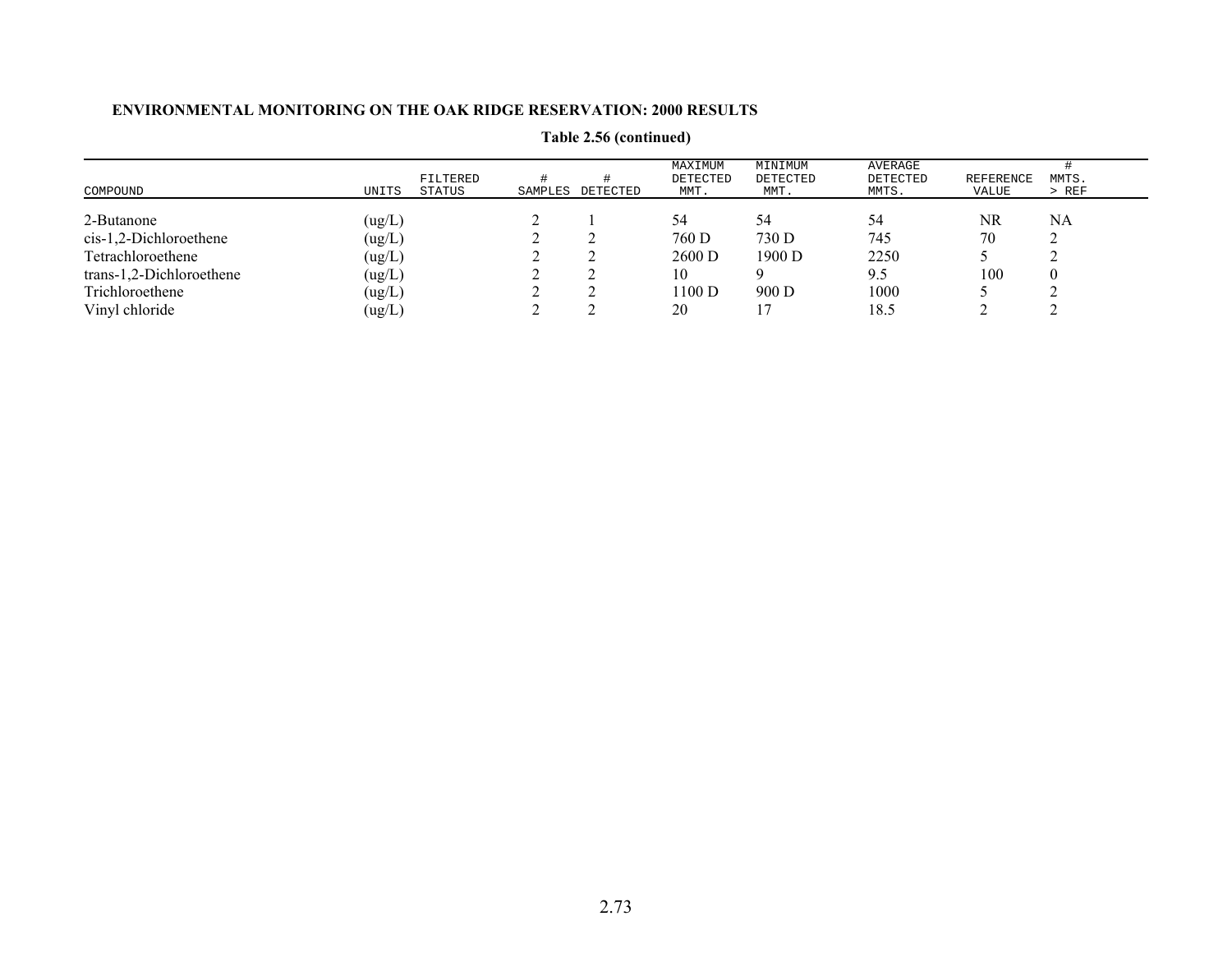**ENVIRONMENTAL MONITORING ON THE OAK RIDGE RESERVATION: 2000 RESULTS**

**Table 2.56 (continued)**

| COMPOUND | UNITS | FILTERED STATUS | # SAMPLES | # DETECTED | MAXIMUM DETECTED MMT. | MINIMUM DETECTED MMT. | AVERAGE DETECTED MMTS. | REFERENCE VALUE | # MMTS. > REF |
|---|---|---|---|---|---|---|---|---|---|
| 2-Butanone | (ug/L) | | 2 | 1 | 54 | 54 | 54 | NR | NA |
| cis-1,2-Dichloroethene | (ug/L) | | 2 | 2 | 760 D | 730 D | 745 | 70 | 2 |
| Tetrachloroethene | (ug/L) | | 2 | 2 | 2600 D | 1900 D | 2250 | 5 | 2 |
| trans-1,2-Dichloroethene | (ug/L) | | 2 | 2 | 10 | 9 | 9.5 | 100 | 0 |
| Trichloroethene | (ug/L) | | 2 | 2 | 1100 D | 900 D | 1000 | 5 | 2 |
| Vinyl chloride | (ug/L) | | 2 | 2 | 20 | 17 | 18.5 | 2 | 2 |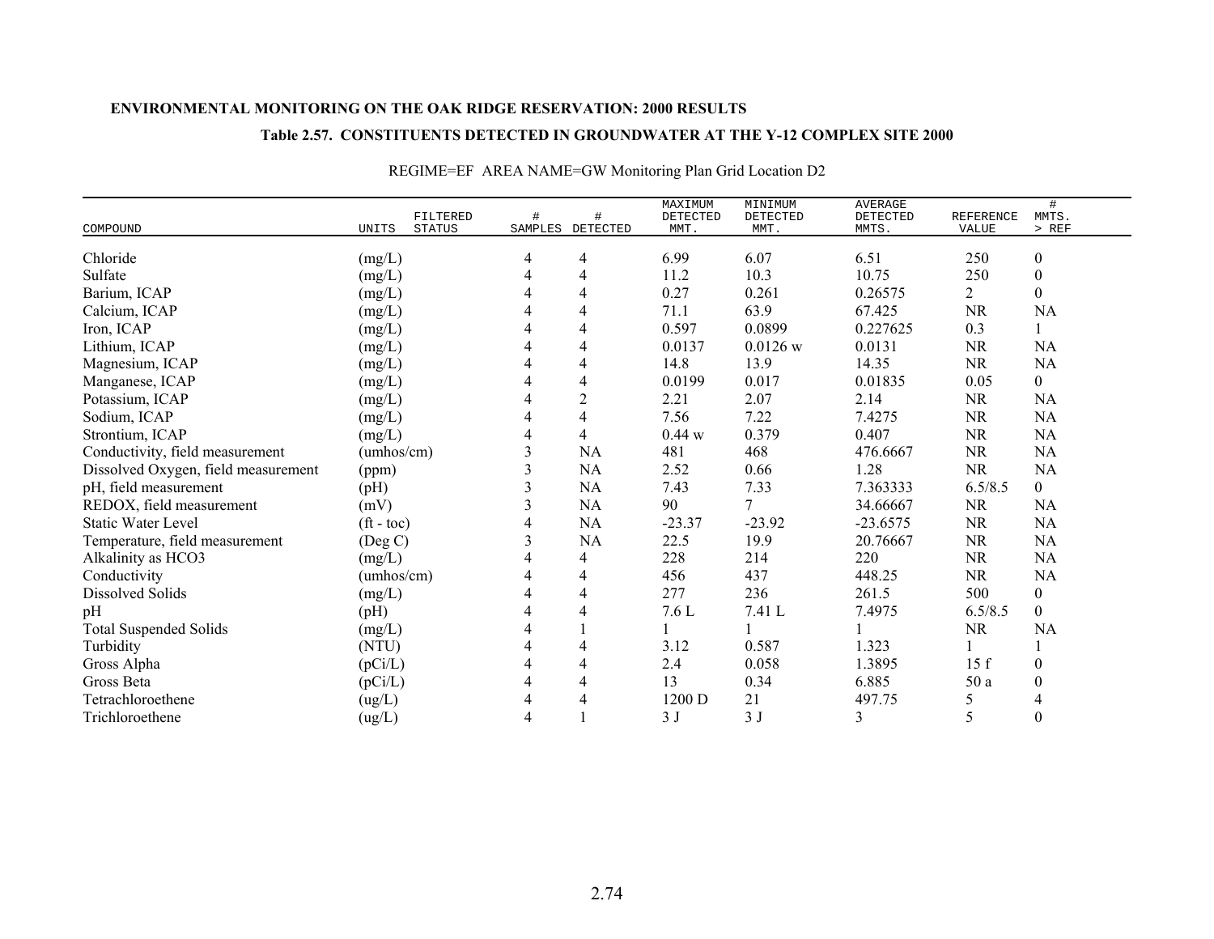**ENVIRONMENTAL MONITORING ON THE OAK RIDGE RESERVATION: 2000 RESULTS**

**Table 2.57. CONSTITUENTS DETECTED IN GROUNDWATER AT THE Y-12 COMPLEX SITE 2000**

REGIME=EF AREA NAME=GW Monitoring Plan Grid Location D2

| COMPOUND | UNITS | FILTERED STATUS | # SAMPLES | # DETECTED | MAXIMUM DETECTED MMT. | MINIMUM DETECTED MMT. | AVERAGE DETECTED MMTS. | REFERENCE VALUE | # MMTS. > REF |
|---|---|---|---|---|---|---|---|---|---|
| Chloride | (mg/L) | | 4 | 4 | 6.99 | 6.07 | 6.51 | 250 | 0 |
| Sulfate | (mg/L) | | 4 | 4 | 11.2 | 10.3 | 10.75 | 250 | 0 |
| Barium, ICAP | (mg/L) | | 4 | 4 | 0.27 | 0.261 | 0.26575 | 2 | 0 |
| Calcium, ICAP | (mg/L) | | 4 | 4 | 71.1 | 63.9 | 67.425 | NR | NA |
| Iron, ICAP | (mg/L) | | 4 | 4 | 0.597 | 0.0899 | 0.227625 | 0.3 | 1 |
| Lithium, ICAP | (mg/L) | | 4 | 4 | 0.0137 | 0.0126 w | 0.0131 | NR | NA |
| Magnesium, ICAP | (mg/L) | | 4 | 4 | 14.8 | 13.9 | 14.35 | NR | NA |
| Manganese, ICAP | (mg/L) | | 4 | 4 | 0.0199 | 0.017 | 0.01835 | 0.05 | 0 |
| Potassium, ICAP | (mg/L) | | 4 | 2 | 2.21 | 2.07 | 2.14 | NR | NA |
| Sodium, ICAP | (mg/L) | | 4 | 4 | 7.56 | 7.22 | 7.4275 | NR | NA |
| Strontium, ICAP | (mg/L) | | 4 | 4 | 0.44 w | 0.379 | 0.407 | NR | NA |
| Conductivity, field measurement | (umhos/cm) | | 3 | NA | 481 | 468 | 476.6667 | NR | NA |
| Dissolved Oxygen, field measurement | (ppm) | | 3 | NA | 2.52 | 0.66 | 1.28 | NR | NA |
| pH, field measurement | (pH) | | 3 | NA | 7.43 | 7.33 | 7.363333 | 6.5/8.5 | 0 |
| REDOX, field measurement | (mV) | | 3 | NA | 90 | 7 | 34.66667 | NR | NA |
| Static Water Level | (ft - toc) | | 4 | NA | -23.37 | -23.92 | -23.6575 | NR | NA |
| Temperature, field measurement | (Deg C) | | 3 | NA | 22.5 | 19.9 | 20.76667 | NR | NA |
| Alkalinity as HCO3 | (mg/L) | | 4 | 4 | 228 | 214 | 220 | NR | NA |
| Conductivity | (umhos/cm) | | 4 | 4 | 456 | 437 | 448.25 | NR | NA |
| Dissolved Solids | (mg/L) | | 4 | 4 | 277 | 236 | 261.5 | 500 | 0 |
| pH | (pH) | | 4 | 4 | 7.6 L | 7.41 L | 7.4975 | 6.5/8.5 | 0 |
| Total Suspended Solids | (mg/L) | | 4 | 1 | 1 | 1 | 1 | NR | NA |
| Turbidity | (NTU) | | 4 | 4 | 3.12 | 0.587 | 1.323 | 1 | 1 |
| Gross Alpha | (pCi/L) | | 4 | 4 | 2.4 | 0.058 | 1.3895 | 15 f | 0 |
| Gross Beta | (pCi/L) | | 4 | 4 | 13 | 0.34 | 6.885 | 50 a | 0 |
| Tetrachloroethene | (ug/L) | | 4 | 4 | 1200 D | 21 | 497.75 | 5 | 4 |
| Trichloroethene | (ug/L) | | 4 | 1 | 3 J | 3 J | 3 | 5 | 0 |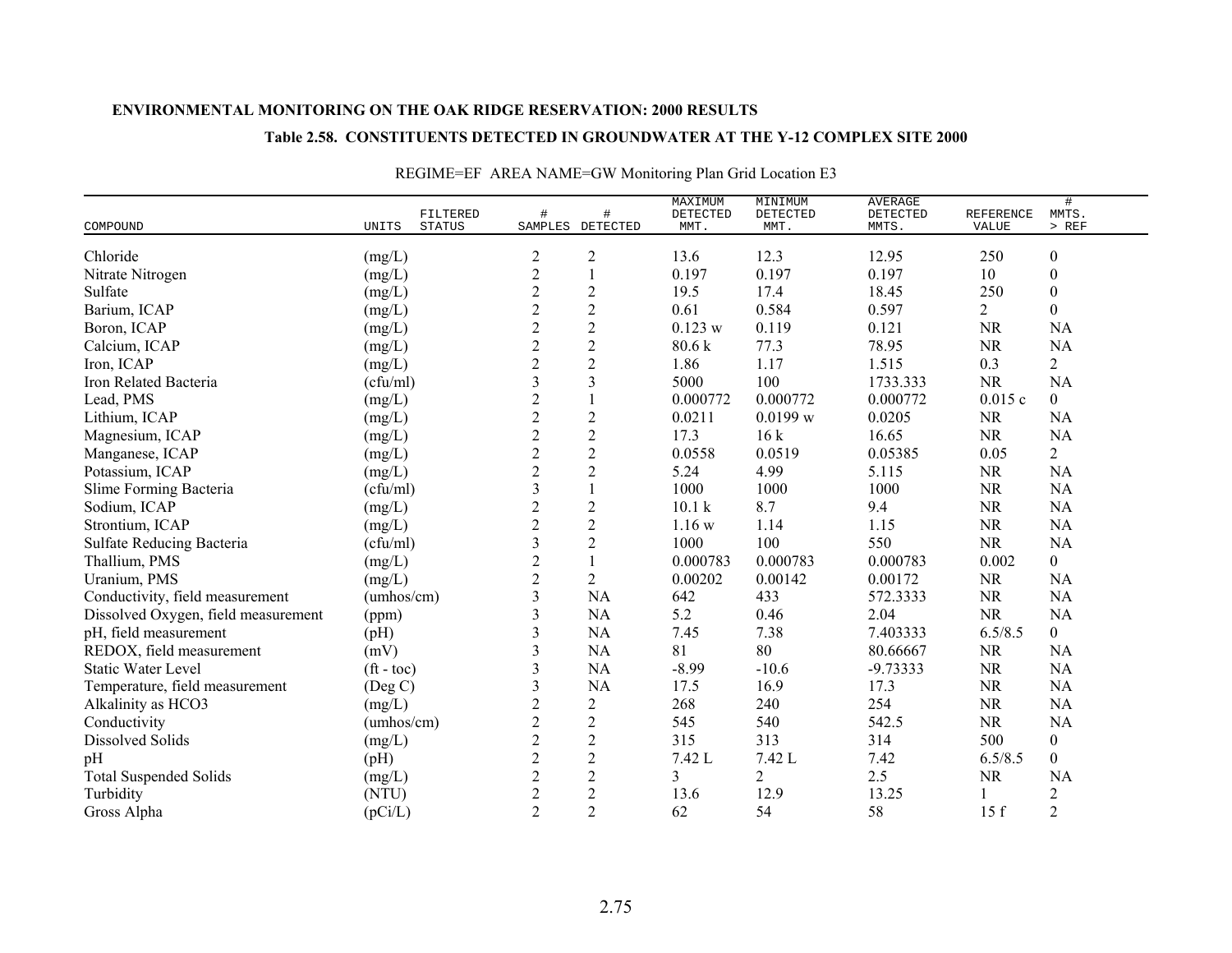**ENVIRONMENTAL MONITORING ON THE OAK RIDGE RESERVATION: 2000 RESULTS**

**Table 2.58. CONSTITUENTS DETECTED IN GROUNDWATER AT THE Y-12 COMPLEX SITE 2000**

REGIME=EF AREA NAME=GW Monitoring Plan Grid Location E3

| COMPOUND | UNITS | FILTERED STATUS | # SAMPLES | # DETECTED | MAXIMUM DETECTED MMT. | MINIMUM DETECTED MMT. | AVERAGE DETECTED MMTS. | REFERENCE VALUE | # MMTS. > REF |
|---|---|---|---|---|---|---|---|---|---|
| Chloride | (mg/L) | | 2 | 2 | 13.6 | 12.3 | 12.95 | 250 | 0 |
| Nitrate Nitrogen | (mg/L) | | 2 | 1 | 0.197 | 0.197 | 0.197 | 10 | 0 |
| Sulfate | (mg/L) | | 2 | 2 | 19.5 | 17.4 | 18.45 | 250 | 0 |
| Barium, ICAP | (mg/L) | | 2 | 2 | 0.61 | 0.584 | 0.597 | 2 | 0 |
| Boron, ICAP | (mg/L) | | 2 | 2 | 0.123 w | 0.119 | 0.121 | NR | NA |
| Calcium, ICAP | (mg/L) | | 2 | 2 | 80.6 k | 77.3 | 78.95 | NR | NA |
| Iron, ICAP | (mg/L) | | 2 | 2 | 1.86 | 1.17 | 1.515 | 0.3 | 2 |
| Iron Related Bacteria | (cfu/ml) | | 3 | 3 | 5000 | 100 | 1733.333 | NR | NA |
| Lead, PMS | (mg/L) | | 2 | 1 | 0.000772 | 0.000772 | 0.000772 | 0.015 c | 0 |
| Lithium, ICAP | (mg/L) | | 2 | 2 | 0.0211 | 0.0199 w | 0.0205 | NR | NA |
| Magnesium, ICAP | (mg/L) | | 2 | 2 | 17.3 | 16 k | 16.65 | NR | NA |
| Manganese, ICAP | (mg/L) | | 2 | 2 | 0.0558 | 0.0519 | 0.05385 | 0.05 | 2 |
| Potassium, ICAP | (mg/L) | | 2 | 2 | 5.24 | 4.99 | 5.115 | NR | NA |
| Slime Forming Bacteria | (cfu/ml) | | 3 | 1 | 1000 | 1000 | 1000 | NR | NA |
| Sodium, ICAP | (mg/L) | | 2 | 2 | 10.1 k | 8.7 | 9.4 | NR | NA |
| Strontium, ICAP | (mg/L) | | 2 | 2 | 1.16 w | 1.14 | 1.15 | NR | NA |
| Sulfate Reducing Bacteria | (cfu/ml) | | 3 | 2 | 1000 | 100 | 550 | NR | NA |
| Thallium, PMS | (mg/L) | | 2 | 1 | 0.000783 | 0.000783 | 0.000783 | 0.002 | 0 |
| Uranium, PMS | (mg/L) | | 2 | 2 | 0.00202 | 0.00142 | 0.00172 | NR | NA |
| Conductivity, field measurement | (umhos/cm) | | 3 | NA | 642 | 433 | 572.3333 | NR | NA |
| Dissolved Oxygen, field measurement | (ppm) | | 3 | NA | 5.2 | 0.46 | 2.04 | NR | NA |
| pH, field measurement | (pH) | | 3 | NA | 7.45 | 7.38 | 7.403333 | 6.5/8.5 | 0 |
| REDOX, field measurement | (mV) | | 3 | NA | 81 | 80 | 80.66667 | NR | NA |
| Static Water Level | (ft - toc) | | 3 | NA | -8.99 | -10.6 | -9.73333 | NR | NA |
| Temperature, field measurement | (Deg C) | | 3 | NA | 17.5 | 16.9 | 17.3 | NR | NA |
| Alkalinity as HCO3 | (mg/L) | | 2 | 2 | 268 | 240 | 254 | NR | NA |
| Conductivity | (umhos/cm) | | 2 | 2 | 545 | 540 | 542.5 | NR | NA |
| Dissolved Solids | (mg/L) | | 2 | 2 | 315 | 313 | 314 | 500 | 0 |
| pH | (pH) | | 2 | 2 | 7.42 L | 7.42 L | 7.42 | 6.5/8.5 | 0 |
| Total Suspended Solids | (mg/L) | | 2 | 2 | 3 | 2 | 2.5 | NR | NA |
| Turbidity | (NTU) | | 2 | 2 | 13.6 | 12.9 | 13.25 | 1 | 2 |
| Gross Alpha | (pCi/L) | | 2 | 2 | 62 | 54 | 58 | 15 f | 2 |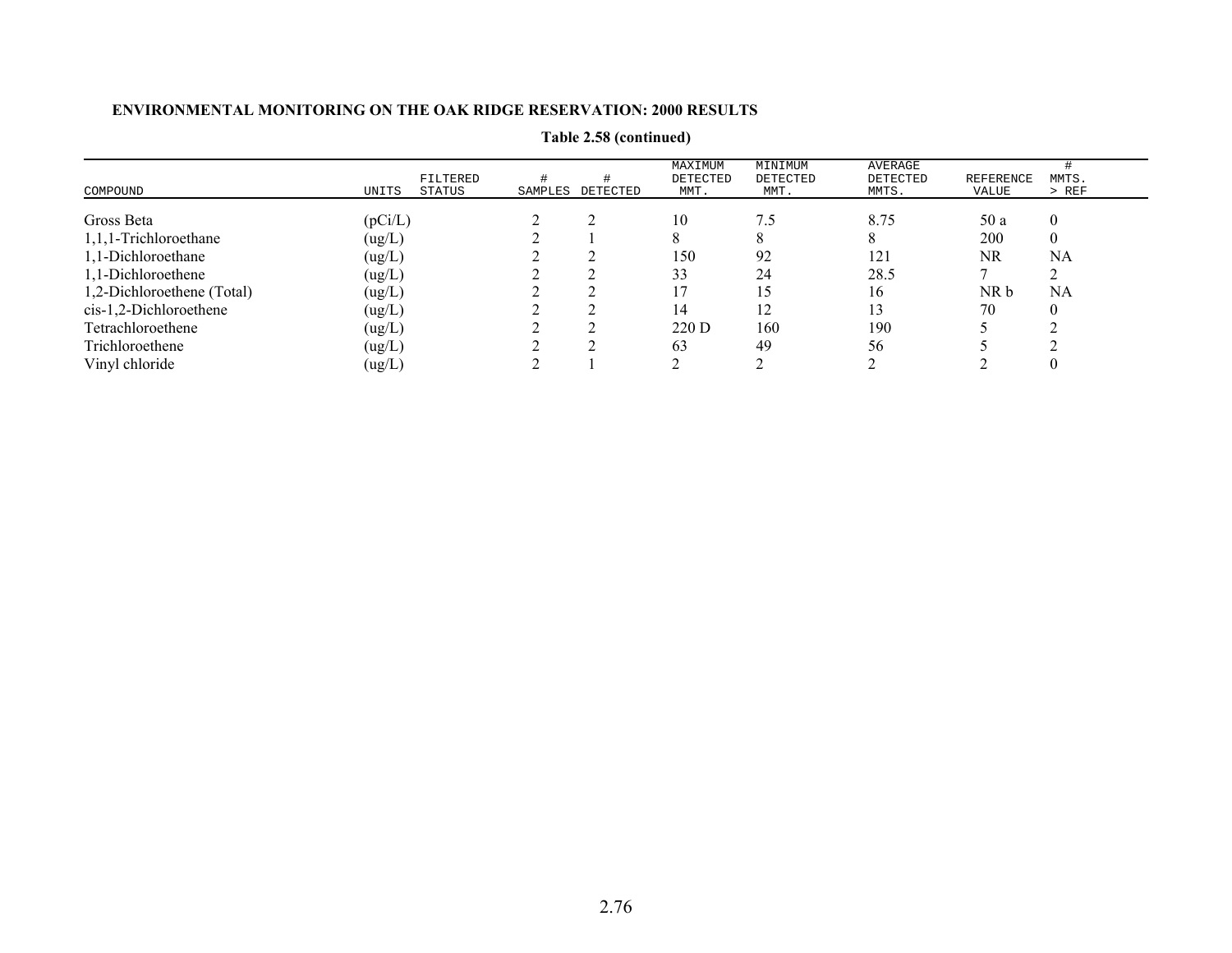**ENVIRONMENTAL MONITORING ON THE OAK RIDGE RESERVATION: 2000 RESULTS**

**Table 2.58 (continued)**

| COMPOUND | UNITS | FILTERED STATUS | # SAMPLES | # DETECTED | MAXIMUM DETECTED MMT. | MINIMUM DETECTED MMT. | AVERAGE DETECTED MMTS. | REFERENCE VALUE | # MMTS. > REF |
|---|---|---|---|---|---|---|---|---|---|
| Gross Beta | (pCi/L) | | 2 | 2 | 10 | 7.5 | 8.75 | 50 a | 0 |
| 1,1,1-Trichloroethane | (ug/L) | | 2 | 1 | 8 | 8 | 8 | 200 | 0 |
| 1,1-Dichloroethane | (ug/L) | | 2 | 2 | 150 | 92 | 121 | NR | NA |
| 1,1-Dichloroethene | (ug/L) | | 2 | 2 | 33 | 24 | 28.5 | 7 | 2 |
| 1,2-Dichloroethene (Total) | (ug/L) | | 2 | 2 | 17 | 15 | 16 | NR b | NA |
| cis-1,2-Dichloroethene | (ug/L) | | 2 | 2 | 14 | 12 | 13 | 70 | 0 |
| Tetrachloroethene | (ug/L) | | 2 | 2 | 220 D | 160 | 190 | 5 | 2 |
| Trichloroethene | (ug/L) | | 2 | 2 | 63 | 49 | 56 | 5 | 2 |
| Vinyl chloride | (ug/L) | | 2 | 1 | 2 | 2 | 2 | 2 | 0 |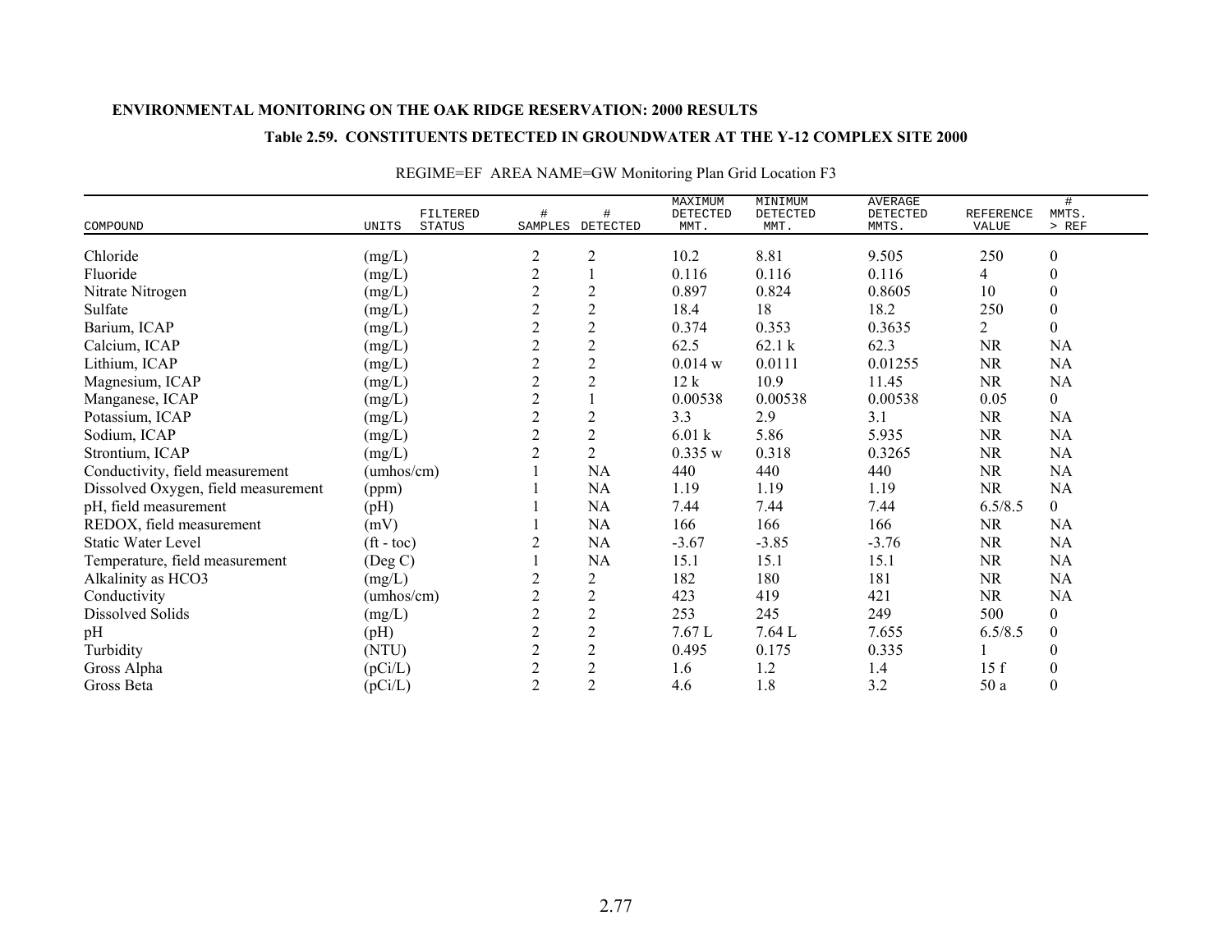**ENVIRONMENTAL MONITORING ON THE OAK RIDGE RESERVATION: 2000 RESULTS**

**Table 2.59. CONSTITUENTS DETECTED IN GROUNDWATER AT THE Y-12 COMPLEX SITE 2000**

REGIME=EF AREA NAME=GW Monitoring Plan Grid Location F3

| COMPOUND | UNITS | FILTERED STATUS | # SAMPLES | # DETECTED | MAXIMUM DETECTED MMT. | MINIMUM DETECTED MMT. | AVERAGE DETECTED MMTS. | REFERENCE VALUE | # MMTS. > REF |
|---|---|---|---|---|---|---|---|---|---|
| Chloride | (mg/L) | | 2 | 2 | 10.2 | 8.81 | 9.505 | 250 | 0 |
| Fluoride | (mg/L) | | 2 | 1 | 0.116 | 0.116 | 0.116 | 4 | 0 |
| Nitrate Nitrogen | (mg/L) | | 2 | 2 | 0.897 | 0.824 | 0.8605 | 10 | 0 |
| Sulfate | (mg/L) | | 2 | 2 | 18.4 | 18 | 18.2 | 250 | 0 |
| Barium, ICAP | (mg/L) | | 2 | 2 | 0.374 | 0.353 | 0.3635 | 2 | 0 |
| Calcium, ICAP | (mg/L) | | 2 | 2 | 62.5 | 62.1 k | 62.3 | NR | NA |
| Lithium, ICAP | (mg/L) | | 2 | 2 | 0.014 w | 0.0111 | 0.01255 | NR | NA |
| Magnesium, ICAP | (mg/L) | | 2 | 2 | 12 k | 10.9 | 11.45 | NR | NA |
| Manganese, ICAP | (mg/L) | | 2 | 1 | 0.00538 | 0.00538 | 0.00538 | 0.05 | 0 |
| Potassium, ICAP | (mg/L) | | 2 | 2 | 3.3 | 2.9 | 3.1 | NR | NA |
| Sodium, ICAP | (mg/L) | | 2 | 2 | 6.01 k | 5.86 | 5.935 | NR | NA |
| Strontium, ICAP | (mg/L) | | 2 | 2 | 0.335 w | 0.318 | 0.3265 | NR | NA |
| Conductivity, field measurement | (umhos/cm) | | 1 | NA | 440 | 440 | 440 | NR | NA |
| Dissolved Oxygen, field measurement | (ppm) | | 1 | NA | 1.19 | 1.19 | 1.19 | NR | NA |
| pH, field measurement | (pH) | | 1 | NA | 7.44 | 7.44 | 7.44 | 6.5/8.5 | 0 |
| REDOX, field measurement | (mV) | | 1 | NA | 166 | 166 | 166 | NR | NA |
| Static Water Level | (ft - toc) | | 2 | NA | -3.67 | -3.85 | -3.76 | NR | NA |
| Temperature, field measurement | (Deg C) | | 1 | NA | 15.1 | 15.1 | 15.1 | NR | NA |
| Alkalinity as HCO3 | (mg/L) | | 2 | 2 | 182 | 180 | 181 | NR | NA |
| Conductivity | (umhos/cm) | | 2 | 2 | 423 | 419 | 421 | NR | NA |
| Dissolved Solids | (mg/L) | | 2 | 2 | 253 | 245 | 249 | 500 | 0 |
| pH | (pH) | | 2 | 2 | 7.67 L | 7.64 L | 7.655 | 6.5/8.5 | 0 |
| Turbidity | (NTU) | | 2 | 2 | 0.495 | 0.175 | 0.335 | 1 | 0 |
| Gross Alpha | (pCi/L) | | 2 | 2 | 1.6 | 1.2 | 1.4 | 15 f | 0 |
| Gross Beta | (pCi/L) | | 2 | 2 | 4.6 | 1.8 | 3.2 | 50 a | 0 |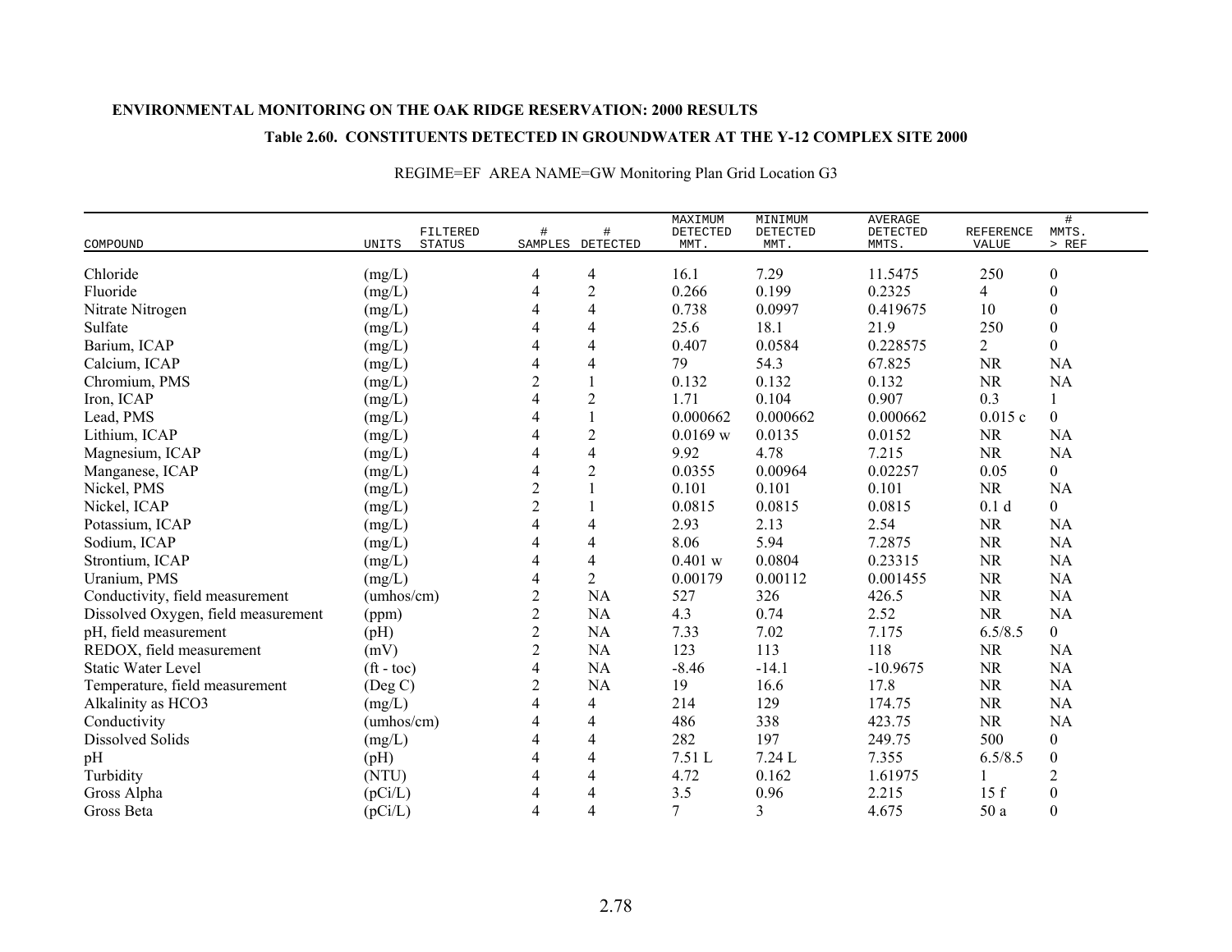**ENVIRONMENTAL MONITORING ON THE OAK RIDGE RESERVATION: 2000 RESULTS**

**Table 2.60. CONSTITUENTS DETECTED IN GROUNDWATER AT THE Y-12 COMPLEX SITE 2000**

REGIME=EF AREA NAME=GW Monitoring Plan Grid Location G3

| COMPOUND | UNITS | FILTERED STATUS | # SAMPLES | # DETECTED | MAXIMUM DETECTED MMT. | MINIMUM DETECTED MMT. | AVERAGE DETECTED MMTS. | REFERENCE VALUE | # MMTS. > REF |
|---|---|---|---|---|---|---|---|---|---|
| Chloride | (mg/L) | | 4 | 4 | 16.1 | 7.29 | 11.5475 | 250 | 0 |
| Fluoride | (mg/L) | | 4 | 2 | 0.266 | 0.199 | 0.2325 | 4 | 0 |
| Nitrate Nitrogen | (mg/L) | | 4 | 4 | 0.738 | 0.0997 | 0.419675 | 10 | 0 |
| Sulfate | (mg/L) | | 4 | 4 | 25.6 | 18.1 | 21.9 | 250 | 0 |
| Barium, ICAP | (mg/L) | | 4 | 4 | 0.407 | 0.0584 | 0.228575 | 2 | 0 |
| Calcium, ICAP | (mg/L) | | 4 | 4 | 79 | 54.3 | 67.825 | NR | NA |
| Chromium, PMS | (mg/L) | | 2 | 1 | 0.132 | 0.132 | 0.132 | NR | NA |
| Iron, ICAP | (mg/L) | | 4 | 2 | 1.71 | 0.104 | 0.907 | 0.3 | 1 |
| Lead, PMS | (mg/L) | | 4 | 1 | 0.000662 | 0.000662 | 0.000662 | 0.015 c | 0 |
| Lithium, ICAP | (mg/L) | | 4 | 2 | 0.0169 w | 0.0135 | 0.0152 | NR | NA |
| Magnesium, ICAP | (mg/L) | | 4 | 4 | 9.92 | 4.78 | 7.215 | NR | NA |
| Manganese, ICAP | (mg/L) | | 4 | 2 | 0.0355 | 0.00964 | 0.02257 | 0.05 | 0 |
| Nickel, PMS | (mg/L) | | 2 | 1 | 0.101 | 0.101 | 0.101 | NR | NA |
| Nickel, ICAP | (mg/L) | | 2 | 1 | 0.0815 | 0.0815 | 0.0815 | 0.1 d | 0 |
| Potassium, ICAP | (mg/L) | | 4 | 4 | 2.93 | 2.13 | 2.54 | NR | NA |
| Sodium, ICAP | (mg/L) | | 4 | 4 | 8.06 | 5.94 | 7.2875 | NR | NA |
| Strontium, ICAP | (mg/L) | | 4 | 4 | 0.401 w | 0.0804 | 0.23315 | NR | NA |
| Uranium, PMS | (mg/L) | | 4 | 2 | 0.00179 | 0.00112 | 0.001455 | NR | NA |
| Conductivity, field measurement | (umhos/cm) | | 2 | NA | 527 | 326 | 426.5 | NR | NA |
| Dissolved Oxygen, field measurement | (ppm) | | 2 | NA | 4.3 | 0.74 | 2.52 | NR | NA |
| pH, field measurement | (pH) | | 2 | NA | 7.33 | 7.02 | 7.175 | 6.5/8.5 | 0 |
| REDOX, field measurement | (mV) | | 2 | NA | 123 | 113 | 118 | NR | NA |
| Static Water Level | (ft - toc) | | 4 | NA | -8.46 | -14.1 | -10.9675 | NR | NA |
| Temperature, field measurement | (Deg C) | | 2 | NA | 19 | 16.6 | 17.8 | NR | NA |
| Alkalinity as HCO3 | (mg/L) | | 4 | 4 | 214 | 129 | 174.75 | NR | NA |
| Conductivity | (umhos/cm) | | 4 | 4 | 486 | 338 | 423.75 | NR | NA |
| Dissolved Solids | (mg/L) | | 4 | 4 | 282 | 197 | 249.75 | 500 | 0 |
| pH | (pH) | | 4 | 4 | 7.51 L | 7.24 L | 7.355 | 6.5/8.5 | 0 |
| Turbidity | (NTU) | | 4 | 4 | 4.72 | 0.162 | 1.61975 | 1 | 2 |
| Gross Alpha | (pCi/L) | | 4 | 4 | 3.5 | 0.96 | 2.215 | 15 f | 0 |
| Gross Beta | (pCi/L) | | 4 | 4 | 7 | 3 | 4.675 | 50 a | 0 |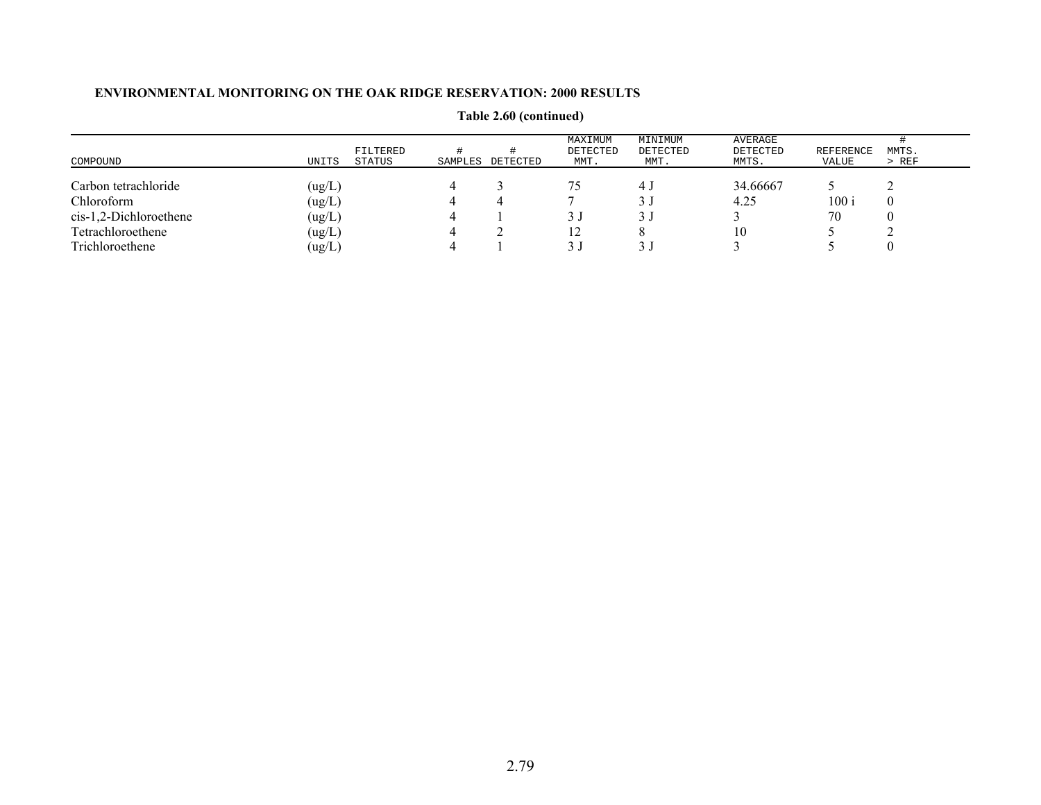**Table 2.60 (continued)**

| COMPOUND | UNITS | FILTERED STATUS | # SAMPLES | # DETECTED | MAXIMUM DETECTED MMT. | MINIMUM DETECTED MMT. | AVERAGE DETECTED MMTS. | REFERENCE VALUE | # MMTS. > REF |
|---|---|---|---|---|---|---|---|---|---|
| Carbon tetrachloride | (ug/L) | | 4 | 3 | 75 | 4 J | 34.66667 | 5 | 2 |
| Chloroform | (ug/L) | | 4 | 4 | 7 | 3 J | 4.25 | 100 i | 0 |
| cis-1,2-Dichloroethene | (ug/L) | | 4 | 1 | 3 J | 3 J | 3 | 70 | 0 |
| Tetrachloroethene | (ug/L) | | 4 | 2 | 12 | 8 | 10 | 5 | 2 |
| Trichloroethene | (ug/L) | | 4 | 1 | 3 J | 3 J | 3 | 5 | 0 |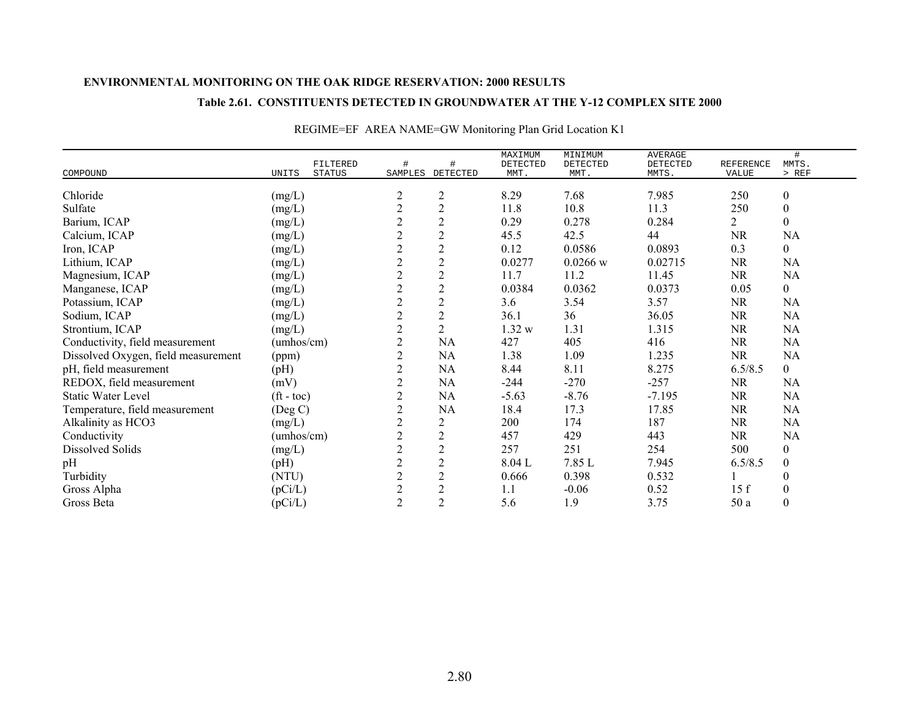**ENVIRONMENTAL MONITORING ON THE OAK RIDGE RESERVATION: 2000 RESULTS**

**Table 2.61. CONSTITUENTS DETECTED IN GROUNDWATER AT THE Y-12 COMPLEX SITE 2000**

REGIME=EF AREA NAME=GW Monitoring Plan Grid Location K1

| COMPOUND | UNITS | FILTERED STATUS | # SAMPLES | # DETECTED | MAXIMUM DETECTED MMT. | MINIMUM DETECTED MMT. | AVERAGE DETECTED MMTS. | REFERENCE VALUE | # MMTS. > REF |
|---|---|---|---|---|---|---|---|---|---|
| Chloride | (mg/L) | | 2 | 2 | 8.29 | 7.68 | 7.985 | 250 | 0 |
| Sulfate | (mg/L) | | 2 | 2 | 11.8 | 10.8 | 11.3 | 250 | 0 |
| Barium, ICAP | (mg/L) | | 2 | 2 | 0.29 | 0.278 | 0.284 | 2 | 0 |
| Calcium, ICAP | (mg/L) | | 2 | 2 | 45.5 | 42.5 | 44 | NR | NA |
| Iron, ICAP | (mg/L) | | 2 | 2 | 0.12 | 0.0586 | 0.0893 | 0.3 | 0 |
| Lithium, ICAP | (mg/L) | | 2 | 2 | 0.0277 | 0.0266 w | 0.02715 | NR | NA |
| Magnesium, ICAP | (mg/L) | | 2 | 2 | 11.7 | 11.2 | 11.45 | NR | NA |
| Manganese, ICAP | (mg/L) | | 2 | 2 | 0.0384 | 0.0362 | 0.0373 | 0.05 | 0 |
| Potassium, ICAP | (mg/L) | | 2 | 2 | 3.6 | 3.54 | 3.57 | NR | NA |
| Sodium, ICAP | (mg/L) | | 2 | 2 | 36.1 | 36 | 36.05 | NR | NA |
| Strontium, ICAP | (mg/L) | | 2 | 2 | 1.32 w | 1.31 | 1.315 | NR | NA |
| Conductivity, field measurement | (umhos/cm) | | 2 | NA | 427 | 405 | 416 | NR | NA |
| Dissolved Oxygen, field measurement | (ppm) | | 2 | NA | 1.38 | 1.09 | 1.235 | NR | NA |
| pH, field measurement | (pH) | | 2 | NA | 8.44 | 8.11 | 8.275 | 6.5/8.5 | 0 |
| REDOX, field measurement | (mV) | | 2 | NA | -244 | -270 | -257 | NR | NA |
| Static Water Level | (ft - toc) | | 2 | NA | -5.63 | -8.76 | -7.195 | NR | NA |
| Temperature, field measurement | (Deg C) | | 2 | NA | 18.4 | 17.3 | 17.85 | NR | NA |
| Alkalinity as HCO3 | (mg/L) | | 2 | 2 | 200 | 174 | 187 | NR | NA |
| Conductivity | (umhos/cm) | | 2 | 2 | 457 | 429 | 443 | NR | NA |
| Dissolved Solids | (mg/L) | | 2 | 2 | 257 | 251 | 254 | 500 | 0 |
| pH | (pH) | | 2 | 2 | 8.04 L | 7.85 L | 7.945 | 6.5/8.5 | 0 |
| Turbidity | (NTU) | | 2 | 2 | 0.666 | 0.398 | 0.532 | 1 | 0 |
| Gross Alpha | (pCi/L) | | 2 | 2 | 1.1 | -0.06 | 0.52 | 15 f | 0 |
| Gross Beta | (pCi/L) | | 2 | 2 | 5.6 | 1.9 | 3.75 | 50 a | 0 |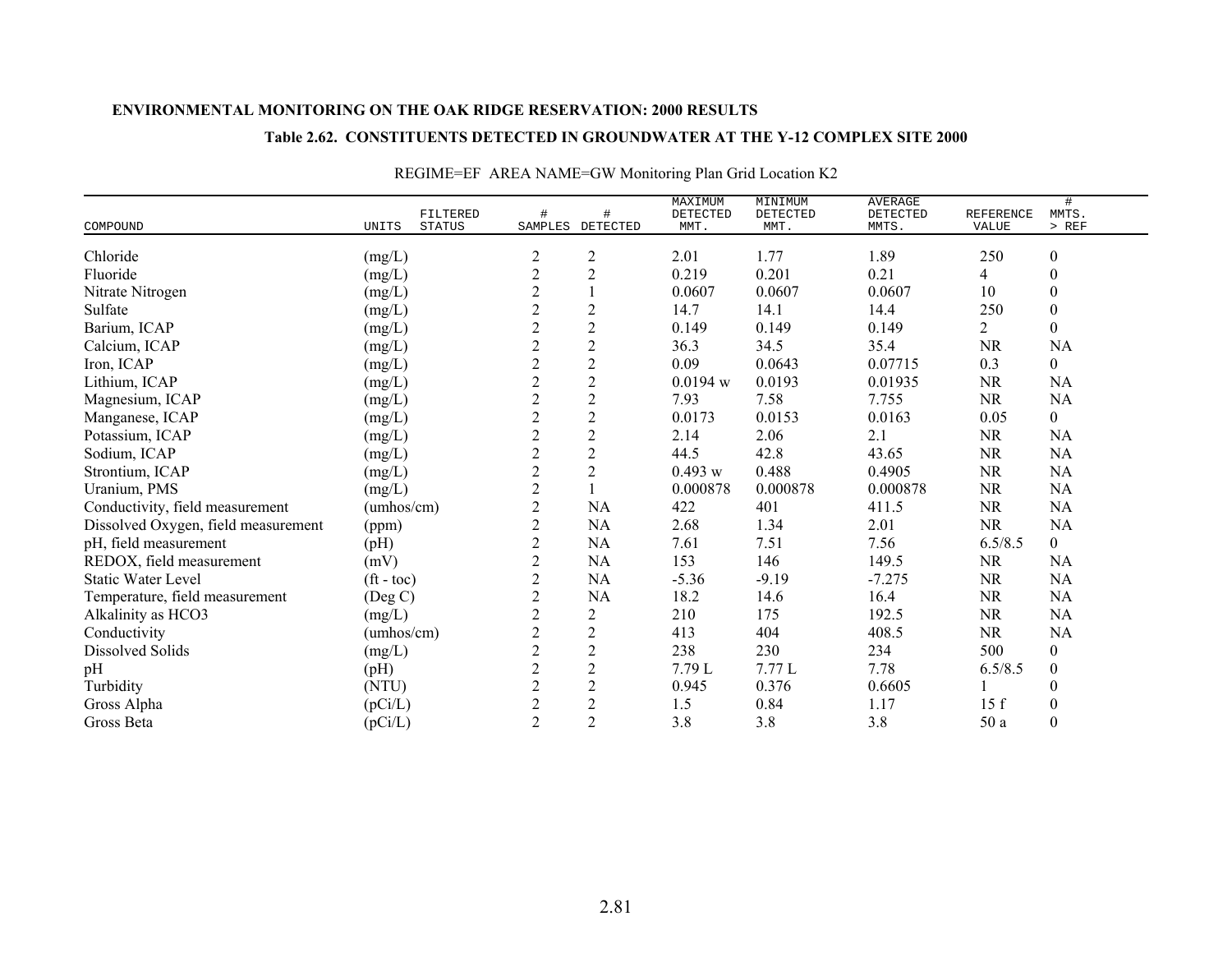**ENVIRONMENTAL MONITORING ON THE OAK RIDGE RESERVATION: 2000 RESULTS**

**Table 2.62. CONSTITUENTS DETECTED IN GROUNDWATER AT THE Y-12 COMPLEX SITE 2000**

REGIME=EF AREA NAME=GW Monitoring Plan Grid Location K2

| COMPOUND | UNITS | FILTERED STATUS | # SAMPLES | # DETECTED | MAXIMUM DETECTED MMT. | MINIMUM DETECTED MMT. | AVERAGE DETECTED MMTS. | REFERENCE VALUE | # MMTS. > REF |
|---|---|---|---|---|---|---|---|---|---|
| Chloride | (mg/L) | | 2 | 2 | 2.01 | 1.77 | 1.89 | 250 | 0 |
| Fluoride | (mg/L) | | 2 | 2 | 0.219 | 0.201 | 0.21 | 4 | 0 |
| Nitrate Nitrogen | (mg/L) | | 2 | 1 | 0.0607 | 0.0607 | 0.0607 | 10 | 0 |
| Sulfate | (mg/L) | | 2 | 2 | 14.7 | 14.1 | 14.4 | 250 | 0 |
| Barium, ICAP | (mg/L) | | 2 | 2 | 0.149 | 0.149 | 0.149 | 2 | 0 |
| Calcium, ICAP | (mg/L) | | 2 | 2 | 36.3 | 34.5 | 35.4 | NR | NA |
| Iron, ICAP | (mg/L) | | 2 | 2 | 0.09 | 0.0643 | 0.07715 | 0.3 | 0 |
| Lithium, ICAP | (mg/L) | | 2 | 2 | 0.0194 w | 0.0193 | 0.01935 | NR | NA |
| Magnesium, ICAP | (mg/L) | | 2 | 2 | 7.93 | 7.58 | 7.755 | NR | NA |
| Manganese, ICAP | (mg/L) | | 2 | 2 | 0.0173 | 0.0153 | 0.0163 | 0.05 | 0 |
| Potassium, ICAP | (mg/L) | | 2 | 2 | 2.14 | 2.06 | 2.1 | NR | NA |
| Sodium, ICAP | (mg/L) | | 2 | 2 | 44.5 | 42.8 | 43.65 | NR | NA |
| Strontium, ICAP | (mg/L) | | 2 | 2 | 0.493 w | 0.488 | 0.4905 | NR | NA |
| Uranium, PMS | (mg/L) | | 2 | 1 | 0.000878 | 0.000878 | 0.000878 | NR | NA |
| Conductivity, field measurement | (umhos/cm) | | 2 | NA | 422 | 401 | 411.5 | NR | NA |
| Dissolved Oxygen, field measurement | (ppm) | | 2 | NA | 2.68 | 1.34 | 2.01 | NR | NA |
| pH, field measurement | (pH) | | 2 | NA | 7.61 | 7.51 | 7.56 | 6.5/8.5 | 0 |
| REDOX, field measurement | (mV) | | 2 | NA | 153 | 146 | 149.5 | NR | NA |
| Static Water Level | (ft - toc) | | 2 | NA | -5.36 | -9.19 | -7.275 | NR | NA |
| Temperature, field measurement | (Deg C) | | 2 | NA | 18.2 | 14.6 | 16.4 | NR | NA |
| Alkalinity as HCO3 | (mg/L) | | 2 | 2 | 210 | 175 | 192.5 | NR | NA |
| Conductivity | (umhos/cm) | | 2 | 2 | 413 | 404 | 408.5 | NR | NA |
| Dissolved Solids | (mg/L) | | 2 | 2 | 238 | 230 | 234 | 500 | 0 |
| pH | (pH) | | 2 | 2 | 7.79 L | 7.77 L | 7.78 | 6.5/8.5 | 0 |
| Turbidity | (NTU) | | 2 | 2 | 0.945 | 0.376 | 0.6605 | 1 | 0 |
| Gross Alpha | (pCi/L) | | 2 | 2 | 1.5 | 0.84 | 1.17 | 15 f | 0 |
| Gross Beta | (pCi/L) | | 2 | 2 | 3.8 | 3.8 | 3.8 | 50 a | 0 |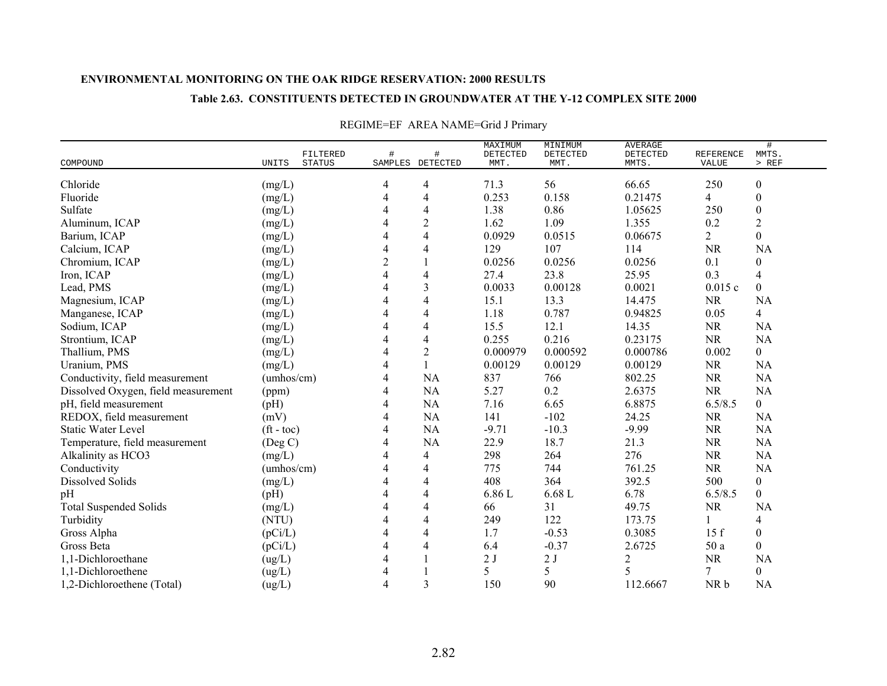**ENVIRONMENTAL MONITORING ON THE OAK RIDGE RESERVATION: 2000 RESULTS**

**Table 2.63. CONSTITUENTS DETECTED IN GROUNDWATER AT THE Y-12 COMPLEX SITE 2000**

REGIME=EF AREA NAME=Grid J Primary

| COMPOUND | UNITS | FILTERED STATUS | # SAMPLES | # DETECTED | MAXIMUM DETECTED MMT. | MINIMUM DETECTED MMT. | AVERAGE DETECTED MMTS. | REFERENCE VALUE | # MMTS. > REF |
|---|---|---|---|---|---|---|---|---|---|
| Chloride | (mg/L) | | 4 | 4 | 71.3 | 56 | 66.65 | 250 | 0 |
| Fluoride | (mg/L) | | 4 | 4 | 0.253 | 0.158 | 0.21475 | 4 | 0 |
| Sulfate | (mg/L) | | 4 | 4 | 1.38 | 0.86 | 1.05625 | 250 | 0 |
| Aluminum, ICAP | (mg/L) | | 4 | 2 | 1.62 | 1.09 | 1.355 | 0.2 | 2 |
| Barium, ICAP | (mg/L) | | 4 | 4 | 0.0929 | 0.0515 | 0.06675 | 2 | 0 |
| Calcium, ICAP | (mg/L) | | 4 | 4 | 129 | 107 | 114 | NR | NA |
| Chromium, ICAP | (mg/L) | | 2 | 1 | 0.0256 | 0.0256 | 0.0256 | 0.1 | 0 |
| Iron, ICAP | (mg/L) | | 4 | 4 | 27.4 | 23.8 | 25.95 | 0.3 | 4 |
| Lead, PMS | (mg/L) | | 4 | 3 | 0.0033 | 0.00128 | 0.0021 | 0.015 c | 0 |
| Magnesium, ICAP | (mg/L) | | 4 | 4 | 15.1 | 13.3 | 14.475 | NR | NA |
| Manganese, ICAP | (mg/L) | | 4 | 4 | 1.18 | 0.787 | 0.94825 | 0.05 | 4 |
| Sodium, ICAP | (mg/L) | | 4 | 4 | 15.5 | 12.1 | 14.35 | NR | NA |
| Strontium, ICAP | (mg/L) | | 4 | 4 | 0.255 | 0.216 | 0.23175 | NR | NA |
| Thallium, PMS | (mg/L) | | 4 | 2 | 0.000979 | 0.000592 | 0.000786 | 0.002 | 0 |
| Uranium, PMS | (mg/L) | | 4 | 1 | 0.00129 | 0.00129 | 0.00129 | NR | NA |
| Conductivity, field measurement | (umhos/cm) | | 4 | NA | 837 | 766 | 802.25 | NR | NA |
| Dissolved Oxygen, field measurement | (ppm) | | 4 | NA | 5.27 | 0.2 | 2.6375 | NR | NA |
| pH, field measurement | (pH) | | 4 | NA | 7.16 | 6.65 | 6.8875 | 6.5/8.5 | 0 |
| REDOX, field measurement | (mV) | | 4 | NA | 141 | -102 | 24.25 | NR | NA |
| Static Water Level | (ft - toc) | | 4 | NA | -9.71 | -10.3 | -9.99 | NR | NA |
| Temperature, field measurement | (Deg C) | | 4 | NA | 22.9 | 18.7 | 21.3 | NR | NA |
| Alkalinity as HCO3 | (mg/L) | | 4 | 4 | 298 | 264 | 276 | NR | NA |
| Conductivity | (umhos/cm) | | 4 | 4 | 775 | 744 | 761.25 | NR | NA |
| Dissolved Solids | (mg/L) | | 4 | 4 | 408 | 364 | 392.5 | 500 | 0 |
| pH | (pH) | | 4 | 4 | 6.86 L | 6.68 L | 6.78 | 6.5/8.5 | 0 |
| Total Suspended Solids | (mg/L) | | 4 | 4 | 66 | 31 | 49.75 | NR | NA |
| Turbidity | (NTU) | | 4 | 4 | 249 | 122 | 173.75 | 1 | 4 |
| Gross Alpha | (pCi/L) | | 4 | 4 | 1.7 | -0.53 | 0.3085 | 15 f | 0 |
| Gross Beta | (pCi/L) | | 4 | 4 | 6.4 | -0.37 | 2.6725 | 50 a | 0 |
| 1,1-Dichloroethane | (ug/L) | | 4 | 1 | 2 J | 2 J | 2 | NR | NA |
| 1,1-Dichloroethene | (ug/L) | | 4 | 1 | 5 | 5 | 5 | 7 | 0 |
| 1,2-Dichloroethene (Total) | (ug/L) | | 4 | 3 | 150 | 90 | 112.6667 | NR b | NA |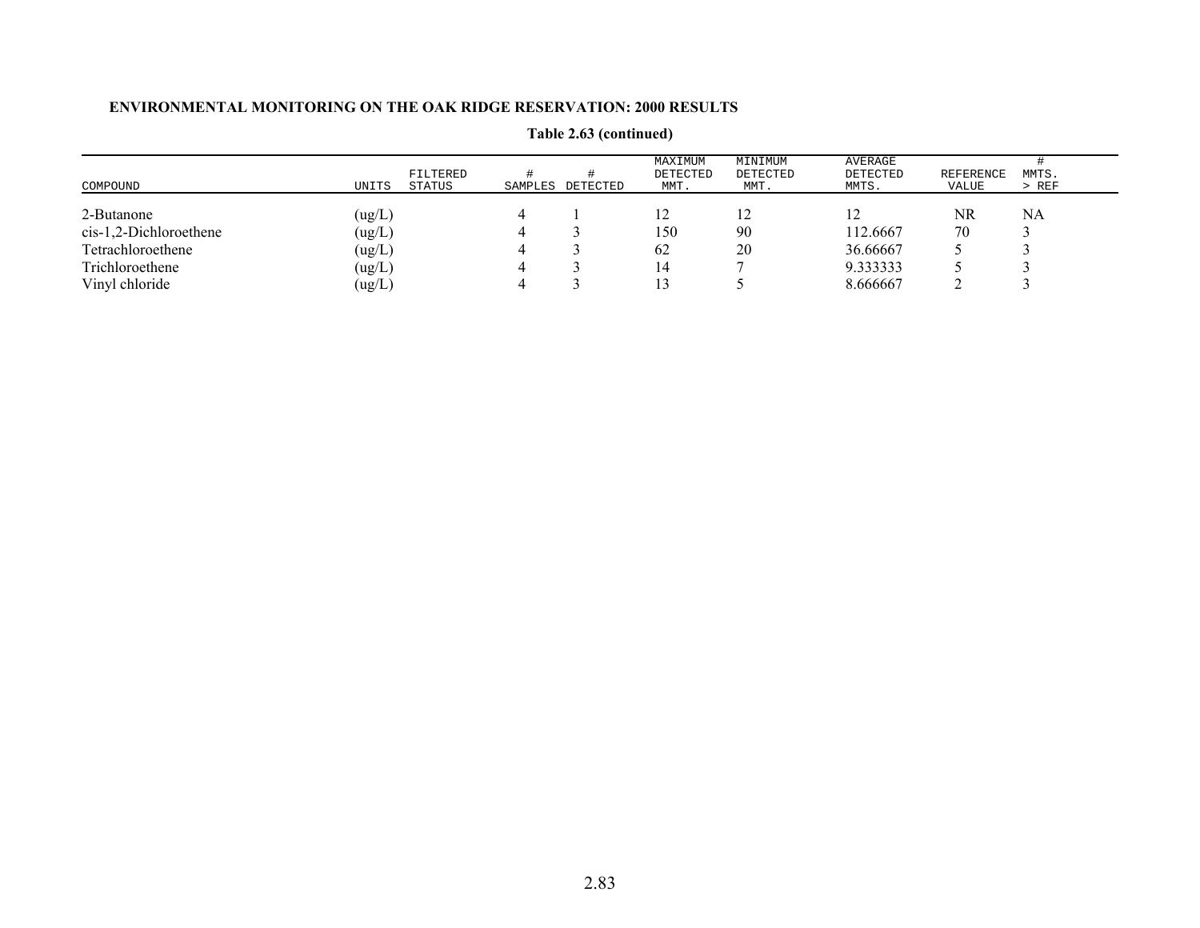**ENVIRONMENTAL MONITORING ON THE OAK RIDGE RESERVATION: 2000 RESULTS**

**Table 2.63 (continued)**

| COMPOUND | UNITS | FILTERED STATUS | # SAMPLES | # DETECTED | MAXIMUM DETECTED MMT. | MINIMUM DETECTED MMT. | AVERAGE DETECTED MMTS. | REFERENCE VALUE | # MMTS. > REF |
|---|---|---|---|---|---|---|---|---|---|
| 2-Butanone | (ug/L) | | 4 | 1 | 12 | 12 | 12 | NR | NA |
| cis-1,2-Dichloroethene | (ug/L) | | 4 | 3 | 150 | 90 | 112.6667 | 70 | 3 |
| Tetrachloroethene | (ug/L) | | 4 | 3 | 62 | 20 | 36.66667 | 5 | 3 |
| Trichloroethene | (ug/L) | | 4 | 3 | 14 | 7 | 9.333333 | 5 | 3 |
| Vinyl chloride | (ug/L) | | 4 | 3 | 13 | 5 | 8.666667 | 2 | 3 |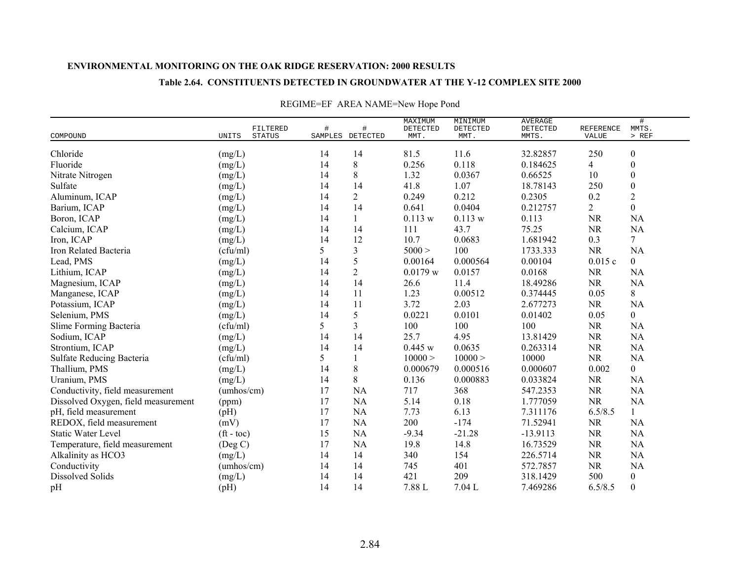**ENVIRONMENTAL MONITORING ON THE OAK RIDGE RESERVATION: 2000 RESULTS**

**Table 2.64. CONSTITUENTS DETECTED IN GROUNDWATER AT THE Y-12 COMPLEX SITE 2000**

REGIME=EF AREA NAME=New Hope Pond

| COMPOUND | UNITS | FILTERED STATUS | # SAMPLES | # DETECTED | MAXIMUM DETECTED MMT. | MINIMUM DETECTED MMT. | AVERAGE DETECTED MMTS. | REFERENCE VALUE | # MMTS. > REF |
|---|---|---|---|---|---|---|---|---|---|
| Chloride | (mg/L) | | 14 | 14 | 81.5 | 11.6 | 32.82857 | 250 | 0 |
| Fluoride | (mg/L) | | 14 | 8 | 0.256 | 0.118 | 0.184625 | 4 | 0 |
| Nitrate Nitrogen | (mg/L) | | 14 | 8 | 1.32 | 0.0367 | 0.66525 | 10 | 0 |
| Sulfate | (mg/L) | | 14 | 14 | 41.8 | 1.07 | 18.78143 | 250 | 0 |
| Aluminum, ICAP | (mg/L) | | 14 | 2 | 0.249 | 0.212 | 0.2305 | 0.2 | 2 |
| Barium, ICAP | (mg/L) | | 14 | 14 | 0.641 | 0.0404 | 0.212757 | 2 | 0 |
| Boron, ICAP | (mg/L) | | 14 | 1 | 0.113 w | 0.113 w | 0.113 | NR | NA |
| Calcium, ICAP | (mg/L) | | 14 | 14 | 111 | 43.7 | 75.25 | NR | NA |
| Iron, ICAP | (mg/L) | | 14 | 12 | 10.7 | 0.0683 | 1.681942 | 0.3 | 7 |
| Iron Related Bacteria | (cfu/ml) | | 5 | 3 | 5000 > | 100 | 1733.333 | NR | NA |
| Lead, PMS | (mg/L) | | 14 | 5 | 0.00164 | 0.000564 | 0.00104 | 0.015 c | 0 |
| Lithium, ICAP | (mg/L) | | 14 | 2 | 0.0179 w | 0.0157 | 0.0168 | NR | NA |
| Magnesium, ICAP | (mg/L) | | 14 | 14 | 26.6 | 11.4 | 18.49286 | NR | NA |
| Manganese, ICAP | (mg/L) | | 14 | 11 | 1.23 | 0.00512 | 0.374445 | 0.05 | 8 |
| Potassium, ICAP | (mg/L) | | 14 | 11 | 3.72 | 2.03 | 2.677273 | NR | NA |
| Selenium, PMS | (mg/L) | | 14 | 5 | 0.0221 | 0.0101 | 0.01402 | 0.05 | 0 |
| Slime Forming Bacteria | (cfu/ml) | | 5 | 3 | 100 | 100 | 100 | NR | NA |
| Sodium, ICAP | (mg/L) | | 14 | 14 | 25.7 | 4.95 | 13.81429 | NR | NA |
| Strontium, ICAP | (mg/L) | | 14 | 14 | 0.445 w | 0.0635 | 0.263314 | NR | NA |
| Sulfate Reducing Bacteria | (cfu/ml) | | 5 | 1 | 10000 > | 10000 > | 10000 | NR | NA |
| Thallium, PMS | (mg/L) | | 14 | 8 | 0.000679 | 0.000516 | 0.000607 | 0.002 | 0 |
| Uranium, PMS | (mg/L) | | 14 | 8 | 0.136 | 0.000883 | 0.033824 | NR | NA |
| Conductivity, field measurement | (umhos/cm) | | 17 | NA | 717 | 368 | 547.2353 | NR | NA |
| Dissolved Oxygen, field measurement | (ppm) | | 17 | NA | 5.14 | 0.18 | 1.777059 | NR | NA |
| pH, field measurement | (pH) | | 17 | NA | 7.73 | 6.13 | 7.311176 | 6.5/8.5 | 1 |
| REDOX, field measurement | (mV) | | 17 | NA | 200 | -174 | 71.52941 | NR | NA |
| Static Water Level | (ft - toc) | | 15 | NA | -9.34 | -21.28 | -13.9113 | NR | NA |
| Temperature, field measurement | (Deg C) | | 17 | NA | 19.8 | 14.8 | 16.73529 | NR | NA |
| Alkalinity as HCO3 | (mg/L) | | 14 | 14 | 340 | 154 | 226.5714 | NR | NA |
| Conductivity | (umhos/cm) | | 14 | 14 | 745 | 401 | 572.7857 | NR | NA |
| Dissolved Solids | (mg/L) | | 14 | 14 | 421 | 209 | 318.1429 | 500 | 0 |
| pH | (pH) | | 14 | 14 | 7.88 L | 7.04 L | 7.469286 | 6.5/8.5 | 0 |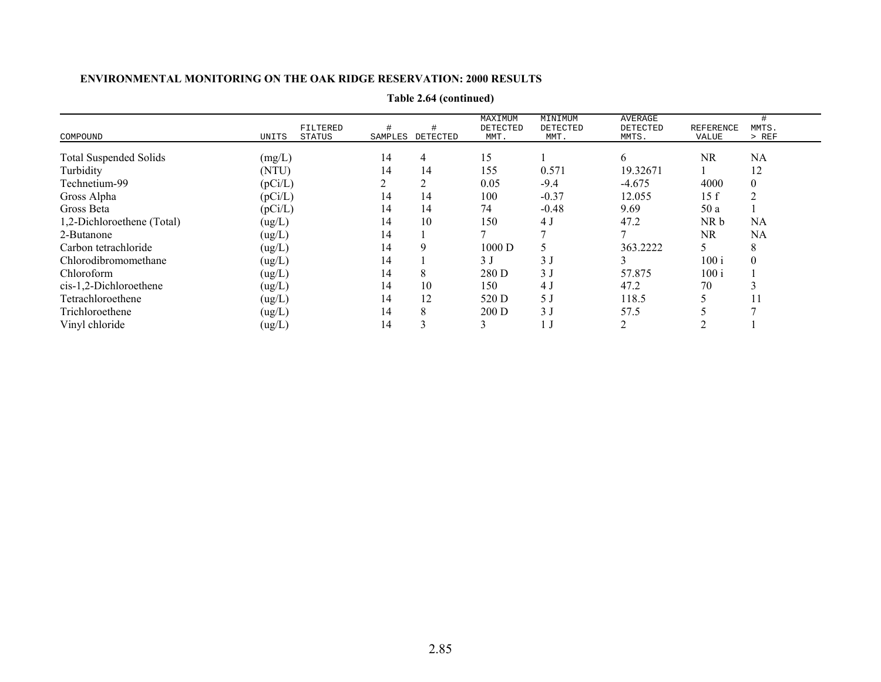**ENVIRONMENTAL MONITORING ON THE OAK RIDGE RESERVATION: 2000 RESULTS**

**Table 2.64 (continued)**

| COMPOUND | UNITS | FILTERED STATUS | # SAMPLES | # DETECTED | MAXIMUM DETECTED MMT. | MINIMUM DETECTED MMT. | AVERAGE DETECTED MMTS. | REFERENCE VALUE | # MMTS. > REF |
|---|---|---|---|---|---|---|---|---|---|
| Total Suspended Solids | (mg/L) | | 14 | 4 | 15 | 1 | 6 | NR | NA |
| Turbidity | (NTU) | | 14 | 14 | 155 | 0.571 | 19.32671 | 1 | 12 |
| Technetium-99 | (pCi/L) | | 2 | 2 | 0.05 | -9.4 | -4.675 | 4000 | 0 |
| Gross Alpha | (pCi/L) | | 14 | 14 | 100 | -0.37 | 12.055 | 15 f | 2 |
| Gross Beta | (pCi/L) | | 14 | 14 | 74 | -0.48 | 9.69 | 50 a | 1 |
| 1,2-Dichloroethene (Total) | (ug/L) | | 14 | 10 | 150 | 4 J | 47.2 | NR b | NA |
| 2-Butanone | (ug/L) | | 14 | 1 | 7 | 7 | 7 | NR | NA |
| Carbon tetrachloride | (ug/L) | | 14 | 9 | 1000 D | 5 | 363.2222 | 5 | 8 |
| Chlorodibromomethane | (ug/L) | | 14 | 1 | 3 J | 3 J | 3 | 100 i | 0 |
| Chloroform | (ug/L) | | 14 | 8 | 280 D | 3 J | 57.875 | 100 i | 1 |
| cis-1,2-Dichloroethene | (ug/L) | | 14 | 10 | 150 | 4 J | 47.2 | 70 | 3 |
| Tetrachloroethene | (ug/L) | | 14 | 12 | 520 D | 5 J | 118.5 | 5 | 11 |
| Trichloroethene | (ug/L) | | 14 | 8 | 200 D | 3 J | 57.5 | 5 | 7 |
| Vinyl chloride | (ug/L) | | 14 | 3 | 3 | 1 J | 2 | 2 | 1 |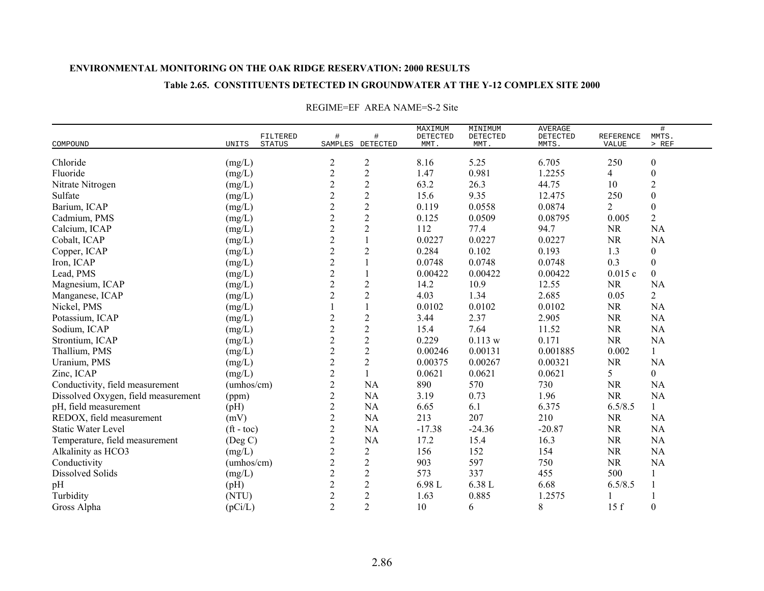**ENVIRONMENTAL MONITORING ON THE OAK RIDGE RESERVATION: 2000 RESULTS**

**Table 2.65. CONSTITUENTS DETECTED IN GROUNDWATER AT THE Y-12 COMPLEX SITE 2000**

REGIME=EF AREA NAME=S-2 Site

| COMPOUND | UNITS | FILTERED STATUS | # SAMPLES | # DETECTED | MAXIMUM DETECTED MMT. | MINIMUM DETECTED MMT. | AVERAGE DETECTED MMTS. | REFERENCE VALUE | # MMTS. > REF |
|---|---|---|---|---|---|---|---|---|---|
| Chloride | (mg/L) | | 2 | 2 | 8.16 | 5.25 | 6.705 | 250 | 0 |
| Fluoride | (mg/L) | | 2 | 2 | 1.47 | 0.981 | 1.2255 | 4 | 0 |
| Nitrate Nitrogen | (mg/L) | | 2 | 2 | 63.2 | 26.3 | 44.75 | 10 | 2 |
| Sulfate | (mg/L) | | 2 | 2 | 15.6 | 9.35 | 12.475 | 250 | 0 |
| Barium, ICAP | (mg/L) | | 2 | 2 | 0.119 | 0.0558 | 0.0874 | 2 | 0 |
| Cadmium, PMS | (mg/L) | | 2 | 2 | 0.125 | 0.0509 | 0.08795 | 0.005 | 2 |
| Calcium, ICAP | (mg/L) | | 2 | 2 | 112 | 77.4 | 94.7 | NR | NA |
| Cobalt, ICAP | (mg/L) | | 2 | 1 | 0.0227 | 0.0227 | 0.0227 | NR | NA |
| Copper, ICAP | (mg/L) | | 2 | 2 | 0.284 | 0.102 | 0.193 | 1.3 | 0 |
| Iron, ICAP | (mg/L) | | 2 | 1 | 0.0748 | 0.0748 | 0.0748 | 0.3 | 0 |
| Lead, PMS | (mg/L) | | 2 | 1 | 0.00422 | 0.00422 | 0.00422 | 0.015 c | 0 |
| Magnesium, ICAP | (mg/L) | | 2 | 2 | 14.2 | 10.9 | 12.55 | NR | NA |
| Manganese, ICAP | (mg/L) | | 2 | 2 | 4.03 | 1.34 | 2.685 | 0.05 | 2 |
| Nickel, PMS | (mg/L) | | 1 | 1 | 0.0102 | 0.0102 | 0.0102 | NR | NA |
| Potassium, ICAP | (mg/L) | | 2 | 2 | 3.44 | 2.37 | 2.905 | NR | NA |
| Sodium, ICAP | (mg/L) | | 2 | 2 | 15.4 | 7.64 | 11.52 | NR | NA |
| Strontium, ICAP | (mg/L) | | 2 | 2 | 0.229 | 0.113 w | 0.171 | NR | NA |
| Thallium, PMS | (mg/L) | | 2 | 2 | 0.00246 | 0.00131 | 0.001885 | 0.002 | 1 |
| Uranium, PMS | (mg/L) | | 2 | 2 | 0.00375 | 0.00267 | 0.00321 | NR | NA |
| Zinc, ICAP | (mg/L) | | 2 | 1 | 0.0621 | 0.0621 | 0.0621 | 5 | 0 |
| Conductivity, field measurement | (umhos/cm) | | 2 | NA | 890 | 570 | 730 | NR | NA |
| Dissolved Oxygen, field measurement | (ppm) | | 2 | NA | 3.19 | 0.73 | 1.96 | NR | NA |
| pH, field measurement | (pH) | | 2 | NA | 6.65 | 6.1 | 6.375 | 6.5/8.5 | 1 |
| REDOX, field measurement | (mV) | | 2 | NA | 213 | 207 | 210 | NR | NA |
| Static Water Level | (ft - toc) | | 2 | NA | -17.38 | -24.36 | -20.87 | NR | NA |
| Temperature, field measurement | (Deg C) | | 2 | NA | 17.2 | 15.4 | 16.3 | NR | NA |
| Alkalinity as HCO3 | (mg/L) | | 2 | 2 | 156 | 152 | 154 | NR | NA |
| Conductivity | (umhos/cm) | | 2 | 2 | 903 | 597 | 750 | NR | NA |
| Dissolved Solids | (mg/L) | | 2 | 2 | 573 | 337 | 455 | 500 | 1 |
| pH | (pH) | | 2 | 2 | 6.98 L | 6.38 L | 6.68 | 6.5/8.5 | 1 |
| Turbidity | (NTU) | | 2 | 2 | 1.63 | 0.885 | 1.2575 | 1 | 1 |
| Gross Alpha | (pCi/L) | | 2 | 2 | 10 | 6 | 8 | 15 f | 0 |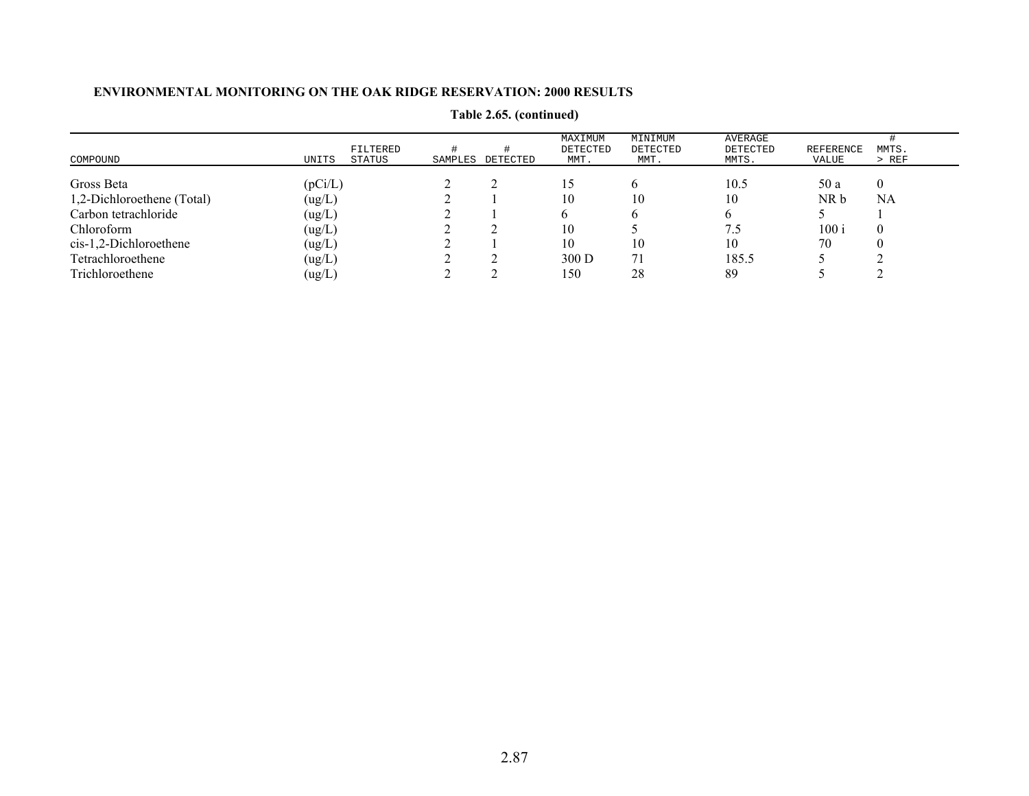**Table 2.65. (continued)**

| COMPOUND | UNITS | FILTERED STATUS | # SAMPLES | # DETECTED | MAXIMUM DETECTED MMT. | MINIMUM DETECTED MMT. | AVERAGE DETECTED MMTS. | REFERENCE VALUE | # MMTS. > REF |
|---|---|---|---|---|---|---|---|---|---|
| Gross Beta | (pCi/L) | | 2 | 2 | 15 | 6 | 10.5 | 50 a | 0 |
| 1,2-Dichloroethene (Total) | (ug/L) | | 2 | 1 | 10 | 10 | 10 | NR b | NA |
| Carbon tetrachloride | (ug/L) | | 2 | 1 | 6 | 6 | 6 | 5 | 1 |
| Chloroform | (ug/L) | | 2 | 2 | 10 | 5 | 7.5 | 100 i | 0 |
| cis-1,2-Dichloroethene | (ug/L) | | 2 | 1 | 10 | 10 | 10 | 70 | 0 |
| Tetrachloroethene | (ug/L) | | 2 | 2 | 300 D | 71 | 185.5 | 5 | 2 |
| Trichloroethene | (ug/L) | | 2 | 2 | 150 | 28 | 89 | 5 | 2 |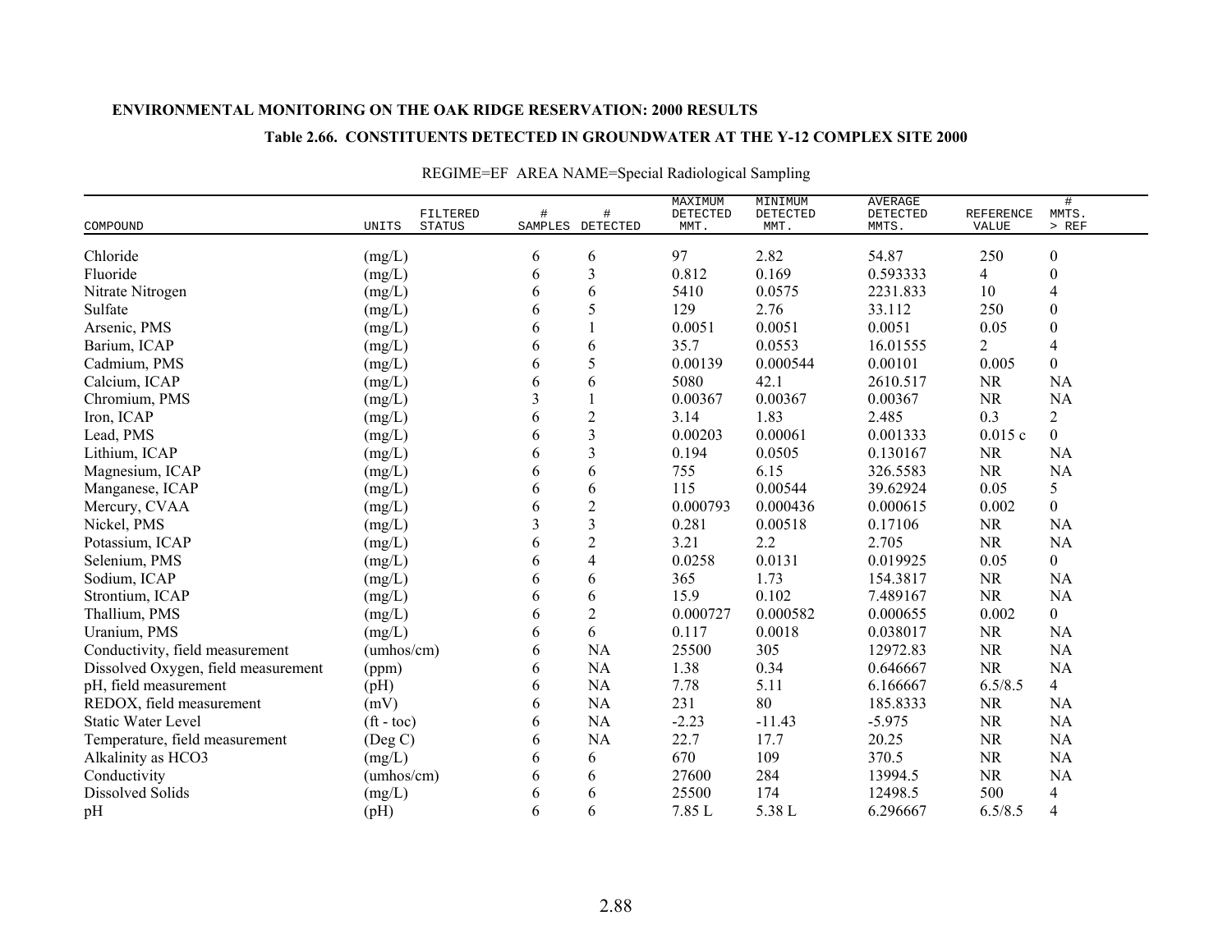**ENVIRONMENTAL MONITORING ON THE OAK RIDGE RESERVATION: 2000 RESULTS**

**Table 2.66. CONSTITUENTS DETECTED IN GROUNDWATER AT THE Y-12 COMPLEX SITE 2000**

REGIME=EF AREA NAME=Special Radiological Sampling

| COMPOUND | UNITS | FILTERED STATUS | # SAMPLES | # DETECTED | MAXIMUM DETECTED MMT. | MINIMUM DETECTED MMT. | AVERAGE DETECTED MMTS. | REFERENCE VALUE | # MMTS. > REF |
|---|---|---|---|---|---|---|---|---|---|
| Chloride | (mg/L) | | 6 | 6 | 97 | 2.82 | 54.87 | 250 | 0 |
| Fluoride | (mg/L) | | 6 | 3 | 0.812 | 0.169 | 0.593333 | 4 | 0 |
| Nitrate Nitrogen | (mg/L) | | 6 | 6 | 5410 | 0.0575 | 2231.833 | 10 | 4 |
| Sulfate | (mg/L) | | 6 | 5 | 129 | 2.76 | 33.112 | 250 | 0 |
| Arsenic, PMS | (mg/L) | | 6 | 1 | 0.0051 | 0.0051 | 0.0051 | 0.05 | 0 |
| Barium, ICAP | (mg/L) | | 6 | 6 | 35.7 | 0.0553 | 16.01555 | 2 | 4 |
| Cadmium, PMS | (mg/L) | | 6 | 5 | 0.00139 | 0.000544 | 0.00101 | 0.005 | 0 |
| Calcium, ICAP | (mg/L) | | 6 | 6 | 5080 | 42.1 | 2610.517 | NR | NA |
| Chromium, PMS | (mg/L) | | 3 | 1 | 0.00367 | 0.00367 | 0.00367 | NR | NA |
| Iron, ICAP | (mg/L) | | 6 | 2 | 3.14 | 1.83 | 2.485 | 0.3 | 2 |
| Lead, PMS | (mg/L) | | 6 | 3 | 0.00203 | 0.00061 | 0.001333 | 0.015 c | 0 |
| Lithium, ICAP | (mg/L) | | 6 | 3 | 0.194 | 0.0505 | 0.130167 | NR | NA |
| Magnesium, ICAP | (mg/L) | | 6 | 6 | 755 | 6.15 | 326.5583 | NR | NA |
| Manganese, ICAP | (mg/L) | | 6 | 6 | 115 | 0.00544 | 39.62924 | 0.05 | 5 |
| Mercury, CVAA | (mg/L) | | 6 | 2 | 0.000793 | 0.000436 | 0.000615 | 0.002 | 0 |
| Nickel, PMS | (mg/L) | | 3 | 3 | 0.281 | 0.00518 | 0.17106 | NR | NA |
| Potassium, ICAP | (mg/L) | | 6 | 2 | 3.21 | 2.2 | 2.705 | NR | NA |
| Selenium, PMS | (mg/L) | | 6 | 4 | 0.0258 | 0.0131 | 0.019925 | 0.05 | 0 |
| Sodium, ICAP | (mg/L) | | 6 | 6 | 365 | 1.73 | 154.3817 | NR | NA |
| Strontium, ICAP | (mg/L) | | 6 | 6 | 15.9 | 0.102 | 7.489167 | NR | NA |
| Thallium, PMS | (mg/L) | | 6 | 2 | 0.000727 | 0.000582 | 0.000655 | 0.002 | 0 |
| Uranium, PMS | (mg/L) | | 6 | 6 | 0.117 | 0.0018 | 0.038017 | NR | NA |
| Conductivity, field measurement | (umhos/cm) | | 6 | NA | 25500 | 305 | 12972.83 | NR | NA |
| Dissolved Oxygen, field measurement | (ppm) | | 6 | NA | 1.38 | 0.34 | 0.646667 | NR | NA |
| pH, field measurement | (pH) | | 6 | NA | 7.78 | 5.11 | 6.166667 | 6.5/8.5 | 4 |
| REDOX, field measurement | (mV) | | 6 | NA | 231 | 80 | 185.8333 | NR | NA |
| Static Water Level | (ft - toc) | | 6 | NA | -2.23 | -11.43 | -5.975 | NR | NA |
| Temperature, field measurement | (Deg C) | | 6 | NA | 22.7 | 17.7 | 20.25 | NR | NA |
| Alkalinity as HCO3 | (mg/L) | | 6 | 6 | 670 | 109 | 370.5 | NR | NA |
| Conductivity | (umhos/cm) | | 6 | 6 | 27600 | 284 | 13994.5 | NR | NA |
| Dissolved Solids | (mg/L) | | 6 | 6 | 25500 | 174 | 12498.5 | 500 | 4 |
| pH | (pH) | | 6 | 6 | 7.85 L | 5.38 L | 6.296667 | 6.5/8.5 | 4 |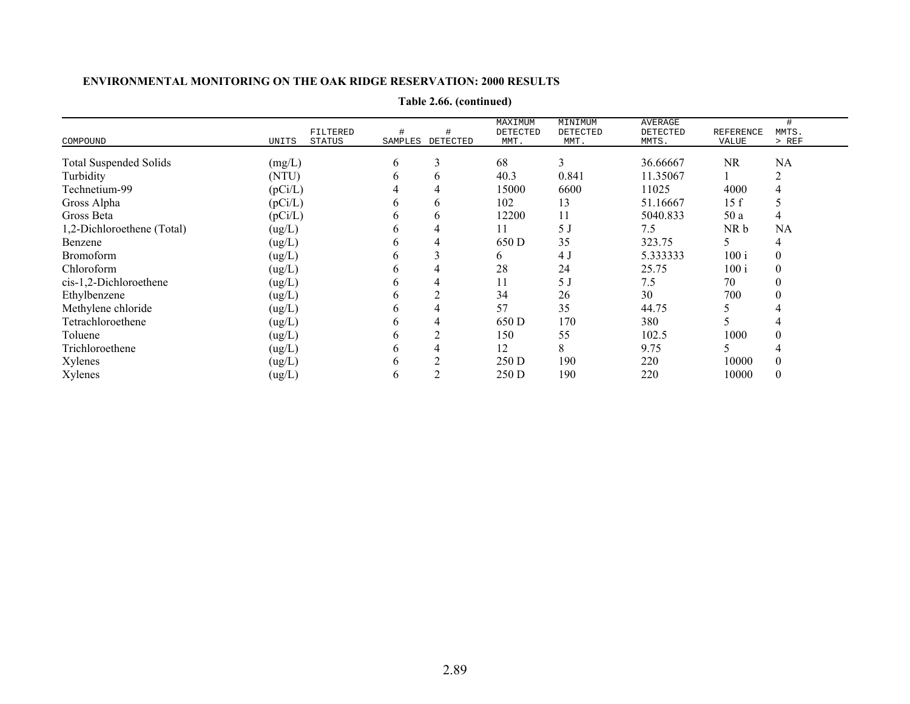**ENVIRONMENTAL MONITORING ON THE OAK RIDGE RESERVATION: 2000 RESULTS**

**Table 2.66. (continued)**

| COMPOUND | UNITS | FILTERED STATUS | # SAMPLES | # DETECTED | MAXIMUM DETECTED MMT. | MINIMUM DETECTED MMT. | AVERAGE DETECTED MMTS. | REFERENCE VALUE | # MMTS. > REF |
|---|---|---|---|---|---|---|---|---|---|
| Total Suspended Solids | (mg/L) | | 6 | 3 | 68 | 3 | 36.66667 | NR | NA |
| Turbidity | (NTU) | | 6 | 6 | 40.3 | 0.841 | 11.35067 | 1 | 2 |
| Technetium-99 | (pCi/L) | | 4 | 4 | 15000 | 6600 | 11025 | 4000 | 4 |
| Gross Alpha | (pCi/L) | | 6 | 6 | 102 | 13 | 51.16667 | 15 f | 5 |
| Gross Beta | (pCi/L) | | 6 | 6 | 12200 | 11 | 5040.833 | 50 a | 4 |
| 1,2-Dichloroethene (Total) | (ug/L) | | 6 | 4 | 11 | 5 J | 7.5 | NR b | NA |
| Benzene | (ug/L) | | 6 | 4 | 650 D | 35 | 323.75 | 5 | 4 |
| Bromoform | (ug/L) | | 6 | 3 | 6 | 4 J | 5.333333 | 100 i | 0 |
| Chloroform | (ug/L) | | 6 | 4 | 28 | 24 | 25.75 | 100 i | 0 |
| cis-1,2-Dichloroethene | (ug/L) | | 6 | 4 | 11 | 5 J | 7.5 | 70 | 0 |
| Ethylbenzene | (ug/L) | | 6 | 2 | 34 | 26 | 30 | 700 | 0 |
| Methylene chloride | (ug/L) | | 6 | 4 | 57 | 35 | 44.75 | 5 | 4 |
| Tetrachloroethene | (ug/L) | | 6 | 4 | 650 D | 170 | 380 | 5 | 4 |
| Toluene | (ug/L) | | 6 | 2 | 150 | 55 | 102.5 | 1000 | 0 |
| Trichloroethene | (ug/L) | | 6 | 4 | 12 | 8 | 9.75 | 5 | 4 |
| Xylenes | (ug/L) | | 6 | 2 | 250 D | 190 | 220 | 10000 | 0 |
| Xylenes | (ug/L) | | 6 | 2 | 250 D | 190 | 220 | 10000 | 0 |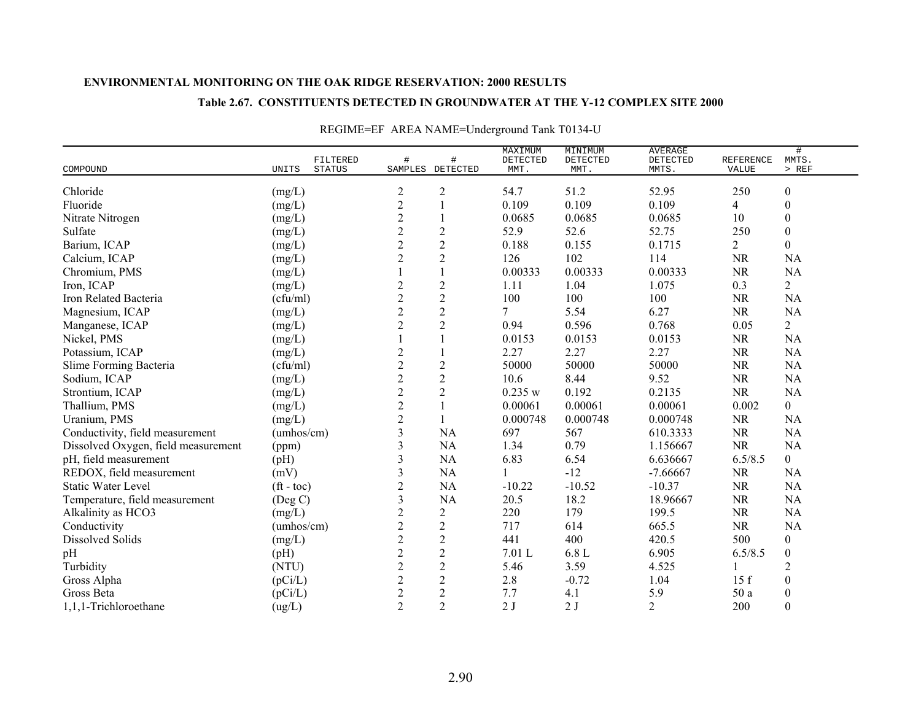**ENVIRONMENTAL MONITORING ON THE OAK RIDGE RESERVATION: 2000 RESULTS**

**Table 2.67. CONSTITUENTS DETECTED IN GROUNDWATER AT THE Y-12 COMPLEX SITE 2000**

REGIME=EF AREA NAME=Underground Tank T0134-U

| COMPOUND | UNITS | FILTERED STATUS | # SAMPLES | # DETECTED | MAXIMUM DETECTED MMT. | MINIMUM DETECTED MMT. | AVERAGE DETECTED MMTS. | REFERENCE VALUE | # MMTS. > REF |
|---|---|---|---|---|---|---|---|---|---|
| Chloride | (mg/L) | | 2 | 2 | 54.7 | 51.2 | 52.95 | 250 | 0 |
| Fluoride | (mg/L) | | 2 | 1 | 0.109 | 0.109 | 0.109 | 4 | 0 |
| Nitrate Nitrogen | (mg/L) | | 2 | 1 | 0.0685 | 0.0685 | 0.0685 | 10 | 0 |
| Sulfate | (mg/L) | | 2 | 2 | 52.9 | 52.6 | 52.75 | 250 | 0 |
| Barium, ICAP | (mg/L) | | 2 | 2 | 0.188 | 0.155 | 0.1715 | 2 | 0 |
| Calcium, ICAP | (mg/L) | | 2 | 2 | 126 | 102 | 114 | NR | NA |
| Chromium, PMS | (mg/L) | | 1 | 1 | 0.00333 | 0.00333 | 0.00333 | NR | NA |
| Iron, ICAP | (mg/L) | | 2 | 2 | 1.11 | 1.04 | 1.075 | 0.3 | 2 |
| Iron Related Bacteria | (cfu/ml) | | 2 | 2 | 100 | 100 | 100 | NR | NA |
| Magnesium, ICAP | (mg/L) | | 2 | 2 | 7 | 5.54 | 6.27 | NR | NA |
| Manganese, ICAP | (mg/L) | | 2 | 2 | 0.94 | 0.596 | 0.768 | 0.05 | 2 |
| Nickel, PMS | (mg/L) | | 1 | 1 | 0.0153 | 0.0153 | 0.0153 | NR | NA |
| Potassium, ICAP | (mg/L) | | 2 | 1 | 2.27 | 2.27 | 2.27 | NR | NA |
| Slime Forming Bacteria | (cfu/ml) | | 2 | 2 | 50000 | 50000 | 50000 | NR | NA |
| Sodium, ICAP | (mg/L) | | 2 | 2 | 10.6 | 8.44 | 9.52 | NR | NA |
| Strontium, ICAP | (mg/L) | | 2 | 2 | 0.235 w | 0.192 | 0.2135 | NR | NA |
| Thallium, PMS | (mg/L) | | 2 | 1 | 0.00061 | 0.00061 | 0.00061 | 0.002 | 0 |
| Uranium, PMS | (mg/L) | | 2 | 1 | 0.000748 | 0.000748 | 0.000748 | NR | NA |
| Conductivity, field measurement | (umhos/cm) | | 3 | NA | 697 | 567 | 610.3333 | NR | NA |
| Dissolved Oxygen, field measurement | (ppm) | | 3 | NA | 1.34 | 0.79 | 1.156667 | NR | NA |
| pH, field measurement | (pH) | | 3 | NA | 6.83 | 6.54 | 6.636667 | 6.5/8.5 | 0 |
| REDOX, field measurement | (mV) | | 3 | NA | 1 | -12 | -7.66667 | NR | NA |
| Static Water Level | (ft - toc) | | 2 | NA | -10.22 | -10.52 | -10.37 | NR | NA |
| Temperature, field measurement | (Deg C) | | 3 | NA | 20.5 | 18.2 | 18.96667 | NR | NA |
| Alkalinity as HCO3 | (mg/L) | | 2 | 2 | 220 | 179 | 199.5 | NR | NA |
| Conductivity | (umhos/cm) | | 2 | 2 | 717 | 614 | 665.5 | NR | NA |
| Dissolved Solids | (mg/L) | | 2 | 2 | 441 | 400 | 420.5 | 500 | 0 |
| pH | (pH) | | 2 | 2 | 7.01 L | 6.8 L | 6.905 | 6.5/8.5 | 0 |
| Turbidity | (NTU) | | 2 | 2 | 5.46 | 3.59 | 4.525 | 1 | 2 |
| Gross Alpha | (pCi/L) | | 2 | 2 | 2.8 | -0.72 | 1.04 | 15 f | 0 |
| Gross Beta | (pCi/L) | | 2 | 2 | 7.7 | 4.1 | 5.9 | 50 a | 0 |
| 1,1,1-Trichloroethane | (ug/L) | | 2 | 2 | 2 J | 2 J | 2 | 200 | 0 |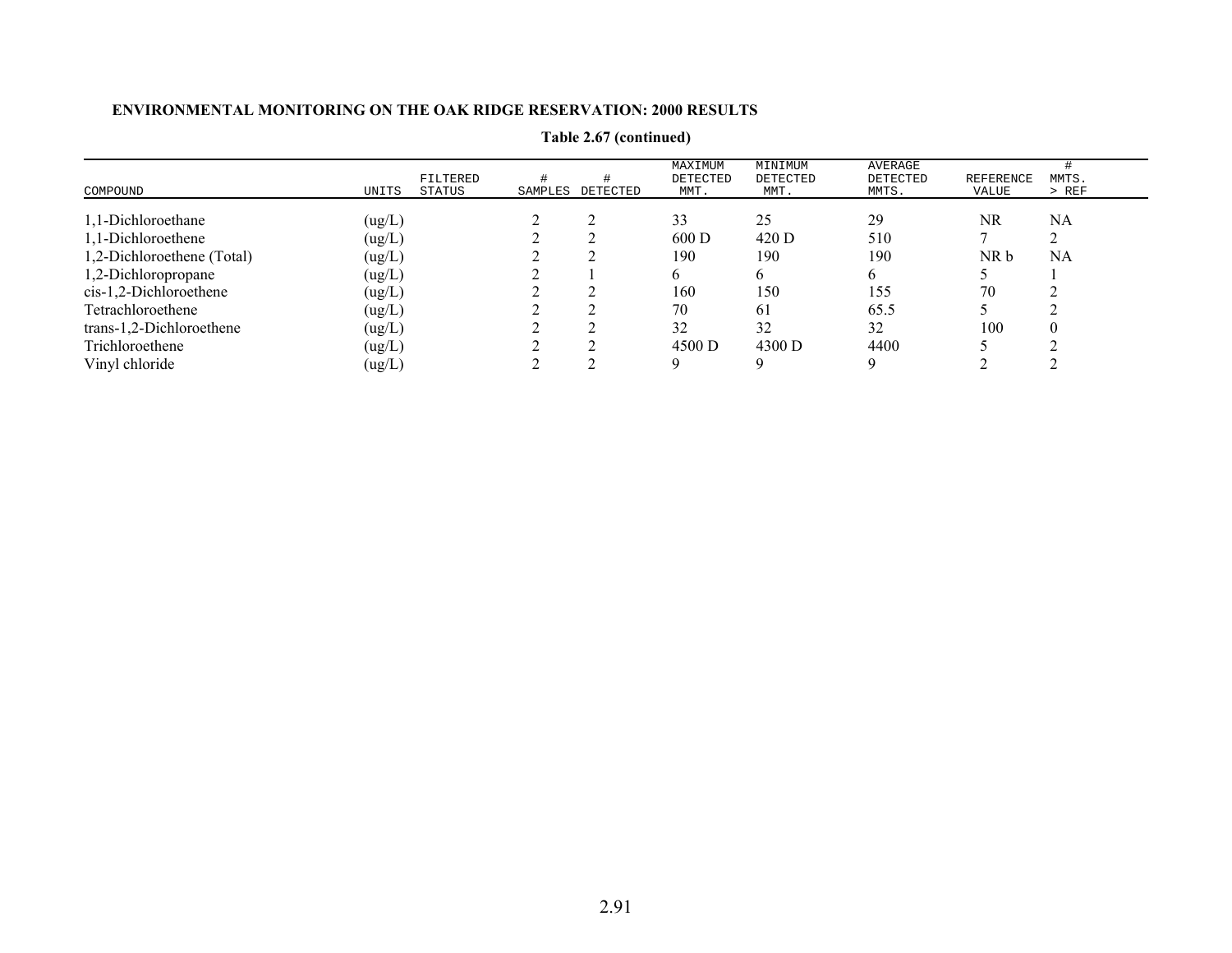**ENVIRONMENTAL MONITORING ON THE OAK RIDGE RESERVATION: 2000 RESULTS**

**Table 2.67 (continued)**

| COMPOUND | UNITS | FILTERED STATUS | # SAMPLES | # DETECTED | MAXIMUM DETECTED MMT. | MINIMUM DETECTED MMT. | AVERAGE DETECTED MMTS. | REFERENCE VALUE | # MMTS. > REF |
|---|---|---|---|---|---|---|---|---|---|
| 1,1-Dichloroethane | (ug/L) | | 2 | 2 | 33 | 25 | 29 | NR | NA |
| 1,1-Dichloroethene | (ug/L) | | 2 | 2 | 600 D | 420 D | 510 | 7 | 2 |
| 1,2-Dichloroethene (Total) | (ug/L) | | 2 | 2 | 190 | 190 | 190 | NR b | NA |
| 1,2-Dichloropropane | (ug/L) | | 2 | 1 | 6 | 6 | 6 | 5 | 1 |
| cis-1,2-Dichloroethene | (ug/L) | | 2 | 2 | 160 | 150 | 155 | 70 | 2 |
| Tetrachloroethene | (ug/L) | | 2 | 2 | 70 | 61 | 65.5 | 5 | 2 |
| trans-1,2-Dichloroethene | (ug/L) | | 2 | 2 | 32 | 32 | 32 | 100 | 0 |
| Trichloroethene | (ug/L) | | 2 | 2 | 4500 D | 4300 D | 4400 | 5 | 2 |
| Vinyl chloride | (ug/L) | | 2 | 2 | 9 | 9 | 9 | 2 | 2 |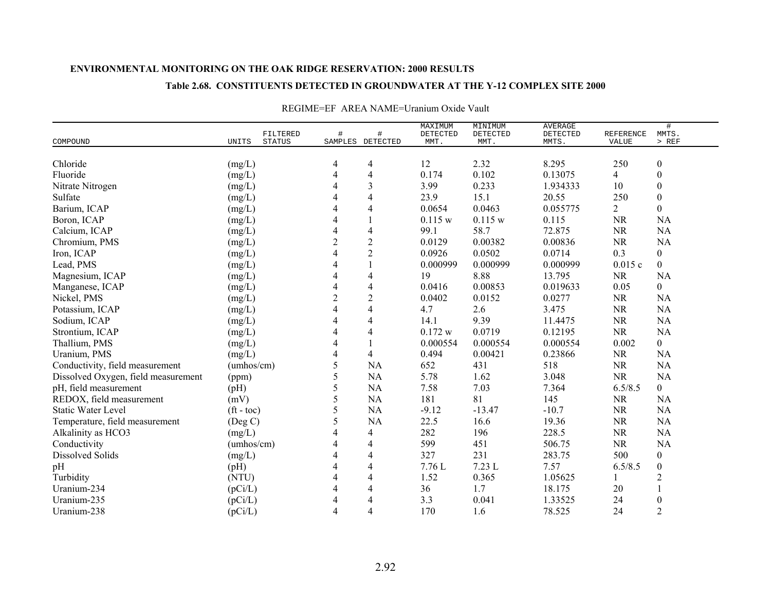**ENVIRONMENTAL MONITORING ON THE OAK RIDGE RESERVATION: 2000 RESULTS**

**Table 2.68. CONSTITUENTS DETECTED IN GROUNDWATER AT THE Y-12 COMPLEX SITE 2000**

REGIME=EF AREA NAME=Uranium Oxide Vault

| COMPOUND | UNITS | FILTERED STATUS | # SAMPLES | # DETECTED | MAXIMUM DETECTED MMT. | MINIMUM DETECTED MMT. | AVERAGE DETECTED MMTS. | REFERENCE VALUE | # MMTS. > REF |
|---|---|---|---|---|---|---|---|---|---|
| Chloride | (mg/L) | | 4 | 4 | 12 | 2.32 | 8.295 | 250 | 0 |
| Fluoride | (mg/L) | | 4 | 4 | 0.174 | 0.102 | 0.13075 | 4 | 0 |
| Nitrate Nitrogen | (mg/L) | | 4 | 3 | 3.99 | 0.233 | 1.934333 | 10 | 0 |
| Sulfate | (mg/L) | | 4 | 4 | 23.9 | 15.1 | 20.55 | 250 | 0 |
| Barium, ICAP | (mg/L) | | 4 | 4 | 0.0654 | 0.0463 | 0.055775 | 2 | 0 |
| Boron, ICAP | (mg/L) | | 4 | 1 | 0.115 w | 0.115 w | 0.115 | NR | NA |
| Calcium, ICAP | (mg/L) | | 4 | 4 | 99.1 | 58.7 | 72.875 | NR | NA |
| Chromium, PMS | (mg/L) | | 2 | 2 | 0.0129 | 0.00382 | 0.00836 | NR | NA |
| Iron, ICAP | (mg/L) | | 4 | 2 | 0.0926 | 0.0502 | 0.0714 | 0.3 | 0 |
| Lead, PMS | (mg/L) | | 4 | 1 | 0.000999 | 0.000999 | 0.000999 | 0.015 c | 0 |
| Magnesium, ICAP | (mg/L) | | 4 | 4 | 19 | 8.88 | 13.795 | NR | NA |
| Manganese, ICAP | (mg/L) | | 4 | 4 | 0.0416 | 0.00853 | 0.019633 | 0.05 | 0 |
| Nickel, PMS | (mg/L) | | 2 | 2 | 0.0402 | 0.0152 | 0.0277 | NR | NA |
| Potassium, ICAP | (mg/L) | | 4 | 4 | 4.7 | 2.6 | 3.475 | NR | NA |
| Sodium, ICAP | (mg/L) | | 4 | 4 | 14.1 | 9.39 | 11.4475 | NR | NA |
| Strontium, ICAP | (mg/L) | | 4 | 4 | 0.172 w | 0.0719 | 0.12195 | NR | NA |
| Thallium, PMS | (mg/L) | | 4 | 1 | 0.000554 | 0.000554 | 0.000554 | 0.002 | 0 |
| Uranium, PMS | (mg/L) | | 4 | 4 | 0.494 | 0.00421 | 0.23866 | NR | NA |
| Conductivity, field measurement | (umhos/cm) | | 5 | NA | 652 | 431 | 518 | NR | NA |
| Dissolved Oxygen, field measurement | (ppm) | | 5 | NA | 5.78 | 1.62 | 3.048 | NR | NA |
| pH, field measurement | (pH) | | 5 | NA | 7.58 | 7.03 | 7.364 | 6.5/8.5 | 0 |
| REDOX, field measurement | (mV) | | 5 | NA | 181 | 81 | 145 | NR | NA |
| Static Water Level | (ft - toc) | | 5 | NA | -9.12 | -13.47 | -10.7 | NR | NA |
| Temperature, field measurement | (Deg C) | | 5 | NA | 22.5 | 16.6 | 19.36 | NR | NA |
| Alkalinity as HCO3 | (mg/L) | | 4 | 4 | 282 | 196 | 228.5 | NR | NA |
| Conductivity | (umhos/cm) | | 4 | 4 | 599 | 451 | 506.75 | NR | NA |
| Dissolved Solids | (mg/L) | | 4 | 4 | 327 | 231 | 283.75 | 500 | 0 |
| pH | (pH) | | 4 | 4 | 7.76 L | 7.23 L | 7.57 | 6.5/8.5 | 0 |
| Turbidity | (NTU) | | 4 | 4 | 1.52 | 0.365 | 1.05625 | 1 | 2 |
| Uranium-234 | (pCi/L) | | 4 | 4 | 36 | 1.7 | 18.175 | 20 | 1 |
| Uranium-235 | (pCi/L) | | 4 | 4 | 3.3 | 0.041 | 1.33525 | 24 | 0 |
| Uranium-238 | (pCi/L) | | 4 | 4 | 170 | 1.6 | 78.525 | 24 | 2 |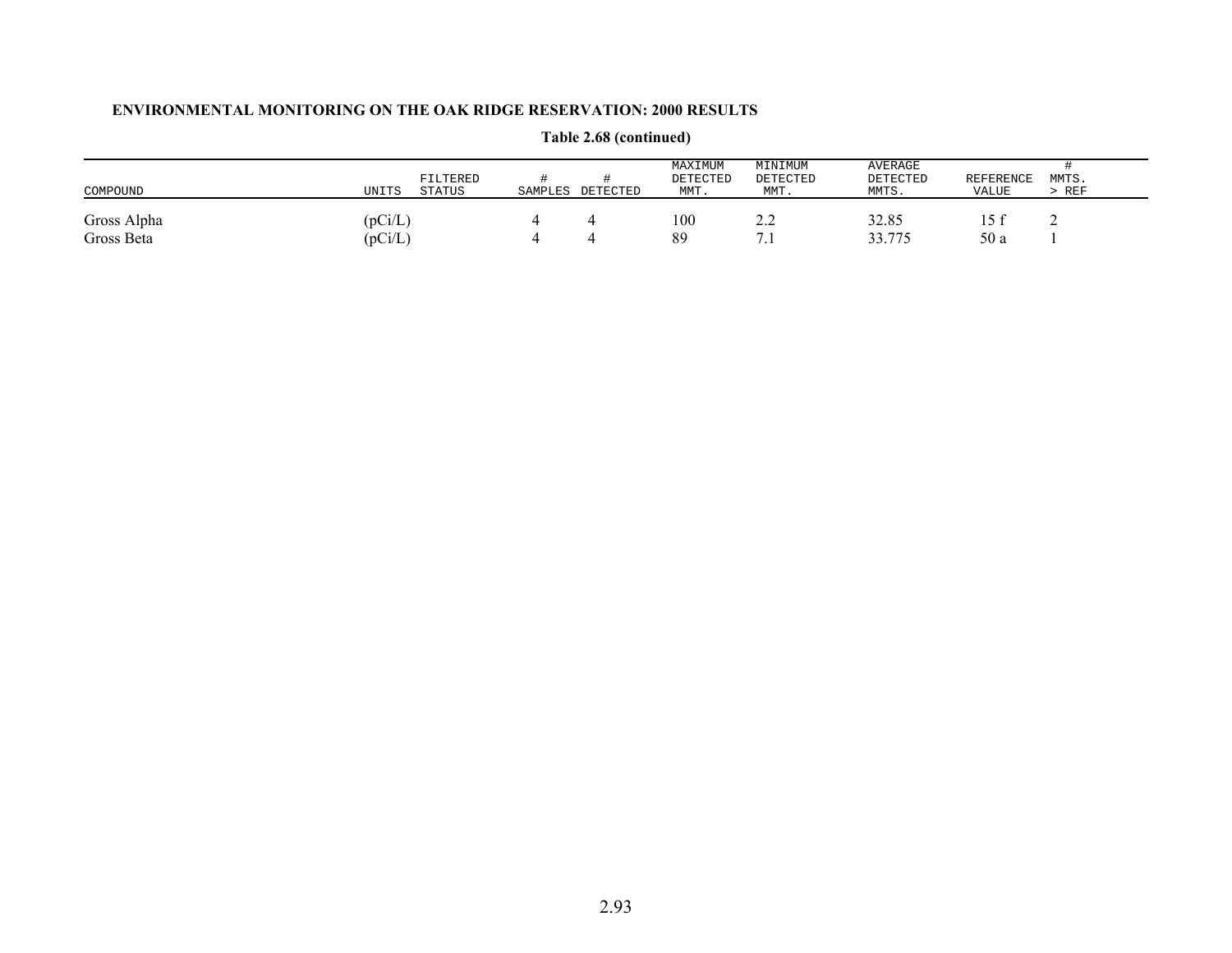**Table 2.68 (continued)**

| COMPOUND | UNITS | FILTERED STATUS | # SAMPLES | # DETECTED | MAXIMUM DETECTED MMT. | MINIMUM DETECTED MMT. | AVERAGE DETECTED MMTS. | REFERENCE VALUE | # MMTS. > REF |
|---|---|---|---|---|---|---|---|---|---|
| Gross Alpha | (pCi/L) | | 4 | 4 | 100 | 2.2 | 32.85 | 15 f | 2 |
| Gross Beta | (pCi/L) | | 4 | 4 | 89 | 7.1 | 33.775 | 50 a | 1 |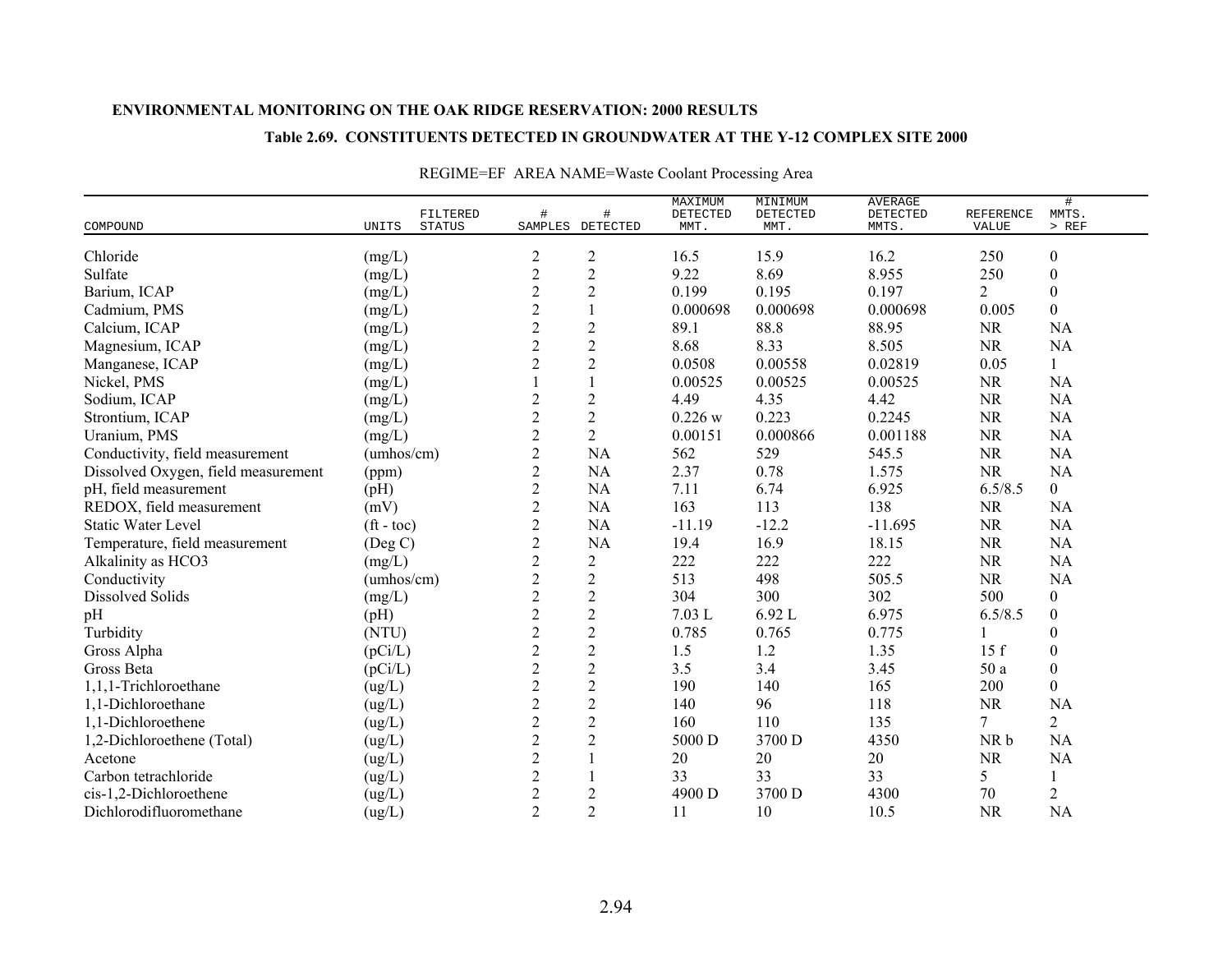ENVIRONMENTAL MONITORING ON THE OAK RIDGE RESERVATION: 2000 RESULTS

## Table 2.69. CONSTITUENTS DETECTED IN GROUNDWATER AT THE Y-12 COMPLEX SITE 2000

REGIME=EF AREA NAME=Waste Coolant Processing Area

| COMPOUND | UNITS | FILTERED STATUS | # SAMPLES | # DETECTED | MAXIMUM DETECTED MMT. | MINIMUM DETECTED MMT. | AVERAGE DETECTED MMTS. | REFERENCE VALUE | # MMTS. > REF |
|---|---|---|---|---|---|---|---|---|---|
| Chloride | (mg/L) | | 2 | 2 | 16.5 | 15.9 | 16.2 | 250 | 0 |
| Sulfate | (mg/L) | | 2 | 2 | 9.22 | 8.69 | 8.955 | 250 | 0 |
| Barium, ICAP | (mg/L) | | 2 | 2 | 0.199 | 0.195 | 0.197 | 2 | 0 |
| Cadmium, PMS | (mg/L) | | 2 | 1 | 0.000698 | 0.000698 | 0.000698 | 0.005 | 0 |
| Calcium, ICAP | (mg/L) | | 2 | 2 | 89.1 | 88.8 | 88.95 | NR | NA |
| Magnesium, ICAP | (mg/L) | | 2 | 2 | 8.68 | 8.33 | 8.505 | NR | NA |
| Manganese, ICAP | (mg/L) | | 2 | 2 | 0.0508 | 0.00558 | 0.02819 | 0.05 | 1 |
| Nickel, PMS | (mg/L) | | 1 | 1 | 0.00525 | 0.00525 | 0.00525 | NR | NA |
| Sodium, ICAP | (mg/L) | | 2 | 2 | 4.49 | 4.35 | 4.42 | NR | NA |
| Strontium, ICAP | (mg/L) | | 2 | 2 | 0.226 w | 0.223 | 0.2245 | NR | NA |
| Uranium, PMS | (mg/L) | | 2 | 2 | 0.00151 | 0.000866 | 0.001188 | NR | NA |
| Conductivity, field measurement | (umhos/cm) | | 2 | NA | 562 | 529 | 545.5 | NR | NA |
| Dissolved Oxygen, field measurement | (ppm) | | 2 | NA | 2.37 | 0.78 | 1.575 | NR | NA |
| pH, field measurement | (pH) | | 2 | NA | 7.11 | 6.74 | 6.925 | 6.5/8.5 | 0 |
| REDOX, field measurement | (mV) | | 2 | NA | 163 | 113 | 138 | NR | NA |
| Static Water Level | (ft - toc) | | 2 | NA | -11.19 | -12.2 | -11.695 | NR | NA |
| Temperature, field measurement | (Deg C) | | 2 | NA | 19.4 | 16.9 | 18.15 | NR | NA |
| Alkalinity as HCO3 | (mg/L) | | 2 | 2 | 222 | 222 | 222 | NR | NA |
| Conductivity | (umhos/cm) | | 2 | 2 | 513 | 498 | 505.5 | NR | NA |
| Dissolved Solids | (mg/L) | | 2 | 2 | 304 | 300 | 302 | 500 | 0 |
| pH | (pH) | | 2 | 2 | 7.03 L | 6.92 L | 6.975 | 6.5/8.5 | 0 |
| Turbidity | (NTU) | | 2 | 2 | 0.785 | 0.765 | 0.775 | 1 | 0 |
| Gross Alpha | (pCi/L) | | 2 | 2 | 1.5 | 1.2 | 1.35 | 15 f | 0 |
| Gross Beta | (pCi/L) | | 2 | 2 | 3.5 | 3.4 | 3.45 | 50 a | 0 |
| 1,1,1-Trichloroethane | (ug/L) | | 2 | 2 | 190 | 140 | 165 | 200 | 0 |
| 1,1-Dichloroethane | (ug/L) | | 2 | 2 | 140 | 96 | 118 | NR | NA |
| 1,1-Dichloroethene | (ug/L) | | 2 | 2 | 160 | 110 | 135 | 7 | 2 |
| 1,2-Dichloroethene (Total) | (ug/L) | | 2 | 2 | 5000 D | 3700 D | 4350 | NR b | NA |
| Acetone | (ug/L) | | 2 | 1 | 20 | 20 | 20 | NR | NA |
| Carbon tetrachloride | (ug/L) | | 2 | 1 | 33 | 33 | 33 | 5 | 1 |
| cis-1,2-Dichloroethene | (ug/L) | | 2 | 2 | 4900 D | 3700 D | 4300 | 70 | 2 |
| Dichlorodifluoromethane | (ug/L) | | 2 | 2 | 11 | 10 | 10.5 | NR | NA |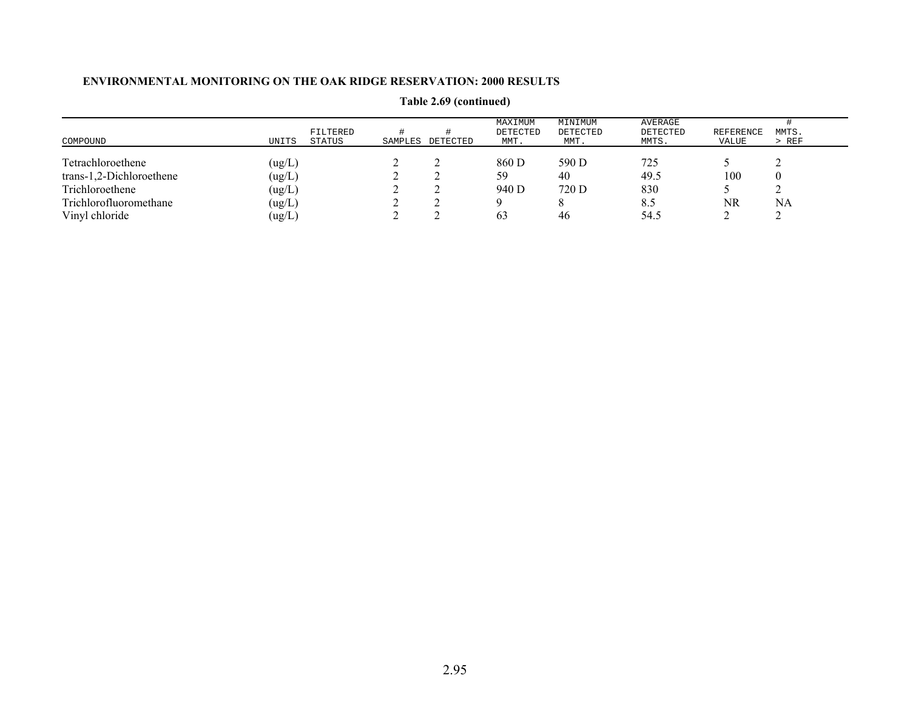**ENVIRONMENTAL MONITORING ON THE OAK RIDGE RESERVATION: 2000 RESULTS**

**Table 2.69 (continued)**

| COMPOUND | UNITS | FILTERED STATUS | # SAMPLES | # DETECTED | MAXIMUM DETECTED MMT. | MINIMUM DETECTED MMT. | AVERAGE DETECTED MMTS. | REFERENCE VALUE | # MMTS. > REF |
|---|---|---|---|---|---|---|---|---|---|
| Tetrachloroethene | (ug/L) | | 2 | 2 | 860 D | 590 D | 725 | 5 | 2 |
| trans-1,2-Dichloroethene | (ug/L) | | 2 | 2 | 59 | 40 | 49.5 | 100 | 0 |
| Trichloroethene | (ug/L) | | 2 | 2 | 940 D | 720 D | 830 | 5 | 2 |
| Trichlorofluoromethane | (ug/L) | | 2 | 2 | 9 | 8 | 8.5 | NR | NA |
| Vinyl chloride | (ug/L) | | 2 | 2 | 63 | 46 | 54.5 | 2 | 2 |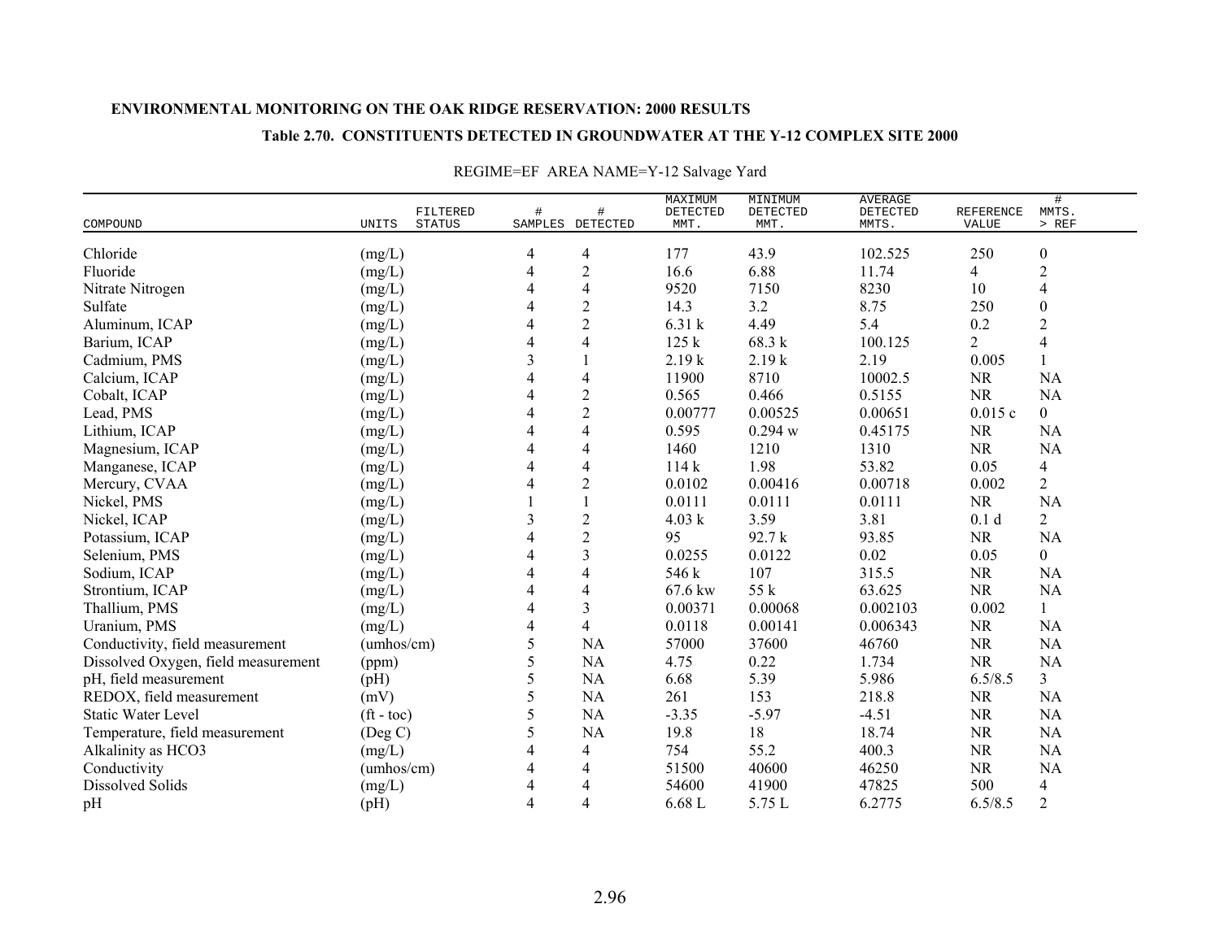ENVIRONMENTAL MONITORING ON THE OAK RIDGE RESERVATION: 2000 RESULTS

**Table 2.70. CONSTITUENTS DETECTED IN GROUNDWATER AT THE Y-12 COMPLEX SITE 2000**

REGIME=EF AREA NAME=Y-12 Salvage Yard

| COMPOUND | UNITS | FILTERED STATUS | # SAMPLES | # DETECTED | MAXIMUM DETECTED MMT. | MINIMUM DETECTED MMT. | AVERAGE DETECTED MMTS. | REFERENCE VALUE | # MMTS. > REF |
|---|---|---|---|---|---|---|---|---|---|
| Chloride | (mg/L) | | 4 | 4 | 177 | 43.9 | 102.525 | 250 | 0 |
| Fluoride | (mg/L) | | 4 | 2 | 16.6 | 6.88 | 11.74 | 4 | 2 |
| Nitrate Nitrogen | (mg/L) | | 4 | 4 | 9520 | 7150 | 8230 | 10 | 4 |
| Sulfate | (mg/L) | | 4 | 2 | 14.3 | 3.2 | 8.75 | 250 | 0 |
| Aluminum, ICAP | (mg/L) | | 4 | 2 | 6.31 k | 4.49 | 5.4 | 0.2 | 2 |
| Barium, ICAP | (mg/L) | | 4 | 4 | 125 k | 68.3 k | 100.125 | 2 | 4 |
| Cadmium, PMS | (mg/L) | | 3 | 1 | 2.19 k | 2.19 k | 2.19 | 0.005 | 1 |
| Calcium, ICAP | (mg/L) | | 4 | 4 | 11900 | 8710 | 10002.5 | NR | NA |
| Cobalt, ICAP | (mg/L) | | 4 | 2 | 0.565 | 0.466 | 0.5155 | NR | NA |
| Lead, PMS | (mg/L) | | 4 | 2 | 0.00777 | 0.00525 | 0.00651 | 0.015 c | 0 |
| Lithium, ICAP | (mg/L) | | 4 | 4 | 0.595 | 0.294 w | 0.45175 | NR | NA |
| Magnesium, ICAP | (mg/L) | | 4 | 4 | 1460 | 1210 | 1310 | NR | NA |
| Manganese, ICAP | (mg/L) | | 4 | 4 | 114 k | 1.98 | 53.82 | 0.05 | 4 |
| Mercury, CVAA | (mg/L) | | 4 | 2 | 0.0102 | 0.00416 | 0.00718 | 0.002 | 2 |
| Nickel, PMS | (mg/L) | | 1 | 1 | 0.0111 | 0.0111 | 0.0111 | NR | NA |
| Nickel, ICAP | (mg/L) | | 3 | 2 | 4.03 k | 3.59 | 3.81 | 0.1 d | 2 |
| Potassium, ICAP | (mg/L) | | 4 | 2 | 95 | 92.7 k | 93.85 | NR | NA |
| Selenium, PMS | (mg/L) | | 4 | 3 | 0.0255 | 0.0122 | 0.02 | 0.05 | 0 |
| Sodium, ICAP | (mg/L) | | 4 | 4 | 546 k | 107 | 315.5 | NR | NA |
| Strontium, ICAP | (mg/L) | | 4 | 4 | 67.6 kw | 55 k | 63.625 | NR | NA |
| Thallium, PMS | (mg/L) | | 4 | 3 | 0.00371 | 0.00068 | 0.002103 | 0.002 | 1 |
| Uranium, PMS | (mg/L) | | 4 | 4 | 0.0118 | 0.00141 | 0.006343 | NR | NA |
| Conductivity, field measurement | (umhos/cm) | | 5 | NA | 57000 | 37600 | 46760 | NR | NA |
| Dissolved Oxygen, field measurement | (ppm) | | 5 | NA | 4.75 | 0.22 | 1.734 | NR | NA |
| pH, field measurement | (pH) | | 5 | NA | 6.68 | 5.39 | 5.986 | 6.5/8.5 | 3 |
| REDOX, field measurement | (mV) | | 5 | NA | 261 | 153 | 218.8 | NR | NA |
| Static Water Level | (ft - toc) | | 5 | NA | -3.35 | -5.97 | -4.51 | NR | NA |
| Temperature, field measurement | (Deg C) | | 5 | NA | 19.8 | 18 | 18.74 | NR | NA |
| Alkalinity as HCO3 | (mg/L) | | 4 | 4 | 754 | 55.2 | 400.3 | NR | NA |
| Conductivity | (umhos/cm) | | 4 | 4 | 51500 | 40600 | 46250 | NR | NA |
| Dissolved Solids | (mg/L) | | 4 | 4 | 54600 | 41900 | 47825 | 500 | 4 |
| pH | (pH) | | 4 | 4 | 6.68 L | 5.75 L | 6.2775 | 6.5/8.5 | 2 |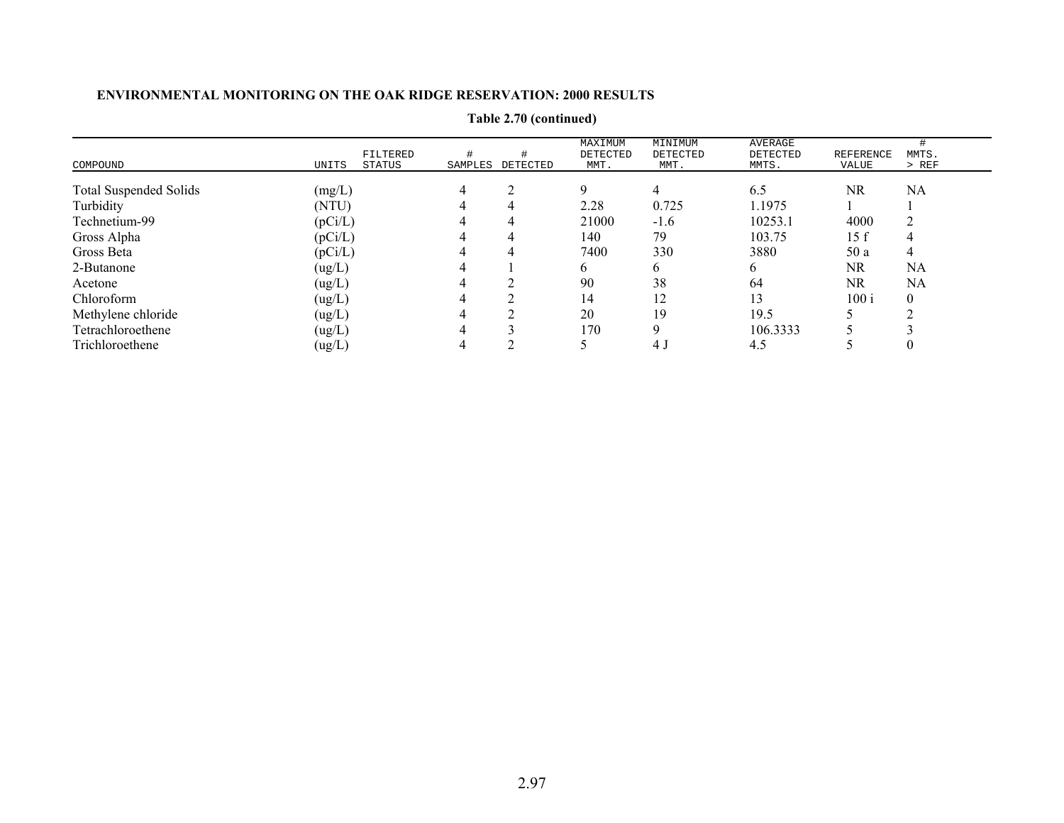**ENVIRONMENTAL MONITORING ON THE OAK RIDGE RESERVATION: 2000 RESULTS**

**Table 2.70 (continued)**

| COMPOUND | UNITS | FILTERED STATUS | # SAMPLES | # DETECTED | MAXIMUM DETECTED MMT. | MINIMUM DETECTED MMT. | AVERAGE DETECTED MMTS. | REFERENCE VALUE | # MMTS. > REF |
|---|---|---|---|---|---|---|---|---|---|
| Total Suspended Solids | (mg/L) | | 4 | 2 | 9 | 4 | 6.5 | NR | NA |
| Turbidity | (NTU) | | 4 | 4 | 2.28 | 0.725 | 1.1975 | 1 | 1 |
| Technetium-99 | (pCi/L) | | 4 | 4 | 21000 | -1.6 | 10253.1 | 4000 | 2 |
| Gross Alpha | (pCi/L) | | 4 | 4 | 140 | 79 | 103.75 | 15 f | 4 |
| Gross Beta | (pCi/L) | | 4 | 4 | 7400 | 330 | 3880 | 50 a | 4 |
| 2-Butanone | (ug/L) | | 4 | 1 | 6 | 6 | 6 | NR | NA |
| Acetone | (ug/L) | | 4 | 2 | 90 | 38 | 64 | NR | NA |
| Chloroform | (ug/L) | | 4 | 2 | 14 | 12 | 13 | 100 i | 0 |
| Methylene chloride | (ug/L) | | 4 | 2 | 20 | 19 | 19.5 | 5 | 2 |
| Tetrachloroethene | (ug/L) | | 4 | 3 | 170 | 9 | 106.3333 | 5 | 3 |
| Trichloroethene | (ug/L) | | 4 | 2 | 5 | 4 J | 4.5 | 5 | 0 |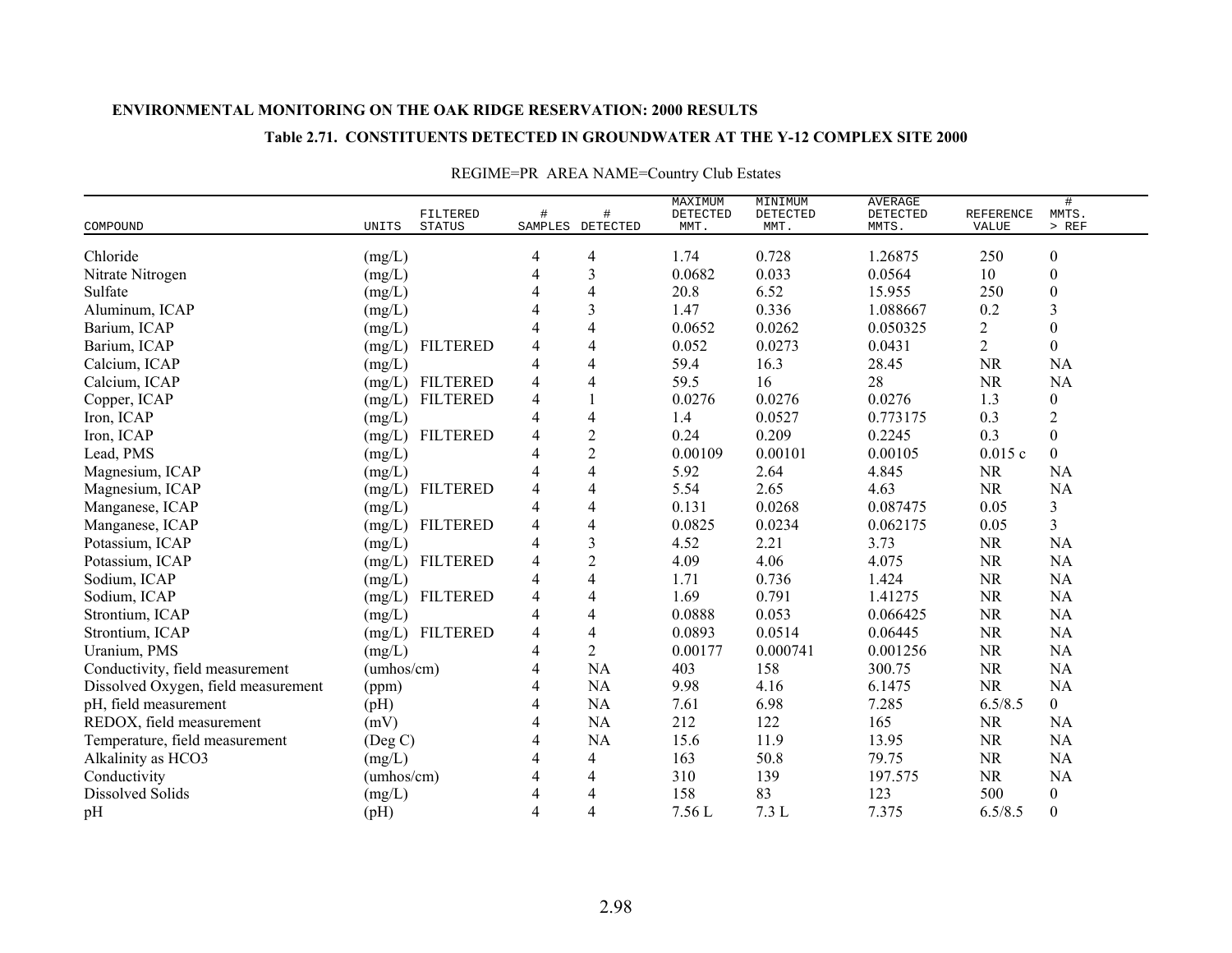**ENVIRONMENTAL MONITORING ON THE OAK RIDGE RESERVATION: 2000 RESULTS**

**Table 2.71. CONSTITUENTS DETECTED IN GROUNDWATER AT THE Y-12 COMPLEX SITE 2000**

REGIME=PR AREA NAME=Country Club Estates

| COMPOUND | UNITS | FILTERED STATUS | # SAMPLES | # DETECTED | MAXIMUM DETECTED MMT. | MINIMUM DETECTED MMT. | AVERAGE DETECTED MMTS. | REFERENCE VALUE | # MMTS. > REF |
|---|---|---|---|---|---|---|---|---|---|
| Chloride | (mg/L) | | 4 | 4 | 1.74 | 0.728 | 1.26875 | 250 | 0 |
| Nitrate Nitrogen | (mg/L) | | 4 | 3 | 0.0682 | 0.033 | 0.0564 | 10 | 0 |
| Sulfate | (mg/L) | | 4 | 4 | 20.8 | 6.52 | 15.955 | 250 | 0 |
| Aluminum, ICAP | (mg/L) | | 4 | 3 | 1.47 | 0.336 | 1.088667 | 0.2 | 3 |
| Barium, ICAP | (mg/L) | | 4 | 4 | 0.0652 | 0.0262 | 0.050325 | 2 | 0 |
| Barium, ICAP | (mg/L) | FILTERED | 4 | 4 | 0.052 | 0.0273 | 0.0431 | 2 | 0 |
| Calcium, ICAP | (mg/L) | | 4 | 4 | 59.4 | 16.3 | 28.45 | NR | NA |
| Calcium, ICAP | (mg/L) | FILTERED | 4 | 4 | 59.5 | 16 | 28 | NR | NA |
| Copper, ICAP | (mg/L) | FILTERED | 4 | 1 | 0.0276 | 0.0276 | 0.0276 | 1.3 | 0 |
| Iron, ICAP | (mg/L) | | 4 | 4 | 1.4 | 0.0527 | 0.773175 | 0.3 | 2 |
| Iron, ICAP | (mg/L) | FILTERED | 4 | 2 | 0.24 | 0.209 | 0.2245 | 0.3 | 0 |
| Lead, PMS | (mg/L) | | 4 | 2 | 0.00109 | 0.00101 | 0.00105 | 0.015 c | 0 |
| Magnesium, ICAP | (mg/L) | | 4 | 4 | 5.92 | 2.64 | 4.845 | NR | NA |
| Magnesium, ICAP | (mg/L) | FILTERED | 4 | 4 | 5.54 | 2.65 | 4.63 | NR | NA |
| Manganese, ICAP | (mg/L) | | 4 | 4 | 0.131 | 0.0268 | 0.087475 | 0.05 | 3 |
| Manganese, ICAP | (mg/L) | FILTERED | 4 | 4 | 0.0825 | 0.0234 | 0.062175 | 0.05 | 3 |
| Potassium, ICAP | (mg/L) | | 4 | 3 | 4.52 | 2.21 | 3.73 | NR | NA |
| Potassium, ICAP | (mg/L) | FILTERED | 4 | 2 | 4.09 | 4.06 | 4.075 | NR | NA |
| Sodium, ICAP | (mg/L) | | 4 | 4 | 1.71 | 0.736 | 1.424 | NR | NA |
| Sodium, ICAP | (mg/L) | FILTERED | 4 | 4 | 1.69 | 0.791 | 1.41275 | NR | NA |
| Strontium, ICAP | (mg/L) | | 4 | 4 | 0.0888 | 0.053 | 0.066425 | NR | NA |
| Strontium, ICAP | (mg/L) | FILTERED | 4 | 4 | 0.0893 | 0.0514 | 0.06445 | NR | NA |
| Uranium, PMS | (mg/L) | | 4 | 2 | 0.00177 | 0.000741 | 0.001256 | NR | NA |
| Conductivity, field measurement | (umhos/cm) | | 4 | NA | 403 | 158 | 300.75 | NR | NA |
| Dissolved Oxygen, field measurement | (ppm) | | 4 | NA | 9.98 | 4.16 | 6.1475 | NR | NA |
| pH, field measurement | (pH) | | 4 | NA | 7.61 | 6.98 | 7.285 | 6.5/8.5 | 0 |
| REDOX, field measurement | (mV) | | 4 | NA | 212 | 122 | 165 | NR | NA |
| Temperature, field measurement | (Deg C) | | 4 | NA | 15.6 | 11.9 | 13.95 | NR | NA |
| Alkalinity as HCO3 | (mg/L) | | 4 | 4 | 163 | 50.8 | 79.75 | NR | NA |
| Conductivity | (umhos/cm) | | 4 | 4 | 310 | 139 | 197.575 | NR | NA |
| Dissolved Solids | (mg/L) | | 4 | 4 | 158 | 83 | 123 | 500 | 0 |
| pH | (pH) | | 4 | 4 | 7.56 L | 7.3 L | 7.375 | 6.5/8.5 | 0 |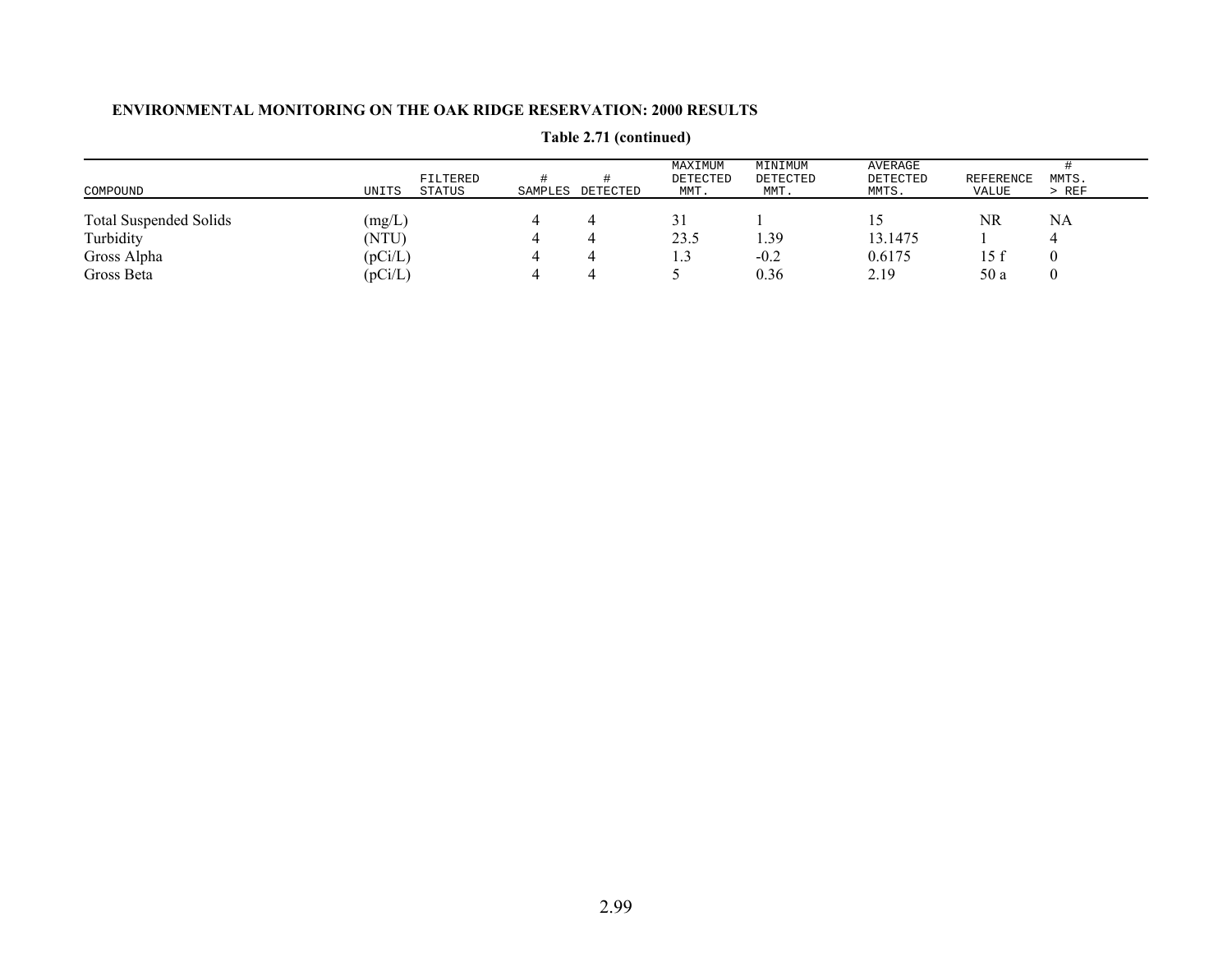**ENVIRONMENTAL MONITORING ON THE OAK RIDGE RESERVATION: 2000 RESULTS**

**Table 2.71 (continued)**

| COMPOUND | UNITS | FILTERED STATUS | # SAMPLES | # DETECTED | MAXIMUM DETECTED MMT. | MINIMUM DETECTED MMT. | AVERAGE DETECTED MMTS. | REFERENCE VALUE | # MMTS. > REF |
|---|---|---|---|---|---|---|---|---|---|
| Total Suspended Solids | (mg/L) | | 4 | 4 | 31 | 1 | 15 | NR | NA |
| Turbidity | (NTU) | | 4 | 4 | 23.5 | 1.39 | 13.1475 | 1 | 4 |
| Gross Alpha | (pCi/L) | | 4 | 4 | 1.3 | -0.2 | 0.6175 | 15 f | 0 |
| Gross Beta | (pCi/L) | | 4 | 4 | 5 | 0.36 | 2.19 | 50 a | 0 |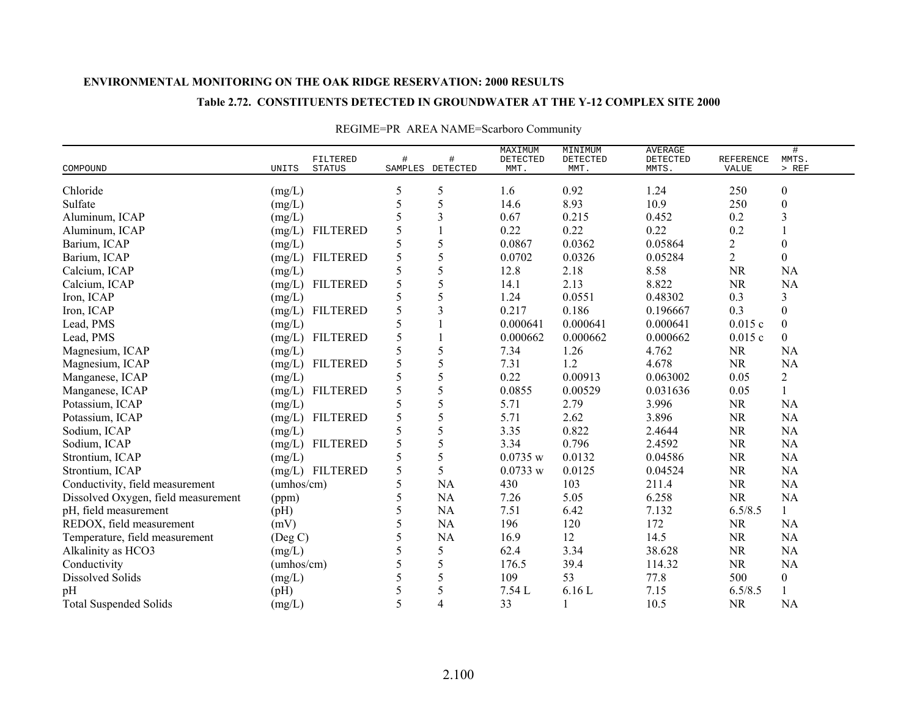**ENVIRONMENTAL MONITORING ON THE OAK RIDGE RESERVATION: 2000 RESULTS**

**Table 2.72. CONSTITUENTS DETECTED IN GROUNDWATER AT THE Y-12 COMPLEX SITE 2000**

REGIME=PR AREA NAME=Scarboro Community

| COMPOUND | UNITS | FILTERED STATUS | # SAMPLES | # DETECTED | MAXIMUM DETECTED MMT. | MINIMUM DETECTED MMT. | AVERAGE DETECTED MMTS. | REFERENCE VALUE | # MMTS. > REF |
|---|---|---|---|---|---|---|---|---|---|
| Chloride | (mg/L) | | 5 | 5 | 1.6 | 0.92 | 1.24 | 250 | 0 |
| Sulfate | (mg/L) | | 5 | 5 | 14.6 | 8.93 | 10.9 | 250 | 0 |
| Aluminum, ICAP | (mg/L) | | 5 | 3 | 0.67 | 0.215 | 0.452 | 0.2 | 3 |
| Aluminum, ICAP | (mg/L) | FILTERED | 5 | 1 | 0.22 | 0.22 | 0.22 | 0.2 | 1 |
| Barium, ICAP | (mg/L) | | 5 | 5 | 0.0867 | 0.0362 | 0.05864 | 2 | 0 |
| Barium, ICAP | (mg/L) | FILTERED | 5 | 5 | 0.0702 | 0.0326 | 0.05284 | 2 | 0 |
| Calcium, ICAP | (mg/L) | | 5 | 5 | 12.8 | 2.18 | 8.58 | NR | NA |
| Calcium, ICAP | (mg/L) | FILTERED | 5 | 5 | 14.1 | 2.13 | 8.822 | NR | NA |
| Iron, ICAP | (mg/L) | | 5 | 5 | 1.24 | 0.0551 | 0.48302 | 0.3 | 3 |
| Iron, ICAP | (mg/L) | FILTERED | 5 | 3 | 0.217 | 0.186 | 0.196667 | 0.3 | 0 |
| Lead, PMS | (mg/L) | | 5 | 1 | 0.000641 | 0.000641 | 0.000641 | 0.015 c | 0 |
| Lead, PMS | (mg/L) | FILTERED | 5 | 1 | 0.000662 | 0.000662 | 0.000662 | 0.015 c | 0 |
| Magnesium, ICAP | (mg/L) | | 5 | 5 | 7.34 | 1.26 | 4.762 | NR | NA |
| Magnesium, ICAP | (mg/L) | FILTERED | 5 | 5 | 7.31 | 1.2 | 4.678 | NR | NA |
| Manganese, ICAP | (mg/L) | | 5 | 5 | 0.22 | 0.00913 | 0.063002 | 0.05 | 2 |
| Manganese, ICAP | (mg/L) | FILTERED | 5 | 5 | 0.0855 | 0.00529 | 0.031636 | 0.05 | 1 |
| Potassium, ICAP | (mg/L) | | 5 | 5 | 5.71 | 2.79 | 3.996 | NR | NA |
| Potassium, ICAP | (mg/L) | FILTERED | 5 | 5 | 5.71 | 2.62 | 3.896 | NR | NA |
| Sodium, ICAP | (mg/L) | | 5 | 5 | 3.35 | 0.822 | 2.4644 | NR | NA |
| Sodium, ICAP | (mg/L) | FILTERED | 5 | 5 | 3.34 | 0.796 | 2.4592 | NR | NA |
| Strontium, ICAP | (mg/L) | | 5 | 5 | 0.0735 w | 0.0132 | 0.04586 | NR | NA |
| Strontium, ICAP | (mg/L) | FILTERED | 5 | 5 | 0.0733 w | 0.0125 | 0.04524 | NR | NA |
| Conductivity, field measurement | (umhos/cm) | | 5 | NA | 430 | 103 | 211.4 | NR | NA |
| Dissolved Oxygen, field measurement | (ppm) | | 5 | NA | 7.26 | 5.05 | 6.258 | NR | NA |
| pH, field measurement | (pH) | | 5 | NA | 7.51 | 6.42 | 7.132 | 6.5/8.5 | 1 |
| REDOX, field measurement | (mV) | | 5 | NA | 196 | 120 | 172 | NR | NA |
| Temperature, field measurement | (Deg C) | | 5 | NA | 16.9 | 12 | 14.5 | NR | NA |
| Alkalinity as HCO3 | (mg/L) | | 5 | 5 | 62.4 | 3.34 | 38.628 | NR | NA |
| Conductivity | (umhos/cm) | | 5 | 5 | 176.5 | 39.4 | 114.32 | NR | NA |
| Dissolved Solids | (mg/L) | | 5 | 5 | 109 | 53 | 77.8 | 500 | 0 |
| pH | (pH) | | 5 | 5 | 7.54 L | 6.16 L | 7.15 | 6.5/8.5 | 1 |
| Total Suspended Solids | (mg/L) | | 5 | 4 | 33 | 1 | 10.5 | NR | NA |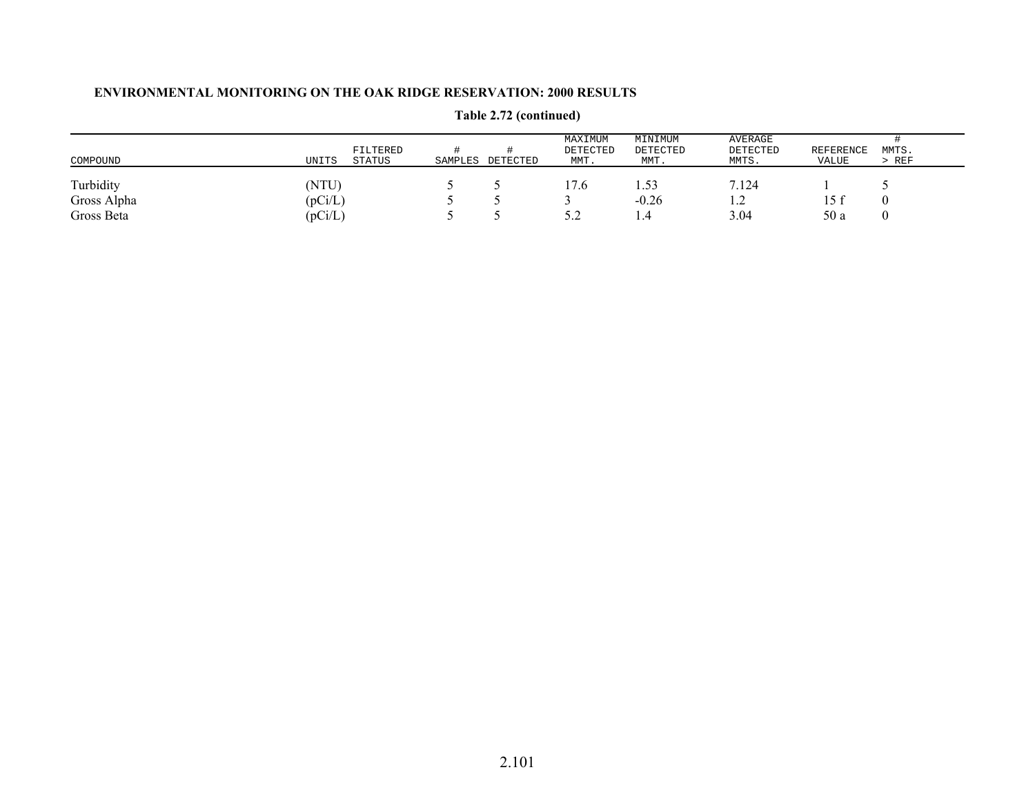# ENVIRONMENTAL MONITORING ON THE OAK RIDGE RESERVATION: 2000 RESULTS

**Table 2.72 (continued)**

| COMPOUND | UNITS | FILTERED STATUS | # SAMPLES | # DETECTED | MAXIMUM DETECTED MMT. | MINIMUM DETECTED MMT. | AVERAGE DETECTED MMTS. | REFERENCE VALUE | # MMTS. > REF |
|---|---|---|---|---|---|---|---|---|---|
| Turbidity | (NTU) | | 5 | 5 | 17.6 | 1.53 | 7.124 | 1 | 5 |
| Gross Alpha | (pCi/L) | | 5 | 5 | 3 | -0.26 | 1.2 | 15 f | 0 |
| Gross Beta | (pCi/L) | | 5 | 5 | 5.2 | 1.4 | 3.04 | 50 a | 0 |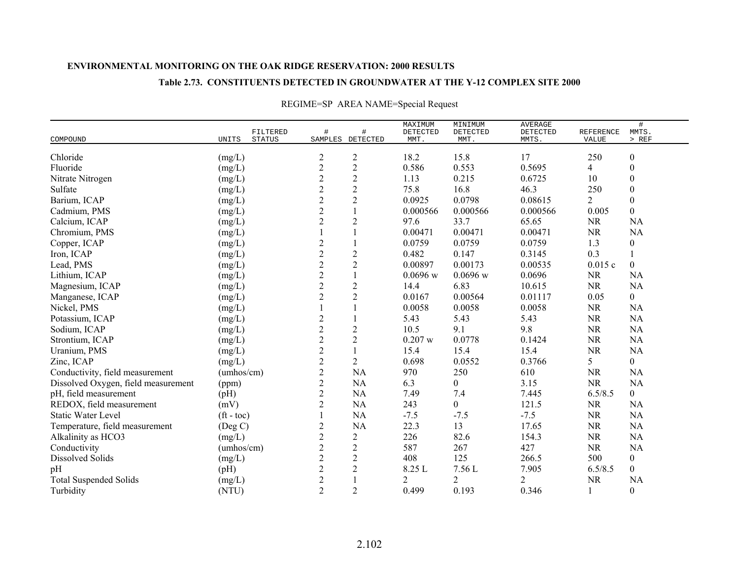**ENVIRONMENTAL MONITORING ON THE OAK RIDGE RESERVATION: 2000 RESULTS**

**Table 2.73. CONSTITUENTS DETECTED IN GROUNDWATER AT THE Y-12 COMPLEX SITE 2000**

REGIME=SP AREA NAME=Special Request

| COMPOUND | UNITS | FILTERED STATUS | # SAMPLES | # DETECTED | MAXIMUM DETECTED MMT. | MINIMUM DETECTED MMT. | AVERAGE DETECTED MMTS. | REFERENCE VALUE | # MMTS. > REF |
|---|---|---|---|---|---|---|---|---|---|
| Chloride | (mg/L) | | 2 | 2 | 18.2 | 15.8 | 17 | 250 | 0 |
| Fluoride | (mg/L) | | 2 | 2 | 0.586 | 0.553 | 0.5695 | 4 | 0 |
| Nitrate Nitrogen | (mg/L) | | 2 | 2 | 1.13 | 0.215 | 0.6725 | 10 | 0 |
| Sulfate | (mg/L) | | 2 | 2 | 75.8 | 16.8 | 46.3 | 250 | 0 |
| Barium, ICAP | (mg/L) | | 2 | 2 | 0.0925 | 0.0798 | 0.08615 | 2 | 0 |
| Cadmium, PMS | (mg/L) | | 2 | 1 | 0.000566 | 0.000566 | 0.000566 | 0.005 | 0 |
| Calcium, ICAP | (mg/L) | | 2 | 2 | 97.6 | 33.7 | 65.65 | NR | NA |
| Chromium, PMS | (mg/L) | | 1 | 1 | 0.00471 | 0.00471 | 0.00471 | NR | NA |
| Copper, ICAP | (mg/L) | | 2 | 1 | 0.0759 | 0.0759 | 0.0759 | 1.3 | 0 |
| Iron, ICAP | (mg/L) | | 2 | 2 | 0.482 | 0.147 | 0.3145 | 0.3 | 1 |
| Lead, PMS | (mg/L) | | 2 | 2 | 0.00897 | 0.00173 | 0.00535 | 0.015 c | 0 |
| Lithium, ICAP | (mg/L) | | 2 | 1 | 0.0696 w | 0.0696 w | 0.0696 | NR | NA |
| Magnesium, ICAP | (mg/L) | | 2 | 2 | 14.4 | 6.83 | 10.615 | NR | NA |
| Manganese, ICAP | (mg/L) | | 2 | 2 | 0.0167 | 0.00564 | 0.01117 | 0.05 | 0 |
| Nickel, PMS | (mg/L) | | 1 | 1 | 0.0058 | 0.0058 | 0.0058 | NR | NA |
| Potassium, ICAP | (mg/L) | | 2 | 1 | 5.43 | 5.43 | 5.43 | NR | NA |
| Sodium, ICAP | (mg/L) | | 2 | 2 | 10.5 | 9.1 | 9.8 | NR | NA |
| Strontium, ICAP | (mg/L) | | 2 | 2 | 0.207 w | 0.0778 | 0.1424 | NR | NA |
| Uranium, PMS | (mg/L) | | 2 | 1 | 15.4 | 15.4 | 15.4 | NR | NA |
| Zinc, ICAP | (mg/L) | | 2 | 2 | 0.698 | 0.0552 | 0.3766 | 5 | 0 |
| Conductivity, field measurement | (umhos/cm) | | 2 | NA | 970 | 250 | 610 | NR | NA |
| Dissolved Oxygen, field measurement | (ppm) | | 2 | NA | 6.3 | 0 | 3.15 | NR | NA |
| pH, field measurement | (pH) | | 2 | NA | 7.49 | 7.4 | 7.445 | 6.5/8.5 | 0 |
| REDOX, field measurement | (mV) | | 2 | NA | 243 | 0 | 121.5 | NR | NA |
| Static Water Level | (ft - toc) | | 1 | NA | -7.5 | -7.5 | -7.5 | NR | NA |
| Temperature, field measurement | (Deg C) | | 2 | NA | 22.3 | 13 | 17.65 | NR | NA |
| Alkalinity as HCO3 | (mg/L) | | 2 | 2 | 226 | 82.6 | 154.3 | NR | NA |
| Conductivity | (umhos/cm) | | 2 | 2 | 587 | 267 | 427 | NR | NA |
| Dissolved Solids | (mg/L) | | 2 | 2 | 408 | 125 | 266.5 | 500 | 0 |
| pH | (pH) | | 2 | 2 | 8.25 L | 7.56 L | 7.905 | 6.5/8.5 | 0 |
| Total Suspended Solids | (mg/L) | | 2 | 1 | 2 | 2 | 2 | NR | NA |
| Turbidity | (NTU) | | 2 | 2 | 0.499 | 0.193 | 0.346 | 1 | 0 |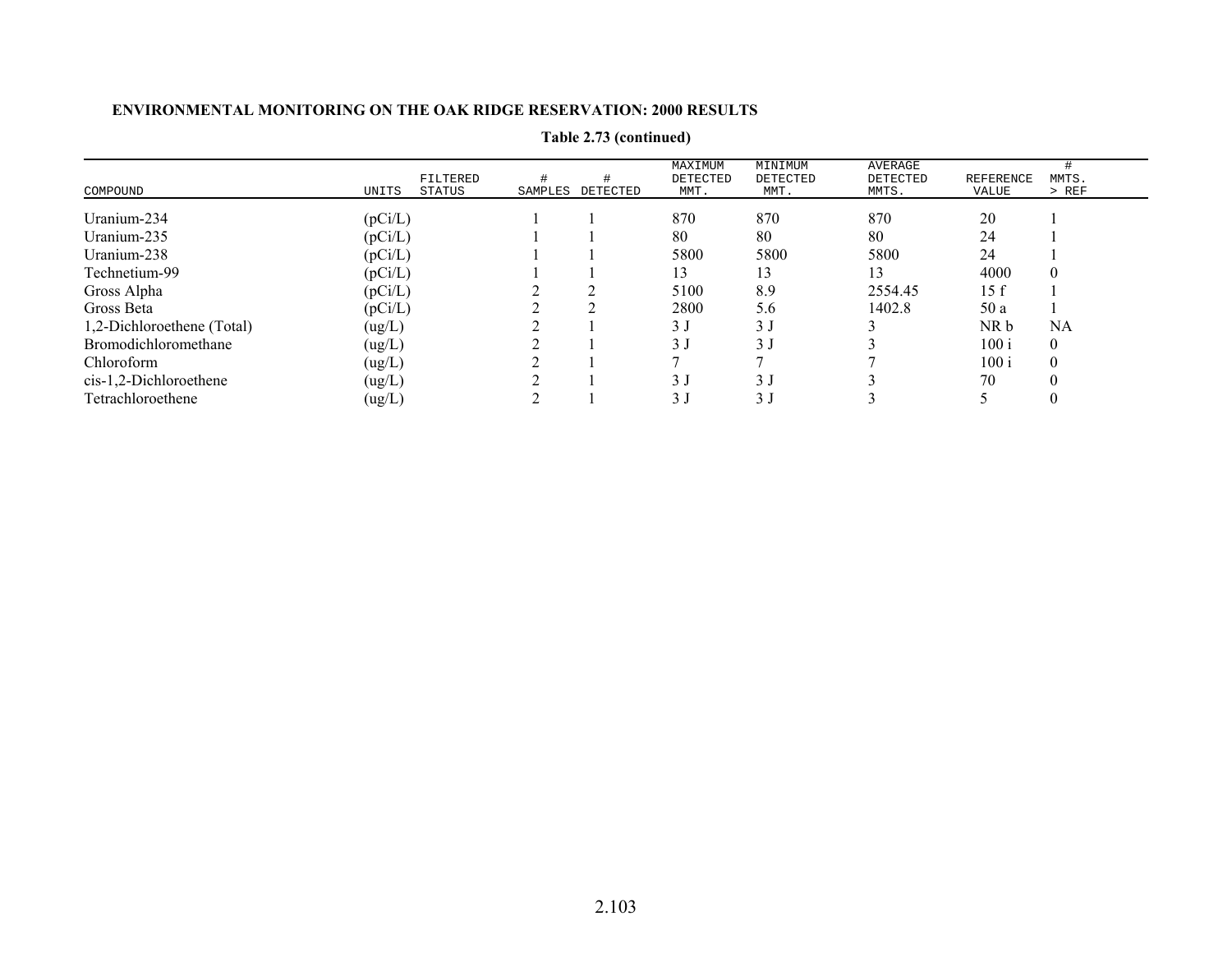**ENVIRONMENTAL MONITORING ON THE OAK RIDGE RESERVATION: 2000 RESULTS**

**Table 2.73 (continued)**

| COMPOUND | UNITS | FILTERED STATUS | # SAMPLES | # DETECTED | MAXIMUM DETECTED MMT. | MINIMUM DETECTED MMT. | AVERAGE DETECTED MMTS. | REFERENCE VALUE | # MMTS. > REF |
|---|---|---|---|---|---|---|---|---|---|
| Uranium-234 | (pCi/L) | | 1 | 1 | 870 | 870 | 870 | 20 | 1 |
| Uranium-235 | (pCi/L) | | 1 | 1 | 80 | 80 | 80 | 24 | 1 |
| Uranium-238 | (pCi/L) | | 1 | 1 | 5800 | 5800 | 5800 | 24 | 1 |
| Technetium-99 | (pCi/L) | | 1 | 1 | 13 | 13 | 13 | 4000 | 0 |
| Gross Alpha | (pCi/L) | | 2 | 2 | 5100 | 8.9 | 2554.45 | 15 f | 1 |
| Gross Beta | (pCi/L) | | 2 | 2 | 2800 | 5.6 | 1402.8 | 50 a | 1 |
| 1,2-Dichloroethene (Total) | (ug/L) | | 2 | 1 | 3 J | 3 J | 3 | NR b | NA |
| Bromodichloromethane | (ug/L) | | 2 | 1 | 3 J | 3 J | 3 | 100 i | 0 |
| Chloroform | (ug/L) | | 2 | 1 | 7 | 7 | 7 | 100 i | 0 |
| cis-1,2-Dichloroethene | (ug/L) | | 2 | 1 | 3 J | 3 J | 3 | 70 | 0 |
| Tetrachloroethene | (ug/L) | | 2 | 1 | 3 J | 3 J | 3 | 5 | 0 |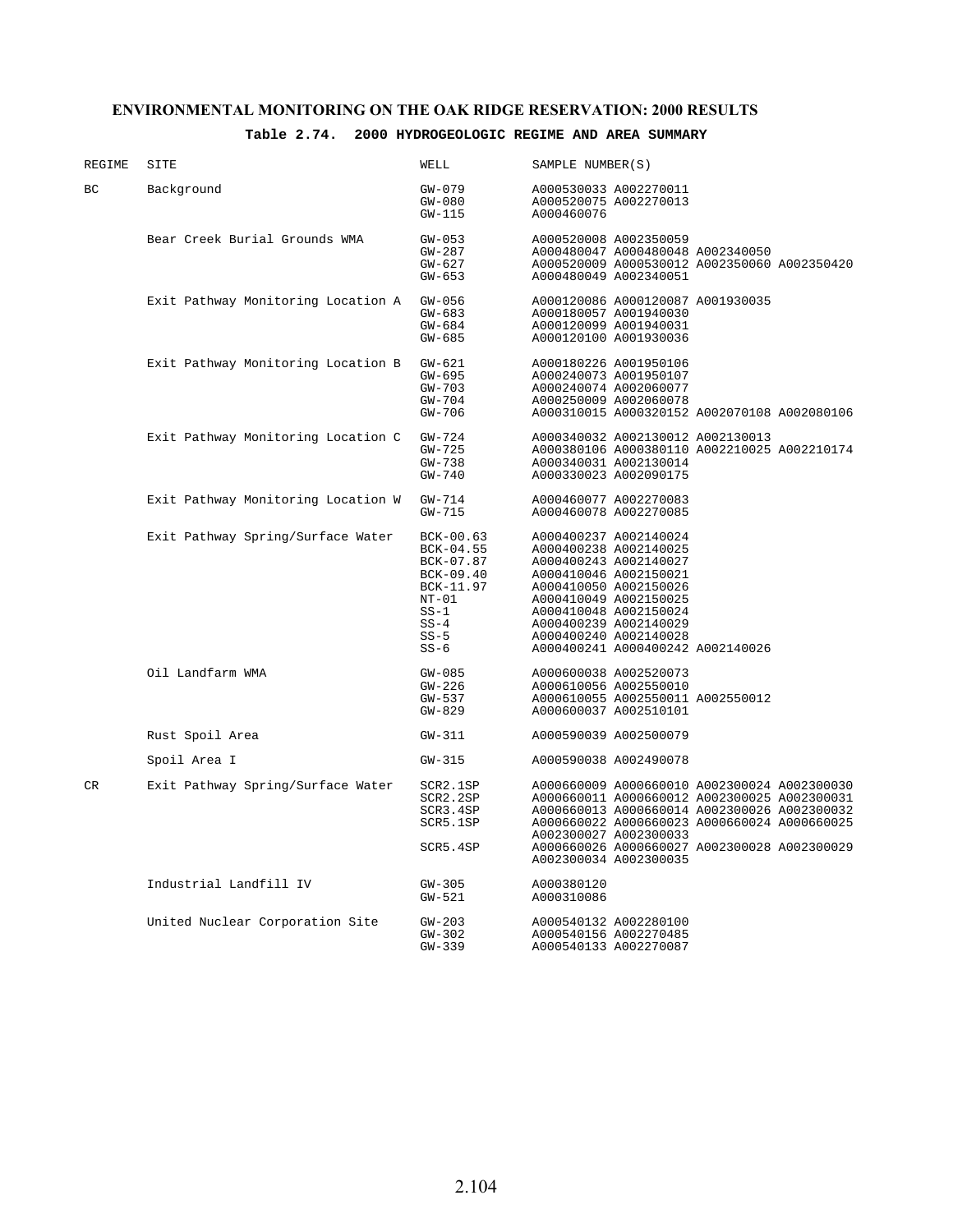**ENVIRONMENTAL MONITORING ON THE OAK RIDGE RESERVATION: 2000 RESULTS**

**Table 2.74. 2000 HYDROGEOLOGIC REGIME AND AREA SUMMARY**

| REGIME | SITE | WELL | SAMPLE NUMBER(S) |
|---|---|---|---|
| BC | Background | GW-079 | A000530033 A002270011 |
| | | GW-080 | A000520075 A002270013 |
| | | GW-115 | A000460076 |
| | Bear Creek Burial Grounds WMA | GW-053 | A000520008 A002350059 |
| | | GW-287 | A000480047 A000480048 A002340050 |
| | | GW-627 | A000520009 A000530012 A002350060 A002350420 |
| | | GW-653 | A000480049 A002340051 |
| | Exit Pathway Monitoring Location A | GW-056 | A000120086 A000120087 A001930035 |
| | | GW-683 | A000180057 A001940030 |
| | | GW-684 | A000120099 A001940031 |
| | | GW-685 | A000120100 A001930036 |
| | Exit Pathway Monitoring Location B | GW-621 | A000180226 A001950106 |
| | | GW-695 | A000240073 A001950107 |
| | | GW-703 | A000240074 A002060077 |
| | | GW-704 | A000250009 A002060078 |
| | | GW-706 | A000310015 A000320152 A002070108 A002080106 |
| | Exit Pathway Monitoring Location C | GW-724 | A000340032 A002130012 A002130013 |
| | | GW-725 | A000380106 A000380110 A002210025 A002210174 |
| | | GW-738 | A000340031 A002130014 |
| | | GW-740 | A000330023 A002090175 |
| | Exit Pathway Monitoring Location W | GW-714 | A000460077 A002270083 |
| | | GW-715 | A000460078 A002270085 |
| | Exit Pathway Spring/Surface Water | BCK-00.63 | A000400237 A002140024 |
| | | BCK-04.55 | A000400238 A002140025 |
| | | BCK-07.87 | A000400243 A002140027 |
| | | BCK-09.40 | A000410046 A002150021 |
| | | BCK-11.97 | A000410050 A002150026 |
| | | NT-01 | A000410049 A002150025 |
| | | SS-1 | A000410048 A002150024 |
| | | SS-4 | A000400239 A002140029 |
| | | SS-5 | A000400240 A002140028 |
| | | SS-6 | A000400241 A000400242 A002140026 |
| | Oil Landfarm WMA | GW-085 | A000600038 A002520073 |
| | | GW-226 | A000610056 A002550010 |
| | | GW-537 | A000610055 A002550011 A002550012 |
| | | GW-829 | A000600037 A002510101 |
| | Rust Spoil Area | GW-311 | A000590039 A002500079 |
| | Spoil Area I | GW-315 | A000590038 A002490078 |
| CR | Exit Pathway Spring/Surface Water | SCR2.1SP | A000660009 A000660010 A002300024 A002300030 |
| | | SCR2.2SP | A000660011 A000660012 A002300025 A002300031 |
| | | SCR3.4SP | A000660013 A000660014 A002300026 A002300032 |
| | | SCR5.1SP | A000660022 A000660023 A000660024 A000660025 A002300027 A002300033 |
| | | SCR5.4SP | A000660026 A000660027 A002300028 A002300029 A002300034 A002300035 |
| | Industrial Landfill IV | GW-305 | A000380120 |
| | | GW-521 | A000310086 |
| | United Nuclear Corporation Site | GW-203 | A000540132 A002280100 |
| | | GW-302 | A000540156 A002270485 |
| | | GW-339 | A000540133 A002270087 |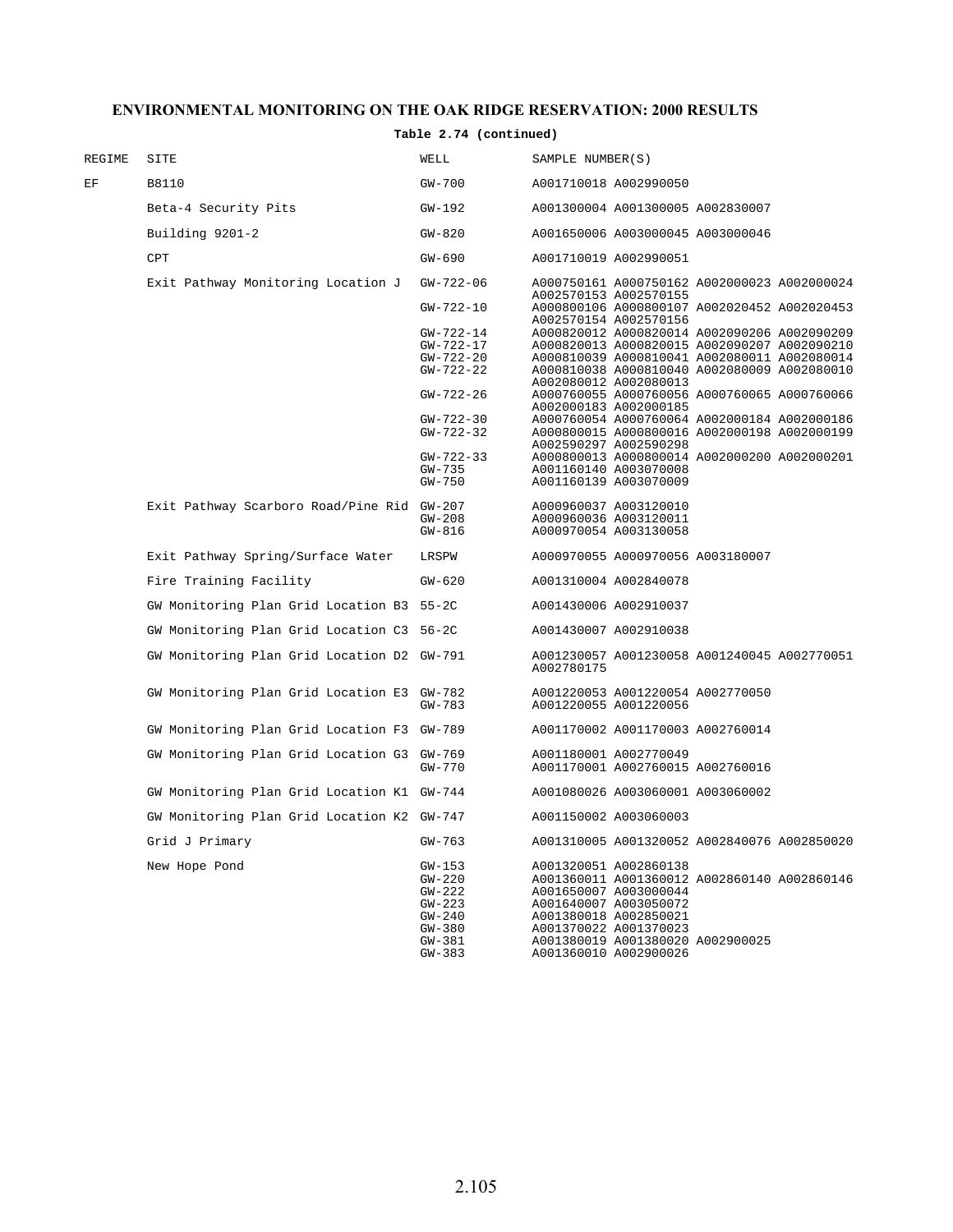**Table 2.74 (continued)**

| REGIME | SITE | WELL | SAMPLE NUMBER(S) |
|---|---|---|---|
| EF | B8110 | GW-700 | A001710018 A002990050 |
| | Beta-4 Security Pits | GW-192 | A001300004 A001300005 A002830007 |
| | Building 9201-2 | GW-820 | A001650006 A003000045 A003000046 |
| | CPT | GW-690 | A001710019 A002990051 |
| | Exit Pathway Monitoring Location J | GW-722-06 | A000750161 A000750162 A002000023 A002000024 A002570153 A002570155 |
| | | GW-722-10 | A000800106 A000800107 A002020452 A002020453 A002570154 A002570156 |
| | | GW-722-14 | A000820012 A000820014 A002090206 A002090209 |
| | | GW-722-17 | A000820013 A000820015 A002090207 A002090210 |
| | | GW-722-20 | A000810039 A000810041 A002080011 A002080014 |
| | | GW-722-22 | A000810038 A000810040 A002080009 A002080010 A002080012 A002080013 |
| | | GW-722-26 | A000760055 A000760056 A000760065 A000760066 A002000183 A002000185 |
| | | GW-722-30 | A000760054 A000760064 A002000184 A002000186 |
| | | GW-722-32 | A000800015 A000800016 A002000198 A002000199 A002590297 A002590298 |
| | | GW-722-33 | A000800013 A000800014 A002000200 A002000201 |
| | | GW-735 | A001160140 A003070008 |
| | | GW-750 | A001160139 A003070009 |
| | Exit Pathway Scarboro Road/Pine Rid | GW-207 | A000960037 A003120010 |
| | | GW-208 | A000960036 A003120011 |
| | | GW-816 | A000970054 A003130058 |
| | Exit Pathway Spring/Surface Water | LRSPW | A000970055 A000970056 A003180007 |
| | Fire Training Facility | GW-620 | A001310004 A002840078 |
| | GW Monitoring Plan Grid Location B3 | 55-2C | A001430006 A002910037 |
| | GW Monitoring Plan Grid Location C3 | 56-2C | A001430007 A002910038 |
| | GW Monitoring Plan Grid Location D2 | GW-791 | A001230057 A001230058 A001240045 A002770051 A002780175 |
| | GW Monitoring Plan Grid Location E3 | GW-782 | A001220053 A001220054 A002770050 |
| | | GW-783 | A001220055 A001220056 |
| | GW Monitoring Plan Grid Location F3 | GW-789 | A001170002 A001170003 A002760014 |
| | GW Monitoring Plan Grid Location G3 | GW-769 | A001180001 A002770049 |
| | | GW-770 | A001170001 A002760015 A002760016 |
| | GW Monitoring Plan Grid Location K1 | GW-744 | A001080026 A003060001 A003060002 |
| | GW Monitoring Plan Grid Location K2 | GW-747 | A001150002 A003060003 |
| | Grid J Primary | GW-763 | A001310005 A001320052 A002840076 A002850020 |
| | New Hope Pond | GW-153 | A001320051 A002860138 |
| | | GW-220 | A001360011 A001360012 A002860140 A002860146 |
| | | GW-222 | A001650007 A003000044 |
| | | GW-223 | A001640007 A003050072 |
| | | GW-240 | A001380018 A002850021 |
| | | GW-380 | A001370022 A001370023 |
| | | GW-381 | A001380019 A001380020 A002900025 |
| | | GW-383 | A001360010 A002900026 |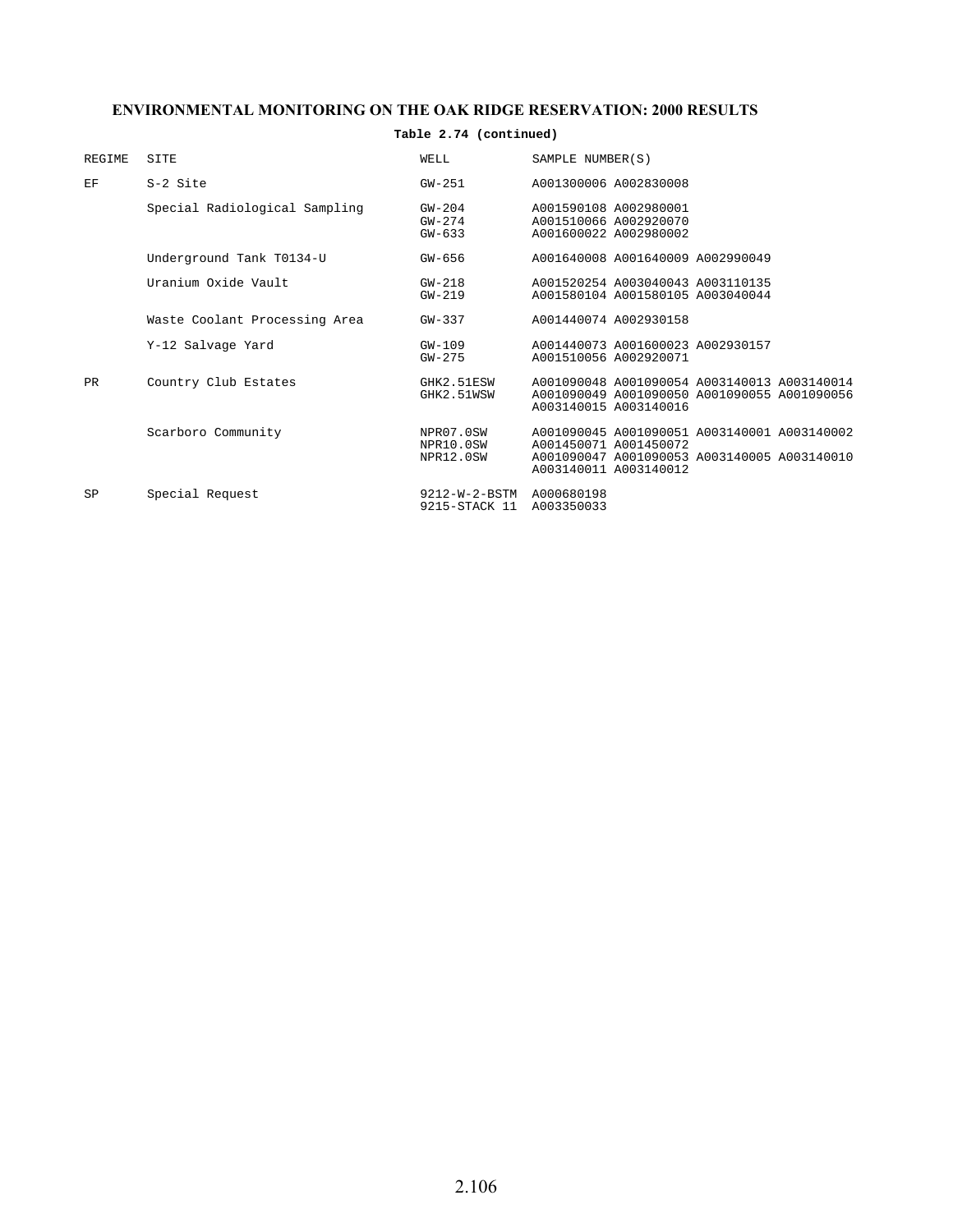**Table 2.74 (continued)**

| REGIME | SITE | WELL | SAMPLE NUMBER(S) |
|---|---|---|---|
| EF | S-2 Site | GW-251 | A001300006 A002830008 |
| | Special Radiological Sampling | GW-204 | A001590108 A002980001 |
| | | GW-274 | A001510066 A002920070 |
| | | GW-633 | A001600022 A002980002 |
| | Underground Tank T0134-U | GW-656 | A001640008 A001640009 A002990049 |
| | Uranium Oxide Vault | GW-218 | A001520254 A003040043 A003110135 |
| | | GW-219 | A001580104 A001580105 A003040044 |
| | Waste Coolant Processing Area | GW-337 | A001440074 A002930158 |
| | Y-12 Salvage Yard | GW-109 | A001440073 A001600023 A002930157 |
| | | GW-275 | A001510056 A002920071 |
| PR | Country Club Estates | GHK2.51ESW | A001090048 A001090054 A003140013 A003140014 |
| | | GHK2.51WSW | A001090049 A001090050 A001090055 A001090056 A003140015 A003140016 |
| | Scarboro Community | NPR07.0SW | A001090045 A001090051 A003140001 A003140002 |
| | | NPR10.0SW | A001450071 A001450072 |
| | | NPR12.0SW | A001090047 A001090053 A003140005 A003140010 A003140011 A003140012 |
| SP | Special Request | 9212-W-2-BSTM | A000680198 |
| | | 9215-STACK 11 | A003350033 |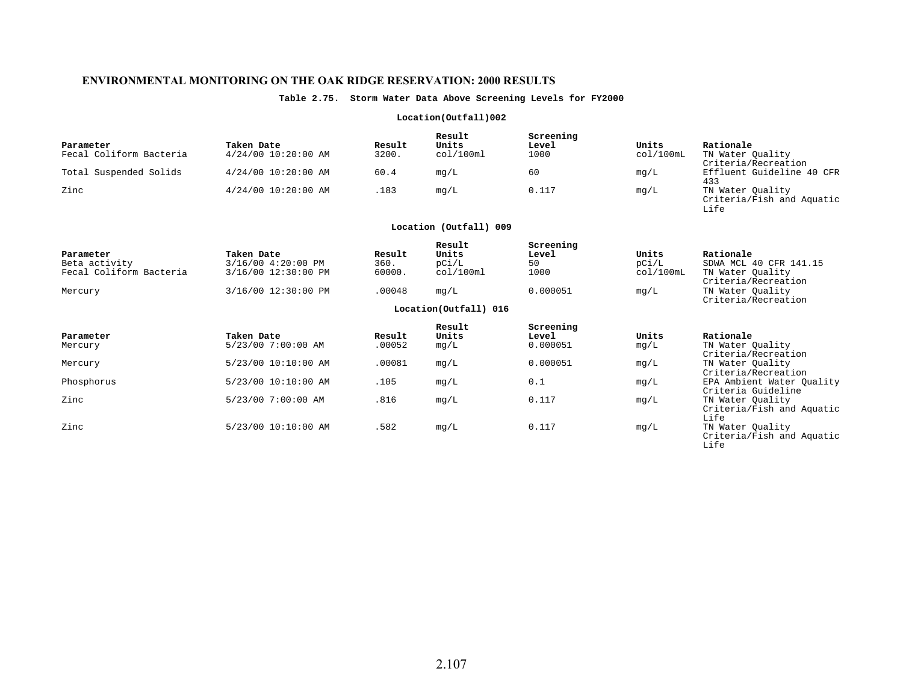# ENVIRONMENTAL MONITORING ON THE OAK RIDGE RESERVATION: 2000 RESULTS

**Table 2.75. Storm Water Data Above Screening Levels for FY2000**

**Location(Outfall)002**

| Parameter | Taken Date | Result | Result Units | Screening Level | Units | Rationale |
|---|---|---|---|---|---|---|
| Fecal Coliform Bacteria | 4/24/00 10:20:00 AM | 3200. | col/100ml | 1000 | col/100mL | TN Water Quality Criteria/Recreation |
| Total Suspended Solids | 4/24/00 10:20:00 AM | 60.4 | mg/L | 60 | mg/L | Effluent Guideline 40 CFR 433 |
| Zinc | 4/24/00 10:20:00 AM | .183 | mg/L | 0.117 | mg/L | TN Water Quality Criteria/Fish and Aquatic Life |

**Location (Outfall) 009**

| Parameter | Taken Date | Result | Result Units | Screening Level | Units | Rationale |
|---|---|---|---|---|---|---|
| Beta activity | 3/16/00 4:20:00 PM | 360. | pCi/L | 50 | pCi/L | SDWA MCL 40 CFR 141.15 |
| Fecal Coliform Bacteria | 3/16/00 12:30:00 PM | 60000. | col/100ml | 1000 | col/100mL | TN Water Quality Criteria/Recreation |
| Mercury | 3/16/00 12:30:00 PM | .00048 | mg/L | 0.000051 | mg/L | TN Water Quality Criteria/Recreation |

**Location(Outfall) 016**

| Parameter | Taken Date | Result | Result Units | Screening Level | Units | Rationale |
|---|---|---|---|---|---|---|
| Mercury | 5/23/00 7:00:00 AM | .00052 | mg/L | 0.000051 | mg/L | TN Water Quality Criteria/Recreation |
| Mercury | 5/23/00 10:10:00 AM | .00081 | mg/L | 0.000051 | mg/L | TN Water Quality Criteria/Recreation |
| Phosphorus | 5/23/00 10:10:00 AM | .105 | mg/L | 0.1 | mg/L | EPA Ambient Water Quality Criteria Guideline |
| Zinc | 5/23/00 7:00:00 AM | .816 | mg/L | 0.117 | mg/L | TN Water Quality Criteria/Fish and Aquatic Life |
| Zinc | 5/23/00 10:10:00 AM | .582 | mg/L | 0.117 | mg/L | TN Water Quality Criteria/Fish and Aquatic Life |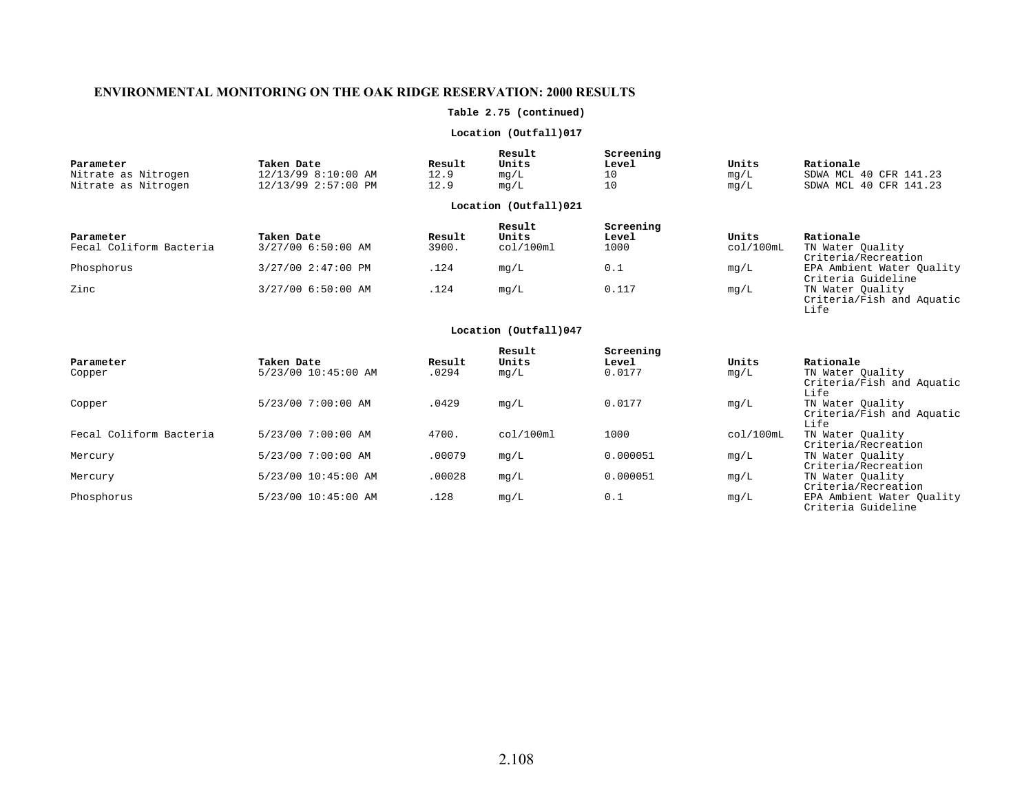## ENVIRONMENTAL MONITORING ON THE OAK RIDGE RESERVATION: 2000 RESULTS

**Table 2.75 (continued)**

**Location (Outfall)017**

| Parameter | Taken Date | Result | Result Units | Screening Level | Units | Rationale |
|---|---|---|---|---|---|---|
| Nitrate as Nitrogen | 12/13/99 8:10:00 AM | 12.9 | mg/L | 10 | mg/L | SDWA MCL 40 CFR 141.23 |
| Nitrate as Nitrogen | 12/13/99 2:57:00 PM | 12.9 | mg/L | 10 | mg/L | SDWA MCL 40 CFR 141.23 |

**Location (Outfall)021**

| Parameter | Taken Date | Result | Result Units | Screening Level | Units | Rationale |
|---|---|---|---|---|---|---|
| Fecal Coliform Bacteria | 3/27/00 6:50:00 AM | 3900. | col/100ml | 1000 | col/100mL | TN Water Quality Criteria/Recreation |
| Phosphorus | 3/27/00 2:47:00 PM | .124 | mg/L | 0.1 | mg/L | EPA Ambient Water Quality Criteria Guideline |
| Zinc | 3/27/00 6:50:00 AM | .124 | mg/L | 0.117 | mg/L | TN Water Quality Criteria/Fish and Aquatic Life |

**Location (Outfall)047**

| Parameter | Taken Date | Result | Result Units | Screening Level | Units | Rationale |
|---|---|---|---|---|---|---|
| Copper | 5/23/00 10:45:00 AM | .0294 | mg/L | 0.0177 | mg/L | TN Water Quality Criteria/Fish and Aquatic Life |
| Copper | 5/23/00 7:00:00 AM | .0429 | mg/L | 0.0177 | mg/L | TN Water Quality Criteria/Fish and Aquatic Life |
| Fecal Coliform Bacteria | 5/23/00 7:00:00 AM | 4700. | col/100ml | 1000 | col/100mL | TN Water Quality Criteria/Recreation |
| Mercury | 5/23/00 7:00:00 AM | .00079 | mg/L | 0.000051 | mg/L | TN Water Quality Criteria/Recreation |
| Mercury | 5/23/00 10:45:00 AM | .00028 | mg/L | 0.000051 | mg/L | TN Water Quality Criteria/Recreation |
| Phosphorus | 5/23/00 10:45:00 AM | .128 | mg/L | 0.1 | mg/L | EPA Ambient Water Quality Criteria Guideline |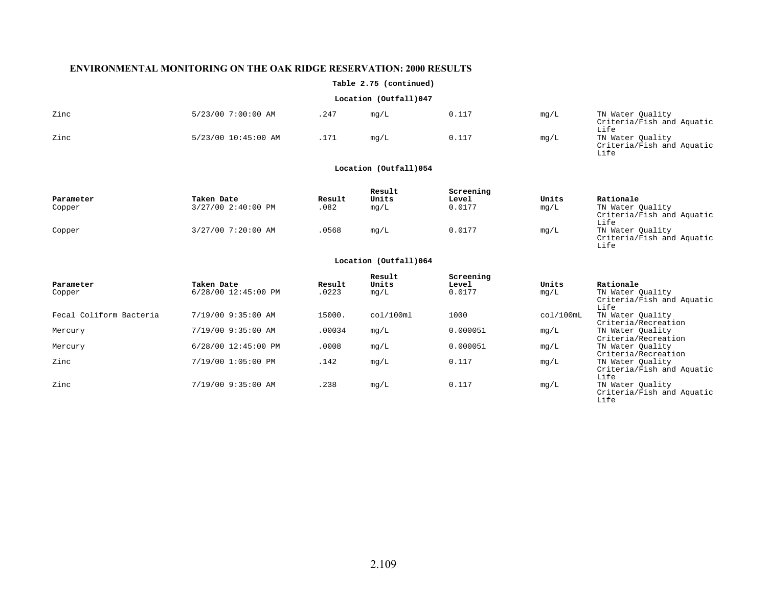**Table 2.75 (continued)**

**Location (Outfall)047**

| Parameter | Taken Date | Result | Result Units | Screening Level | Units | Rationale |
|---|---|---|---|---|---|---|
| Zinc | 5/23/00 7:00:00 AM | .247 | mg/L | 0.117 | mg/L | TN Water Quality Criteria/Fish and Aquatic Life |
| Zinc | 5/23/00 10:45:00 AM | .171 | mg/L | 0.117 | mg/L | TN Water Quality Criteria/Fish and Aquatic Life |

**Location (Outfall)054**

| Parameter | Taken Date | Result | Result Units | Screening Level | Units | Rationale |
|---|---|---|---|---|---|---|
| Copper | 3/27/00 2:40:00 PM | .082 | mg/L | 0.0177 | mg/L | TN Water Quality Criteria/Fish and Aquatic Life |
| Copper | 3/27/00 7:20:00 AM | .0568 | mg/L | 0.0177 | mg/L | TN Water Quality Criteria/Fish and Aquatic Life |

**Location (Outfall)064**

| Parameter | Taken Date | Result | Result Units | Screening Level | Units | Rationale |
|---|---|---|---|---|---|---|
| Copper | 6/28/00 12:45:00 PM | .0223 | mg/L | 0.0177 | mg/L | TN Water Quality Criteria/Fish and Aquatic Life |
| Fecal Coliform Bacteria | 7/19/00 9:35:00 AM | 15000. | col/100ml | 1000 | col/100mL | TN Water Quality Criteria/Recreation |
| Mercury | 7/19/00 9:35:00 AM | .00034 | mg/L | 0.000051 | mg/L | TN Water Quality Criteria/Recreation |
| Mercury | 6/28/00 12:45:00 PM | .0008 | mg/L | 0.000051 | mg/L | TN Water Quality Criteria/Recreation |
| Zinc | 7/19/00 1:05:00 PM | .142 | mg/L | 0.117 | mg/L | TN Water Quality Criteria/Fish and Aquatic Life |
| Zinc | 7/19/00 9:35:00 AM | .238 | mg/L | 0.117 | mg/L | TN Water Quality Criteria/Fish and Aquatic Life |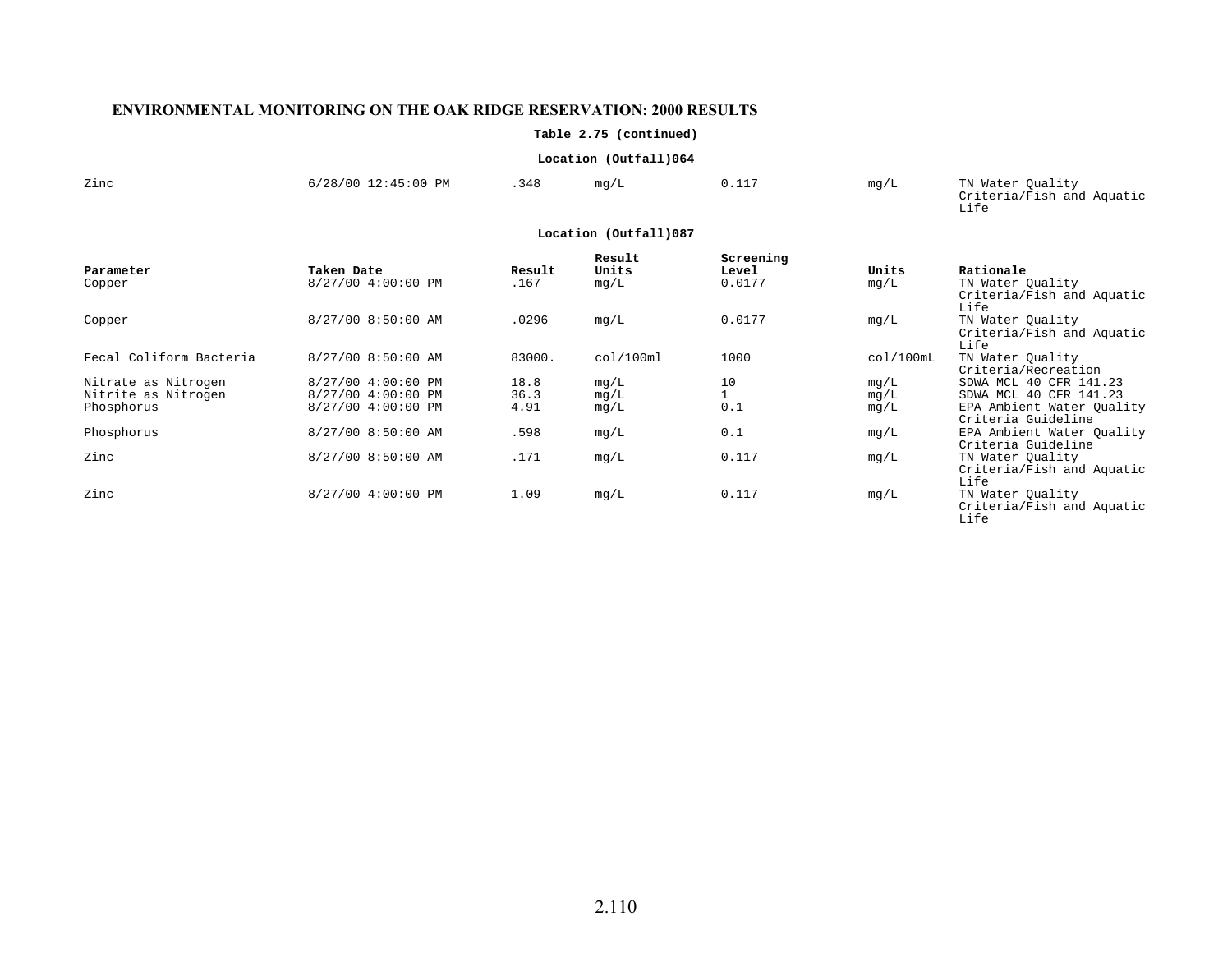## ENVIRONMENTAL MONITORING ON THE OAK RIDGE RESERVATION: 2000 RESULTS

**Table 2.75 (continued)**

**Location (Outfall)064**

| Parameter | Taken Date | Result | Result Units | Screening Level | Units | Rationale |
|---|---|---|---|---|---|---|
| Zinc | 6/28/00 12:45:00 PM | .348 | mg/L | 0.117 | mg/L | TN Water Quality Criteria/Fish and Aquatic Life |

**Location (Outfall)087**

| Parameter | Taken Date | Result | Result Units | Screening Level | Units | Rationale |
|---|---|---|---|---|---|---|
| Copper | 8/27/00 4:00:00 PM | .167 | mg/L | 0.0177 | mg/L | TN Water Quality Criteria/Fish and Aquatic Life |
| Copper | 8/27/00 8:50:00 AM | .0296 | mg/L | 0.0177 | mg/L | TN Water Quality Criteria/Fish and Aquatic Life |
| Fecal Coliform Bacteria | 8/27/00 8:50:00 AM | 83000. | col/100ml | 1000 | col/100mL | TN Water Quality Criteria/Recreation |
| Nitrate as Nitrogen | 8/27/00 4:00:00 PM | 18.8 | mg/L | 10 | mg/L | SDWA MCL 40 CFR 141.23 |
| Nitrite as Nitrogen | 8/27/00 4:00:00 PM | 36.3 | mg/L | 1 | mg/L | SDWA MCL 40 CFR 141.23 |
| Phosphorus | 8/27/00 4:00:00 PM | 4.91 | mg/L | 0.1 | mg/L | EPA Ambient Water Quality Criteria Guideline |
| Phosphorus | 8/27/00 8:50:00 AM | .598 | mg/L | 0.1 | mg/L | EPA Ambient Water Quality Criteria Guideline |
| Zinc | 8/27/00 8:50:00 AM | .171 | mg/L | 0.117 | mg/L | TN Water Quality Criteria/Fish and Aquatic Life |
| Zinc | 8/27/00 4:00:00 PM | 1.09 | mg/L | 0.117 | mg/L | TN Water Quality Criteria/Fish and Aquatic Life |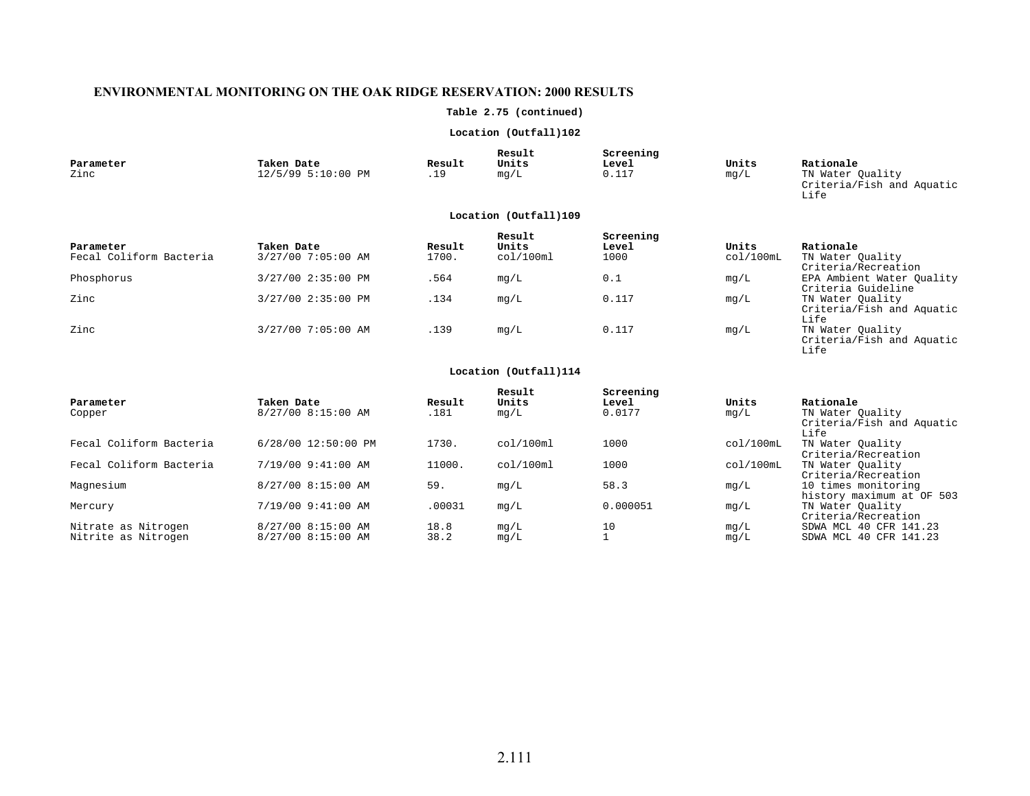## ENVIRONMENTAL MONITORING ON THE OAK RIDGE RESERVATION: 2000 RESULTS

### Table 2.75 (continued)

#### Location (Outfall)102

| Parameter | Taken Date | Result | Result Units | Screening Level | Units | Rationale |
|---|---|---|---|---|---|---|
| Zinc | 12/5/99 5:10:00 PM | .19 | mg/L | 0.117 | mg/L | TN Water Quality Criteria/Fish and Aquatic Life |

#### Location (Outfall)109

| Parameter | Taken Date | Result | Result Units | Screening Level | Units | Rationale |
|---|---|---|---|---|---|---|
| Fecal Coliform Bacteria | 3/27/00 7:05:00 AM | 1700. | col/100ml | 1000 | col/100mL | TN Water Quality Criteria/Recreation |
| Phosphorus | 3/27/00 2:35:00 PM | .564 | mg/L | 0.1 | mg/L | EPA Ambient Water Quality Criteria Guideline |
| Zinc | 3/27/00 2:35:00 PM | .134 | mg/L | 0.117 | mg/L | TN Water Quality Criteria/Fish and Aquatic Life |
| Zinc | 3/27/00 7:05:00 AM | .139 | mg/L | 0.117 | mg/L | TN Water Quality Criteria/Fish and Aquatic Life |

#### Location (Outfall)114

| Parameter | Taken Date | Result | Result Units | Screening Level | Units | Rationale |
|---|---|---|---|---|---|---|
| Copper | 8/27/00 8:15:00 AM | .181 | mg/L | 0.0177 | mg/L | TN Water Quality Criteria/Fish and Aquatic Life |
| Fecal Coliform Bacteria | 6/28/00 12:50:00 PM | 1730. | col/100ml | 1000 | col/100mL | TN Water Quality Criteria/Recreation |
| Fecal Coliform Bacteria | 7/19/00 9:41:00 AM | 11000. | col/100ml | 1000 | col/100mL | TN Water Quality Criteria/Recreation |
| Magnesium | 8/27/00 8:15:00 AM | 59. | mg/L | 58.3 | mg/L | 10 times monitoring history maximum at OF 503 |
| Mercury | 7/19/00 9:41:00 AM | .00031 | mg/L | 0.000051 | mg/L | TN Water Quality Criteria/Recreation |
| Nitrate as Nitrogen | 8/27/00 8:15:00 AM | 18.8 | mg/L | 10 | mg/L | SDWA MCL 40 CFR 141.23 |
| Nitrite as Nitrogen | 8/27/00 8:15:00 AM | 38.2 | mg/L | 1 | mg/L | SDWA MCL 40 CFR 141.23 |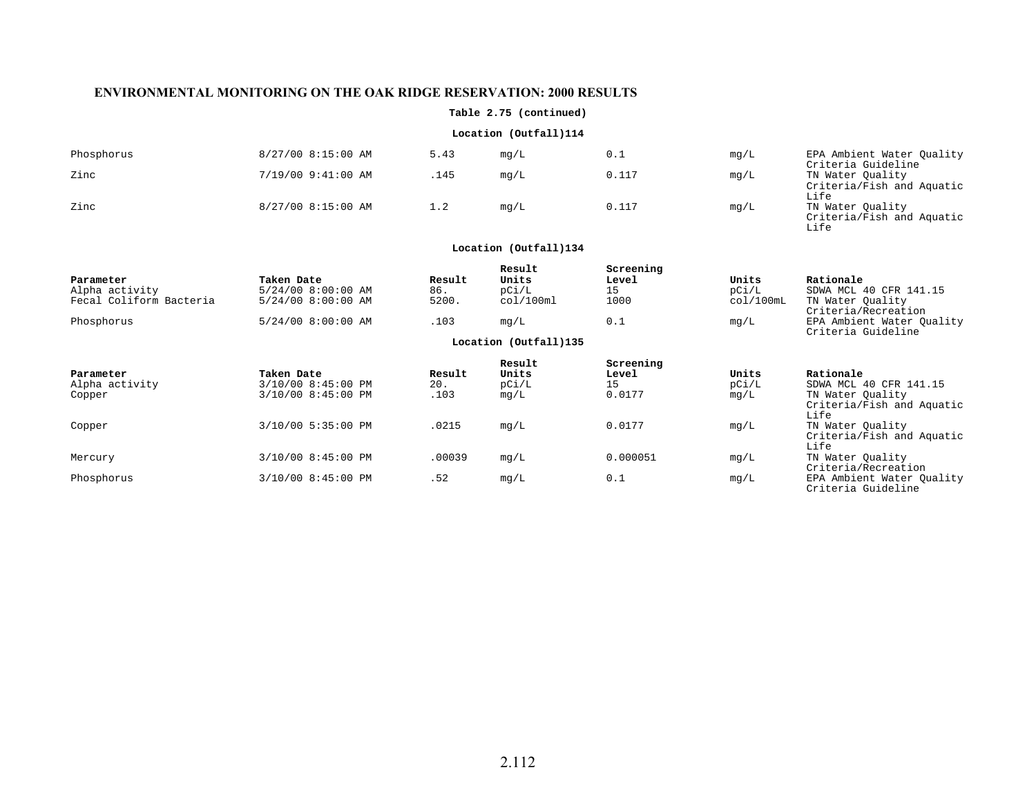## ENVIRONMENTAL MONITORING ON THE OAK RIDGE RESERVATION: 2000 RESULTS

**Table 2.75 (continued)**

**Location (Outfall)114**

| Parameter | Taken Date | Result | Result Units | Screening Level | Units | Rationale |
|---|---|---|---|---|---|---|
| Phosphorus | 8/27/00 8:15:00 AM | 5.43 | mg/L | 0.1 | mg/L | EPA Ambient Water Quality Criteria Guideline |
| Zinc | 7/19/00 9:41:00 AM | .145 | mg/L | 0.117 | mg/L | TN Water Quality Criteria/Fish and Aquatic Life |
| Zinc | 8/27/00 8:15:00 AM | 1.2 | mg/L | 0.117 | mg/L | TN Water Quality Criteria/Fish and Aquatic Life |

**Location (Outfall)134**

| Parameter | Taken Date | Result | Result Units | Screening Level | Units | Rationale |
|---|---|---|---|---|---|---|
| Alpha activity | 5/24/00 8:00:00 AM | 86. | pCi/L | 15 | pCi/L | SDWA MCL 40 CFR 141.15 |
| Fecal Coliform Bacteria | 5/24/00 8:00:00 AM | 5200. | col/100ml | 1000 | col/100mL | TN Water Quality Criteria/Recreation |
| Phosphorus | 5/24/00 8:00:00 AM | .103 | mg/L | 0.1 | mg/L | EPA Ambient Water Quality Criteria Guideline |

**Location (Outfall)135**

| Parameter | Taken Date | Result | Result Units | Screening Level | Units | Rationale |
|---|---|---|---|---|---|---|
| Alpha activity | 3/10/00 8:45:00 PM | 20. | pCi/L | 15 | pCi/L | SDWA MCL 40 CFR 141.15 |
| Copper | 3/10/00 8:45:00 PM | .103 | mg/L | 0.0177 | mg/L | TN Water Quality Criteria/Fish and Aquatic Life |
| Copper | 3/10/00 5:35:00 PM | .0215 | mg/L | 0.0177 | mg/L | TN Water Quality Criteria/Fish and Aquatic Life |
| Mercury | 3/10/00 8:45:00 PM | .00039 | mg/L | 0.000051 | mg/L | TN Water Quality Criteria/Recreation |
| Phosphorus | 3/10/00 8:45:00 PM | .52 | mg/L | 0.1 | mg/L | EPA Ambient Water Quality Criteria Guideline |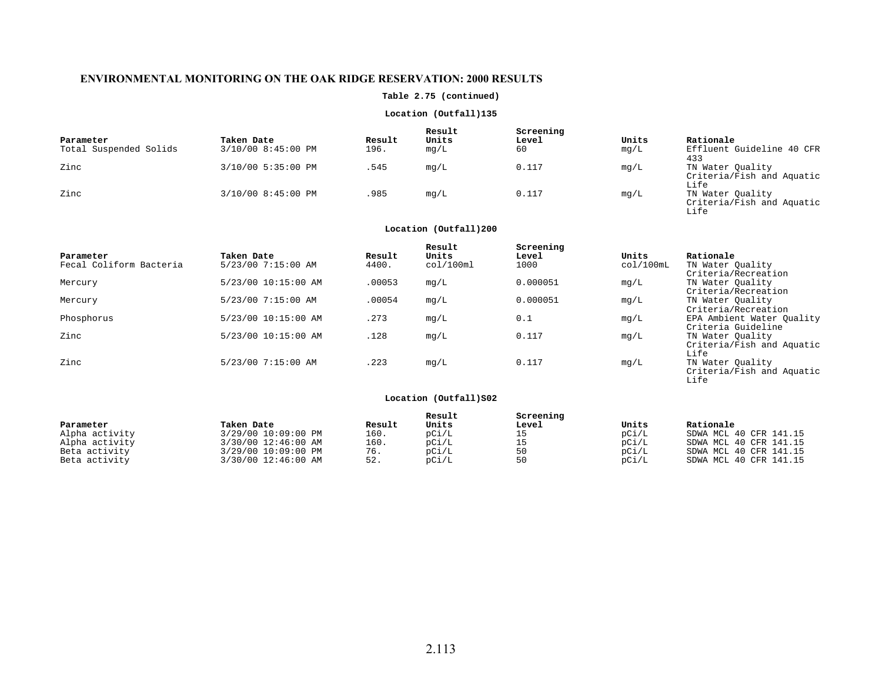# ENVIRONMENTAL MONITORING ON THE OAK RIDGE RESERVATION: 2000 RESULTS

**Table 2.75 (continued)**

**Location (Outfall)135**

| Parameter | Taken Date | Result | Result Units | Screening Level | Units | Rationale |
|---|---|---|---|---|---|---|
| Total Suspended Solids | 3/10/00 8:45:00 PM | 196. | mg/L | 60 | mg/L | Effluent Guideline 40 CFR 433 |
| Zinc | 3/10/00 5:35:00 PM | .545 | mg/L | 0.117 | mg/L | TN Water Quality Criteria/Fish and Aquatic Life |
| Zinc | 3/10/00 8:45:00 PM | .985 | mg/L | 0.117 | mg/L | TN Water Quality Criteria/Fish and Aquatic Life |

**Location (Outfall)200**

| Parameter | Taken Date | Result | Result Units | Screening Level | Units | Rationale |
|---|---|---|---|---|---|---|
| Fecal Coliform Bacteria | 5/23/00 7:15:00 AM | 4400. | col/100ml | 1000 | col/100mL | TN Water Quality Criteria/Recreation |
| Mercury | 5/23/00 10:15:00 AM | .00053 | mg/L | 0.000051 | mg/L | TN Water Quality Criteria/Recreation |
| Mercury | 5/23/00 7:15:00 AM | .00054 | mg/L | 0.000051 | mg/L | TN Water Quality Criteria/Recreation |
| Phosphorus | 5/23/00 10:15:00 AM | .273 | mg/L | 0.1 | mg/L | EPA Ambient Water Quality Criteria Guideline |
| Zinc | 5/23/00 10:15:00 AM | .128 | mg/L | 0.117 | mg/L | TN Water Quality Criteria/Fish and Aquatic Life |
| Zinc | 5/23/00 7:15:00 AM | .223 | mg/L | 0.117 | mg/L | TN Water Quality Criteria/Fish and Aquatic Life |

**Location (Outfall)S02**

| Parameter | Taken Date | Result | Result Units | Screening Level | Units | Rationale |
|---|---|---|---|---|---|---|
| Alpha activity | 3/29/00 10:09:00 PM | 160. | pCi/L | 15 | pCi/L | SDWA MCL 40 CFR 141.15 |
| Alpha activity | 3/30/00 12:46:00 AM | 160. | pCi/L | 15 | pCi/L | SDWA MCL 40 CFR 141.15 |
| Beta activity | 3/29/00 10:09:00 PM | 76. | pCi/L | 50 | pCi/L | SDWA MCL 40 CFR 141.15 |
| Beta activity | 3/30/00 12:46:00 AM | 52. | pCi/L | 50 | pCi/L | SDWA MCL 40 CFR 141.15 |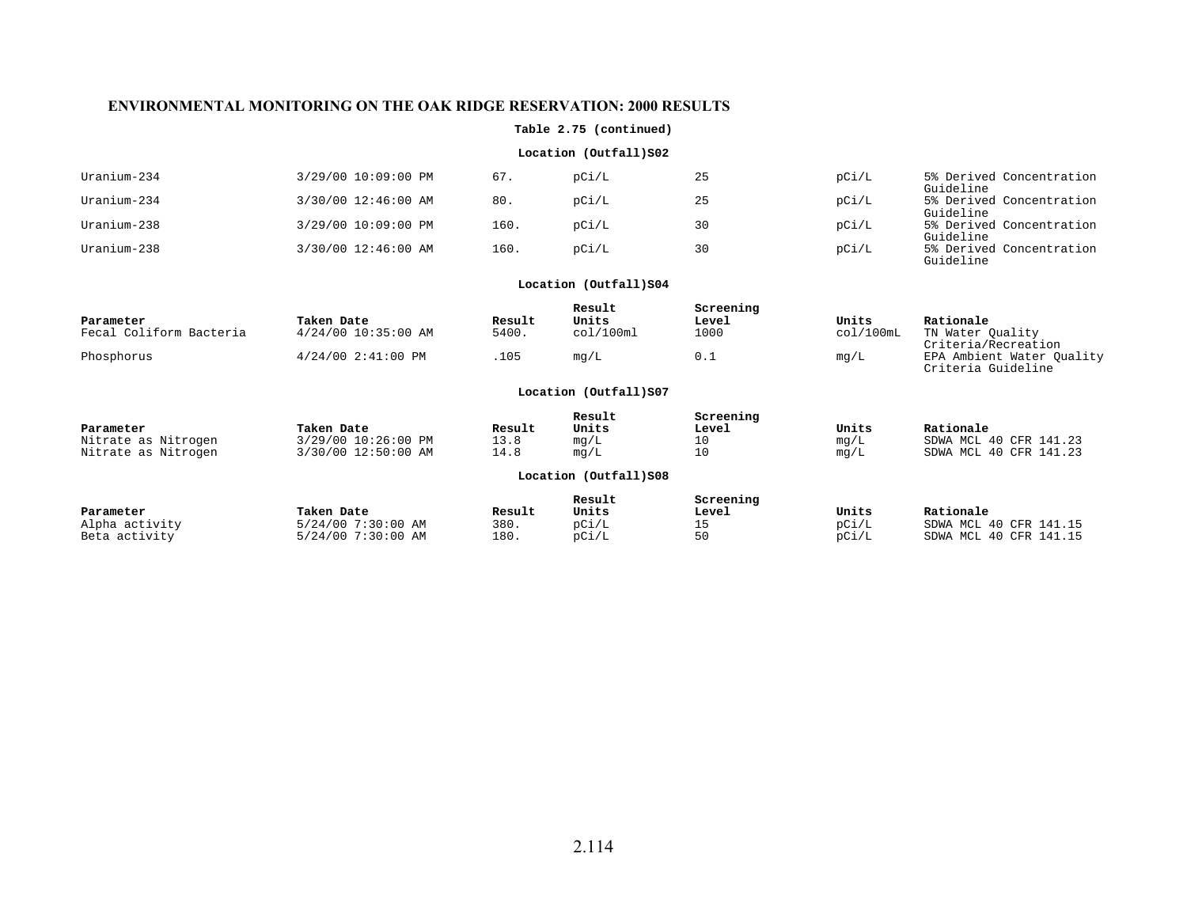## ENVIRONMENTAL MONITORING ON THE OAK RIDGE RESERVATION: 2000 RESULTS

**Table 2.75 (continued)**

**Location (Outfall)S02**

| Parameter | Taken Date | Result | Result Units | Screening Level | Units | Rationale |
|---|---|---|---|---|---|---|
| Uranium-234 | 3/29/00 10:09:00 PM | 67. | pCi/L | 25 | pCi/L | 5% Derived Concentration Guideline |
| Uranium-234 | 3/30/00 12:46:00 AM | 80. | pCi/L | 25 | pCi/L | 5% Derived Concentration Guideline |
| Uranium-238 | 3/29/00 10:09:00 PM | 160. | pCi/L | 30 | pCi/L | 5% Derived Concentration Guideline |
| Uranium-238 | 3/30/00 12:46:00 AM | 160. | pCi/L | 30 | pCi/L | 5% Derived Concentration Guideline |

**Location (Outfall)S04**

| Parameter | Taken Date | Result | Result Units | Screening Level | Units | Rationale |
|---|---|---|---|---|---|---|
| Fecal Coliform Bacteria | 4/24/00 10:35:00 AM | 5400. | col/100ml | 1000 | col/100mL | TN Water Quality Criteria/Recreation |
| Phosphorus | 4/24/00 2:41:00 PM | .105 | mg/L | 0.1 | mg/L | EPA Ambient Water Quality Criteria Guideline |

**Location (Outfall)S07**

| Parameter | Taken Date | Result | Result Units | Screening Level | Units | Rationale |
|---|---|---|---|---|---|---|
| Nitrate as Nitrogen | 3/29/00 10:26:00 PM | 13.8 | mg/L | 10 | mg/L | SDWA MCL 40 CFR 141.23 |
| Nitrate as Nitrogen | 3/30/00 12:50:00 AM | 14.8 | mg/L | 10 | mg/L | SDWA MCL 40 CFR 141.23 |

**Location (Outfall)S08**

| Parameter | Taken Date | Result | Result Units | Screening Level | Units | Rationale |
|---|---|---|---|---|---|---|
| Alpha activity | 5/24/00 7:30:00 AM | 380. | pCi/L | 15 | pCi/L | SDWA MCL 40 CFR 141.15 |
| Beta activity | 5/24/00 7:30:00 AM | 180. | pCi/L | 50 | pCi/L | SDWA MCL 40 CFR 141.15 |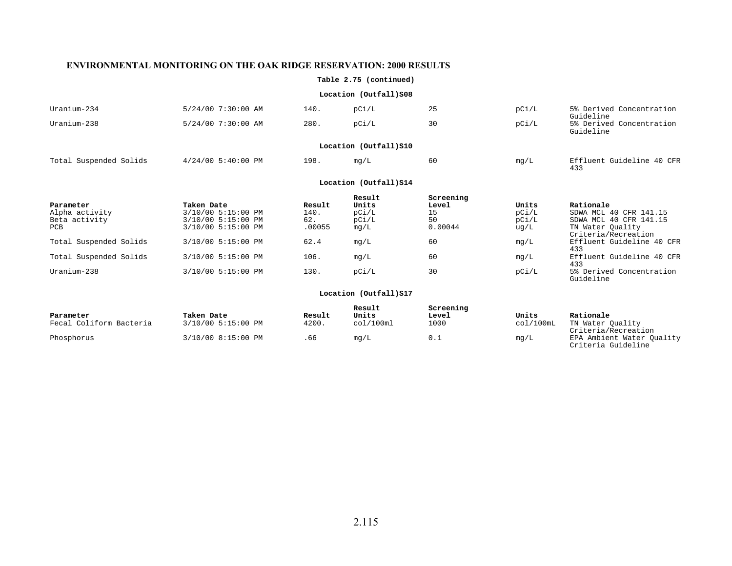## ENVIRONMENTAL MONITORING ON THE OAK RIDGE RESERVATION: 2000 RESULTS

**Table 2.75 (continued)**

**Location (Outfall)S08**

| Parameter | Taken Date | Result | Result Units | Screening Level | Units | Rationale |
|---|---|---|---|---|---|---|
| Uranium-234 | 5/24/00 7:30:00 AM | 140. | pCi/L | 25 | pCi/L | 5% Derived Concentration Guideline |
| Uranium-238 | 5/24/00 7:30:00 AM | 280. | pCi/L | 30 | pCi/L | 5% Derived Concentration Guideline |

**Location (Outfall)S10**

| Parameter | Taken Date | Result | Result Units | Screening Level | Units | Rationale |
|---|---|---|---|---|---|---|
| Total Suspended Solids | 4/24/00 5:40:00 PM | 198. | mg/L | 60 | mg/L | Effluent Guideline 40 CFR 433 |

**Location (Outfall)S14**

| Parameter | Taken Date | Result | Result Units | Screening Level | Units | Rationale |
|---|---|---|---|---|---|---|
| Alpha activity | 3/10/00 5:15:00 PM | 140. | pCi/L | 15 | pCi/L | SDWA MCL 40 CFR 141.15 |
| Beta activity | 3/10/00 5:15:00 PM | 62. | pCi/L | 50 | pCi/L | SDWA MCL 40 CFR 141.15 |
| PCB | 3/10/00 5:15:00 PM | .00055 | mg/L | 0.00044 | ug/L | TN Water Quality Criteria/Recreation |
| Total Suspended Solids | 3/10/00 5:15:00 PM | 62.4 | mg/L | 60 | mg/L | Effluent Guideline 40 CFR 433 |
| Total Suspended Solids | 3/10/00 5:15:00 PM | 106. | mg/L | 60 | mg/L | Effluent Guideline 40 CFR 433 |
| Uranium-238 | 3/10/00 5:15:00 PM | 130. | pCi/L | 30 | pCi/L | 5% Derived Concentration Guideline |

**Location (Outfall)S17**

| Parameter | Taken Date | Result | Result Units | Screening Level | Units | Rationale |
|---|---|---|---|---|---|---|
| Fecal Coliform Bacteria | 3/10/00 5:15:00 PM | 4200. | col/100ml | 1000 | col/100mL | TN Water Quality Criteria/Recreation |
| Phosphorus | 3/10/00 8:15:00 PM | .66 | mg/L | 0.1 | mg/L | EPA Ambient Water Quality Criteria Guideline |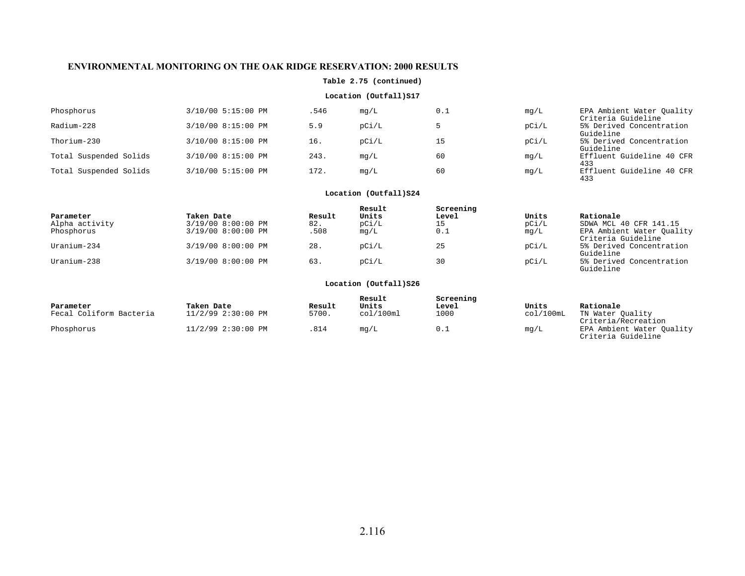## ENVIRONMENTAL MONITORING ON THE OAK RIDGE RESERVATION: 2000 RESULTS

**Table 2.75 (continued)**

**Location (Outfall)S17**

| Parameter | Taken Date | Result | Result Units | Screening Level | Units | Rationale |
|---|---|---|---|---|---|---|
| Phosphorus | 3/10/00 5:15:00 PM | .546 | mg/L | 0.1 | mg/L | EPA Ambient Water Quality Criteria Guideline |
| Radium-228 | 3/10/00 8:15:00 PM | 5.9 | pCi/L | 5 | pCi/L | 5% Derived Concentration Guideline |
| Thorium-230 | 3/10/00 8:15:00 PM | 16. | pCi/L | 15 | pCi/L | 5% Derived Concentration Guideline |
| Total Suspended Solids | 3/10/00 8:15:00 PM | 243. | mg/L | 60 | mg/L | Effluent Guideline 40 CFR 433 |
| Total Suspended Solids | 3/10/00 5:15:00 PM | 172. | mg/L | 60 | mg/L | Effluent Guideline 40 CFR 433 |

**Location (Outfall)S24**

| Parameter | Taken Date | Result | Result Units | Screening Level | Units | Rationale |
|---|---|---|---|---|---|---|
| Alpha activity | 3/19/00 8:00:00 PM | 82. | pCi/L | 15 | pCi/L | SDWA MCL 40 CFR 141.15 |
| Phosphorus | 3/19/00 8:00:00 PM | .508 | mg/L | 0.1 | mg/L | EPA Ambient Water Quality Criteria Guideline |
| Uranium-234 | 3/19/00 8:00:00 PM | 28. | pCi/L | 25 | pCi/L | 5% Derived Concentration Guideline |
| Uranium-238 | 3/19/00 8:00:00 PM | 63. | pCi/L | 30 | pCi/L | 5% Derived Concentration Guideline |

**Location (Outfall)S26**

| Parameter | Taken Date | Result | Result Units | Screening Level | Units | Rationale |
|---|---|---|---|---|---|---|
| Fecal Coliform Bacteria | 11/2/99 2:30:00 PM | 5700. | col/100ml | 1000 | col/100mL | TN Water Quality Criteria/Recreation |
| Phosphorus | 11/2/99 2:30:00 PM | .814 | mg/L | 0.1 | mg/L | EPA Ambient Water Quality Criteria Guideline |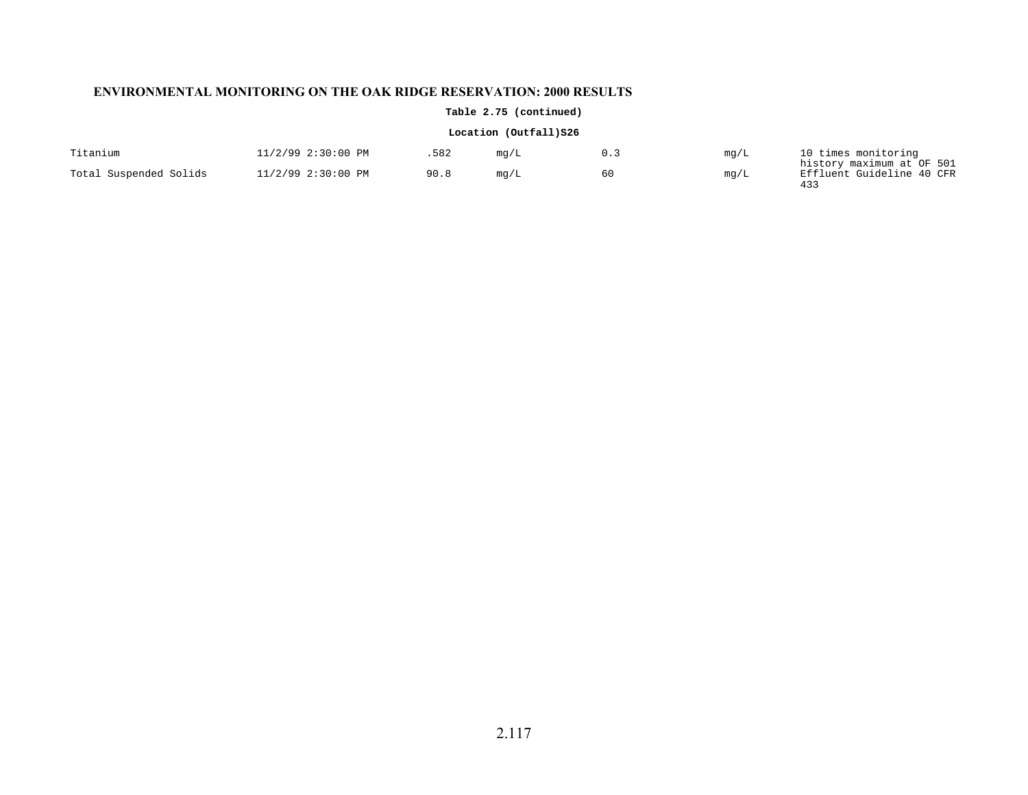**Table 2.75 (continued)**

**Location (Outfall)S26**

| | | | | | | |
|---|---|---|---|---|---|---|
| Titanium | 11/2/99 2:30:00 PM | .582 | mg/L | 0.3 | mg/L | 10 times monitoring history maximum at OF 501 |
| Total Suspended Solids | 11/2/99 2:30:00 PM | 90.8 | mg/L | 60 | mg/L | Effluent Guideline 40 CFR 433 |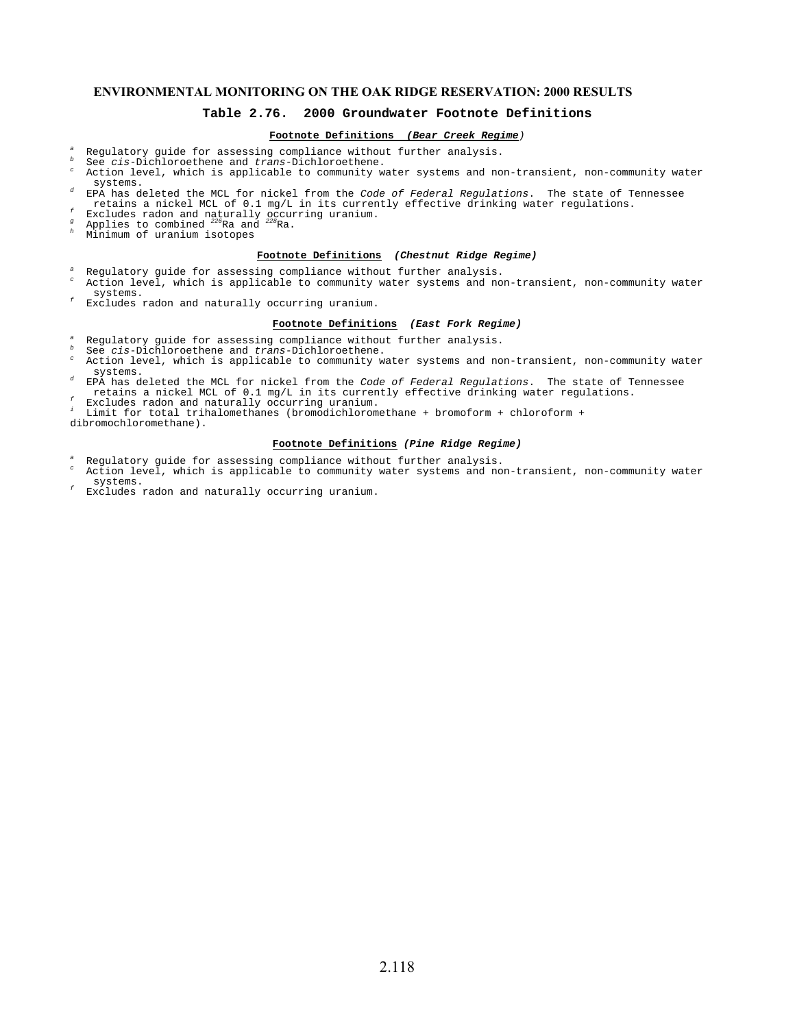**ENVIRONMENTAL MONITORING ON THE OAK RIDGE RESERVATION: 2000 RESULTS**

## Table 2.76. 2000 Groundwater Footnote Definitions

**Footnote Definitions *(Bear Creek Regime)***

[a] Regulatory guide for assessing compliance without further analysis.
[b] See *cis*-Dichloroethene and *trans*-Dichloroethene.
[c] Action level, which is applicable to community water systems and non-transient, non-community water systems.
[d] EPA has deleted the MCL for nickel from the *Code of Federal Regulations*. The state of Tennessee retains a nickel MCL of 0.1 mg/L in its currently effective drinking water regulations.
[f] Excludes radon and naturally occurring uranium.
[g] Applies to combined $^{226}$Ra and $^{228}$Ra.
[h] Minimum of uranium isotopes

**Footnote Definitions *(Chestnut Ridge Regime)***

[a] Regulatory guide for assessing compliance without further analysis.
[c] Action level, which is applicable to community water systems and non-transient, non-community water systems.
[f] Excludes radon and naturally occurring uranium.

**Footnote Definitions *(East Fork Regime)***

[a] Regulatory guide for assessing compliance without further analysis.
[b] See *cis*-Dichloroethene and *trans*-Dichloroethene.
[c] Action level, which is applicable to community water systems and non-transient, non-community water systems.
[d] EPA has deleted the MCL for nickel from the *Code of Federal Regulations*. The state of Tennessee retains a nickel MCL of 0.1 mg/L in its currently effective drinking water regulations.
[f] Excludes radon and naturally occurring uranium.
[i] Limit for total trihalomethanes (bromodichloromethane + bromoform + chloroform + dibromochloromethane).

**Footnote Definitions *(Pine Ridge Regime)***

[a] Regulatory guide for assessing compliance without further analysis.
[c] Action level, which is applicable to community water systems and non-transient, non-community water systems.
[f] Excludes radon and naturally occurring uranium.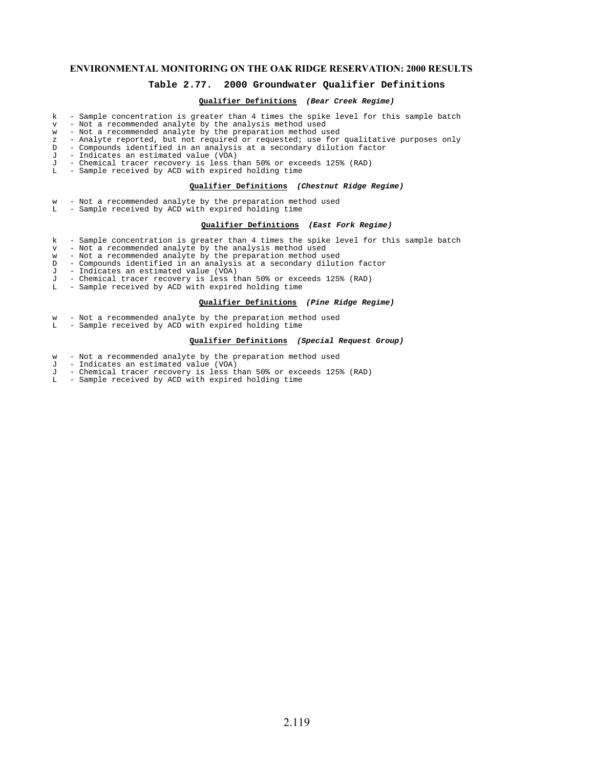**ENVIRONMENTAL MONITORING ON THE OAK RIDGE RESERVATION: 2000 RESULTS**

## Table 2.77. 2000 Groundwater Qualifier Definitions

**Qualifier Definitions** ***(Bear Creek Regime)***

- k - Sample concentration is greater than 4 times the spike level for this sample batch
- v - Not a recommended analyte by the analysis method used
- w - Not a recommended analyte by the preparation method used
- z - Analyte reported, but not required or requested; use for qualitative purposes only
- D - Compounds identified in an analysis at a secondary dilution factor
- J - Indicates an estimated value (VOA)
- J - Chemical tracer recovery is less than 50% or exceeds 125% (RAD)
- L - Sample received by ACD with expired holding time

**Qualifier Definitions** ***(Chestnut Ridge Regime)***

- w - Not a recommended analyte by the preparation method used
- L - Sample received by ACD with expired holding time

**Qualifier Definitions** ***(East Fork Regime)***

- k - Sample concentration is greater than 4 times the spike level for this sample batch
- v - Not a recommended analyte by the analysis method used
- w - Not a recommended analyte by the preparation method used
- D - Compounds identified in an analysis at a secondary dilution factor
- J - Indicates an estimated value (VOA)
- J - Chemical tracer recovery is less than 50% or exceeds 125% (RAD)
- L - Sample received by ACD with expired holding time

**Qualifier Definitions** ***(Pine Ridge Regime)***

- w - Not a recommended analyte by the preparation method used
- L - Sample received by ACD with expired holding time

**Qualifier Definitions** ***(Special Request Group)***

- w - Not a recommended analyte by the preparation method used
- J - Indicates an estimated value (VOA)
- J - Chemical tracer recovery is less than 50% or exceeds 125% (RAD)
- L - Sample received by ACD with expired holding time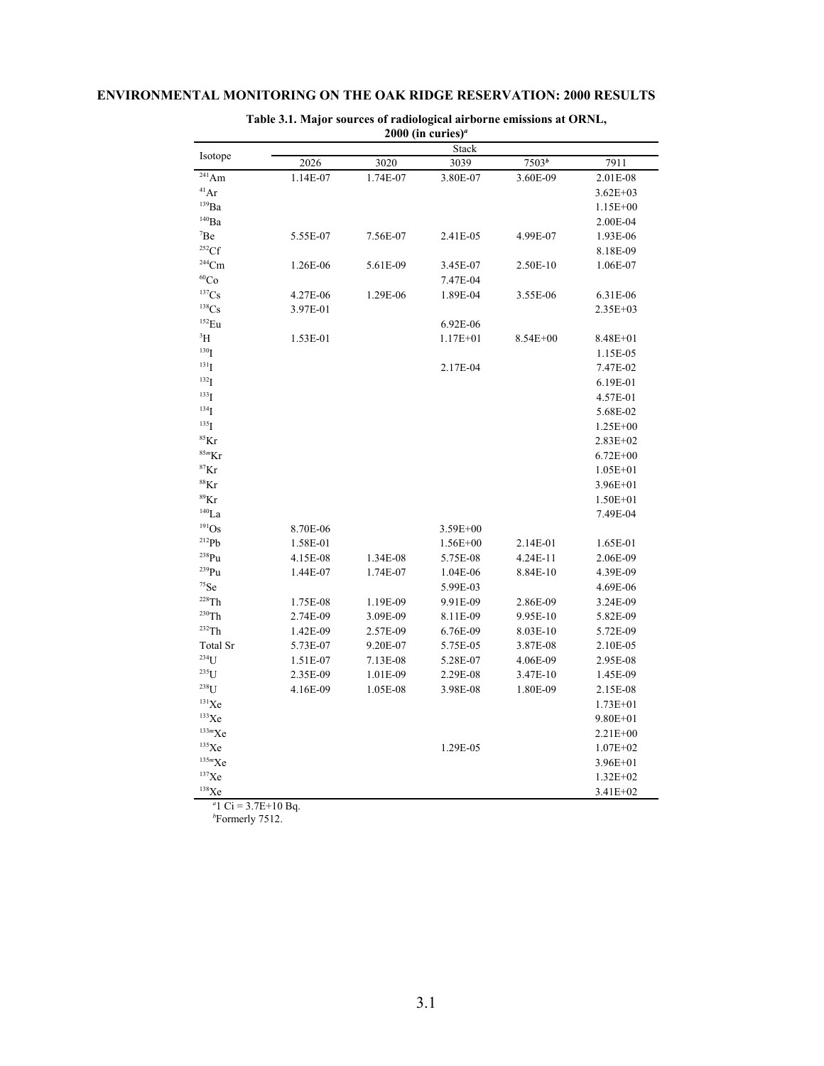## ENVIRONMENTAL MONITORING ON THE OAK RIDGE RESERVATION: 2000 RESULTS

**Table 3.1. Major sources of radiological airborne emissions at ORNL, 2000 (in curies)[a]**

| Isotope | Stack | | | | |
|---|---|---|---|---|---|
| | 2026 | 3020 | 3039 | 7503[b] | 7911 |
| $^{241}$Am | 1.14E-07 | 1.74E-07 | 3.80E-07 | 3.60E-09 | 2.01E-08 |
| $^{41}$Ar | | | | | 3.62E+03 |
| $^{139}$Ba | | | | | 1.15E+00 |
| $^{140}$Ba | | | | | 2.00E-04 |
| $^{7}$Be | 5.55E-07 | 7.56E-07 | 2.41E-05 | 4.99E-07 | 1.93E-06 |
| $^{252}$Cf | | | | | 8.18E-09 |
| $^{244}$Cm | 1.26E-06 | 5.61E-09 | 3.45E-07 | 2.50E-10 | 1.06E-07 |
| $^{60}$Co | | | 7.47E-04 | | |
| $^{137}$Cs | 4.27E-06 | 1.29E-06 | 1.89E-04 | 3.55E-06 | 6.31E-06 |
| $^{138}$Cs | 3.97E-01 | | | | 2.35E+03 |
| $^{152}$Eu | | | 6.92E-06 | | |
| $^{3}$H | 1.53E-01 | | 1.17E+01 | 8.54E+00 | 8.48E+01 |
| $^{130}$I | | | | | 1.15E-05 |
| $^{131}$I | | | 2.17E-04 | | 7.47E-02 |
| $^{132}$I | | | | | 6.19E-01 |
| $^{133}$I | | | | | 4.57E-01 |
| $^{134}$I | | | | | 5.68E-02 |
| $^{135}$I | | | | | 1.25E+00 |
| $^{85}$Kr | | | | | 2.83E+02 |
| $^{85m}$Kr | | | | | 6.72E+00 |
| $^{87}$Kr | | | | | 1.05E+01 |
| $^{88}$Kr | | | | | 3.96E+01 |
| $^{89}$Kr | | | | | 1.50E+01 |
| $^{140}$La | | | | | 7.49E-04 |
| $^{191}$Os | 8.70E-06 | | 3.59E+00 | | |
| $^{212}$Pb | 1.58E-01 | | 1.56E+00 | 2.14E-01 | 1.65E-01 |
| $^{238}$Pu | 4.15E-08 | 1.34E-08 | 5.75E-08 | 4.24E-11 | 2.06E-09 |
| $^{239}$Pu | 1.44E-07 | 1.74E-07 | 1.04E-06 | 8.84E-10 | 4.39E-09 |
| $^{75}$Se | | | 5.99E-03 | | 4.69E-06 |
| $^{228}$Th | 1.75E-08 | 1.19E-09 | 9.91E-09 | 2.86E-09 | 3.24E-09 |
| $^{230}$Th | 2.74E-09 | 3.09E-09 | 8.11E-09 | 9.95E-10 | 5.82E-09 |
| $^{232}$Th | 1.42E-09 | 2.57E-09 | 6.76E-09 | 8.03E-10 | 5.72E-09 |
| Total Sr | 5.73E-07 | 9.20E-07 | 5.75E-05 | 3.87E-08 | 2.10E-05 |
| $^{234}$U | 1.51E-07 | 7.13E-08 | 5.28E-07 | 4.06E-09 | 2.95E-08 |
| $^{235}$U | 2.35E-09 | 1.01E-09 | 2.29E-08 | 3.47E-10 | 1.45E-09 |
| $^{238}$U | 4.16E-09 | 1.05E-08 | 3.98E-08 | 1.80E-09 | 2.15E-08 |
| $^{131}$Xe | | | | | 1.73E+01 |
| $^{133}$Xe | | | | | 9.80E+01 |
| $^{133m}$Xe | | | | | 2.21E+00 |
| $^{135}$Xe | | | 1.29E-05 | | 1.07E+02 |
| $^{135m}$Xe | | | | | 3.96E+01 |
| $^{137}$Xe | | | | | 1.32E+02 |
| $^{138}$Xe | | | | | 3.41E+02 |

[a] 1 Ci = 3.7E+10 Bq.
[b] Formerly 7512.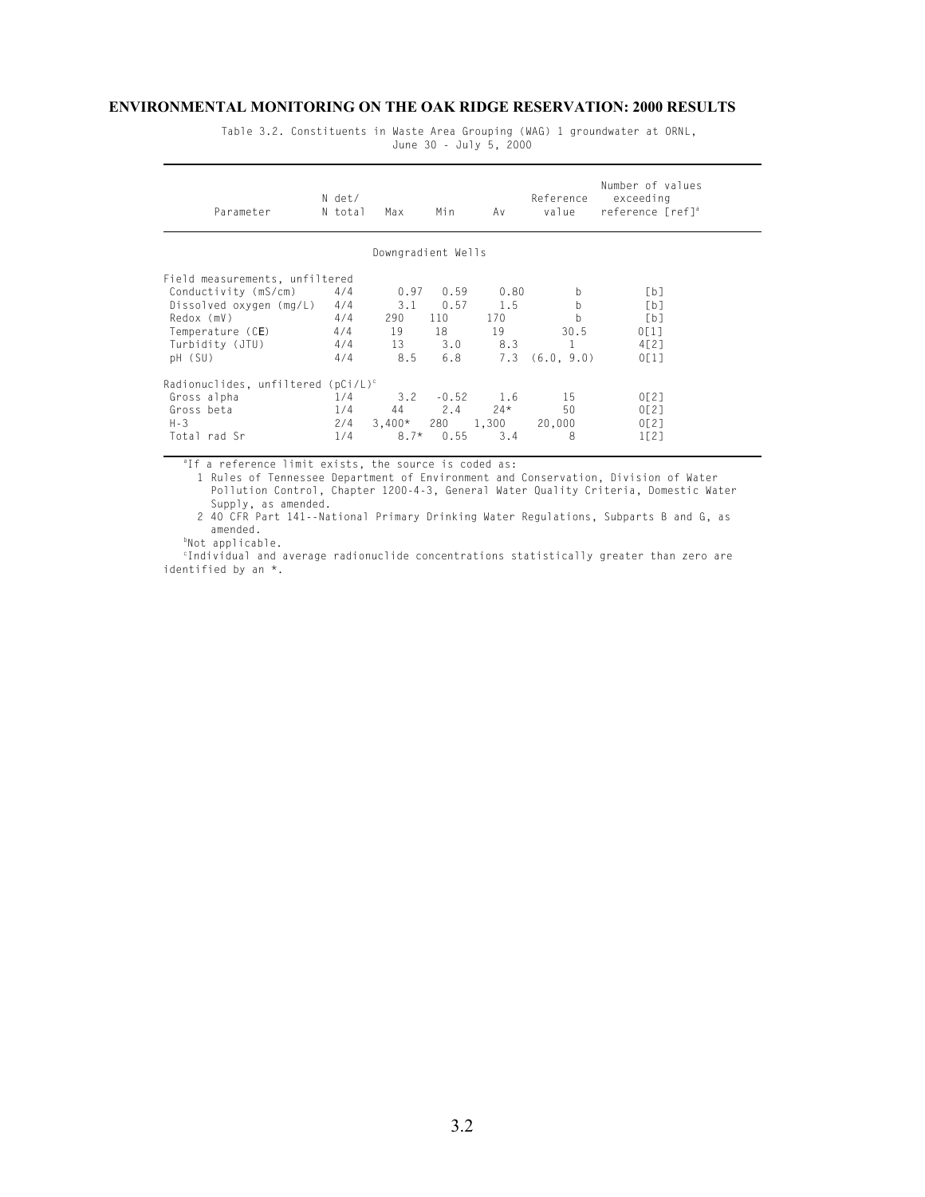Table 3.2. Constituents in Waste Area Grouping (WAG) 1 groundwater at ORNL, June 30 - July 5, 2000

| Parameter | N det/ N total | Max | Min | Av | Reference value | Number of values exceeding reference [ref][a] |
|---|---|---|---|---|---|---|
| **Downgradient Wells** | | | | | | |
| Field measurements, unfiltered | | | | | | |
| Conductivity (mS/cm) | 4/4 | 0.97 | 0.59 | 0.80 | b | [b] |
| Dissolved oxygen (mg/L) | 4/4 | 3.1 | 0.57 | 1.5 | b | [b] |
| Redox (mV) | 4/4 | 290 | 110 | 170 | b | [b] |
| Temperature (CE) | 4/4 | 19 | 18 | 19 | 30.5 | 0[1] |
| Turbidity (JTU) | 4/4 | 13 | 3.0 | 8.3 | 1 | 4[2] |
| pH (SU) | 4/4 | 8.5 | 6.8 | 7.3 | (6.0, 9.0) | 0[1] |
| Radionuclides, unfiltered (pCi/L)[c] | | | | | | |
| Gross alpha | 1/4 | 3.2 | -0.52 | 1.6 | 15 | 0[2] |
| Gross beta | 1/4 | 44 | 2.4 | 24* | 50 | 0[2] |
| H-3 | 2/4 | 3,400* | 280 | 1,300 | 20,000 | 0[2] |
| Total rad Sr | 1/4 | 8.7* | 0.55 | 3.4 | 8 | 1[2] |

[a]If a reference limit exists, the source is coded as:

1 Rules of Tennessee Department of Environment and Conservation, Division of Water Pollution Control, Chapter 1200-4-3, General Water Quality Criteria, Domestic Water Supply, as amended.

2 40 CFR Part 141--National Primary Drinking Water Regulations, Subparts B and G, as amended.

[b]Not applicable.

[c]Individual and average radionuclide concentrations statistically greater than zero are identified by an *.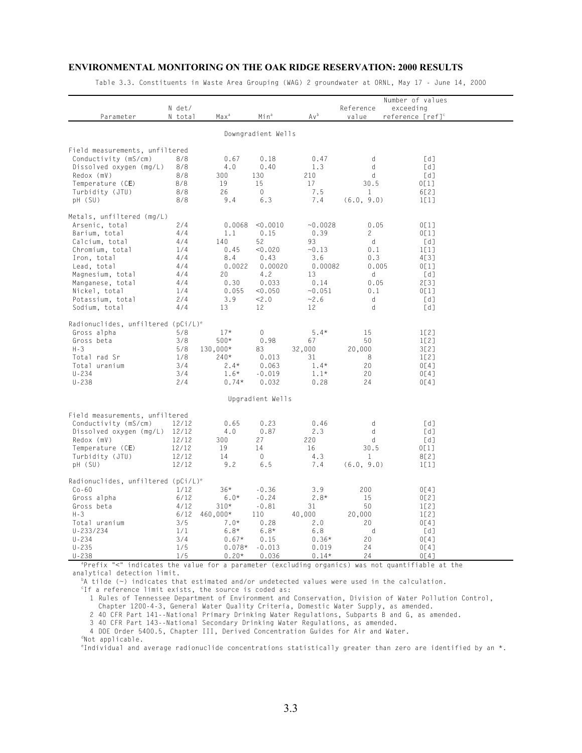Table 3.3. Constituents in Waste Area Grouping (WAG) 2 groundwater at ORNL, May 17 - June 14, 2000

| Parameter | N det/ N total | Max[a] | Min[a] | Av[b] | Reference value | Number of values exceeding reference [ref][c] |
|---|---|---|---|---|---|---|
| **Downgradient Wells** | | | | | | |
| Field measurements, unfiltered | | | | | | |
| Conductivity (mS/cm) | 8/8 | 0.67 | 0.18 | 0.47 | d | [d] |
| Dissolved oxygen (mg/L) | 8/8 | 4.0 | 0.40 | 1.3 | d | [d] |
| Redox (mV) | 8/8 | 300 | 130 | 210 | d | [d] |
| Temperature (CE) | 8/8 | 19 | 15 | 17 | 30.5 | 0[1] |
| Turbidity (JTU) | 8/8 | 26 | 0 | 7.5 | 1 | 6[2] |
| pH (SU) | 8/8 | 9.4 | 6.3 | 7.4 | (6.0, 9.0) | 1[1] |
| Metals, unfiltered (mg/L) | | | | | | |
| Arsenic, total | 2/4 | 0.0068 | <0.0010 | ~0.0028 | 0.05 | 0[1] |
| Barium, total | 4/4 | 1.1 | 0.15 | 0.39 | 2 | 0[1] |
| Calcium, total | 4/4 | 140 | 52 | 93 | d | [d] |
| Chromium, total | 1/4 | 0.45 | <0.020 | ~0.13 | 0.1 | 1[1] |
| Iron, total | 4/4 | 8.4 | 0.43 | 3.6 | 0.3 | 4[3] |
| Lead, total | 4/4 | 0.0022 | 0.00020 | 0.00082 | 0.005 | 0[1] |
| Magnesium, total | 4/4 | 20 | 4.2 | 13 | d | [d] |
| Manganese, total | 4/4 | 0.30 | 0.033 | 0.14 | 0.05 | 2[3] |
| Nickel, total | 1/4 | 0.055 | <0.050 | ~0.051 | 0.1 | 0[1] |
| Potassium, total | 2/4 | 3.9 | <2.0 | ~2.6 | d | [d] |
| Sodium, total | 4/4 | 13 | 12 | 12 | d | [d] |
| Radionuclides, unfiltered (pCi/L)[e] | | | | | | |
| Gross alpha | 5/8 | 17* | 0 | 5.4* | 15 | 1[2] |
| Gross beta | 3/8 | 500* | 0.98 | 67 | 50 | 1[2] |
| H-3 | 5/8 | 130,000* | 83 | 32,000 | 20,000 | 3[2] |
| Total rad Sr | 1/8 | 240* | 0.013 | 31 | 8 | 1[2] |
| Total uranium | 3/4 | 2.4* | 0.063 | 1.4* | 20 | 0[4] |
| U-234 | 3/4 | 1.6* | -0.019 | 1.1* | 20 | 0[4] |
| U-238 | 2/4 | 0.74* | 0.032 | 0.28 | 24 | 0[4] |
| **Upgradient Wells** | | | | | | |
| Field measurements, unfiltered | | | | | | |
| Conductivity (mS/cm) | 12/12 | 0.65 | 0.23 | 0.46 | d | [d] |
| Dissolved oxygen (mg/L) | 12/12 | 4.0 | 0.87 | 2.3 | d | [d] |
| Redox (mV) | 12/12 | 300 | 27 | 220 | d | [d] |
| Temperature (CE) | 12/12 | 19 | 14 | 16 | 30.5 | 0[1] |
| Turbidity (JTU) | 12/12 | 14 | 0 | 4.3 | 1 | 8[2] |
| pH (SU) | 12/12 | 9.2 | 6.5 | 7.4 | (6.0, 9.0) | 1[1] |
| Radionuclides, unfiltered (pCi/L)[e] | | | | | | |
| Co-60 | 1/12 | 36* | -0.36 | 3.9 | 200 | 0[4] |
| Gross alpha | 6/12 | 6.0* | -0.24 | 2.8* | 15 | 0[2] |
| Gross beta | 4/12 | 310* | -0.81 | 31 | 50 | 1[2] |
| H-3 | 6/12 | 460,000* | 110 | 40,000 | 20,000 | 1[2] |
| Total uranium | 3/5 | 7.0* | 0.28 | 2.0 | 20 | 0[4] |
| U-233/234 | 1/1 | 6.8* | 6.8* | 6.8 | d | [d] |
| U-234 | 3/4 | 0.67* | 0.15 | 0.36* | 20 | 0[4] |
| U-235 | 1/5 | 0.078* | -0.013 | 0.019 | 24 | 0[4] |
| U-238 | 1/5 | 0.20* | 0.036 | 0.14* | 24 | 0[4] |

[a]Prefix "<" indicates the value for a parameter (excluding organics) was not quantifiable at the analytical detection limit.

[b]A tilde (~) indicates that estimated and/or undetected values were used in the calculation.

[c]If a reference limit exists, the source is coded as:
1 Rules of Tennessee Department of Environment and Conservation, Division of Water Pollution Control, Chapter 1200-4-3, General Water Quality Criteria, Domestic Water Supply, as amended.
2 40 CFR Part 141--National Primary Drinking Water Regulations, Subparts B and G, as amended.
3 40 CFR Part 143--National Secondary Drinking Water Regulations, as amended.
4 DOE Order 5400.5, Chapter III, Derived Concentration Guides for Air and Water.

[d]Not applicable.

[e]Individual and average radionuclide concentrations statistically greater than zero are identified by an *.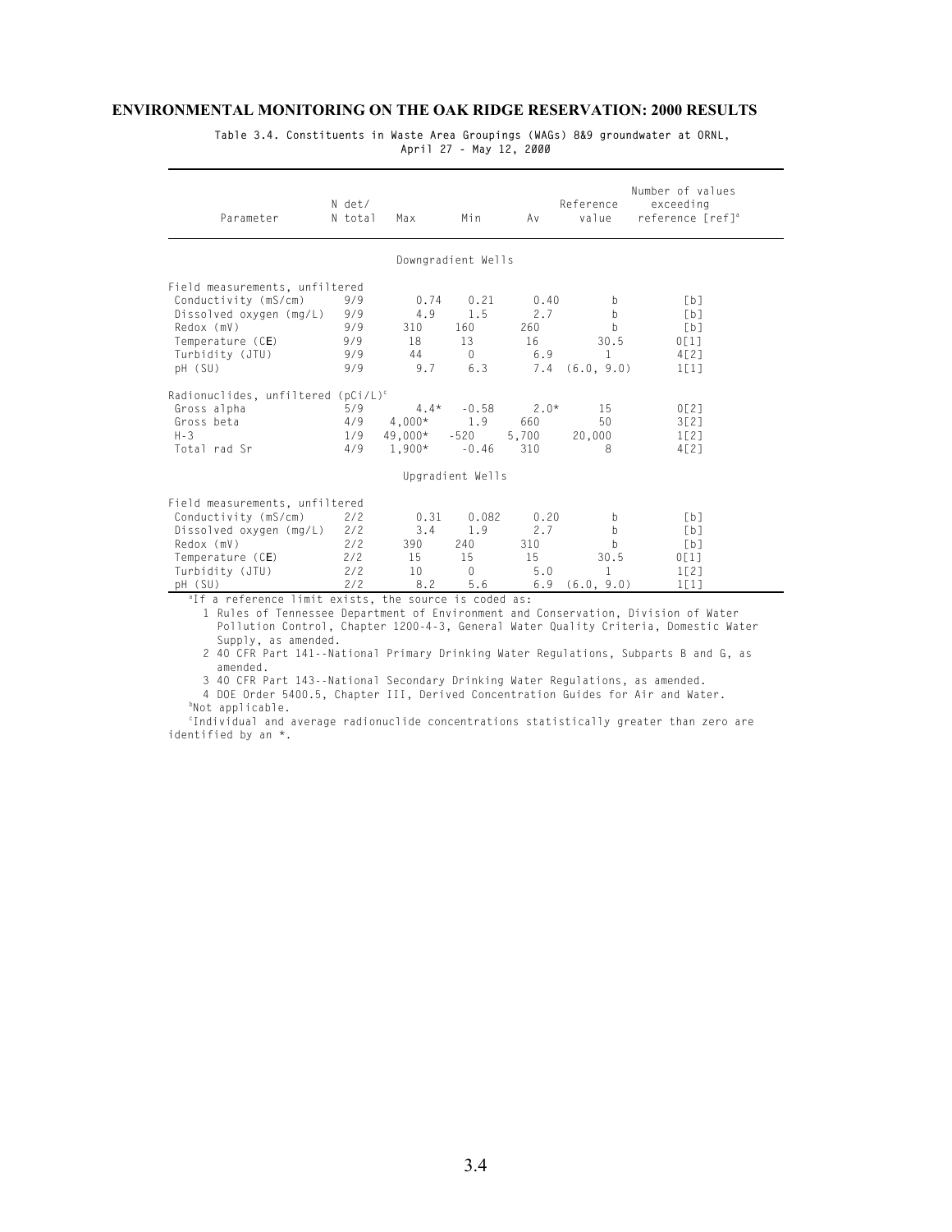## ENVIRONMENTAL MONITORING ON THE OAK RIDGE RESERVATION: 2000 RESULTS

Table 3.4. Constituents in Waste Area Groupings (WAGs) 8&9 groundwater at ORNL, April 27 - May 12, 2000

| Parameter | N det/ N total | Max | Min | Av | Reference value | Number of values exceeding reference [ref][a] |
|---|---|---|---|---|---|---|
| | | | Downgradient Wells | | | |
| Field measurements, unfiltered | | | | | | |
| Conductivity (mS/cm) | 9/9 | 0.74 | 0.21 | 0.40 | b | [b] |
| Dissolved oxygen (mg/L) | 9/9 | 4.9 | 1.5 | 2.7 | b | [b] |
| Redox (mV) | 9/9 | 310 | 160 | 260 | b | [b] |
| Temperature (CE) | 9/9 | 18 | 13 | 16 | 30.5 | 0[1] |
| Turbidity (JTU) | 9/9 | 44 | 0 | 6.9 | 1 | 4[2] |
| pH (SU) | 9/9 | 9.7 | 6.3 | 7.4 | (6.0, 9.0) | 1[1] |
| Radionuclides, unfiltered (pCi/L)[c] | | | | | | |
| Gross alpha | 5/9 | 4.4* | -0.58 | 2.0* | 15 | 0[2] |
| Gross beta | 4/9 | 4,000* | 1.9 | 660 | 50 | 3[2] |
| H-3 | 1/9 | 49,000* | -520 | 5,700 | 20,000 | 1[2] |
| Total rad Sr | 4/9 | 1,900* | -0.46 | 310 | 8 | 4[2] |
| | | | Upgradient Wells | | | |
| Field measurements, unfiltered | | | | | | |
| Conductivity (mS/cm) | 2/2 | 0.31 | 0.082 | 0.20 | b | [b] |
| Dissolved oxygen (mg/L) | 2/2 | 3.4 | 1.9 | 2.7 | b | [b] |
| Redox (mV) | 2/2 | 390 | 240 | 310 | b | [b] |
| Temperature (CE) | 2/2 | 15 | 15 | 15 | 30.5 | 0[1] |
| Turbidity (JTU) | 2/2 | 10 | 0 | 5.0 | 1 | 1[2] |
| pH (SU) | 2/2 | 8.2 | 5.6 | 6.9 | (6.0, 9.0) | 1[1] |

[a]If a reference limit exists, the source is coded as:

1 Rules of Tennessee Department of Environment and Conservation, Division of Water Pollution Control, Chapter 1200-4-3, General Water Quality Criteria, Domestic Water Supply, as amended.

2 40 CFR Part 141--National Primary Drinking Water Regulations, Subparts B and G, as amended.

3 40 CFR Part 143--National Secondary Drinking Water Regulations, as amended.

4 DOE Order 5400.5, Chapter III, Derived Concentration Guides for Air and Water.

[b]Not applicable.

[c]Individual and average radionuclide concentrations statistically greater than zero are identified by an *.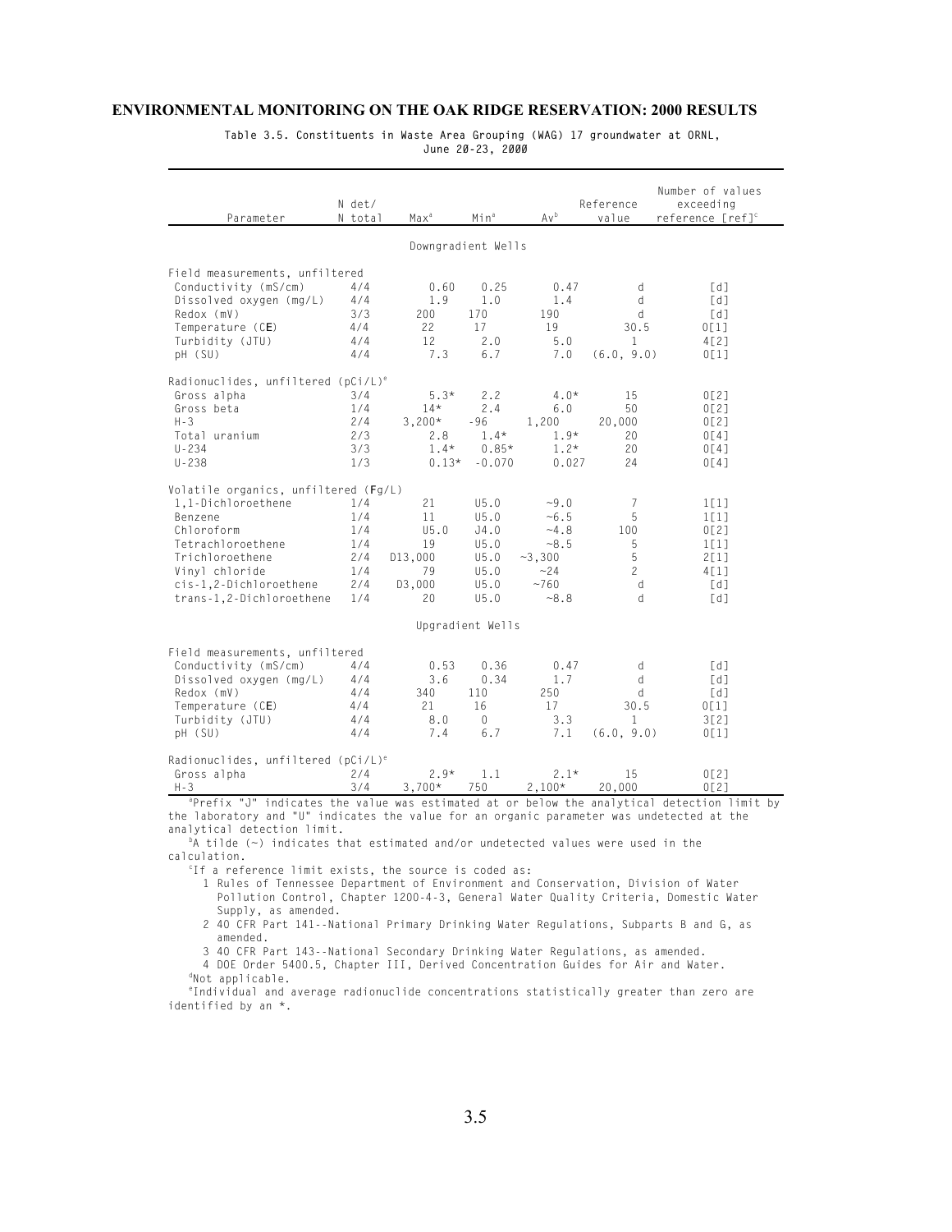**Table 3.5. Constituents in Waste Area Grouping (WAG) 17 groundwater at ORNL, June 20-23, 2000**

| Parameter | N det/ N total | Max[a] | Min[a] | Av[b] | Reference value | Number of values exceeding reference [ref][c] |
|---|---|---|---|---|---|---|
| | | | Downgradient Wells | | | |
| Field measurements, unfiltered | | | | | | |
| Conductivity (mS/cm) | 4/4 | 0.60 | 0.25 | 0.47 | d | [d] |
| Dissolved oxygen (mg/L) | 4/4 | 1.9 | 1.0 | 1.4 | d | [d] |
| Redox (mV) | 3/3 | 200 | 170 | 190 | d | [d] |
| Temperature (CE) | 4/4 | 22 | 17 | 19 | 30.5 | 0[1] |
| Turbidity (JTU) | 4/4 | 12 | 2.0 | 5.0 | 1 | 4[2] |
| pH (SU) | 4/4 | 7.3 | 6.7 | 7.0 | (6.0, 9.0) | 0[1] |
| Radionuclides, unfiltered (pCi/L)[e] | | | | | | |
| Gross alpha | 3/4 | 5.3* | 2.2 | 4.0* | 15 | 0[2] |
| Gross beta | 1/4 | 14* | 2.4 | 6.0 | 50 | 0[2] |
| H-3 | 2/4 | 3,200* | -96 | 1,200 | 20,000 | 0[2] |
| Total uranium | 2/3 | 2.8 | 1.4* | 1.9* | 20 | 0[4] |
| U-234 | 3/3 | 1.4* | 0.85* | 1.2* | 20 | 0[4] |
| U-238 | 1/3 | 0.13* | -0.070 | 0.027 | 24 | 0[4] |
| Volatile organics, unfiltered (Fg/L) | | | | | | |
| 1,1-Dichloroethene | 1/4 | 21 | U5.0 | ~9.0 | 7 | 1[1] |
| Benzene | 1/4 | 11 | U5.0 | ~6.5 | 5 | 1[1] |
| Chloroform | 1/4 | U5.0 | J4.0 | ~4.8 | 100 | 0[2] |
| Tetrachloroethene | 1/4 | 19 | U5.0 | ~8.5 | 5 | 1[1] |
| Trichloroethene | 2/4 | D13,000 | U5.0 | ~3,300 | 5 | 2[1] |
| Vinyl chloride | 1/4 | 79 | U5.0 | ~24 | 2 | 4[1] |
| cis-1,2-Dichloroethene | 2/4 | D3,000 | U5.0 | ~760 | d | [d] |
| trans-1,2-Dichloroethene | 1/4 | 20 | U5.0 | ~8.8 | d | [d] |
| | | | Upgradient Wells | | | |
| Field measurements, unfiltered | | | | | | |
| Conductivity (mS/cm) | 4/4 | 0.53 | 0.36 | 0.47 | d | [d] |
| Dissolved oxygen (mg/L) | 4/4 | 3.6 | 0.34 | 1.7 | d | [d] |
| Redox (mV) | 4/4 | 340 | 110 | 250 | d | [d] |
| Temperature (CE) | 4/4 | 21 | 16 | 17 | 30.5 | 0[1] |
| Turbidity (JTU) | 4/4 | 8.0 | 0 | 3.3 | 1 | 3[2] |
| pH (SU) | 4/4 | 7.4 | 6.7 | 7.1 | (6.0, 9.0) | 0[1] |
| Radionuclides, unfiltered (pCi/L)[e] | | | | | | |
| Gross alpha | 2/4 | 2.9* | 1.1 | 2.1* | 15 | 0[2] |
| H-3 | 3/4 | 3,700* | 750 | 2,100* | 20,000 | 0[2] |

[a]Prefix "J" indicates the value was estimated at or below the analytical detection limit by the laboratory and "U" indicates the value for an organic parameter was undetected at the analytical detection limit.

[b]A tilde (~) indicates that estimated and/or undetected values were used in the calculation.

[c]If a reference limit exists, the source is coded as:

1 Rules of Tennessee Department of Environment and Conservation, Division of Water Pollution Control, Chapter 1200-4-3, General Water Quality Criteria, Domestic Water Supply, as amended.

2 40 CFR Part 141--National Primary Drinking Water Regulations, Subparts B and G, as amended.

3 40 CFR Part 143--National Secondary Drinking Water Regulations, as amended.

4 DOE Order 5400.5, Chapter III, Derived Concentration Guides for Air and Water.

[d]Not applicable.

[e]Individual and average radionuclide concentrations statistically greater than zero are identified by an *.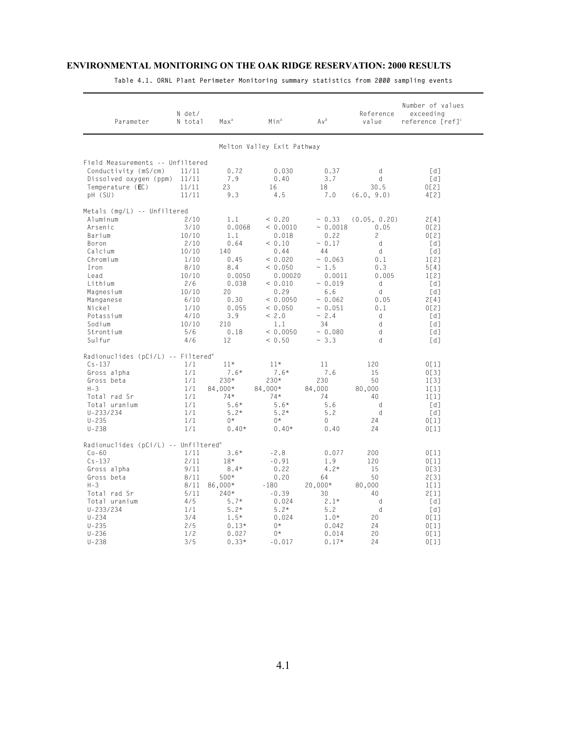## ENVIRONMENTAL MONITORING ON THE OAK RIDGE RESERVATION: 2000 RESULTS

Table 4.1. ORNL Plant Perimeter Monitoring summary statistics from 2000 sampling events

| Parameter | N det/ N total | Max[a] | Min[a] | Av[b] | Reference value | Number of values exceeding reference [ref][c] |
|---|---|---|---|---|---|---|
| | | | Melton Valley Exit Pathway | | | |
| Field Measurements -- Unfiltered | | | | | | |
| Conductivity (mS/cm) | 11/11 | 0.72 | 0.030 | 0.37 | d | [d] |
| Dissolved oxygen (ppm) | 11/11 | 7.9 | 0.40 | 3.7 | d | [d] |
| Temperature (EC) | 11/11 | 23 | 16 | 18 | 30.5 | 0[2] |
| pH (SU) | 11/11 | 9.3 | 4.5 | 7.0 | (6.0, 9.0) | 4[2] |
| Metals (mg/L) -- Unfiltered | | | | | | |
| Aluminum | 2/10 | 1.1 | < 0.20 | ~ 0.33 | (0.05, 0.20) | 2[4] |
| Arsenic | 3/10 | 0.0068 | < 0.0010 | ~ 0.0018 | 0.05 | 0[2] |
| Barium | 10/10 | 1.1 | 0.018 | 0.22 | 2 | 0[2] |
| Boron | 2/10 | 0.64 | < 0.10 | ~ 0.17 | d | [d] |
| Calcium | 10/10 | 140 | 0.44 | 44 | d | [d] |
| Chromium | 1/10 | 0.45 | < 0.020 | ~ 0.063 | 0.1 | 1[2] |
| Iron | 8/10 | 8.4 | < 0.050 | ~ 1.5 | 0.3 | 5[4] |
| Lead | 10/10 | 0.0050 | 0.00020 | 0.0011 | 0.005 | 1[2] |
| Lithium | 2/6 | 0.038 | < 0.010 | ~ 0.019 | d | [d] |
| Magnesium | 10/10 | 20 | 0.29 | 6.6 | d | [d] |
| Manganese | 6/10 | 0.30 | < 0.0050 | ~ 0.062 | 0.05 | 2[4] |
| Nickel | 1/10 | 0.055 | < 0.050 | ~ 0.051 | 0.1 | 0[2] |
| Potassium | 4/10 | 3.9 | < 2.0 | ~ 2.4 | d | [d] |
| Sodium | 10/10 | 210 | 1.1 | 34 | d | [d] |
| Strontium | 5/6 | 0.18 | < 0.0050 | ~ 0.080 | d | [d] |
| Sulfur | 4/6 | 12 | < 0.50 | ~ 3.3 | d | [d] |
| Radionuclides (pCi/L) -- Filtered[e] | | | | | | |
| Cs-137 | 1/1 | 11* | 11* | 11 | 120 | 0[1] |
| Gross alpha | 1/1 | 7.6* | 7.6* | 7.6 | 15 | 0[3] |
| Gross beta | 1/1 | 230* | 230* | 230 | 50 | 1[3] |
| H-3 | 1/1 | 84,000* | 84,000* | 84,000 | 80,000 | 1[1] |
| Total rad Sr | 1/1 | 74* | 74* | 74 | 40 | 1[1] |
| Total uranium | 1/1 | 5.6* | 5.6* | 5.6 | d | [d] |
| U-233/234 | 1/1 | 5.2* | 5.2* | 5.2 | d | [d] |
| U-235 | 1/1 | 0* | 0* | 0 | 24 | 0[1] |
| U-238 | 1/1 | 0.40* | 0.40* | 0.40 | 24 | 0[1] |
| Radionuclides (pCi/L) -- Unfiltered[e] | | | | | | |
| Co-60 | 1/11 | 3.6* | -2.8 | 0.077 | 200 | 0[1] |
| Cs-137 | 2/11 | 18* | -0.91 | 1.9 | 120 | 0[1] |
| Gross alpha | 9/11 | 8.4* | 0.22 | 4.2* | 15 | 0[3] |
| Gross beta | 8/11 | 500* | 0.20 | 64 | 50 | 2[3] |
| H-3 | 8/11 | 86,000* | -180 | 20,000* | 80,000 | 1[1] |
| Total rad Sr | 5/11 | 240* | -0.39 | 30 | 40 | 2[1] |
| Total uranium | 4/5 | 5.7* | 0.024 | 2.1* | d | [d] |
| U-233/234 | 1/1 | 5.2* | 5.2* | 5.2 | d | [d] |
| U-234 | 3/4 | 1.5* | 0.024 | 1.0* | 20 | 0[1] |
| U-235 | 2/5 | 0.13* | 0* | 0.042 | 24 | 0[1] |
| U-236 | 1/2 | 0.027 | 0* | 0.014 | 20 | 0[1] |
| U-238 | 3/5 | 0.33* | -0.017 | 0.17* | 24 | 0[1] |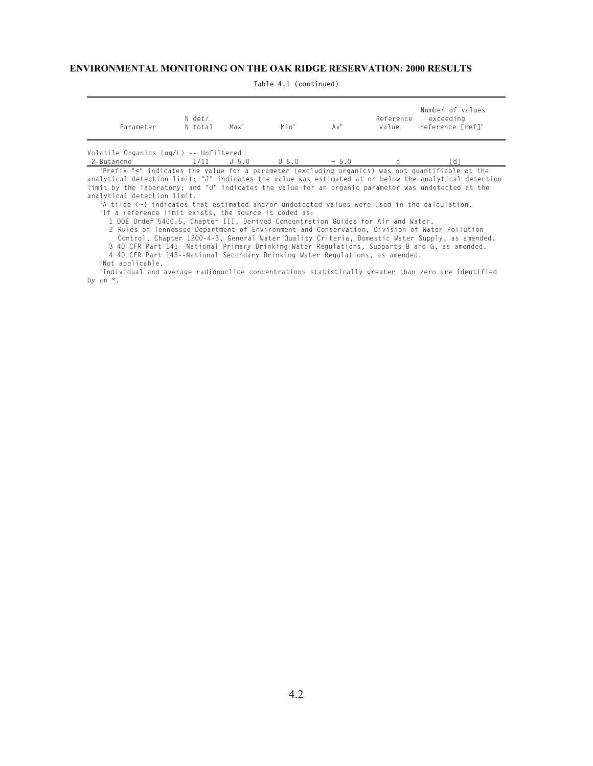Table 4.1 (continued)

| Parameter | N det/ N total | Max[a] | Min[a] | Av[b] | Reference value | Number of values exceeding reference [ref][c] |
|---|---|---|---|---|---|---|
| Volatile Organics (ug/L) -- Unfiltered | | | | | | |
| 2-Butanone | 1/11 | J 5.0 | U 5.0 | ~ 5.0 | d | [d] |

[a]Prefix "<" indicates the value for a parameter (excluding organics) was not quantifiable at the analytical detection limit; "J" indicates the value was estimated at or below the analytical detection limit by the laboratory; and "U" indicates the value for an organic parameter was undetected at the analytical detection limit.

[b]A tilde (~) indicates that estimated and/or undetected values were used in the calculation.

[c]If a reference limit exists, the source is coded as:

1 DOE Order 5400.5, Chapter III, Derived Concentration Guides for Air and Water.
2 Rules of Tennessee Department of Environment and Conservation, Division of Water Pollution Control, Chapter 1200-4-3, General Water Quality Criteria, Domestic Water Supply, as amended.
3 40 CFR Part 141--National Primary Drinking Water Regulations, Subparts B and G, as amended.
4 40 CFR Part 143--National Secondary Drinking Water Regulations, as amended.

[d]Not applicable.

[e]Individual and average radionuclide concentrations statistically greater than zero are identified by an *.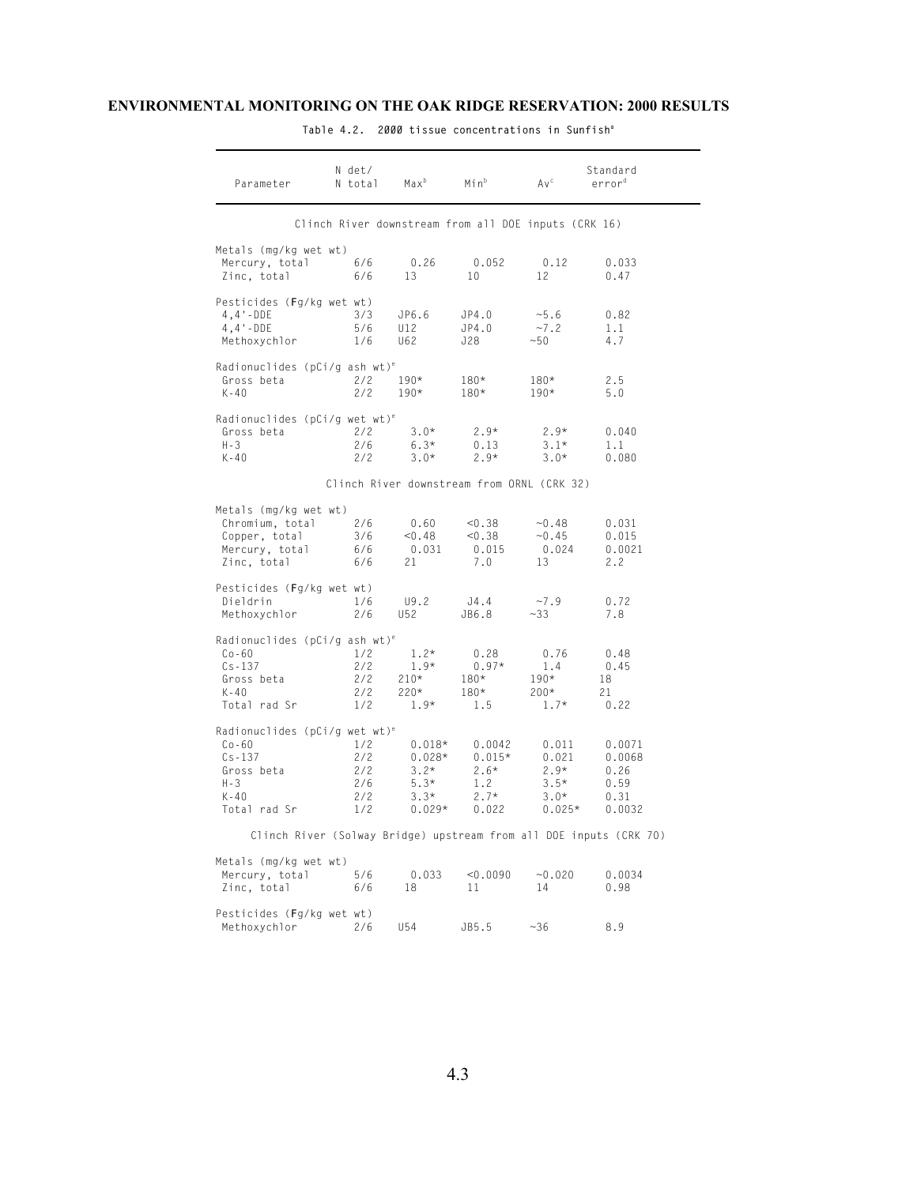## ENVIRONMENTAL MONITORING ON THE OAK RIDGE RESERVATION: 2000 RESULTS

**Table 4.2. 2000 tissue concentrations in Sunfish[a]**

| Parameter | N det/ N total | Max[b] | Min[b] | Av[c] | Standard error[d] |
|---|---|---|---|---|---|
| *Clinch River downstream from all DOE inputs (CRK 16)* | | | | | |
| Metals (mg/kg wet wt) | | | | | |
| Mercury, total | 6/6 | 0.26 | 0.052 | 0.12 | 0.033 |
| Zinc, total | 6/6 | 13 | 10 | 12 | 0.47 |
| Pesticides (Fg/kg wet wt) | | | | | |
| 4,4'-DDE | 3/3 | JP6.6 | JP4.0 | ~5.6 | 0.82 |
| 4,4'-DDE | 5/6 | U12 | JP4.0 | ~7.2 | 1.1 |
| Methoxychlor | 1/6 | U62 | J28 | ~50 | 4.7 |
| Radionuclides (pCi/g ash wt)[e] | | | | | |
| Gross beta | 2/2 | 190* | 180* | 180* | 2.5 |
| K-40 | 2/2 | 190* | 180* | 190* | 5.0 |
| Radionuclides (pCi/g wet wt)[e] | | | | | |
| Gross beta | 2/2 | 3.0* | 2.9* | 2.9* | 0.040 |
| H-3 | 2/6 | 6.3* | 0.13 | 3.1* | 1.1 |
| K-40 | 2/2 | 3.0* | 2.9* | 3.0* | 0.080 |
| *Clinch River downstream from ORNL (CRK 32)* | | | | | |
| Metals (mg/kg wet wt) | | | | | |
| Chromium, total | 2/6 | 0.60 | <0.38 | ~0.48 | 0.031 |
| Copper, total | 3/6 | <0.48 | <0.38 | ~0.45 | 0.015 |
| Mercury, total | 6/6 | 0.031 | 0.015 | 0.024 | 0.0021 |
| Zinc, total | 6/6 | 21 | 7.0 | 13 | 2.2 |
| Pesticides (Fg/kg wet wt) | | | | | |
| Dieldrin | 1/6 | U9.2 | J4.4 | ~7.9 | 0.72 |
| Methoxychlor | 2/6 | U52 | JB6.8 | ~33 | 7.8 |
| Radionuclides (pCi/g ash wt)[e] | | | | | |
| Co-60 | 1/2 | 1.2* | 0.28 | 0.76 | 0.48 |
| Cs-137 | 2/2 | 1.9* | 0.97* | 1.4 | 0.45 |
| Gross beta | 2/2 | 210* | 180* | 190* | 18 |
| K-40 | 2/2 | 220* | 180* | 200* | 21 |
| Total rad Sr | 1/2 | 1.9* | 1.5 | 1.7* | 0.22 |
| Radionuclides (pCi/g wet wt)[e] | | | | | |
| Co-60 | 1/2 | 0.018* | 0.0042 | 0.011 | 0.0071 |
| Cs-137 | 2/2 | 0.028* | 0.015* | 0.021 | 0.0068 |
| Gross beta | 2/2 | 3.2* | 2.6* | 2.9* | 0.26 |
| H-3 | 2/6 | 5.3* | 1.2 | 3.5* | 0.59 |
| K-40 | 2/2 | 3.3* | 2.7* | 3.0* | 0.31 |
| Total rad Sr | 1/2 | 0.029* | 0.022 | 0.025* | 0.0032 |
| *Clinch River (Solway Bridge) upstream from all DOE inputs (CRK 70)* | | | | | |
| Metals (mg/kg wet wt) | | | | | |
| Mercury, total | 5/6 | 0.033 | <0.0090 | ~0.020 | 0.0034 |
| Zinc, total | 6/6 | 18 | 11 | 14 | 0.98 |
| Pesticides (Fg/kg wet wt) | | | | | |
| Methoxychlor | 2/6 | U54 | JB5.5 | ~36 | 8.9 |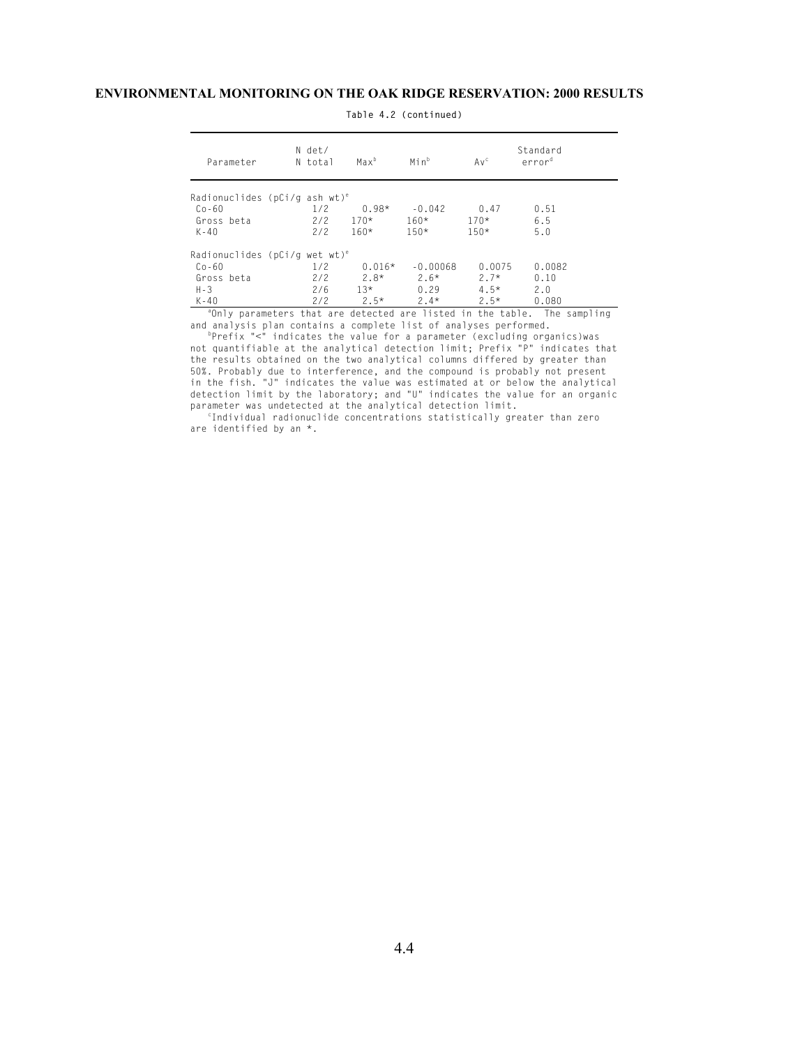**Table 4.2 (continued)**

| Parameter | N det/ N total | Max[b] | Min[b] | Av[c] | Standard error[d] |
|---|---|---|---|---|---|
| Radionuclides (pCi/g ash wt)[e] | | | | | |
| Co-60 | 1/2 | 0.98* | -0.042 | 0.47 | 0.51 |
| Gross beta | 2/2 | 170* | 160* | 170* | 6.5 |
| K-40 | 2/2 | 160* | 150* | 150* | 5.0 |
| Radionuclides (pCi/g wet wt)[e] | | | | | |
| Co-60 | 1/2 | 0.016* | -0.00068 | 0.0075 | 0.0082 |
| Gross beta | 2/2 | 2.8* | 2.6* | 2.7* | 0.10 |
| H-3 | 2/6 | 13* | 0.29 | 4.5* | 2.0 |
| K-40 | 2/2 | 2.5* | 2.4* | 2.5* | 0.080 |

[a]Only parameters that are detected are listed in the table. The sampling and analysis plan contains a complete list of analyses performed.

[b]Prefix "<" indicates the value for a parameter (excluding organics)was not quantifiable at the analytical detection limit; Prefix "P" indicates that the results obtained on the two analytical columns differed by greater than 50%. Probably due to interference, and the compound is probably not present in the fish. "J" indicates the value was estimated at or below the analytical detection limit by the laboratory; and "U" indicates the value for an organic parameter was undetected at the analytical detection limit.

[c]Individual radionuclide concentrations statistically greater than zero are identified by an *.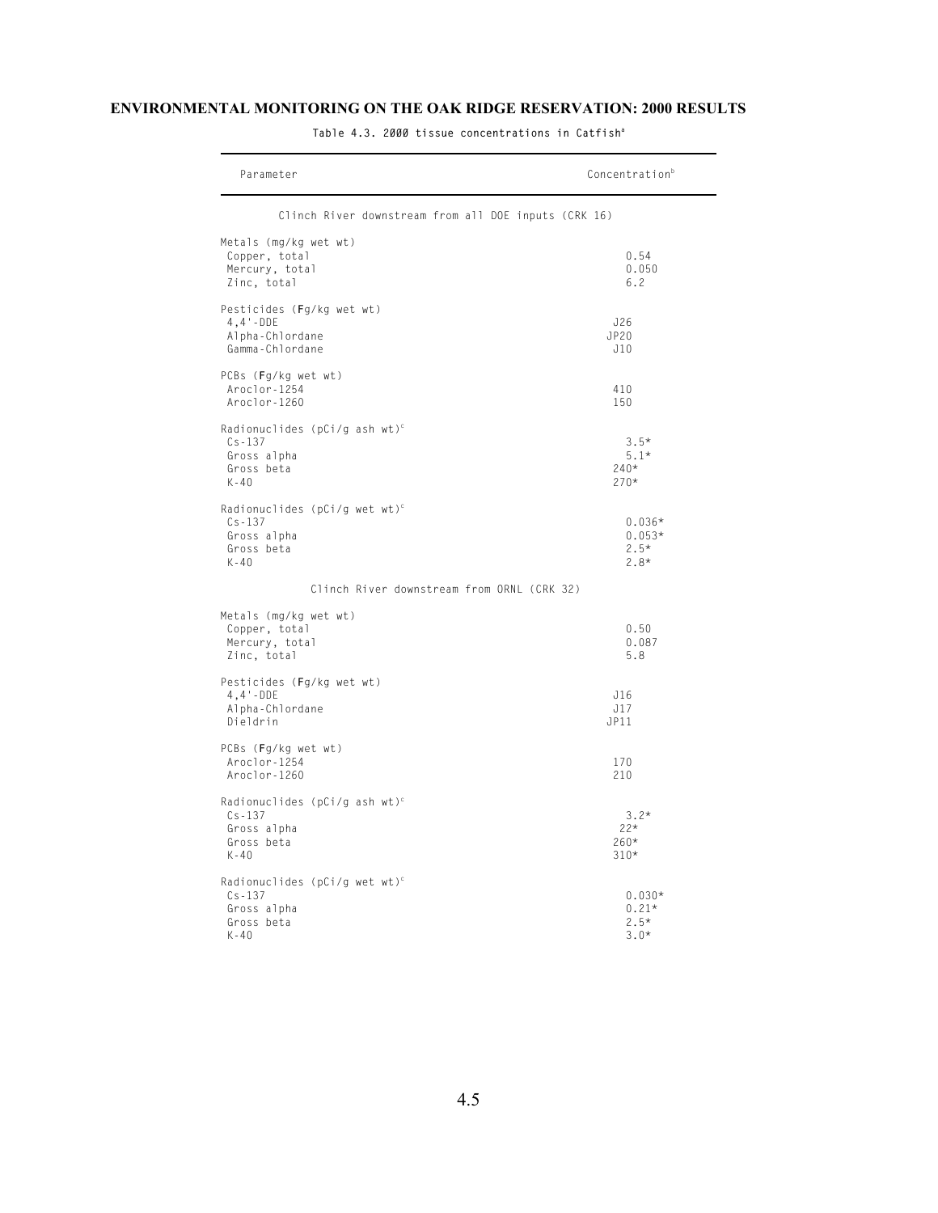## ENVIRONMENTAL MONITORING ON THE OAK RIDGE RESERVATION: 2000 RESULTS

**Table 4.3. 2000 tissue concentrations in Catfish[a]**

| Parameter | Concentration[b] |
|---|---|
| **Clinch River downstream from all DOE inputs (CRK 16)** | |
| Metals (mg/kg wet wt) | |
| Copper, total | 0.54 |
| Mercury, total | 0.050 |
| Zinc, total | 6.2 |
| Pesticides (µg/kg wet wt) | |
| 4,4'-DDE | J26 |
| Alpha-Chlordane | JP20 |
| Gamma-Chlordane | J10 |
| PCBs (µg/kg wet wt) | |
| Aroclor-1254 | 410 |
| Aroclor-1260 | 150 |
| Radionuclides (pCi/g ash wt)[c] | |
| Cs-137 | 3.5* |
| Gross alpha | 5.1* |
| Gross beta | 240* |
| K-40 | 270* |
| Radionuclides (pCi/g wet wt)[c] | |
| Cs-137 | 0.036* |
| Gross alpha | 0.053* |
| Gross beta | 2.5* |
| K-40 | 2.8* |
| **Clinch River downstream from ORNL (CRK 32)** | |
| Metals (mg/kg wet wt) | |
| Copper, total | 0.50 |
| Mercury, total | 0.087 |
| Zinc, total | 5.8 |
| Pesticides (µg/kg wet wt) | |
| 4,4'-DDE | J16 |
| Alpha-Chlordane | J17 |
| Dieldrin | JP11 |
| PCBs (µg/kg wet wt) | |
| Aroclor-1254 | 170 |
| Aroclor-1260 | 210 |
| Radionuclides (pCi/g ash wt)[c] | |
| Cs-137 | 3.2* |
| Gross alpha | 22* |
| Gross beta | 260* |
| K-40 | 310* |
| Radionuclides (pCi/g wet wt)[c] | |
| Cs-137 | 0.030* |
| Gross alpha | 0.21* |
| Gross beta | 2.5* |
| K-40 | 3.0* |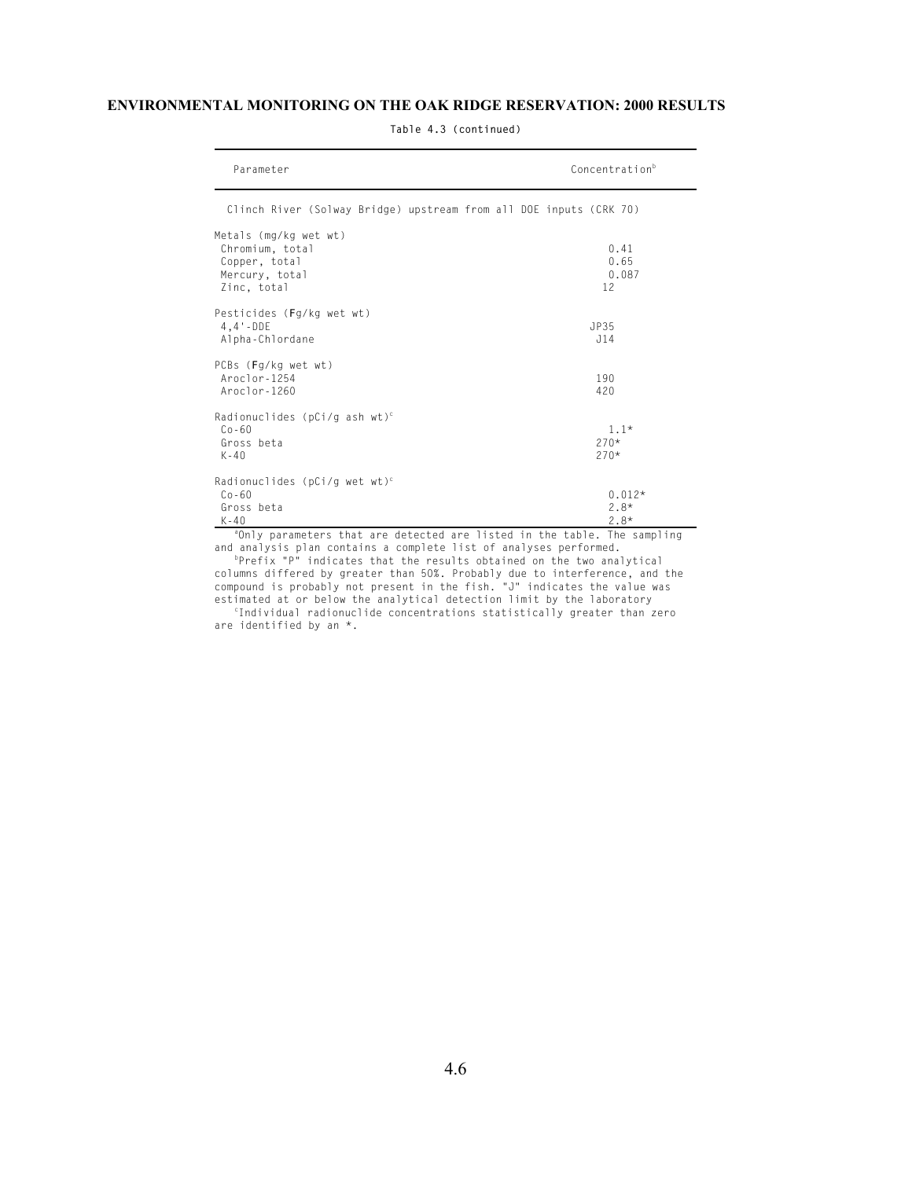**Table 4.3 (continued)**

| Parameter | Concentration[b] |
|---|---|
| Clinch River (Solway Bridge) upstream from all DOE inputs (CRK 70) | |
| Metals (mg/kg wet wt) | |
| Chromium, total | 0.41 |
| Copper, total | 0.65 |
| Mercury, total | 0.087 |
| Zinc, total | 12 |
| Pesticides (Fg/kg wet wt) | |
| 4,4'-DDE | JP35 |
| Alpha-Chlordane | J14 |
| PCBs (Fg/kg wet wt) | |
| Aroclor-1254 | 190 |
| Aroclor-1260 | 420 |
| Radionuclides (pCi/g ash wt)[c] | |
| Co-60 | 1.1* |
| Gross beta | 270* |
| K-40 | 270* |
| Radionuclides (pCi/g wet wt)[c] | |
| Co-60 | 0.012* |
| Gross beta | 2.8* |
| K-40 | 2.8* |

[a]Only parameters that are detected are listed in the table. The sampling and analysis plan contains a complete list of analyses performed.

[b]Prefix "P" indicates that the results obtained on the two analytical columns differed by greater than 50%. Probably due to interference, and the compound is probably not present in the fish. "J" indicates the value was estimated at or below the analytical detection limit by the laboratory

[c]Individual radionuclide concentrations statistically greater than zero are identified by an *.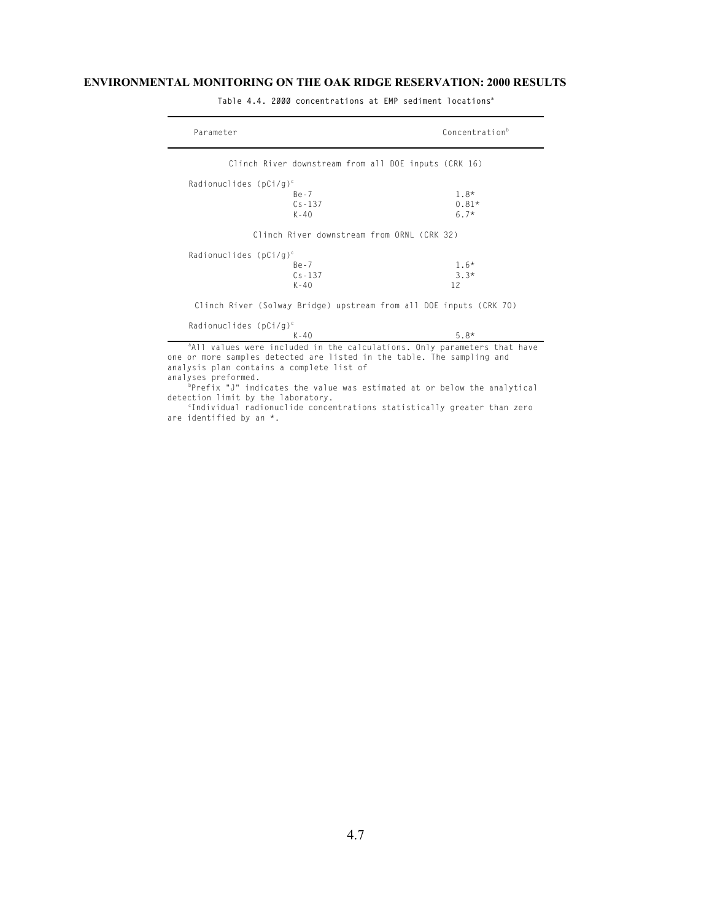**Table 4.4. 2000 concentrations at EMP sediment locations[a]**

| Parameter | Concentration[b] |
|---|---|
| *Clinch River downstream from all DOE inputs (CRK 16)* | |
| Radionuclides (pCi/g)[c] | |
| Be-7 | 1.8* |
| Cs-137 | 0.81* |
| K-40 | 6.7* |
| *Clinch River downstream from ORNL (CRK 32)* | |
| Radionuclides (pCi/g)[c] | |
| Be-7 | 1.6* |
| Cs-137 | 3.3* |
| K-40 | 12 |
| *Clinch River (Solway Bridge) upstream from all DOE inputs (CRK 70)* | |
| Radionuclides (pCi/g)[c] | |
| K-40 | 5.8* |

[a]All values were included in the calculations. Only parameters that have one or more samples detected are listed in the table. The sampling and analysis plan contains a complete list of analyses preformed.

[b]Prefix "J" indicates the value was estimated at or below the analytical detection limit by the laboratory.

[c]Individual radionuclide concentrations statistically greater than zero are identified by an *.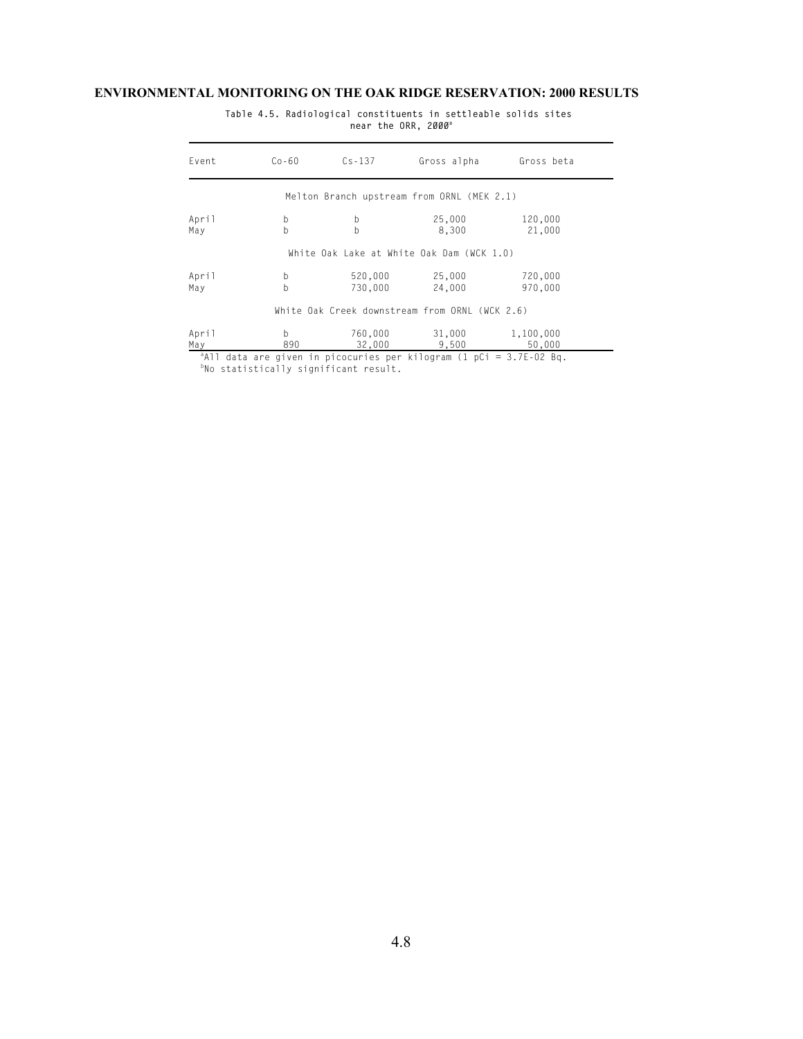## ENVIRONMENTAL MONITORING ON THE OAK RIDGE RESERVATION: 2000 RESULTS

**Table 4.5. Radiological constituents in settleable solids sites near the ORR, *2000*[a]**

| Event | Co-60 | Cs-137 | Gross alpha | Gross beta |
|---|---|---|---|---|
| Melton Branch upstream from ORNL (MEK 2.1) | | | | |
| April | b | b | 25,000 | 120,000 |
| May | b | b | 8,300 | 21,000 |
| White Oak Lake at White Oak Dam (WCK 1.0) | | | | |
| April | b | 520,000 | 25,000 | 720,000 |
| May | b | 730,000 | 24,000 | 970,000 |
| White Oak Creek downstream from ORNL (WCK 2.6) | | | | |
| April | b | 760,000 | 31,000 | 1,100,000 |
| May | 890 | 32,000 | 9,500 | 50,000 |

[a]All data are given in picocuries per kilogram (1 pCi = 3.7E-02 Bq.

[b]No statistically significant result.